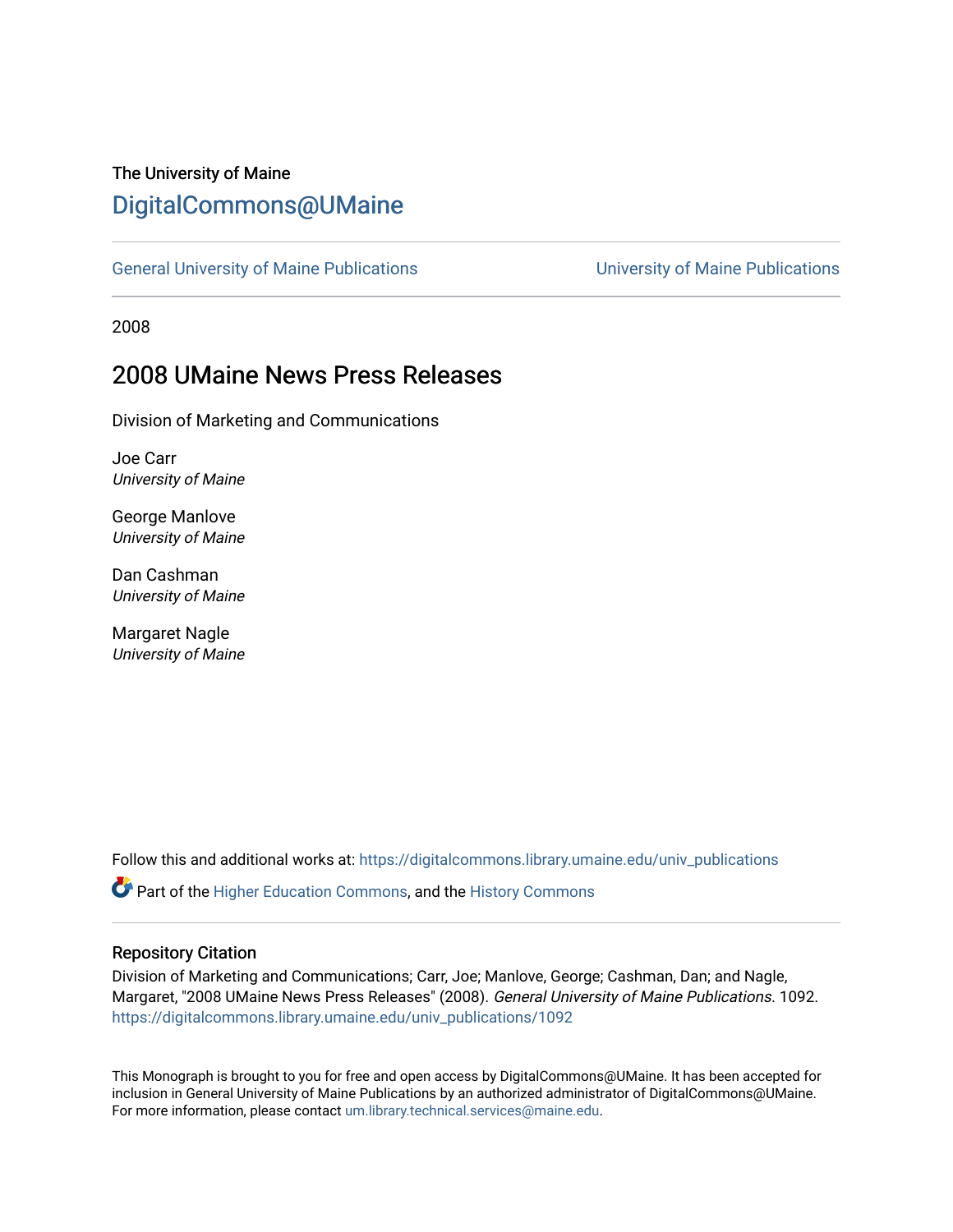The University of Maine

# DigitalCommons@UMaine

General University of Maine Publications | University of Maine Publications

2008

## 2008 UMaine News Press Releases

Division of Marketing and Communications

Joe Carr
*University of Maine*

George Manlove
*University of Maine*

Dan Cashman
*University of Maine*

Margaret Nagle
*University of Maine*

Follow this and additional works at: https://digitalcommons.library.umaine.edu/univ_publications

Part of the Higher Education Commons, and the History Commons

### Repository Citation

Division of Marketing and Communications; Carr, Joe; Manlove, George; Cashman, Dan; and Nagle, Margaret, "2008 UMaine News Press Releases" (2008). *General University of Maine Publications*. 1092.
https://digitalcommons.library.umaine.edu/univ_publications/1092

This Monograph is brought to you for free and open access by DigitalCommons@UMaine. It has been accepted for inclusion in General University of Maine Publications by an authorized administrator of DigitalCommons@UMaine. For more information, please contact um.library.technical.services@maine.edu.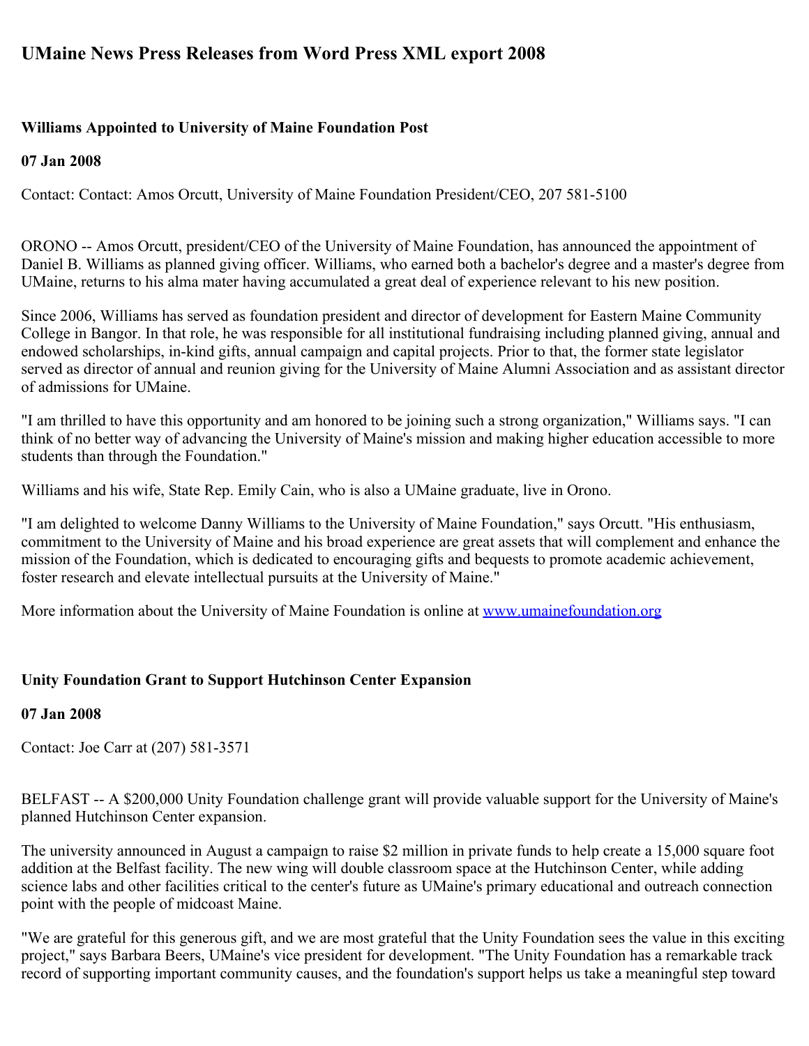## UMaine News Press Releases from Word Press XML export 2008

### Williams Appointed to University of Maine Foundation Post

### 07 Jan 2008

Contact: Contact: Amos Orcutt, University of Maine Foundation President/CEO, 207 581-5100

ORONO -- Amos Orcutt, president/CEO of the University of Maine Foundation, has announced the appointment of Daniel B. Williams as planned giving officer. Williams, who earned both a bachelor's degree and a master's degree from UMaine, returns to his alma mater having accumulated a great deal of experience relevant to his new position.

Since 2006, Williams has served as foundation president and director of development for Eastern Maine Community College in Bangor. In that role, he was responsible for all institutional fundraising including planned giving, annual and endowed scholarships, in-kind gifts, annual campaign and capital projects. Prior to that, the former state legislator served as director of annual and reunion giving for the University of Maine Alumni Association and as assistant director of admissions for UMaine.

"I am thrilled to have this opportunity and am honored to be joining such a strong organization," Williams says. "I can think of no better way of advancing the University of Maine's mission and making higher education accessible to more students than through the Foundation."

Williams and his wife, State Rep. Emily Cain, who is also a UMaine graduate, live in Orono.

"I am delighted to welcome Danny Williams to the University of Maine Foundation," says Orcutt. "His enthusiasm, commitment to the University of Maine and his broad experience are great assets that will complement and enhance the mission of the Foundation, which is dedicated to encouraging gifts and bequests to promote academic achievement, foster research and elevate intellectual pursuits at the University of Maine."

More information about the University of Maine Foundation is online at [www.umainefoundation.org](http://www.umainefoundation.org)

### Unity Foundation Grant to Support Hutchinson Center Expansion

### 07 Jan 2008

Contact: Joe Carr at (207) 581-3571

BELFAST -- A $200,000 Unity Foundation challenge grant will provide valuable support for the University of Maine's planned Hutchinson Center expansion.

The university announced in August a campaign to raise $2 million in private funds to help create a 15,000 square foot addition at the Belfast facility. The new wing will double classroom space at the Hutchinson Center, while adding science labs and other facilities critical to the center's future as UMaine's primary educational and outreach connection point with the people of midcoast Maine.

"We are grateful for this generous gift, and we are most grateful that the Unity Foundation sees the value in this exciting project," says Barbara Beers, UMaine's vice president for development. "The Unity Foundation has a remarkable track record of supporting important community causes, and the foundation's support helps us take a meaningful step toward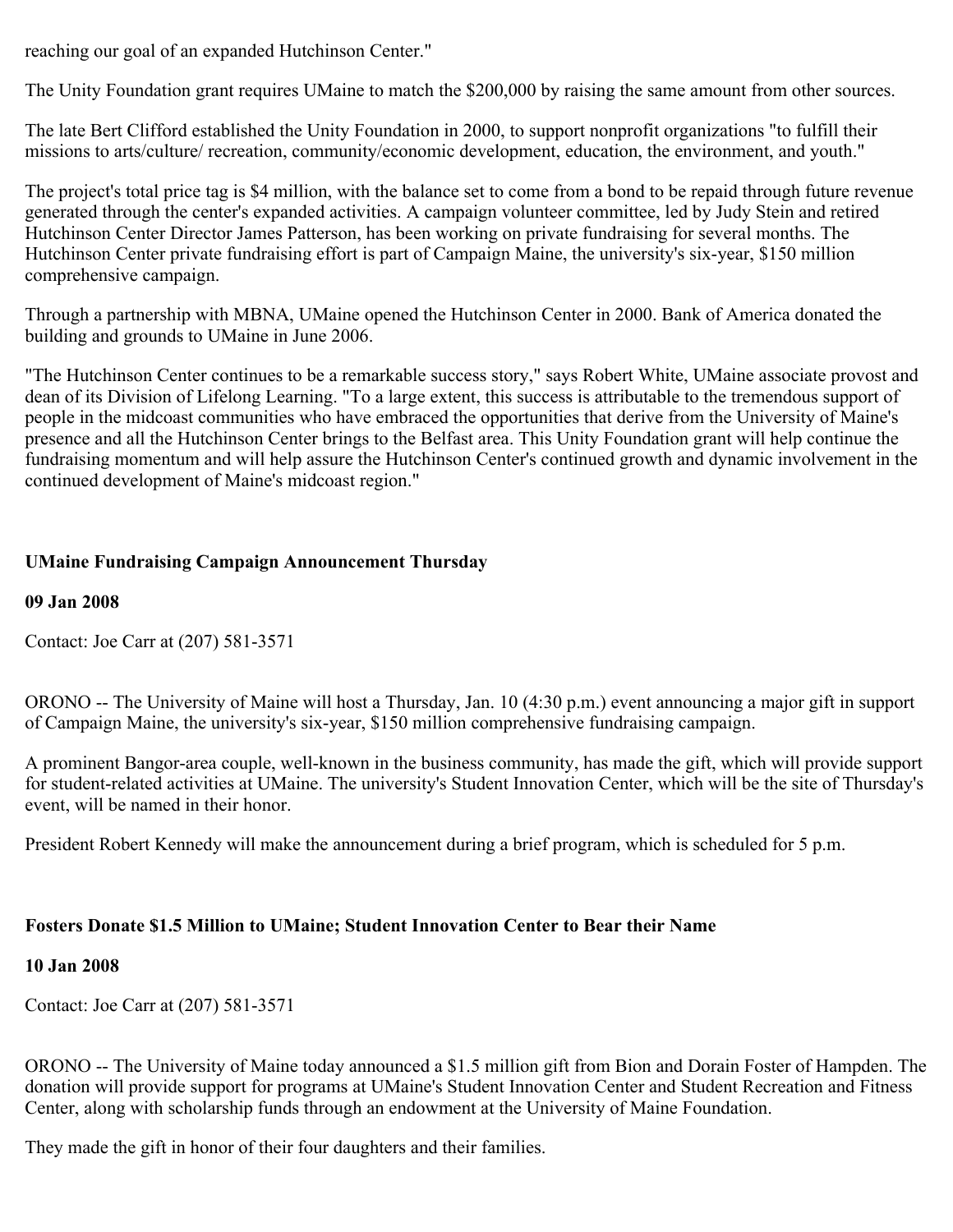reaching our goal of an expanded Hutchinson Center."

The Unity Foundation grant requires UMaine to match the $200,000 by raising the same amount from other sources.

The late Bert Clifford established the Unity Foundation in 2000, to support nonprofit organizations "to fulfill their missions to arts/culture/ recreation, community/economic development, education, the environment, and youth."

The project's total price tag is $4 million, with the balance set to come from a bond to be repaid through future revenue generated through the center's expanded activities. A campaign volunteer committee, led by Judy Stein and retired Hutchinson Center Director James Patterson, has been working on private fundraising for several months. The Hutchinson Center private fundraising effort is part of Campaign Maine, the university's six-year, $150 million comprehensive campaign.

Through a partnership with MBNA, UMaine opened the Hutchinson Center in 2000. Bank of America donated the building and grounds to UMaine in June 2006.

"The Hutchinson Center continues to be a remarkable success story," says Robert White, UMaine associate provost and dean of its Division of Lifelong Learning. "To a large extent, this success is attributable to the tremendous support of people in the midcoast communities who have embraced the opportunities that derive from the University of Maine's presence and all the Hutchinson Center brings to the Belfast area. This Unity Foundation grant will help continue the fundraising momentum and will help assure the Hutchinson Center's continued growth and dynamic involvement in the continued development of Maine's midcoast region."

**UMaine Fundraising Campaign Announcement Thursday**

**09 Jan 2008**

Contact: Joe Carr at (207) 581-3571

ORONO -- The University of Maine will host a Thursday, Jan. 10 (4:30 p.m.) event announcing a major gift in support of Campaign Maine, the university's six-year, $150 million comprehensive fundraising campaign.

A prominent Bangor-area couple, well-known in the business community, has made the gift, which will provide support for student-related activities at UMaine. The university's Student Innovation Center, which will be the site of Thursday's event, will be named in their honor.

President Robert Kennedy will make the announcement during a brief program, which is scheduled for 5 p.m.

**Fosters Donate $1.5 Million to UMaine; Student Innovation Center to Bear their Name**

**10 Jan 2008**

Contact: Joe Carr at (207) 581-3571

ORONO -- The University of Maine today announced a $1.5 million gift from Bion and Dorain Foster of Hampden. The donation will provide support for programs at UMaine's Student Innovation Center and Student Recreation and Fitness Center, along with scholarship funds through an endowment at the University of Maine Foundation.

They made the gift in honor of their four daughters and their families.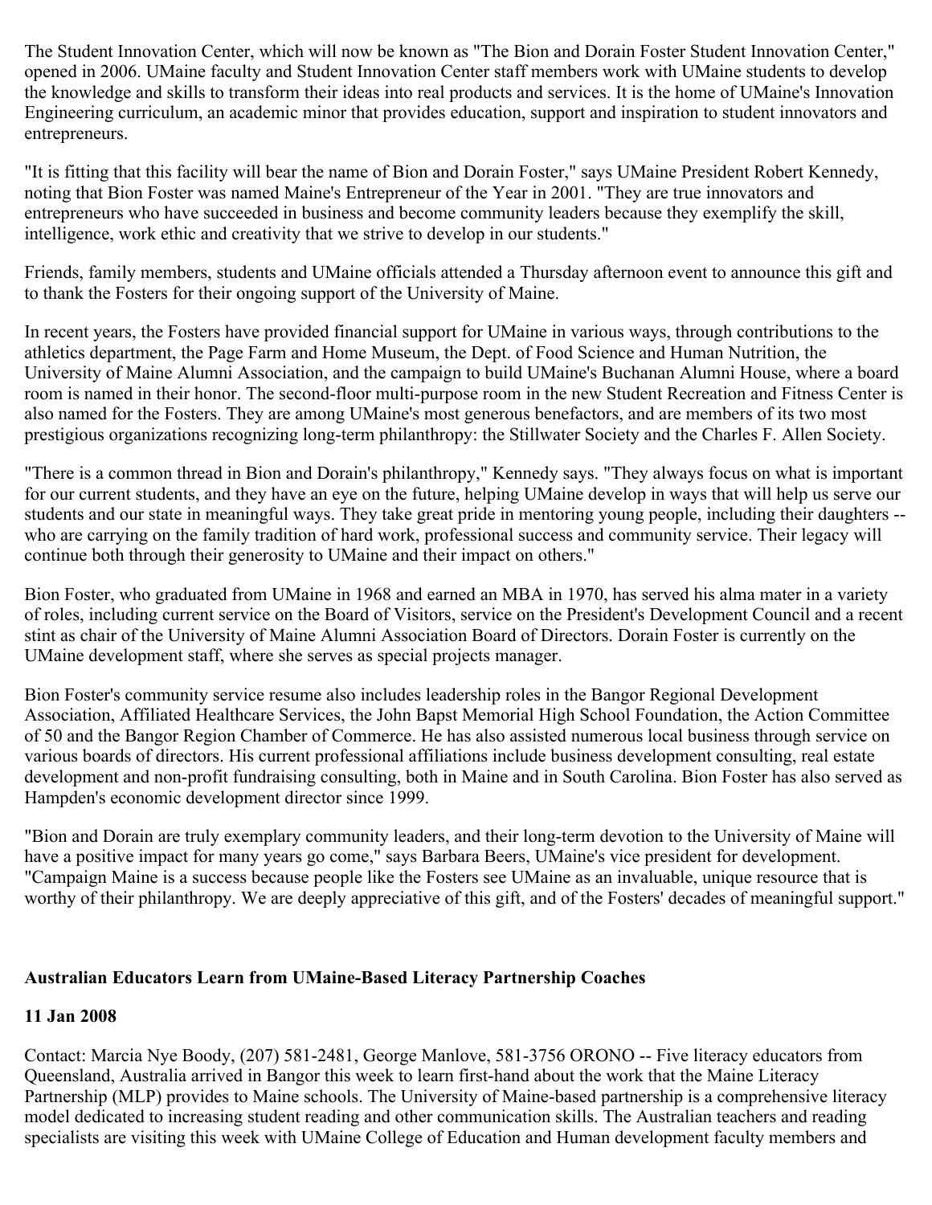The Student Innovation Center, which will now be known as "The Bion and Dorain Foster Student Innovation Center," opened in 2006. UMaine faculty and Student Innovation Center staff members work with UMaine students to develop the knowledge and skills to transform their ideas into real products and services. It is the home of UMaine's Innovation Engineering curriculum, an academic minor that provides education, support and inspiration to student innovators and entrepreneurs.

"It is fitting that this facility will bear the name of Bion and Dorain Foster," says UMaine President Robert Kennedy, noting that Bion Foster was named Maine's Entrepreneur of the Year in 2001. "They are true innovators and entrepreneurs who have succeeded in business and become community leaders because they exemplify the skill, intelligence, work ethic and creativity that we strive to develop in our students."

Friends, family members, students and UMaine officials attended a Thursday afternoon event to announce this gift and to thank the Fosters for their ongoing support of the University of Maine.

In recent years, the Fosters have provided financial support for UMaine in various ways, through contributions to the athletics department, the Page Farm and Home Museum, the Dept. of Food Science and Human Nutrition, the University of Maine Alumni Association, and the campaign to build UMaine's Buchanan Alumni House, where a board room is named in their honor. The second-floor multi-purpose room in the new Student Recreation and Fitness Center is also named for the Fosters. They are among UMaine's most generous benefactors, and are members of its two most prestigious organizations recognizing long-term philanthropy: the Stillwater Society and the Charles F. Allen Society.

"There is a common thread in Bion and Dorain's philanthropy," Kennedy says. "They always focus on what is important for our current students, and they have an eye on the future, helping UMaine develop in ways that will help us serve our students and our state in meaningful ways. They take great pride in mentoring young people, including their daughters -- who are carrying on the family tradition of hard work, professional success and community service. Their legacy will continue both through their generosity to UMaine and their impact on others."

Bion Foster, who graduated from UMaine in 1968 and earned an MBA in 1970, has served his alma mater in a variety of roles, including current service on the Board of Visitors, service on the President's Development Council and a recent stint as chair of the University of Maine Alumni Association Board of Directors. Dorain Foster is currently on the UMaine development staff, where she serves as special projects manager.

Bion Foster's community service resume also includes leadership roles in the Bangor Regional Development Association, Affiliated Healthcare Services, the John Bapst Memorial High School Foundation, the Action Committee of 50 and the Bangor Region Chamber of Commerce. He has also assisted numerous local business through service on various boards of directors. His current professional affiliations include business development consulting, real estate development and non-profit fundraising consulting, both in Maine and in South Carolina. Bion Foster has also served as Hampden's economic development director since 1999.

"Bion and Dorain are truly exemplary community leaders, and their long-term devotion to the University of Maine will have a positive impact for many years go come," says Barbara Beers, UMaine's vice president for development. "Campaign Maine is a success because people like the Fosters see UMaine as an invaluable, unique resource that is worthy of their philanthropy. We are deeply appreciative of this gift, and of the Fosters' decades of meaningful support."

**Australian Educators Learn from UMaine-Based Literacy Partnership Coaches**

**11 Jan 2008**

Contact: Marcia Nye Boody, (207) 581-2481, George Manlove, 581-3756 ORONO -- Five literacy educators from Queensland, Australia arrived in Bangor this week to learn first-hand about the work that the Maine Literacy Partnership (MLP) provides to Maine schools. The University of Maine-based partnership is a comprehensive literacy model dedicated to increasing student reading and other communication skills. The Australian teachers and reading specialists are visiting this week with UMaine College of Education and Human development faculty members and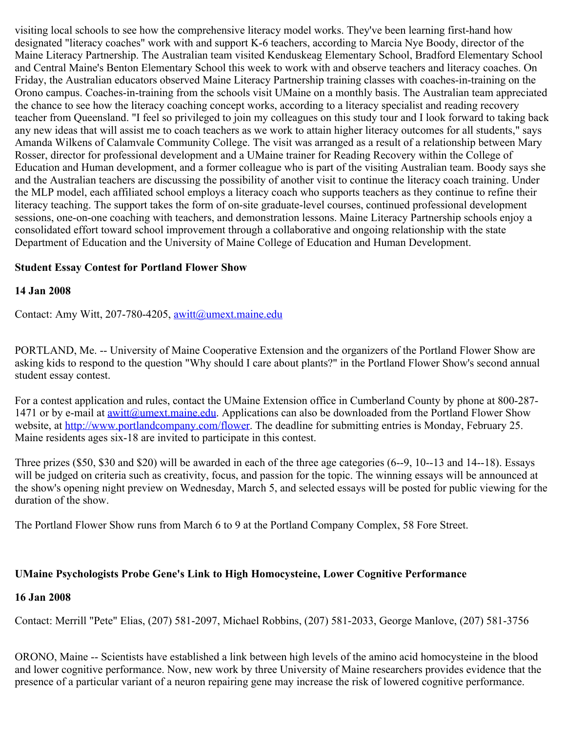visiting local schools to see how the comprehensive literacy model works. They've been learning first-hand how designated "literacy coaches" work with and support K-6 teachers, according to Marcia Nye Boody, director of the Maine Literacy Partnership. The Australian team visited Kenduskeag Elementary School, Bradford Elementary School and Central Maine's Benton Elementary School this week to work with and observe teachers and literacy coaches. On Friday, the Australian educators observed Maine Literacy Partnership training classes with coaches-in-training on the Orono campus. Coaches-in-training from the schools visit UMaine on a monthly basis. The Australian team appreciated the chance to see how the literacy coaching concept works, according to a literacy specialist and reading recovery teacher from Queensland. "I feel so privileged to join my colleagues on this study tour and I look forward to taking back any new ideas that will assist me to coach teachers as we work to attain higher literacy outcomes for all students," says Amanda Wilkens of Calamvale Community College. The visit was arranged as a result of a relationship between Mary Rosser, director for professional development and a UMaine trainer for Reading Recovery within the College of Education and Human development, and a former colleague who is part of the visiting Australian team. Boody says she and the Australian teachers are discussing the possibility of another visit to continue the literacy coach training. Under the MLP model, each affiliated school employs a literacy coach who supports teachers as they continue to refine their literacy teaching. The support takes the form of on-site graduate-level courses, continued professional development sessions, one-on-one coaching with teachers, and demonstration lessons. Maine Literacy Partnership schools enjoy a consolidated effort toward school improvement through a collaborative and ongoing relationship with the state Department of Education and the University of Maine College of Education and Human Development.

**Student Essay Contest for Portland Flower Show**

**14 Jan 2008**

Contact: Amy Witt, 207-780-4205, awitt@umext.maine.edu

PORTLAND, Me. -- University of Maine Cooperative Extension and the organizers of the Portland Flower Show are asking kids to respond to the question "Why should I care about plants?" in the Portland Flower Show's second annual student essay contest.

For a contest application and rules, contact the UMaine Extension office in Cumberland County by phone at 800-287-1471 or by e-mail at awitt@umext.maine.edu. Applications can also be downloaded from the Portland Flower Show website, at http://www.portlandcompany.com/flower. The deadline for submitting entries is Monday, February 25. Maine residents ages six-18 are invited to participate in this contest.

Three prizes ($50, $30 and $20) will be awarded in each of the three age categories (6--9, 10--13 and 14--18). Essays will be judged on criteria such as creativity, focus, and passion for the topic. The winning essays will be announced at the show's opening night preview on Wednesday, March 5, and selected essays will be posted for public viewing for the duration of the show.

The Portland Flower Show runs from March 6 to 9 at the Portland Company Complex, 58 Fore Street.

**UMaine Psychologists Probe Gene's Link to High Homocysteine, Lower Cognitive Performance**

**16 Jan 2008**

Contact: Merrill "Pete" Elias, (207) 581-2097, Michael Robbins, (207) 581-2033, George Manlove, (207) 581-3756

ORONO, Maine -- Scientists have established a link between high levels of the amino acid homocysteine in the blood and lower cognitive performance. Now, new work by three University of Maine researchers provides evidence that the presence of a particular variant of a neuron repairing gene may increase the risk of lowered cognitive performance.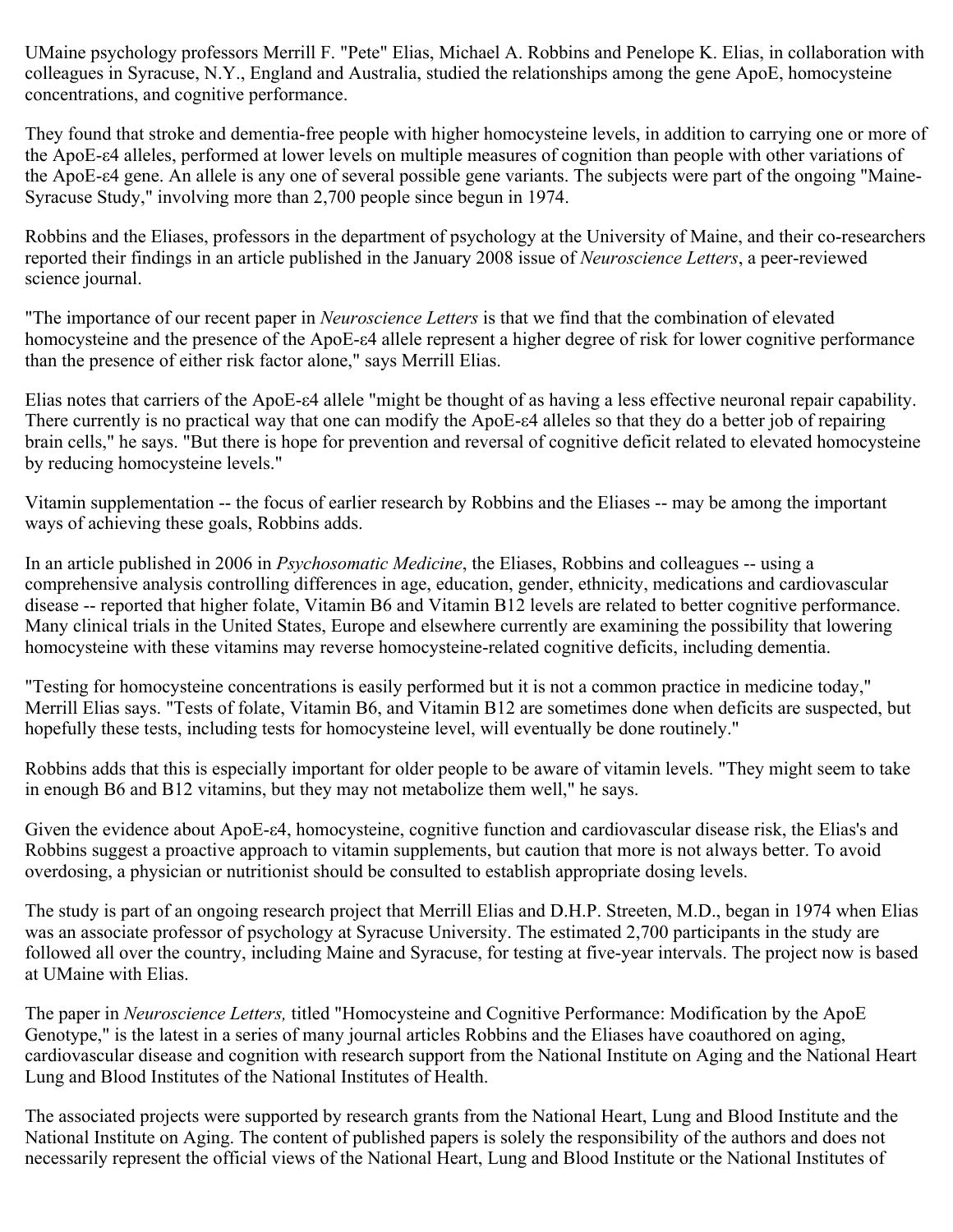UMaine psychology professors Merrill F. "Pete" Elias, Michael A. Robbins and Penelope K. Elias, in collaboration with colleagues in Syracuse, N.Y., England and Australia, studied the relationships among the gene ApoE, homocysteine concentrations, and cognitive performance.

They found that stroke and dementia-free people with higher homocysteine levels, in addition to carrying one or more of the ApoE-ε4 alleles, performed at lower levels on multiple measures of cognition than people with other variations of the ApoE-ε4 gene. An allele is any one of several possible gene variants. The subjects were part of the ongoing "Maine-Syracuse Study," involving more than 2,700 people since begun in 1974.

Robbins and the Eliases, professors in the department of psychology at the University of Maine, and their co-researchers reported their findings in an article published in the January 2008 issue of *Neuroscience Letters*, a peer-reviewed science journal.

"The importance of our recent paper in *Neuroscience Letters* is that we find that the combination of elevated homocysteine and the presence of the ApoE-ε4 allele represent a higher degree of risk for lower cognitive performance than the presence of either risk factor alone," says Merrill Elias.

Elias notes that carriers of the ApoE-ε4 allele "might be thought of as having a less effective neuronal repair capability. There currently is no practical way that one can modify the ApoE-ε4 alleles so that they do a better job of repairing brain cells," he says. "But there is hope for prevention and reversal of cognitive deficit related to elevated homocysteine by reducing homocysteine levels."

Vitamin supplementation -- the focus of earlier research by Robbins and the Eliases -- may be among the important ways of achieving these goals, Robbins adds.

In an article published in 2006 in *Psychosomatic Medicine*, the Eliases, Robbins and colleagues -- using a comprehensive analysis controlling differences in age, education, gender, ethnicity, medications and cardiovascular disease -- reported that higher folate, Vitamin B6 and Vitamin B12 levels are related to better cognitive performance. Many clinical trials in the United States, Europe and elsewhere currently are examining the possibility that lowering homocysteine with these vitamins may reverse homocysteine-related cognitive deficits, including dementia.

"Testing for homocysteine concentrations is easily performed but it is not a common practice in medicine today," Merrill Elias says. "Tests of folate, Vitamin B6, and Vitamin B12 are sometimes done when deficits are suspected, but hopefully these tests, including tests for homocysteine level, will eventually be done routinely."

Robbins adds that this is especially important for older people to be aware of vitamin levels. "They might seem to take in enough B6 and B12 vitamins, but they may not metabolize them well," he says.

Given the evidence about ApoE-ε4, homocysteine, cognitive function and cardiovascular disease risk, the Elias's and Robbins suggest a proactive approach to vitamin supplements, but caution that more is not always better. To avoid overdosing, a physician or nutritionist should be consulted to establish appropriate dosing levels.

The study is part of an ongoing research project that Merrill Elias and D.H.P. Streeten, M.D., began in 1974 when Elias was an associate professor of psychology at Syracuse University. The estimated 2,700 participants in the study are followed all over the country, including Maine and Syracuse, for testing at five-year intervals. The project now is based at UMaine with Elias.

The paper in *Neuroscience Letters,* titled "Homocysteine and Cognitive Performance: Modification by the ApoE Genotype," is the latest in a series of many journal articles Robbins and the Eliases have coauthored on aging, cardiovascular disease and cognition with research support from the National Institute on Aging and the National Heart Lung and Blood Institutes of the National Institutes of Health.

The associated projects were supported by research grants from the National Heart, Lung and Blood Institute and the National Institute on Aging. The content of published papers is solely the responsibility of the authors and does not necessarily represent the official views of the National Heart, Lung and Blood Institute or the National Institutes of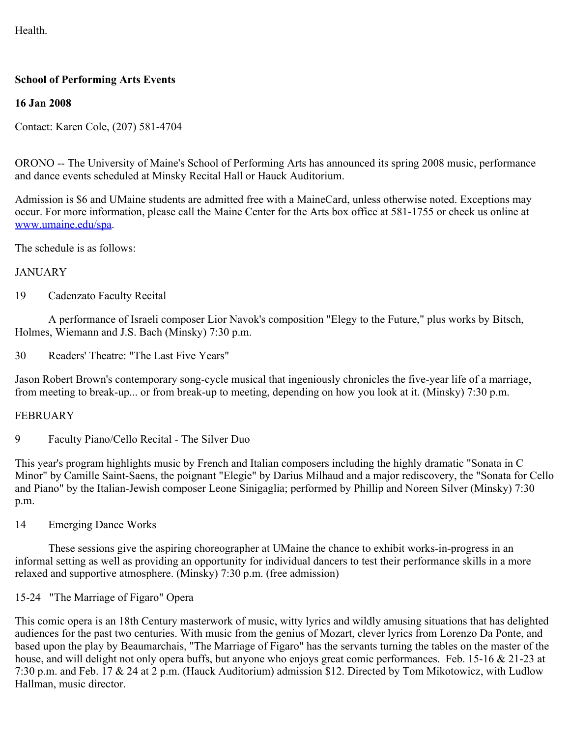Health.

**School of Performing Arts Events**

**16 Jan 2008**

Contact: Karen Cole, (207) 581-4704

ORONO -- The University of Maine's School of Performing Arts has announced its spring 2008 music, performance and dance events scheduled at Minsky Recital Hall or Hauck Auditorium.

Admission is $6 and UMaine students are admitted free with a MaineCard, unless otherwise noted. Exceptions may occur. For more information, please call the Maine Center for the Arts box office at 581-1755 or check us online at [www.umaine.edu/spa](www.umaine.edu/spa).

The schedule is as follows:

JANUARY

19 Cadenzato Faculty Recital

A performance of Israeli composer Lior Navok's composition "Elegy to the Future," plus works by Bitsch, Holmes, Wiemann and J.S. Bach (Minsky) 7:30 p.m.

30 Readers' Theatre: "The Last Five Years"

Jason Robert Brown's contemporary song-cycle musical that ingeniously chronicles the five-year life of a marriage, from meeting to break-up... or from break-up to meeting, depending on how you look at it. (Minsky) 7:30 p.m.

FEBRUARY

9 Faculty Piano/Cello Recital - The Silver Duo

This year's program highlights music by French and Italian composers including the highly dramatic "Sonata in C Minor" by Camille Saint-Saens, the poignant "Elegie" by Darius Milhaud and a major rediscovery, the "Sonata for Cello and Piano" by the Italian-Jewish composer Leone Sinigaglia; performed by Phillip and Noreen Silver (Minsky) 7:30 p.m.

14 Emerging Dance Works

These sessions give the aspiring choreographer at UMaine the chance to exhibit works-in-progress in an informal setting as well as providing an opportunity for individual dancers to test their performance skills in a more relaxed and supportive atmosphere. (Minsky) 7:30 p.m. (free admission)

15-24 "The Marriage of Figaro" Opera

This comic opera is an 18th Century masterwork of music, witty lyrics and wildly amusing situations that has delighted audiences for the past two centuries. With music from the genius of Mozart, clever lyrics from Lorenzo Da Ponte, and based upon the play by Beaumarchais, "The Marriage of Figaro" has the servants turning the tables on the master of the house, and will delight not only opera buffs, but anyone who enjoys great comic performances. Feb. 15-16 & 21-23 at 7:30 p.m. and Feb. 17 & 24 at 2 p.m. (Hauck Auditorium) admission $12. Directed by Tom Mikotowicz, with Ludlow Hallman, music director.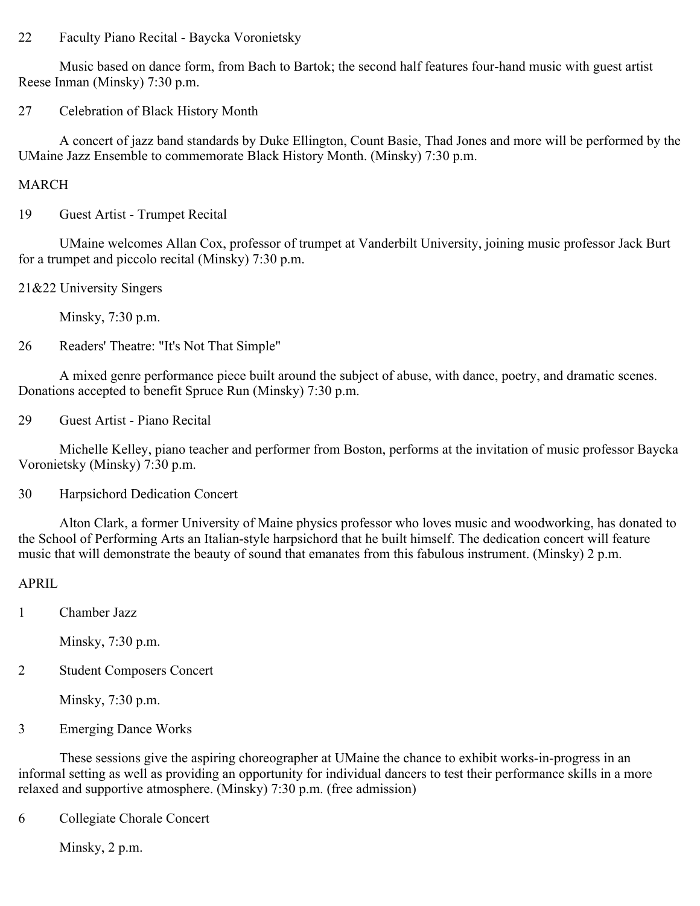22 Faculty Piano Recital - Baycka Voronietsky

Music based on dance form, from Bach to Bartok; the second half features four-hand music with guest artist Reese Inman (Minsky) 7:30 p.m.

27 Celebration of Black History Month

A concert of jazz band standards by Duke Ellington, Count Basie, Thad Jones and more will be performed by the UMaine Jazz Ensemble to commemorate Black History Month. (Minsky) 7:30 p.m.

MARCH

19 Guest Artist - Trumpet Recital

UMaine welcomes Allan Cox, professor of trumpet at Vanderbilt University, joining music professor Jack Burt for a trumpet and piccolo recital (Minsky) 7:30 p.m.

21&22 University Singers

Minsky, 7:30 p.m.

26 Readers' Theatre: "It's Not That Simple"

A mixed genre performance piece built around the subject of abuse, with dance, poetry, and dramatic scenes. Donations accepted to benefit Spruce Run (Minsky) 7:30 p.m.

29 Guest Artist - Piano Recital

Michelle Kelley, piano teacher and performer from Boston, performs at the invitation of music professor Baycka Voronietsky (Minsky) 7:30 p.m.

30 Harpsichord Dedication Concert

Alton Clark, a former University of Maine physics professor who loves music and woodworking, has donated to the School of Performing Arts an Italian-style harpsichord that he built himself. The dedication concert will feature music that will demonstrate the beauty of sound that emanates from this fabulous instrument. (Minsky) 2 p.m.

APRIL

1 Chamber Jazz

Minsky, 7:30 p.m.

2 Student Composers Concert

Minsky, 7:30 p.m.

3 Emerging Dance Works

These sessions give the aspiring choreographer at UMaine the chance to exhibit works-in-progress in an informal setting as well as providing an opportunity for individual dancers to test their performance skills in a more relaxed and supportive atmosphere. (Minsky) 7:30 p.m. (free admission)

6 Collegiate Chorale Concert

Minsky, 2 p.m.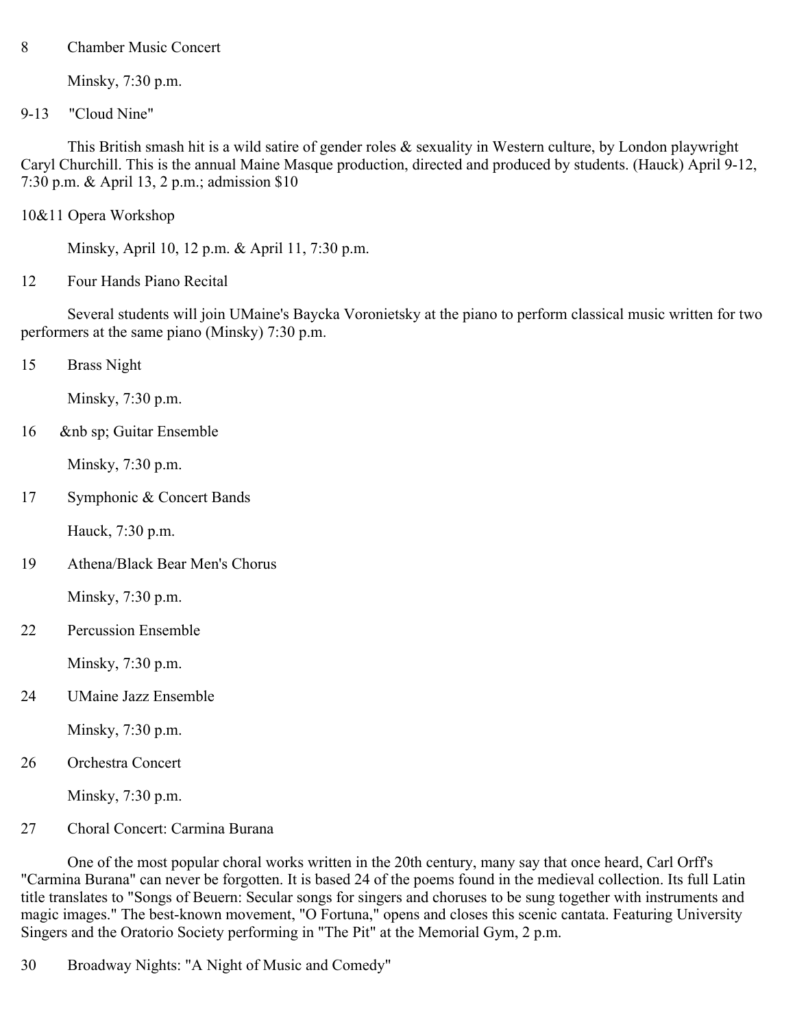8 Chamber Music Concert

Minsky, 7:30 p.m.

9-13 "Cloud Nine"

This British smash hit is a wild satire of gender roles & sexuality in Western culture, by London playwright Caryl Churchill. This is the annual Maine Masque production, directed and produced by students. (Hauck) April 9-12, 7:30 p.m. & April 13, 2 p.m.; admission $10

10&11 Opera Workshop

Minsky, April 10, 12 p.m. & April 11, 7:30 p.m.

12 Four Hands Piano Recital

Several students will join UMaine's Baycka Voronietsky at the piano to perform classical music written for two performers at the same piano (Minsky) 7:30 p.m.

15 Brass Night

Minsky, 7:30 p.m.

16 &nb sp; Guitar Ensemble

Minsky, 7:30 p.m.

17 Symphonic & Concert Bands

Hauck, 7:30 p.m.

19 Athena/Black Bear Men's Chorus

Minsky, 7:30 p.m.

22 Percussion Ensemble

Minsky, 7:30 p.m.

24 UMaine Jazz Ensemble

Minsky, 7:30 p.m.

26 Orchestra Concert

Minsky, 7:30 p.m.

27 Choral Concert: Carmina Burana

One of the most popular choral works written in the 20th century, many say that once heard, Carl Orff's "Carmina Burana" can never be forgotten. It is based 24 of the poems found in the medieval collection. Its full Latin title translates to "Songs of Beuern: Secular songs for singers and choruses to be sung together with instruments and magic images." The best-known movement, "O Fortuna," opens and closes this scenic cantata. Featuring University Singers and the Oratorio Society performing in "The Pit" at the Memorial Gym, 2 p.m.

30 Broadway Nights: "A Night of Music and Comedy"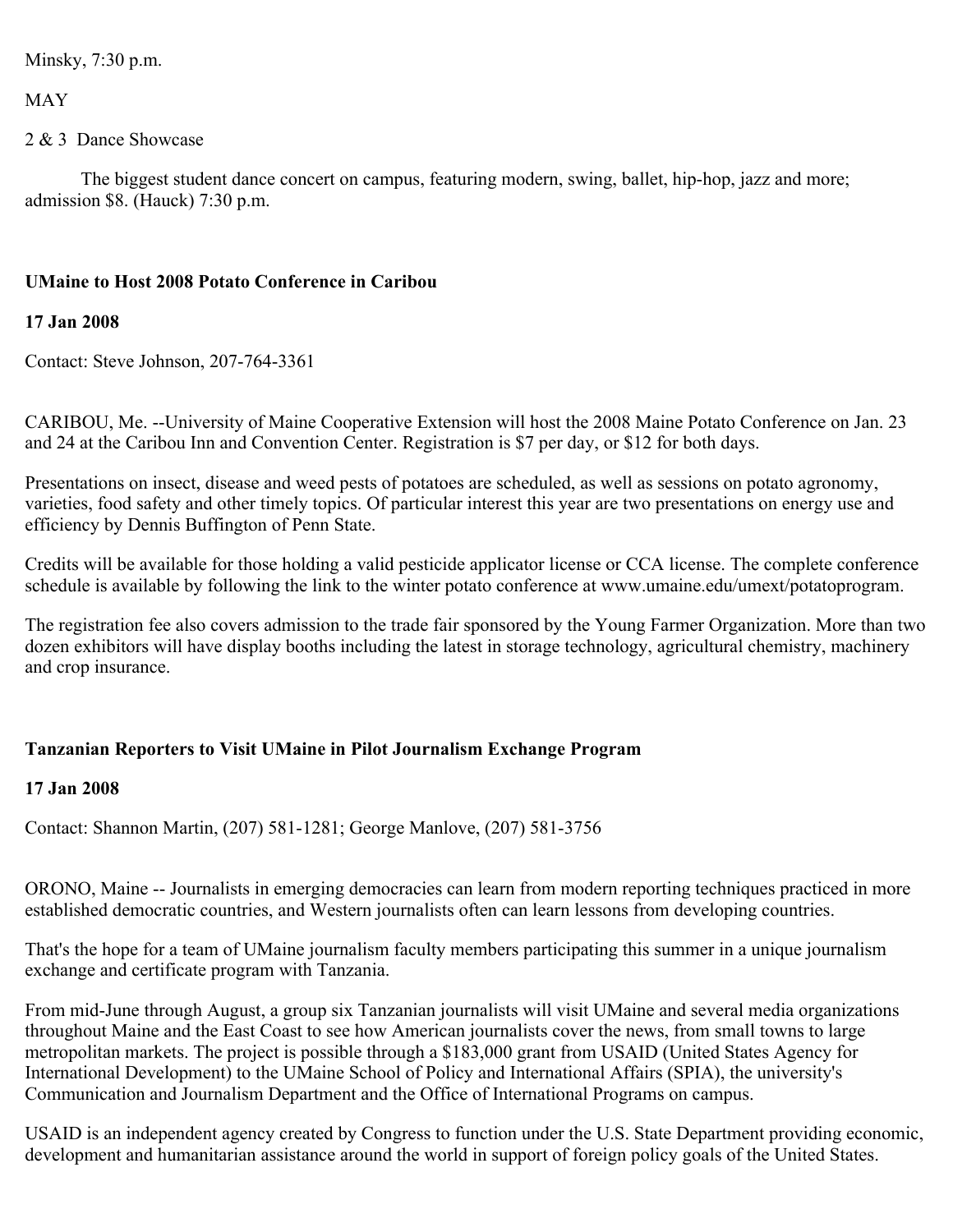Minsky, 7:30 p.m.

MAY

2 & 3  Dance Showcase

The biggest student dance concert on campus, featuring modern, swing, ballet, hip-hop, jazz and more; admission $8. (Hauck) 7:30 p.m.

**UMaine to Host 2008 Potato Conference in Caribou**

**17 Jan 2008**

Contact: Steve Johnson, 207-764-3361

CARIBOU, Me. --University of Maine Cooperative Extension will host the 2008 Maine Potato Conference on Jan. 23 and 24 at the Caribou Inn and Convention Center. Registration is $7 per day, or $12 for both days.

Presentations on insect, disease and weed pests of potatoes are scheduled, as well as sessions on potato agronomy, varieties, food safety and other timely topics. Of particular interest this year are two presentations on energy use and efficiency by Dennis Buffington of Penn State.

Credits will be available for those holding a valid pesticide applicator license or CCA license. The complete conference schedule is available by following the link to the winter potato conference at www.umaine.edu/umext/potatoprogram.

The registration fee also covers admission to the trade fair sponsored by the Young Farmer Organization. More than two dozen exhibitors will have display booths including the latest in storage technology, agricultural chemistry, machinery and crop insurance.

**Tanzanian Reporters to Visit UMaine in Pilot Journalism Exchange Program**

**17 Jan 2008**

Contact: Shannon Martin, (207) 581-1281; George Manlove, (207) 581-3756

ORONO, Maine -- Journalists in emerging democracies can learn from modern reporting techniques practiced in more established democratic countries, and Western journalists often can learn lessons from developing countries.

That's the hope for a team of UMaine journalism faculty members participating this summer in a unique journalism exchange and certificate program with Tanzania.

From mid-June through August, a group six Tanzanian journalists will visit UMaine and several media organizations throughout Maine and the East Coast to see how American journalists cover the news, from small towns to large metropolitan markets. The project is possible through a $183,000 grant from USAID (United States Agency for International Development) to the UMaine School of Policy and International Affairs (SPIA), the university's Communication and Journalism Department and the Office of International Programs on campus.

USAID is an independent agency created by Congress to function under the U.S. State Department providing economic, development and humanitarian assistance around the world in support of foreign policy goals of the United States.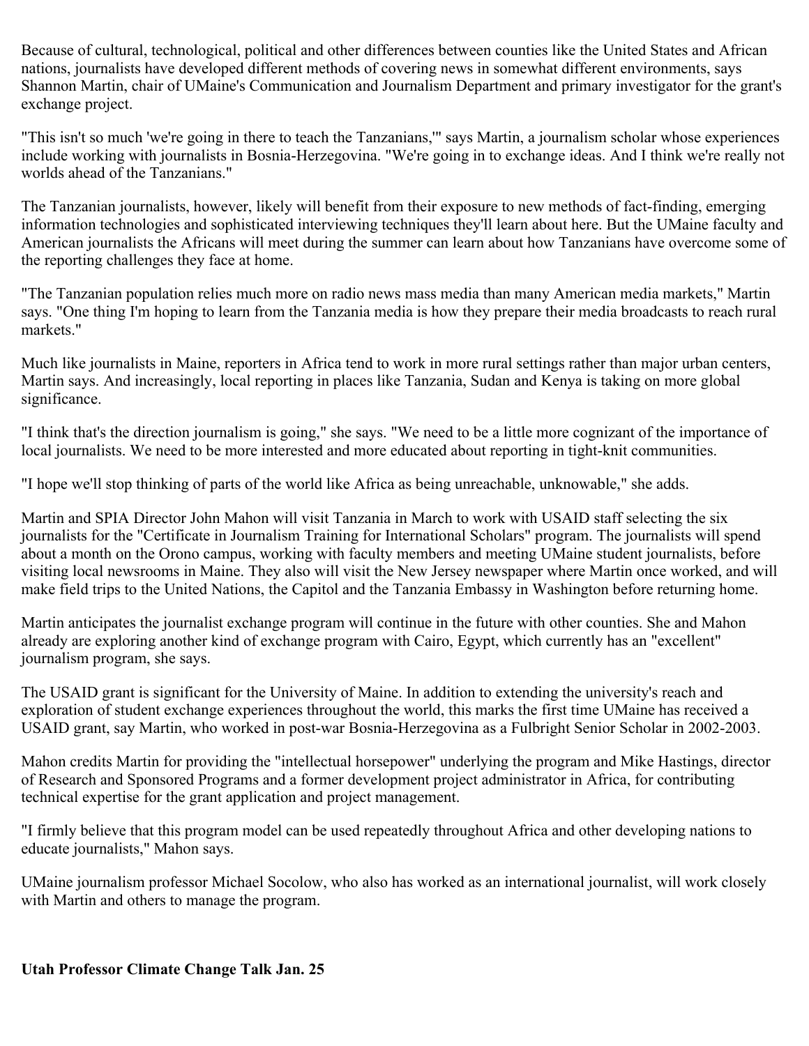Because of cultural, technological, political and other differences between counties like the United States and African nations, journalists have developed different methods of covering news in somewhat different environments, says Shannon Martin, chair of UMaine's Communication and Journalism Department and primary investigator for the grant's exchange project.

"This isn't so much 'we're going in there to teach the Tanzanians,'" says Martin, a journalism scholar whose experiences include working with journalists in Bosnia-Herzegovina. "We're going in to exchange ideas. And I think we're really not worlds ahead of the Tanzanians."

The Tanzanian journalists, however, likely will benefit from their exposure to new methods of fact-finding, emerging information technologies and sophisticated interviewing techniques they'll learn about here. But the UMaine faculty and American journalists the Africans will meet during the summer can learn about how Tanzanians have overcome some of the reporting challenges they face at home.

"The Tanzanian population relies much more on radio news mass media than many American media markets," Martin says. "One thing I'm hoping to learn from the Tanzania media is how they prepare their media broadcasts to reach rural markets."

Much like journalists in Maine, reporters in Africa tend to work in more rural settings rather than major urban centers, Martin says. And increasingly, local reporting in places like Tanzania, Sudan and Kenya is taking on more global significance.

"I think that's the direction journalism is going," she says. "We need to be a little more cognizant of the importance of local journalists. We need to be more interested and more educated about reporting in tight-knit communities.

"I hope we'll stop thinking of parts of the world like Africa as being unreachable, unknowable," she adds.

Martin and SPIA Director John Mahon will visit Tanzania in March to work with USAID staff selecting the six journalists for the "Certificate in Journalism Training for International Scholars" program. The journalists will spend about a month on the Orono campus, working with faculty members and meeting UMaine student journalists, before visiting local newsrooms in Maine. They also will visit the New Jersey newspaper where Martin once worked, and will make field trips to the United Nations, the Capitol and the Tanzania Embassy in Washington before returning home.

Martin anticipates the journalist exchange program will continue in the future with other counties. She and Mahon already are exploring another kind of exchange program with Cairo, Egypt, which currently has an "excellent" journalism program, she says.

The USAID grant is significant for the University of Maine. In addition to extending the university's reach and exploration of student exchange experiences throughout the world, this marks the first time UMaine has received a USAID grant, say Martin, who worked in post-war Bosnia-Herzegovina as a Fulbright Senior Scholar in 2002-2003.

Mahon credits Martin for providing the "intellectual horsepower" underlying the program and Mike Hastings, director of Research and Sponsored Programs and a former development project administrator in Africa, for contributing technical expertise for the grant application and project management.

"I firmly believe that this program model can be used repeatedly throughout Africa and other developing nations to educate journalists," Mahon says.

UMaine journalism professor Michael Socolow, who also has worked as an international journalist, will work closely with Martin and others to manage the program.

**Utah Professor Climate Change Talk Jan. 25**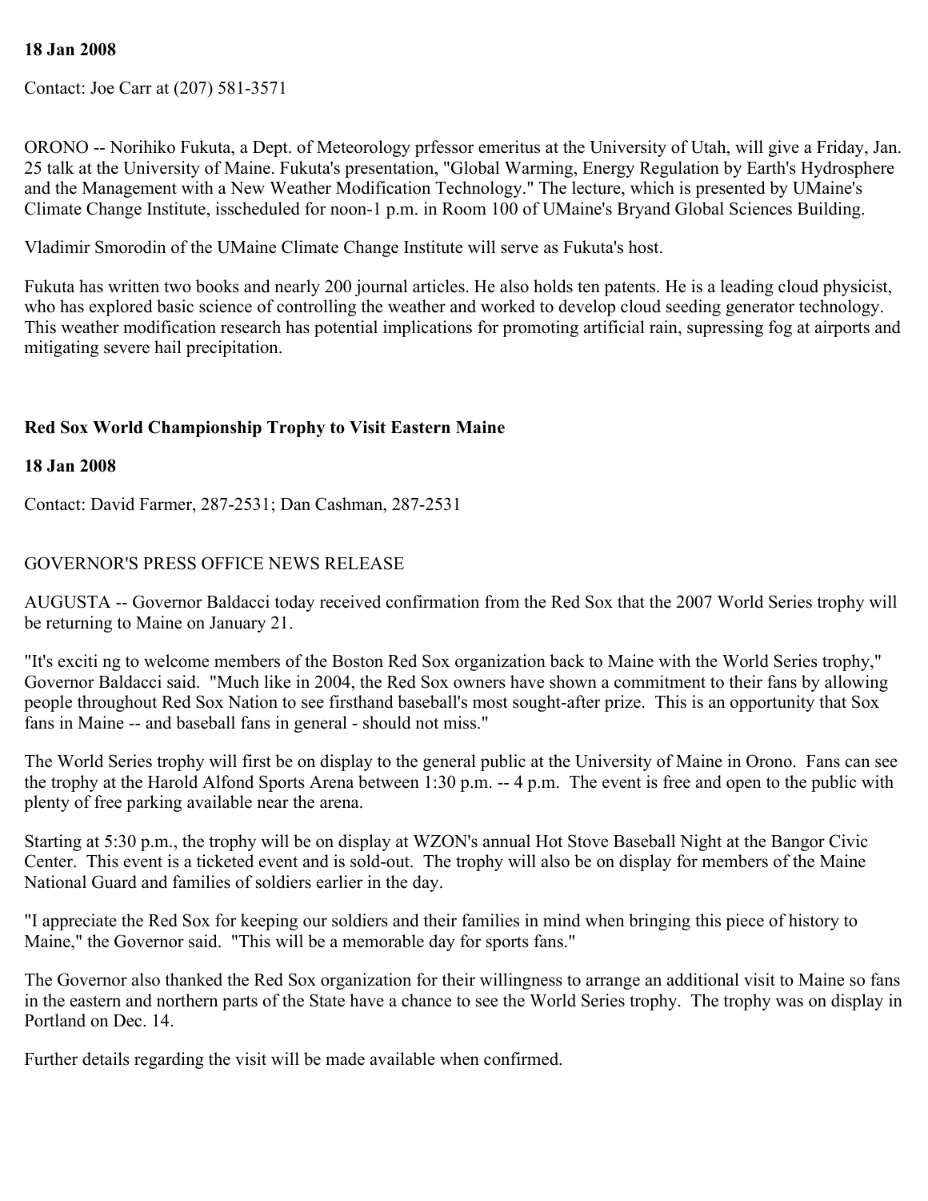**18 Jan 2008**

Contact: Joe Carr at (207) 581-3571

ORONO -- Norihiko Fukuta, a Dept. of Meteorology prfessor emeritus at the University of Utah, will give a Friday, Jan. 25 talk at the University of Maine. Fukuta's presentation, "Global Warming, Energy Regulation by Earth's Hydrosphere and the Management with a New Weather Modification Technology." The lecture, which is presented by UMaine's Climate Change Institute, isscheduled for noon-1 p.m. in Room 100 of UMaine's Bryand Global Sciences Building.

Vladimir Smorodin of the UMaine Climate Change Institute will serve as Fukuta's host.

Fukuta has written two books and nearly 200 journal articles. He also holds ten patents. He is a leading cloud physicist, who has explored basic science of controlling the weather and worked to develop cloud seeding generator technology. This weather modification research has potential implications for promoting artificial rain, supressing fog at airports and mitigating severe hail precipitation.

**Red Sox World Championship Trophy to Visit Eastern Maine**

**18 Jan 2008**

Contact: David Farmer, 287-2531; Dan Cashman, 287-2531

GOVERNOR'S PRESS OFFICE NEWS RELEASE

AUGUSTA -- Governor Baldacci today received confirmation from the Red Sox that the 2007 World Series trophy will be returning to Maine on January 21.

"It's exciti ng to welcome members of the Boston Red Sox organization back to Maine with the World Series trophy," Governor Baldacci said. "Much like in 2004, the Red Sox owners have shown a commitment to their fans by allowing people throughout Red Sox Nation to see firsthand baseball's most sought-after prize. This is an opportunity that Sox fans in Maine -- and baseball fans in general - should not miss."

The World Series trophy will first be on display to the general public at the University of Maine in Orono. Fans can see the trophy at the Harold Alfond Sports Arena between 1:30 p.m. -- 4 p.m. The event is free and open to the public with plenty of free parking available near the arena.

Starting at 5:30 p.m., the trophy will be on display at WZON's annual Hot Stove Baseball Night at the Bangor Civic Center. This event is a ticketed event and is sold-out. The trophy will also be on display for members of the Maine National Guard and families of soldiers earlier in the day.

"I appreciate the Red Sox for keeping our soldiers and their families in mind when bringing this piece of history to Maine," the Governor said. "This will be a memorable day for sports fans."

The Governor also thanked the Red Sox organization for their willingness to arrange an additional visit to Maine so fans in the eastern and northern parts of the State have a chance to see the World Series trophy. The trophy was on display in Portland on Dec. 14.

Further details regarding the visit will be made available when confirmed.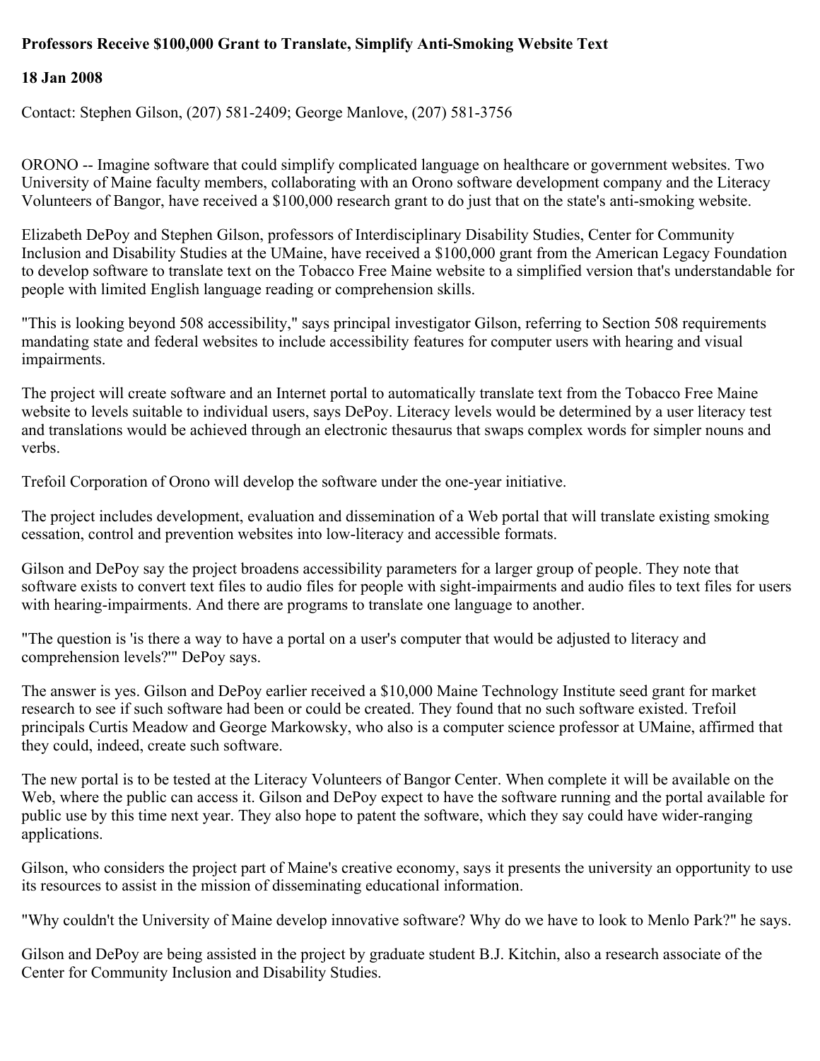**Professors Receive $100,000 Grant to Translate, Simplify Anti-Smoking Website Text**

**18 Jan 2008**

Contact: Stephen Gilson, (207) 581-2409; George Manlove, (207) 581-3756

ORONO -- Imagine software that could simplify complicated language on healthcare or government websites. Two University of Maine faculty members, collaborating with an Orono software development company and the Literacy Volunteers of Bangor, have received a $100,000 research grant to do just that on the state's anti-smoking website.

Elizabeth DePoy and Stephen Gilson, professors of Interdisciplinary Disability Studies, Center for Community Inclusion and Disability Studies at the UMaine, have received a $100,000 grant from the American Legacy Foundation to develop software to translate text on the Tobacco Free Maine website to a simplified version that's understandable for people with limited English language reading or comprehension skills.

"This is looking beyond 508 accessibility," says principal investigator Gilson, referring to Section 508 requirements mandating state and federal websites to include accessibility features for computer users with hearing and visual impairments.

The project will create software and an Internet portal to automatically translate text from the Tobacco Free Maine website to levels suitable to individual users, says DePoy. Literacy levels would be determined by a user literacy test and translations would be achieved through an electronic thesaurus that swaps complex words for simpler nouns and verbs.

Trefoil Corporation of Orono will develop the software under the one-year initiative.

The project includes development, evaluation and dissemination of a Web portal that will translate existing smoking cessation, control and prevention websites into low-literacy and accessible formats.

Gilson and DePoy say the project broadens accessibility parameters for a larger group of people. They note that software exists to convert text files to audio files for people with sight-impairments and audio files to text files for users with hearing-impairments. And there are programs to translate one language to another.

"The question is 'is there a way to have a portal on a user's computer that would be adjusted to literacy and comprehension levels?'" DePoy says.

The answer is yes. Gilson and DePoy earlier received a $10,000 Maine Technology Institute seed grant for market research to see if such software had been or could be created. They found that no such software existed. Trefoil principals Curtis Meadow and George Markowsky, who also is a computer science professor at UMaine, affirmed that they could, indeed, create such software.

The new portal is to be tested at the Literacy Volunteers of Bangor Center. When complete it will be available on the Web, where the public can access it. Gilson and DePoy expect to have the software running and the portal available for public use by this time next year. They also hope to patent the software, which they say could have wider-ranging applications.

Gilson, who considers the project part of Maine's creative economy, says it presents the university an opportunity to use its resources to assist in the mission of disseminating educational information.

"Why couldn't the University of Maine develop innovative software? Why do we have to look to Menlo Park?" he says.

Gilson and DePoy are being assisted in the project by graduate student B.J. Kitchin, also a research associate of the Center for Community Inclusion and Disability Studies.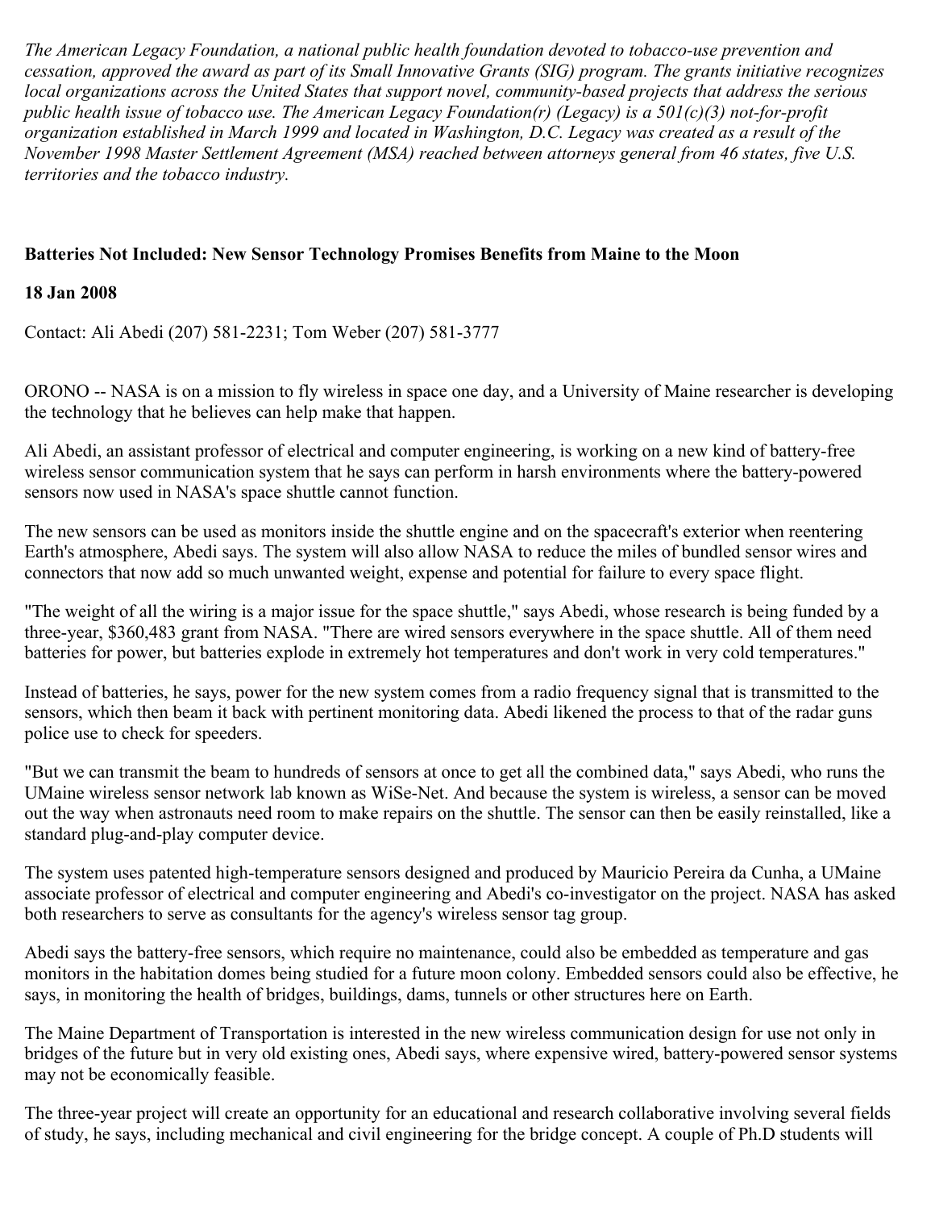*The American Legacy Foundation, a national public health foundation devoted to tobacco-use prevention and cessation, approved the award as part of its Small Innovative Grants (SIG) program. The grants initiative recognizes local organizations across the United States that support novel, community-based projects that address the serious public health issue of tobacco use. The American Legacy Foundation(r) (Legacy) is a 501(c)(3) not-for-profit organization established in March 1999 and located in Washington, D.C. Legacy was created as a result of the November 1998 Master Settlement Agreement (MSA) reached between attorneys general from 46 states, five U.S. territories and the tobacco industry.*

**Batteries Not Included: New Sensor Technology Promises Benefits from Maine to the Moon**

**18 Jan 2008**

Contact: Ali Abedi (207) 581-2231; Tom Weber (207) 581-3777

ORONO -- NASA is on a mission to fly wireless in space one day, and a University of Maine researcher is developing the technology that he believes can help make that happen.

Ali Abedi, an assistant professor of electrical and computer engineering, is working on a new kind of battery-free wireless sensor communication system that he says can perform in harsh environments where the battery-powered sensors now used in NASA's space shuttle cannot function.

The new sensors can be used as monitors inside the shuttle engine and on the spacecraft's exterior when reentering Earth's atmosphere, Abedi says. The system will also allow NASA to reduce the miles of bundled sensor wires and connectors that now add so much unwanted weight, expense and potential for failure to every space flight.

"The weight of all the wiring is a major issue for the space shuttle," says Abedi, whose research is being funded by a three-year, $360,483 grant from NASA. "There are wired sensors everywhere in the space shuttle. All of them need batteries for power, but batteries explode in extremely hot temperatures and don't work in very cold temperatures."

Instead of batteries, he says, power for the new system comes from a radio frequency signal that is transmitted to the sensors, which then beam it back with pertinent monitoring data. Abedi likened the process to that of the radar guns police use to check for speeders.

"But we can transmit the beam to hundreds of sensors at once to get all the combined data," says Abedi, who runs the UMaine wireless sensor network lab known as WiSe-Net. And because the system is wireless, a sensor can be moved out the way when astronauts need room to make repairs on the shuttle. The sensor can then be easily reinstalled, like a standard plug-and-play computer device.

The system uses patented high-temperature sensors designed and produced by Mauricio Pereira da Cunha, a UMaine associate professor of electrical and computer engineering and Abedi's co-investigator on the project. NASA has asked both researchers to serve as consultants for the agency's wireless sensor tag group.

Abedi says the battery-free sensors, which require no maintenance, could also be embedded as temperature and gas monitors in the habitation domes being studied for a future moon colony. Embedded sensors could also be effective, he says, in monitoring the health of bridges, buildings, dams, tunnels or other structures here on Earth.

The Maine Department of Transportation is interested in the new wireless communication design for use not only in bridges of the future but in very old existing ones, Abedi says, where expensive wired, battery-powered sensor systems may not be economically feasible.

The three-year project will create an opportunity for an educational and research collaborative involving several fields of study, he says, including mechanical and civil engineering for the bridge concept. A couple of Ph.D students will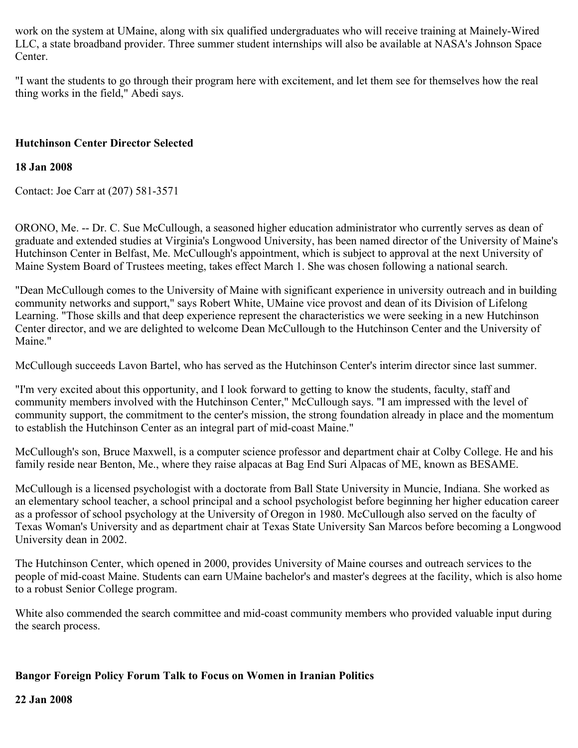work on the system at UMaine, along with six qualified undergraduates who will receive training at Mainely-Wired LLC, a state broadband provider. Three summer student internships will also be available at NASA's Johnson Space Center.

"I want the students to go through their program here with excitement, and let them see for themselves how the real thing works in the field," Abedi says.

**Hutchinson Center Director Selected**

**18 Jan 2008**

Contact: Joe Carr at (207) 581-3571

ORONO, Me. -- Dr. C. Sue McCullough, a seasoned higher education administrator who currently serves as dean of graduate and extended studies at Virginia's Longwood University, has been named director of the University of Maine's Hutchinson Center in Belfast, Me. McCullough's appointment, which is subject to approval at the next University of Maine System Board of Trustees meeting, takes effect March 1. She was chosen following a national search.

"Dean McCullough comes to the University of Maine with significant experience in university outreach and in building community networks and support," says Robert White, UMaine vice provost and dean of its Division of Lifelong Learning. "Those skills and that deep experience represent the characteristics we were seeking in a new Hutchinson Center director, and we are delighted to welcome Dean McCullough to the Hutchinson Center and the University of Maine."

McCullough succeeds Lavon Bartel, who has served as the Hutchinson Center's interim director since last summer.

"I'm very excited about this opportunity, and I look forward to getting to know the students, faculty, staff and community members involved with the Hutchinson Center," McCullough says. "I am impressed with the level of community support, the commitment to the center's mission, the strong foundation already in place and the momentum to establish the Hutchinson Center as an integral part of mid-coast Maine."

McCullough's son, Bruce Maxwell, is a computer science professor and department chair at Colby College. He and his family reside near Benton, Me., where they raise alpacas at Bag End Suri Alpacas of ME, known as BESAME.

McCullough is a licensed psychologist with a doctorate from Ball State University in Muncie, Indiana. She worked as an elementary school teacher, a school principal and a school psychologist before beginning her higher education career as a professor of school psychology at the University of Oregon in 1980. McCullough also served on the faculty of Texas Woman's University and as department chair at Texas State University San Marcos before becoming a Longwood University dean in 2002.

The Hutchinson Center, which opened in 2000, provides University of Maine courses and outreach services to the people of mid-coast Maine. Students can earn UMaine bachelor's and master's degrees at the facility, which is also home to a robust Senior College program.

White also commended the search committee and mid-coast community members who provided valuable input during the search process.

**Bangor Foreign Policy Forum Talk to Focus on Women in Iranian Politics**

**22 Jan 2008**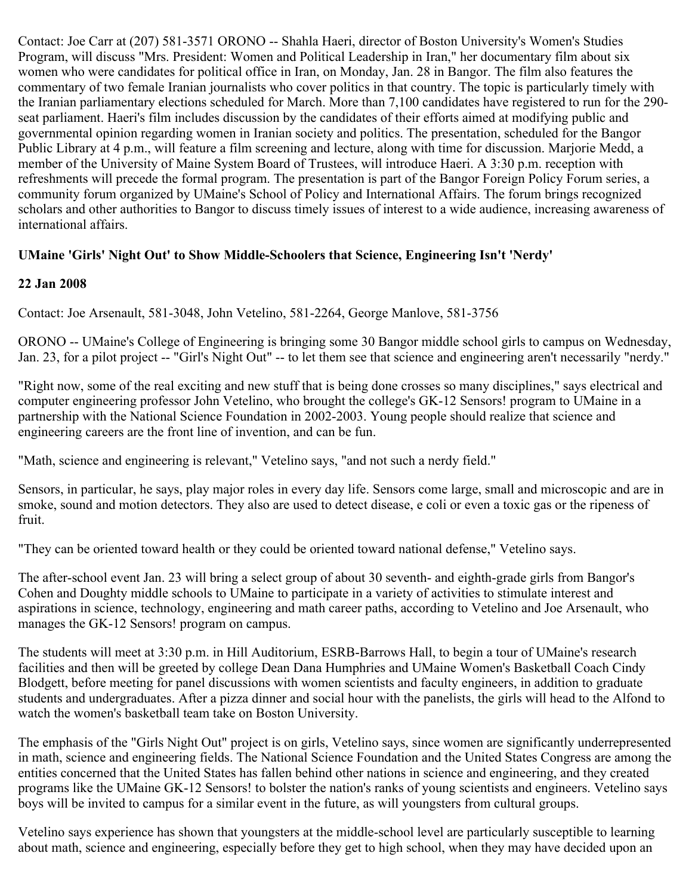Contact: Joe Carr at (207) 581-3571 ORONO -- Shahla Haeri, director of Boston University's Women's Studies Program, will discuss "Mrs. President: Women and Political Leadership in Iran," her documentary film about six women who were candidates for political office in Iran, on Monday, Jan. 28 in Bangor. The film also features the commentary of two female Iranian journalists who cover politics in that country. The topic is particularly timely with the Iranian parliamentary elections scheduled for March. More than 7,100 candidates have registered to run for the 290-seat parliament. Haeri's film includes discussion by the candidates of their efforts aimed at modifying public and governmental opinion regarding women in Iranian society and politics. The presentation, scheduled for the Bangor Public Library at 4 p.m., will feature a film screening and lecture, along with time for discussion. Marjorie Medd, a member of the University of Maine System Board of Trustees, will introduce Haeri. A 3:30 p.m. reception with refreshments will precede the formal program. The presentation is part of the Bangor Foreign Policy Forum series, a community forum organized by UMaine's School of Policy and International Affairs. The forum brings recognized scholars and other authorities to Bangor to discuss timely issues of interest to a wide audience, increasing awareness of international affairs.

**UMaine 'Girls' Night Out' to Show Middle-Schoolers that Science, Engineering Isn't 'Nerdy'**

**22 Jan 2008**

Contact: Joe Arsenault, 581-3048, John Vetelino, 581-2264, George Manlove, 581-3756

ORONO -- UMaine's College of Engineering is bringing some 30 Bangor middle school girls to campus on Wednesday, Jan. 23, for a pilot project -- "Girl's Night Out" -- to let them see that science and engineering aren't necessarily "nerdy."

"Right now, some of the real exciting and new stuff that is being done crosses so many disciplines," says electrical and computer engineering professor John Vetelino, who brought the college's GK-12 Sensors! program to UMaine in a partnership with the National Science Foundation in 2002-2003. Young people should realize that science and engineering careers are the front line of invention, and can be fun.

"Math, science and engineering is relevant," Vetelino says, "and not such a nerdy field."

Sensors, in particular, he says, play major roles in every day life. Sensors come large, small and microscopic and are in smoke, sound and motion detectors. They also are used to detect disease, e coli or even a toxic gas or the ripeness of fruit.

"They can be oriented toward health or they could be oriented toward national defense," Vetelino says.

The after-school event Jan. 23 will bring a select group of about 30 seventh- and eighth-grade girls from Bangor's Cohen and Doughty middle schools to UMaine to participate in a variety of activities to stimulate interest and aspirations in science, technology, engineering and math career paths, according to Vetelino and Joe Arsenault, who manages the GK-12 Sensors! program on campus.

The students will meet at 3:30 p.m. in Hill Auditorium, ESRB-Barrows Hall, to begin a tour of UMaine's research facilities and then will be greeted by college Dean Dana Humphries and UMaine Women's Basketball Coach Cindy Blodgett, before meeting for panel discussions with women scientists and faculty engineers, in addition to graduate students and undergraduates. After a pizza dinner and social hour with the panelists, the girls will head to the Alfond to watch the women's basketball team take on Boston University.

The emphasis of the "Girls Night Out" project is on girls, Vetelino says, since women are significantly underrepresented in math, science and engineering fields. The National Science Foundation and the United States Congress are among the entities concerned that the United States has fallen behind other nations in science and engineering, and they created programs like the UMaine GK-12 Sensors! to bolster the nation's ranks of young scientists and engineers. Vetelino says boys will be invited to campus for a similar event in the future, as will youngsters from cultural groups.

Vetelino says experience has shown that youngsters at the middle-school level are particularly susceptible to learning about math, science and engineering, especially before they get to high school, when they may have decided upon an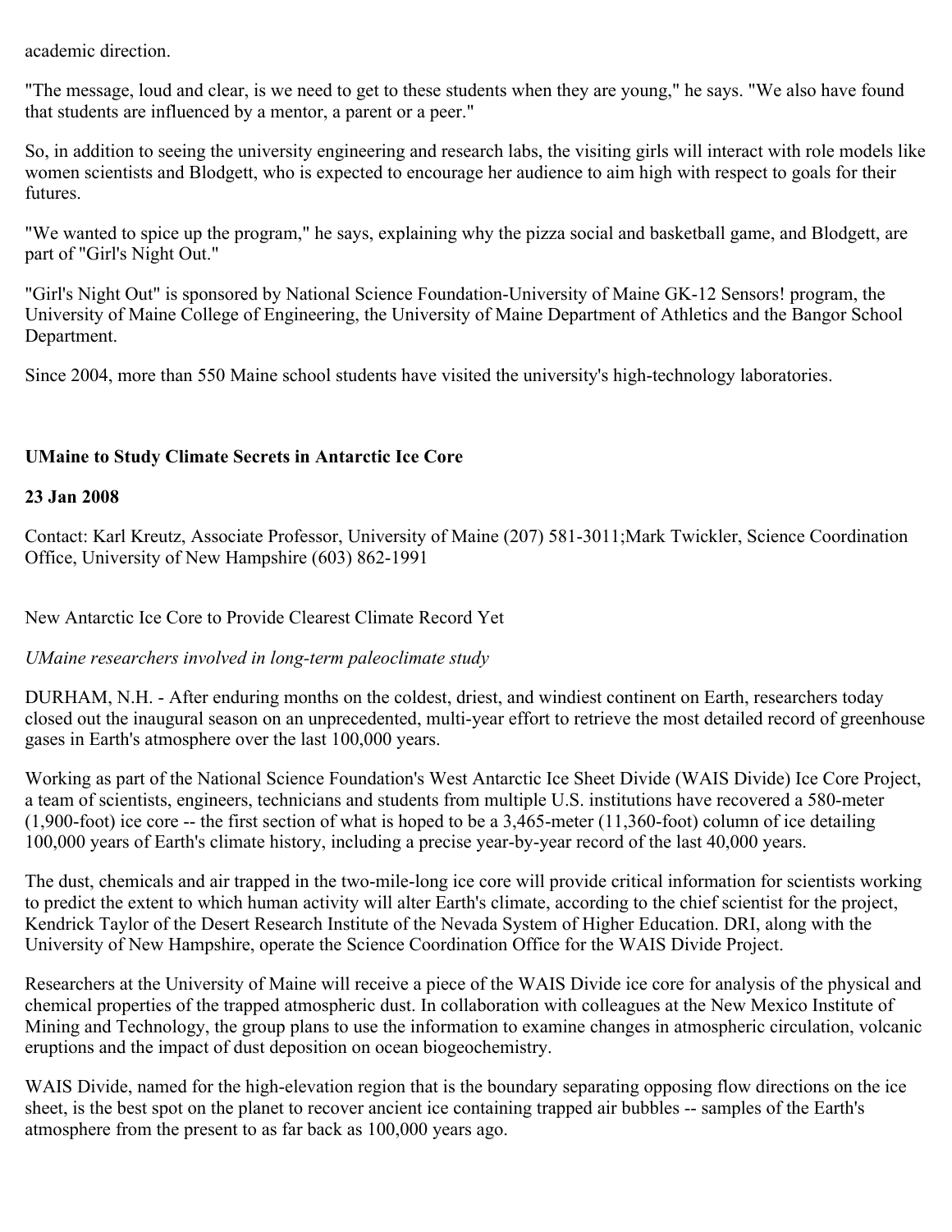academic direction.

"The message, loud and clear, is we need to get to these students when they are young," he says. "We also have found that students are influenced by a mentor, a parent or a peer."

So, in addition to seeing the university engineering and research labs, the visiting girls will interact with role models like women scientists and Blodgett, who is expected to encourage her audience to aim high with respect to goals for their futures.

"We wanted to spice up the program," he says, explaining why the pizza social and basketball game, and Blodgett, are part of "Girl's Night Out."

"Girl's Night Out" is sponsored by National Science Foundation-University of Maine GK-12 Sensors! program, the University of Maine College of Engineering, the University of Maine Department of Athletics and the Bangor School Department.

Since 2004, more than 550 Maine school students have visited the university's high-technology laboratories.

**UMaine to Study Climate Secrets in Antarctic Ice Core**

**23 Jan 2008**

Contact: Karl Kreutz, Associate Professor, University of Maine (207) 581-3011;Mark Twickler, Science Coordination Office, University of New Hampshire (603) 862-1991

New Antarctic Ice Core to Provide Clearest Climate Record Yet

*UMaine researchers involved in long-term paleoclimate study*

DURHAM, N.H. - After enduring months on the coldest, driest, and windiest continent on Earth, researchers today closed out the inaugural season on an unprecedented, multi-year effort to retrieve the most detailed record of greenhouse gases in Earth's atmosphere over the last 100,000 years.

Working as part of the National Science Foundation's West Antarctic Ice Sheet Divide (WAIS Divide) Ice Core Project, a team of scientists, engineers, technicians and students from multiple U.S. institutions have recovered a 580-meter (1,900-foot) ice core -- the first section of what is hoped to be a 3,465-meter (11,360-foot) column of ice detailing 100,000 years of Earth's climate history, including a precise year-by-year record of the last 40,000 years.

The dust, chemicals and air trapped in the two-mile-long ice core will provide critical information for scientists working to predict the extent to which human activity will alter Earth's climate, according to the chief scientist for the project, Kendrick Taylor of the Desert Research Institute of the Nevada System of Higher Education. DRI, along with the University of New Hampshire, operate the Science Coordination Office for the WAIS Divide Project.

Researchers at the University of Maine will receive a piece of the WAIS Divide ice core for analysis of the physical and chemical properties of the trapped atmospheric dust. In collaboration with colleagues at the New Mexico Institute of Mining and Technology, the group plans to use the information to examine changes in atmospheric circulation, volcanic eruptions and the impact of dust deposition on ocean biogeochemistry.

WAIS Divide, named for the high-elevation region that is the boundary separating opposing flow directions on the ice sheet, is the best spot on the planet to recover ancient ice containing trapped air bubbles -- samples of the Earth's atmosphere from the present to as far back as 100,000 years ago.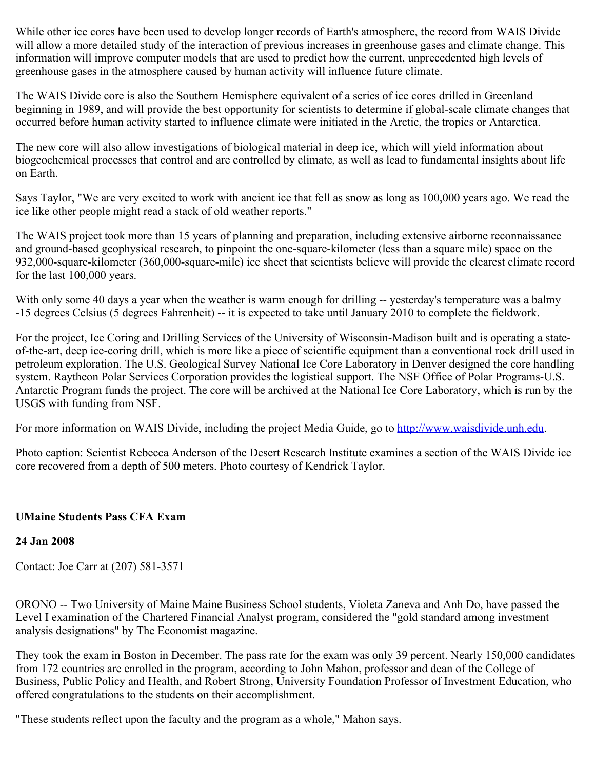While other ice cores have been used to develop longer records of Earth's atmosphere, the record from WAIS Divide will allow a more detailed study of the interaction of previous increases in greenhouse gases and climate change. This information will improve computer models that are used to predict how the current, unprecedented high levels of greenhouse gases in the atmosphere caused by human activity will influence future climate.

The WAIS Divide core is also the Southern Hemisphere equivalent of a series of ice cores drilled in Greenland beginning in 1989, and will provide the best opportunity for scientists to determine if global-scale climate changes that occurred before human activity started to influence climate were initiated in the Arctic, the tropics or Antarctica.

The new core will also allow investigations of biological material in deep ice, which will yield information about biogeochemical processes that control and are controlled by climate, as well as lead to fundamental insights about life on Earth.

Says Taylor, "We are very excited to work with ancient ice that fell as snow as long as 100,000 years ago. We read the ice like other people might read a stack of old weather reports."

The WAIS project took more than 15 years of planning and preparation, including extensive airborne reconnaissance and ground-based geophysical research, to pinpoint the one-square-kilometer (less than a square mile) space on the 932,000-square-kilometer (360,000-square-mile) ice sheet that scientists believe will provide the clearest climate record for the last 100,000 years.

With only some 40 days a year when the weather is warm enough for drilling -- yesterday's temperature was a balmy -15 degrees Celsius (5 degrees Fahrenheit) -- it is expected to take until January 2010 to complete the fieldwork.

For the project, Ice Coring and Drilling Services of the University of Wisconsin-Madison built and is operating a state-of-the-art, deep ice-coring drill, which is more like a piece of scientific equipment than a conventional rock drill used in petroleum exploration. The U.S. Geological Survey National Ice Core Laboratory in Denver designed the core handling system. Raytheon Polar Services Corporation provides the logistical support. The NSF Office of Polar Programs-U.S. Antarctic Program funds the project. The core will be archived at the National Ice Core Laboratory, which is run by the USGS with funding from NSF.

For more information on WAIS Divide, including the project Media Guide, go to http://www.waisdivide.unh.edu.

Photo caption: Scientist Rebecca Anderson of the Desert Research Institute examines a section of the WAIS Divide ice core recovered from a depth of 500 meters. Photo courtesy of Kendrick Taylor.

**UMaine Students Pass CFA Exam**

**24 Jan 2008**

Contact: Joe Carr at (207) 581-3571

ORONO -- Two University of Maine Maine Business School students, Violeta Zaneva and Anh Do, have passed the Level I examination of the Chartered Financial Analyst program, considered the "gold standard among investment analysis designations" by The Economist magazine.

They took the exam in Boston in December. The pass rate for the exam was only 39 percent. Nearly 150,000 candidates from 172 countries are enrolled in the program, according to John Mahon, professor and dean of the College of Business, Public Policy and Health, and Robert Strong, University Foundation Professor of Investment Education, who offered congratulations to the students on their accomplishment.

"These students reflect upon the faculty and the program as a whole," Mahon says.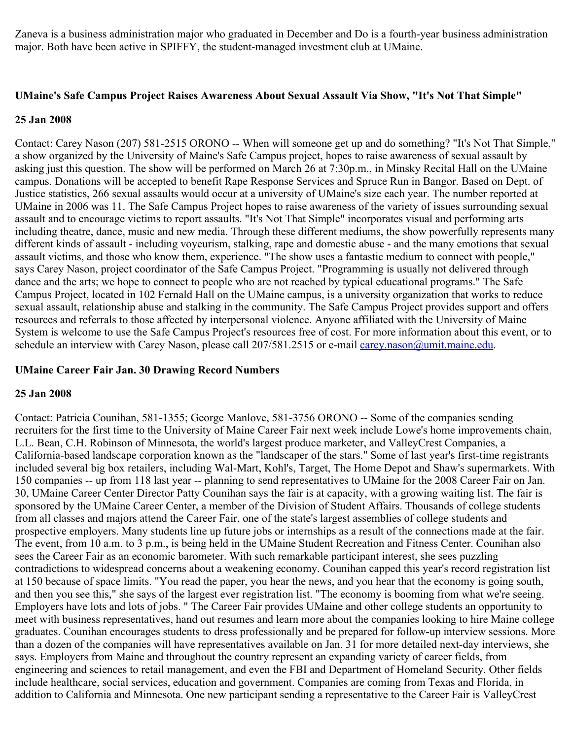Zaneva is a business administration major who graduated in December and Do is a fourth-year business administration major. Both have been active in SPIFFY, the student-managed investment club at UMaine.

### UMaine's Safe Campus Project Raises Awareness About Sexual Assault Via Show, "It's Not That Simple"

**25 Jan 2008**

Contact: Carey Nason (207) 581-2515 ORONO -- When will someone get up and do something? "It's Not That Simple," a show organized by the University of Maine's Safe Campus project, hopes to raise awareness of sexual assault by asking just this question. The show will be performed on March 26 at 7:30p.m., in Minsky Recital Hall on the UMaine campus. Donations will be accepted to benefit Rape Response Services and Spruce Run in Bangor. Based on Dept. of Justice statistics, 266 sexual assaults would occur at a university of UMaine's size each year. The number reported at UMaine in 2006 was 11. The Safe Campus Project hopes to raise awareness of the variety of issues surrounding sexual assault and to encourage victims to report assaults. "It's Not That Simple" incorporates visual and performing arts including theatre, dance, music and new media. Through these different mediums, the show powerfully represents many different kinds of assault - including voyeurism, stalking, rape and domestic abuse - and the many emotions that sexual assault victims, and those who know them, experience. "The show uses a fantastic medium to connect with people," says Carey Nason, project coordinator of the Safe Campus Project. "Programming is usually not delivered through dance and the arts; we hope to connect to people who are not reached by typical educational programs." The Safe Campus Project, located in 102 Fernald Hall on the UMaine campus, is a university organization that works to reduce sexual assault, relationship abuse and stalking in the community. The Safe Campus Project provides support and offers resources and referrals to those affected by interpersonal violence. Anyone affiliated with the University of Maine System is welcome to use the Safe Campus Project's resources free of cost. For more information about this event, or to schedule an interview with Carey Nason, please call 207/581.2515 or e-mail carey.nason@umit.maine.edu.

### UMaine Career Fair Jan. 30 Drawing Record Numbers

**25 Jan 2008**

Contact: Patricia Counihan, 581-1355; George Manlove, 581-3756 ORONO -- Some of the companies sending recruiters for the first time to the University of Maine Career Fair next week include Lowe's home improvements chain, L.L. Bean, C.H. Robinson of Minnesota, the world's largest produce marketer, and ValleyCrest Companies, a California-based landscape corporation known as the "landscaper of the stars." Some of last year's first-time registrants included several big box retailers, including Wal-Mart, Kohl's, Target, The Home Depot and Shaw's supermarkets. With 150 companies -- up from 118 last year -- planning to send representatives to UMaine for the 2008 Career Fair on Jan. 30, UMaine Career Center Director Patty Counihan says the fair is at capacity, with a growing waiting list. The fair is sponsored by the UMaine Career Center, a member of the Division of Student Affairs. Thousands of college students from all classes and majors attend the Career Fair, one of the state's largest assemblies of college students and prospective employers. Many students line up future jobs or internships as a result of the connections made at the fair. The event, from 10 a.m. to 3 p.m., is being held in the UMaine Student Recreation and Fitness Center. Counihan also sees the Career Fair as an economic barometer. With such remarkable participant interest, she sees puzzling contradictions to widespread concerns about a weakening economy. Counihan capped this year's record registration list at 150 because of space limits. "You read the paper, you hear the news, and you hear that the economy is going south, and then you see this," she says of the largest ever registration list. "The economy is booming from what we're seeing. Employers have lots and lots of jobs. " The Career Fair provides UMaine and other college students an opportunity to meet with business representatives, hand out resumes and learn more about the companies looking to hire Maine college graduates. Counihan encourages students to dress professionally and be prepared for follow-up interview sessions. More than a dozen of the companies will have representatives available on Jan. 31 for more detailed next-day interviews, she says. Employers from Maine and throughout the country represent an expanding variety of career fields, from engineering and sciences to retail management, and even the FBI and Department of Homeland Security. Other fields include healthcare, social services, education and government. Companies are coming from Texas and Florida, in addition to California and Minnesota. One new participant sending a representative to the Career Fair is ValleyCrest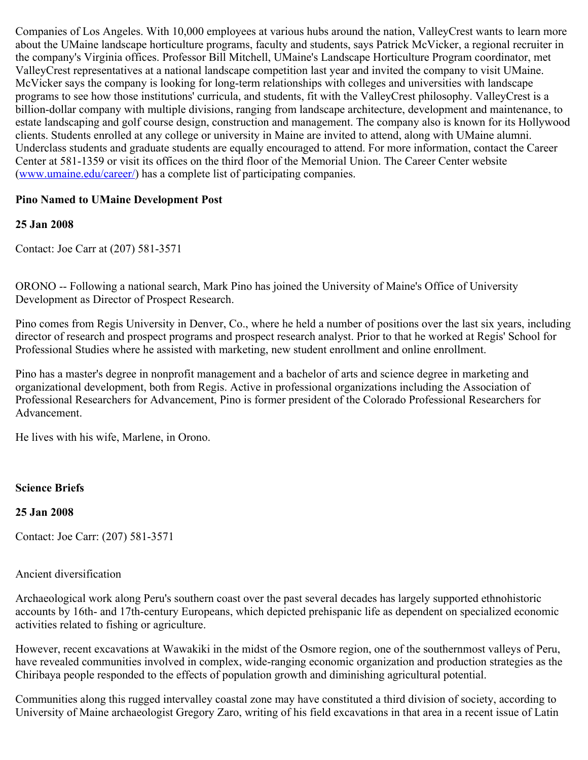Companies of Los Angeles. With 10,000 employees at various hubs around the nation, ValleyCrest wants to learn more about the UMaine landscape horticulture programs, faculty and students, says Patrick McVicker, a regional recruiter in the company's Virginia offices. Professor Bill Mitchell, UMaine's Landscape Horticulture Program coordinator, met ValleyCrest representatives at a national landscape competition last year and invited the company to visit UMaine. McVicker says the company is looking for long-term relationships with colleges and universities with landscape programs to see how those institutions' curricula, and students, fit with the ValleyCrest philosophy. ValleyCrest is a billion-dollar company with multiple divisions, ranging from landscape architecture, development and maintenance, to estate landscaping and golf course design, construction and management. The company also is known for its Hollywood clients. Students enrolled at any college or university in Maine are invited to attend, along with UMaine alumni. Underclass students and graduate students are equally encouraged to attend. For more information, contact the Career Center at 581-1359 or visit its offices on the third floor of the Memorial Union. The Career Center website (www.umaine.edu/career/) has a complete list of participating companies.

**Pino Named to UMaine Development Post**

**25 Jan 2008**

Contact: Joe Carr at (207) 581-3571

ORONO -- Following a national search, Mark Pino has joined the University of Maine's Office of University Development as Director of Prospect Research.

Pino comes from Regis University in Denver, Co., where he held a number of positions over the last six years, including director of research and prospect programs and prospect research analyst. Prior to that he worked at Regis' School for Professional Studies where he assisted with marketing, new student enrollment and online enrollment.

Pino has a master's degree in nonprofit management and a bachelor of arts and science degree in marketing and organizational development, both from Regis. Active in professional organizations including the Association of Professional Researchers for Advancement, Pino is former president of the Colorado Professional Researchers for Advancement.

He lives with his wife, Marlene, in Orono.

**Science Briefs**

**25 Jan 2008**

Contact: Joe Carr: (207) 581-3571

Ancient diversification

Archaeological work along Peru's southern coast over the past several decades has largely supported ethnohistoric accounts by 16th- and 17th-century Europeans, which depicted prehispanic life as dependent on specialized economic activities related to fishing or agriculture.

However, recent excavations at Wawakiki in the midst of the Osmore region, one of the southernmost valleys of Peru, have revealed communities involved in complex, wide-ranging economic organization and production strategies as the Chiribaya people responded to the effects of population growth and diminishing agricultural potential.

Communities along this rugged intervalley coastal zone may have constituted a third division of society, according to University of Maine archaeologist Gregory Zaro, writing of his field excavations in that area in a recent issue of Latin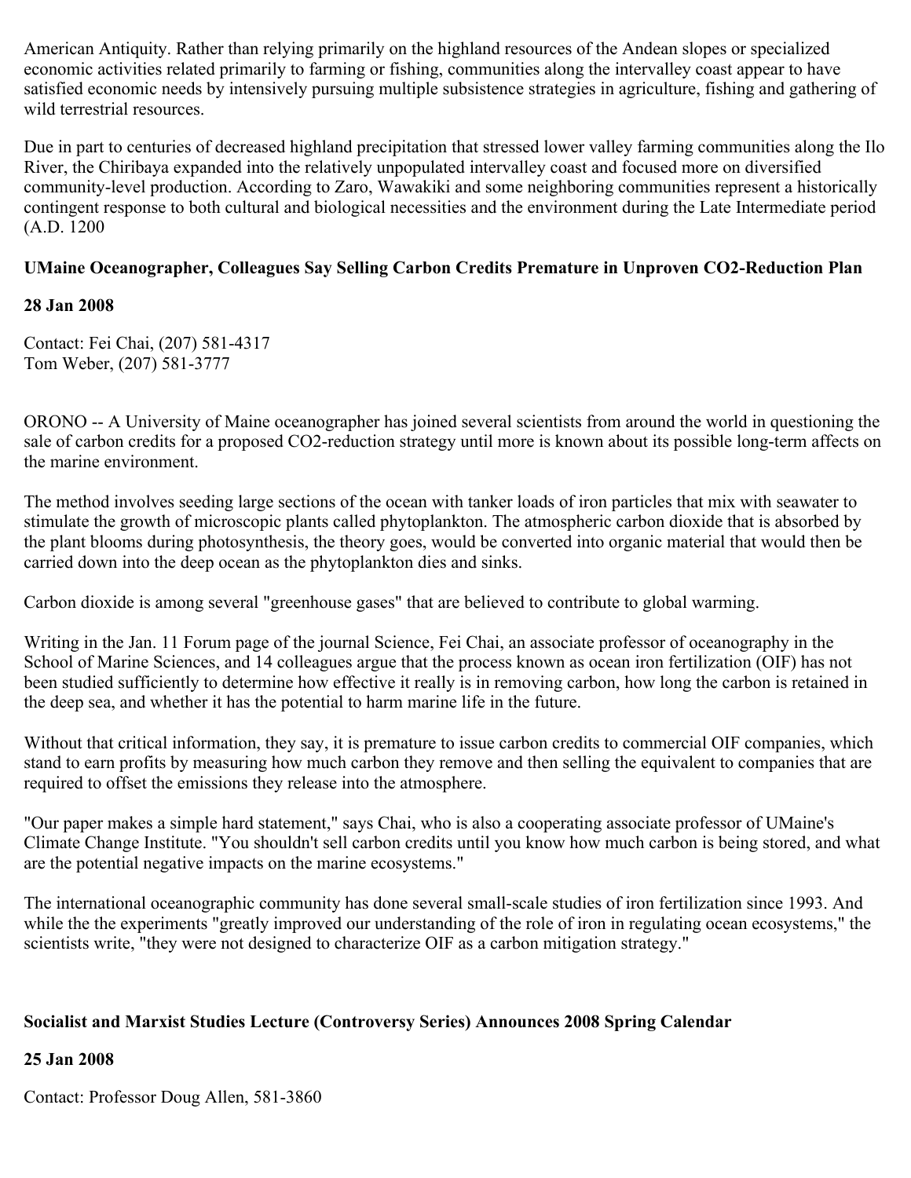American Antiquity. Rather than relying primarily on the highland resources of the Andean slopes or specialized economic activities related primarily to farming or fishing, communities along the intervalley coast appear to have satisfied economic needs by intensively pursuing multiple subsistence strategies in agriculture, fishing and gathering of wild terrestrial resources.

Due in part to centuries of decreased highland precipitation that stressed lower valley farming communities along the Ilo River, the Chiribaya expanded into the relatively unpopulated intervalley coast and focused more on diversified community-level production. According to Zaro, Wawakiki and some neighboring communities represent a historically contingent response to both cultural and biological necessities and the environment during the Late Intermediate period (A.D. 1200

**UMaine Oceanographer, Colleagues Say Selling Carbon Credits Premature in Unproven CO2-Reduction Plan**

**28 Jan 2008**

Contact: Fei Chai, (207) 581-4317
Tom Weber, (207) 581-3777

ORONO -- A University of Maine oceanographer has joined several scientists from around the world in questioning the sale of carbon credits for a proposed CO2-reduction strategy until more is known about its possible long-term affects on the marine environment.

The method involves seeding large sections of the ocean with tanker loads of iron particles that mix with seawater to stimulate the growth of microscopic plants called phytoplankton. The atmospheric carbon dioxide that is absorbed by the plant blooms during photosynthesis, the theory goes, would be converted into organic material that would then be carried down into the deep ocean as the phytoplankton dies and sinks.

Carbon dioxide is among several "greenhouse gases" that are believed to contribute to global warming.

Writing in the Jan. 11 Forum page of the journal Science, Fei Chai, an associate professor of oceanography in the School of Marine Sciences, and 14 colleagues argue that the process known as ocean iron fertilization (OIF) has not been studied sufficiently to determine how effective it really is in removing carbon, how long the carbon is retained in the deep sea, and whether it has the potential to harm marine life in the future.

Without that critical information, they say, it is premature to issue carbon credits to commercial OIF companies, which stand to earn profits by measuring how much carbon they remove and then selling the equivalent to companies that are required to offset the emissions they release into the atmosphere.

"Our paper makes a simple hard statement," says Chai, who is also a cooperating associate professor of UMaine's Climate Change Institute. "You shouldn't sell carbon credits until you know how much carbon is being stored, and what are the potential negative impacts on the marine ecosystems."

The international oceanographic community has done several small-scale studies of iron fertilization since 1993. And while the the experiments "greatly improved our understanding of the role of iron in regulating ocean ecosystems," the scientists write, "they were not designed to characterize OIF as a carbon mitigation strategy."

**Socialist and Marxist Studies Lecture (Controversy Series) Announces 2008 Spring Calendar**

**25 Jan 2008**

Contact: Professor Doug Allen, 581-3860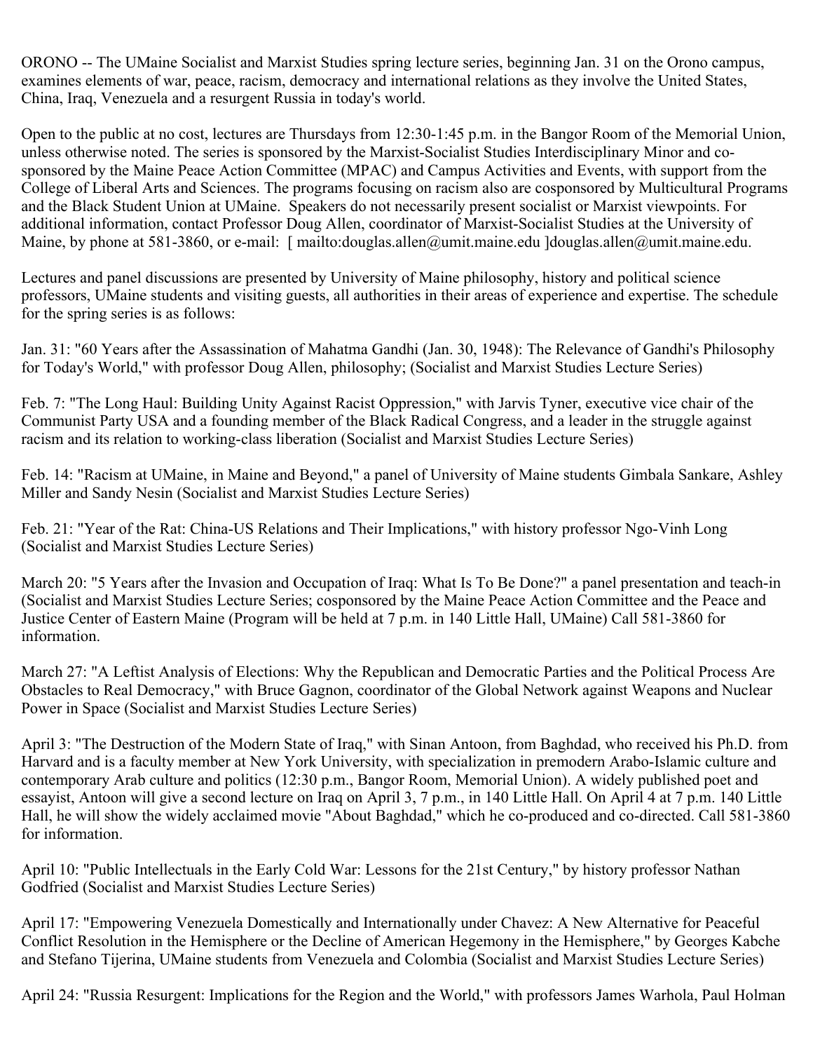ORONO -- The UMaine Socialist and Marxist Studies spring lecture series, beginning Jan. 31 on the Orono campus, examines elements of war, peace, racism, democracy and international relations as they involve the United States, China, Iraq, Venezuela and a resurgent Russia in today's world.

Open to the public at no cost, lectures are Thursdays from 12:30-1:45 p.m. in the Bangor Room of the Memorial Union, unless otherwise noted. The series is sponsored by the Marxist-Socialist Studies Interdisciplinary Minor and co-sponsored by the Maine Peace Action Committee (MPAC) and Campus Activities and Events, with support from the College of Liberal Arts and Sciences. The programs focusing on racism also are cosponsored by Multicultural Programs and the Black Student Union at UMaine. Speakers do not necessarily present socialist or Marxist viewpoints. For additional information, contact Professor Doug Allen, coordinator of Marxist-Socialist Studies at the University of Maine, by phone at 581-3860, or e-mail: [ mailto:douglas.allen@umit.maine.edu ]douglas.allen@umit.maine.edu.

Lectures and panel discussions are presented by University of Maine philosophy, history and political science professors, UMaine students and visiting guests, all authorities in their areas of experience and expertise. The schedule for the spring series is as follows:

Jan. 31: "60 Years after the Assassination of Mahatma Gandhi (Jan. 30, 1948): The Relevance of Gandhi's Philosophy for Today's World," with professor Doug Allen, philosophy; (Socialist and Marxist Studies Lecture Series)

Feb. 7: "The Long Haul: Building Unity Against Racist Oppression," with Jarvis Tyner, executive vice chair of the Communist Party USA and a founding member of the Black Radical Congress, and a leader in the struggle against racism and its relation to working-class liberation (Socialist and Marxist Studies Lecture Series)

Feb. 14: "Racism at UMaine, in Maine and Beyond," a panel of University of Maine students Gimbala Sankare, Ashley Miller and Sandy Nesin (Socialist and Marxist Studies Lecture Series)

Feb. 21: "Year of the Rat: China-US Relations and Their Implications," with history professor Ngo-Vinh Long (Socialist and Marxist Studies Lecture Series)

March 20: "5 Years after the Invasion and Occupation of Iraq: What Is To Be Done?" a panel presentation and teach-in (Socialist and Marxist Studies Lecture Series; cosponsored by the Maine Peace Action Committee and the Peace and Justice Center of Eastern Maine (Program will be held at 7 p.m. in 140 Little Hall, UMaine) Call 581-3860 for information.

March 27: "A Leftist Analysis of Elections: Why the Republican and Democratic Parties and the Political Process Are Obstacles to Real Democracy," with Bruce Gagnon, coordinator of the Global Network against Weapons and Nuclear Power in Space (Socialist and Marxist Studies Lecture Series)

April 3: "The Destruction of the Modern State of Iraq," with Sinan Antoon, from Baghdad, who received his Ph.D. from Harvard and is a faculty member at New York University, with specialization in premodern Arabo-Islamic culture and contemporary Arab culture and politics (12:30 p.m., Bangor Room, Memorial Union). A widely published poet and essayist, Antoon will give a second lecture on Iraq on April 3, 7 p.m., in 140 Little Hall. On April 4 at 7 p.m. 140 Little Hall, he will show the widely acclaimed movie "About Baghdad," which he co-produced and co-directed. Call 581-3860 for information.

April 10: "Public Intellectuals in the Early Cold War: Lessons for the 21st Century," by history professor Nathan Godfried (Socialist and Marxist Studies Lecture Series)

April 17: "Empowering Venezuela Domestically and Internationally under Chavez: A New Alternative for Peaceful Conflict Resolution in the Hemisphere or the Decline of American Hegemony in the Hemisphere," by Georges Kabche and Stefano Tijerina, UMaine students from Venezuela and Colombia (Socialist and Marxist Studies Lecture Series)

April 24: "Russia Resurgent: Implications for the Region and the World," with professors James Warhola, Paul Holman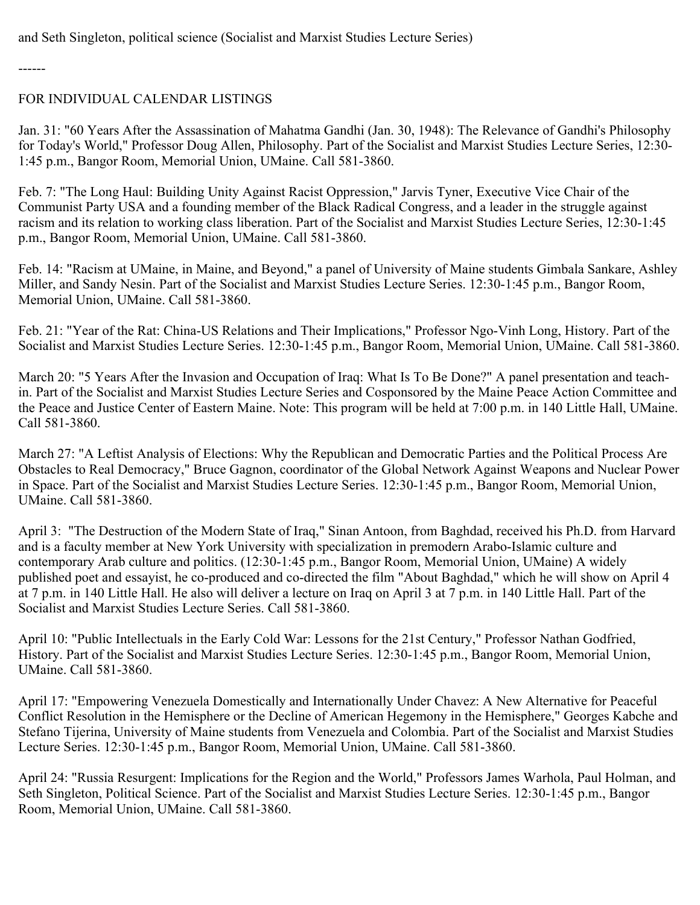and Seth Singleton, political science (Socialist and Marxist Studies Lecture Series)

------

FOR INDIVIDUAL CALENDAR LISTINGS

Jan. 31: "60 Years After the Assassination of Mahatma Gandhi (Jan. 30, 1948): The Relevance of Gandhi's Philosophy for Today's World," Professor Doug Allen, Philosophy. Part of the Socialist and Marxist Studies Lecture Series, 12:30-1:45 p.m., Bangor Room, Memorial Union, UMaine. Call 581-3860.

Feb. 7: "The Long Haul: Building Unity Against Racist Oppression," Jarvis Tyner, Executive Vice Chair of the Communist Party USA and a founding member of the Black Radical Congress, and a leader in the struggle against racism and its relation to working class liberation. Part of the Socialist and Marxist Studies Lecture Series, 12:30-1:45 p.m., Bangor Room, Memorial Union, UMaine. Call 581-3860.

Feb. 14: "Racism at UMaine, in Maine, and Beyond," a panel of University of Maine students Gimbala Sankare, Ashley Miller, and Sandy Nesin. Part of the Socialist and Marxist Studies Lecture Series. 12:30-1:45 p.m., Bangor Room, Memorial Union, UMaine. Call 581-3860.

Feb. 21: "Year of the Rat: China-US Relations and Their Implications," Professor Ngo-Vinh Long, History. Part of the Socialist and Marxist Studies Lecture Series. 12:30-1:45 p.m., Bangor Room, Memorial Union, UMaine. Call 581-3860.

March 20: "5 Years After the Invasion and Occupation of Iraq: What Is To Be Done?" A panel presentation and teach-in. Part of the Socialist and Marxist Studies Lecture Series and Cosponsored by the Maine Peace Action Committee and the Peace and Justice Center of Eastern Maine. Note: This program will be held at 7:00 p.m. in 140 Little Hall, UMaine. Call 581-3860.

March 27: "A Leftist Analysis of Elections: Why the Republican and Democratic Parties and the Political Process Are Obstacles to Real Democracy," Bruce Gagnon, coordinator of the Global Network Against Weapons and Nuclear Power in Space. Part of the Socialist and Marxist Studies Lecture Series. 12:30-1:45 p.m., Bangor Room, Memorial Union, UMaine. Call 581-3860.

April 3: "The Destruction of the Modern State of Iraq," Sinan Antoon, from Baghdad, received his Ph.D. from Harvard and is a faculty member at New York University with specialization in premodern Arabo-Islamic culture and contemporary Arab culture and politics. (12:30-1:45 p.m., Bangor Room, Memorial Union, UMaine) A widely published poet and essayist, he co-produced and co-directed the film "About Baghdad," which he will show on April 4 at 7 p.m. in 140 Little Hall. He also will deliver a lecture on Iraq on April 3 at 7 p.m. in 140 Little Hall. Part of the Socialist and Marxist Studies Lecture Series. Call 581-3860.

April 10: "Public Intellectuals in the Early Cold War: Lessons for the 21st Century," Professor Nathan Godfried, History. Part of the Socialist and Marxist Studies Lecture Series. 12:30-1:45 p.m., Bangor Room, Memorial Union, UMaine. Call 581-3860.

April 17: "Empowering Venezuela Domestically and Internationally Under Chavez: A New Alternative for Peaceful Conflict Resolution in the Hemisphere or the Decline of American Hegemony in the Hemisphere," Georges Kabche and Stefano Tijerina, University of Maine students from Venezuela and Colombia. Part of the Socialist and Marxist Studies Lecture Series. 12:30-1:45 p.m., Bangor Room, Memorial Union, UMaine. Call 581-3860.

April 24: "Russia Resurgent: Implications for the Region and the World," Professors James Warhola, Paul Holman, and Seth Singleton, Political Science. Part of the Socialist and Marxist Studies Lecture Series. 12:30-1:45 p.m., Bangor Room, Memorial Union, UMaine. Call 581-3860.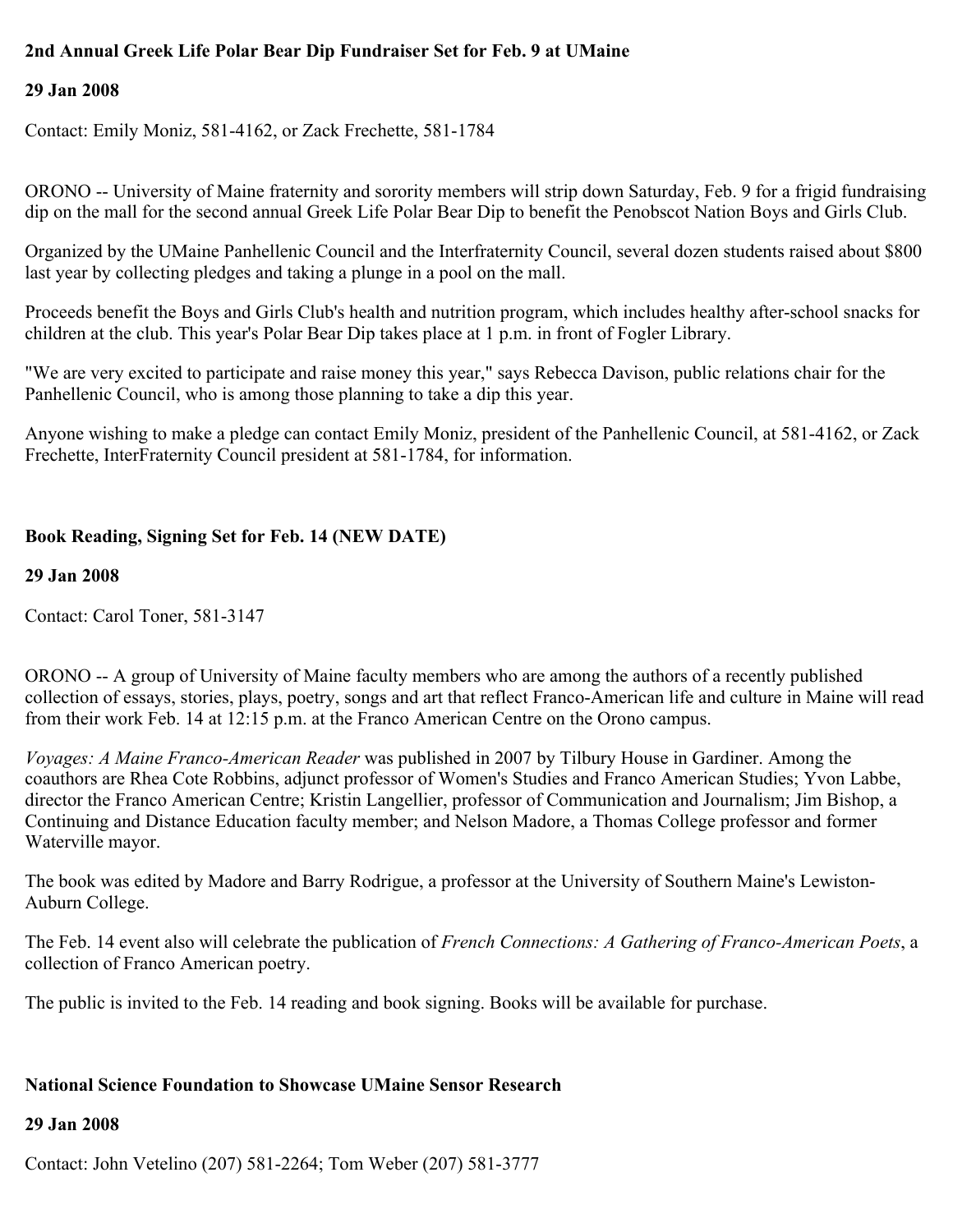**2nd Annual Greek Life Polar Bear Dip Fundraiser Set for Feb. 9 at UMaine**

**29 Jan 2008**

Contact: Emily Moniz, 581-4162, or Zack Frechette, 581-1784

ORONO -- University of Maine fraternity and sorority members will strip down Saturday, Feb. 9 for a frigid fundraising dip on the mall for the second annual Greek Life Polar Bear Dip to benefit the Penobscot Nation Boys and Girls Club.

Organized by the UMaine Panhellenic Council and the Interfraternity Council, several dozen students raised about $800 last year by collecting pledges and taking a plunge in a pool on the mall.

Proceeds benefit the Boys and Girls Club's health and nutrition program, which includes healthy after-school snacks for children at the club. This year's Polar Bear Dip takes place at 1 p.m. in front of Fogler Library.

"We are very excited to participate and raise money this year," says Rebecca Davison, public relations chair for the Panhellenic Council, who is among those planning to take a dip this year.

Anyone wishing to make a pledge can contact Emily Moniz, president of the Panhellenic Council, at 581-4162, or Zack Frechette, InterFraternity Council president at 581-1784, for information.

**Book Reading, Signing Set for Feb. 14 (NEW DATE)**

**29 Jan 2008**

Contact: Carol Toner, 581-3147

ORONO -- A group of University of Maine faculty members who are among the authors of a recently published collection of essays, stories, plays, poetry, songs and art that reflect Franco-American life and culture in Maine will read from their work Feb. 14 at 12:15 p.m. at the Franco American Centre on the Orono campus.

*Voyages: A Maine Franco-American Reader* was published in 2007 by Tilbury House in Gardiner. Among the coauthors are Rhea Cote Robbins, adjunct professor of Women's Studies and Franco American Studies; Yvon Labbe, director the Franco American Centre; Kristin Langellier, professor of Communication and Journalism; Jim Bishop, a Continuing and Distance Education faculty member; and Nelson Madore, a Thomas College professor and former Waterville mayor.

The book was edited by Madore and Barry Rodrigue, a professor at the University of Southern Maine's Lewiston-Auburn College.

The Feb. 14 event also will celebrate the publication of *French Connections: A Gathering of Franco-American Poets*, a collection of Franco American poetry.

The public is invited to the Feb. 14 reading and book signing. Books will be available for purchase.

**National Science Foundation to Showcase UMaine Sensor Research**

**29 Jan 2008**

Contact: John Vetelino (207) 581-2264; Tom Weber (207) 581-3777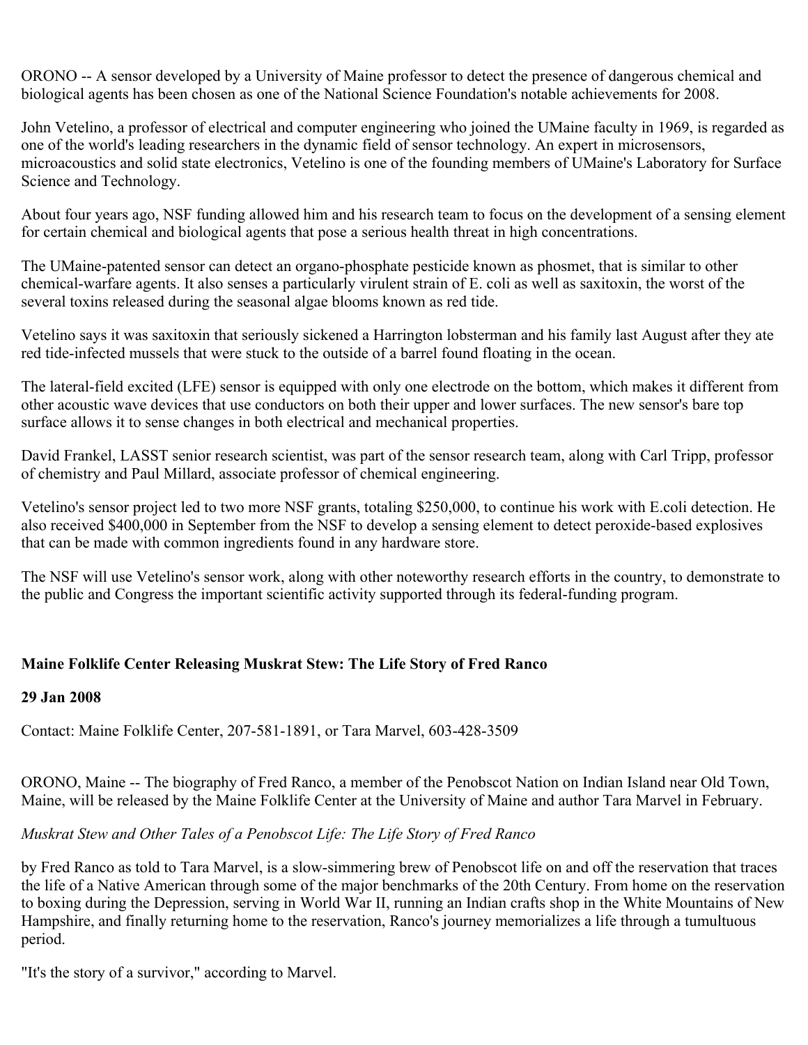ORONO -- A sensor developed by a University of Maine professor to detect the presence of dangerous chemical and biological agents has been chosen as one of the National Science Foundation's notable achievements for 2008.

John Vetelino, a professor of electrical and computer engineering who joined the UMaine faculty in 1969, is regarded as one of the world's leading researchers in the dynamic field of sensor technology. An expert in microsensors, microacoustics and solid state electronics, Vetelino is one of the founding members of UMaine's Laboratory for Surface Science and Technology.

About four years ago, NSF funding allowed him and his research team to focus on the development of a sensing element for certain chemical and biological agents that pose a serious health threat in high concentrations.

The UMaine-patented sensor can detect an organo-phosphate pesticide known as phosmet, that is similar to other chemical-warfare agents. It also senses a particularly virulent strain of E. coli as well as saxitoxin, the worst of the several toxins released during the seasonal algae blooms known as red tide.

Vetelino says it was saxitoxin that seriously sickened a Harrington lobsterman and his family last August after they ate red tide-infected mussels that were stuck to the outside of a barrel found floating in the ocean.

The lateral-field excited (LFE) sensor is equipped with only one electrode on the bottom, which makes it different from other acoustic wave devices that use conductors on both their upper and lower surfaces. The new sensor's bare top surface allows it to sense changes in both electrical and mechanical properties.

David Frankel, LASST senior research scientist, was part of the sensor research team, along with Carl Tripp, professor of chemistry and Paul Millard, associate professor of chemical engineering.

Vetelino's sensor project led to two more NSF grants, totaling $250,000, to continue his work with E.coli detection. He also received $400,000 in September from the NSF to develop a sensing element to detect peroxide-based explosives that can be made with common ingredients found in any hardware store.

The NSF will use Vetelino's sensor work, along with other noteworthy research efforts in the country, to demonstrate to the public and Congress the important scientific activity supported through its federal-funding program.

**Maine Folklife Center Releasing Muskrat Stew: The Life Story of Fred Ranco**

**29 Jan 2008**

Contact: Maine Folklife Center, 207-581-1891, or Tara Marvel, 603-428-3509

ORONO, Maine -- The biography of Fred Ranco, a member of the Penobscot Nation on Indian Island near Old Town, Maine, will be released by the Maine Folklife Center at the University of Maine and author Tara Marvel in February.

*Muskrat Stew and Other Tales of a Penobscot Life: The Life Story of Fred Ranco*

by Fred Ranco as told to Tara Marvel, is a slow-simmering brew of Penobscot life on and off the reservation that traces the life of a Native American through some of the major benchmarks of the 20th Century. From home on the reservation to boxing during the Depression, serving in World War II, running an Indian crafts shop in the White Mountains of New Hampshire, and finally returning home to the reservation, Ranco's journey memorializes a life through a tumultuous period.

"It's the story of a survivor," according to Marvel.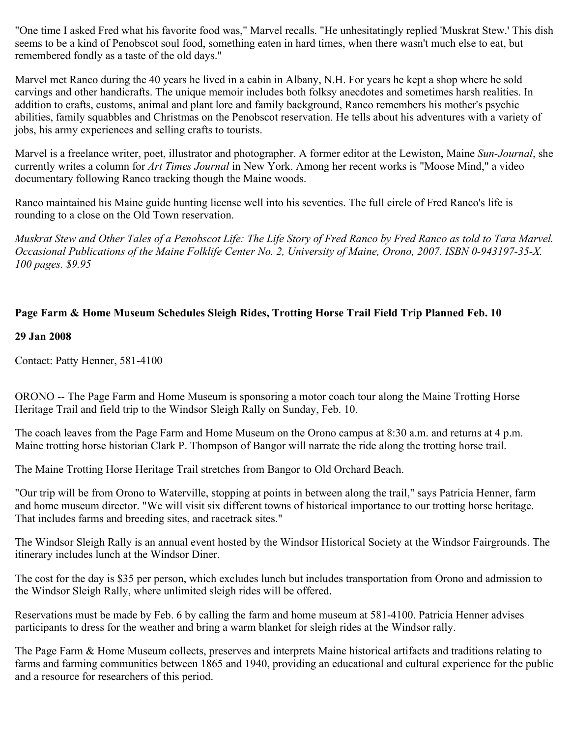"One time I asked Fred what his favorite food was," Marvel recalls. "He unhesitatingly replied 'Muskrat Stew.' This dish seems to be a kind of Penobscot soul food, something eaten in hard times, when there wasn't much else to eat, but remembered fondly as a taste of the old days."

Marvel met Ranco during the 40 years he lived in a cabin in Albany, N.H. For years he kept a shop where he sold carvings and other handicrafts. The unique memoir includes both folksy anecdotes and sometimes harsh realities. In addition to crafts, customs, animal and plant lore and family background, Ranco remembers his mother's psychic abilities, family squabbles and Christmas on the Penobscot reservation. He tells about his adventures with a variety of jobs, his army experiences and selling crafts to tourists.

Marvel is a freelance writer, poet, illustrator and photographer. A former editor at the Lewiston, Maine *Sun-Journal*, she currently writes a column for *Art Times Journal* in New York. Among her recent works is "Moose Mind," a video documentary following Ranco tracking though the Maine woods.

Ranco maintained his Maine guide hunting license well into his seventies. The full circle of Fred Ranco's life is rounding to a close on the Old Town reservation.

*Muskrat Stew and Other Tales of a Penobscot Life: The Life Story of Fred Ranco by Fred Ranco as told to Tara Marvel. Occasional Publications of the Maine Folklife Center No. 2, University of Maine, Orono, 2007. ISBN 0-943197-35-X. 100 pages. $9.95*

**Page Farm & Home Museum Schedules Sleigh Rides, Trotting Horse Trail Field Trip Planned Feb. 10**

**29 Jan 2008**

Contact: Patty Henner, 581-4100

ORONO -- The Page Farm and Home Museum is sponsoring a motor coach tour along the Maine Trotting Horse Heritage Trail and field trip to the Windsor Sleigh Rally on Sunday, Feb. 10.

The coach leaves from the Page Farm and Home Museum on the Orono campus at 8:30 a.m. and returns at 4 p.m. Maine trotting horse historian Clark P. Thompson of Bangor will narrate the ride along the trotting horse trail.

The Maine Trotting Horse Heritage Trail stretches from Bangor to Old Orchard Beach.

"Our trip will be from Orono to Waterville, stopping at points in between along the trail," says Patricia Henner, farm and home museum director. "We will visit six different towns of historical importance to our trotting horse heritage. That includes farms and breeding sites, and racetrack sites."

The Windsor Sleigh Rally is an annual event hosted by the Windsor Historical Society at the Windsor Fairgrounds. The itinerary includes lunch at the Windsor Diner.

The cost for the day is $35 per person, which excludes lunch but includes transportation from Orono and admission to the Windsor Sleigh Rally, where unlimited sleigh rides will be offered.

Reservations must be made by Feb. 6 by calling the farm and home museum at 581-4100. Patricia Henner advises participants to dress for the weather and bring a warm blanket for sleigh rides at the Windsor rally.

The Page Farm & Home Museum collects, preserves and interprets Maine historical artifacts and traditions relating to farms and farming communities between 1865 and 1940, providing an educational and cultural experience for the public and a resource for researchers of this period.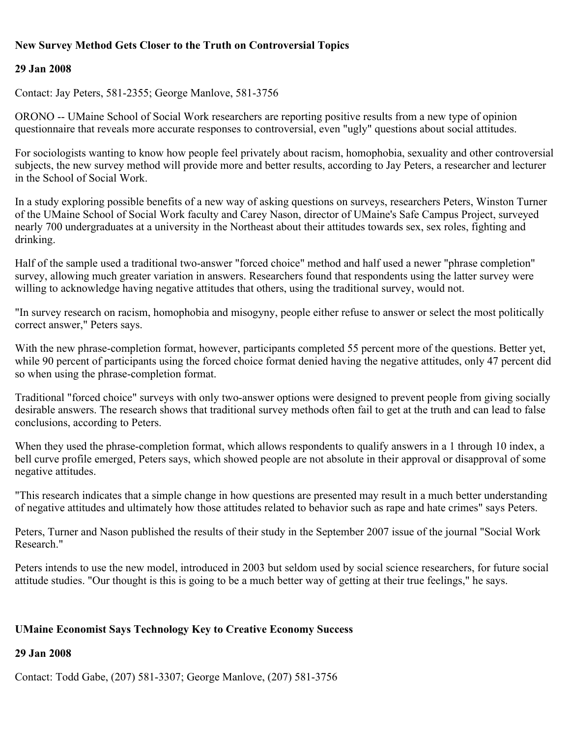**New Survey Method Gets Closer to the Truth on Controversial Topics**

**29 Jan 2008**

Contact: Jay Peters, 581-2355; George Manlove, 581-3756

ORONO -- UMaine School of Social Work researchers are reporting positive results from a new type of opinion questionnaire that reveals more accurate responses to controversial, even "ugly" questions about social attitudes.

For sociologists wanting to know how people feel privately about racism, homophobia, sexuality and other controversial subjects, the new survey method will provide more and better results, according to Jay Peters, a researcher and lecturer in the School of Social Work.

In a study exploring possible benefits of a new way of asking questions on surveys, researchers Peters, Winston Turner of the UMaine School of Social Work faculty and Carey Nason, director of UMaine's Safe Campus Project, surveyed nearly 700 undergraduates at a university in the Northeast about their attitudes towards sex, sex roles, fighting and drinking.

Half of the sample used a traditional two-answer "forced choice" method and half used a newer "phrase completion" survey, allowing much greater variation in answers. Researchers found that respondents using the latter survey were willing to acknowledge having negative attitudes that others, using the traditional survey, would not.

"In survey research on racism, homophobia and misogyny, people either refuse to answer or select the most politically correct answer," Peters says.

With the new phrase-completion format, however, participants completed 55 percent more of the questions. Better yet, while 90 percent of participants using the forced choice format denied having the negative attitudes, only 47 percent did so when using the phrase-completion format.

Traditional "forced choice" surveys with only two-answer options were designed to prevent people from giving socially desirable answers. The research shows that traditional survey methods often fail to get at the truth and can lead to false conclusions, according to Peters.

When they used the phrase-completion format, which allows respondents to qualify answers in a 1 through 10 index, a bell curve profile emerged, Peters says, which showed people are not absolute in their approval or disapproval of some negative attitudes.

"This research indicates that a simple change in how questions are presented may result in a much better understanding of negative attitudes and ultimately how those attitudes related to behavior such as rape and hate crimes" says Peters.

Peters, Turner and Nason published the results of their study in the September 2007 issue of the journal "Social Work Research."

Peters intends to use the new model, introduced in 2003 but seldom used by social science researchers, for future social attitude studies. "Our thought is this is going to be a much better way of getting at their true feelings," he says.

**UMaine Economist Says Technology Key to Creative Economy Success**

**29 Jan 2008**

Contact: Todd Gabe, (207) 581-3307; George Manlove, (207) 581-3756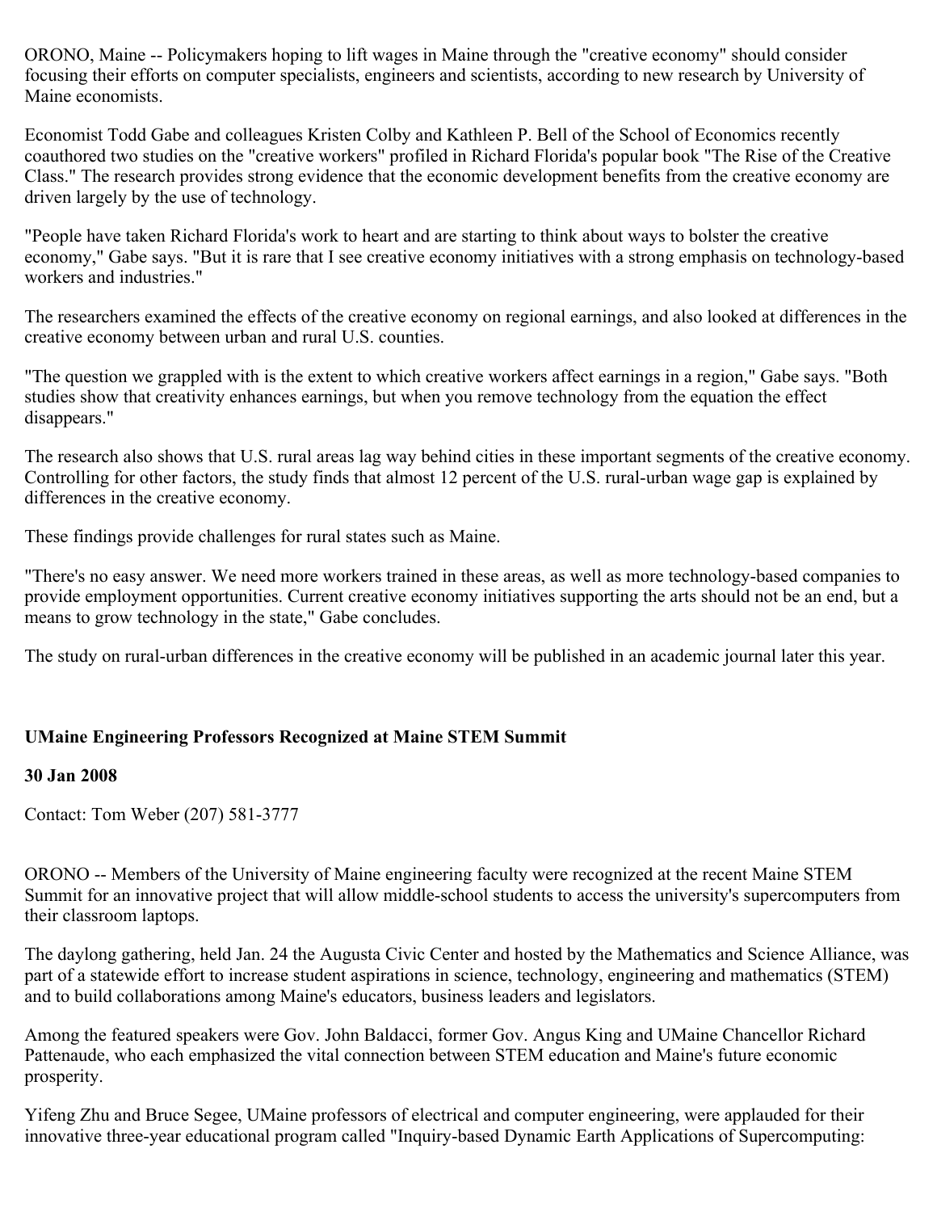ORONO, Maine -- Policymakers hoping to lift wages in Maine through the "creative economy" should consider focusing their efforts on computer specialists, engineers and scientists, according to new research by University of Maine economists.

Economist Todd Gabe and colleagues Kristen Colby and Kathleen P. Bell of the School of Economics recently coauthored two studies on the "creative workers" profiled in Richard Florida's popular book "The Rise of the Creative Class." The research provides strong evidence that the economic development benefits from the creative economy are driven largely by the use of technology.

"People have taken Richard Florida's work to heart and are starting to think about ways to bolster the creative economy," Gabe says. "But it is rare that I see creative economy initiatives with a strong emphasis on technology-based workers and industries."

The researchers examined the effects of the creative economy on regional earnings, and also looked at differences in the creative economy between urban and rural U.S. counties.

"The question we grappled with is the extent to which creative workers affect earnings in a region," Gabe says. "Both studies show that creativity enhances earnings, but when you remove technology from the equation the effect disappears."

The research also shows that U.S. rural areas lag way behind cities in these important segments of the creative economy. Controlling for other factors, the study finds that almost 12 percent of the U.S. rural-urban wage gap is explained by differences in the creative economy.

These findings provide challenges for rural states such as Maine.

"There's no easy answer. We need more workers trained in these areas, as well as more technology-based companies to provide employment opportunities. Current creative economy initiatives supporting the arts should not be an end, but a means to grow technology in the state," Gabe concludes.

The study on rural-urban differences in the creative economy will be published in an academic journal later this year.

**UMaine Engineering Professors Recognized at Maine STEM Summit**

**30 Jan 2008**

Contact: Tom Weber (207) 581-3777

ORONO -- Members of the University of Maine engineering faculty were recognized at the recent Maine STEM Summit for an innovative project that will allow middle-school students to access the university's supercomputers from their classroom laptops.

The daylong gathering, held Jan. 24 the Augusta Civic Center and hosted by the Mathematics and Science Alliance, was part of a statewide effort to increase student aspirations in science, technology, engineering and mathematics (STEM) and to build collaborations among Maine's educators, business leaders and legislators.

Among the featured speakers were Gov. John Baldacci, former Gov. Angus King and UMaine Chancellor Richard Pattenaude, who each emphasized the vital connection between STEM education and Maine's future economic prosperity.

Yifeng Zhu and Bruce Segee, UMaine professors of electrical and computer engineering, were applauded for their innovative three-year educational program called "Inquiry-based Dynamic Earth Applications of Supercomputing: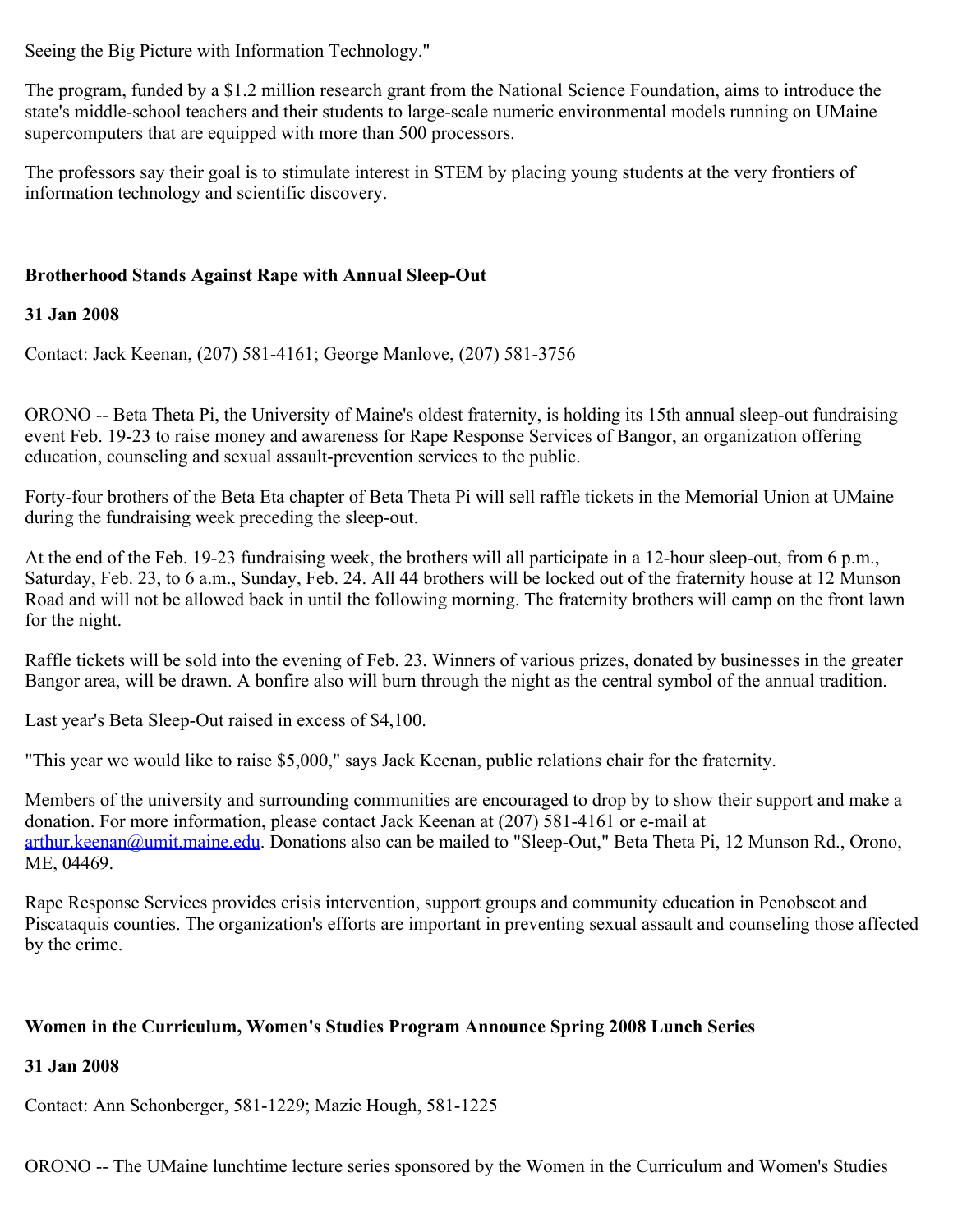Seeing the Big Picture with Information Technology."

The program, funded by a $1.2 million research grant from the National Science Foundation, aims to introduce the state's middle-school teachers and their students to large-scale numeric environmental models running on UMaine supercomputers that are equipped with more than 500 processors.

The professors say their goal is to stimulate interest in STEM by placing young students at the very frontiers of information technology and scientific discovery.

**Brotherhood Stands Against Rape with Annual Sleep-Out**

**31 Jan 2008**

Contact: Jack Keenan, (207) 581-4161; George Manlove, (207) 581-3756

ORONO -- Beta Theta Pi, the University of Maine's oldest fraternity, is holding its 15th annual sleep-out fundraising event Feb. 19-23 to raise money and awareness for Rape Response Services of Bangor, an organization offering education, counseling and sexual assault-prevention services to the public.

Forty-four brothers of the Beta Eta chapter of Beta Theta Pi will sell raffle tickets in the Memorial Union at UMaine during the fundraising week preceding the sleep-out.

At the end of the Feb. 19-23 fundraising week, the brothers will all participate in a 12-hour sleep-out, from 6 p.m., Saturday, Feb. 23, to 6 a.m., Sunday, Feb. 24. All 44 brothers will be locked out of the fraternity house at 12 Munson Road and will not be allowed back in until the following morning. The fraternity brothers will camp on the front lawn for the night.

Raffle tickets will be sold into the evening of Feb. 23. Winners of various prizes, donated by businesses in the greater Bangor area, will be drawn. A bonfire also will burn through the night as the central symbol of the annual tradition.

Last year's Beta Sleep-Out raised in excess of $4,100.

"This year we would like to raise $5,000," says Jack Keenan, public relations chair for the fraternity.

Members of the university and surrounding communities are encouraged to drop by to show their support and make a donation. For more information, please contact Jack Keenan at (207) 581-4161 or e-mail at arthur.keenan@umit.maine.edu. Donations also can be mailed to "Sleep-Out," Beta Theta Pi, 12 Munson Rd., Orono, ME, 04469.

Rape Response Services provides crisis intervention, support groups and community education in Penobscot and Piscataquis counties. The organization's efforts are important in preventing sexual assault and counseling those affected by the crime.

**Women in the Curriculum, Women's Studies Program Announce Spring 2008 Lunch Series**

**31 Jan 2008**

Contact: Ann Schonberger, 581-1229; Mazie Hough, 581-1225

ORONO -- The UMaine lunchtime lecture series sponsored by the Women in the Curriculum and Women's Studies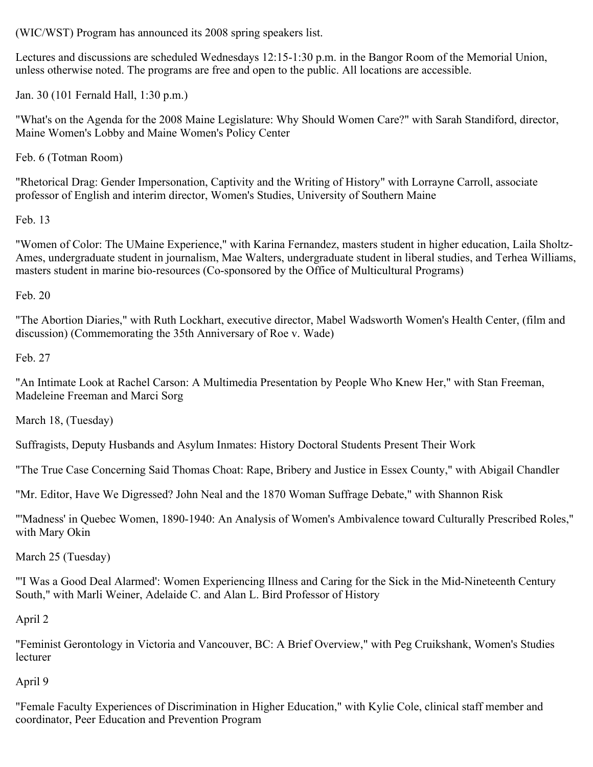(WIC/WST) Program has announced its 2008 spring speakers list.

Lectures and discussions are scheduled Wednesdays 12:15-1:30 p.m. in the Bangor Room of the Memorial Union, unless otherwise noted. The programs are free and open to the public. All locations are accessible.

Jan. 30 (101 Fernald Hall, 1:30 p.m.)

"What's on the Agenda for the 2008 Maine Legislature: Why Should Women Care?" with Sarah Standiford, director, Maine Women's Lobby and Maine Women's Policy Center

Feb. 6 (Totman Room)

"Rhetorical Drag: Gender Impersonation, Captivity and the Writing of History" with Lorrayne Carroll, associate professor of English and interim director, Women's Studies, University of Southern Maine

Feb. 13

"Women of Color: The UMaine Experience," with Karina Fernandez, masters student in higher education, Laila Sholtz-Ames, undergraduate student in journalism, Mae Walters, undergraduate student in liberal studies, and Terhea Williams, masters student in marine bio-resources (Co-sponsored by the Office of Multicultural Programs)

Feb. 20

"The Abortion Diaries," with Ruth Lockhart, executive director, Mabel Wadsworth Women's Health Center, (film and discussion) (Commemorating the 35th Anniversary of Roe v. Wade)

Feb. 27

"An Intimate Look at Rachel Carson: A Multimedia Presentation by People Who Knew Her," with Stan Freeman, Madeleine Freeman and Marci Sorg

March 18, (Tuesday)

Suffragists, Deputy Husbands and Asylum Inmates: History Doctoral Students Present Their Work

"The True Case Concerning Said Thomas Choat: Rape, Bribery and Justice in Essex County," with Abigail Chandler

"Mr. Editor, Have We Digressed? John Neal and the 1870 Woman Suffrage Debate," with Shannon Risk

"'Madness' in Quebec Women, 1890-1940: An Analysis of Women's Ambivalence toward Culturally Prescribed Roles," with Mary Okin

March 25 (Tuesday)

"'I Was a Good Deal Alarmed': Women Experiencing Illness and Caring for the Sick in the Mid-Nineteenth Century South," with Marli Weiner, Adelaide C. and Alan L. Bird Professor of History

April 2

"Feminist Gerontology in Victoria and Vancouver, BC: A Brief Overview," with Peg Cruikshank, Women's Studies lecturer

April 9

"Female Faculty Experiences of Discrimination in Higher Education," with Kylie Cole, clinical staff member and coordinator, Peer Education and Prevention Program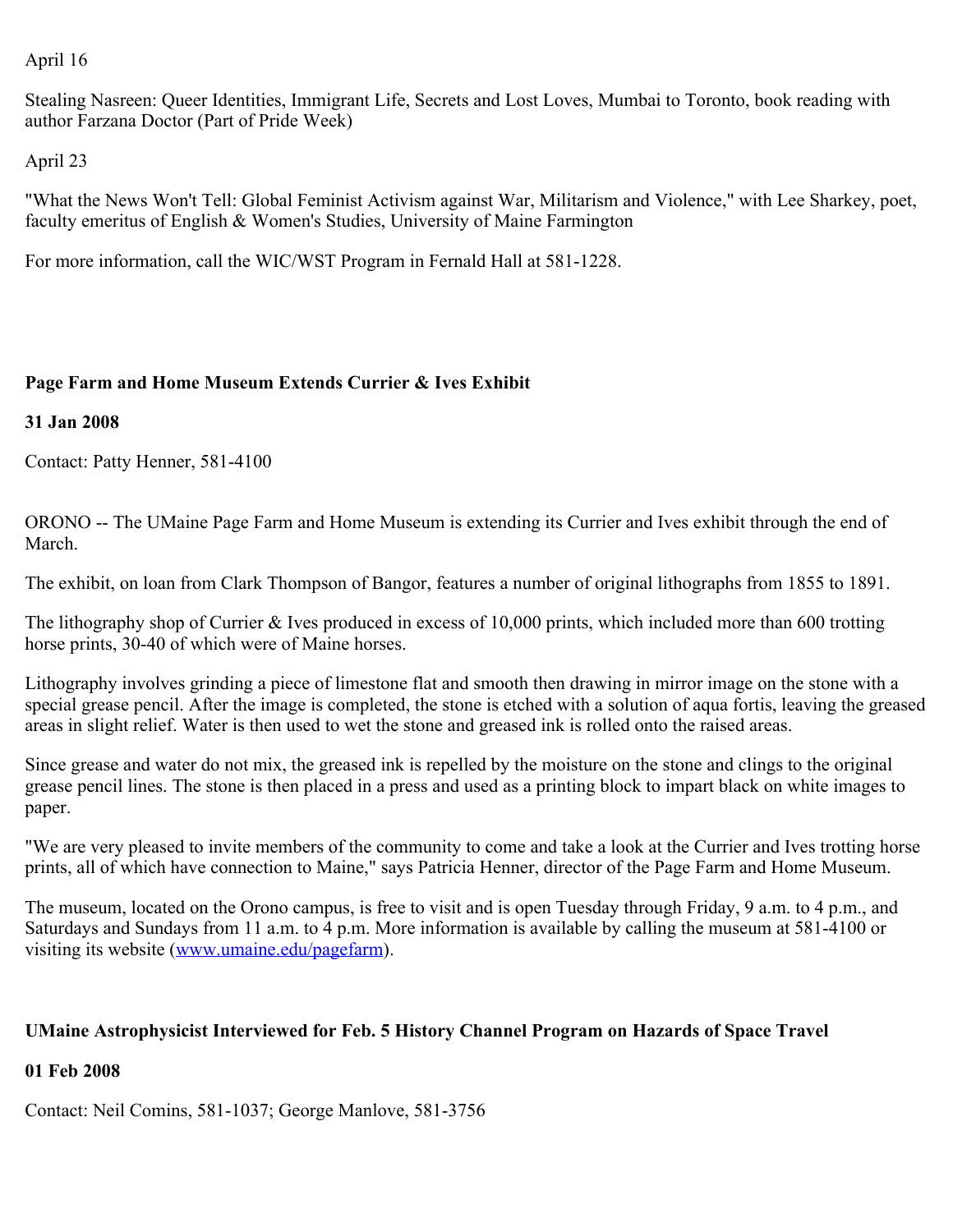April 16

Stealing Nasreen: Queer Identities, Immigrant Life, Secrets and Lost Loves, Mumbai to Toronto, book reading with author Farzana Doctor (Part of Pride Week)

April 23

"What the News Won't Tell: Global Feminist Activism against War, Militarism and Violence," with Lee Sharkey, poet, faculty emeritus of English & Women's Studies, University of Maine Farmington

For more information, call the WIC/WST Program in Fernald Hall at 581-1228.

## Page Farm and Home Museum Extends Currier & Ives Exhibit

**31 Jan 2008**

Contact: Patty Henner, 581-4100

ORONO -- The UMaine Page Farm and Home Museum is extending its Currier and Ives exhibit through the end of March.

The exhibit, on loan from Clark Thompson of Bangor, features a number of original lithographs from 1855 to 1891.

The lithography shop of Currier & Ives produced in excess of 10,000 prints, which included more than 600 trotting horse prints, 30-40 of which were of Maine horses.

Lithography involves grinding a piece of limestone flat and smooth then drawing in mirror image on the stone with a special grease pencil. After the image is completed, the stone is etched with a solution of aqua fortis, leaving the greased areas in slight relief. Water is then used to wet the stone and greased ink is rolled onto the raised areas.

Since grease and water do not mix, the greased ink is repelled by the moisture on the stone and clings to the original grease pencil lines. The stone is then placed in a press and used as a printing block to impart black on white images to paper.

"We are very pleased to invite members of the community to come and take a look at the Currier and Ives trotting horse prints, all of which have connection to Maine," says Patricia Henner, director of the Page Farm and Home Museum.

The museum, located on the Orono campus, is free to visit and is open Tuesday through Friday, 9 a.m. to 4 p.m., and Saturdays and Sundays from 11 a.m. to 4 p.m. More information is available by calling the museum at 581-4100 or visiting its website (www.umaine.edu/pagefarm).

## UMaine Astrophysicist Interviewed for Feb. 5 History Channel Program on Hazards of Space Travel

**01 Feb 2008**

Contact: Neil Comins, 581-1037; George Manlove, 581-3756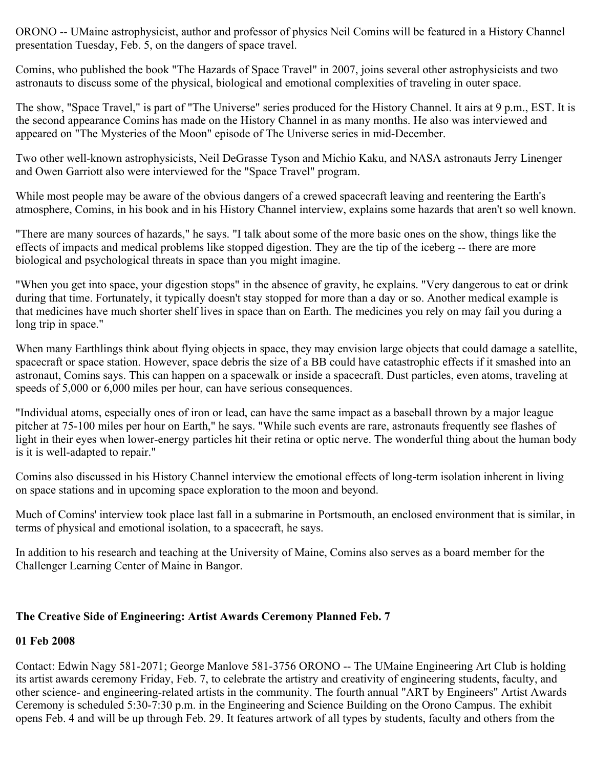ORONO -- UMaine astrophysicist, author and professor of physics Neil Comins will be featured in a History Channel presentation Tuesday, Feb. 5, on the dangers of space travel.

Comins, who published the book "The Hazards of Space Travel" in 2007, joins several other astrophysicists and two astronauts to discuss some of the physical, biological and emotional complexities of traveling in outer space.

The show, "Space Travel," is part of "The Universe" series produced for the History Channel. It airs at 9 p.m., EST. It is the second appearance Comins has made on the History Channel in as many months. He also was interviewed and appeared on "The Mysteries of the Moon" episode of The Universe series in mid-December.

Two other well-known astrophysicists, Neil DeGrasse Tyson and Michio Kaku, and NASA astronauts Jerry Linenger and Owen Garriott also were interviewed for the "Space Travel" program.

While most people may be aware of the obvious dangers of a crewed spacecraft leaving and reentering the Earth's atmosphere, Comins, in his book and in his History Channel interview, explains some hazards that aren't so well known.

"There are many sources of hazards," he says. "I talk about some of the more basic ones on the show, things like the effects of impacts and medical problems like stopped digestion. They are the tip of the iceberg -- there are more biological and psychological threats in space than you might imagine.

"When you get into space, your digestion stops" in the absence of gravity, he explains. "Very dangerous to eat or drink during that time. Fortunately, it typically doesn't stay stopped for more than a day or so. Another medical example is that medicines have much shorter shelf lives in space than on Earth. The medicines you rely on may fail you during a long trip in space."

When many Earthlings think about flying objects in space, they may envision large objects that could damage a satellite, spacecraft or space station. However, space debris the size of a BB could have catastrophic effects if it smashed into an astronaut, Comins says. This can happen on a spacewalk or inside a spacecraft. Dust particles, even atoms, traveling at speeds of 5,000 or 6,000 miles per hour, can have serious consequences.

"Individual atoms, especially ones of iron or lead, can have the same impact as a baseball thrown by a major league pitcher at 75-100 miles per hour on Earth," he says. "While such events are rare, astronauts frequently see flashes of light in their eyes when lower-energy particles hit their retina or optic nerve. The wonderful thing about the human body is it is well-adapted to repair."

Comins also discussed in his History Channel interview the emotional effects of long-term isolation inherent in living on space stations and in upcoming space exploration to the moon and beyond.

Much of Comins' interview took place last fall in a submarine in Portsmouth, an enclosed environment that is similar, in terms of physical and emotional isolation, to a spacecraft, he says.

In addition to his research and teaching at the University of Maine, Comins also serves as a board member for the Challenger Learning Center of Maine in Bangor.

### The Creative Side of Engineering: Artist Awards Ceremony Planned Feb. 7

**01 Feb 2008**

Contact: Edwin Nagy 581-2071; George Manlove 581-3756 ORONO -- The UMaine Engineering Art Club is holding its artist awards ceremony Friday, Feb. 7, to celebrate the artistry and creativity of engineering students, faculty, and other science- and engineering-related artists in the community. The fourth annual "ART by Engineers" Artist Awards Ceremony is scheduled 5:30-7:30 p.m. in the Engineering and Science Building on the Orono Campus. The exhibit opens Feb. 4 and will be up through Feb. 29. It features artwork of all types by students, faculty and others from the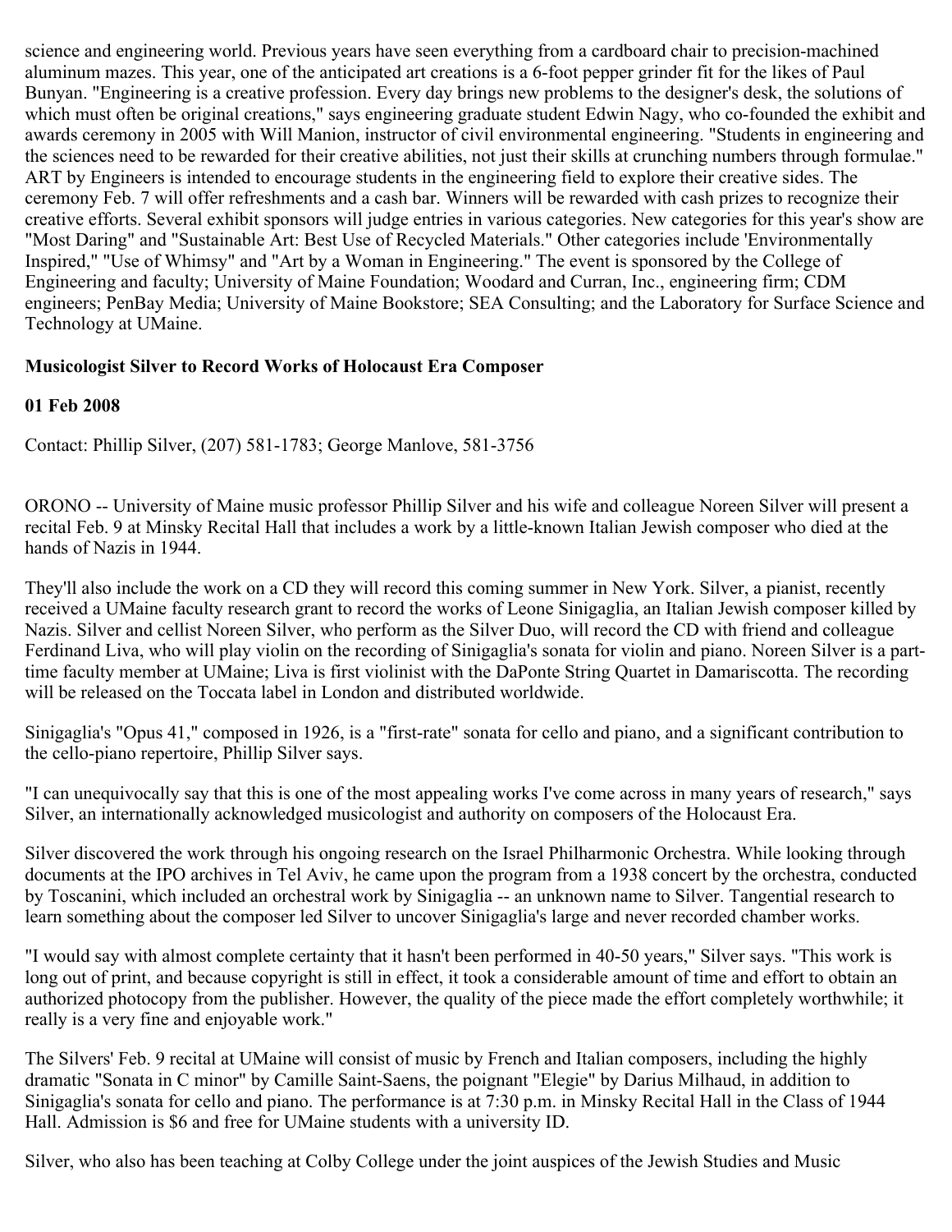science and engineering world. Previous years have seen everything from a cardboard chair to precision-machined aluminum mazes. This year, one of the anticipated art creations is a 6-foot pepper grinder fit for the likes of Paul Bunyan. "Engineering is a creative profession. Every day brings new problems to the designer's desk, the solutions of which must often be original creations," says engineering graduate student Edwin Nagy, who co-founded the exhibit and awards ceremony in 2005 with Will Manion, instructor of civil environmental engineering. "Students in engineering and the sciences need to be rewarded for their creative abilities, not just their skills at crunching numbers through formulae." ART by Engineers is intended to encourage students in the engineering field to explore their creative sides. The ceremony Feb. 7 will offer refreshments and a cash bar. Winners will be rewarded with cash prizes to recognize their creative efforts. Several exhibit sponsors will judge entries in various categories. New categories for this year's show are "Most Daring" and "Sustainable Art: Best Use of Recycled Materials." Other categories include 'Environmentally Inspired," "Use of Whimsy" and "Art by a Woman in Engineering." The event is sponsored by the College of Engineering and faculty; University of Maine Foundation; Woodard and Curran, Inc., engineering firm; CDM engineers; PenBay Media; University of Maine Bookstore; SEA Consulting; and the Laboratory for Surface Science and Technology at UMaine.

**Musicologist Silver to Record Works of Holocaust Era Composer**

**01 Feb 2008**

Contact: Phillip Silver, (207) 581-1783; George Manlove, 581-3756

ORONO -- University of Maine music professor Phillip Silver and his wife and colleague Noreen Silver will present a recital Feb. 9 at Minsky Recital Hall that includes a work by a little-known Italian Jewish composer who died at the hands of Nazis in 1944.

They'll also include the work on a CD they will record this coming summer in New York. Silver, a pianist, recently received a UMaine faculty research grant to record the works of Leone Sinigaglia, an Italian Jewish composer killed by Nazis. Silver and cellist Noreen Silver, who perform as the Silver Duo, will record the CD with friend and colleague Ferdinand Liva, who will play violin on the recording of Sinigaglia's sonata for violin and piano. Noreen Silver is a part-time faculty member at UMaine; Liva is first violinist with the DaPonte String Quartet in Damariscotta. The recording will be released on the Toccata label in London and distributed worldwide.

Sinigaglia's "Opus 41," composed in 1926, is a "first-rate" sonata for cello and piano, and a significant contribution to the cello-piano repertoire, Phillip Silver says.

"I can unequivocally say that this is one of the most appealing works I've come across in many years of research," says Silver, an internationally acknowledged musicologist and authority on composers of the Holocaust Era.

Silver discovered the work through his ongoing research on the Israel Philharmonic Orchestra. While looking through documents at the IPO archives in Tel Aviv, he came upon the program from a 1938 concert by the orchestra, conducted by Toscanini, which included an orchestral work by Sinigaglia -- an unknown name to Silver. Tangential research to learn something about the composer led Silver to uncover Sinigaglia's large and never recorded chamber works.

"I would say with almost complete certainty that it hasn't been performed in 40-50 years," Silver says. "This work is long out of print, and because copyright is still in effect, it took a considerable amount of time and effort to obtain an authorized photocopy from the publisher. However, the quality of the piece made the effort completely worthwhile; it really is a very fine and enjoyable work."

The Silvers' Feb. 9 recital at UMaine will consist of music by French and Italian composers, including the highly dramatic "Sonata in C minor" by Camille Saint-Saens, the poignant "Elegie" by Darius Milhaud, in addition to Sinigaglia's sonata for cello and piano. The performance is at 7:30 p.m. in Minsky Recital Hall in the Class of 1944 Hall. Admission is $6 and free for UMaine students with a university ID.

Silver, who also has been teaching at Colby College under the joint auspices of the Jewish Studies and Music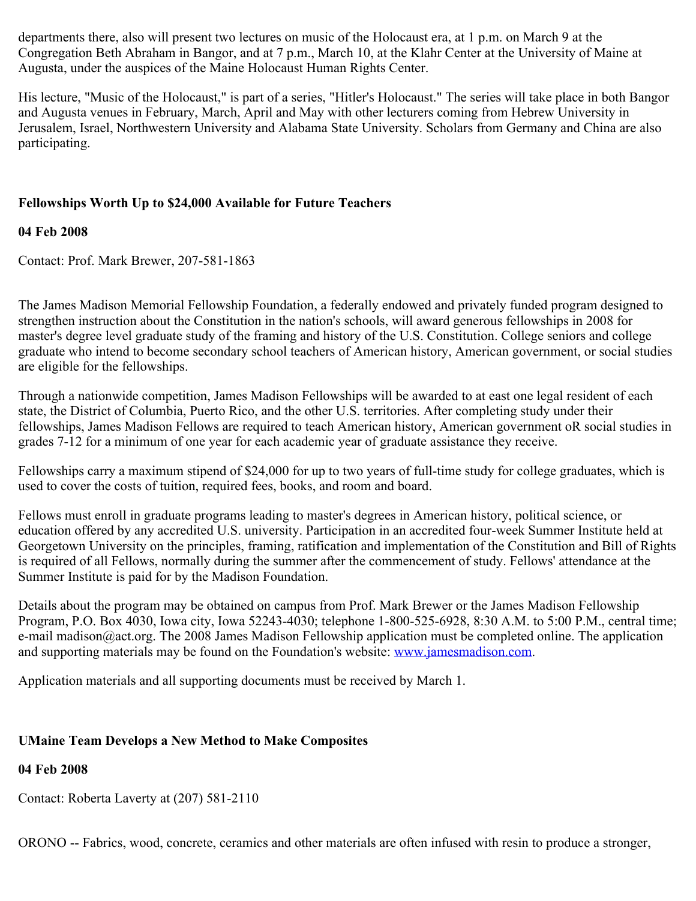departments there, also will present two lectures on music of the Holocaust era, at 1 p.m. on March 9 at the Congregation Beth Abraham in Bangor, and at 7 p.m., March 10, at the Klahr Center at the University of Maine at Augusta, under the auspices of the Maine Holocaust Human Rights Center.

His lecture, "Music of the Holocaust," is part of a series, "Hitler's Holocaust." The series will take place in both Bangor and Augusta venues in February, March, April and May with other lecturers coming from Hebrew University in Jerusalem, Israel, Northwestern University and Alabama State University. Scholars from Germany and China are also participating.

**Fellowships Worth Up to $24,000 Available for Future Teachers**

**04 Feb 2008**

Contact: Prof. Mark Brewer, 207-581-1863

The James Madison Memorial Fellowship Foundation, a federally endowed and privately funded program designed to strengthen instruction about the Constitution in the nation's schools, will award generous fellowships in 2008 for master's degree level graduate study of the framing and history of the U.S. Constitution. College seniors and college graduate who intend to become secondary school teachers of American history, American government, or social studies are eligible for the fellowships.

Through a nationwide competition, James Madison Fellowships will be awarded to at east one legal resident of each state, the District of Columbia, Puerto Rico, and the other U.S. territories. After completing study under their fellowships, James Madison Fellows are required to teach American history, American government oR social studies in grades 7-12 for a minimum of one year for each academic year of graduate assistance they receive.

Fellowships carry a maximum stipend of $24,000 for up to two years of full-time study for college graduates, which is used to cover the costs of tuition, required fees, books, and room and board.

Fellows must enroll in graduate programs leading to master's degrees in American history, political science, or education offered by any accredited U.S. university. Participation in an accredited four-week Summer Institute held at Georgetown University on the principles, framing, ratification and implementation of the Constitution and Bill of Rights is required of all Fellows, normally during the summer after the commencement of study. Fellows' attendance at the Summer Institute is paid for by the Madison Foundation.

Details about the program may be obtained on campus from Prof. Mark Brewer or the James Madison Fellowship Program, P.O. Box 4030, Iowa city, Iowa 52243-4030; telephone 1-800-525-6928, 8:30 A.M. to 5:00 P.M., central time; e-mail madison@act.org. The 2008 James Madison Fellowship application must be completed online. The application and supporting materials may be found on the Foundation's website: [www.jamesmadison.com](http://www.jamesmadison.com).

Application materials and all supporting documents must be received by March 1.

**UMaine Team Develops a New Method to Make Composites**

**04 Feb 2008**

Contact: Roberta Laverty at (207) 581-2110

ORONO -- Fabrics, wood, concrete, ceramics and other materials are often infused with resin to produce a stronger,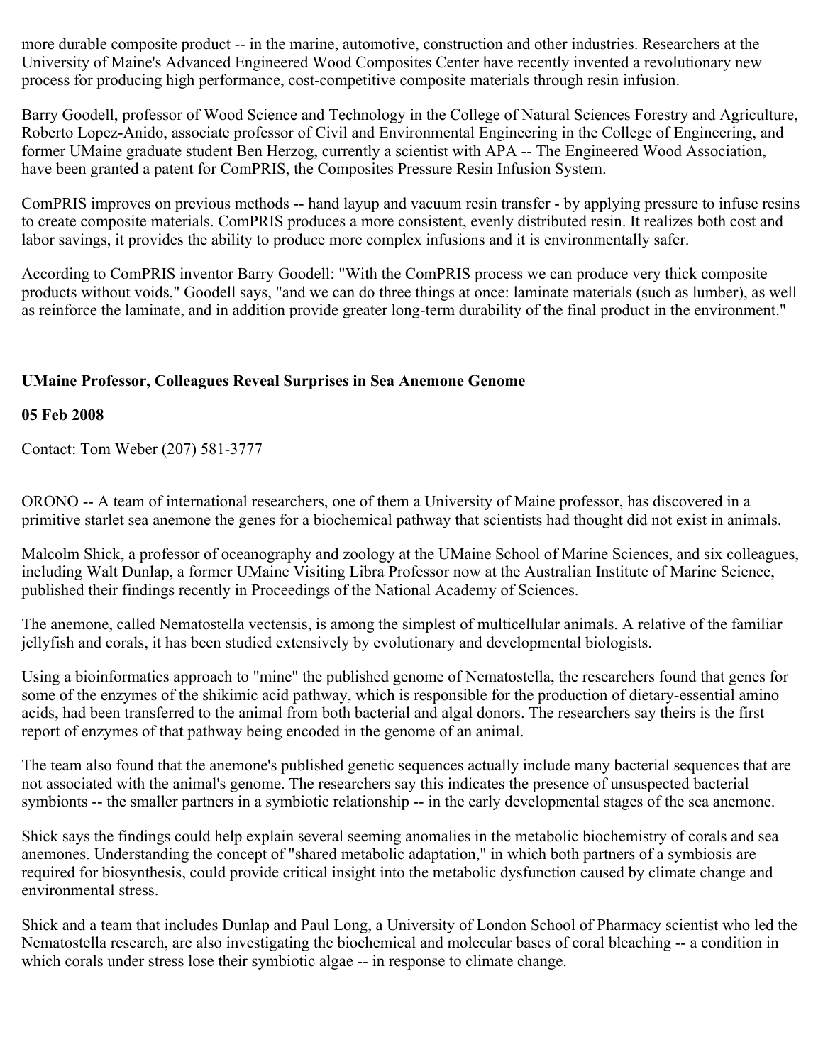more durable composite product -- in the marine, automotive, construction and other industries. Researchers at the University of Maine's Advanced Engineered Wood Composites Center have recently invented a revolutionary new process for producing high performance, cost-competitive composite materials through resin infusion.

Barry Goodell, professor of Wood Science and Technology in the College of Natural Sciences Forestry and Agriculture, Roberto Lopez-Anido, associate professor of Civil and Environmental Engineering in the College of Engineering, and former UMaine graduate student Ben Herzog, currently a scientist with APA -- The Engineered Wood Association, have been granted a patent for ComPRIS, the Composites Pressure Resin Infusion System.

ComPRIS improves on previous methods -- hand layup and vacuum resin transfer - by applying pressure to infuse resins to create composite materials. ComPRIS produces a more consistent, evenly distributed resin. It realizes both cost and labor savings, it provides the ability to produce more complex infusions and it is environmentally safer.

According to ComPRIS inventor Barry Goodell: "With the ComPRIS process we can produce very thick composite products without voids," Goodell says, "and we can do three things at once: laminate materials (such as lumber), as well as reinforce the laminate, and in addition provide greater long-term durability of the final product in the environment."

**UMaine Professor, Colleagues Reveal Surprises in Sea Anemone Genome**

**05 Feb 2008**

Contact: Tom Weber (207) 581-3777

ORONO -- A team of international researchers, one of them a University of Maine professor, has discovered in a primitive starlet sea anemone the genes for a biochemical pathway that scientists had thought did not exist in animals.

Malcolm Shick, a professor of oceanography and zoology at the UMaine School of Marine Sciences, and six colleagues, including Walt Dunlap, a former UMaine Visiting Libra Professor now at the Australian Institute of Marine Science, published their findings recently in Proceedings of the National Academy of Sciences.

The anemone, called Nematostella vectensis, is among the simplest of multicellular animals. A relative of the familiar jellyfish and corals, it has been studied extensively by evolutionary and developmental biologists.

Using a bioinformatics approach to "mine" the published genome of Nematostella, the researchers found that genes for some of the enzymes of the shikimic acid pathway, which is responsible for the production of dietary-essential amino acids, had been transferred to the animal from both bacterial and algal donors. The researchers say theirs is the first report of enzymes of that pathway being encoded in the genome of an animal.

The team also found that the anemone's published genetic sequences actually include many bacterial sequences that are not associated with the animal's genome. The researchers say this indicates the presence of unsuspected bacterial symbionts -- the smaller partners in a symbiotic relationship -- in the early developmental stages of the sea anemone.

Shick says the findings could help explain several seeming anomalies in the metabolic biochemistry of corals and sea anemones. Understanding the concept of "shared metabolic adaptation," in which both partners of a symbiosis are required for biosynthesis, could provide critical insight into the metabolic dysfunction caused by climate change and environmental stress.

Shick and a team that includes Dunlap and Paul Long, a University of London School of Pharmacy scientist who led the Nematostella research, are also investigating the biochemical and molecular bases of coral bleaching -- a condition in which corals under stress lose their symbiotic algae -- in response to climate change.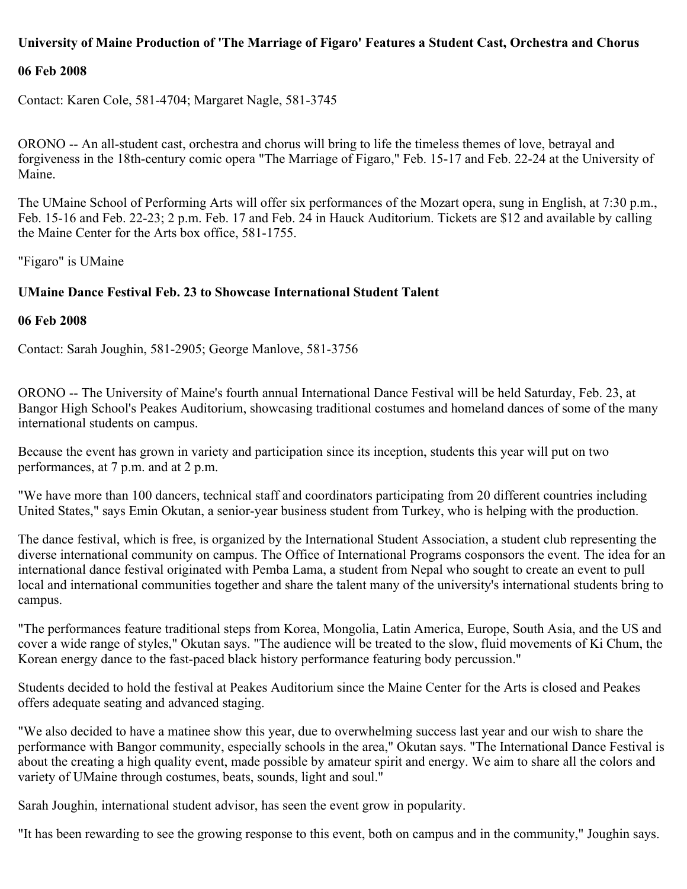**University of Maine Production of 'The Marriage of Figaro' Features a Student Cast, Orchestra and Chorus**

**06 Feb 2008**

Contact: Karen Cole, 581-4704; Margaret Nagle, 581-3745

ORONO -- An all-student cast, orchestra and chorus will bring to life the timeless themes of love, betrayal and forgiveness in the 18th-century comic opera "The Marriage of Figaro," Feb. 15-17 and Feb. 22-24 at the University of Maine.

The UMaine School of Performing Arts will offer six performances of the Mozart opera, sung in English, at 7:30 p.m., Feb. 15-16 and Feb. 22-23; 2 p.m. Feb. 17 and Feb. 24 in Hauck Auditorium. Tickets are $12 and available by calling the Maine Center for the Arts box office, 581-1755.

"Figaro" is UMaine

**UMaine Dance Festival Feb. 23 to Showcase International Student Talent**

**06 Feb 2008**

Contact: Sarah Joughin, 581-2905; George Manlove, 581-3756

ORONO -- The University of Maine's fourth annual International Dance Festival will be held Saturday, Feb. 23, at Bangor High School's Peakes Auditorium, showcasing traditional costumes and homeland dances of some of the many international students on campus.

Because the event has grown in variety and participation since its inception, students this year will put on two performances, at 7 p.m. and at 2 p.m.

"We have more than 100 dancers, technical staff and coordinators participating from 20 different countries including United States," says Emin Okutan, a senior-year business student from Turkey, who is helping with the production.

The dance festival, which is free, is organized by the International Student Association, a student club representing the diverse international community on campus. The Office of International Programs cosponsors the event. The idea for an international dance festival originated with Pemba Lama, a student from Nepal who sought to create an event to pull local and international communities together and share the talent many of the university's international students bring to campus.

"The performances feature traditional steps from Korea, Mongolia, Latin America, Europe, South Asia, and the US and cover a wide range of styles," Okutan says. "The audience will be treated to the slow, fluid movements of Ki Chum, the Korean energy dance to the fast-paced black history performance featuring body percussion."

Students decided to hold the festival at Peakes Auditorium since the Maine Center for the Arts is closed and Peakes offers adequate seating and advanced staging.

"We also decided to have a matinee show this year, due to overwhelming success last year and our wish to share the performance with Bangor community, especially schools in the area," Okutan says. "The International Dance Festival is about the creating a high quality event, made possible by amateur spirit and energy. We aim to share all the colors and variety of UMaine through costumes, beats, sounds, light and soul."

Sarah Joughin, international student advisor, has seen the event grow in popularity.

"It has been rewarding to see the growing response to this event, both on campus and in the community," Joughin says.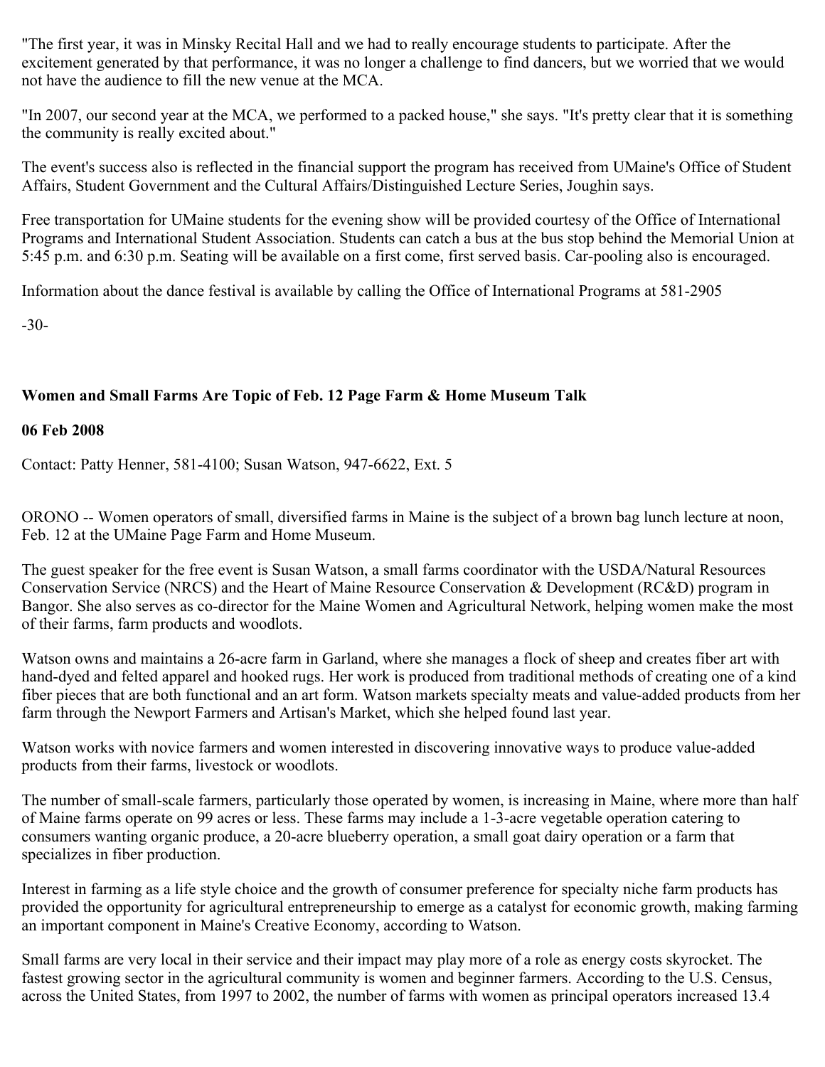"The first year, it was in Minsky Recital Hall and we had to really encourage students to participate. After the excitement generated by that performance, it was no longer a challenge to find dancers, but we worried that we would not have the audience to fill the new venue at the MCA.

"In 2007, our second year at the MCA, we performed to a packed house," she says. "It's pretty clear that it is something the community is really excited about."

The event's success also is reflected in the financial support the program has received from UMaine's Office of Student Affairs, Student Government and the Cultural Affairs/Distinguished Lecture Series, Joughin says.

Free transportation for UMaine students for the evening show will be provided courtesy of the Office of International Programs and International Student Association. Students can catch a bus at the bus stop behind the Memorial Union at 5:45 p.m. and 6:30 p.m. Seating will be available on a first come, first served basis. Car-pooling also is encouraged.

Information about the dance festival is available by calling the Office of International Programs at 581-2905

-30-

**Women and Small Farms Are Topic of Feb. 12 Page Farm & Home Museum Talk**

**06 Feb 2008**

Contact: Patty Henner, 581-4100; Susan Watson, 947-6622, Ext. 5

ORONO -- Women operators of small, diversified farms in Maine is the subject of a brown bag lunch lecture at noon, Feb. 12 at the UMaine Page Farm and Home Museum.

The guest speaker for the free event is Susan Watson, a small farms coordinator with the USDA/Natural Resources Conservation Service (NRCS) and the Heart of Maine Resource Conservation & Development (RC&D) program in Bangor. She also serves as co-director for the Maine Women and Agricultural Network, helping women make the most of their farms, farm products and woodlots.

Watson owns and maintains a 26-acre farm in Garland, where she manages a flock of sheep and creates fiber art with hand-dyed and felted apparel and hooked rugs. Her work is produced from traditional methods of creating one of a kind fiber pieces that are both functional and an art form. Watson markets specialty meats and value-added products from her farm through the Newport Farmers and Artisan's Market, which she helped found last year.

Watson works with novice farmers and women interested in discovering innovative ways to produce value-added products from their farms, livestock or woodlots.

The number of small-scale farmers, particularly those operated by women, is increasing in Maine, where more than half of Maine farms operate on 99 acres or less. These farms may include a 1-3-acre vegetable operation catering to consumers wanting organic produce, a 20-acre blueberry operation, a small goat dairy operation or a farm that specializes in fiber production.

Interest in farming as a life style choice and the growth of consumer preference for specialty niche farm products has provided the opportunity for agricultural entrepreneurship to emerge as a catalyst for economic growth, making farming an important component in Maine's Creative Economy, according to Watson.

Small farms are very local in their service and their impact may play more of a role as energy costs skyrocket. The fastest growing sector in the agricultural community is women and beginner farmers. According to the U.S. Census, across the United States, from 1997 to 2002, the number of farms with women as principal operators increased 13.4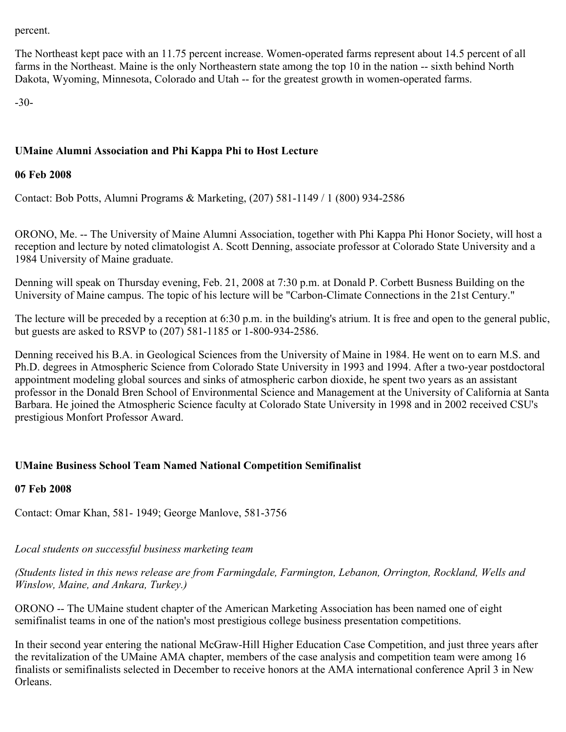percent.

The Northeast kept pace with an 11.75 percent increase. Women-operated farms represent about 14.5 percent of all farms in the Northeast. Maine is the only Northeastern state among the top 10 in the nation -- sixth behind North Dakota, Wyoming, Minnesota, Colorado and Utah -- for the greatest growth in women-operated farms.

-30-

### UMaine Alumni Association and Phi Kappa Phi to Host Lecture

**06 Feb 2008**

Contact: Bob Potts, Alumni Programs & Marketing, (207) 581-1149 / 1 (800) 934-2586

ORONO, Me. -- The University of Maine Alumni Association, together with Phi Kappa Phi Honor Society, will host a reception and lecture by noted climatologist A. Scott Denning, associate professor at Colorado State University and a 1984 University of Maine graduate.

Denning will speak on Thursday evening, Feb. 21, 2008 at 7:30 p.m. at Donald P. Corbett Busness Building on the University of Maine campus. The topic of his lecture will be "Carbon-Climate Connections in the 21st Century."

The lecture will be preceded by a reception at 6:30 p.m. in the building's atrium. It is free and open to the general public, but guests are asked to RSVP to (207) 581-1185 or 1-800-934-2586.

Denning received his B.A. in Geological Sciences from the University of Maine in 1984. He went on to earn M.S. and Ph.D. degrees in Atmospheric Science from Colorado State University in 1993 and 1994. After a two-year postdoctoral appointment modeling global sources and sinks of atmospheric carbon dioxide, he spent two years as an assistant professor in the Donald Bren School of Environmental Science and Management at the University of California at Santa Barbara. He joined the Atmospheric Science faculty at Colorado State University in 1998 and in 2002 received CSU's prestigious Monfort Professor Award.

### UMaine Business School Team Named National Competition Semifinalist

**07 Feb 2008**

Contact: Omar Khan, 581- 1949; George Manlove, 581-3756

*Local students on successful business marketing team*

*(Students listed in this news release are from Farmingdale, Farmington, Lebanon, Orrington, Rockland, Wells and Winslow, Maine, and Ankara, Turkey.)*

ORONO -- The UMaine student chapter of the American Marketing Association has been named one of eight semifinalist teams in one of the nation's most prestigious college business presentation competitions.

In their second year entering the national McGraw-Hill Higher Education Case Competition, and just three years after the revitalization of the UMaine AMA chapter, members of the case analysis and competition team were among 16 finalists or semifinalists selected in December to receive honors at the AMA international conference April 3 in New Orleans.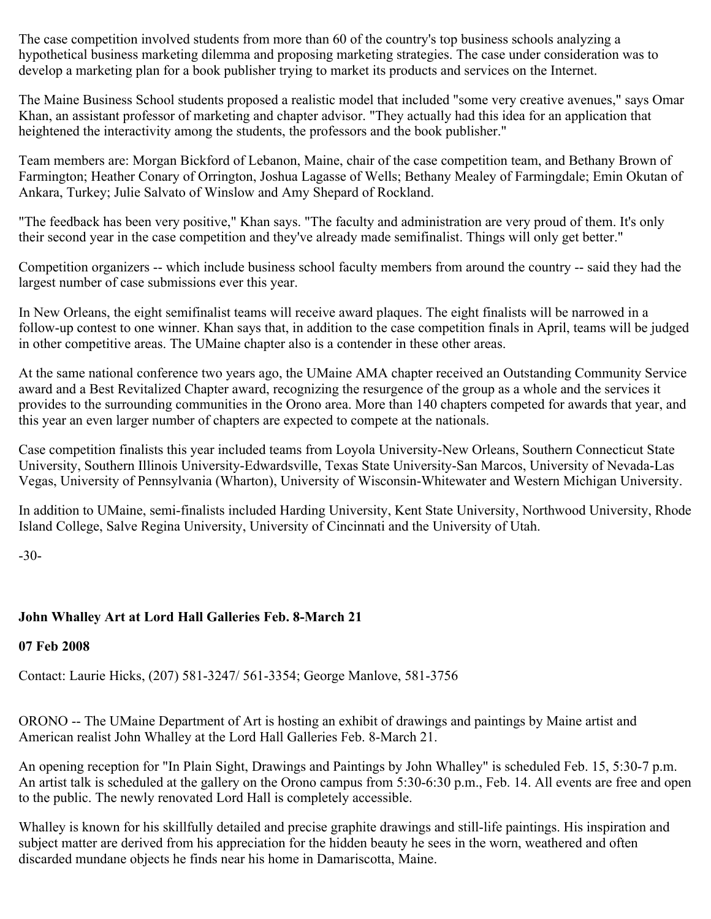The case competition involved students from more than 60 of the country's top business schools analyzing a hypothetical business marketing dilemma and proposing marketing strategies. The case under consideration was to develop a marketing plan for a book publisher trying to market its products and services on the Internet.

The Maine Business School students proposed a realistic model that included "some very creative avenues," says Omar Khan, an assistant professor of marketing and chapter advisor. "They actually had this idea for an application that heightened the interactivity among the students, the professors and the book publisher."

Team members are: Morgan Bickford of Lebanon, Maine, chair of the case competition team, and Bethany Brown of Farmington; Heather Conary of Orrington, Joshua Lagasse of Wells; Bethany Mealey of Farmingdale; Emin Okutan of Ankara, Turkey; Julie Salvato of Winslow and Amy Shepard of Rockland.

"The feedback has been very positive," Khan says. "The faculty and administration are very proud of them. It's only their second year in the case competition and they've already made semifinalist. Things will only get better."

Competition organizers -- which include business school faculty members from around the country -- said they had the largest number of case submissions ever this year.

In New Orleans, the eight semifinalist teams will receive award plaques. The eight finalists will be narrowed in a follow-up contest to one winner. Khan says that, in addition to the case competition finals in April, teams will be judged in other competitive areas. The UMaine chapter also is a contender in these other areas.

At the same national conference two years ago, the UMaine AMA chapter received an Outstanding Community Service award and a Best Revitalized Chapter award, recognizing the resurgence of the group as a whole and the services it provides to the surrounding communities in the Orono area. More than 140 chapters competed for awards that year, and this year an even larger number of chapters are expected to compete at the nationals.

Case competition finalists this year included teams from Loyola University-New Orleans, Southern Connecticut State University, Southern Illinois University-Edwardsville, Texas State University-San Marcos, University of Nevada-Las Vegas, University of Pennsylvania (Wharton), University of Wisconsin-Whitewater and Western Michigan University.

In addition to UMaine, semi-finalists included Harding University, Kent State University, Northwood University, Rhode Island College, Salve Regina University, University of Cincinnati and the University of Utah.

-30-

**John Whalley Art at Lord Hall Galleries Feb. 8-March 21**

**07 Feb 2008**

Contact: Laurie Hicks, (207) 581-3247/ 561-3354; George Manlove, 581-3756

ORONO -- The UMaine Department of Art is hosting an exhibit of drawings and paintings by Maine artist and American realist John Whalley at the Lord Hall Galleries Feb. 8-March 21.

An opening reception for "In Plain Sight, Drawings and Paintings by John Whalley" is scheduled Feb. 15, 5:30-7 p.m. An artist talk is scheduled at the gallery on the Orono campus from 5:30-6:30 p.m., Feb. 14. All events are free and open to the public. The newly renovated Lord Hall is completely accessible.

Whalley is known for his skillfully detailed and precise graphite drawings and still-life paintings. His inspiration and subject matter are derived from his appreciation for the hidden beauty he sees in the worn, weathered and often discarded mundane objects he finds near his home in Damariscotta, Maine.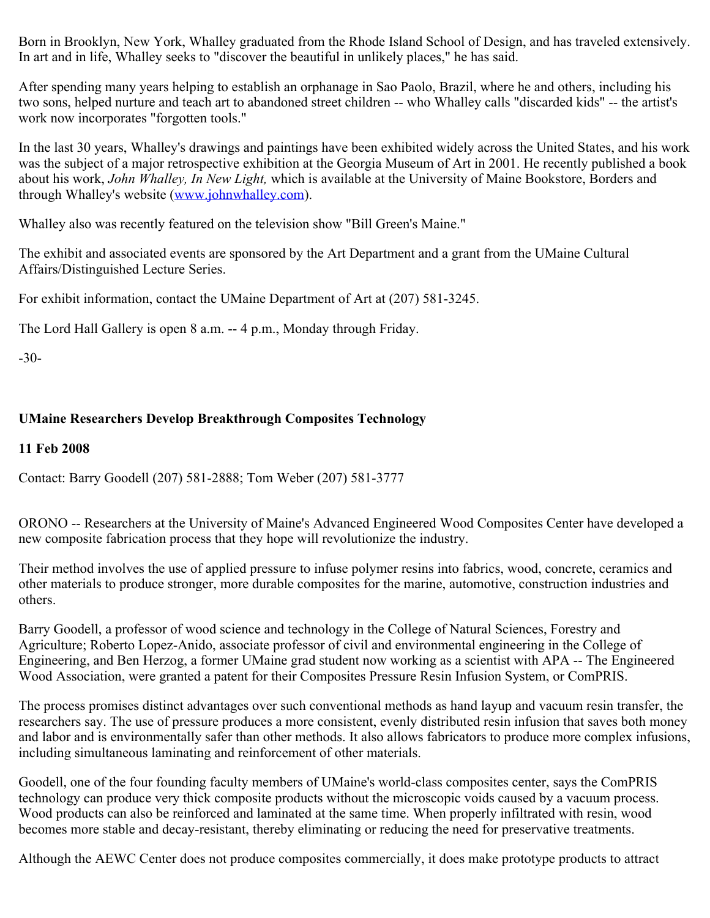Born in Brooklyn, New York, Whalley graduated from the Rhode Island School of Design, and has traveled extensively. In art and in life, Whalley seeks to "discover the beautiful in unlikely places," he has said.

After spending many years helping to establish an orphanage in Sao Paolo, Brazil, where he and others, including his two sons, helped nurture and teach art to abandoned street children -- who Whalley calls "discarded kids" -- the artist's work now incorporates "forgotten tools."

In the last 30 years, Whalley's drawings and paintings have been exhibited widely across the United States, and his work was the subject of a major retrospective exhibition at the Georgia Museum of Art in 2001. He recently published a book about his work, *John Whalley, In New Light,* which is available at the University of Maine Bookstore, Borders and through Whalley's website (www.johnwhalley.com).

Whalley also was recently featured on the television show "Bill Green's Maine."

The exhibit and associated events are sponsored by the Art Department and a grant from the UMaine Cultural Affairs/Distinguished Lecture Series.

For exhibit information, contact the UMaine Department of Art at (207) 581-3245.

The Lord Hall Gallery is open 8 a.m. -- 4 p.m., Monday through Friday.

-30-

**UMaine Researchers Develop Breakthrough Composites Technology**

**11 Feb 2008**

Contact: Barry Goodell (207) 581-2888; Tom Weber (207) 581-3777

ORONO -- Researchers at the University of Maine's Advanced Engineered Wood Composites Center have developed a new composite fabrication process that they hope will revolutionize the industry.

Their method involves the use of applied pressure to infuse polymer resins into fabrics, wood, concrete, ceramics and other materials to produce stronger, more durable composites for the marine, automotive, construction industries and others.

Barry Goodell, a professor of wood science and technology in the College of Natural Sciences, Forestry and Agriculture; Roberto Lopez-Anido, associate professor of civil and environmental engineering in the College of Engineering, and Ben Herzog, a former UMaine grad student now working as a scientist with APA -- The Engineered Wood Association, were granted a patent for their Composites Pressure Resin Infusion System, or ComPRIS.

The process promises distinct advantages over such conventional methods as hand layup and vacuum resin transfer, the researchers say. The use of pressure produces a more consistent, evenly distributed resin infusion that saves both money and labor and is environmentally safer than other methods. It also allows fabricators to produce more complex infusions, including simultaneous laminating and reinforcement of other materials.

Goodell, one of the four founding faculty members of UMaine's world-class composites center, says the ComPRIS technology can produce very thick composite products without the microscopic voids caused by a vacuum process. Wood products can also be reinforced and laminated at the same time. When properly infiltrated with resin, wood becomes more stable and decay-resistant, thereby eliminating or reducing the need for preservative treatments.

Although the AEWC Center does not produce composites commercially, it does make prototype products to attract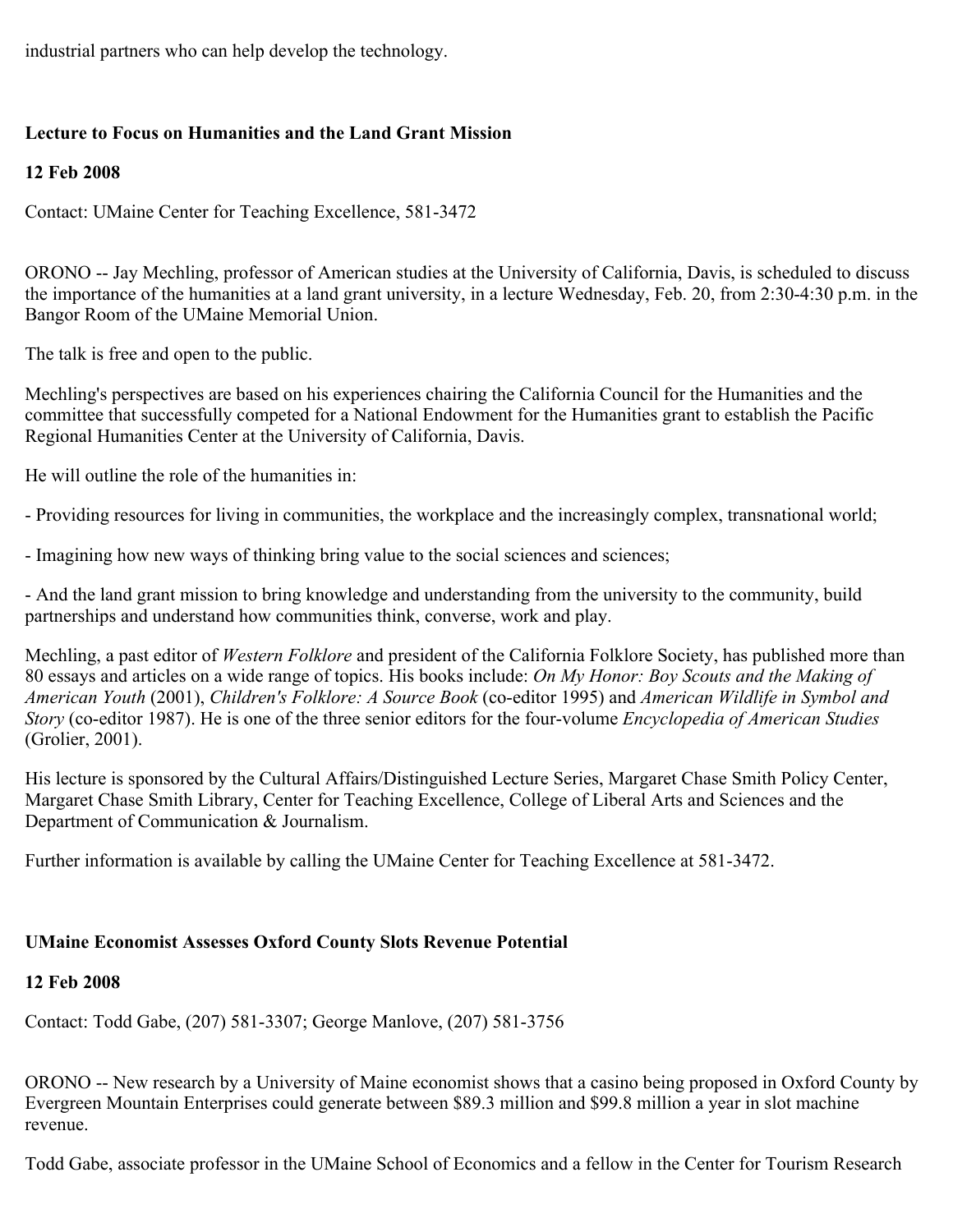industrial partners who can help develop the technology.

**Lecture to Focus on Humanities and the Land Grant Mission**

**12 Feb 2008**

Contact: UMaine Center for Teaching Excellence, 581-3472

ORONO -- Jay Mechling, professor of American studies at the University of California, Davis, is scheduled to discuss the importance of the humanities at a land grant university, in a lecture Wednesday, Feb. 20, from 2:30-4:30 p.m. in the Bangor Room of the UMaine Memorial Union.

The talk is free and open to the public.

Mechling's perspectives are based on his experiences chairing the California Council for the Humanities and the committee that successfully competed for a National Endowment for the Humanities grant to establish the Pacific Regional Humanities Center at the University of California, Davis.

He will outline the role of the humanities in:

- Providing resources for living in communities, the workplace and the increasingly complex, transnational world;

- Imagining how new ways of thinking bring value to the social sciences and sciences;

- And the land grant mission to bring knowledge and understanding from the university to the community, build partnerships and understand how communities think, converse, work and play.

Mechling, a past editor of *Western Folklore* and president of the California Folklore Society, has published more than 80 essays and articles on a wide range of topics. His books include: *On My Honor: Boy Scouts and the Making of American Youth* (2001), *Children's Folklore: A Source Book* (co-editor 1995) and *American Wildlife in Symbol and Story* (co-editor 1987). He is one of the three senior editors for the four-volume *Encyclopedia of American Studies* (Grolier, 2001).

His lecture is sponsored by the Cultural Affairs/Distinguished Lecture Series, Margaret Chase Smith Policy Center, Margaret Chase Smith Library, Center for Teaching Excellence, College of Liberal Arts and Sciences and the Department of Communication & Journalism.

Further information is available by calling the UMaine Center for Teaching Excellence at 581-3472.

**UMaine Economist Assesses Oxford County Slots Revenue Potential**

**12 Feb 2008**

Contact: Todd Gabe, (207) 581-3307; George Manlove, (207) 581-3756

ORONO -- New research by a University of Maine economist shows that a casino being proposed in Oxford County by Evergreen Mountain Enterprises could generate between $89.3 million and $99.8 million a year in slot machine revenue.

Todd Gabe, associate professor in the UMaine School of Economics and a fellow in the Center for Tourism Research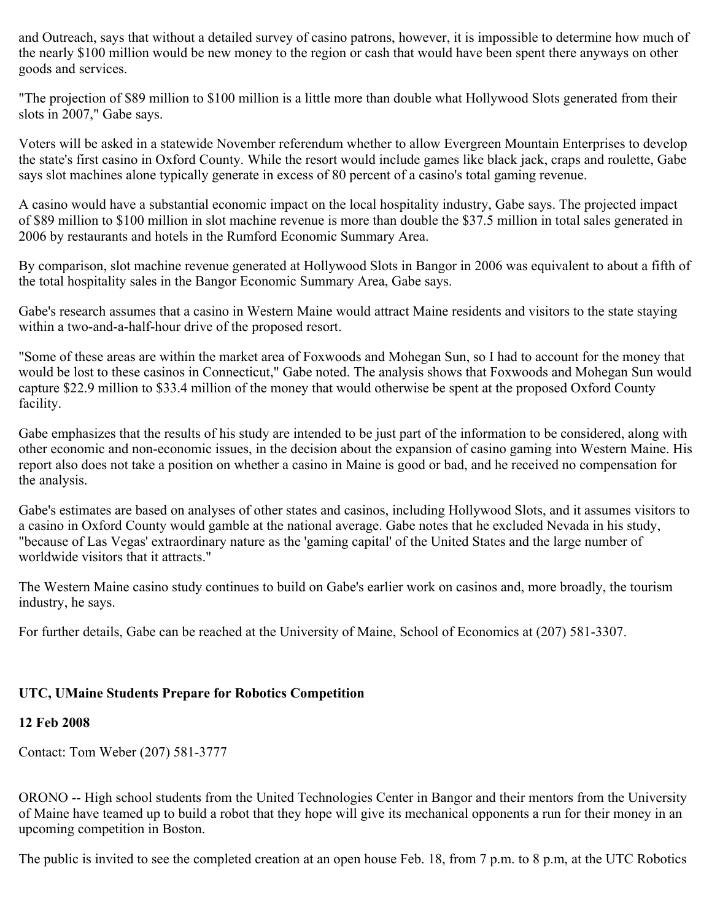and Outreach, says that without a detailed survey of casino patrons, however, it is impossible to determine how much of the nearly $100 million would be new money to the region or cash that would have been spent there anyways on other goods and services.

"The projection of $89 million to $100 million is a little more than double what Hollywood Slots generated from their slots in 2007," Gabe says.

Voters will be asked in a statewide November referendum whether to allow Evergreen Mountain Enterprises to develop the state's first casino in Oxford County. While the resort would include games like black jack, craps and roulette, Gabe says slot machines alone typically generate in excess of 80 percent of a casino's total gaming revenue.

A casino would have a substantial economic impact on the local hospitality industry, Gabe says. The projected impact of $89 million to $100 million in slot machine revenue is more than double the $37.5 million in total sales generated in 2006 by restaurants and hotels in the Rumford Economic Summary Area.

By comparison, slot machine revenue generated at Hollywood Slots in Bangor in 2006 was equivalent to about a fifth of the total hospitality sales in the Bangor Economic Summary Area, Gabe says.

Gabe's research assumes that a casino in Western Maine would attract Maine residents and visitors to the state staying within a two-and-a-half-hour drive of the proposed resort.

"Some of these areas are within the market area of Foxwoods and Mohegan Sun, so I had to account for the money that would be lost to these casinos in Connecticut," Gabe noted. The analysis shows that Foxwoods and Mohegan Sun would capture $22.9 million to $33.4 million of the money that would otherwise be spent at the proposed Oxford County facility.

Gabe emphasizes that the results of his study are intended to be just part of the information to be considered, along with other economic and non-economic issues, in the decision about the expansion of casino gaming into Western Maine. His report also does not take a position on whether a casino in Maine is good or bad, and he received no compensation for the analysis.

Gabe's estimates are based on analyses of other states and casinos, including Hollywood Slots, and it assumes visitors to a casino in Oxford County would gamble at the national average. Gabe notes that he excluded Nevada in his study, "because of Las Vegas' extraordinary nature as the 'gaming capital' of the United States and the large number of worldwide visitors that it attracts."

The Western Maine casino study continues to build on Gabe's earlier work on casinos and, more broadly, the tourism industry, he says.

For further details, Gabe can be reached at the University of Maine, School of Economics at (207) 581-3307.

**UTC, UMaine Students Prepare for Robotics Competition**

**12 Feb 2008**

Contact: Tom Weber (207) 581-3777

ORONO -- High school students from the United Technologies Center in Bangor and their mentors from the University of Maine have teamed up to build a robot that they hope will give its mechanical opponents a run for their money in an upcoming competition in Boston.

The public is invited to see the completed creation at an open house Feb. 18, from 7 p.m. to 8 p.m, at the UTC Robotics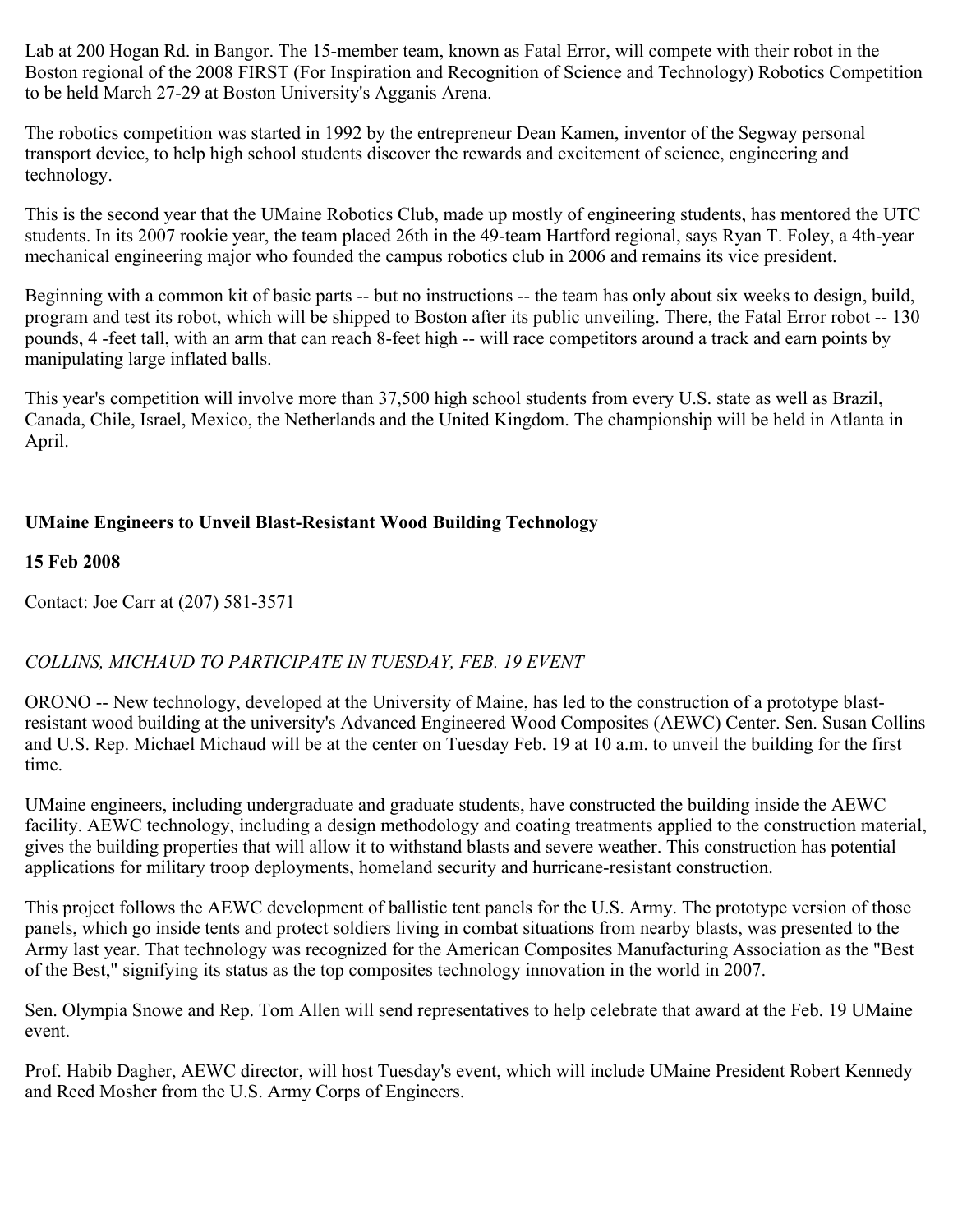Lab at 200 Hogan Rd. in Bangor. The 15-member team, known as Fatal Error, will compete with their robot in the Boston regional of the 2008 FIRST (For Inspiration and Recognition of Science and Technology) Robotics Competition to be held March 27-29 at Boston University's Agganis Arena.

The robotics competition was started in 1992 by the entrepreneur Dean Kamen, inventor of the Segway personal transport device, to help high school students discover the rewards and excitement of science, engineering and technology.

This is the second year that the UMaine Robotics Club, made up mostly of engineering students, has mentored the UTC students. In its 2007 rookie year, the team placed 26th in the 49-team Hartford regional, says Ryan T. Foley, a 4th-year mechanical engineering major who founded the campus robotics club in 2006 and remains its vice president.

Beginning with a common kit of basic parts -- but no instructions -- the team has only about six weeks to design, build, program and test its robot, which will be shipped to Boston after its public unveiling. There, the Fatal Error robot -- 130 pounds, 4 -feet tall, with an arm that can reach 8-feet high -- will race competitors around a track and earn points by manipulating large inflated balls.

This year's competition will involve more than 37,500 high school students from every U.S. state as well as Brazil, Canada, Chile, Israel, Mexico, the Netherlands and the United Kingdom. The championship will be held in Atlanta in April.

**UMaine Engineers to Unveil Blast-Resistant Wood Building Technology**

**15 Feb 2008**

Contact: Joe Carr at (207) 581-3571

*COLLINS, MICHAUD TO PARTICIPATE IN TUESDAY, FEB. 19 EVENT*

ORONO -- New technology, developed at the University of Maine, has led to the construction of a prototype blast-resistant wood building at the university's Advanced Engineered Wood Composites (AEWC) Center. Sen. Susan Collins and U.S. Rep. Michael Michaud will be at the center on Tuesday Feb. 19 at 10 a.m. to unveil the building for the first time.

UMaine engineers, including undergraduate and graduate students, have constructed the building inside the AEWC facility. AEWC technology, including a design methodology and coating treatments applied to the construction material, gives the building properties that will allow it to withstand blasts and severe weather. This construction has potential applications for military troop deployments, homeland security and hurricane-resistant construction.

This project follows the AEWC development of ballistic tent panels for the U.S. Army. The prototype version of those panels, which go inside tents and protect soldiers living in combat situations from nearby blasts, was presented to the Army last year. That technology was recognized for the American Composites Manufacturing Association as the "Best of the Best," signifying its status as the top composites technology innovation in the world in 2007.

Sen. Olympia Snowe and Rep. Tom Allen will send representatives to help celebrate that award at the Feb. 19 UMaine event.

Prof. Habib Dagher, AEWC director, will host Tuesday's event, which will include UMaine President Robert Kennedy and Reed Mosher from the U.S. Army Corps of Engineers.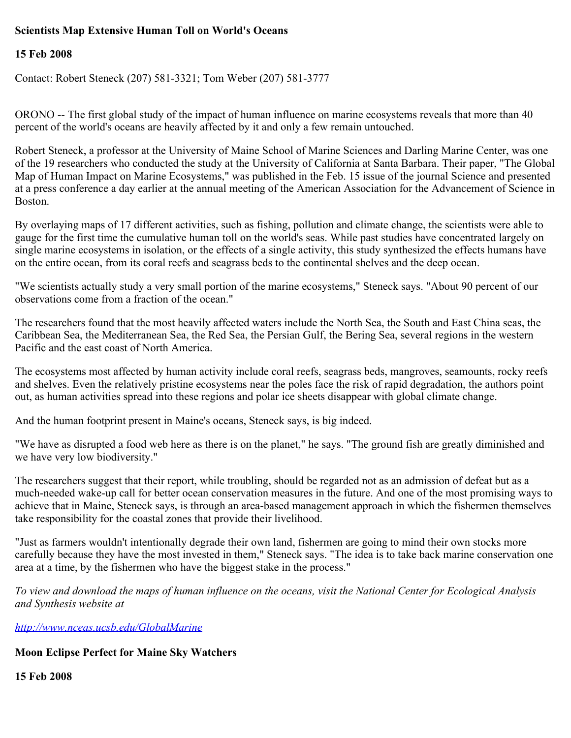**Scientists Map Extensive Human Toll on World's Oceans**

**15 Feb 2008**

Contact: Robert Steneck (207) 581-3321; Tom Weber (207) 581-3777

ORONO -- The first global study of the impact of human influence on marine ecosystems reveals that more than 40 percent of the world's oceans are heavily affected by it and only a few remain untouched.

Robert Steneck, a professor at the University of Maine School of Marine Sciences and Darling Marine Center, was one of the 19 researchers who conducted the study at the University of California at Santa Barbara. Their paper, "The Global Map of Human Impact on Marine Ecosystems," was published in the Feb. 15 issue of the journal Science and presented at a press conference a day earlier at the annual meeting of the American Association for the Advancement of Science in Boston.

By overlaying maps of 17 different activities, such as fishing, pollution and climate change, the scientists were able to gauge for the first time the cumulative human toll on the world's seas. While past studies have concentrated largely on single marine ecosystems in isolation, or the effects of a single activity, this study synthesized the effects humans have on the entire ocean, from its coral reefs and seagrass beds to the continental shelves and the deep ocean.

"We scientists actually study a very small portion of the marine ecosystems," Steneck says. "About 90 percent of our observations come from a fraction of the ocean."

The researchers found that the most heavily affected waters include the North Sea, the South and East China seas, the Caribbean Sea, the Mediterranean Sea, the Red Sea, the Persian Gulf, the Bering Sea, several regions in the western Pacific and the east coast of North America.

The ecosystems most affected by human activity include coral reefs, seagrass beds, mangroves, seamounts, rocky reefs and shelves. Even the relatively pristine ecosystems near the poles face the risk of rapid degradation, the authors point out, as human activities spread into these regions and polar ice sheets disappear with global climate change.

And the human footprint present in Maine's oceans, Steneck says, is big indeed.

"We have as disrupted a food web here as there is on the planet," he says. "The ground fish are greatly diminished and we have very low biodiversity."

The researchers suggest that their report, while troubling, should be regarded not as an admission of defeat but as a much-needed wake-up call for better ocean conservation measures in the future. And one of the most promising ways to achieve that in Maine, Steneck says, is through an area-based management approach in which the fishermen themselves take responsibility for the coastal zones that provide their livelihood.

"Just as farmers wouldn't intentionally degrade their own land, fishermen are going to mind their own stocks more carefully because they have the most invested in them," Steneck says. "The idea is to take back marine conservation one area at a time, by the fishermen who have the biggest stake in the process."

*To view and download the maps of human influence on the oceans, visit the National Center for Ecological Analysis and Synthesis website at*

*http://www.nceas.ucsb.edu/GlobalMarine*

**Moon Eclipse Perfect for Maine Sky Watchers**

**15 Feb 2008**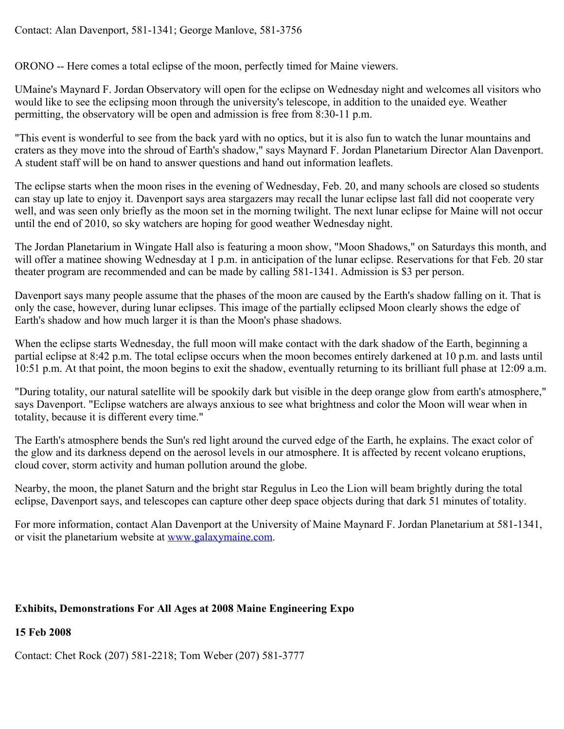Contact: Alan Davenport, 581-1341; George Manlove, 581-3756

ORONO -- Here comes a total eclipse of the moon, perfectly timed for Maine viewers.

UMaine's Maynard F. Jordan Observatory will open for the eclipse on Wednesday night and welcomes all visitors who would like to see the eclipsing moon through the university's telescope, in addition to the unaided eye. Weather permitting, the observatory will be open and admission is free from 8:30-11 p.m.

"This event is wonderful to see from the back yard with no optics, but it is also fun to watch the lunar mountains and craters as they move into the shroud of Earth's shadow," says Maynard F. Jordan Planetarium Director Alan Davenport. A student staff will be on hand to answer questions and hand out information leaflets.

The eclipse starts when the moon rises in the evening of Wednesday, Feb. 20, and many schools are closed so students can stay up late to enjoy it. Davenport says area stargazers may recall the lunar eclipse last fall did not cooperate very well, and was seen only briefly as the moon set in the morning twilight. The next lunar eclipse for Maine will not occur until the end of 2010, so sky watchers are hoping for good weather Wednesday night.

The Jordan Planetarium in Wingate Hall also is featuring a moon show, "Moon Shadows," on Saturdays this month, and will offer a matinee showing Wednesday at 1 p.m. in anticipation of the lunar eclipse. Reservations for that Feb. 20 star theater program are recommended and can be made by calling 581-1341. Admission is $3 per person.

Davenport says many people assume that the phases of the moon are caused by the Earth's shadow falling on it. That is only the case, however, during lunar eclipses. This image of the partially eclipsed Moon clearly shows the edge of Earth's shadow and how much larger it is than the Moon's phase shadows.

When the eclipse starts Wednesday, the full moon will make contact with the dark shadow of the Earth, beginning a partial eclipse at 8:42 p.m. The total eclipse occurs when the moon becomes entirely darkened at 10 p.m. and lasts until 10:51 p.m. At that point, the moon begins to exit the shadow, eventually returning to its brilliant full phase at 12:09 a.m.

"During totality, our natural satellite will be spookily dark but visible in the deep orange glow from earth's atmosphere," says Davenport. "Eclipse watchers are always anxious to see what brightness and color the Moon will wear when in totality, because it is different every time."

The Earth's atmosphere bends the Sun's red light around the curved edge of the Earth, he explains. The exact color of the glow and its darkness depend on the aerosol levels in our atmosphere. It is affected by recent volcano eruptions, cloud cover, storm activity and human pollution around the globe.

Nearby, the moon, the planet Saturn and the bright star Regulus in Leo the Lion will beam brightly during the total eclipse, Davenport says, and telescopes can capture other deep space objects during that dark 51 minutes of totality.

For more information, contact Alan Davenport at the University of Maine Maynard F. Jordan Planetarium at 581-1341, or visit the planetarium website at [www.galaxymaine.com](http://www.galaxymaine.com).

**Exhibits, Demonstrations For All Ages at 2008 Maine Engineering Expo**

**15 Feb 2008**

Contact: Chet Rock (207) 581-2218; Tom Weber (207) 581-3777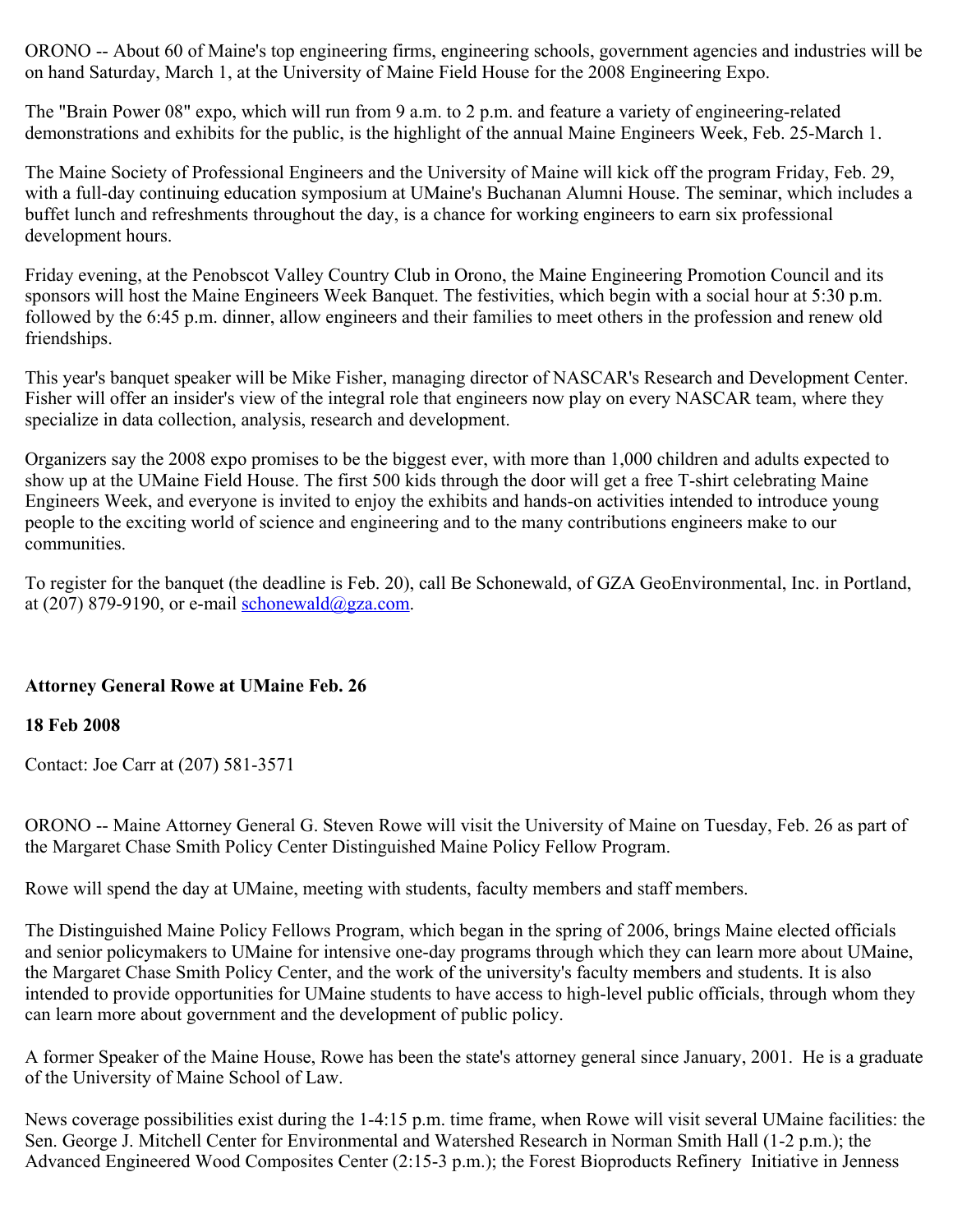ORONO -- About 60 of Maine's top engineering firms, engineering schools, government agencies and industries will be on hand Saturday, March 1, at the University of Maine Field House for the 2008 Engineering Expo.

The "Brain Power 08" expo, which will run from 9 a.m. to 2 p.m. and feature a variety of engineering-related demonstrations and exhibits for the public, is the highlight of the annual Maine Engineers Week, Feb. 25-March 1.

The Maine Society of Professional Engineers and the University of Maine will kick off the program Friday, Feb. 29, with a full-day continuing education symposium at UMaine's Buchanan Alumni House. The seminar, which includes a buffet lunch and refreshments throughout the day, is a chance for working engineers to earn six professional development hours.

Friday evening, at the Penobscot Valley Country Club in Orono, the Maine Engineering Promotion Council and its sponsors will host the Maine Engineers Week Banquet. The festivities, which begin with a social hour at 5:30 p.m. followed by the 6:45 p.m. dinner, allow engineers and their families to meet others in the profession and renew old friendships.

This year's banquet speaker will be Mike Fisher, managing director of NASCAR's Research and Development Center. Fisher will offer an insider's view of the integral role that engineers now play on every NASCAR team, where they specialize in data collection, analysis, research and development.

Organizers say the 2008 expo promises to be the biggest ever, with more than 1,000 children and adults expected to show up at the UMaine Field House. The first 500 kids through the door will get a free T-shirt celebrating Maine Engineers Week, and everyone is invited to enjoy the exhibits and hands-on activities intended to introduce young people to the exciting world of science and engineering and to the many contributions engineers make to our communities.

To register for the banquet (the deadline is Feb. 20), call Be Schonewald, of GZA GeoEnvironmental, Inc. in Portland, at (207) 879-9190, or e-mail schonewald@gza.com.

**Attorney General Rowe at UMaine Feb. 26**

**18 Feb 2008**

Contact: Joe Carr at (207) 581-3571

ORONO -- Maine Attorney General G. Steven Rowe will visit the University of Maine on Tuesday, Feb. 26 as part of the Margaret Chase Smith Policy Center Distinguished Maine Policy Fellow Program.

Rowe will spend the day at UMaine, meeting with students, faculty members and staff members.

The Distinguished Maine Policy Fellows Program, which began in the spring of 2006, brings Maine elected officials and senior policymakers to UMaine for intensive one-day programs through which they can learn more about UMaine, the Margaret Chase Smith Policy Center, and the work of the university's faculty members and students. It is also intended to provide opportunities for UMaine students to have access to high-level public officials, through whom they can learn more about government and the development of public policy.

A former Speaker of the Maine House, Rowe has been the state's attorney general since January, 2001. He is a graduate of the University of Maine School of Law.

News coverage possibilities exist during the 1-4:15 p.m. time frame, when Rowe will visit several UMaine facilities: the Sen. George J. Mitchell Center for Environmental and Watershed Research in Norman Smith Hall (1-2 p.m.); the Advanced Engineered Wood Composites Center (2:15-3 p.m.); the Forest Bioproducts Refinery Initiative in Jenness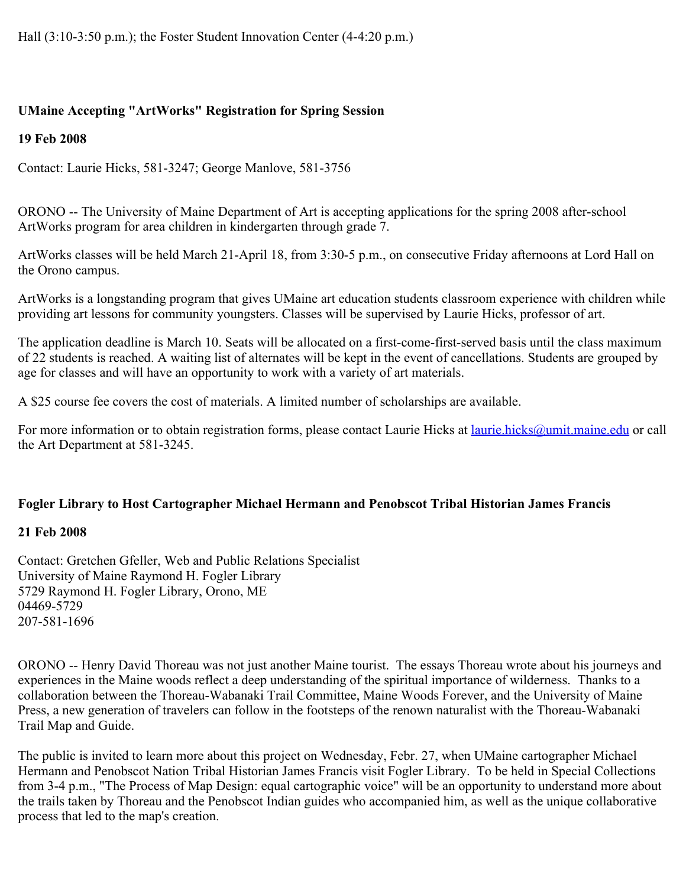Hall (3:10-3:50 p.m.); the Foster Student Innovation Center (4-4:20 p.m.)

**UMaine Accepting "ArtWorks" Registration for Spring Session**

**19 Feb 2008**

Contact: Laurie Hicks, 581-3247; George Manlove, 581-3756

ORONO -- The University of Maine Department of Art is accepting applications for the spring 2008 after-school ArtWorks program for area children in kindergarten through grade 7.

ArtWorks classes will be held March 21-April 18, from 3:30-5 p.m., on consecutive Friday afternoons at Lord Hall on the Orono campus.

ArtWorks is a longstanding program that gives UMaine art education students classroom experience with children while providing art lessons for community youngsters. Classes will be supervised by Laurie Hicks, professor of art.

The application deadline is March 10. Seats will be allocated on a first-come-first-served basis until the class maximum of 22 students is reached. A waiting list of alternates will be kept in the event of cancellations. Students are grouped by age for classes and will have an opportunity to work with a variety of art materials.

A $25 course fee covers the cost of materials. A limited number of scholarships are available.

For more information or to obtain registration forms, please contact Laurie Hicks at laurie.hicks@umit.maine.edu or call the Art Department at 581-3245.

**Fogler Library to Host Cartographer Michael Hermann and Penobscot Tribal Historian James Francis**

**21 Feb 2008**

Contact: Gretchen Gfeller, Web and Public Relations Specialist
University of Maine Raymond H. Fogler Library
5729 Raymond H. Fogler Library, Orono, ME
04469-5729
207-581-1696

ORONO -- Henry David Thoreau was not just another Maine tourist. The essays Thoreau wrote about his journeys and experiences in the Maine woods reflect a deep understanding of the spiritual importance of wilderness. Thanks to a collaboration between the Thoreau-Wabanaki Trail Committee, Maine Woods Forever, and the University of Maine Press, a new generation of travelers can follow in the footsteps of the renown naturalist with the Thoreau-Wabanaki Trail Map and Guide.

The public is invited to learn more about this project on Wednesday, Febr. 27, when UMaine cartographer Michael Hermann and Penobscot Nation Tribal Historian James Francis visit Fogler Library. To be held in Special Collections from 3-4 p.m., "The Process of Map Design: equal cartographic voice" will be an opportunity to understand more about the trails taken by Thoreau and the Penobscot Indian guides who accompanied him, as well as the unique collaborative process that led to the map's creation.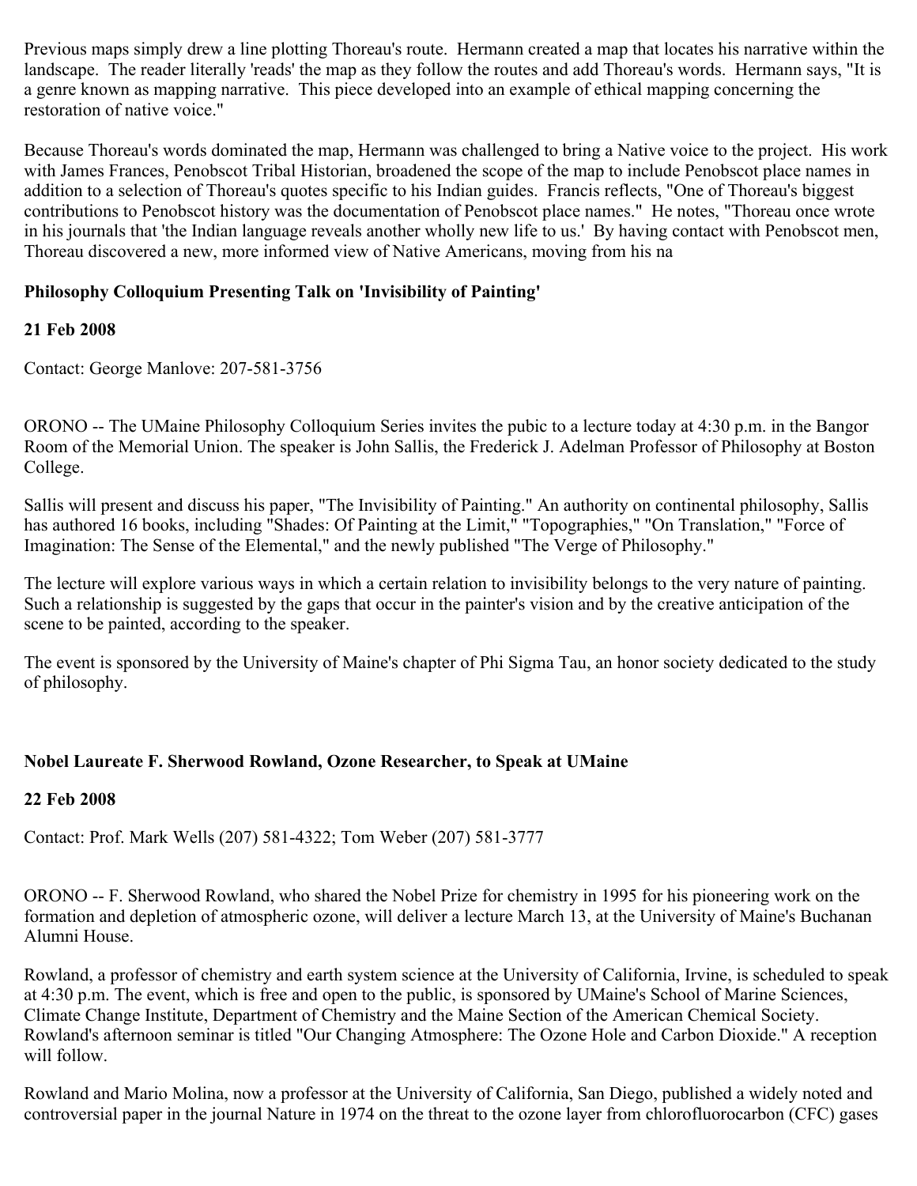Previous maps simply drew a line plotting Thoreau's route. Hermann created a map that locates his narrative within the landscape. The reader literally 'reads' the map as they follow the routes and add Thoreau's words. Hermann says, "It is a genre known as mapping narrative. This piece developed into an example of ethical mapping concerning the restoration of native voice."

Because Thoreau's words dominated the map, Hermann was challenged to bring a Native voice to the project. His work with James Frances, Penobscot Tribal Historian, broadened the scope of the map to include Penobscot place names in addition to a selection of Thoreau's quotes specific to his Indian guides. Francis reflects, "One of Thoreau's biggest contributions to Penobscot history was the documentation of Penobscot place names." He notes, "Thoreau once wrote in his journals that 'the Indian language reveals another wholly new life to us.' By having contact with Penobscot men, Thoreau discovered a new, more informed view of Native Americans, moving from his na

**Philosophy Colloquium Presenting Talk on 'Invisibility of Painting'**

**21 Feb 2008**

Contact: George Manlove: 207-581-3756

ORONO -- The UMaine Philosophy Colloquium Series invites the pubic to a lecture today at 4:30 p.m. in the Bangor Room of the Memorial Union. The speaker is John Sallis, the Frederick J. Adelman Professor of Philosophy at Boston College.

Sallis will present and discuss his paper, "The Invisibility of Painting." An authority on continental philosophy, Sallis has authored 16 books, including "Shades: Of Painting at the Limit," "Topographies," "On Translation," "Force of Imagination: The Sense of the Elemental," and the newly published "The Verge of Philosophy."

The lecture will explore various ways in which a certain relation to invisibility belongs to the very nature of painting. Such a relationship is suggested by the gaps that occur in the painter's vision and by the creative anticipation of the scene to be painted, according to the speaker.

The event is sponsored by the University of Maine's chapter of Phi Sigma Tau, an honor society dedicated to the study of philosophy.

**Nobel Laureate F. Sherwood Rowland, Ozone Researcher, to Speak at UMaine**

**22 Feb 2008**

Contact: Prof. Mark Wells (207) 581-4322; Tom Weber (207) 581-3777

ORONO -- F. Sherwood Rowland, who shared the Nobel Prize for chemistry in 1995 for his pioneering work on the formation and depletion of atmospheric ozone, will deliver a lecture March 13, at the University of Maine's Buchanan Alumni House.

Rowland, a professor of chemistry and earth system science at the University of California, Irvine, is scheduled to speak at 4:30 p.m. The event, which is free and open to the public, is sponsored by UMaine's School of Marine Sciences, Climate Change Institute, Department of Chemistry and the Maine Section of the American Chemical Society. Rowland's afternoon seminar is titled "Our Changing Atmosphere: The Ozone Hole and Carbon Dioxide." A reception will follow.

Rowland and Mario Molina, now a professor at the University of California, San Diego, published a widely noted and controversial paper in the journal Nature in 1974 on the threat to the ozone layer from chlorofluorocarbon (CFC) gases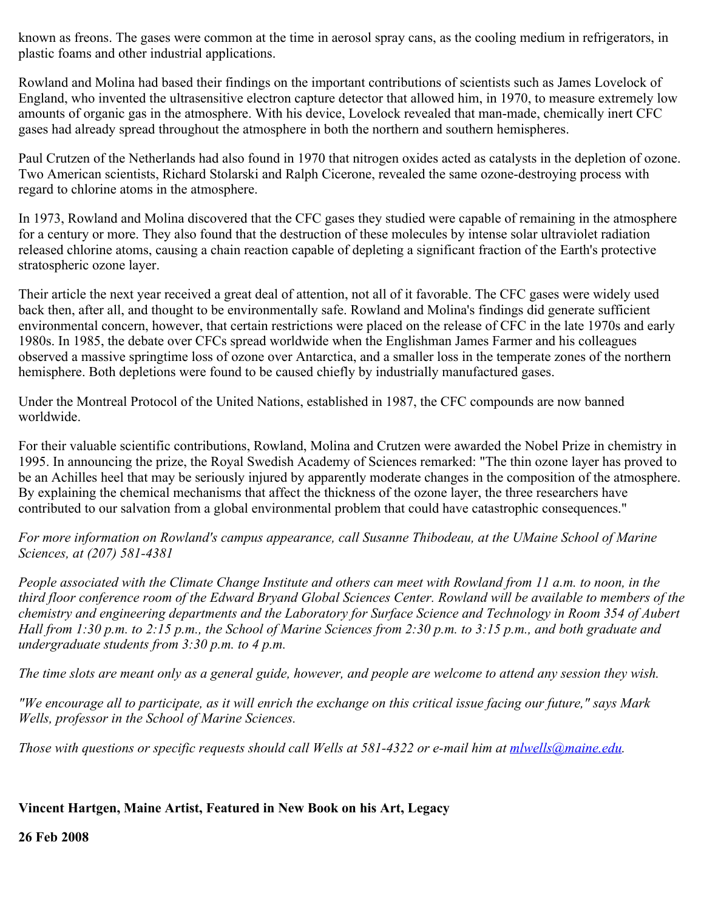known as freons. The gases were common at the time in aerosol spray cans, as the cooling medium in refrigerators, in plastic foams and other industrial applications.

Rowland and Molina had based their findings on the important contributions of scientists such as James Lovelock of England, who invented the ultrasensitive electron capture detector that allowed him, in 1970, to measure extremely low amounts of organic gas in the atmosphere. With his device, Lovelock revealed that man-made, chemically inert CFC gases had already spread throughout the atmosphere in both the northern and southern hemispheres.

Paul Crutzen of the Netherlands had also found in 1970 that nitrogen oxides acted as catalysts in the depletion of ozone. Two American scientists, Richard Stolarski and Ralph Cicerone, revealed the same ozone-destroying process with regard to chlorine atoms in the atmosphere.

In 1973, Rowland and Molina discovered that the CFC gases they studied were capable of remaining in the atmosphere for a century or more. They also found that the destruction of these molecules by intense solar ultraviolet radiation released chlorine atoms, causing a chain reaction capable of depleting a significant fraction of the Earth's protective stratospheric ozone layer.

Their article the next year received a great deal of attention, not all of it favorable. The CFC gases were widely used back then, after all, and thought to be environmentally safe. Rowland and Molina's findings did generate sufficient environmental concern, however, that certain restrictions were placed on the release of CFC in the late 1970s and early 1980s. In 1985, the debate over CFCs spread worldwide when the Englishman James Farmer and his colleagues observed a massive springtime loss of ozone over Antarctica, and a smaller loss in the temperate zones of the northern hemisphere. Both depletions were found to be caused chiefly by industrially manufactured gases.

Under the Montreal Protocol of the United Nations, established in 1987, the CFC compounds are now banned worldwide.

For their valuable scientific contributions, Rowland, Molina and Crutzen were awarded the Nobel Prize in chemistry in 1995. In announcing the prize, the Royal Swedish Academy of Sciences remarked: "The thin ozone layer has proved to be an Achilles heel that may be seriously injured by apparently moderate changes in the composition of the atmosphere. By explaining the chemical mechanisms that affect the thickness of the ozone layer, the three researchers have contributed to our salvation from a global environmental problem that could have catastrophic consequences."

*For more information on Rowland's campus appearance, call Susanne Thibodeau, at the UMaine School of Marine Sciences, at (207) 581-4381*

*People associated with the Climate Change Institute and others can meet with Rowland from 11 a.m. to noon, in the third floor conference room of the Edward Bryand Global Sciences Center. Rowland will be available to members of the chemistry and engineering departments and the Laboratory for Surface Science and Technology in Room 354 of Aubert Hall from 1:30 p.m. to 2:15 p.m., the School of Marine Sciences from 2:30 p.m. to 3:15 p.m., and both graduate and undergraduate students from 3:30 p.m. to 4 p.m.*

*The time slots are meant only as a general guide, however, and people are welcome to attend any session they wish.*

*"We encourage all to participate, as it will enrich the exchange on this critical issue facing our future," says Mark Wells, professor in the School of Marine Sciences.*

*Those with questions or specific requests should call Wells at 581-4322 or e-mail him at [mlwells@maine.edu](mailto:mlwells@maine.edu).*

**Vincent Hartgen, Maine Artist, Featured in New Book on his Art, Legacy**

**26 Feb 2008**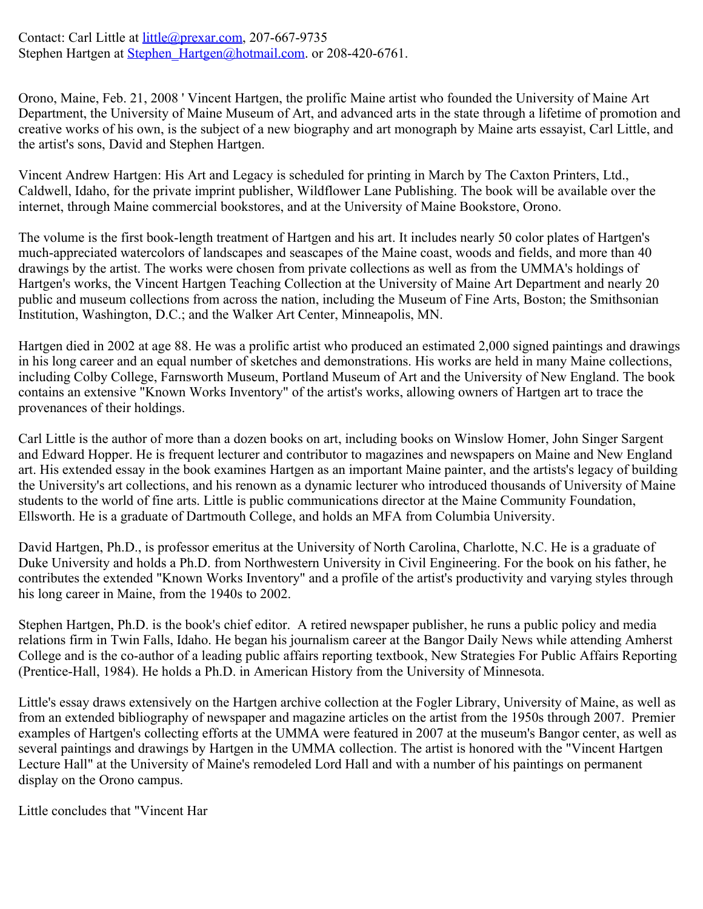Contact: Carl Little at little@prexar.com, 207-667-9735
Stephen Hartgen at Stephen_Hartgen@hotmail.com. or 208-420-6761.

Orono, Maine, Feb. 21, 2008 ' Vincent Hartgen, the prolific Maine artist who founded the University of Maine Art Department, the University of Maine Museum of Art, and advanced arts in the state through a lifetime of promotion and creative works of his own, is the subject of a new biography and art monograph by Maine arts essayist, Carl Little, and the artist's sons, David and Stephen Hartgen.

Vincent Andrew Hartgen: His Art and Legacy is scheduled for printing in March by The Caxton Printers, Ltd., Caldwell, Idaho, for the private imprint publisher, Wildflower Lane Publishing. The book will be available over the internet, through Maine commercial bookstores, and at the University of Maine Bookstore, Orono.

The volume is the first book-length treatment of Hartgen and his art. It includes nearly 50 color plates of Hartgen's much-appreciated watercolors of landscapes and seascapes of the Maine coast, woods and fields, and more than 40 drawings by the artist. The works were chosen from private collections as well as from the UMMA's holdings of Hartgen's works, the Vincent Hartgen Teaching Collection at the University of Maine Art Department and nearly 20 public and museum collections from across the nation, including the Museum of Fine Arts, Boston; the Smithsonian Institution, Washington, D.C.; and the Walker Art Center, Minneapolis, MN.

Hartgen died in 2002 at age 88. He was a prolific artist who produced an estimated 2,000 signed paintings and drawings in his long career and an equal number of sketches and demonstrations. His works are held in many Maine collections, including Colby College, Farnsworth Museum, Portland Museum of Art and the University of New England. The book contains an extensive "Known Works Inventory" of the artist's works, allowing owners of Hartgen art to trace the provenances of their holdings.

Carl Little is the author of more than a dozen books on art, including books on Winslow Homer, John Singer Sargent and Edward Hopper. He is frequent lecturer and contributor to magazines and newspapers on Maine and New England art. His extended essay in the book examines Hartgen as an important Maine painter, and the artists's legacy of building the University's art collections, and his renown as a dynamic lecturer who introduced thousands of University of Maine students to the world of fine arts. Little is public communications director at the Maine Community Foundation, Ellsworth. He is a graduate of Dartmouth College, and holds an MFA from Columbia University.

David Hartgen, Ph.D., is professor emeritus at the University of North Carolina, Charlotte, N.C. He is a graduate of Duke University and holds a Ph.D. from Northwestern University in Civil Engineering. For the book on his father, he contributes the extended "Known Works Inventory" and a profile of the artist's productivity and varying styles through his long career in Maine, from the 1940s to 2002.

Stephen Hartgen, Ph.D. is the book's chief editor. A retired newspaper publisher, he runs a public policy and media relations firm in Twin Falls, Idaho. He began his journalism career at the Bangor Daily News while attending Amherst College and is the co-author of a leading public affairs reporting textbook, New Strategies For Public Affairs Reporting (Prentice-Hall, 1984). He holds a Ph.D. in American History from the University of Minnesota.

Little's essay draws extensively on the Hartgen archive collection at the Fogler Library, University of Maine, as well as from an extended bibliography of newspaper and magazine articles on the artist from the 1950s through 2007. Premier examples of Hartgen's collecting efforts at the UMMA were featured in 2007 at the museum's Bangor center, as well as several paintings and drawings by Hartgen in the UMMA collection. The artist is honored with the "Vincent Hartgen Lecture Hall" at the University of Maine's remodeled Lord Hall and with a number of his paintings on permanent display on the Orono campus.

Little concludes that "Vincent Har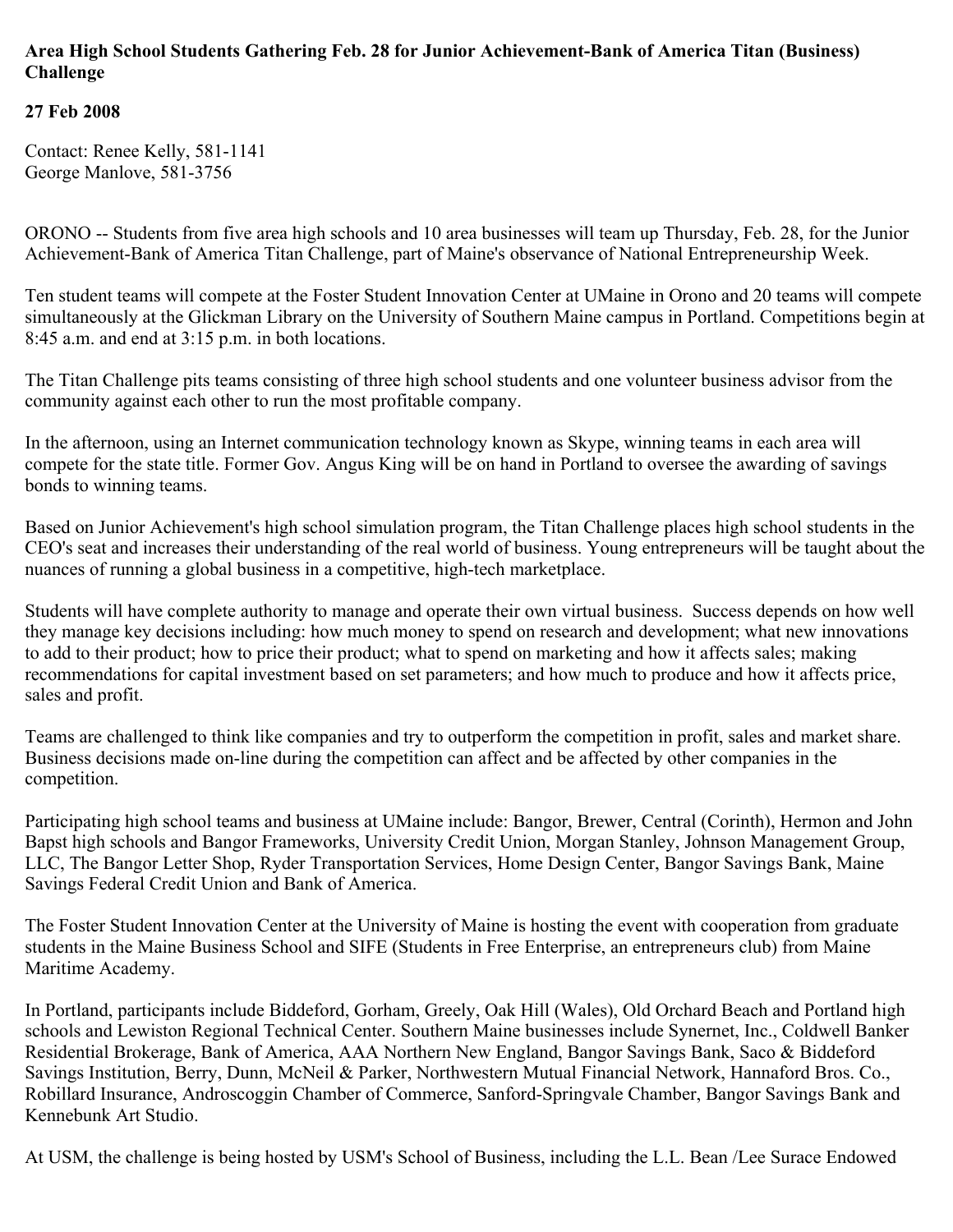**Area High School Students Gathering Feb. 28 for Junior Achievement-Bank of America Titan (Business) Challenge**

**27 Feb 2008**

Contact: Renee Kelly, 581-1141
George Manlove, 581-3756

ORONO -- Students from five area high schools and 10 area businesses will team up Thursday, Feb. 28, for the Junior Achievement-Bank of America Titan Challenge, part of Maine's observance of National Entrepreneurship Week.

Ten student teams will compete at the Foster Student Innovation Center at UMaine in Orono and 20 teams will compete simultaneously at the Glickman Library on the University of Southern Maine campus in Portland. Competitions begin at 8:45 a.m. and end at 3:15 p.m. in both locations.

The Titan Challenge pits teams consisting of three high school students and one volunteer business advisor from the community against each other to run the most profitable company.

In the afternoon, using an Internet communication technology known as Skype, winning teams in each area will compete for the state title. Former Gov. Angus King will be on hand in Portland to oversee the awarding of savings bonds to winning teams.

Based on Junior Achievement's high school simulation program, the Titan Challenge places high school students in the CEO's seat and increases their understanding of the real world of business. Young entrepreneurs will be taught about the nuances of running a global business in a competitive, high-tech marketplace.

Students will have complete authority to manage and operate their own virtual business. Success depends on how well they manage key decisions including: how much money to spend on research and development; what new innovations to add to their product; how to price their product; what to spend on marketing and how it affects sales; making recommendations for capital investment based on set parameters; and how much to produce and how it affects price, sales and profit.

Teams are challenged to think like companies and try to outperform the competition in profit, sales and market share. Business decisions made on-line during the competition can affect and be affected by other companies in the competition.

Participating high school teams and business at UMaine include: Bangor, Brewer, Central (Corinth), Hermon and John Bapst high schools and Bangor Frameworks, University Credit Union, Morgan Stanley, Johnson Management Group, LLC, The Bangor Letter Shop, Ryder Transportation Services, Home Design Center, Bangor Savings Bank, Maine Savings Federal Credit Union and Bank of America.

The Foster Student Innovation Center at the University of Maine is hosting the event with cooperation from graduate students in the Maine Business School and SIFE (Students in Free Enterprise, an entrepreneurs club) from Maine Maritime Academy.

In Portland, participants include Biddeford, Gorham, Greely, Oak Hill (Wales), Old Orchard Beach and Portland high schools and Lewiston Regional Technical Center. Southern Maine businesses include Synernet, Inc., Coldwell Banker Residential Brokerage, Bank of America, AAA Northern New England, Bangor Savings Bank, Saco & Biddeford Savings Institution, Berry, Dunn, McNeil & Parker, Northwestern Mutual Financial Network, Hannaford Bros. Co., Robillard Insurance, Androscoggin Chamber of Commerce, Sanford-Springvale Chamber, Bangor Savings Bank and Kennebunk Art Studio.

At USM, the challenge is being hosted by USM's School of Business, including the L.L. Bean /Lee Surace Endowed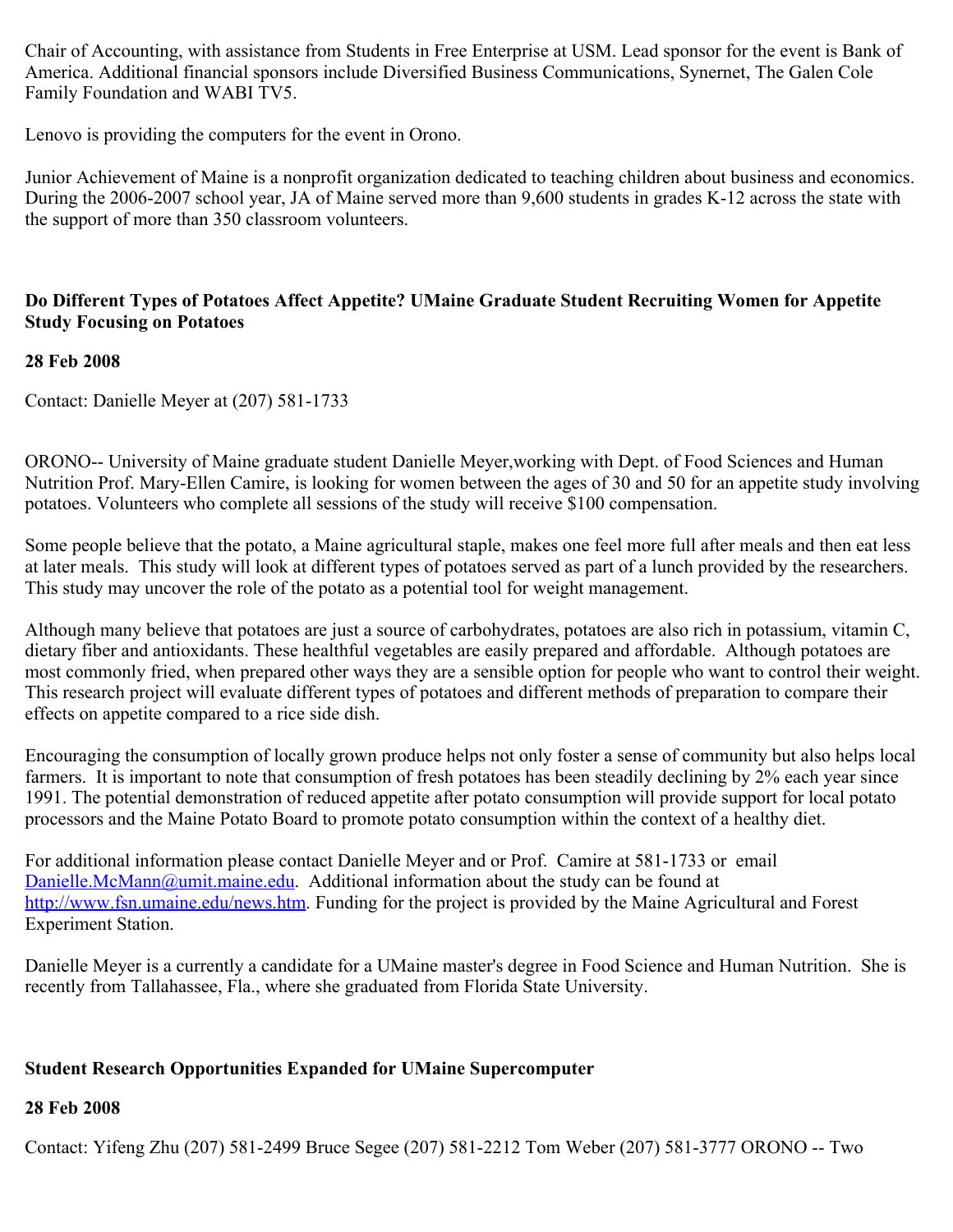Chair of Accounting, with assistance from Students in Free Enterprise at USM. Lead sponsor for the event is Bank of America. Additional financial sponsors include Diversified Business Communications, Synernet, The Galen Cole Family Foundation and WABI TV5.

Lenovo is providing the computers for the event in Orono.

Junior Achievement of Maine is a nonprofit organization dedicated to teaching children about business and economics. During the 2006-2007 school year, JA of Maine served more than 9,600 students in grades K-12 across the state with the support of more than 350 classroom volunteers.

**Do Different Types of Potatoes Affect Appetite? UMaine Graduate Student Recruiting Women for Appetite Study Focusing on Potatoes**

**28 Feb 2008**

Contact: Danielle Meyer at (207) 581-1733

ORONO-- University of Maine graduate student Danielle Meyer,working with Dept. of Food Sciences and Human Nutrition Prof. Mary-Ellen Camire, is looking for women between the ages of 30 and 50 for an appetite study involving potatoes. Volunteers who complete all sessions of the study will receive $100 compensation.

Some people believe that the potato, a Maine agricultural staple, makes one feel more full after meals and then eat less at later meals. This study will look at different types of potatoes served as part of a lunch provided by the researchers. This study may uncover the role of the potato as a potential tool for weight management.

Although many believe that potatoes are just a source of carbohydrates, potatoes are also rich in potassium, vitamin C, dietary fiber and antioxidants. These healthful vegetables are easily prepared and affordable. Although potatoes are most commonly fried, when prepared other ways they are a sensible option for people who want to control their weight. This research project will evaluate different types of potatoes and different methods of preparation to compare their effects on appetite compared to a rice side dish.

Encouraging the consumption of locally grown produce helps not only foster a sense of community but also helps local farmers. It is important to note that consumption of fresh potatoes has been steadily declining by 2% each year since 1991. The potential demonstration of reduced appetite after potato consumption will provide support for local potato processors and the Maine Potato Board to promote potato consumption within the context of a healthy diet.

For additional information please contact Danielle Meyer and or Prof. Camire at 581-1733 or email Danielle.McMann@umit.maine.edu. Additional information about the study can be found at http://www.fsn.umaine.edu/news.htm. Funding for the project is provided by the Maine Agricultural and Forest Experiment Station.

Danielle Meyer is a currently a candidate for a UMaine master's degree in Food Science and Human Nutrition. She is recently from Tallahassee, Fla., where she graduated from Florida State University.

**Student Research Opportunities Expanded for UMaine Supercomputer**

**28 Feb 2008**

Contact: Yifeng Zhu (207) 581-2499 Bruce Segee (207) 581-2212 Tom Weber (207) 581-3777 ORONO -- Two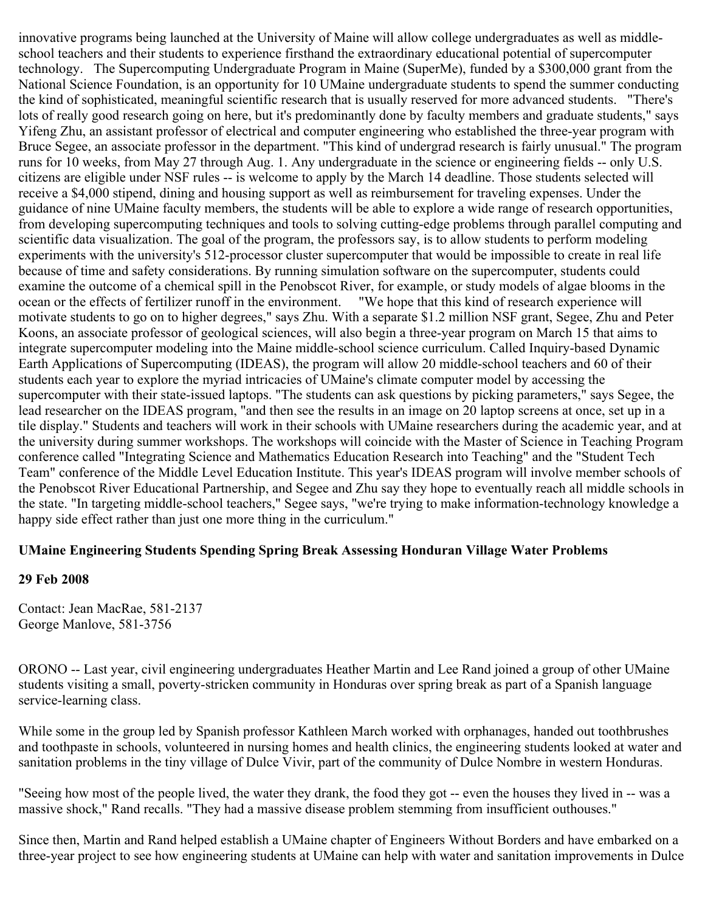innovative programs being launched at the University of Maine will allow college undergraduates as well as middle-school teachers and their students to experience firsthand the extraordinary educational potential of supercomputer technology. The Supercomputing Undergraduate Program in Maine (SuperMe), funded by a $300,000 grant from the National Science Foundation, is an opportunity for 10 UMaine undergraduate students to spend the summer conducting the kind of sophisticated, meaningful scientific research that is usually reserved for more advanced students. "There's lots of really good research going on here, but it's predominantly done by faculty members and graduate students," says Yifeng Zhu, an assistant professor of electrical and computer engineering who established the three-year program with Bruce Segee, an associate professor in the department. "This kind of undergrad research is fairly unusual." The program runs for 10 weeks, from May 27 through Aug. 1. Any undergraduate in the science or engineering fields -- only U.S. citizens are eligible under NSF rules -- is welcome to apply by the March 14 deadline. Those students selected will receive a $4,000 stipend, dining and housing support as well as reimbursement for traveling expenses. Under the guidance of nine UMaine faculty members, the students will be able to explore a wide range of research opportunities, from developing supercomputing techniques and tools to solving cutting-edge problems through parallel computing and scientific data visualization. The goal of the program, the professors say, is to allow students to perform modeling experiments with the university's 512-processor cluster supercomputer that would be impossible to create in real life because of time and safety considerations. By running simulation software on the supercomputer, students could examine the outcome of a chemical spill in the Penobscot River, for example, or study models of algae blooms in the ocean or the effects of fertilizer runoff in the environment. "We hope that this kind of research experience will motivate students to go on to higher degrees," says Zhu. With a separate $1.2 million NSF grant, Segee, Zhu and Peter Koons, an associate professor of geological sciences, will also begin a three-year program on March 15 that aims to integrate supercomputer modeling into the Maine middle-school science curriculum. Called Inquiry-based Dynamic Earth Applications of Supercomputing (IDEAS), the program will allow 20 middle-school teachers and 60 of their students each year to explore the myriad intricacies of UMaine's climate computer model by accessing the supercomputer with their state-issued laptops. "The students can ask questions by picking parameters," says Segee, the lead researcher on the IDEAS program, "and then see the results in an image on 20 laptop screens at once, set up in a tile display." Students and teachers will work in their schools with UMaine researchers during the academic year, and at the university during summer workshops. The workshops will coincide with the Master of Science in Teaching Program conference called "Integrating Science and Mathematics Education Research into Teaching" and the "Student Tech Team" conference of the Middle Level Education Institute. This year's IDEAS program will involve member schools of the Penobscot River Educational Partnership, and Segee and Zhu say they hope to eventually reach all middle schools in the state. "In targeting middle-school teachers," Segee says, "we're trying to make information-technology knowledge a happy side effect rather than just one more thing in the curriculum."

**UMaine Engineering Students Spending Spring Break Assessing Honduran Village Water Problems**

**29 Feb 2008**

Contact: Jean MacRae, 581-2137
George Manlove, 581-3756

ORONO -- Last year, civil engineering undergraduates Heather Martin and Lee Rand joined a group of other UMaine students visiting a small, poverty-stricken community in Honduras over spring break as part of a Spanish language service-learning class.

While some in the group led by Spanish professor Kathleen March worked with orphanages, handed out toothbrushes and toothpaste in schools, volunteered in nursing homes and health clinics, the engineering students looked at water and sanitation problems in the tiny village of Dulce Vivir, part of the community of Dulce Nombre in western Honduras.

"Seeing how most of the people lived, the water they drank, the food they got -- even the houses they lived in -- was a massive shock," Rand recalls. "They had a massive disease problem stemming from insufficient outhouses."

Since then, Martin and Rand helped establish a UMaine chapter of Engineers Without Borders and have embarked on a three-year project to see how engineering students at UMaine can help with water and sanitation improvements in Dulce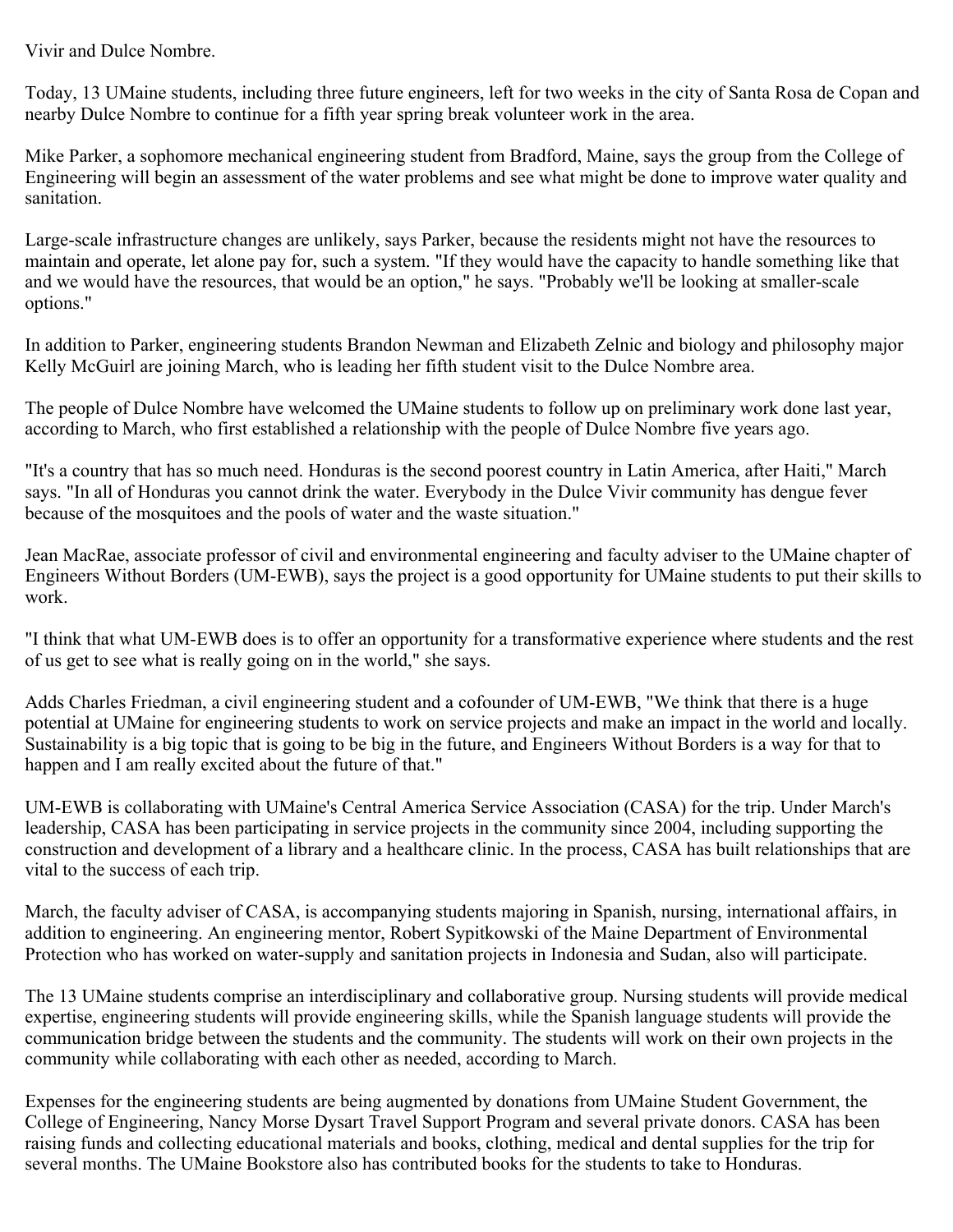Vivir and Dulce Nombre.

Today, 13 UMaine students, including three future engineers, left for two weeks in the city of Santa Rosa de Copan and nearby Dulce Nombre to continue for a fifth year spring break volunteer work in the area.

Mike Parker, a sophomore mechanical engineering student from Bradford, Maine, says the group from the College of Engineering will begin an assessment of the water problems and see what might be done to improve water quality and sanitation.

Large-scale infrastructure changes are unlikely, says Parker, because the residents might not have the resources to maintain and operate, let alone pay for, such a system. "If they would have the capacity to handle something like that and we would have the resources, that would be an option," he says. "Probably we'll be looking at smaller-scale options."

In addition to Parker, engineering students Brandon Newman and Elizabeth Zelnic and biology and philosophy major Kelly McGuirl are joining March, who is leading her fifth student visit to the Dulce Nombre area.

The people of Dulce Nombre have welcomed the UMaine students to follow up on preliminary work done last year, according to March, who first established a relationship with the people of Dulce Nombre five years ago.

"It's a country that has so much need. Honduras is the second poorest country in Latin America, after Haiti," March says. "In all of Honduras you cannot drink the water. Everybody in the Dulce Vivir community has dengue fever because of the mosquitoes and the pools of water and the waste situation."

Jean MacRae, associate professor of civil and environmental engineering and faculty adviser to the UMaine chapter of Engineers Without Borders (UM-EWB), says the project is a good opportunity for UMaine students to put their skills to work.

"I think that what UM-EWB does is to offer an opportunity for a transformative experience where students and the rest of us get to see what is really going on in the world," she says.

Adds Charles Friedman, a civil engineering student and a cofounder of UM-EWB, "We think that there is a huge potential at UMaine for engineering students to work on service projects and make an impact in the world and locally. Sustainability is a big topic that is going to be big in the future, and Engineers Without Borders is a way for that to happen and I am really excited about the future of that."

UM-EWB is collaborating with UMaine's Central America Service Association (CASA) for the trip. Under March's leadership, CASA has been participating in service projects in the community since 2004, including supporting the construction and development of a library and a healthcare clinic. In the process, CASA has built relationships that are vital to the success of each trip.

March, the faculty adviser of CASA, is accompanying students majoring in Spanish, nursing, international affairs, in addition to engineering. An engineering mentor, Robert Sypitkowski of the Maine Department of Environmental Protection who has worked on water-supply and sanitation projects in Indonesia and Sudan, also will participate.

The 13 UMaine students comprise an interdisciplinary and collaborative group. Nursing students will provide medical expertise, engineering students will provide engineering skills, while the Spanish language students will provide the communication bridge between the students and the community. The students will work on their own projects in the community while collaborating with each other as needed, according to March.

Expenses for the engineering students are being augmented by donations from UMaine Student Government, the College of Engineering, Nancy Morse Dysart Travel Support Program and several private donors. CASA has been raising funds and collecting educational materials and books, clothing, medical and dental supplies for the trip for several months. The UMaine Bookstore also has contributed books for the students to take to Honduras.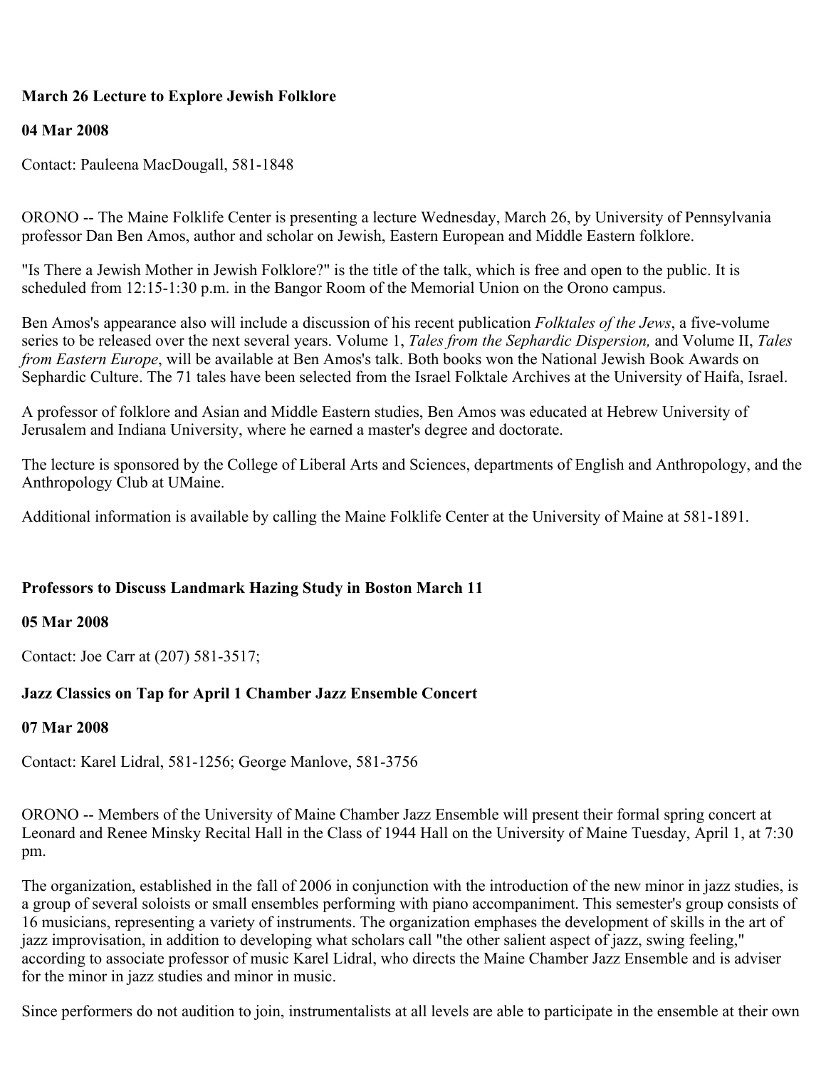**March 26 Lecture to Explore Jewish Folklore**

**04 Mar 2008**

Contact: Pauleena MacDougall, 581-1848

ORONO -- The Maine Folklife Center is presenting a lecture Wednesday, March 26, by University of Pennsylvania professor Dan Ben Amos, author and scholar on Jewish, Eastern European and Middle Eastern folklore.

"Is There a Jewish Mother in Jewish Folklore?" is the title of the talk, which is free and open to the public. It is scheduled from 12:15-1:30 p.m. in the Bangor Room of the Memorial Union on the Orono campus.

Ben Amos's appearance also will include a discussion of his recent publication *Folktales of the Jews*, a five-volume series to be released over the next several years. Volume 1, *Tales from the Sephardic Dispersion,* and Volume II, *Tales from Eastern Europe*, will be available at Ben Amos's talk. Both books won the National Jewish Book Awards on Sephardic Culture. The 71 tales have been selected from the Israel Folktale Archives at the University of Haifa, Israel.

A professor of folklore and Asian and Middle Eastern studies, Ben Amos was educated at Hebrew University of Jerusalem and Indiana University, where he earned a master's degree and doctorate.

The lecture is sponsored by the College of Liberal Arts and Sciences, departments of English and Anthropology, and the Anthropology Club at UMaine.

Additional information is available by calling the Maine Folklife Center at the University of Maine at 581-1891.

**Professors to Discuss Landmark Hazing Study in Boston March 11**

**05 Mar 2008**

Contact: Joe Carr at (207) 581-3517;

**Jazz Classics on Tap for April 1 Chamber Jazz Ensemble Concert**

**07 Mar 2008**

Contact: Karel Lidral, 581-1256; George Manlove, 581-3756

ORONO -- Members of the University of Maine Chamber Jazz Ensemble will present their formal spring concert at Leonard and Renee Minsky Recital Hall in the Class of 1944 Hall on the University of Maine Tuesday, April 1, at 7:30 pm.

The organization, established in the fall of 2006 in conjunction with the introduction of the new minor in jazz studies, is a group of several soloists or small ensembles performing with piano accompaniment. This semester's group consists of 16 musicians, representing a variety of instruments. The organization emphases the development of skills in the art of jazz improvisation, in addition to developing what scholars call "the other salient aspect of jazz, swing feeling," according to associate professor of music Karel Lidral, who directs the Maine Chamber Jazz Ensemble and is adviser for the minor in jazz studies and minor in music.

Since performers do not audition to join, instrumentalists at all levels are able to participate in the ensemble at their own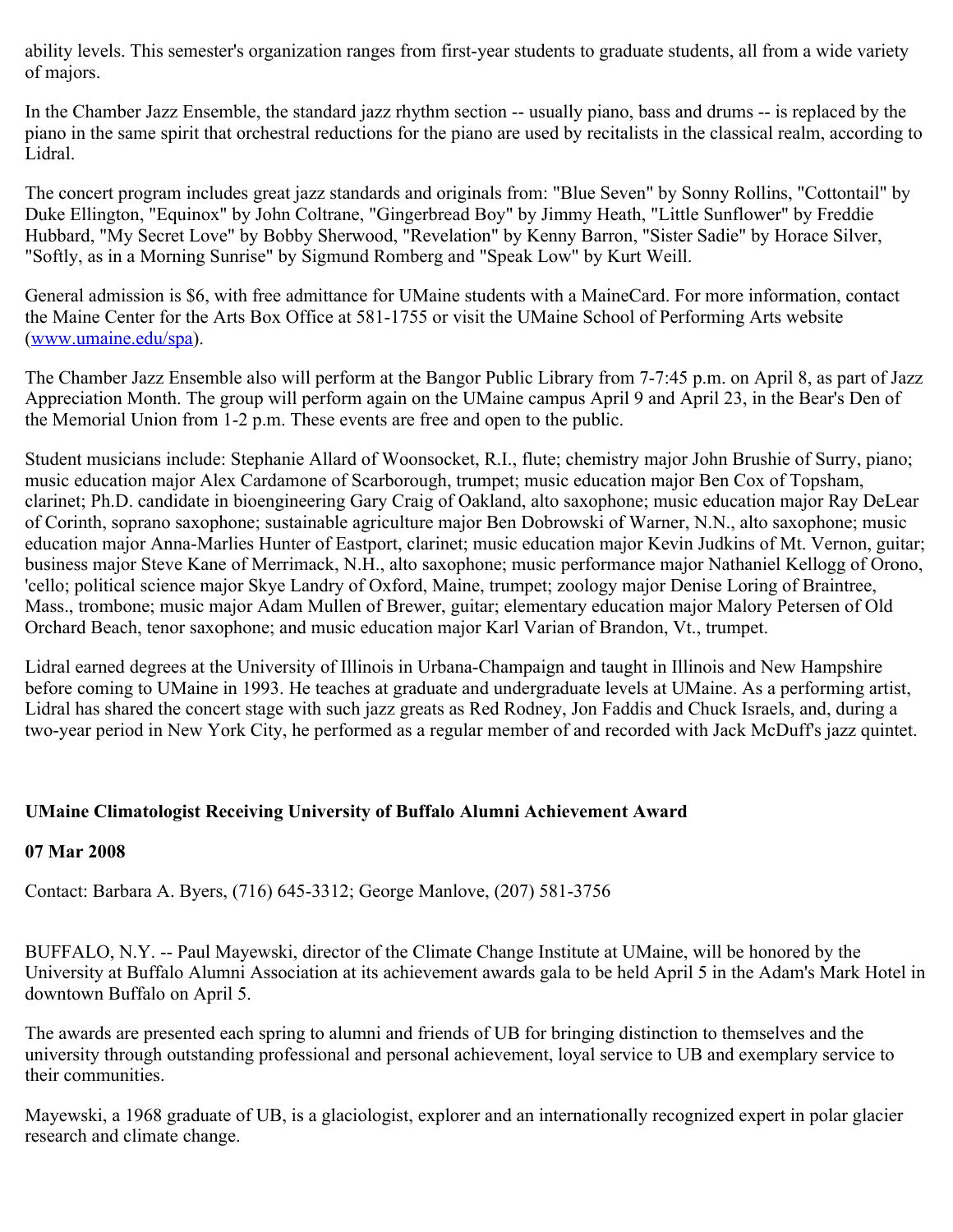ability levels. This semester's organization ranges from first-year students to graduate students, all from a wide variety of majors.

In the Chamber Jazz Ensemble, the standard jazz rhythm section -- usually piano, bass and drums -- is replaced by the piano in the same spirit that orchestral reductions for the piano are used by recitalists in the classical realm, according to Lidral.

The concert program includes great jazz standards and originals from: "Blue Seven" by Sonny Rollins, "Cottontail" by Duke Ellington, "Equinox" by John Coltrane, "Gingerbread Boy" by Jimmy Heath, "Little Sunflower" by Freddie Hubbard, "My Secret Love" by Bobby Sherwood, "Revelation" by Kenny Barron, "Sister Sadie" by Horace Silver, "Softly, as in a Morning Sunrise" by Sigmund Romberg and "Speak Low" by Kurt Weill.

General admission is $6, with free admittance for UMaine students with a MaineCard. For more information, contact the Maine Center for the Arts Box Office at 581-1755 or visit the UMaine School of Performing Arts website (www.umaine.edu/spa).

The Chamber Jazz Ensemble also will perform at the Bangor Public Library from 7-7:45 p.m. on April 8, as part of Jazz Appreciation Month. The group will perform again on the UMaine campus April 9 and April 23, in the Bear's Den of the Memorial Union from 1-2 p.m. These events are free and open to the public.

Student musicians include: Stephanie Allard of Woonsocket, R.I., flute; chemistry major John Brushie of Surry, piano; music education major Alex Cardamone of Scarborough, trumpet; music education major Ben Cox of Topsham, clarinet; Ph.D. candidate in bioengineering Gary Craig of Oakland, alto saxophone; music education major Ray DeLear of Corinth, soprano saxophone; sustainable agriculture major Ben Dobrowski of Warner, N.N., alto saxophone; music education major Anna-Marlies Hunter of Eastport, clarinet; music education major Kevin Judkins of Mt. Vernon, guitar; business major Steve Kane of Merrimack, N.H., alto saxophone; music performance major Nathaniel Kellogg of Orono, 'cello; political science major Skye Landry of Oxford, Maine, trumpet; zoology major Denise Loring of Braintree, Mass., trombone; music major Adam Mullen of Brewer, guitar; elementary education major Malory Petersen of Old Orchard Beach, tenor saxophone; and music education major Karl Varian of Brandon, Vt., trumpet.

Lidral earned degrees at the University of Illinois in Urbana-Champaign and taught in Illinois and New Hampshire before coming to UMaine in 1993. He teaches at graduate and undergraduate levels at UMaine. As a performing artist, Lidral has shared the concert stage with such jazz greats as Red Rodney, Jon Faddis and Chuck Israels, and, during a two-year period in New York City, he performed as a regular member of and recorded with Jack McDuff's jazz quintet.

**UMaine Climatologist Receiving University of Buffalo Alumni Achievement Award**

**07 Mar 2008**

Contact: Barbara A. Byers, (716) 645-3312; George Manlove, (207) 581-3756

BUFFALO, N.Y. -- Paul Mayewski, director of the Climate Change Institute at UMaine, will be honored by the University at Buffalo Alumni Association at its achievement awards gala to be held April 5 in the Adam's Mark Hotel in downtown Buffalo on April 5.

The awards are presented each spring to alumni and friends of UB for bringing distinction to themselves and the university through outstanding professional and personal achievement, loyal service to UB and exemplary service to their communities.

Mayewski, a 1968 graduate of UB, is a glaciologist, explorer and an internationally recognized expert in polar glacier research and climate change.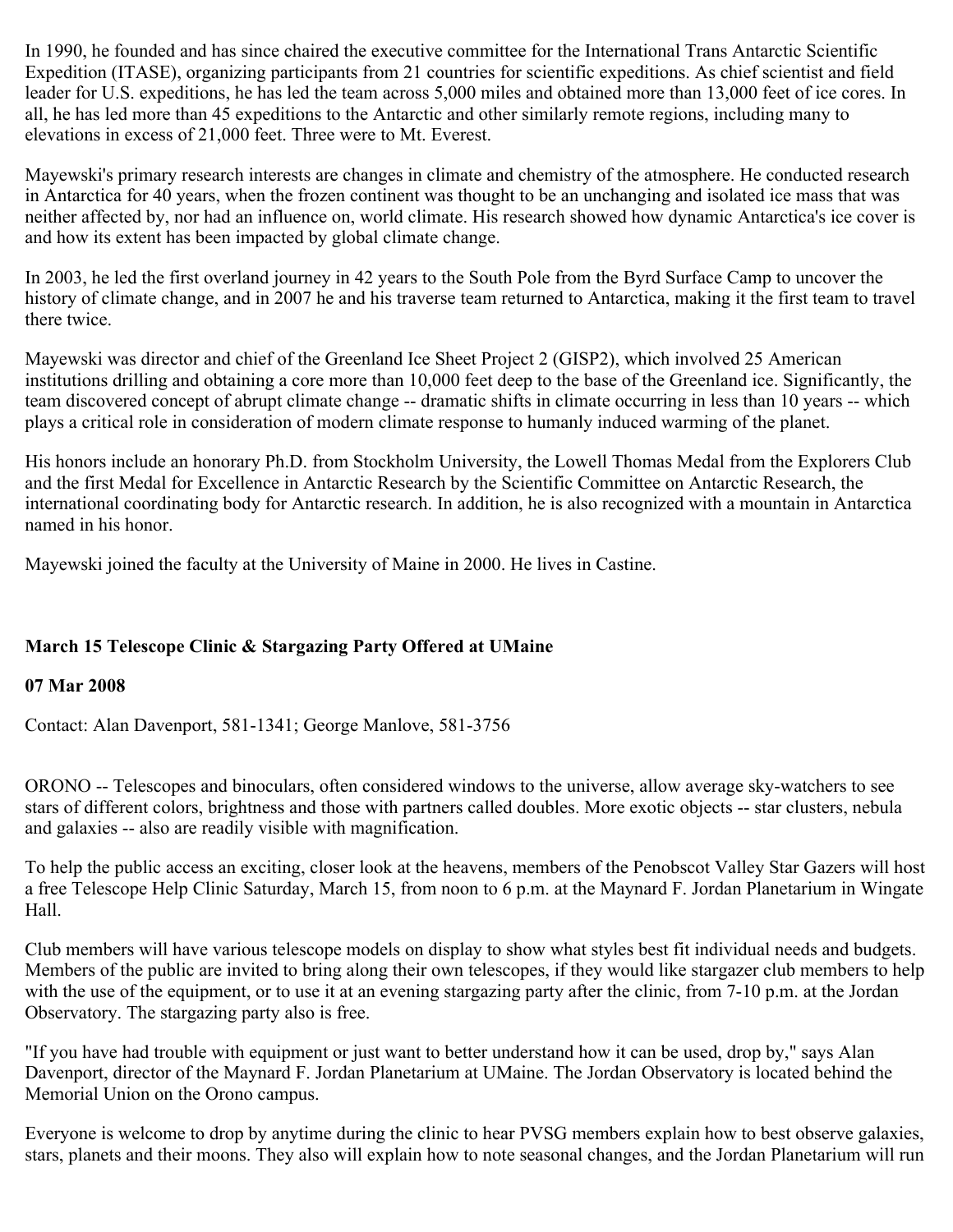In 1990, he founded and has since chaired the executive committee for the International Trans Antarctic Scientific Expedition (ITASE), organizing participants from 21 countries for scientific expeditions. As chief scientist and field leader for U.S. expeditions, he has led the team across 5,000 miles and obtained more than 13,000 feet of ice cores. In all, he has led more than 45 expeditions to the Antarctic and other similarly remote regions, including many to elevations in excess of 21,000 feet. Three were to Mt. Everest.

Mayewski's primary research interests are changes in climate and chemistry of the atmosphere. He conducted research in Antarctica for 40 years, when the frozen continent was thought to be an unchanging and isolated ice mass that was neither affected by, nor had an influence on, world climate. His research showed how dynamic Antarctica's ice cover is and how its extent has been impacted by global climate change.

In 2003, he led the first overland journey in 42 years to the South Pole from the Byrd Surface Camp to uncover the history of climate change, and in 2007 he and his traverse team returned to Antarctica, making it the first team to travel there twice.

Mayewski was director and chief of the Greenland Ice Sheet Project 2 (GISP2), which involved 25 American institutions drilling and obtaining a core more than 10,000 feet deep to the base of the Greenland ice. Significantly, the team discovered concept of abrupt climate change -- dramatic shifts in climate occurring in less than 10 years -- which plays a critical role in consideration of modern climate response to humanly induced warming of the planet.

His honors include an honorary Ph.D. from Stockholm University, the Lowell Thomas Medal from the Explorers Club and the first Medal for Excellence in Antarctic Research by the Scientific Committee on Antarctic Research, the international coordinating body for Antarctic research. In addition, he is also recognized with a mountain in Antarctica named in his honor.

Mayewski joined the faculty at the University of Maine in 2000. He lives in Castine.

**March 15 Telescope Clinic & Stargazing Party Offered at UMaine**

**07 Mar 2008**

Contact: Alan Davenport, 581-1341; George Manlove, 581-3756

ORONO -- Telescopes and binoculars, often considered windows to the universe, allow average sky-watchers to see stars of different colors, brightness and those with partners called doubles. More exotic objects -- star clusters, nebula and galaxies -- also are readily visible with magnification.

To help the public access an exciting, closer look at the heavens, members of the Penobscot Valley Star Gazers will host a free Telescope Help Clinic Saturday, March 15, from noon to 6 p.m. at the Maynard F. Jordan Planetarium in Wingate Hall.

Club members will have various telescope models on display to show what styles best fit individual needs and budgets. Members of the public are invited to bring along their own telescopes, if they would like stargazer club members to help with the use of the equipment, or to use it at an evening stargazing party after the clinic, from 7-10 p.m. at the Jordan Observatory. The stargazing party also is free.

"If you have had trouble with equipment or just want to better understand how it can be used, drop by," says Alan Davenport, director of the Maynard F. Jordan Planetarium at UMaine. The Jordan Observatory is located behind the Memorial Union on the Orono campus.

Everyone is welcome to drop by anytime during the clinic to hear PVSG members explain how to best observe galaxies, stars, planets and their moons. They also will explain how to note seasonal changes, and the Jordan Planetarium will run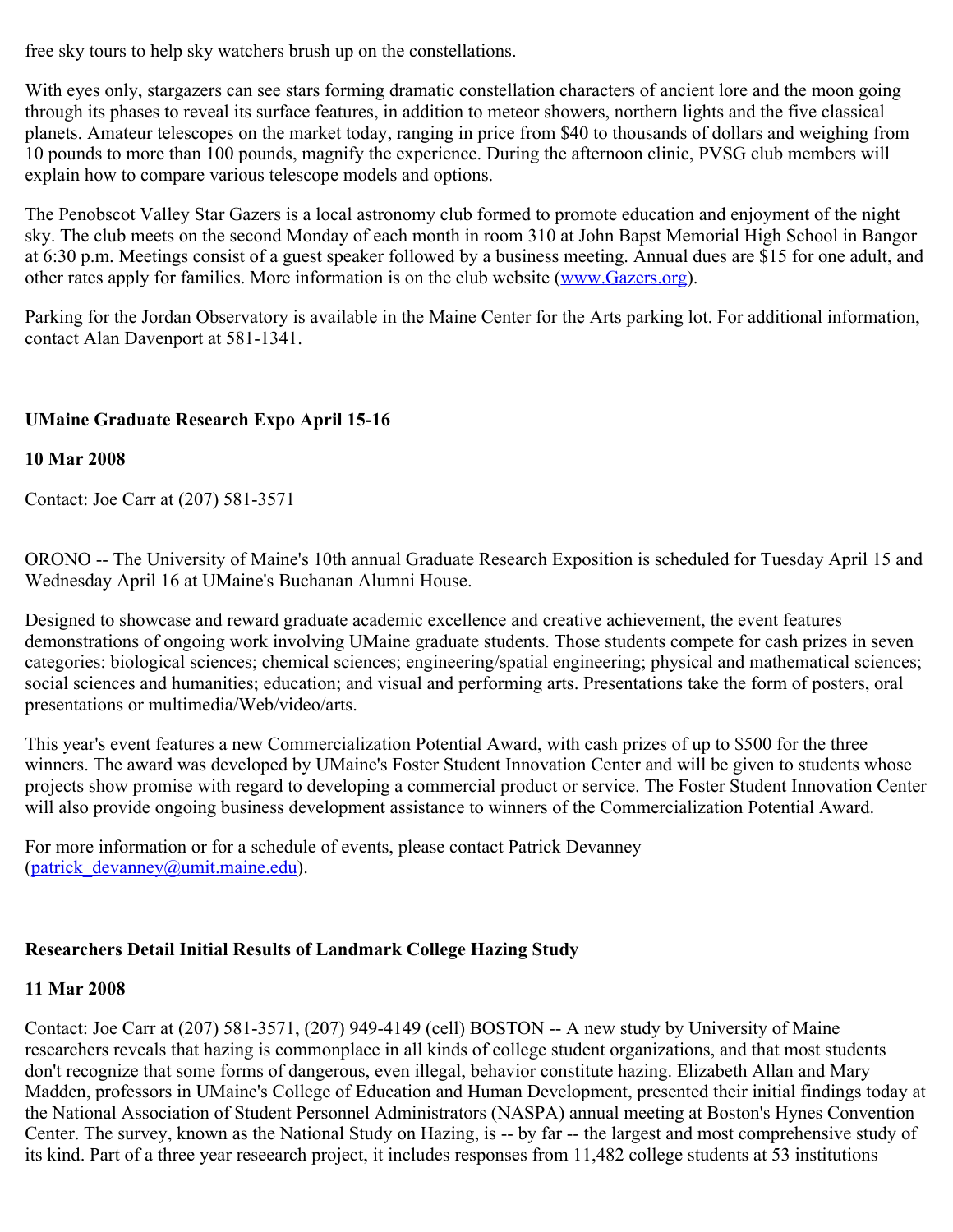free sky tours to help sky watchers brush up on the constellations.

With eyes only, stargazers can see stars forming dramatic constellation characters of ancient lore and the moon going through its phases to reveal its surface features, in addition to meteor showers, northern lights and the five classical planets. Amateur telescopes on the market today, ranging in price from $40 to thousands of dollars and weighing from 10 pounds to more than 100 pounds, magnify the experience. During the afternoon clinic, PVSG club members will explain how to compare various telescope models and options.

The Penobscot Valley Star Gazers is a local astronomy club formed to promote education and enjoyment of the night sky. The club meets on the second Monday of each month in room 310 at John Bapst Memorial High School in Bangor at 6:30 p.m. Meetings consist of a guest speaker followed by a business meeting. Annual dues are $15 for one adult, and other rates apply for families. More information is on the club website (www.Gazers.org).

Parking for the Jordan Observatory is available in the Maine Center for the Arts parking lot. For additional information, contact Alan Davenport at 581-1341.

**UMaine Graduate Research Expo April 15-16**

**10 Mar 2008**

Contact: Joe Carr at (207) 581-3571

ORONO -- The University of Maine's 10th annual Graduate Research Exposition is scheduled for Tuesday April 15 and Wednesday April 16 at UMaine's Buchanan Alumni House.

Designed to showcase and reward graduate academic excellence and creative achievement, the event features demonstrations of ongoing work involving UMaine graduate students. Those students compete for cash prizes in seven categories: biological sciences; chemical sciences; engineering/spatial engineering; physical and mathematical sciences; social sciences and humanities; education; and visual and performing arts. Presentations take the form of posters, oral presentations or multimedia/Web/video/arts.

This year's event features a new Commercialization Potential Award, with cash prizes of up to $500 for the three winners. The award was developed by UMaine's Foster Student Innovation Center and will be given to students whose projects show promise with regard to developing a commercial product or service. The Foster Student Innovation Center will also provide ongoing business development assistance to winners of the Commercialization Potential Award.

For more information or for a schedule of events, please contact Patrick Devanney (patrick_devanney@umit.maine.edu).

**Researchers Detail Initial Results of Landmark College Hazing Study**

**11 Mar 2008**

Contact: Joe Carr at (207) 581-3571, (207) 949-4149 (cell) BOSTON -- A new study by University of Maine researchers reveals that hazing is commonplace in all kinds of college student organizations, and that most students don't recognize that some forms of dangerous, even illegal, behavior constitute hazing. Elizabeth Allan and Mary Madden, professors in UMaine's College of Education and Human Development, presented their initial findings today at the National Association of Student Personnel Administrators (NASPA) annual meeting at Boston's Hynes Convention Center. The survey, known as the National Study on Hazing, is -- by far -- the largest and most comprehensive study of its kind. Part of a three year reseearch project, it includes responses from 11,482 college students at 53 institutions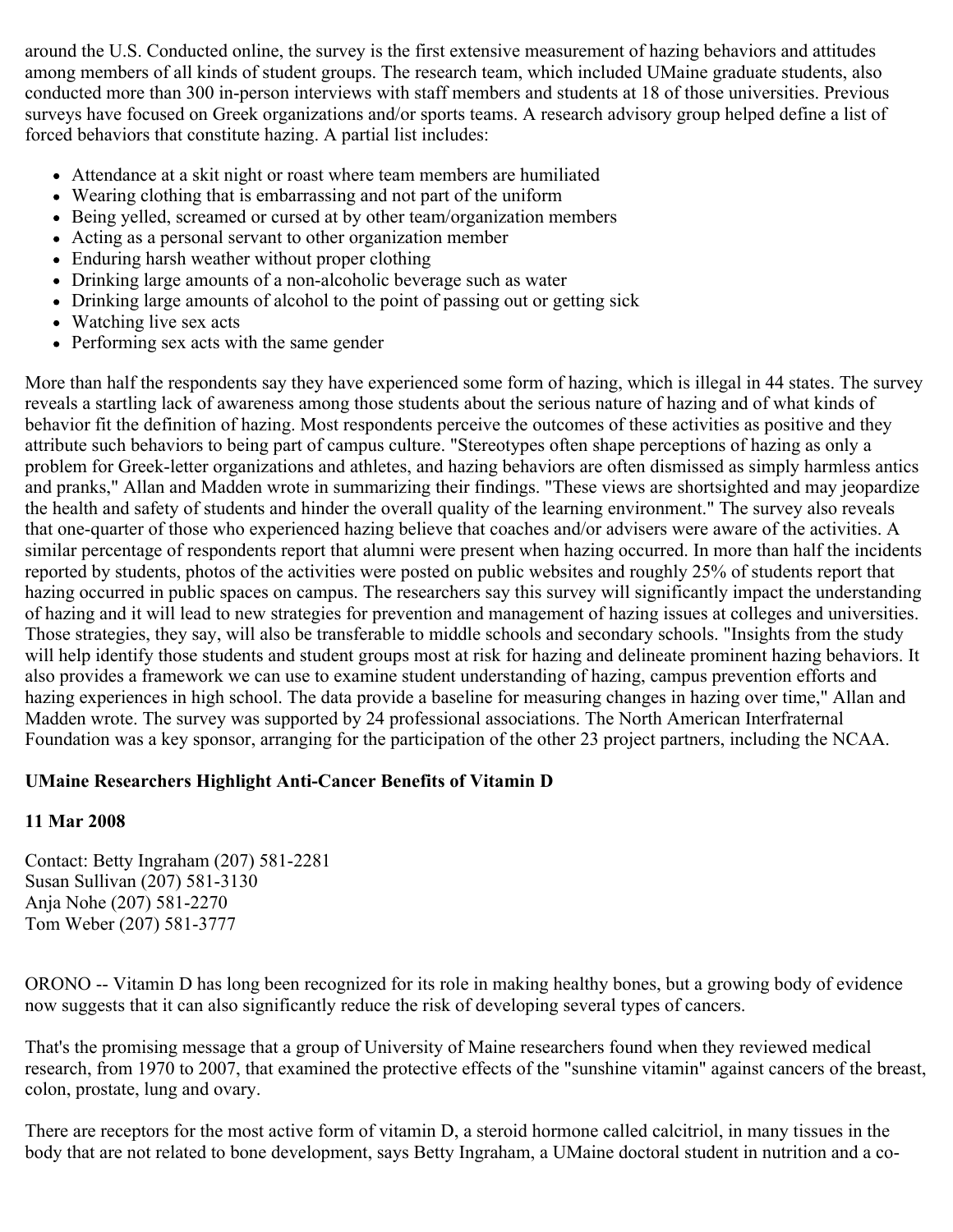around the U.S. Conducted online, the survey is the first extensive measurement of hazing behaviors and attitudes among members of all kinds of student groups. The research team, which included UMaine graduate students, also conducted more than 300 in-person interviews with staff members and students at 18 of those universities. Previous surveys have focused on Greek organizations and/or sports teams. A research advisory group helped define a list of forced behaviors that constitute hazing. A partial list includes:

- Attendance at a skit night or roast where team members are humiliated
- Wearing clothing that is embarrassing and not part of the uniform
- Being yelled, screamed or cursed at by other team/organization members
- Acting as a personal servant to other organization member
- Enduring harsh weather without proper clothing
- Drinking large amounts of a non-alcoholic beverage such as water
- Drinking large amounts of alcohol to the point of passing out or getting sick
- Watching live sex acts
- Performing sex acts with the same gender

More than half the respondents say they have experienced some form of hazing, which is illegal in 44 states. The survey reveals a startling lack of awareness among those students about the serious nature of hazing and of what kinds of behavior fit the definition of hazing. Most respondents perceive the outcomes of these activities as positive and they attribute such behaviors to being part of campus culture. "Stereotypes often shape perceptions of hazing as only a problem for Greek-letter organizations and athletes, and hazing behaviors are often dismissed as simply harmless antics and pranks," Allan and Madden wrote in summarizing their findings. "These views are shortsighted and may jeopardize the health and safety of students and hinder the overall quality of the learning environment." The survey also reveals that one-quarter of those who experienced hazing believe that coaches and/or advisers were aware of the activities. A similar percentage of respondents report that alumni were present when hazing occurred. In more than half the incidents reported by students, photos of the activities were posted on public websites and roughly 25% of students report that hazing occurred in public spaces on campus. The researchers say this survey will significantly impact the understanding of hazing and it will lead to new strategies for prevention and management of hazing issues at colleges and universities. Those strategies, they say, will also be transferable to middle schools and secondary schools. "Insights from the study will help identify those students and student groups most at risk for hazing and delineate prominent hazing behaviors. It also provides a framework we can use to examine student understanding of hazing, campus prevention efforts and hazing experiences in high school. The data provide a baseline for measuring changes in hazing over time," Allan and Madden wrote. The survey was supported by 24 professional associations. The North American Interfraternal Foundation was a key sponsor, arranging for the participation of the other 23 project partners, including the NCAA.

**UMaine Researchers Highlight Anti-Cancer Benefits of Vitamin D**

**11 Mar 2008**

Contact: Betty Ingraham (207) 581-2281
Susan Sullivan (207) 581-3130
Anja Nohe (207) 581-2270
Tom Weber (207) 581-3777

ORONO -- Vitamin D has long been recognized for its role in making healthy bones, but a growing body of evidence now suggests that it can also significantly reduce the risk of developing several types of cancers.

That's the promising message that a group of University of Maine researchers found when they reviewed medical research, from 1970 to 2007, that examined the protective effects of the "sunshine vitamin" against cancers of the breast, colon, prostate, lung and ovary.

There are receptors for the most active form of vitamin D, a steroid hormone called calcitriol, in many tissues in the body that are not related to bone development, says Betty Ingraham, a UMaine doctoral student in nutrition and a co-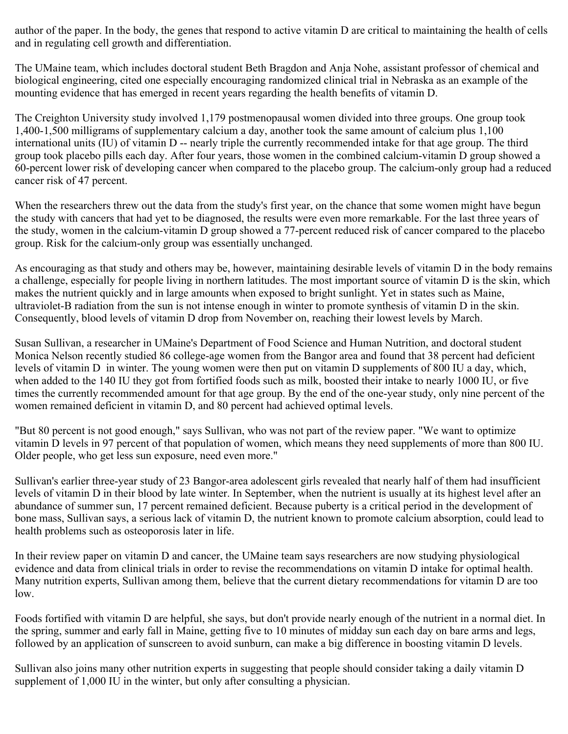author of the paper. In the body, the genes that respond to active vitamin D are critical to maintaining the health of cells and in regulating cell growth and differentiation.

The UMaine team, which includes doctoral student Beth Bragdon and Anja Nohe, assistant professor of chemical and biological engineering, cited one especially encouraging randomized clinical trial in Nebraska as an example of the mounting evidence that has emerged in recent years regarding the health benefits of vitamin D.

The Creighton University study involved 1,179 postmenopausal women divided into three groups. One group took 1,400-1,500 milligrams of supplementary calcium a day, another took the same amount of calcium plus 1,100 international units (IU) of vitamin D -- nearly triple the currently recommended intake for that age group. The third group took placebo pills each day. After four years, those women in the combined calcium-vitamin D group showed a 60-percent lower risk of developing cancer when compared to the placebo group. The calcium-only group had a reduced cancer risk of 47 percent.

When the researchers threw out the data from the study's first year, on the chance that some women might have begun the study with cancers that had yet to be diagnosed, the results were even more remarkable. For the last three years of the study, women in the calcium-vitamin D group showed a 77-percent reduced risk of cancer compared to the placebo group. Risk for the calcium-only group was essentially unchanged.

As encouraging as that study and others may be, however, maintaining desirable levels of vitamin D in the body remains a challenge, especially for people living in northern latitudes. The most important source of vitamin D is the skin, which makes the nutrient quickly and in large amounts when exposed to bright sunlight. Yet in states such as Maine, ultraviolet-B radiation from the sun is not intense enough in winter to promote synthesis of vitamin D in the skin. Consequently, blood levels of vitamin D drop from November on, reaching their lowest levels by March.

Susan Sullivan, a researcher in UMaine's Department of Food Science and Human Nutrition, and doctoral student Monica Nelson recently studied 86 college-age women from the Bangor area and found that 38 percent had deficient levels of vitamin D in winter. The young women were then put on vitamin D supplements of 800 IU a day, which, when added to the 140 IU they got from fortified foods such as milk, boosted their intake to nearly 1000 IU, or five times the currently recommended amount for that age group. By the end of the one-year study, only nine percent of the women remained deficient in vitamin D, and 80 percent had achieved optimal levels.

"But 80 percent is not good enough," says Sullivan, who was not part of the review paper. "We want to optimize vitamin D levels in 97 percent of that population of women, which means they need supplements of more than 800 IU. Older people, who get less sun exposure, need even more."

Sullivan's earlier three-year study of 23 Bangor-area adolescent girls revealed that nearly half of them had insufficient levels of vitamin D in their blood by late winter. In September, when the nutrient is usually at its highest level after an abundance of summer sun, 17 percent remained deficient. Because puberty is a critical period in the development of bone mass, Sullivan says, a serious lack of vitamin D, the nutrient known to promote calcium absorption, could lead to health problems such as osteoporosis later in life.

In their review paper on vitamin D and cancer, the UMaine team says researchers are now studying physiological evidence and data from clinical trials in order to revise the recommendations on vitamin D intake for optimal health. Many nutrition experts, Sullivan among them, believe that the current dietary recommendations for vitamin D are too low.

Foods fortified with vitamin D are helpful, she says, but don't provide nearly enough of the nutrient in a normal diet. In the spring, summer and early fall in Maine, getting five to 10 minutes of midday sun each day on bare arms and legs, followed by an application of sunscreen to avoid sunburn, can make a big difference in boosting vitamin D levels.

Sullivan also joins many other nutrition experts in suggesting that people should consider taking a daily vitamin D supplement of 1,000 IU in the winter, but only after consulting a physician.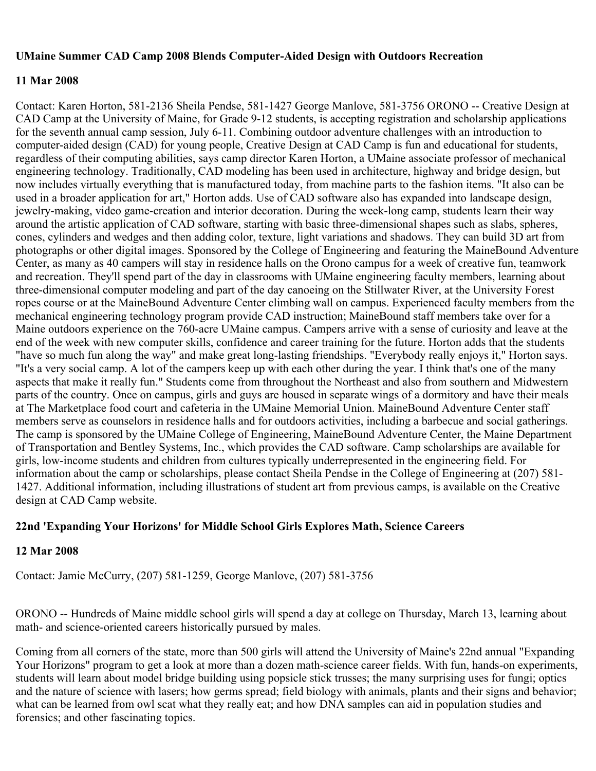**UMaine Summer CAD Camp 2008 Blends Computer-Aided Design with Outdoors Recreation**

**11 Mar 2008**

Contact: Karen Horton, 581-2136 Sheila Pendse, 581-1427 George Manlove, 581-3756 ORONO -- Creative Design at CAD Camp at the University of Maine, for Grade 9-12 students, is accepting registration and scholarship applications for the seventh annual camp session, July 6-11. Combining outdoor adventure challenges with an introduction to computer-aided design (CAD) for young people, Creative Design at CAD Camp is fun and educational for students, regardless of their computing abilities, says camp director Karen Horton, a UMaine associate professor of mechanical engineering technology. Traditionally, CAD modeling has been used in architecture, highway and bridge design, but now includes virtually everything that is manufactured today, from machine parts to the fashion items. "It also can be used in a broader application for art," Horton adds. Use of CAD software also has expanded into landscape design, jewelry-making, video game-creation and interior decoration. During the week-long camp, students learn their way around the artistic application of CAD software, starting with basic three-dimensional shapes such as slabs, spheres, cones, cylinders and wedges and then adding color, texture, light variations and shadows. They can build 3D art from photographs or other digital images. Sponsored by the College of Engineering and featuring the MaineBound Adventure Center, as many as 40 campers will stay in residence halls on the Orono campus for a week of creative fun, teamwork and recreation. They'll spend part of the day in classrooms with UMaine engineering faculty members, learning about three-dimensional computer modeling and part of the day canoeing on the Stillwater River, at the University Forest ropes course or at the MaineBound Adventure Center climbing wall on campus. Experienced faculty members from the mechanical engineering technology program provide CAD instruction; MaineBound staff members take over for a Maine outdoors experience on the 760-acre UMaine campus. Campers arrive with a sense of curiosity and leave at the end of the week with new computer skills, confidence and career training for the future. Horton adds that the students "have so much fun along the way" and make great long-lasting friendships. "Everybody really enjoys it," Horton says. "It's a very social camp. A lot of the campers keep up with each other during the year. I think that's one of the many aspects that make it really fun." Students come from throughout the Northeast and also from southern and Midwestern parts of the country. Once on campus, girls and guys are housed in separate wings of a dormitory and have their meals at The Marketplace food court and cafeteria in the UMaine Memorial Union. MaineBound Adventure Center staff members serve as counselors in residence halls and for outdoors activities, including a barbecue and social gatherings. The camp is sponsored by the UMaine College of Engineering, MaineBound Adventure Center, the Maine Department of Transportation and Bentley Systems, Inc., which provides the CAD software. Camp scholarships are available for girls, low-income students and children from cultures typically underrepresented in the engineering field. For information about the camp or scholarships, please contact Sheila Pendse in the College of Engineering at (207) 581-1427. Additional information, including illustrations of student art from previous camps, is available on the Creative design at CAD Camp website.

**22nd 'Expanding Your Horizons' for Middle School Girls Explores Math, Science Careers**

**12 Mar 2008**

Contact: Jamie McCurry, (207) 581-1259, George Manlove, (207) 581-3756

ORONO -- Hundreds of Maine middle school girls will spend a day at college on Thursday, March 13, learning about math- and science-oriented careers historically pursued by males.

Coming from all corners of the state, more than 500 girls will attend the University of Maine's 22nd annual "Expanding Your Horizons" program to get a look at more than a dozen math-science career fields. With fun, hands-on experiments, students will learn about model bridge building using popsicle stick trusses; the many surprising uses for fungi; optics and the nature of science with lasers; how germs spread; field biology with animals, plants and their signs and behavior; what can be learned from owl scat what they really eat; and how DNA samples can aid in population studies and forensics; and other fascinating topics.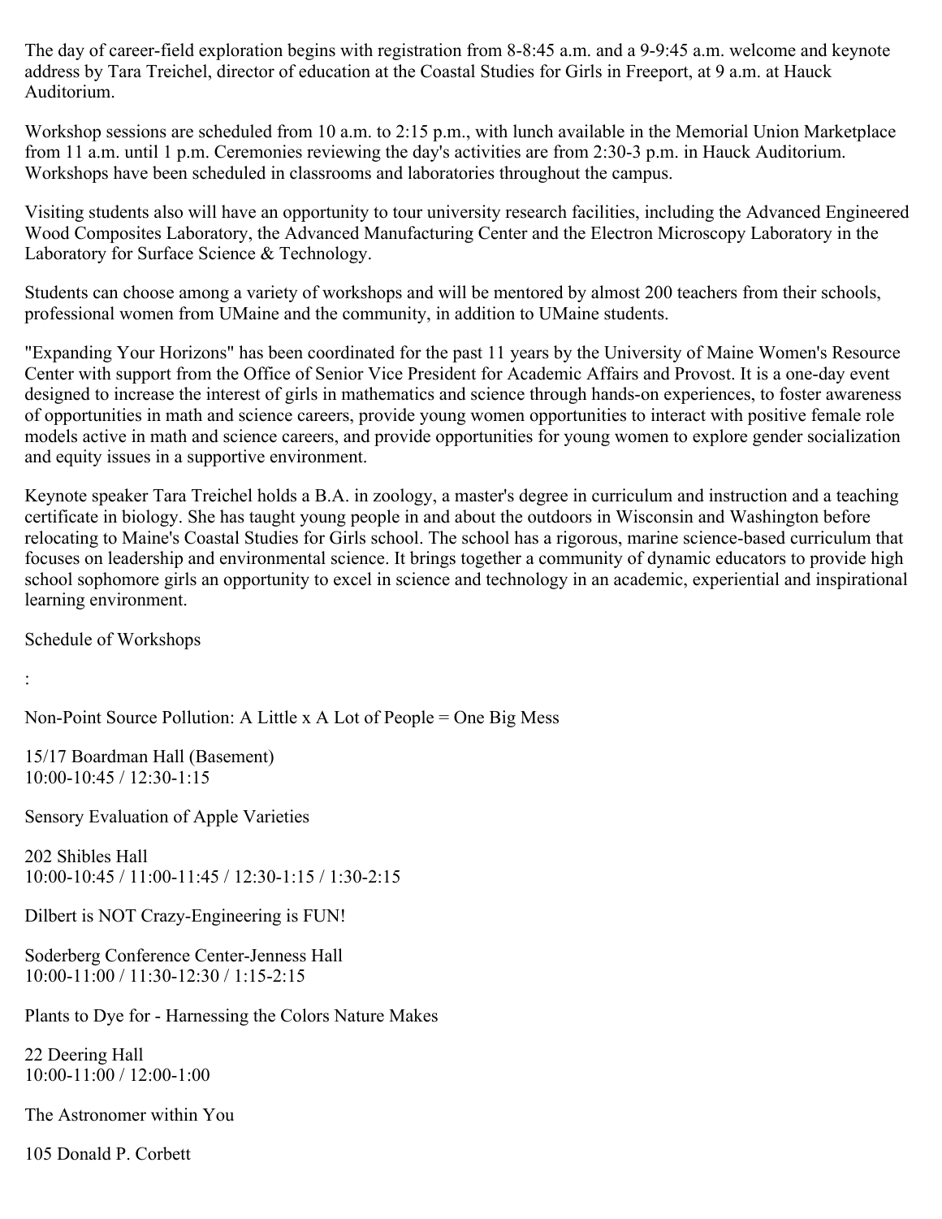The day of career-field exploration begins with registration from 8-8:45 a.m. and a 9-9:45 a.m. welcome and keynote address by Tara Treichel, director of education at the Coastal Studies for Girls in Freeport, at 9 a.m. at Hauck Auditorium.

Workshop sessions are scheduled from 10 a.m. to 2:15 p.m., with lunch available in the Memorial Union Marketplace from 11 a.m. until 1 p.m. Ceremonies reviewing the day's activities are from 2:30-3 p.m. in Hauck Auditorium. Workshops have been scheduled in classrooms and laboratories throughout the campus.

Visiting students also will have an opportunity to tour university research facilities, including the Advanced Engineered Wood Composites Laboratory, the Advanced Manufacturing Center and the Electron Microscopy Laboratory in the Laboratory for Surface Science & Technology.

Students can choose among a variety of workshops and will be mentored by almost 200 teachers from their schools, professional women from UMaine and the community, in addition to UMaine students.

"Expanding Your Horizons" has been coordinated for the past 11 years by the University of Maine Women's Resource Center with support from the Office of Senior Vice President for Academic Affairs and Provost. It is a one-day event designed to increase the interest of girls in mathematics and science through hands-on experiences, to foster awareness of opportunities in math and science careers, provide young women opportunities to interact with positive female role models active in math and science careers, and provide opportunities for young women to explore gender socialization and equity issues in a supportive environment.

Keynote speaker Tara Treichel holds a B.A. in zoology, a master's degree in curriculum and instruction and a teaching certificate in biology. She has taught young people in and about the outdoors in Wisconsin and Washington before relocating to Maine's Coastal Studies for Girls school. The school has a rigorous, marine science-based curriculum that focuses on leadership and environmental science. It brings together a community of dynamic educators to provide high school sophomore girls an opportunity to excel in science and technology in an academic, experiential and inspirational learning environment.

Schedule of Workshops

:

Non-Point Source Pollution: A Little x A Lot of People = One Big Mess

15/17 Boardman Hall (Basement)
10:00-10:45 / 12:30-1:15

Sensory Evaluation of Apple Varieties

202 Shibles Hall
10:00-10:45 / 11:00-11:45 / 12:30-1:15 / 1:30-2:15

Dilbert is NOT Crazy-Engineering is FUN!

Soderberg Conference Center-Jenness Hall
10:00-11:00 / 11:30-12:30 / 1:15-2:15

Plants to Dye for - Harnessing the Colors Nature Makes

22 Deering Hall
10:00-11:00 / 12:00-1:00

The Astronomer within You

105 Donald P. Corbett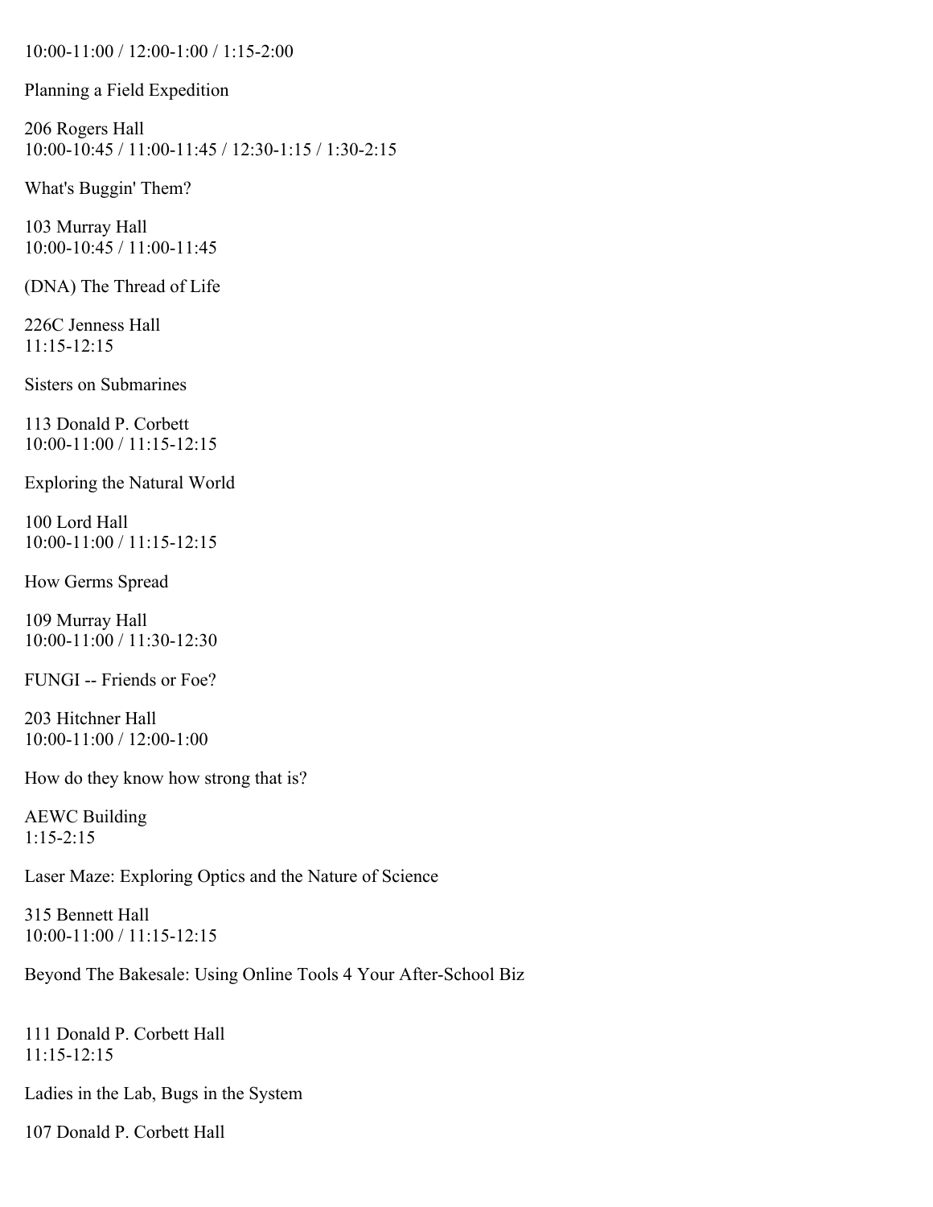10:00-11:00 / 12:00-1:00 / 1:15-2:00

Planning a Field Expedition

206 Rogers Hall
10:00-10:45 / 11:00-11:45 / 12:30-1:15 / 1:30-2:15

What's Buggin' Them?

103 Murray Hall
10:00-10:45 / 11:00-11:45

(DNA) The Thread of Life

226C Jenness Hall
11:15-12:15

Sisters on Submarines

113 Donald P. Corbett
10:00-11:00 / 11:15-12:15

Exploring the Natural World

100 Lord Hall
10:00-11:00 / 11:15-12:15

How Germs Spread

109 Murray Hall
10:00-11:00 / 11:30-12:30

FUNGI -- Friends or Foe?

203 Hitchner Hall
10:00-11:00 / 12:00-1:00

How do they know how strong that is?

AEWC Building
1:15-2:15

Laser Maze: Exploring Optics and the Nature of Science

315 Bennett Hall
10:00-11:00 / 11:15-12:15

Beyond The Bakesale: Using Online Tools 4 Your After-School Biz

111 Donald P. Corbett Hall
11:15-12:15

Ladies in the Lab, Bugs in the System

107 Donald P. Corbett Hall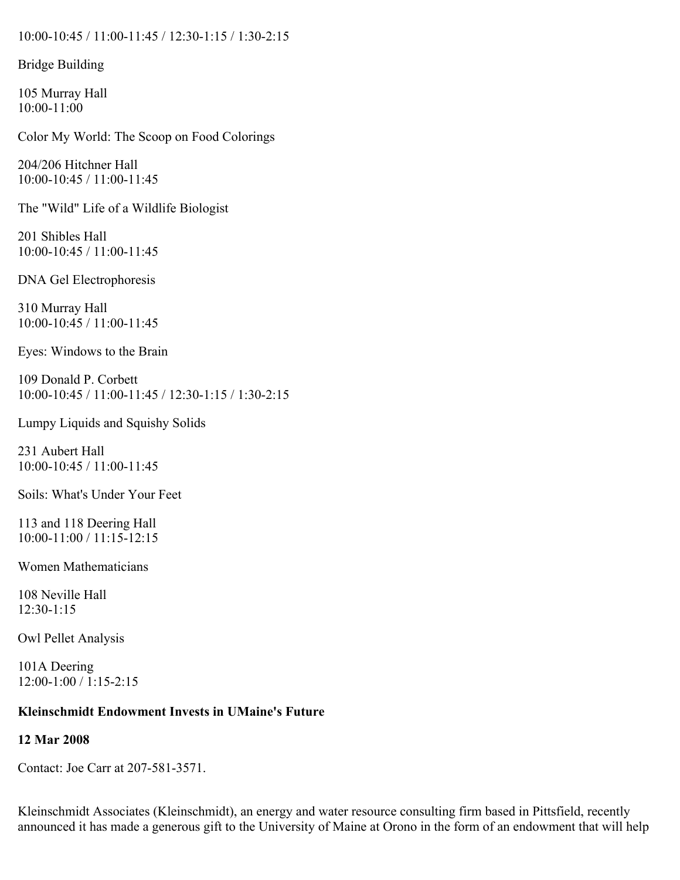10:00-10:45 / 11:00-11:45 / 12:30-1:15 / 1:30-2:15

Bridge Building

105 Murray Hall
10:00-11:00

Color My World: The Scoop on Food Colorings

204/206 Hitchner Hall
10:00-10:45 / 11:00-11:45

The "Wild" Life of a Wildlife Biologist

201 Shibles Hall
10:00-10:45 / 11:00-11:45

DNA Gel Electrophoresis

310 Murray Hall
10:00-10:45 / 11:00-11:45

Eyes: Windows to the Brain

109 Donald P. Corbett
10:00-10:45 / 11:00-11:45 / 12:30-1:15 / 1:30-2:15

Lumpy Liquids and Squishy Solids

231 Aubert Hall
10:00-10:45 / 11:00-11:45

Soils: What's Under Your Feet

113 and 118 Deering Hall
10:00-11:00 / 11:15-12:15

Women Mathematicians

108 Neville Hall
12:30-1:15

Owl Pellet Analysis

101A Deering
12:00-1:00 / 1:15-2:15

**Kleinschmidt Endowment Invests in UMaine's Future**

**12 Mar 2008**

Contact: Joe Carr at 207-581-3571.

Kleinschmidt Associates (Kleinschmidt), an energy and water resource consulting firm based in Pittsfield, recently announced it has made a generous gift to the University of Maine at Orono in the form of an endowment that will help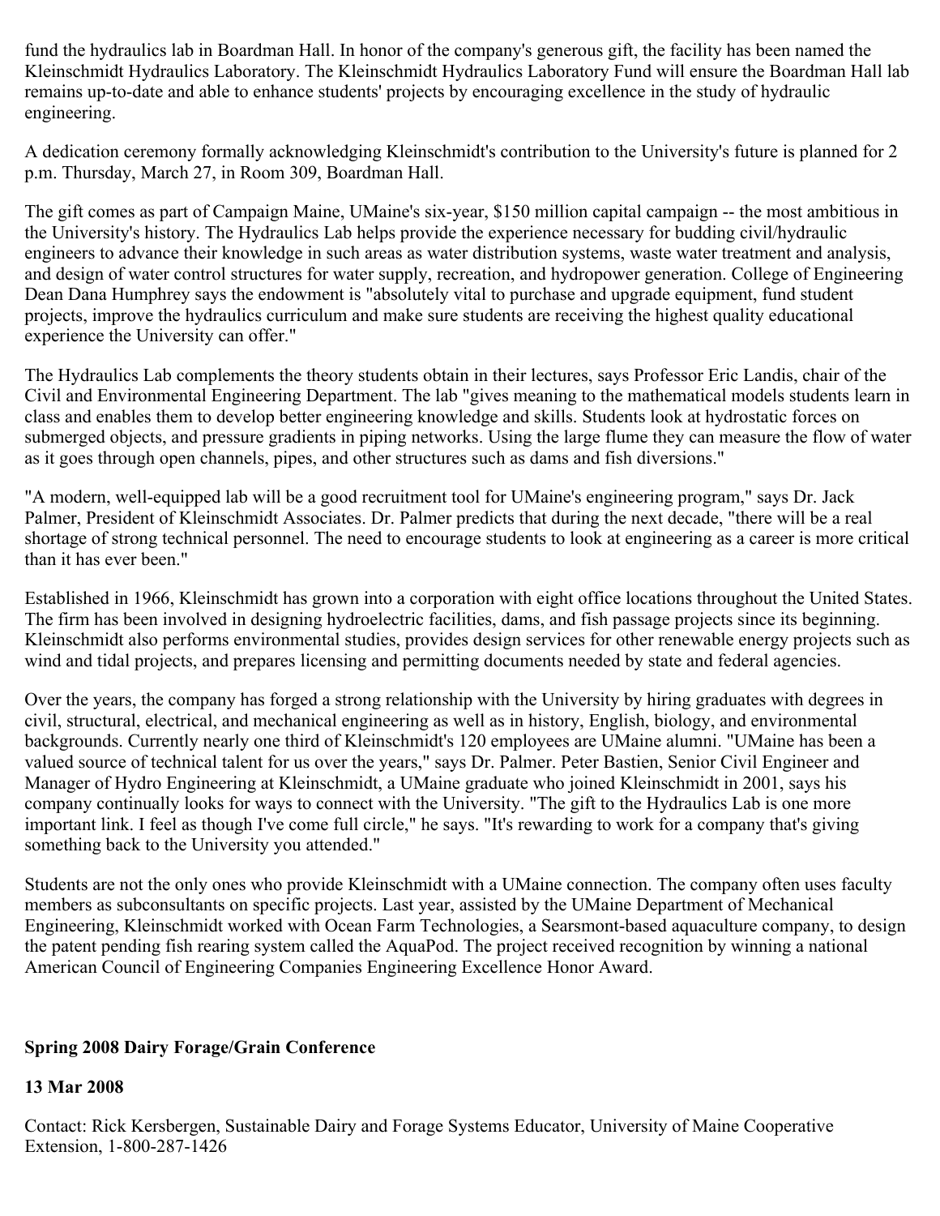fund the hydraulics lab in Boardman Hall. In honor of the company's generous gift, the facility has been named the Kleinschmidt Hydraulics Laboratory. The Kleinschmidt Hydraulics Laboratory Fund will ensure the Boardman Hall lab remains up-to-date and able to enhance students' projects by encouraging excellence in the study of hydraulic engineering.

A dedication ceremony formally acknowledging Kleinschmidt's contribution to the University's future is planned for 2 p.m. Thursday, March 27, in Room 309, Boardman Hall.

The gift comes as part of Campaign Maine, UMaine's six-year, $150 million capital campaign -- the most ambitious in the University's history. The Hydraulics Lab helps provide the experience necessary for budding civil/hydraulic engineers to advance their knowledge in such areas as water distribution systems, waste water treatment and analysis, and design of water control structures for water supply, recreation, and hydropower generation. College of Engineering Dean Dana Humphrey says the endowment is "absolutely vital to purchase and upgrade equipment, fund student projects, improve the hydraulics curriculum and make sure students are receiving the highest quality educational experience the University can offer."

The Hydraulics Lab complements the theory students obtain in their lectures, says Professor Eric Landis, chair of the Civil and Environmental Engineering Department. The lab "gives meaning to the mathematical models students learn in class and enables them to develop better engineering knowledge and skills. Students look at hydrostatic forces on submerged objects, and pressure gradients in piping networks. Using the large flume they can measure the flow of water as it goes through open channels, pipes, and other structures such as dams and fish diversions."

"A modern, well-equipped lab will be a good recruitment tool for UMaine's engineering program," says Dr. Jack Palmer, President of Kleinschmidt Associates. Dr. Palmer predicts that during the next decade, "there will be a real shortage of strong technical personnel. The need to encourage students to look at engineering as a career is more critical than it has ever been."

Established in 1966, Kleinschmidt has grown into a corporation with eight office locations throughout the United States. The firm has been involved in designing hydroelectric facilities, dams, and fish passage projects since its beginning. Kleinschmidt also performs environmental studies, provides design services for other renewable energy projects such as wind and tidal projects, and prepares licensing and permitting documents needed by state and federal agencies.

Over the years, the company has forged a strong relationship with the University by hiring graduates with degrees in civil, structural, electrical, and mechanical engineering as well as in history, English, biology, and environmental backgrounds. Currently nearly one third of Kleinschmidt's 120 employees are UMaine alumni. "UMaine has been a valued source of technical talent for us over the years," says Dr. Palmer. Peter Bastien, Senior Civil Engineer and Manager of Hydro Engineering at Kleinschmidt, a UMaine graduate who joined Kleinschmidt in 2001, says his company continually looks for ways to connect with the University. "The gift to the Hydraulics Lab is one more important link. I feel as though I've come full circle," he says. "It's rewarding to work for a company that's giving something back to the University you attended."

Students are not the only ones who provide Kleinschmidt with a UMaine connection. The company often uses faculty members as subconsultants on specific projects. Last year, assisted by the UMaine Department of Mechanical Engineering, Kleinschmidt worked with Ocean Farm Technologies, a Searsmont-based aquaculture company, to design the patent pending fish rearing system called the AquaPod. The project received recognition by winning a national American Council of Engineering Companies Engineering Excellence Honor Award.

**Spring 2008 Dairy Forage/Grain Conference**

**13 Mar 2008**

Contact: Rick Kersbergen, Sustainable Dairy and Forage Systems Educator, University of Maine Cooperative Extension, 1-800-287-1426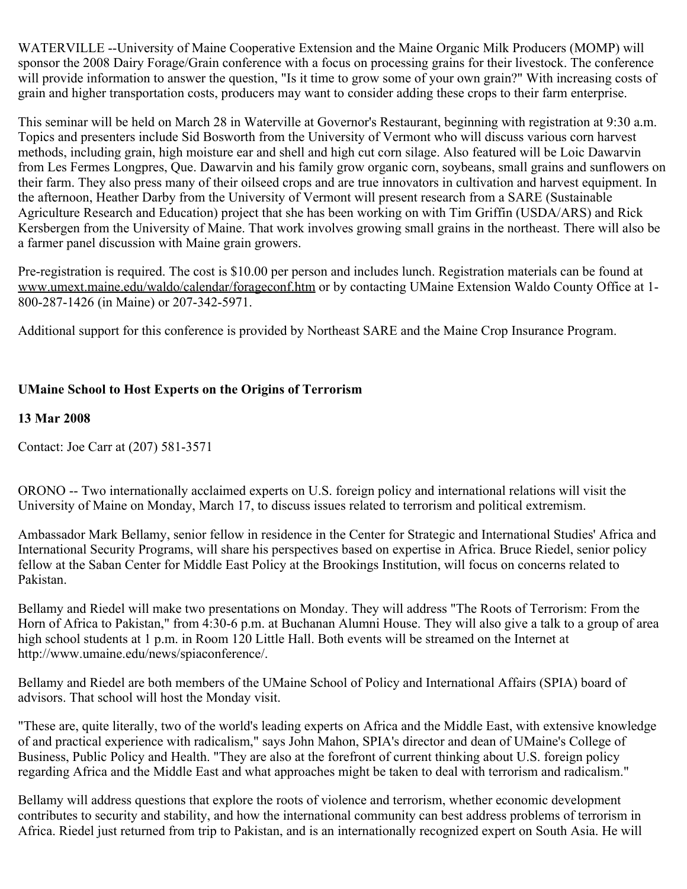WATERVILLE --University of Maine Cooperative Extension and the Maine Organic Milk Producers (MOMP) will sponsor the 2008 Dairy Forage/Grain conference with a focus on processing grains for their livestock. The conference will provide information to answer the question, "Is it time to grow some of your own grain?" With increasing costs of grain and higher transportation costs, producers may want to consider adding these crops to their farm enterprise.

This seminar will be held on March 28 in Waterville at Governor's Restaurant, beginning with registration at 9:30 a.m. Topics and presenters include Sid Bosworth from the University of Vermont who will discuss various corn harvest methods, including grain, high moisture ear and shell and high cut corn silage. Also featured will be Loic Dawarvin from Les Fermes Longpres, Que. Dawarvin and his family grow organic corn, soybeans, small grains and sunflowers on their farm. They also press many of their oilseed crops and are true innovators in cultivation and harvest equipment. In the afternoon, Heather Darby from the University of Vermont will present research from a SARE (Sustainable Agriculture Research and Education) project that she has been working on with Tim Griffin (USDA/ARS) and Rick Kersbergen from the University of Maine. That work involves growing small grains in the northeast. There will also be a farmer panel discussion with Maine grain growers.

Pre-registration is required. The cost is $10.00 per person and includes lunch. Registration materials can be found at www.umext.maine.edu/waldo/calendar/forageconf.htm or by contacting UMaine Extension Waldo County Office at 1-800-287-1426 (in Maine) or 207-342-5971.

Additional support for this conference is provided by Northeast SARE and the Maine Crop Insurance Program.

**UMaine School to Host Experts on the Origins of Terrorism**

**13 Mar 2008**

Contact: Joe Carr at (207) 581-3571

ORONO -- Two internationally acclaimed experts on U.S. foreign policy and international relations will visit the University of Maine on Monday, March 17, to discuss issues related to terrorism and political extremism.

Ambassador Mark Bellamy, senior fellow in residence in the Center for Strategic and International Studies' Africa and International Security Programs, will share his perspectives based on expertise in Africa. Bruce Riedel, senior policy fellow at the Saban Center for Middle East Policy at the Brookings Institution, will focus on concerns related to Pakistan.

Bellamy and Riedel will make two presentations on Monday. They will address "The Roots of Terrorism: From the Horn of Africa to Pakistan," from 4:30-6 p.m. at Buchanan Alumni House. They will also give a talk to a group of area high school students at 1 p.m. in Room 120 Little Hall. Both events will be streamed on the Internet at http://www.umaine.edu/news/spiaconference/.

Bellamy and Riedel are both members of the UMaine School of Policy and International Affairs (SPIA) board of advisors. That school will host the Monday visit.

"These are, quite literally, two of the world's leading experts on Africa and the Middle East, with extensive knowledge of and practical experience with radicalism," says John Mahon, SPIA's director and dean of UMaine's College of Business, Public Policy and Health. "They are also at the forefront of current thinking about U.S. foreign policy regarding Africa and the Middle East and what approaches might be taken to deal with terrorism and radicalism."

Bellamy will address questions that explore the roots of violence and terrorism, whether economic development contributes to security and stability, and how the international community can best address problems of terrorism in Africa. Riedel just returned from trip to Pakistan, and is an internationally recognized expert on South Asia. He will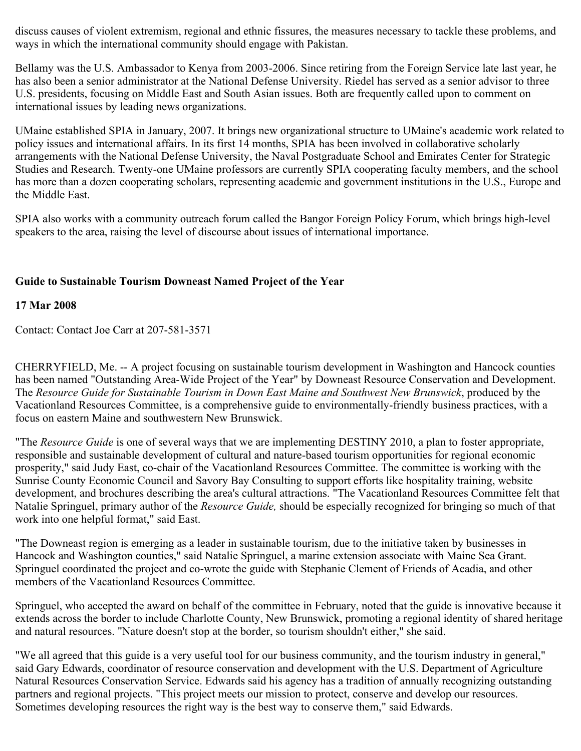discuss causes of violent extremism, regional and ethnic fissures, the measures necessary to tackle these problems, and ways in which the international community should engage with Pakistan.

Bellamy was the U.S. Ambassador to Kenya from 2003-2006. Since retiring from the Foreign Service late last year, he has also been a senior administrator at the National Defense University. Riedel has served as a senior advisor to three U.S. presidents, focusing on Middle East and South Asian issues. Both are frequently called upon to comment on international issues by leading news organizations.

UMaine established SPIA in January, 2007. It brings new organizational structure to UMaine's academic work related to policy issues and international affairs. In its first 14 months, SPIA has been involved in collaborative scholarly arrangements with the National Defense University, the Naval Postgraduate School and Emirates Center for Strategic Studies and Research. Twenty-one UMaine professors are currently SPIA cooperating faculty members, and the school has more than a dozen cooperating scholars, representing academic and government institutions in the U.S., Europe and the Middle East.

SPIA also works with a community outreach forum called the Bangor Foreign Policy Forum, which brings high-level speakers to the area, raising the level of discourse about issues of international importance.

### Guide to Sustainable Tourism Downeast Named Project of the Year

**17 Mar 2008**

Contact: Contact Joe Carr at 207-581-3571

CHERRYFIELD, Me. -- A project focusing on sustainable tourism development in Washington and Hancock counties has been named "Outstanding Area-Wide Project of the Year" by Downeast Resource Conservation and Development. The *Resource Guide for Sustainable Tourism in Down East Maine and Southwest New Brunswick*, produced by the Vacationland Resources Committee, is a comprehensive guide to environmentally-friendly business practices, with a focus on eastern Maine and southwestern New Brunswick.

"The *Resource Guide* is one of several ways that we are implementing DESTINY 2010, a plan to foster appropriate, responsible and sustainable development of cultural and nature-based tourism opportunities for regional economic prosperity," said Judy East, co-chair of the Vacationland Resources Committee. The committee is working with the Sunrise County Economic Council and Savory Bay Consulting to support efforts like hospitality training, website development, and brochures describing the area's cultural attractions. "The Vacationland Resources Committee felt that Natalie Springuel, primary author of the *Resource Guide,* should be especially recognized for bringing so much of that work into one helpful format," said East.

"The Downeast region is emerging as a leader in sustainable tourism, due to the initiative taken by businesses in Hancock and Washington counties," said Natalie Springuel, a marine extension associate with Maine Sea Grant. Springuel coordinated the project and co-wrote the guide with Stephanie Clement of Friends of Acadia, and other members of the Vacationland Resources Committee.

Springuel, who accepted the award on behalf of the committee in February, noted that the guide is innovative because it extends across the border to include Charlotte County, New Brunswick, promoting a regional identity of shared heritage and natural resources. "Nature doesn't stop at the border, so tourism shouldn't either," she said.

"We all agreed that this guide is a very useful tool for our business community, and the tourism industry in general," said Gary Edwards, coordinator of resource conservation and development with the U.S. Department of Agriculture Natural Resources Conservation Service. Edwards said his agency has a tradition of annually recognizing outstanding partners and regional projects. "This project meets our mission to protect, conserve and develop our resources. Sometimes developing resources the right way is the best way to conserve them," said Edwards.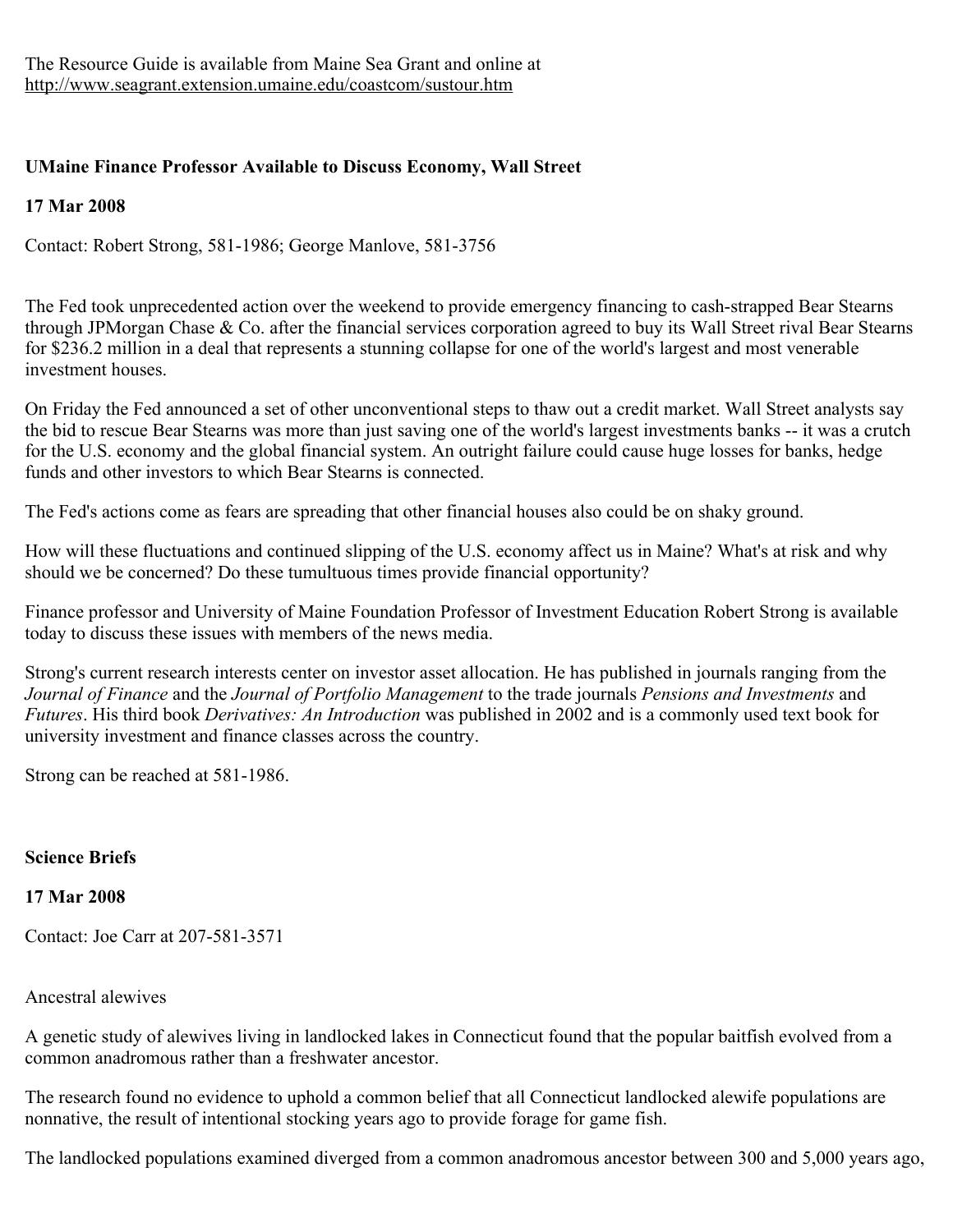The Resource Guide is available from Maine Sea Grant and online at http://www.seagrant.extension.umaine.edu/coastcom/sustour.htm

**UMaine Finance Professor Available to Discuss Economy, Wall Street**

**17 Mar 2008**

Contact: Robert Strong, 581-1986; George Manlove, 581-3756

The Fed took unprecedented action over the weekend to provide emergency financing to cash-strapped Bear Stearns through JPMorgan Chase & Co. after the financial services corporation agreed to buy its Wall Street rival Bear Stearns for $236.2 million in a deal that represents a stunning collapse for one of the world's largest and most venerable investment houses.

On Friday the Fed announced a set of other unconventional steps to thaw out a credit market. Wall Street analysts say the bid to rescue Bear Stearns was more than just saving one of the world's largest investments banks -- it was a crutch for the U.S. economy and the global financial system. An outright failure could cause huge losses for banks, hedge funds and other investors to which Bear Stearns is connected.

The Fed's actions come as fears are spreading that other financial houses also could be on shaky ground.

How will these fluctuations and continued slipping of the U.S. economy affect us in Maine? What's at risk and why should we be concerned? Do these tumultuous times provide financial opportunity?

Finance professor and University of Maine Foundation Professor of Investment Education Robert Strong is available today to discuss these issues with members of the news media.

Strong's current research interests center on investor asset allocation. He has published in journals ranging from the *Journal of Finance* and the *Journal of Portfolio Management* to the trade journals *Pensions and Investments* and *Futures*. His third book *Derivatives: An Introduction* was published in 2002 and is a commonly used text book for university investment and finance classes across the country.

Strong can be reached at 581-1986.

**Science Briefs**

**17 Mar 2008**

Contact: Joe Carr at 207-581-3571

Ancestral alewives

A genetic study of alewives living in landlocked lakes in Connecticut found that the popular baitfish evolved from a common anadromous rather than a freshwater ancestor.

The research found no evidence to uphold a common belief that all Connecticut landlocked alewife populations are nonnative, the result of intentional stocking years ago to provide forage for game fish.

The landlocked populations examined diverged from a common anadromous ancestor between 300 and 5,000 years ago,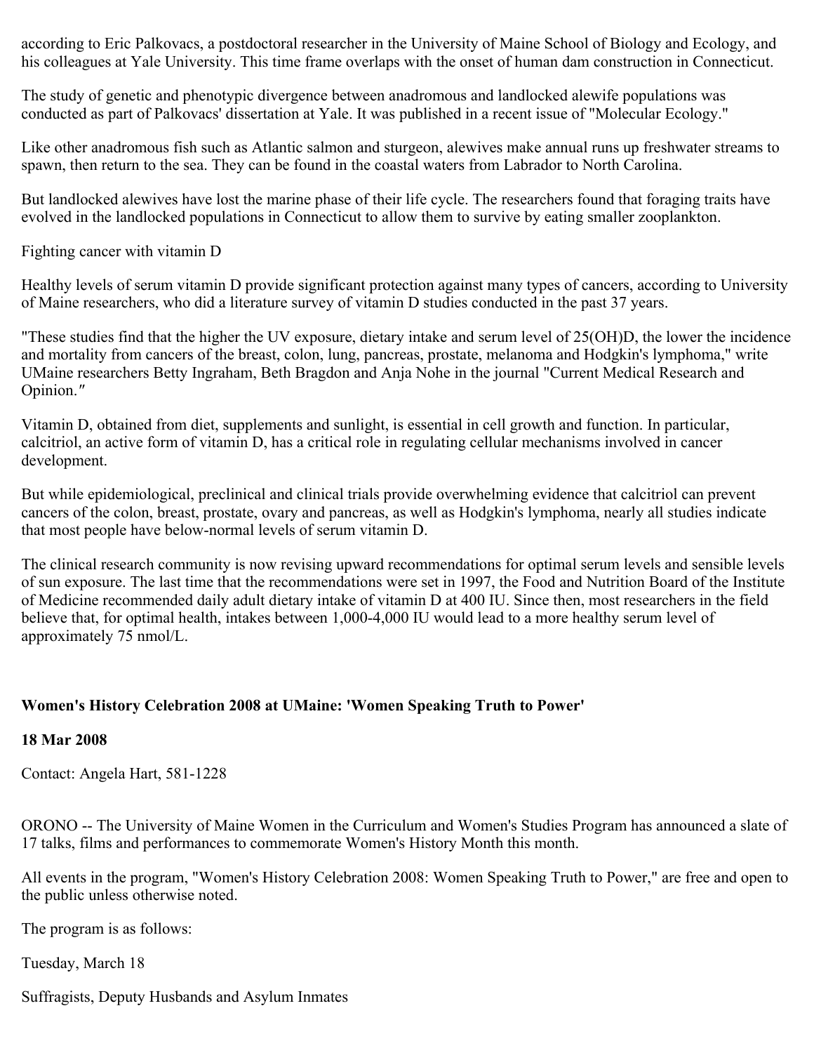according to Eric Palkovacs, a postdoctoral researcher in the University of Maine School of Biology and Ecology, and his colleagues at Yale University. This time frame overlaps with the onset of human dam construction in Connecticut.

The study of genetic and phenotypic divergence between anadromous and landlocked alewife populations was conducted as part of Palkovacs' dissertation at Yale. It was published in a recent issue of "Molecular Ecology."

Like other anadromous fish such as Atlantic salmon and sturgeon, alewives make annual runs up freshwater streams to spawn, then return to the sea. They can be found in the coastal waters from Labrador to North Carolina.

But landlocked alewives have lost the marine phase of their life cycle. The researchers found that foraging traits have evolved in the landlocked populations in Connecticut to allow them to survive by eating smaller zooplankton.

Fighting cancer with vitamin D

Healthy levels of serum vitamin D provide significant protection against many types of cancers, according to University of Maine researchers, who did a literature survey of vitamin D studies conducted in the past 37 years.

"These studies find that the higher the UV exposure, dietary intake and serum level of 25(OH)D, the lower the incidence and mortality from cancers of the breast, colon, lung, pancreas, prostate, melanoma and Hodgkin's lymphoma," write UMaine researchers Betty Ingraham, Beth Bragdon and Anja Nohe in the journal "Current Medical Research and Opinion."

Vitamin D, obtained from diet, supplements and sunlight, is essential in cell growth and function. In particular, calcitriol, an active form of vitamin D, has a critical role in regulating cellular mechanisms involved in cancer development.

But while epidemiological, preclinical and clinical trials provide overwhelming evidence that calcitriol can prevent cancers of the colon, breast, prostate, ovary and pancreas, as well as Hodgkin's lymphoma, nearly all studies indicate that most people have below-normal levels of serum vitamin D.

The clinical research community is now revising upward recommendations for optimal serum levels and sensible levels of sun exposure. The last time that the recommendations were set in 1997, the Food and Nutrition Board of the Institute of Medicine recommended daily adult dietary intake of vitamin D at 400 IU. Since then, most researchers in the field believe that, for optimal health, intakes between 1,000-4,000 IU would lead to a more healthy serum level of approximately 75 nmol/L.

**Women's History Celebration 2008 at UMaine: 'Women Speaking Truth to Power'**

**18 Mar 2008**

Contact: Angela Hart, 581-1228

ORONO -- The University of Maine Women in the Curriculum and Women's Studies Program has announced a slate of 17 talks, films and performances to commemorate Women's History Month this month.

All events in the program, "Women's History Celebration 2008: Women Speaking Truth to Power," are free and open to the public unless otherwise noted.

The program is as follows:

Tuesday, March 18

Suffragists, Deputy Husbands and Asylum Inmates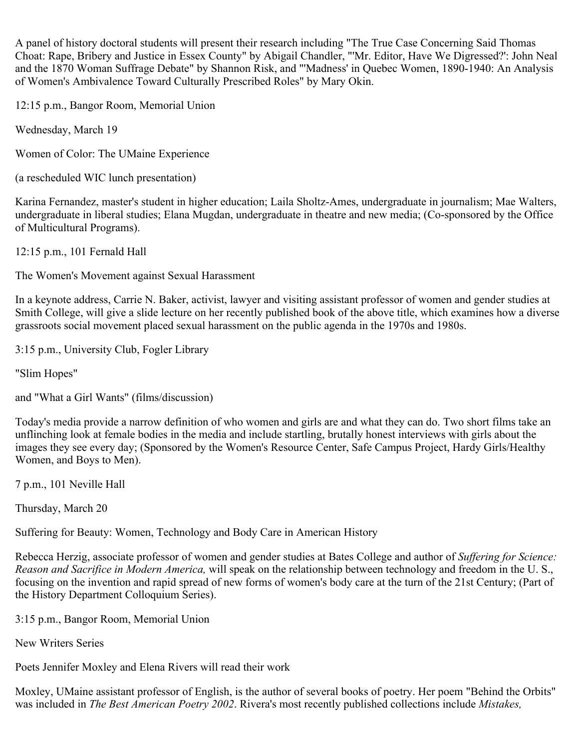A panel of history doctoral students will present their research including "The True Case Concerning Said Thomas Choat: Rape, Bribery and Justice in Essex County" by Abigail Chandler, "'Mr. Editor, Have We Digressed?': John Neal and the 1870 Woman Suffrage Debate" by Shannon Risk, and "'Madness' in Quebec Women, 1890-1940: An Analysis of Women's Ambivalence Toward Culturally Prescribed Roles" by Mary Okin.

12:15 p.m., Bangor Room, Memorial Union

Wednesday, March 19

Women of Color: The UMaine Experience

(a rescheduled WIC lunch presentation)

Karina Fernandez, master's student in higher education; Laila Sholtz-Ames, undergraduate in journalism; Mae Walters, undergraduate in liberal studies; Elana Mugdan, undergraduate in theatre and new media; (Co-sponsored by the Office of Multicultural Programs).

12:15 p.m., 101 Fernald Hall

The Women's Movement against Sexual Harassment

In a keynote address, Carrie N. Baker, activist, lawyer and visiting assistant professor of women and gender studies at Smith College, will give a slide lecture on her recently published book of the above title, which examines how a diverse grassroots social movement placed sexual harassment on the public agenda in the 1970s and 1980s.

3:15 p.m., University Club, Fogler Library

"Slim Hopes"

and "What a Girl Wants" (films/discussion)

Today's media provide a narrow definition of who women and girls are and what they can do. Two short films take an unflinching look at female bodies in the media and include startling, brutally honest interviews with girls about the images they see every day; (Sponsored by the Women's Resource Center, Safe Campus Project, Hardy Girls/Healthy Women, and Boys to Men).

7 p.m., 101 Neville Hall

Thursday, March 20

Suffering for Beauty: Women, Technology and Body Care in American History

Rebecca Herzig, associate professor of women and gender studies at Bates College and author of *Suffering for Science: Reason and Sacrifice in Modern America,* will speak on the relationship between technology and freedom in the U. S., focusing on the invention and rapid spread of new forms of women's body care at the turn of the 21st Century; (Part of the History Department Colloquium Series).

3:15 p.m., Bangor Room, Memorial Union

New Writers Series

Poets Jennifer Moxley and Elena Rivers will read their work

Moxley, UMaine assistant professor of English, is the author of several books of poetry. Her poem "Behind the Orbits" was included in *The Best American Poetry 2002*. Rivera's most recently published collections include *Mistakes,*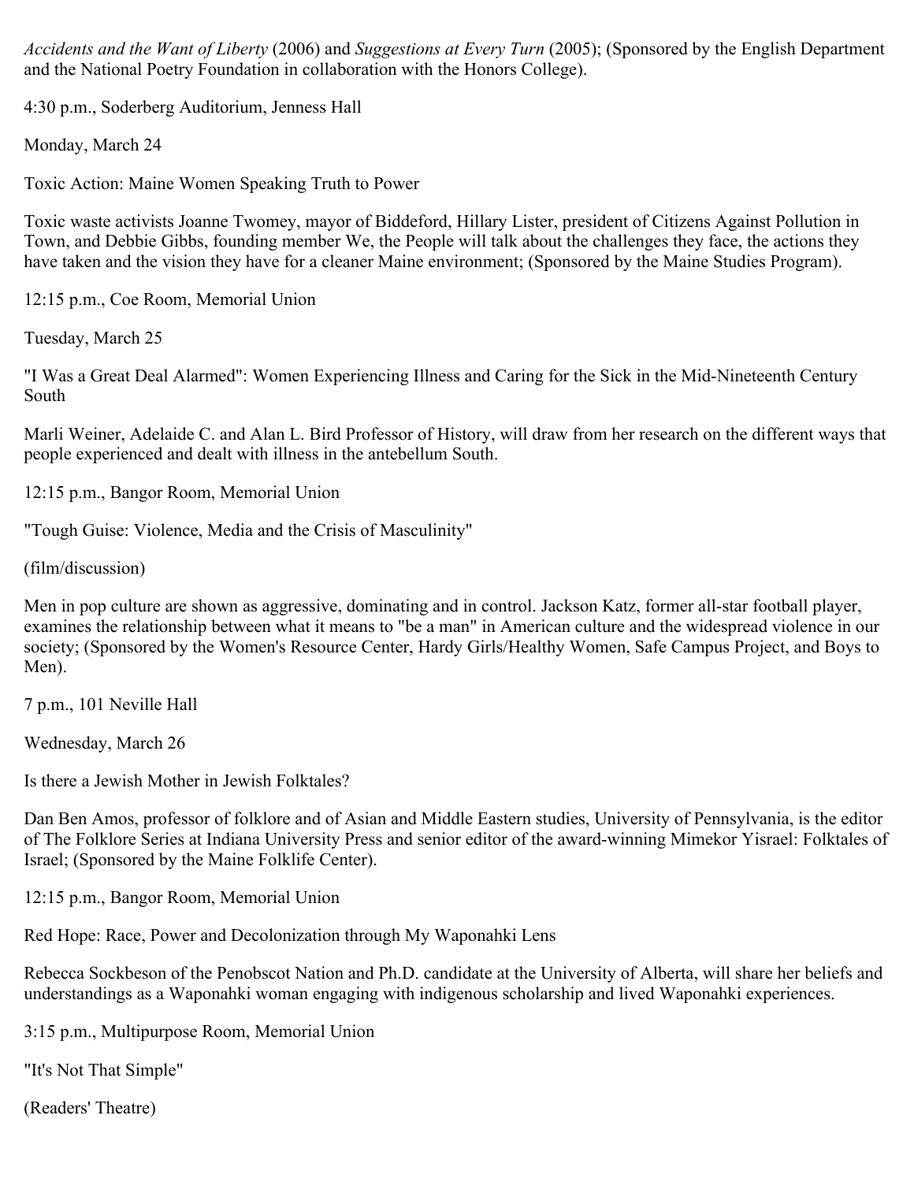*Accidents and the Want of Liberty* (2006) and *Suggestions at Every Turn* (2005); (Sponsored by the English Department and the National Poetry Foundation in collaboration with the Honors College).

4:30 p.m., Soderberg Auditorium, Jenness Hall

Monday, March 24

Toxic Action: Maine Women Speaking Truth to Power

Toxic waste activists Joanne Twomey, mayor of Biddeford, Hillary Lister, president of Citizens Against Pollution in Town, and Debbie Gibbs, founding member We, the People will talk about the challenges they face, the actions they have taken and the vision they have for a cleaner Maine environment; (Sponsored by the Maine Studies Program).

12:15 p.m., Coe Room, Memorial Union

Tuesday, March 25

"I Was a Great Deal Alarmed": Women Experiencing Illness and Caring for the Sick in the Mid-Nineteenth Century South

Marli Weiner, Adelaide C. and Alan L. Bird Professor of History, will draw from her research on the different ways that people experienced and dealt with illness in the antebellum South.

12:15 p.m., Bangor Room, Memorial Union

"Tough Guise: Violence, Media and the Crisis of Masculinity"

(film/discussion)

Men in pop culture are shown as aggressive, dominating and in control. Jackson Katz, former all-star football player, examines the relationship between what it means to "be a man" in American culture and the widespread violence in our society; (Sponsored by the Women's Resource Center, Hardy Girls/Healthy Women, Safe Campus Project, and Boys to Men).

7 p.m., 101 Neville Hall

Wednesday, March 26

Is there a Jewish Mother in Jewish Folktales?

Dan Ben Amos, professor of folklore and of Asian and Middle Eastern studies, University of Pennsylvania, is the editor of The Folklore Series at Indiana University Press and senior editor of the award-winning Mimekor Yisrael: Folktales of Israel; (Sponsored by the Maine Folklife Center).

12:15 p.m., Bangor Room, Memorial Union

Red Hope: Race, Power and Decolonization through My Waponahki Lens

Rebecca Sockbeson of the Penobscot Nation and Ph.D. candidate at the University of Alberta, will share her beliefs and understandings as a Waponahki woman engaging with indigenous scholarship and lived Waponahki experiences.

3:15 p.m., Multipurpose Room, Memorial Union

"It's Not That Simple"

(Readers' Theatre)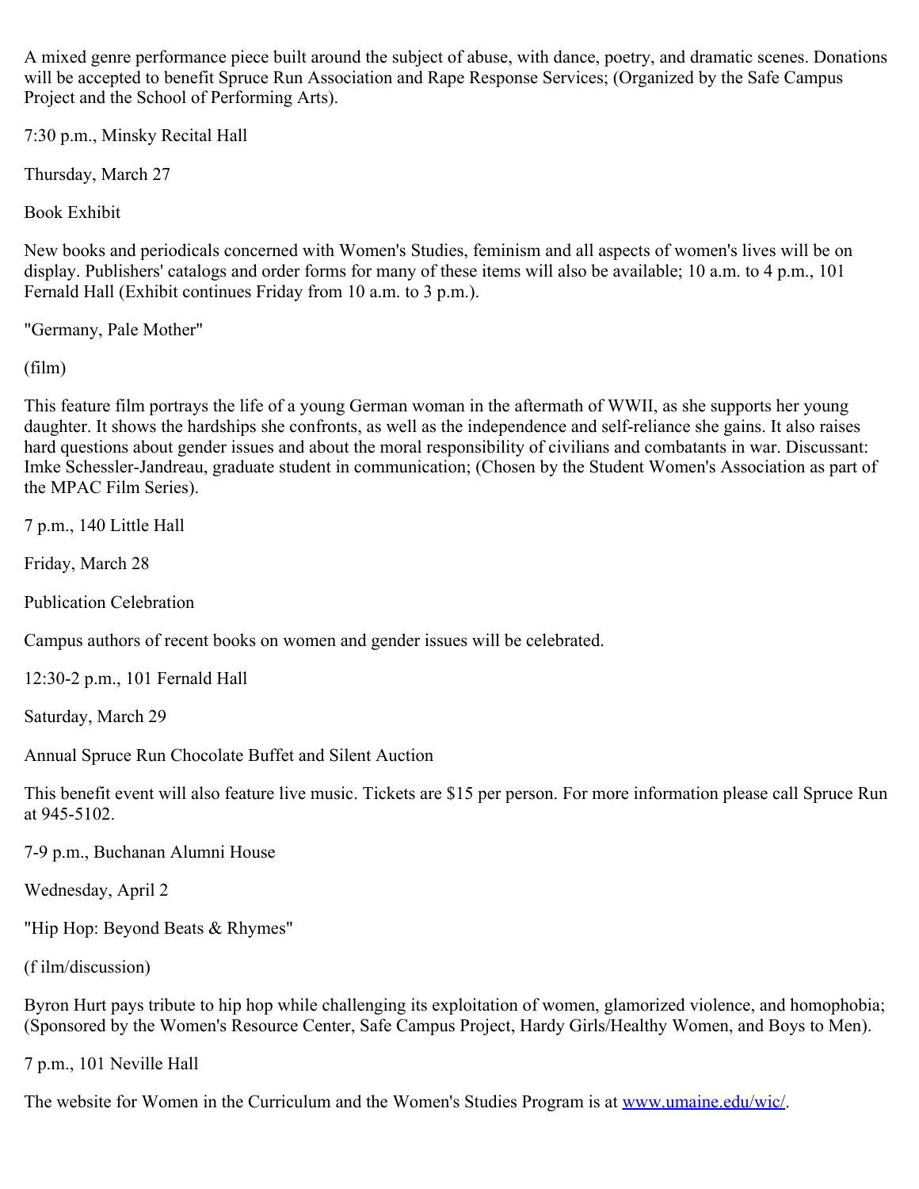A mixed genre performance piece built around the subject of abuse, with dance, poetry, and dramatic scenes. Donations will be accepted to benefit Spruce Run Association and Rape Response Services; (Organized by the Safe Campus Project and the School of Performing Arts).

7:30 p.m., Minsky Recital Hall

Thursday, March 27

Book Exhibit

New books and periodicals concerned with Women's Studies, feminism and all aspects of women's lives will be on display. Publishers' catalogs and order forms for many of these items will also be available; 10 a.m. to 4 p.m., 101 Fernald Hall (Exhibit continues Friday from 10 a.m. to 3 p.m.).

"Germany, Pale Mother"

(film)

This feature film portrays the life of a young German woman in the aftermath of WWII, as she supports her young daughter. It shows the hardships she confronts, as well as the independence and self-reliance she gains. It also raises hard questions about gender issues and about the moral responsibility of civilians and combatants in war. Discussant: Imke Schessler-Jandreau, graduate student in communication; (Chosen by the Student Women's Association as part of the MPAC Film Series).

7 p.m., 140 Little Hall

Friday, March 28

Publication Celebration

Campus authors of recent books on women and gender issues will be celebrated.

12:30-2 p.m., 101 Fernald Hall

Saturday, March 29

Annual Spruce Run Chocolate Buffet and Silent Auction

This benefit event will also feature live music. Tickets are $15 per person. For more information please call Spruce Run at 945-5102.

7-9 p.m., Buchanan Alumni House

Wednesday, April 2

"Hip Hop: Beyond Beats & Rhymes"

(f ilm/discussion)

Byron Hurt pays tribute to hip hop while challenging its exploitation of women, glamorized violence, and homophobia; (Sponsored by the Women's Resource Center, Safe Campus Project, Hardy Girls/Healthy Women, and Boys to Men).

7 p.m., 101 Neville Hall

The website for Women in the Curriculum and the Women's Studies Program is at [www.umaine.edu/wic/](www.umaine.edu/wic/).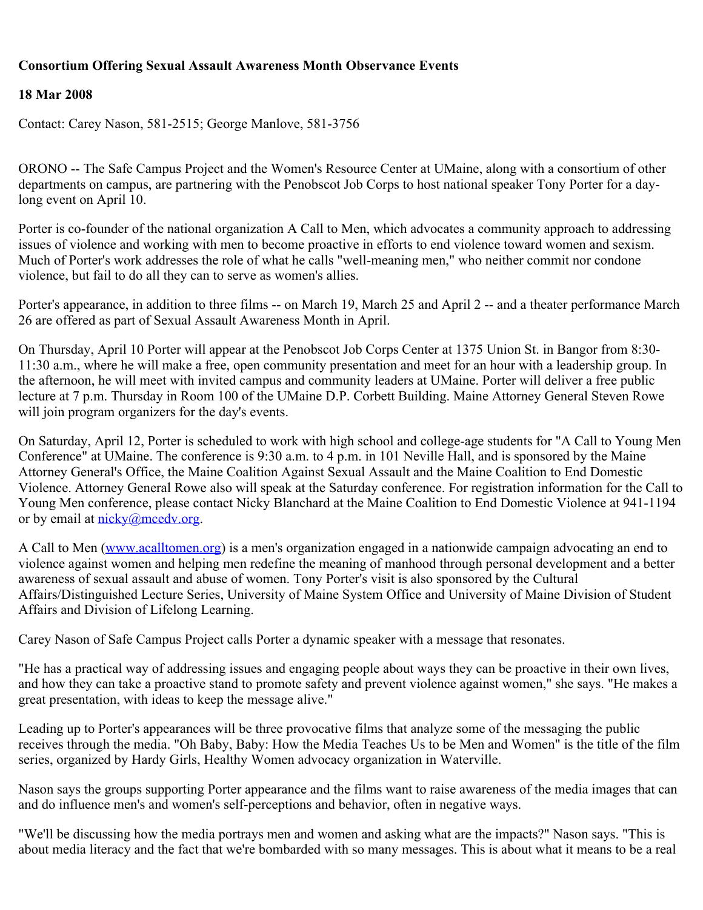**Consortium Offering Sexual Assault Awareness Month Observance Events**

**18 Mar 2008**

Contact: Carey Nason, 581-2515; George Manlove, 581-3756

ORONO -- The Safe Campus Project and the Women's Resource Center at UMaine, along with a consortium of other departments on campus, are partnering with the Penobscot Job Corps to host national speaker Tony Porter for a day-long event on April 10.

Porter is co-founder of the national organization A Call to Men, which advocates a community approach to addressing issues of violence and working with men to become proactive in efforts to end violence toward women and sexism. Much of Porter's work addresses the role of what he calls "well-meaning men," who neither commit nor condone violence, but fail to do all they can to serve as women's allies.

Porter's appearance, in addition to three films -- on March 19, March 25 and April 2 -- and a theater performance March 26 are offered as part of Sexual Assault Awareness Month in April.

On Thursday, April 10 Porter will appear at the Penobscot Job Corps Center at 1375 Union St. in Bangor from 8:30-11:30 a.m., where he will make a free, open community presentation and meet for an hour with a leadership group. In the afternoon, he will meet with invited campus and community leaders at UMaine. Porter will deliver a free public lecture at 7 p.m. Thursday in Room 100 of the UMaine D.P. Corbett Building. Maine Attorney General Steven Rowe will join program organizers for the day's events.

On Saturday, April 12, Porter is scheduled to work with high school and college-age students for "A Call to Young Men Conference" at UMaine. The conference is 9:30 a.m. to 4 p.m. in 101 Neville Hall, and is sponsored by the Maine Attorney General's Office, the Maine Coalition Against Sexual Assault and the Maine Coalition to End Domestic Violence. Attorney General Rowe also will speak at the Saturday conference. For registration information for the Call to Young Men conference, please contact Nicky Blanchard at the Maine Coalition to End Domestic Violence at 941-1194 or by email at nicky@mcedv.org.

A Call to Men (www.acalltomen.org) is a men's organization engaged in a nationwide campaign advocating an end to violence against women and helping men redefine the meaning of manhood through personal development and a better awareness of sexual assault and abuse of women. Tony Porter's visit is also sponsored by the Cultural Affairs/Distinguished Lecture Series, University of Maine System Office and University of Maine Division of Student Affairs and Division of Lifelong Learning.

Carey Nason of Safe Campus Project calls Porter a dynamic speaker with a message that resonates.

"He has a practical way of addressing issues and engaging people about ways they can be proactive in their own lives, and how they can take a proactive stand to promote safety and prevent violence against women," she says. "He makes a great presentation, with ideas to keep the message alive."

Leading up to Porter's appearances will be three provocative films that analyze some of the messaging the public receives through the media. "Oh Baby, Baby: How the Media Teaches Us to be Men and Women" is the title of the film series, organized by Hardy Girls, Healthy Women advocacy organization in Waterville.

Nason says the groups supporting Porter appearance and the films want to raise awareness of the media images that can and do influence men's and women's self-perceptions and behavior, often in negative ways.

"We'll be discussing how the media portrays men and women and asking what are the impacts?" Nason says. "This is about media literacy and the fact that we're bombarded with so many messages. This is about what it means to be a real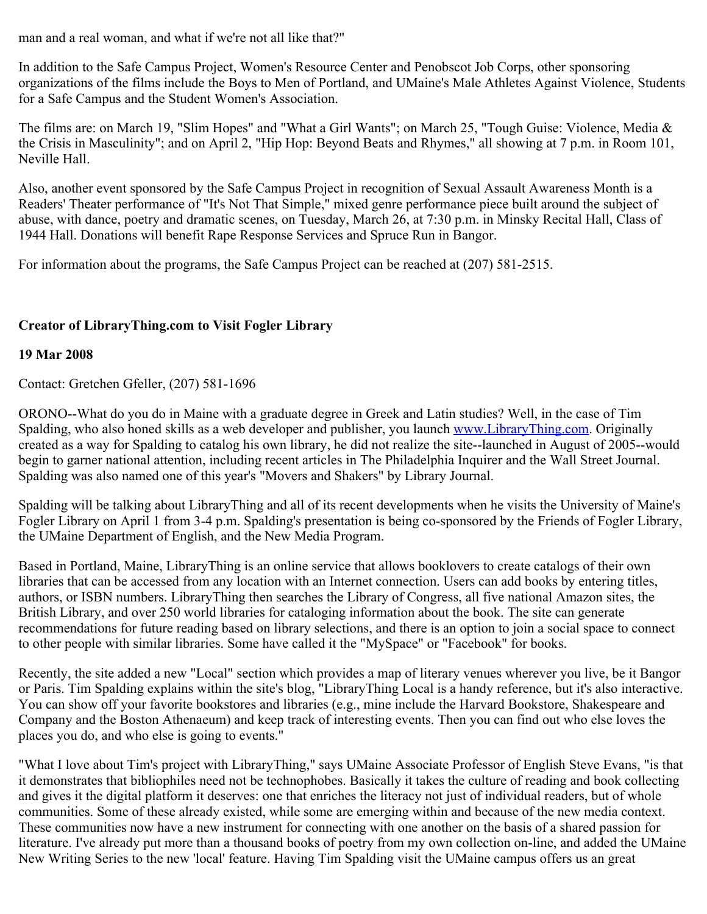man and a real woman, and what if we're not all like that?"

In addition to the Safe Campus Project, Women's Resource Center and Penobscot Job Corps, other sponsoring organizations of the films include the Boys to Men of Portland, and UMaine's Male Athletes Against Violence, Students for a Safe Campus and the Student Women's Association.

The films are: on March 19, "Slim Hopes" and "What a Girl Wants"; on March 25, "Tough Guise: Violence, Media & the Crisis in Masculinity"; and on April 2, "Hip Hop: Beyond Beats and Rhymes," all showing at 7 p.m. in Room 101, Neville Hall.

Also, another event sponsored by the Safe Campus Project in recognition of Sexual Assault Awareness Month is a Readers' Theater performance of "It's Not That Simple," mixed genre performance piece built around the subject of abuse, with dance, poetry and dramatic scenes, on Tuesday, March 26, at 7:30 p.m. in Minsky Recital Hall, Class of 1944 Hall. Donations will benefit Rape Response Services and Spruce Run in Bangor.

For information about the programs, the Safe Campus Project can be reached at (207) 581-2515.

**Creator of LibraryThing.com to Visit Fogler Library**

**19 Mar 2008**

Contact: Gretchen Gfeller, (207) 581-1696

ORONO--What do you do in Maine with a graduate degree in Greek and Latin studies? Well, in the case of Tim Spalding, who also honed skills as a web developer and publisher, you launch www.LibraryThing.com. Originally created as a way for Spalding to catalog his own library, he did not realize the site--launched in August of 2005--would begin to garner national attention, including recent articles in The Philadelphia Inquirer and the Wall Street Journal. Spalding was also named one of this year's "Movers and Shakers" by Library Journal.

Spalding will be talking about LibraryThing and all of its recent developments when he visits the University of Maine's Fogler Library on April 1 from 3-4 p.m. Spalding's presentation is being co-sponsored by the Friends of Fogler Library, the UMaine Department of English, and the New Media Program.

Based in Portland, Maine, LibraryThing is an online service that allows booklovers to create catalogs of their own libraries that can be accessed from any location with an Internet connection. Users can add books by entering titles, authors, or ISBN numbers. LibraryThing then searches the Library of Congress, all five national Amazon sites, the British Library, and over 250 world libraries for cataloging information about the book. The site can generate recommendations for future reading based on library selections, and there is an option to join a social space to connect to other people with similar libraries. Some have called it the "MySpace" or "Facebook" for books.

Recently, the site added a new "Local" section which provides a map of literary venues wherever you live, be it Bangor or Paris. Tim Spalding explains within the site's blog, "LibraryThing Local is a handy reference, but it's also interactive. You can show off your favorite bookstores and libraries (e.g., mine include the Harvard Bookstore, Shakespeare and Company and the Boston Athenaeum) and keep track of interesting events. Then you can find out who else loves the places you do, and who else is going to events."

"What I love about Tim's project with LibraryThing," says UMaine Associate Professor of English Steve Evans, "is that it demonstrates that bibliophiles need not be technophobes. Basically it takes the culture of reading and book collecting and gives it the digital platform it deserves: one that enriches the literacy not just of individual readers, but of whole communities. Some of these already existed, while some are emerging within and because of the new media context. These communities now have a new instrument for connecting with one another on the basis of a shared passion for literature. I've already put more than a thousand books of poetry from my own collection on-line, and added the UMaine New Writing Series to the new 'local' feature. Having Tim Spalding visit the UMaine campus offers us an great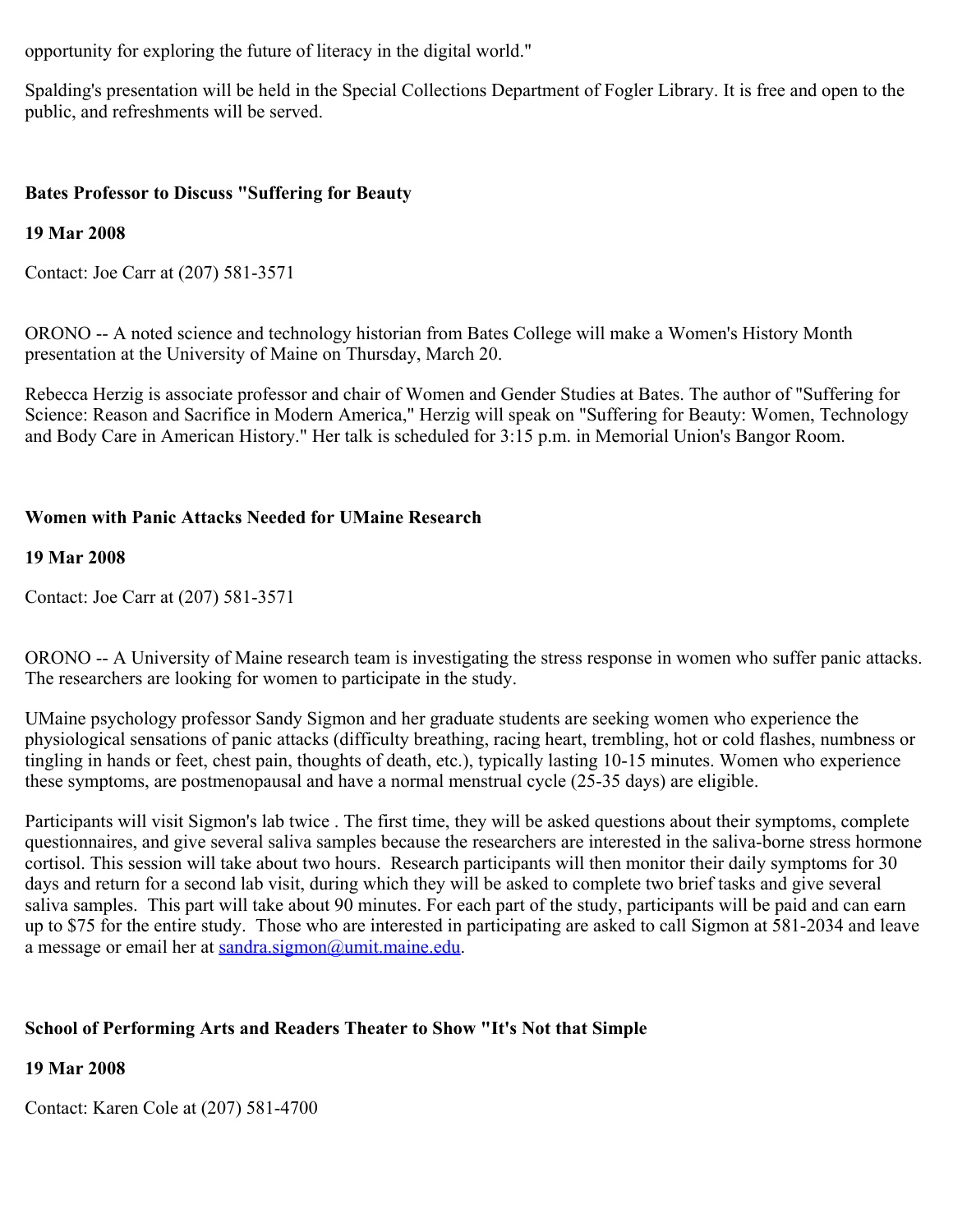opportunity for exploring the future of literacy in the digital world."

Spalding's presentation will be held in the Special Collections Department of Fogler Library. It is free and open to the public, and refreshments will be served.

**Bates Professor to Discuss "Suffering for Beauty**

**19 Mar 2008**

Contact: Joe Carr at (207) 581-3571

ORONO -- A noted science and technology historian from Bates College will make a Women's History Month presentation at the University of Maine on Thursday, March 20.

Rebecca Herzig is associate professor and chair of Women and Gender Studies at Bates. The author of "Suffering for Science: Reason and Sacrifice in Modern America," Herzig will speak on "Suffering for Beauty: Women, Technology and Body Care in American History." Her talk is scheduled for 3:15 p.m. in Memorial Union's Bangor Room.

**Women with Panic Attacks Needed for UMaine Research**

**19 Mar 2008**

Contact: Joe Carr at (207) 581-3571

ORONO -- A University of Maine research team is investigating the stress response in women who suffer panic attacks. The researchers are looking for women to participate in the study.

UMaine psychology professor Sandy Sigmon and her graduate students are seeking women who experience the physiological sensations of panic attacks (difficulty breathing, racing heart, trembling, hot or cold flashes, numbness or tingling in hands or feet, chest pain, thoughts of death, etc.), typically lasting 10-15 minutes. Women who experience these symptoms, are postmenopausal and have a normal menstrual cycle (25-35 days) are eligible.

Participants will visit Sigmon's lab twice . The first time, they will be asked questions about their symptoms, complete questionnaires, and give several saliva samples because the researchers are interested in the saliva-borne stress hormone cortisol. This session will take about two hours. Research participants will then monitor their daily symptoms for 30 days and return for a second lab visit, during which they will be asked to complete two brief tasks and give several saliva samples. This part will take about 90 minutes. For each part of the study, participants will be paid and can earn up to $75 for the entire study. Those who are interested in participating are asked to call Sigmon at 581-2034 and leave a message or email her at [sandra.sigmon@umit.maine.edu](mailto:sandra.sigmon@umit.maine.edu).

**School of Performing Arts and Readers Theater to Show "It's Not that Simple**

**19 Mar 2008**

Contact: Karen Cole at (207) 581-4700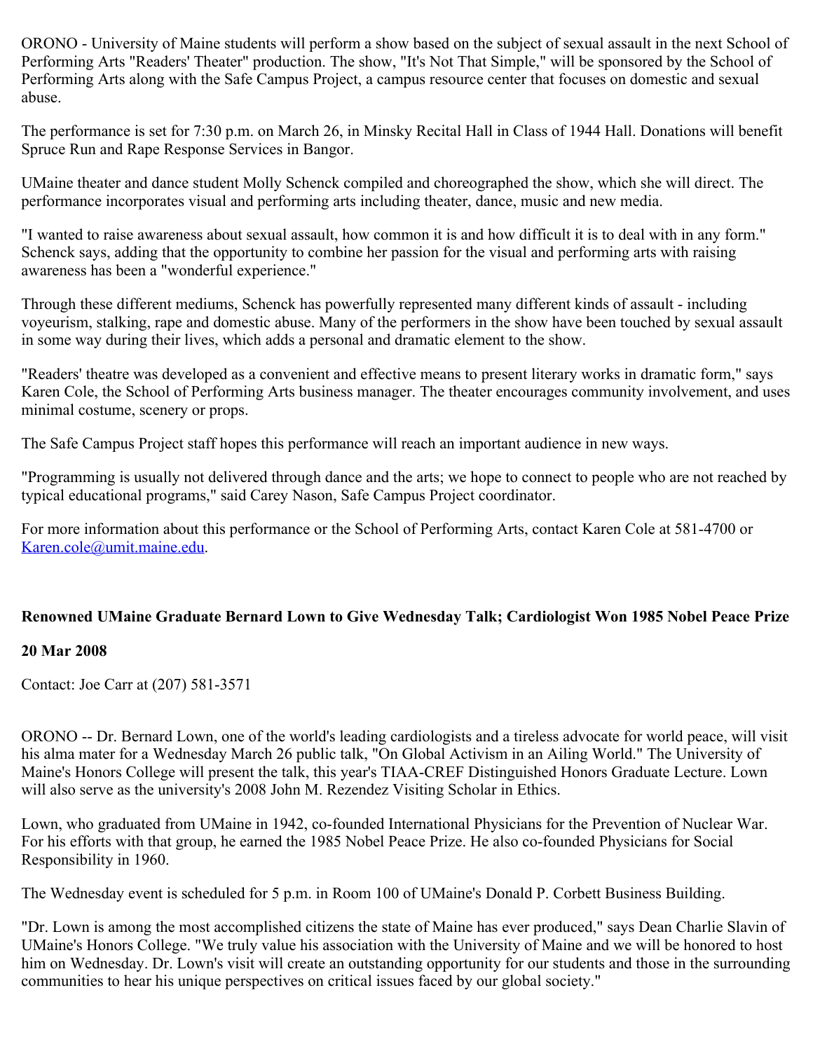ORONO - University of Maine students will perform a show based on the subject of sexual assault in the next School of Performing Arts "Readers' Theater" production. The show, "It's Not That Simple," will be sponsored by the School of Performing Arts along with the Safe Campus Project, a campus resource center that focuses on domestic and sexual abuse.

The performance is set for 7:30 p.m. on March 26, in Minsky Recital Hall in Class of 1944 Hall. Donations will benefit Spruce Run and Rape Response Services in Bangor.

UMaine theater and dance student Molly Schenck compiled and choreographed the show, which she will direct. The performance incorporates visual and performing arts including theater, dance, music and new media.

"I wanted to raise awareness about sexual assault, how common it is and how difficult it is to deal with in any form." Schenck says, adding that the opportunity to combine her passion for the visual and performing arts with raising awareness has been a "wonderful experience."

Through these different mediums, Schenck has powerfully represented many different kinds of assault - including voyeurism, stalking, rape and domestic abuse. Many of the performers in the show have been touched by sexual assault in some way during their lives, which adds a personal and dramatic element to the show.

"Readers' theatre was developed as a convenient and effective means to present literary works in dramatic form," says Karen Cole, the School of Performing Arts business manager. The theater encourages community involvement, and uses minimal costume, scenery or props.

The Safe Campus Project staff hopes this performance will reach an important audience in new ways.

"Programming is usually not delivered through dance and the arts; we hope to connect to people who are not reached by typical educational programs," said Carey Nason, Safe Campus Project coordinator.

For more information about this performance or the School of Performing Arts, contact Karen Cole at 581-4700 or Karen.cole@umit.maine.edu.

**Renowned UMaine Graduate Bernard Lown to Give Wednesday Talk; Cardiologist Won 1985 Nobel Peace Prize**

**20 Mar 2008**

Contact: Joe Carr at (207) 581-3571

ORONO -- Dr. Bernard Lown, one of the world's leading cardiologists and a tireless advocate for world peace, will visit his alma mater for a Wednesday March 26 public talk, "On Global Activism in an Ailing World." The University of Maine's Honors College will present the talk, this year's TIAA-CREF Distinguished Honors Graduate Lecture. Lown will also serve as the university's 2008 John M. Rezendez Visiting Scholar in Ethics.

Lown, who graduated from UMaine in 1942, co-founded International Physicians for the Prevention of Nuclear War. For his efforts with that group, he earned the 1985 Nobel Peace Prize. He also co-founded Physicians for Social Responsibility in 1960.

The Wednesday event is scheduled for 5 p.m. in Room 100 of UMaine's Donald P. Corbett Business Building.

"Dr. Lown is among the most accomplished citizens the state of Maine has ever produced," says Dean Charlie Slavin of UMaine's Honors College. "We truly value his association with the University of Maine and we will be honored to host him on Wednesday. Dr. Lown's visit will create an outstanding opportunity for our students and those in the surrounding communities to hear his unique perspectives on critical issues faced by our global society."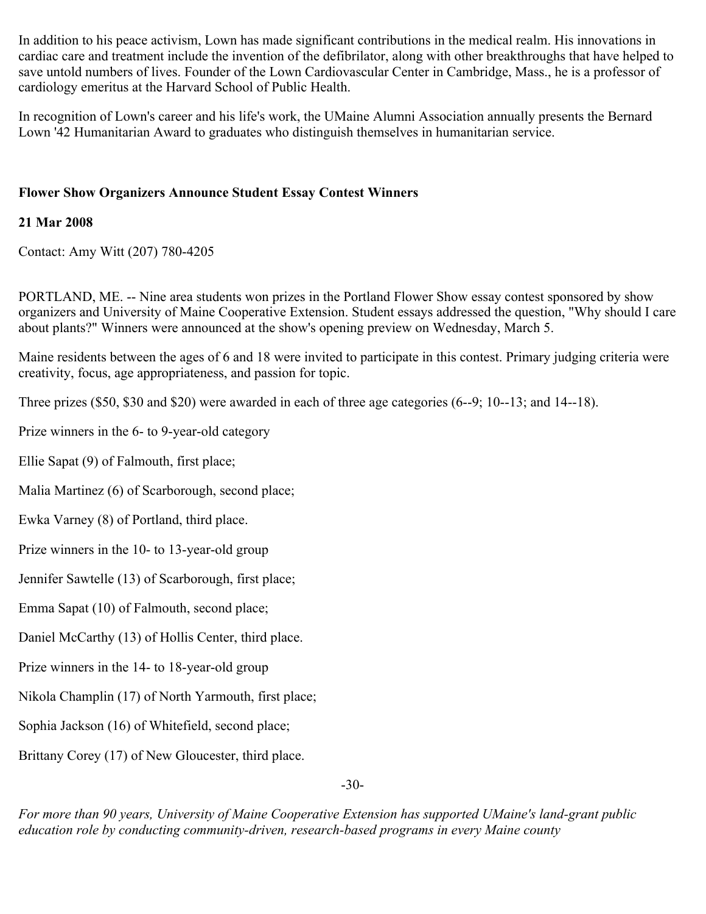In addition to his peace activism, Lown has made significant contributions in the medical realm. His innovations in cardiac care and treatment include the invention of the defibrilator, along with other breakthroughs that have helped to save untold numbers of lives. Founder of the Lown Cardiovascular Center in Cambridge, Mass., he is a professor of cardiology emeritus at the Harvard School of Public Health.

In recognition of Lown's career and his life's work, the UMaine Alumni Association annually presents the Bernard Lown '42 Humanitarian Award to graduates who distinguish themselves in humanitarian service.

**Flower Show Organizers Announce Student Essay Contest Winners**

**21 Mar 2008**

Contact: Amy Witt (207) 780-4205

PORTLAND, ME. -- Nine area students won prizes in the Portland Flower Show essay contest sponsored by show organizers and University of Maine Cooperative Extension. Student essays addressed the question, "Why should I care about plants?" Winners were announced at the show's opening preview on Wednesday, March 5.

Maine residents between the ages of 6 and 18 were invited to participate in this contest. Primary judging criteria were creativity, focus, age appropriateness, and passion for topic.

Three prizes ($50, $30 and $20) were awarded in each of three age categories (6--9; 10--13; and 14--18).

Prize winners in the 6- to 9-year-old category

Ellie Sapat (9) of Falmouth, first place;

Malia Martinez (6) of Scarborough, second place;

Ewka Varney (8) of Portland, third place.

Prize winners in the 10- to 13-year-old group

Jennifer Sawtelle (13) of Scarborough, first place;

Emma Sapat (10) of Falmouth, second place;

Daniel McCarthy (13) of Hollis Center, third place.

Prize winners in the 14- to 18-year-old group

Nikola Champlin (17) of North Yarmouth, first place;

Sophia Jackson (16) of Whitefield, second place;

Brittany Corey (17) of New Gloucester, third place.

-30-

*For more than 90 years, University of Maine Cooperative Extension has supported UMaine's land-grant public education role by conducting community-driven, research-based programs in every Maine county*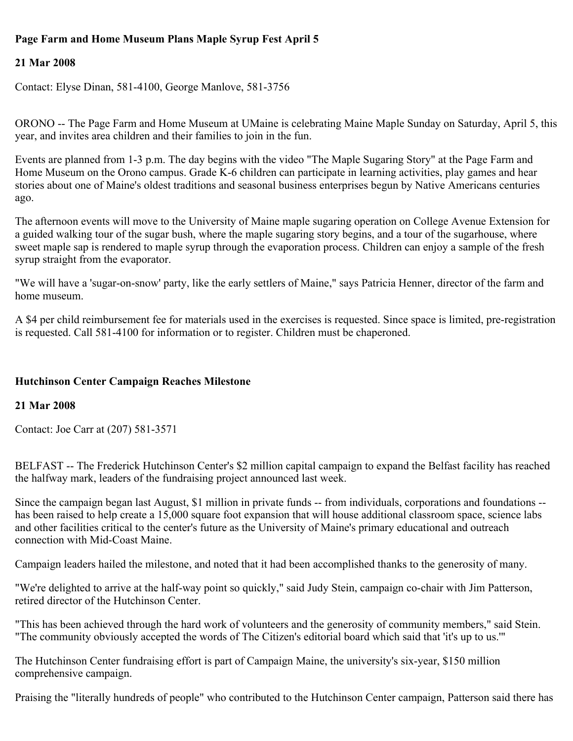**Page Farm and Home Museum Plans Maple Syrup Fest April 5**

**21 Mar 2008**

Contact: Elyse Dinan, 581-4100, George Manlove, 581-3756

ORONO -- The Page Farm and Home Museum at UMaine is celebrating Maine Maple Sunday on Saturday, April 5, this year, and invites area children and their families to join in the fun.

Events are planned from 1-3 p.m. The day begins with the video "The Maple Sugaring Story" at the Page Farm and Home Museum on the Orono campus. Grade K-6 children can participate in learning activities, play games and hear stories about one of Maine's oldest traditions and seasonal business enterprises begun by Native Americans centuries ago.

The afternoon events will move to the University of Maine maple sugaring operation on College Avenue Extension for a guided walking tour of the sugar bush, where the maple sugaring story begins, and a tour of the sugarhouse, where sweet maple sap is rendered to maple syrup through the evaporation process. Children can enjoy a sample of the fresh syrup straight from the evaporator.

"We will have a 'sugar-on-snow' party, like the early settlers of Maine," says Patricia Henner, director of the farm and home museum.

A $4 per child reimbursement fee for materials used in the exercises is requested. Since space is limited, pre-registration is requested. Call 581-4100 for information or to register. Children must be chaperoned.

**Hutchinson Center Campaign Reaches Milestone**

**21 Mar 2008**

Contact: Joe Carr at (207) 581-3571

BELFAST -- The Frederick Hutchinson Center's $2 million capital campaign to expand the Belfast facility has reached the halfway mark, leaders of the fundraising project announced last week.

Since the campaign began last August, $1 million in private funds -- from individuals, corporations and foundations -- has been raised to help create a 15,000 square foot expansion that will house additional classroom space, science labs and other facilities critical to the center's future as the University of Maine's primary educational and outreach connection with Mid-Coast Maine.

Campaign leaders hailed the milestone, and noted that it had been accomplished thanks to the generosity of many.

"We're delighted to arrive at the half-way point so quickly," said Judy Stein, campaign co-chair with Jim Patterson, retired director of the Hutchinson Center.

"This has been achieved through the hard work of volunteers and the generosity of community members," said Stein. "The community obviously accepted the words of The Citizen's editorial board which said that 'it's up to us.'"

The Hutchinson Center fundraising effort is part of Campaign Maine, the university's six-year, $150 million comprehensive campaign.

Praising the "literally hundreds of people" who contributed to the Hutchinson Center campaign, Patterson said there has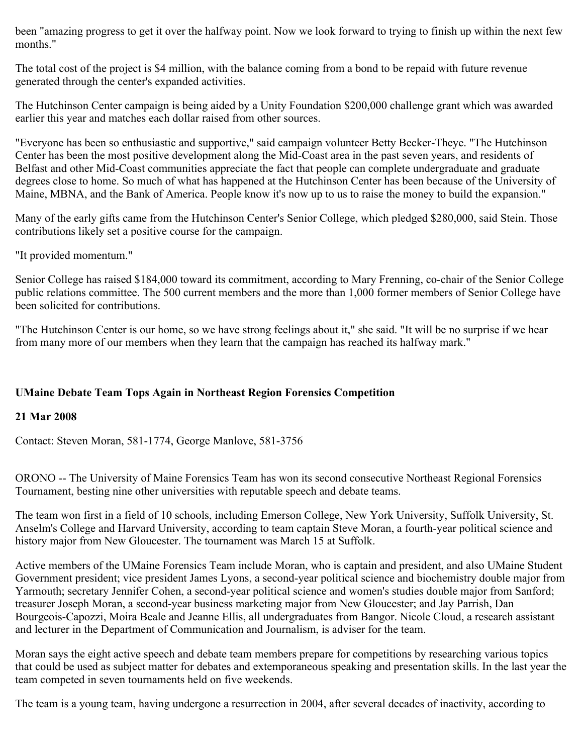been "amazing progress to get it over the halfway point. Now we look forward to trying to finish up within the next few months."

The total cost of the project is $4 million, with the balance coming from a bond to be repaid with future revenue generated through the center's expanded activities.

The Hutchinson Center campaign is being aided by a Unity Foundation $200,000 challenge grant which was awarded earlier this year and matches each dollar raised from other sources.

"Everyone has been so enthusiastic and supportive," said campaign volunteer Betty Becker-Theye. "The Hutchinson Center has been the most positive development along the Mid-Coast area in the past seven years, and residents of Belfast and other Mid-Coast communities appreciate the fact that people can complete undergraduate and graduate degrees close to home. So much of what has happened at the Hutchinson Center has been because of the University of Maine, MBNA, and the Bank of America. People know it's now up to us to raise the money to build the expansion."

Many of the early gifts came from the Hutchinson Center's Senior College, which pledged $280,000, said Stein. Those contributions likely set a positive course for the campaign.

"It provided momentum."

Senior College has raised $184,000 toward its commitment, according to Mary Frenning, co-chair of the Senior College public relations committee. The 500 current members and the more than 1,000 former members of Senior College have been solicited for contributions.

"The Hutchinson Center is our home, so we have strong feelings about it," she said. "It will be no surprise if we hear from many more of our members when they learn that the campaign has reached its halfway mark."

**UMaine Debate Team Tops Again in Northeast Region Forensics Competition**

**21 Mar 2008**

Contact: Steven Moran, 581-1774, George Manlove, 581-3756

ORONO -- The University of Maine Forensics Team has won its second consecutive Northeast Regional Forensics Tournament, besting nine other universities with reputable speech and debate teams.

The team won first in a field of 10 schools, including Emerson College, New York University, Suffolk University, St. Anselm's College and Harvard University, according to team captain Steve Moran, a fourth-year political science and history major from New Gloucester. The tournament was March 15 at Suffolk.

Active members of the UMaine Forensics Team include Moran, who is captain and president, and also UMaine Student Government president; vice president James Lyons, a second-year political science and biochemistry double major from Yarmouth; secretary Jennifer Cohen, a second-year political science and women's studies double major from Sanford; treasurer Joseph Moran, a second-year business marketing major from New Gloucester; and Jay Parrish, Dan Bourgeois-Capozzi, Moira Beale and Jeanne Ellis, all undergraduates from Bangor. Nicole Cloud, a research assistant and lecturer in the Department of Communication and Journalism, is adviser for the team.

Moran says the eight active speech and debate team members prepare for competitions by researching various topics that could be used as subject matter for debates and extemporaneous speaking and presentation skills. In the last year the team competed in seven tournaments held on five weekends.

The team is a young team, having undergone a resurrection in 2004, after several decades of inactivity, according to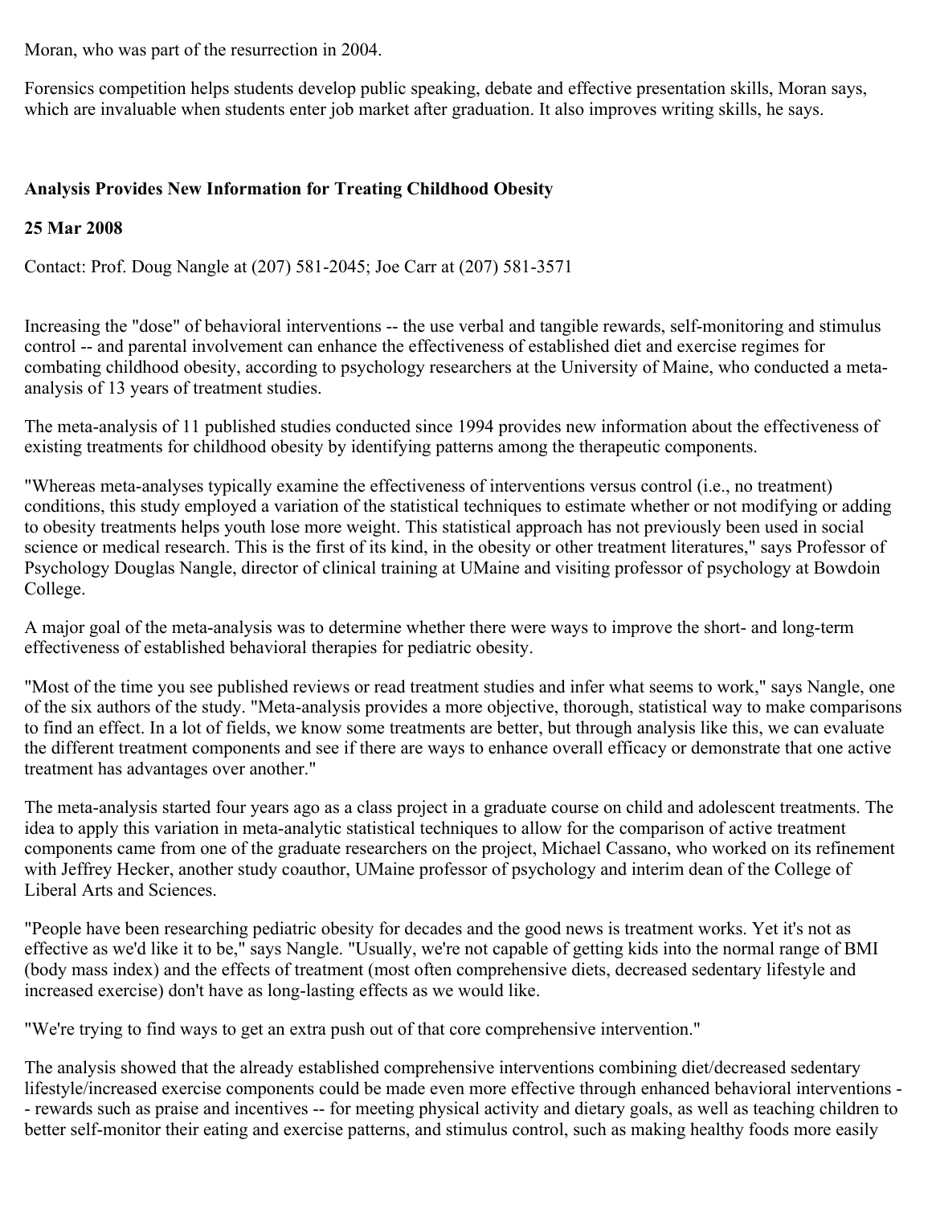Moran, who was part of the resurrection in 2004.

Forensics competition helps students develop public speaking, debate and effective presentation skills, Moran says, which are invaluable when students enter job market after graduation. It also improves writing skills, he says.

**Analysis Provides New Information for Treating Childhood Obesity**

**25 Mar 2008**

Contact: Prof. Doug Nangle at (207) 581-2045; Joe Carr at (207) 581-3571

Increasing the "dose" of behavioral interventions -- the use verbal and tangible rewards, self-monitoring and stimulus control -- and parental involvement can enhance the effectiveness of established diet and exercise regimes for combating childhood obesity, according to psychology researchers at the University of Maine, who conducted a meta-analysis of 13 years of treatment studies.

The meta-analysis of 11 published studies conducted since 1994 provides new information about the effectiveness of existing treatments for childhood obesity by identifying patterns among the therapeutic components.

"Whereas meta-analyses typically examine the effectiveness of interventions versus control (i.e., no treatment) conditions, this study employed a variation of the statistical techniques to estimate whether or not modifying or adding to obesity treatments helps youth lose more weight. This statistical approach has not previously been used in social science or medical research. This is the first of its kind, in the obesity or other treatment literatures," says Professor of Psychology Douglas Nangle, director of clinical training at UMaine and visiting professor of psychology at Bowdoin College.

A major goal of the meta-analysis was to determine whether there were ways to improve the short- and long-term effectiveness of established behavioral therapies for pediatric obesity.

"Most of the time you see published reviews or read treatment studies and infer what seems to work," says Nangle, one of the six authors of the study. "Meta-analysis provides a more objective, thorough, statistical way to make comparisons to find an effect. In a lot of fields, we know some treatments are better, but through analysis like this, we can evaluate the different treatment components and see if there are ways to enhance overall efficacy or demonstrate that one active treatment has advantages over another."

The meta-analysis started four years ago as a class project in a graduate course on child and adolescent treatments. The idea to apply this variation in meta-analytic statistical techniques to allow for the comparison of active treatment components came from one of the graduate researchers on the project, Michael Cassano, who worked on its refinement with Jeffrey Hecker, another study coauthor, UMaine professor of psychology and interim dean of the College of Liberal Arts and Sciences.

"People have been researching pediatric obesity for decades and the good news is treatment works. Yet it's not as effective as we'd like it to be," says Nangle. "Usually, we're not capable of getting kids into the normal range of BMI (body mass index) and the effects of treatment (most often comprehensive diets, decreased sedentary lifestyle and increased exercise) don't have as long-lasting effects as we would like.

"We're trying to find ways to get an extra push out of that core comprehensive intervention."

The analysis showed that the already established comprehensive interventions combining diet/decreased sedentary lifestyle/increased exercise components could be made even more effective through enhanced behavioral interventions -- rewards such as praise and incentives -- for meeting physical activity and dietary goals, as well as teaching children to better self-monitor their eating and exercise patterns, and stimulus control, such as making healthy foods more easily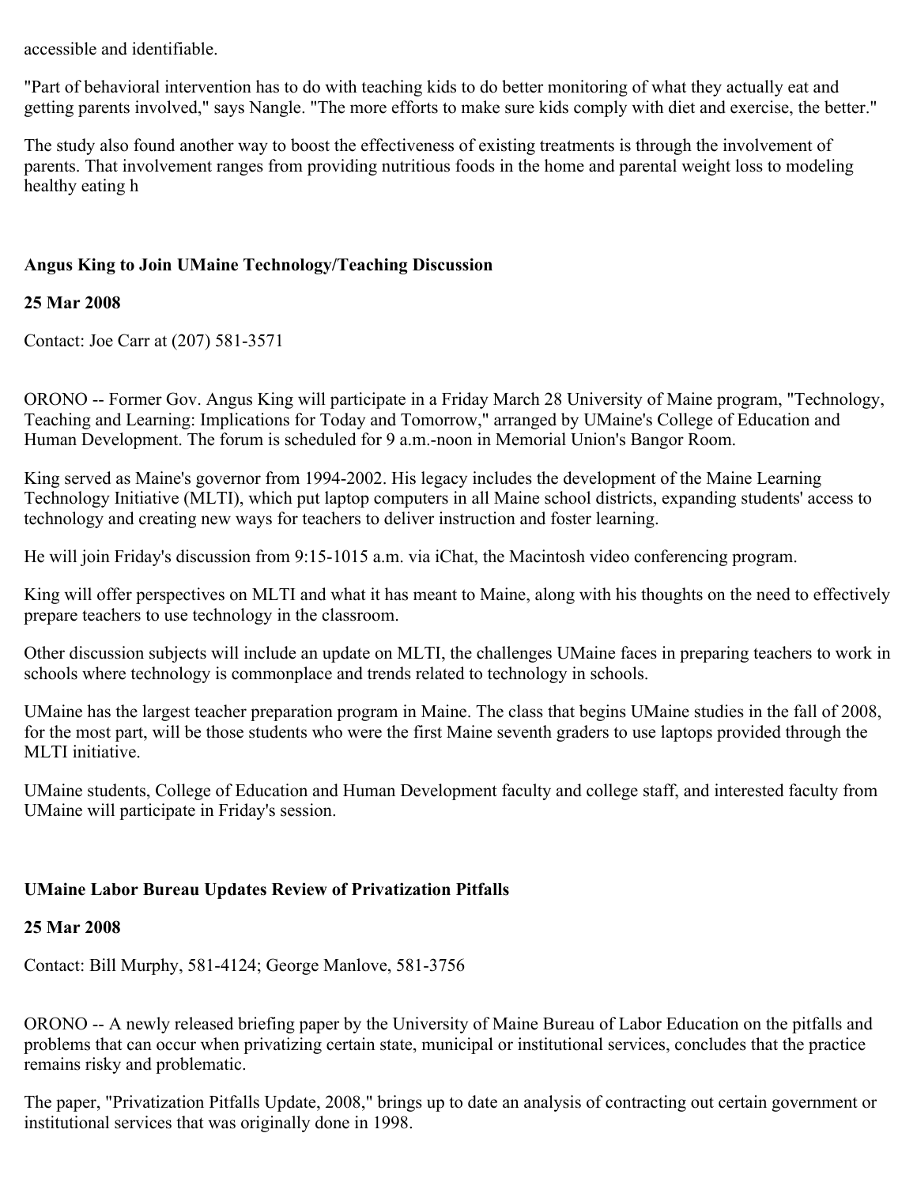accessible and identifiable.

"Part of behavioral intervention has to do with teaching kids to do better monitoring of what they actually eat and getting parents involved," says Nangle. "The more efforts to make sure kids comply with diet and exercise, the better."

The study also found another way to boost the effectiveness of existing treatments is through the involvement of parents. That involvement ranges from providing nutritious foods in the home and parental weight loss to modeling healthy eating h

**Angus King to Join UMaine Technology/Teaching Discussion**

**25 Mar 2008**

Contact: Joe Carr at (207) 581-3571

ORONO -- Former Gov. Angus King will participate in a Friday March 28 University of Maine program, "Technology, Teaching and Learning: Implications for Today and Tomorrow," arranged by UMaine's College of Education and Human Development. The forum is scheduled for 9 a.m.-noon in Memorial Union's Bangor Room.

King served as Maine's governor from 1994-2002. His legacy includes the development of the Maine Learning Technology Initiative (MLTI), which put laptop computers in all Maine school districts, expanding students' access to technology and creating new ways for teachers to deliver instruction and foster learning.

He will join Friday's discussion from 9:15-1015 a.m. via iChat, the Macintosh video conferencing program.

King will offer perspectives on MLTI and what it has meant to Maine, along with his thoughts on the need to effectively prepare teachers to use technology in the classroom.

Other discussion subjects will include an update on MLTI, the challenges UMaine faces in preparing teachers to work in schools where technology is commonplace and trends related to technology in schools.

UMaine has the largest teacher preparation program in Maine. The class that begins UMaine studies in the fall of 2008, for the most part, will be those students who were the first Maine seventh graders to use laptops provided through the MLTI initiative.

UMaine students, College of Education and Human Development faculty and college staff, and interested faculty from UMaine will participate in Friday's session.

**UMaine Labor Bureau Updates Review of Privatization Pitfalls**

**25 Mar 2008**

Contact: Bill Murphy, 581-4124; George Manlove, 581-3756

ORONO -- A newly released briefing paper by the University of Maine Bureau of Labor Education on the pitfalls and problems that can occur when privatizing certain state, municipal or institutional services, concludes that the practice remains risky and problematic.

The paper, "Privatization Pitfalls Update, 2008," brings up to date an analysis of contracting out certain government or institutional services that was originally done in 1998.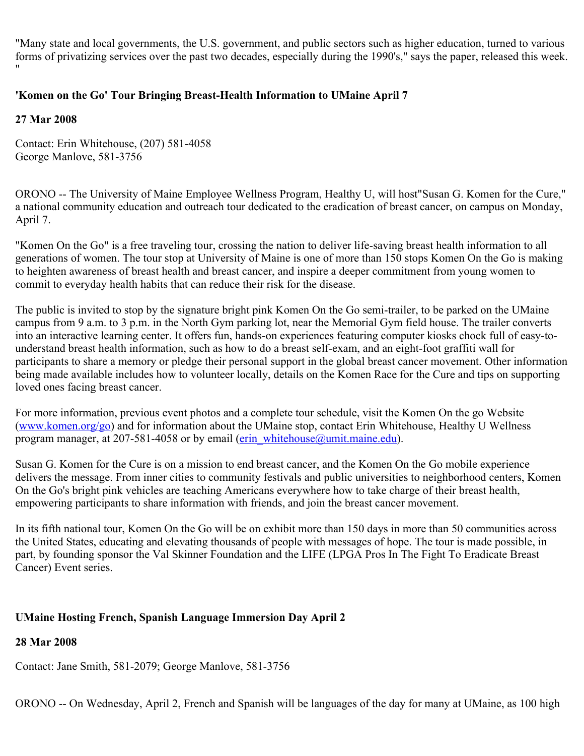"Many state and local governments, the U.S. government, and public sectors such as higher education, turned to various forms of privatizing services over the past two decades, especially during the 1990's," says the paper, released this week. "

### 'Komen on the Go' Tour Bringing Breast-Health Information to UMaine April 7

**27 Mar 2008**

Contact: Erin Whitehouse, (207) 581-4058
George Manlove, 581-3756

ORONO -- The University of Maine Employee Wellness Program, Healthy U, will host"Susan G. Komen for the Cure," a national community education and outreach tour dedicated to the eradication of breast cancer, on campus on Monday, April 7.

"Komen On the Go" is a free traveling tour, crossing the nation to deliver life-saving breast health information to all generations of women. The tour stop at University of Maine is one of more than 150 stops Komen On the Go is making to heighten awareness of breast health and breast cancer, and inspire a deeper commitment from young women to commit to everyday health habits that can reduce their risk for the disease.

The public is invited to stop by the signature bright pink Komen On the Go semi-trailer, to be parked on the UMaine campus from 9 a.m. to 3 p.m. in the North Gym parking lot, near the Memorial Gym field house. The trailer converts into an interactive learning center. It offers fun, hands-on experiences featuring computer kiosks chock full of easy-to-understand breast health information, such as how to do a breast self-exam, and an eight-foot graffiti wall for participants to share a memory or pledge their personal support in the global breast cancer movement. Other information being made available includes how to volunteer locally, details on the Komen Race for the Cure and tips on supporting loved ones facing breast cancer.

For more information, previous event photos and a complete tour schedule, visit the Komen On the go Website (www.komen.org/go) and for information about the UMaine stop, contact Erin Whitehouse, Healthy U Wellness program manager, at 207-581-4058 or by email (erin_whitehouse@umit.maine.edu).

Susan G. Komen for the Cure is on a mission to end breast cancer, and the Komen On the Go mobile experience delivers the message. From inner cities to community festivals and public universities to neighborhood centers, Komen On the Go's bright pink vehicles are teaching Americans everywhere how to take charge of their breast health, empowering participants to share information with friends, and join the breast cancer movement.

In its fifth national tour, Komen On the Go will be on exhibit more than 150 days in more than 50 communities across the United States, educating and elevating thousands of people with messages of hope. The tour is made possible, in part, by founding sponsor the Val Skinner Foundation and the LIFE (LPGA Pros In The Fight To Eradicate Breast Cancer) Event series.

### UMaine Hosting French, Spanish Language Immersion Day April 2

**28 Mar 2008**

Contact: Jane Smith, 581-2079; George Manlove, 581-3756

ORONO -- On Wednesday, April 2, French and Spanish will be languages of the day for many at UMaine, as 100 high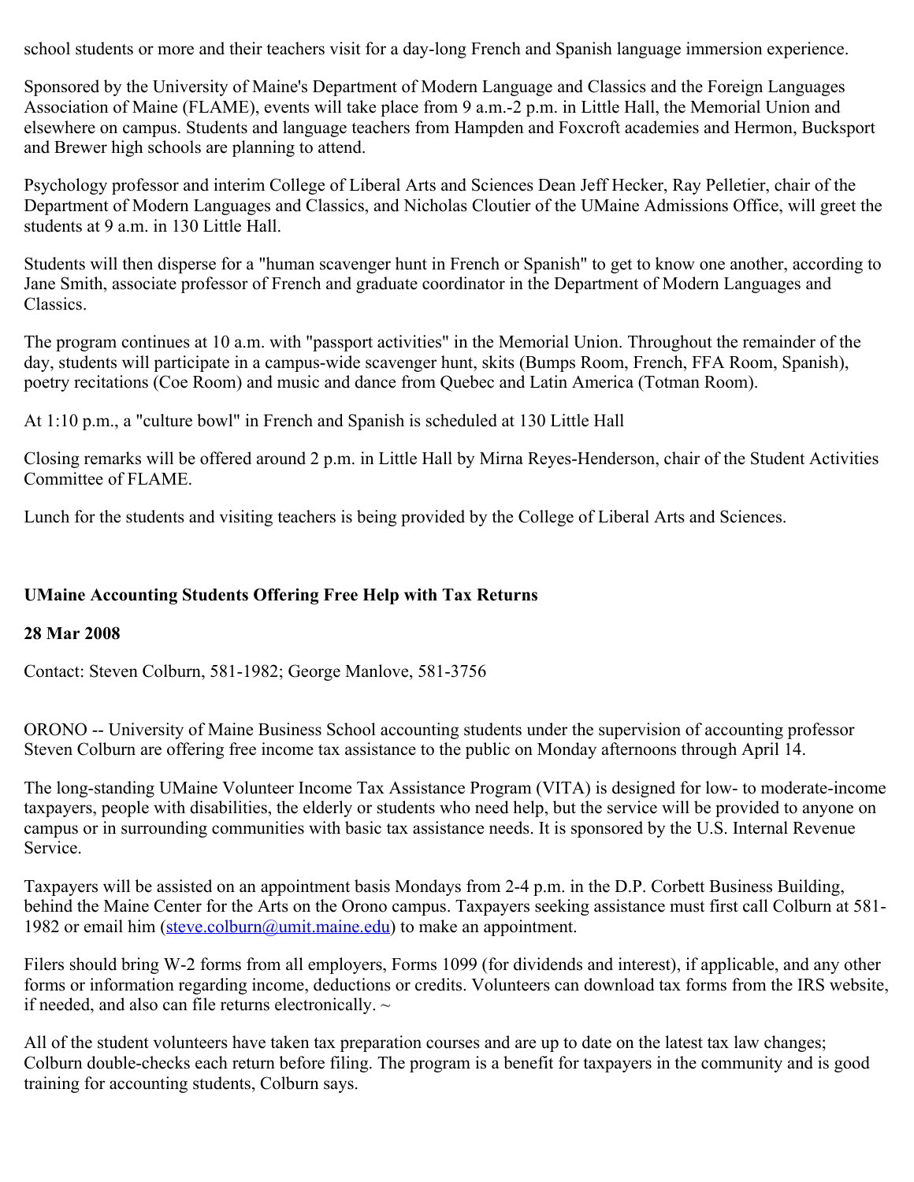school students or more and their teachers visit for a day-long French and Spanish language immersion experience.

Sponsored by the University of Maine's Department of Modern Language and Classics and the Foreign Languages Association of Maine (FLAME), events will take place from 9 a.m.-2 p.m. in Little Hall, the Memorial Union and elsewhere on campus. Students and language teachers from Hampden and Foxcroft academies and Hermon, Bucksport and Brewer high schools are planning to attend.

Psychology professor and interim College of Liberal Arts and Sciences Dean Jeff Hecker, Ray Pelletier, chair of the Department of Modern Languages and Classics, and Nicholas Cloutier of the UMaine Admissions Office, will greet the students at 9 a.m. in 130 Little Hall.

Students will then disperse for a "human scavenger hunt in French or Spanish" to get to know one another, according to Jane Smith, associate professor of French and graduate coordinator in the Department of Modern Languages and Classics.

The program continues at 10 a.m. with "passport activities" in the Memorial Union. Throughout the remainder of the day, students will participate in a campus-wide scavenger hunt, skits (Bumps Room, French, FFA Room, Spanish), poetry recitations (Coe Room) and music and dance from Quebec and Latin America (Totman Room).

At 1:10 p.m., a "culture bowl" in French and Spanish is scheduled at 130 Little Hall

Closing remarks will be offered around 2 p.m. in Little Hall by Mirna Reyes-Henderson, chair of the Student Activities Committee of FLAME.

Lunch for the students and visiting teachers is being provided by the College of Liberal Arts and Sciences.

**UMaine Accounting Students Offering Free Help with Tax Returns**

**28 Mar 2008**

Contact: Steven Colburn, 581-1982; George Manlove, 581-3756

ORONO -- University of Maine Business School accounting students under the supervision of accounting professor Steven Colburn are offering free income tax assistance to the public on Monday afternoons through April 14.

The long-standing UMaine Volunteer Income Tax Assistance Program (VITA) is designed for low- to moderate-income taxpayers, people with disabilities, the elderly or students who need help, but the service will be provided to anyone on campus or in surrounding communities with basic tax assistance needs. It is sponsored by the U.S. Internal Revenue Service.

Taxpayers will be assisted on an appointment basis Mondays from 2-4 p.m. in the D.P. Corbett Business Building, behind the Maine Center for the Arts on the Orono campus. Taxpayers seeking assistance must first call Colburn at 581-1982 or email him (steve.colburn@umit.maine.edu) to make an appointment.

Filers should bring W-2 forms from all employers, Forms 1099 (for dividends and interest), if applicable, and any other forms or information regarding income, deductions or credits. Volunteers can download tax forms from the IRS website, if needed, and also can file returns electronically. ~

All of the student volunteers have taken tax preparation courses and are up to date on the latest tax law changes; Colburn double-checks each return before filing. The program is a benefit for taxpayers in the community and is good training for accounting students, Colburn says.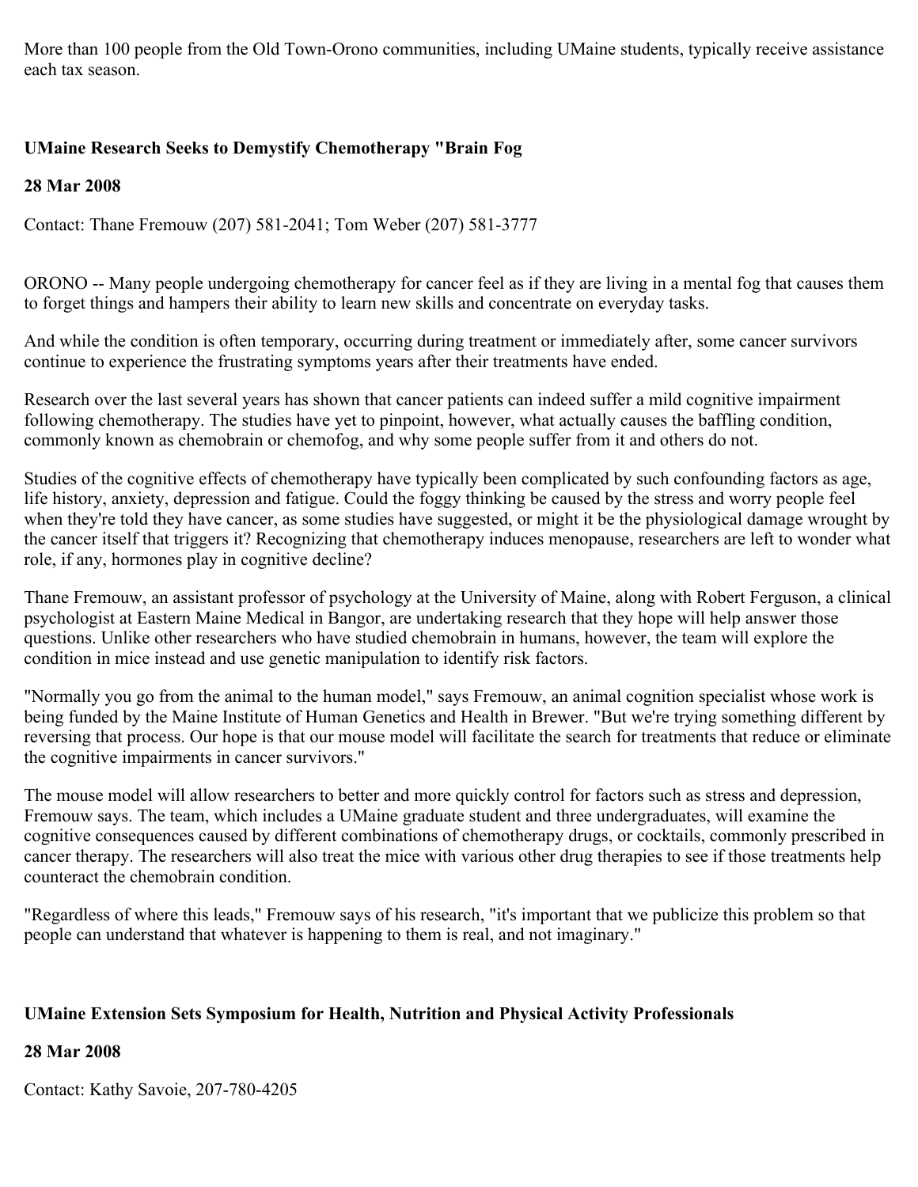More than 100 people from the Old Town-Orono communities, including UMaine students, typically receive assistance each tax season.

### UMaine Research Seeks to Demystify Chemotherapy "Brain Fog

**28 Mar 2008**

Contact: Thane Fremouw (207) 581-2041; Tom Weber (207) 581-3777

ORONO -- Many people undergoing chemotherapy for cancer feel as if they are living in a mental fog that causes them to forget things and hampers their ability to learn new skills and concentrate on everyday tasks.

And while the condition is often temporary, occurring during treatment or immediately after, some cancer survivors continue to experience the frustrating symptoms years after their treatments have ended.

Research over the last several years has shown that cancer patients can indeed suffer a mild cognitive impairment following chemotherapy. The studies have yet to pinpoint, however, what actually causes the baffling condition, commonly known as chemobrain or chemofog, and why some people suffer from it and others do not.

Studies of the cognitive effects of chemotherapy have typically been complicated by such confounding factors as age, life history, anxiety, depression and fatigue. Could the foggy thinking be caused by the stress and worry people feel when they're told they have cancer, as some studies have suggested, or might it be the physiological damage wrought by the cancer itself that triggers it? Recognizing that chemotherapy induces menopause, researchers are left to wonder what role, if any, hormones play in cognitive decline?

Thane Fremouw, an assistant professor of psychology at the University of Maine, along with Robert Ferguson, a clinical psychologist at Eastern Maine Medical in Bangor, are undertaking research that they hope will help answer those questions. Unlike other researchers who have studied chemobrain in humans, however, the team will explore the condition in mice instead and use genetic manipulation to identify risk factors.

"Normally you go from the animal to the human model," says Fremouw, an animal cognition specialist whose work is being funded by the Maine Institute of Human Genetics and Health in Brewer. "But we're trying something different by reversing that process. Our hope is that our mouse model will facilitate the search for treatments that reduce or eliminate the cognitive impairments in cancer survivors."

The mouse model will allow researchers to better and more quickly control for factors such as stress and depression, Fremouw says. The team, which includes a UMaine graduate student and three undergraduates, will examine the cognitive consequences caused by different combinations of chemotherapy drugs, or cocktails, commonly prescribed in cancer therapy. The researchers will also treat the mice with various other drug therapies to see if those treatments help counteract the chemobrain condition.

"Regardless of where this leads," Fremouw says of his research, "it's important that we publicize this problem so that people can understand that whatever is happening to them is real, and not imaginary."

### UMaine Extension Sets Symposium for Health, Nutrition and Physical Activity Professionals

**28 Mar 2008**

Contact: Kathy Savoie, 207-780-4205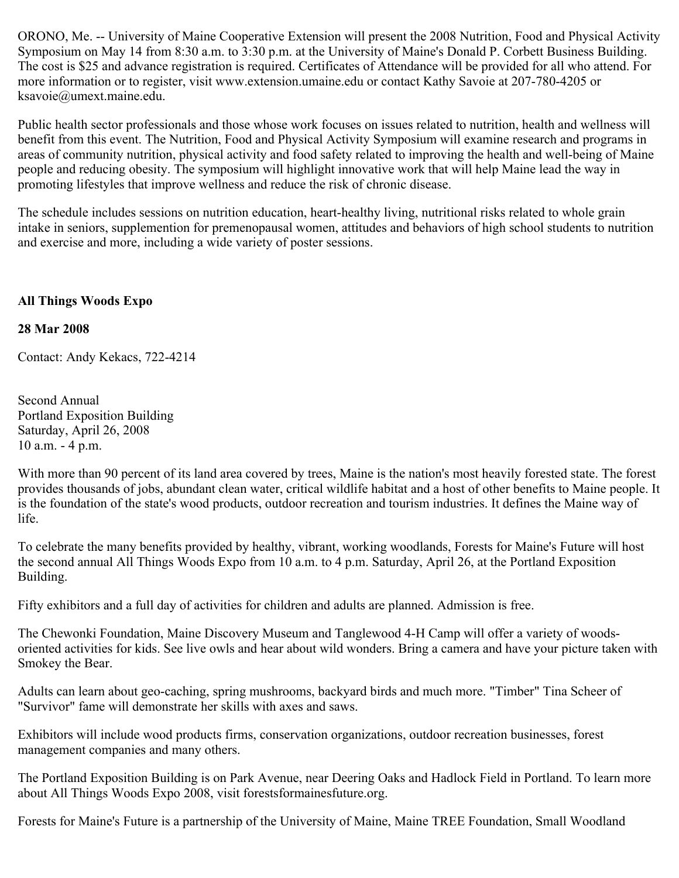ORONO, Me. -- University of Maine Cooperative Extension will present the 2008 Nutrition, Food and Physical Activity Symposium on May 14 from 8:30 a.m. to 3:30 p.m. at the University of Maine's Donald P. Corbett Business Building. The cost is $25 and advance registration is required. Certificates of Attendance will be provided for all who attend. For more information or to register, visit www.extension.umaine.edu or contact Kathy Savoie at 207-780-4205 or ksavoie@umext.maine.edu.

Public health sector professionals and those whose work focuses on issues related to nutrition, health and wellness will benefit from this event. The Nutrition, Food and Physical Activity Symposium will examine research and programs in areas of community nutrition, physical activity and food safety related to improving the health and well-being of Maine people and reducing obesity. The symposium will highlight innovative work that will help Maine lead the way in promoting lifestyles that improve wellness and reduce the risk of chronic disease.

The schedule includes sessions on nutrition education, heart-healthy living, nutritional risks related to whole grain intake in seniors, supplemention for premenopausal women, attitudes and behaviors of high school students to nutrition and exercise and more, including a wide variety of poster sessions.

**All Things Woods Expo**

**28 Mar 2008**

Contact: Andy Kekacs, 722-4214

Second Annual
Portland Exposition Building
Saturday, April 26, 2008
10 a.m. - 4 p.m.

With more than 90 percent of its land area covered by trees, Maine is the nation's most heavily forested state. The forest provides thousands of jobs, abundant clean water, critical wildlife habitat and a host of other benefits to Maine people. It is the foundation of the state's wood products, outdoor recreation and tourism industries. It defines the Maine way of life.

To celebrate the many benefits provided by healthy, vibrant, working woodlands, Forests for Maine's Future will host the second annual All Things Woods Expo from 10 a.m. to 4 p.m. Saturday, April 26, at the Portland Exposition Building.

Fifty exhibitors and a full day of activities for children and adults are planned. Admission is free.

The Chewonki Foundation, Maine Discovery Museum and Tanglewood 4-H Camp will offer a variety of woods-oriented activities for kids. See live owls and hear about wild wonders. Bring a camera and have your picture taken with Smokey the Bear.

Adults can learn about geo-caching, spring mushrooms, backyard birds and much more. "Timber" Tina Scheer of "Survivor" fame will demonstrate her skills with axes and saws.

Exhibitors will include wood products firms, conservation organizations, outdoor recreation businesses, forest management companies and many others.

The Portland Exposition Building is on Park Avenue, near Deering Oaks and Hadlock Field in Portland. To learn more about All Things Woods Expo 2008, visit forestsformainesfuture.org.

Forests for Maine's Future is a partnership of the University of Maine, Maine TREE Foundation, Small Woodland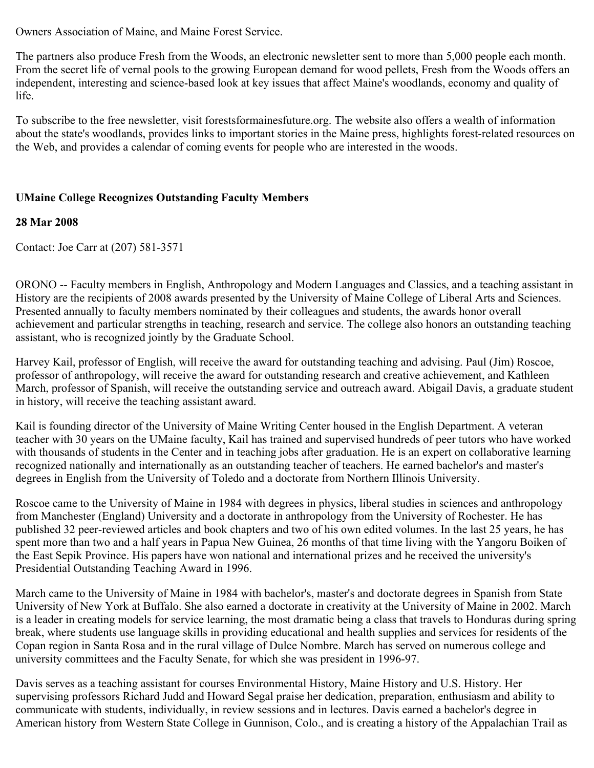Owners Association of Maine, and Maine Forest Service.

The partners also produce Fresh from the Woods, an electronic newsletter sent to more than 5,000 people each month. From the secret life of vernal pools to the growing European demand for wood pellets, Fresh from the Woods offers an independent, interesting and science-based look at key issues that affect Maine's woodlands, economy and quality of life.

To subscribe to the free newsletter, visit forestsformainesfuture.org. The website also offers a wealth of information about the state's woodlands, provides links to important stories in the Maine press, highlights forest-related resources on the Web, and provides a calendar of coming events for people who are interested in the woods.

**UMaine College Recognizes Outstanding Faculty Members**

**28 Mar 2008**

Contact: Joe Carr at (207) 581-3571

ORONO -- Faculty members in English, Anthropology and Modern Languages and Classics, and a teaching assistant in History are the recipients of 2008 awards presented by the University of Maine College of Liberal Arts and Sciences. Presented annually to faculty members nominated by their colleagues and students, the awards honor overall achievement and particular strengths in teaching, research and service. The college also honors an outstanding teaching assistant, who is recognized jointly by the Graduate School.

Harvey Kail, professor of English, will receive the award for outstanding teaching and advising. Paul (Jim) Roscoe, professor of anthropology, will receive the award for outstanding research and creative achievement, and Kathleen March, professor of Spanish, will receive the outstanding service and outreach award. Abigail Davis, a graduate student in history, will receive the teaching assistant award.

Kail is founding director of the University of Maine Writing Center housed in the English Department. A veteran teacher with 30 years on the UMaine faculty, Kail has trained and supervised hundreds of peer tutors who have worked with thousands of students in the Center and in teaching jobs after graduation. He is an expert on collaborative learning recognized nationally and internationally as an outstanding teacher of teachers. He earned bachelor's and master's degrees in English from the University of Toledo and a doctorate from Northern Illinois University.

Roscoe came to the University of Maine in 1984 with degrees in physics, liberal studies in sciences and anthropology from Manchester (England) University and a doctorate in anthropology from the University of Rochester. He has published 32 peer-reviewed articles and book chapters and two of his own edited volumes. In the last 25 years, he has spent more than two and a half years in Papua New Guinea, 26 months of that time living with the Yangoru Boiken of the East Sepik Province. His papers have won national and international prizes and he received the university's Presidential Outstanding Teaching Award in 1996.

March came to the University of Maine in 1984 with bachelor's, master's and doctorate degrees in Spanish from State University of New York at Buffalo. She also earned a doctorate in creativity at the University of Maine in 2002. March is a leader in creating models for service learning, the most dramatic being a class that travels to Honduras during spring break, where students use language skills in providing educational and health supplies and services for residents of the Copan region in Santa Rosa and in the rural village of Dulce Nombre. March has served on numerous college and university committees and the Faculty Senate, for which she was president in 1996-97.

Davis serves as a teaching assistant for courses Environmental History, Maine History and U.S. History. Her supervising professors Richard Judd and Howard Segal praise her dedication, preparation, enthusiasm and ability to communicate with students, individually, in review sessions and in lectures. Davis earned a bachelor's degree in American history from Western State College in Gunnison, Colo., and is creating a history of the Appalachian Trail as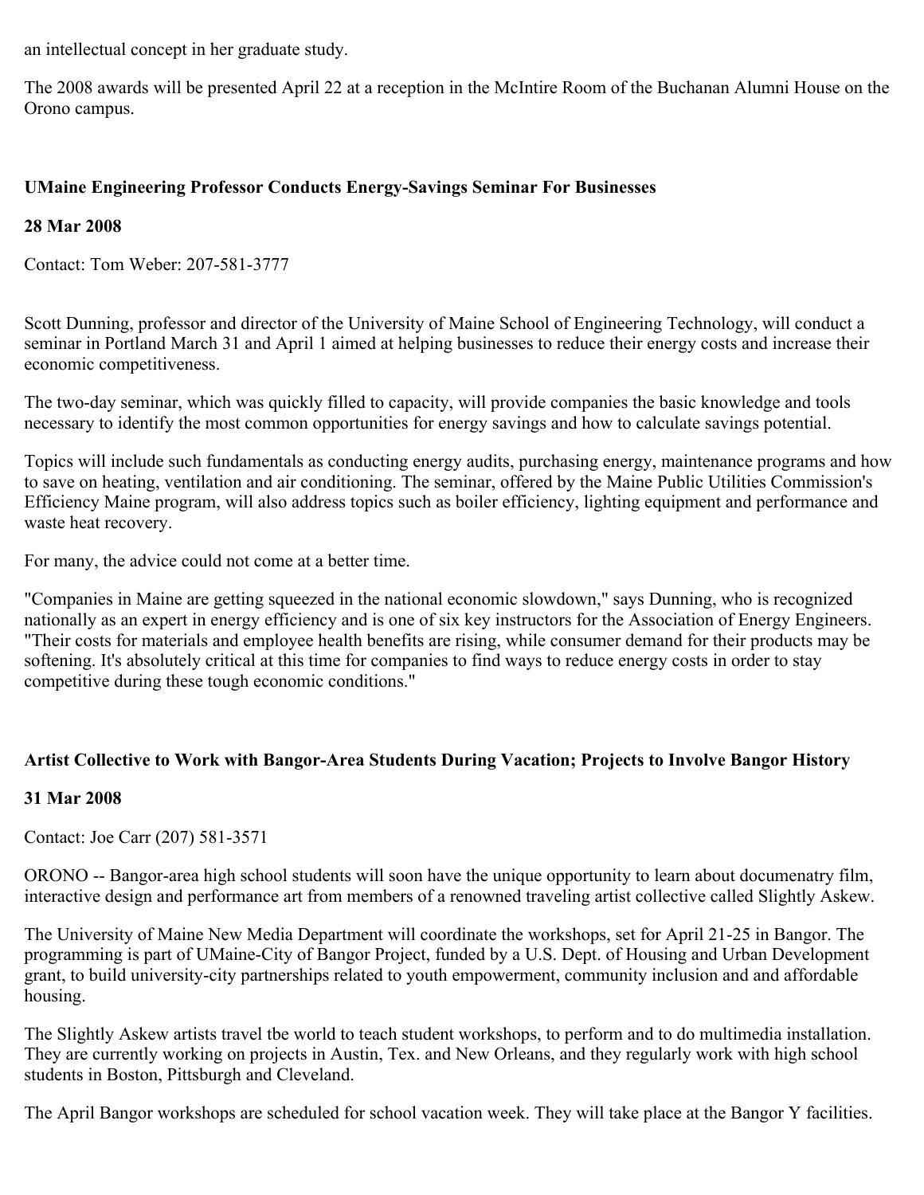an intellectual concept in her graduate study.

The 2008 awards will be presented April 22 at a reception in the McIntire Room of the Buchanan Alumni House on the Orono campus.

**UMaine Engineering Professor Conducts Energy-Savings Seminar For Businesses**

**28 Mar 2008**

Contact: Tom Weber: 207-581-3777

Scott Dunning, professor and director of the University of Maine School of Engineering Technology, will conduct a seminar in Portland March 31 and April 1 aimed at helping businesses to reduce their energy costs and increase their economic competitiveness.

The two-day seminar, which was quickly filled to capacity, will provide companies the basic knowledge and tools necessary to identify the most common opportunities for energy savings and how to calculate savings potential.

Topics will include such fundamentals as conducting energy audits, purchasing energy, maintenance programs and how to save on heating, ventilation and air conditioning. The seminar, offered by the Maine Public Utilities Commission's Efficiency Maine program, will also address topics such as boiler efficiency, lighting equipment and performance and waste heat recovery.

For many, the advice could not come at a better time.

"Companies in Maine are getting squeezed in the national economic slowdown," says Dunning, who is recognized nationally as an expert in energy efficiency and is one of six key instructors for the Association of Energy Engineers. "Their costs for materials and employee health benefits are rising, while consumer demand for their products may be softening. It's absolutely critical at this time for companies to find ways to reduce energy costs in order to stay competitive during these tough economic conditions."

**Artist Collective to Work with Bangor-Area Students During Vacation; Projects to Involve Bangor History**

**31 Mar 2008**

Contact: Joe Carr (207) 581-3571

ORONO -- Bangor-area high school students will soon have the unique opportunity to learn about documenatry film, interactive design and performance art from members of a renowned traveling artist collective called Slightly Askew.

The University of Maine New Media Department will coordinate the workshops, set for April 21-25 in Bangor. The programming is part of UMaine-City of Bangor Project, funded by a U.S. Dept. of Housing and Urban Development grant, to build university-city partnerships related to youth empowerment, community inclusion and and affordable housing.

The Slightly Askew artists travel tbe world to teach student workshops, to perform and to do multimedia installation. They are currently working on projects in Austin, Tex. and New Orleans, and they regularly work with high school students in Boston, Pittsburgh and Cleveland.

The April Bangor workshops are scheduled for school vacation week. They will take place at the Bangor Y facilities.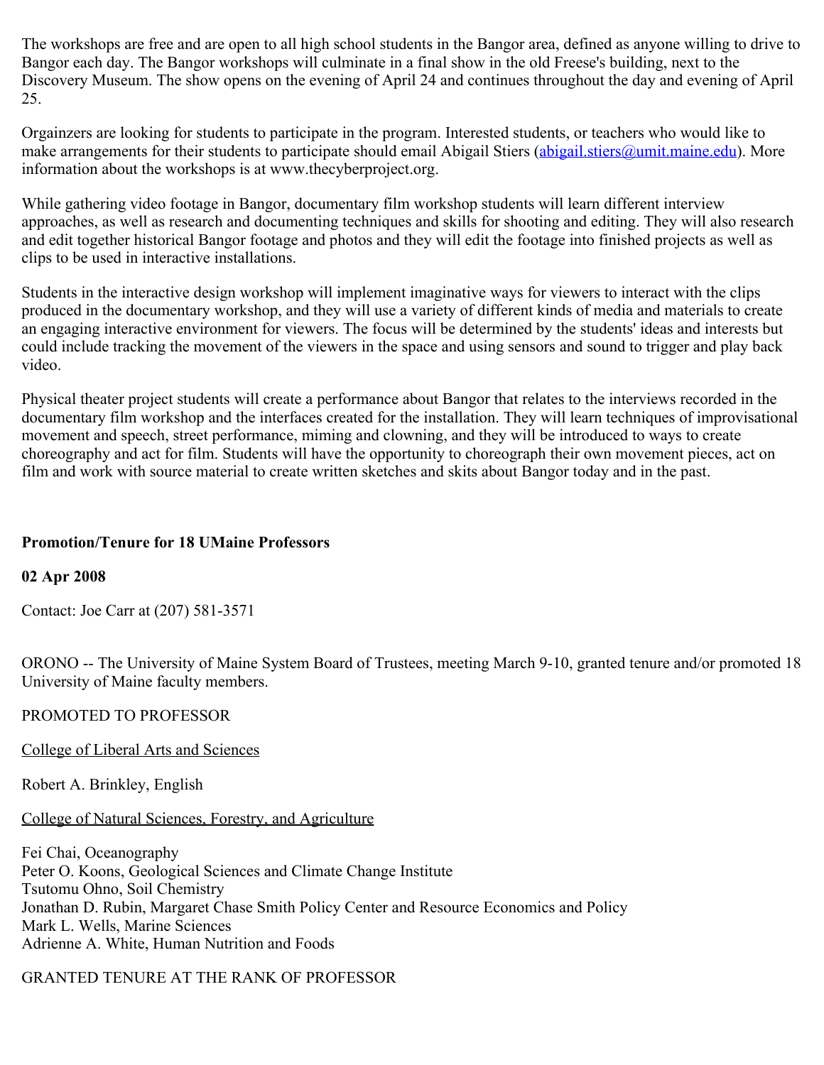The workshops are free and are open to all high school students in the Bangor area, defined as anyone willing to drive to Bangor each day. The Bangor workshops will culminate in a final show in the old Freese's building, next to the Discovery Museum. The show opens on the evening of April 24 and continues throughout the day and evening of April 25.

Orgainzers are looking for students to participate in the program. Interested students, or teachers who would like to make arrangements for their students to participate should email Abigail Stiers (abigail.stiers@umit.maine.edu). More information about the workshops is at www.thecyberproject.org.

While gathering video footage in Bangor, documentary film workshop students will learn different interview approaches, as well as research and documenting techniques and skills for shooting and editing. They will also research and edit together historical Bangor footage and photos and they will edit the footage into finished projects as well as clips to be used in interactive installations.

Students in the interactive design workshop will implement imaginative ways for viewers to interact with the clips produced in the documentary workshop, and they will use a variety of different kinds of media and materials to create an engaging interactive environment for viewers. The focus will be determined by the students' ideas and interests but could include tracking the movement of the viewers in the space and using sensors and sound to trigger and play back video.

Physical theater project students will create a performance about Bangor that relates to the interviews recorded in the documentary film workshop and the interfaces created for the installation. They will learn techniques of improvisational movement and speech, street performance, miming and clowning, and they will be introduced to ways to create choreography and act for film. Students will have the opportunity to choreograph their own movement pieces, act on film and work with source material to create written sketches and skits about Bangor today and in the past.

**Promotion/Tenure for 18 UMaine Professors**

**02 Apr 2008**

Contact: Joe Carr at (207) 581-3571

ORONO -- The University of Maine System Board of Trustees, meeting March 9-10, granted tenure and/or promoted 18 University of Maine faculty members.

PROMOTED TO PROFESSOR

College of Liberal Arts and Sciences

Robert A. Brinkley, English

College of Natural Sciences, Forestry, and Agriculture

Fei Chai, Oceanography
Peter O. Koons, Geological Sciences and Climate Change Institute
Tsutomu Ohno, Soil Chemistry
Jonathan D. Rubin, Margaret Chase Smith Policy Center and Resource Economics and Policy
Mark L. Wells, Marine Sciences
Adrienne A. White, Human Nutrition and Foods

GRANTED TENURE AT THE RANK OF PROFESSOR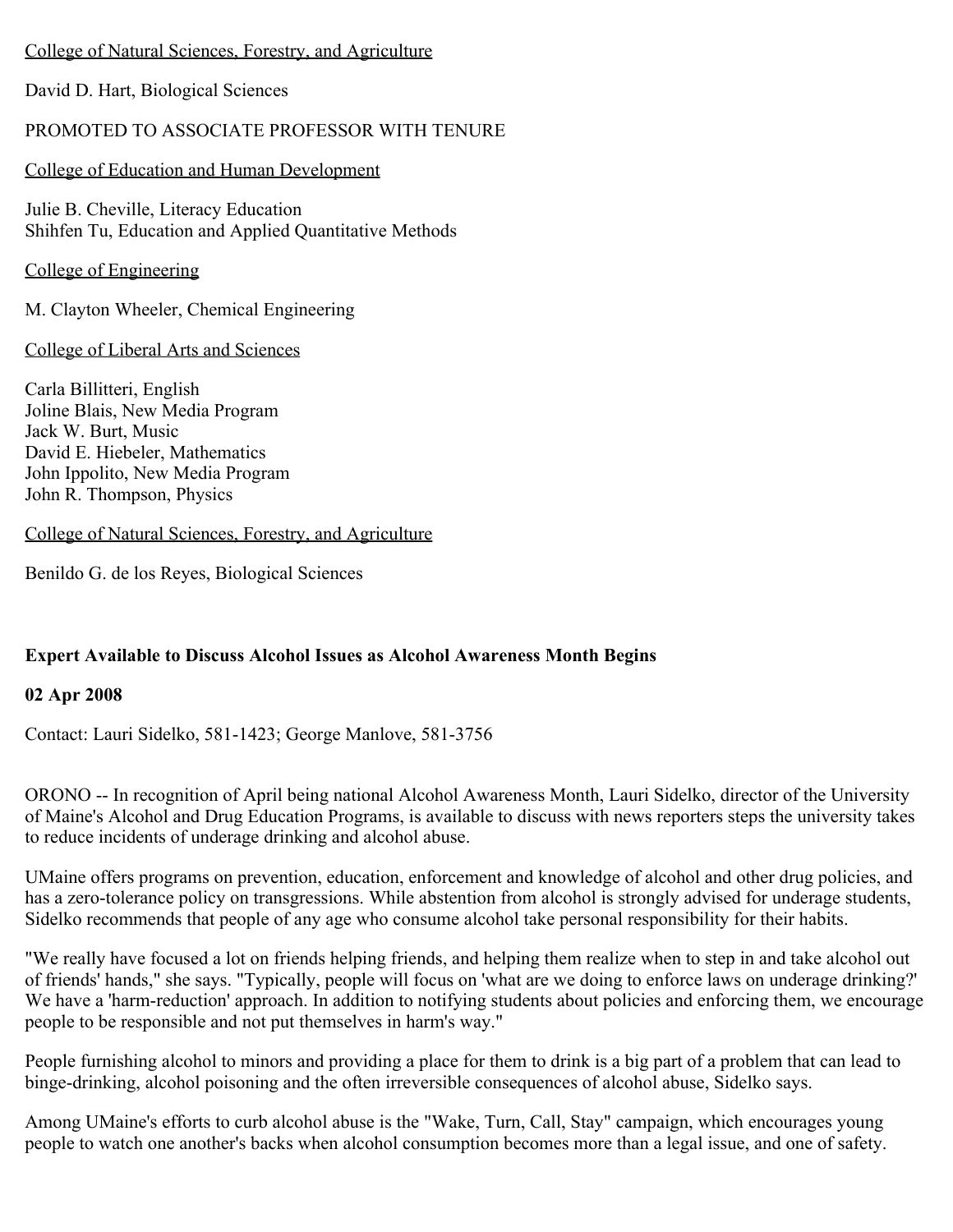College of Natural Sciences, Forestry, and Agriculture

David D. Hart, Biological Sciences

PROMOTED TO ASSOCIATE PROFESSOR WITH TENURE

College of Education and Human Development

Julie B. Cheville, Literacy Education
Shihfen Tu, Education and Applied Quantitative Methods

College of Engineering

M. Clayton Wheeler, Chemical Engineering

College of Liberal Arts and Sciences

Carla Billitteri, English
Joline Blais, New Media Program
Jack W. Burt, Music
David E. Hiebeler, Mathematics
John Ippolito, New Media Program
John R. Thompson, Physics

College of Natural Sciences, Forestry, and Agriculture

Benildo G. de los Reyes, Biological Sciences

**Expert Available to Discuss Alcohol Issues as Alcohol Awareness Month Begins**

**02 Apr 2008**

Contact: Lauri Sidelko, 581-1423; George Manlove, 581-3756

ORONO -- In recognition of April being national Alcohol Awareness Month, Lauri Sidelko, director of the University of Maine's Alcohol and Drug Education Programs, is available to discuss with news reporters steps the university takes to reduce incidents of underage drinking and alcohol abuse.

UMaine offers programs on prevention, education, enforcement and knowledge of alcohol and other drug policies, and has a zero-tolerance policy on transgressions. While abstention from alcohol is strongly advised for underage students, Sidelko recommends that people of any age who consume alcohol take personal responsibility for their habits.

"We really have focused a lot on friends helping friends, and helping them realize when to step in and take alcohol out of friends' hands," she says. "Typically, people will focus on 'what are we doing to enforce laws on underage drinking?' We have a 'harm-reduction' approach. In addition to notifying students about policies and enforcing them, we encourage people to be responsible and not put themselves in harm's way."

People furnishing alcohol to minors and providing a place for them to drink is a big part of a problem that can lead to binge-drinking, alcohol poisoning and the often irreversible consequences of alcohol abuse, Sidelko says.

Among UMaine's efforts to curb alcohol abuse is the "Wake, Turn, Call, Stay" campaign, which encourages young people to watch one another's backs when alcohol consumption becomes more than a legal issue, and one of safety.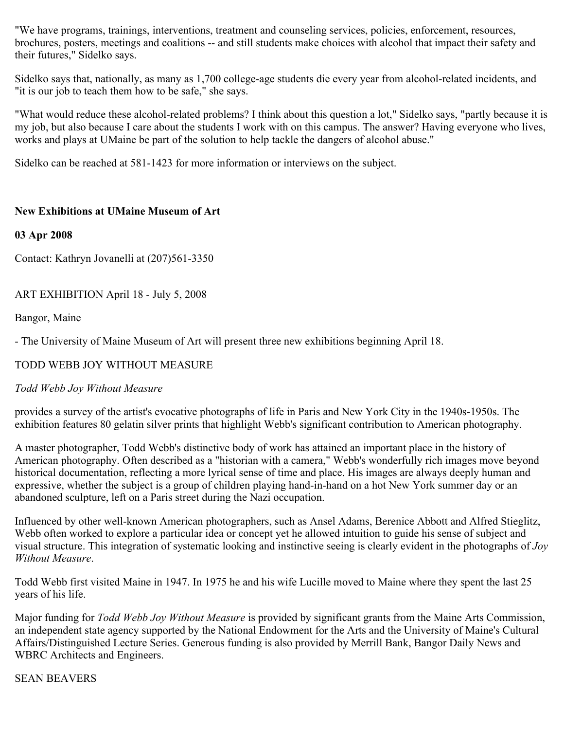"We have programs, trainings, interventions, treatment and counseling services, policies, enforcement, resources, brochures, posters, meetings and coalitions -- and still students make choices with alcohol that impact their safety and their futures," Sidelko says.

Sidelko says that, nationally, as many as 1,700 college-age students die every year from alcohol-related incidents, and "it is our job to teach them how to be safe," she says.

"What would reduce these alcohol-related problems? I think about this question a lot," Sidelko says, "partly because it is my job, but also because I care about the students I work with on this campus. The answer? Having everyone who lives, works and plays at UMaine be part of the solution to help tackle the dangers of alcohol abuse."

Sidelko can be reached at 581-1423 for more information or interviews on the subject.

**New Exhibitions at UMaine Museum of Art**

**03 Apr 2008**

Contact: Kathryn Jovanelli at (207)561-3350

ART EXHIBITION April 18 - July 5, 2008

Bangor, Maine

- The University of Maine Museum of Art will present three new exhibitions beginning April 18.

TODD WEBB JOY WITHOUT MEASURE

*Todd Webb Joy Without Measure*

provides a survey of the artist's evocative photographs of life in Paris and New York City in the 1940s-1950s. The exhibition features 80 gelatin silver prints that highlight Webb's significant contribution to American photography.

A master photographer, Todd Webb's distinctive body of work has attained an important place in the history of American photography. Often described as a "historian with a camera," Webb's wonderfully rich images move beyond historical documentation, reflecting a more lyrical sense of time and place. His images are always deeply human and expressive, whether the subject is a group of children playing hand-in-hand on a hot New York summer day or an abandoned sculpture, left on a Paris street during the Nazi occupation.

Influenced by other well-known American photographers, such as Ansel Adams, Berenice Abbott and Alfred Stieglitz, Webb often worked to explore a particular idea or concept yet he allowed intuition to guide his sense of subject and visual structure. This integration of systematic looking and instinctive seeing is clearly evident in the photographs of *Joy Without Measure*.

Todd Webb first visited Maine in 1947. In 1975 he and his wife Lucille moved to Maine where they spent the last 25 years of his life.

Major funding for *Todd Webb Joy Without Measure* is provided by significant grants from the Maine Arts Commission, an independent state agency supported by the National Endowment for the Arts and the University of Maine's Cultural Affairs/Distinguished Lecture Series. Generous funding is also provided by Merrill Bank, Bangor Daily News and WBRC Architects and Engineers.

SEAN BEAVERS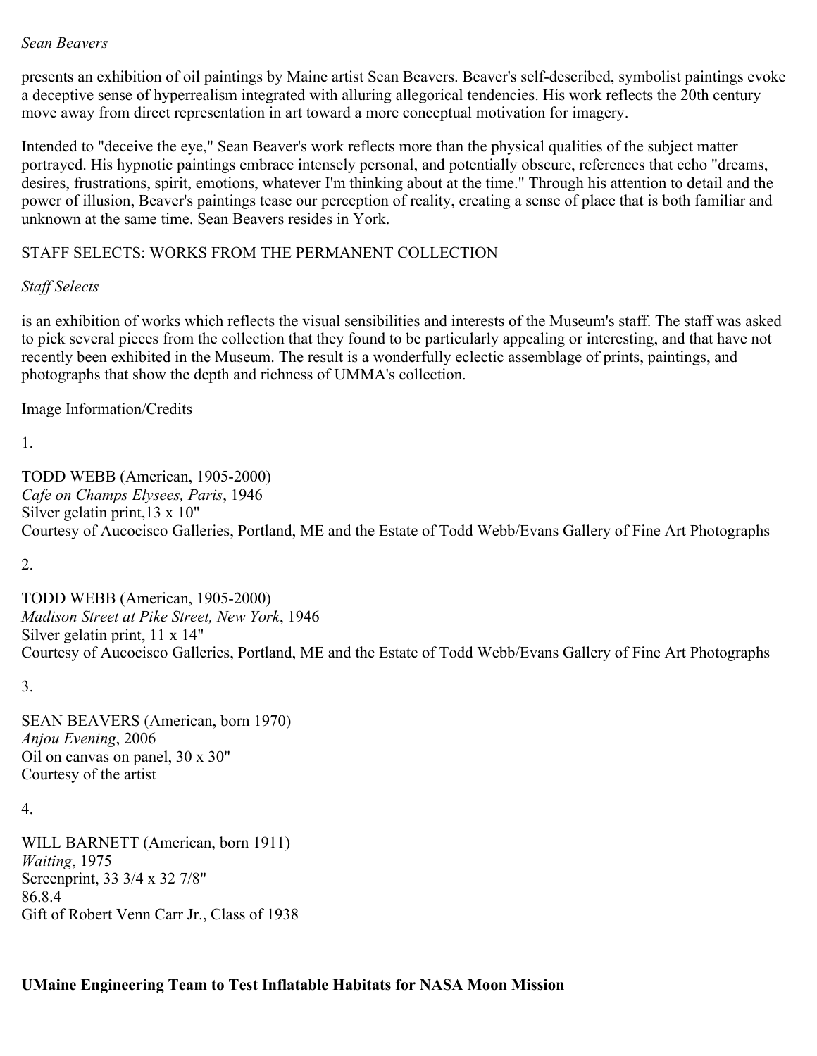*Sean Beavers*

presents an exhibition of oil paintings by Maine artist Sean Beavers. Beaver's self-described, symbolist paintings evoke a deceptive sense of hyperrealism integrated with alluring allegorical tendencies. His work reflects the 20th century move away from direct representation in art toward a more conceptual motivation for imagery.

Intended to "deceive the eye," Sean Beaver's work reflects more than the physical qualities of the subject matter portrayed. His hypnotic paintings embrace intensely personal, and potentially obscure, references that echo "dreams, desires, frustrations, spirit, emotions, whatever I'm thinking about at the time." Through his attention to detail and the power of illusion, Beaver's paintings tease our perception of reality, creating a sense of place that is both familiar and unknown at the same time. Sean Beavers resides in York.

STAFF SELECTS: WORKS FROM THE PERMANENT COLLECTION

*Staff Selects*

is an exhibition of works which reflects the visual sensibilities and interests of the Museum's staff. The staff was asked to pick several pieces from the collection that they found to be particularly appealing or interesting, and that have not recently been exhibited in the Museum. The result is a wonderfully eclectic assemblage of prints, paintings, and photographs that show the depth and richness of UMMA's collection.

Image Information/Credits

1.

TODD WEBB (American, 1905-2000)
*Cafe on Champs Elysees, Paris*, 1946
Silver gelatin print,13 x 10"
Courtesy of Aucocisco Galleries, Portland, ME and the Estate of Todd Webb/Evans Gallery of Fine Art Photographs

2.

TODD WEBB (American, 1905-2000)
*Madison Street at Pike Street, New York*, 1946
Silver gelatin print, 11 x 14"
Courtesy of Aucocisco Galleries, Portland, ME and the Estate of Todd Webb/Evans Gallery of Fine Art Photographs

3.

SEAN BEAVERS (American, born 1970)
*Anjou Evening*, 2006
Oil on canvas on panel, 30 x 30"
Courtesy of the artist

4.

WILL BARNETT (American, born 1911)
*Waiting*, 1975
Screenprint, 33 3/4 x 32 7/8"
86.8.4
Gift of Robert Venn Carr Jr., Class of 1938

**UMaine Engineering Team to Test Inflatable Habitats for NASA Moon Mission**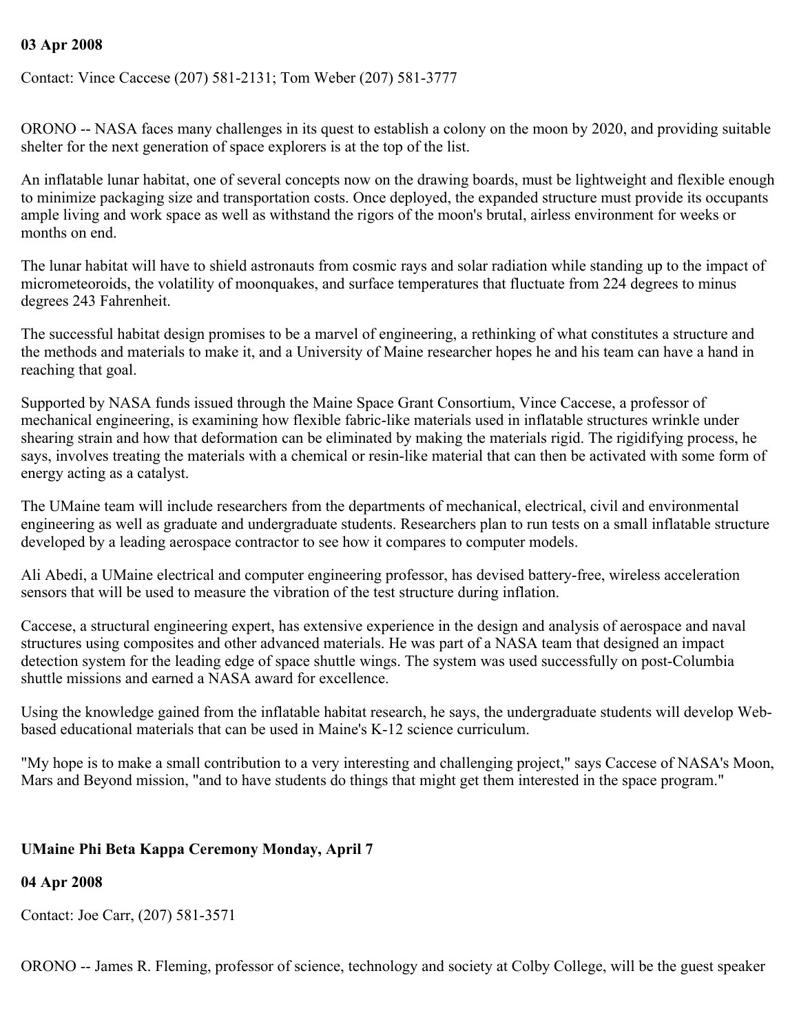**03 Apr 2008**

Contact: Vince Caccese (207) 581-2131; Tom Weber (207) 581-3777

ORONO -- NASA faces many challenges in its quest to establish a colony on the moon by 2020, and providing suitable shelter for the next generation of space explorers is at the top of the list.

An inflatable lunar habitat, one of several concepts now on the drawing boards, must be lightweight and flexible enough to minimize packaging size and transportation costs. Once deployed, the expanded structure must provide its occupants ample living and work space as well as withstand the rigors of the moon's brutal, airless environment for weeks or months on end.

The lunar habitat will have to shield astronauts from cosmic rays and solar radiation while standing up to the impact of micrometeoroids, the volatility of moonquakes, and surface temperatures that fluctuate from 224 degrees to minus degrees 243 Fahrenheit.

The successful habitat design promises to be a marvel of engineering, a rethinking of what constitutes a structure and the methods and materials to make it, and a University of Maine researcher hopes he and his team can have a hand in reaching that goal.

Supported by NASA funds issued through the Maine Space Grant Consortium, Vince Caccese, a professor of mechanical engineering, is examining how flexible fabric-like materials used in inflatable structures wrinkle under shearing strain and how that deformation can be eliminated by making the materials rigid. The rigidifying process, he says, involves treating the materials with a chemical or resin-like material that can then be activated with some form of energy acting as a catalyst.

The UMaine team will include researchers from the departments of mechanical, electrical, civil and environmental engineering as well as graduate and undergraduate students. Researchers plan to run tests on a small inflatable structure developed by a leading aerospace contractor to see how it compares to computer models.

Ali Abedi, a UMaine electrical and computer engineering professor, has devised battery-free, wireless acceleration sensors that will be used to measure the vibration of the test structure during inflation.

Caccese, a structural engineering expert, has extensive experience in the design and analysis of aerospace and naval structures using composites and other advanced materials. He was part of a NASA team that designed an impact detection system for the leading edge of space shuttle wings. The system was used successfully on post-Columbia shuttle missions and earned a NASA award for excellence.

Using the knowledge gained from the inflatable habitat research, he says, the undergraduate students will develop Web-based educational materials that can be used in Maine's K-12 science curriculum.

"My hope is to make a small contribution to a very interesting and challenging project," says Caccese of NASA's Moon, Mars and Beyond mission, "and to have students do things that might get them interested in the space program."

## UMaine Phi Beta Kappa Ceremony Monday, April 7

**04 Apr 2008**

Contact: Joe Carr, (207) 581-3571

ORONO -- James R. Fleming, professor of science, technology and society at Colby College, will be the guest speaker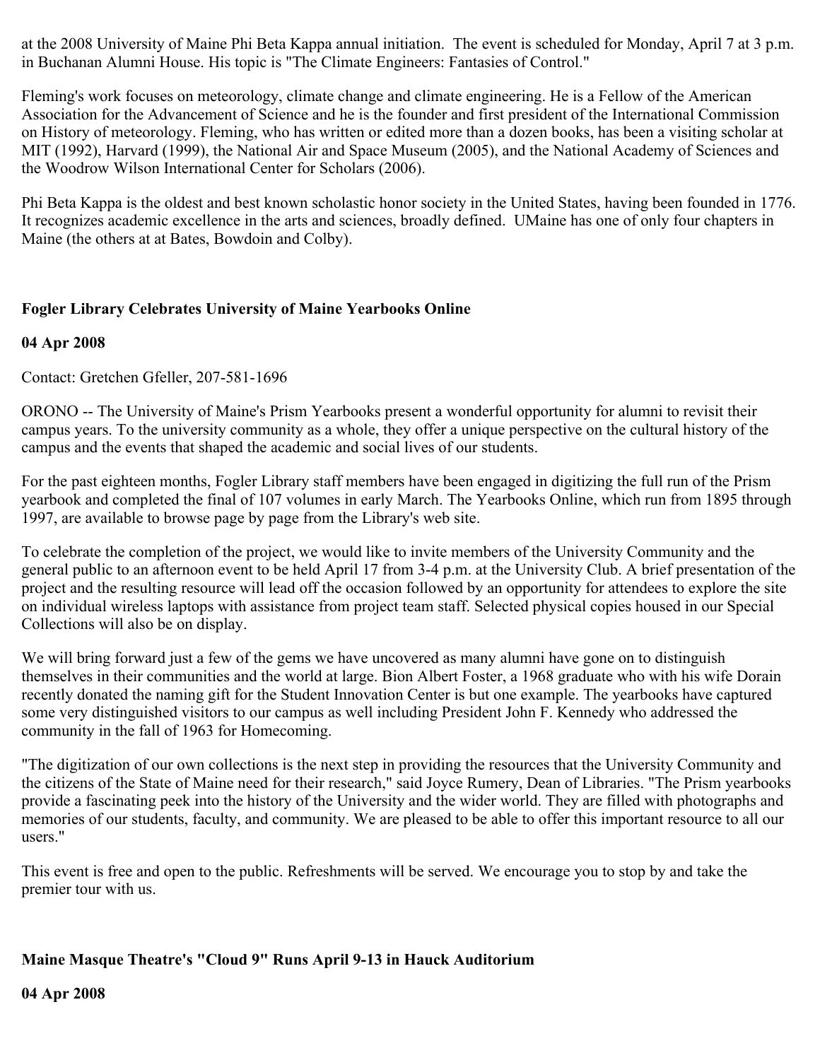at the 2008 University of Maine Phi Beta Kappa annual initiation. The event is scheduled for Monday, April 7 at 3 p.m. in Buchanan Alumni House. His topic is "The Climate Engineers: Fantasies of Control."

Fleming's work focuses on meteorology, climate change and climate engineering. He is a Fellow of the American Association for the Advancement of Science and he is the founder and first president of the International Commission on History of meteorology. Fleming, who has written or edited more than a dozen books, has been a visiting scholar at MIT (1992), Harvard (1999), the National Air and Space Museum (2005), and the National Academy of Sciences and the Woodrow Wilson International Center for Scholars (2006).

Phi Beta Kappa is the oldest and best known scholastic honor society in the United States, having been founded in 1776. It recognizes academic excellence in the arts and sciences, broadly defined. UMaine has one of only four chapters in Maine (the others at at Bates, Bowdoin and Colby).

**Fogler Library Celebrates University of Maine Yearbooks Online**

**04 Apr 2008**

Contact: Gretchen Gfeller, 207-581-1696

ORONO -- The University of Maine's Prism Yearbooks present a wonderful opportunity for alumni to revisit their campus years. To the university community as a whole, they offer a unique perspective on the cultural history of the campus and the events that shaped the academic and social lives of our students.

For the past eighteen months, Fogler Library staff members have been engaged in digitizing the full run of the Prism yearbook and completed the final of 107 volumes in early March. The Yearbooks Online, which run from 1895 through 1997, are available to browse page by page from the Library's web site.

To celebrate the completion of the project, we would like to invite members of the University Community and the general public to an afternoon event to be held April 17 from 3-4 p.m. at the University Club. A brief presentation of the project and the resulting resource will lead off the occasion followed by an opportunity for attendees to explore the site on individual wireless laptops with assistance from project team staff. Selected physical copies housed in our Special Collections will also be on display.

We will bring forward just a few of the gems we have uncovered as many alumni have gone on to distinguish themselves in their communities and the world at large. Bion Albert Foster, a 1968 graduate who with his wife Dorain recently donated the naming gift for the Student Innovation Center is but one example. The yearbooks have captured some very distinguished visitors to our campus as well including President John F. Kennedy who addressed the community in the fall of 1963 for Homecoming.

"The digitization of our own collections is the next step in providing the resources that the University Community and the citizens of the State of Maine need for their research," said Joyce Rumery, Dean of Libraries. "The Prism yearbooks provide a fascinating peek into the history of the University and the wider world. They are filled with photographs and memories of our students, faculty, and community. We are pleased to be able to offer this important resource to all our users."

This event is free and open to the public. Refreshments will be served. We encourage you to stop by and take the premier tour with us.

**Maine Masque Theatre's "Cloud 9" Runs April 9-13 in Hauck Auditorium**

**04 Apr 2008**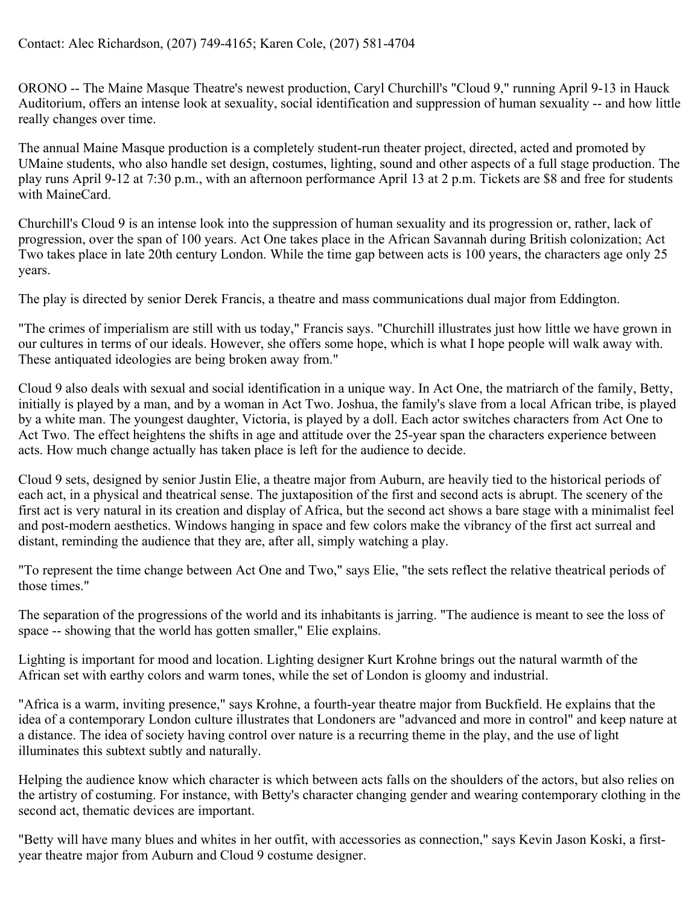Contact: Alec Richardson, (207) 749-4165; Karen Cole, (207) 581-4704

ORONO -- The Maine Masque Theatre's newest production, Caryl Churchill's "Cloud 9," running April 9-13 in Hauck Auditorium, offers an intense look at sexuality, social identification and suppression of human sexuality -- and how little really changes over time.

The annual Maine Masque production is a completely student-run theater project, directed, acted and promoted by UMaine students, who also handle set design, costumes, lighting, sound and other aspects of a full stage production. The play runs April 9-12 at 7:30 p.m., with an afternoon performance April 13 at 2 p.m. Tickets are $8 and free for students with MaineCard.

Churchill's Cloud 9 is an intense look into the suppression of human sexuality and its progression or, rather, lack of progression, over the span of 100 years. Act One takes place in the African Savannah during British colonization; Act Two takes place in late 20th century London. While the time gap between acts is 100 years, the characters age only 25 years.

The play is directed by senior Derek Francis, a theatre and mass communications dual major from Eddington.

"The crimes of imperialism are still with us today," Francis says. "Churchill illustrates just how little we have grown in our cultures in terms of our ideals. However, she offers some hope, which is what I hope people will walk away with. These antiquated ideologies are being broken away from."

Cloud 9 also deals with sexual and social identification in a unique way. In Act One, the matriarch of the family, Betty, initially is played by a man, and by a woman in Act Two. Joshua, the family's slave from a local African tribe, is played by a white man. The youngest daughter, Victoria, is played by a doll. Each actor switches characters from Act One to Act Two. The effect heightens the shifts in age and attitude over the 25-year span the characters experience between acts. How much change actually has taken place is left for the audience to decide.

Cloud 9 sets, designed by senior Justin Elie, a theatre major from Auburn, are heavily tied to the historical periods of each act, in a physical and theatrical sense. The juxtaposition of the first and second acts is abrupt. The scenery of the first act is very natural in its creation and display of Africa, but the second act shows a bare stage with a minimalist feel and post-modern aesthetics. Windows hanging in space and few colors make the vibrancy of the first act surreal and distant, reminding the audience that they are, after all, simply watching a play.

"To represent the time change between Act One and Two," says Elie, "the sets reflect the relative theatrical periods of those times."

The separation of the progressions of the world and its inhabitants is jarring. "The audience is meant to see the loss of space -- showing that the world has gotten smaller," Elie explains.

Lighting is important for mood and location. Lighting designer Kurt Krohne brings out the natural warmth of the African set with earthy colors and warm tones, while the set of London is gloomy and industrial.

"Africa is a warm, inviting presence," says Krohne, a fourth-year theatre major from Buckfield. He explains that the idea of a contemporary London culture illustrates that Londoners are "advanced and more in control" and keep nature at a distance. The idea of society having control over nature is a recurring theme in the play, and the use of light illuminates this subtext subtly and naturally.

Helping the audience know which character is which between acts falls on the shoulders of the actors, but also relies on the artistry of costuming. For instance, with Betty's character changing gender and wearing contemporary clothing in the second act, thematic devices are important.

"Betty will have many blues and whites in her outfit, with accessories as connection," says Kevin Jason Koski, a first-year theatre major from Auburn and Cloud 9 costume designer.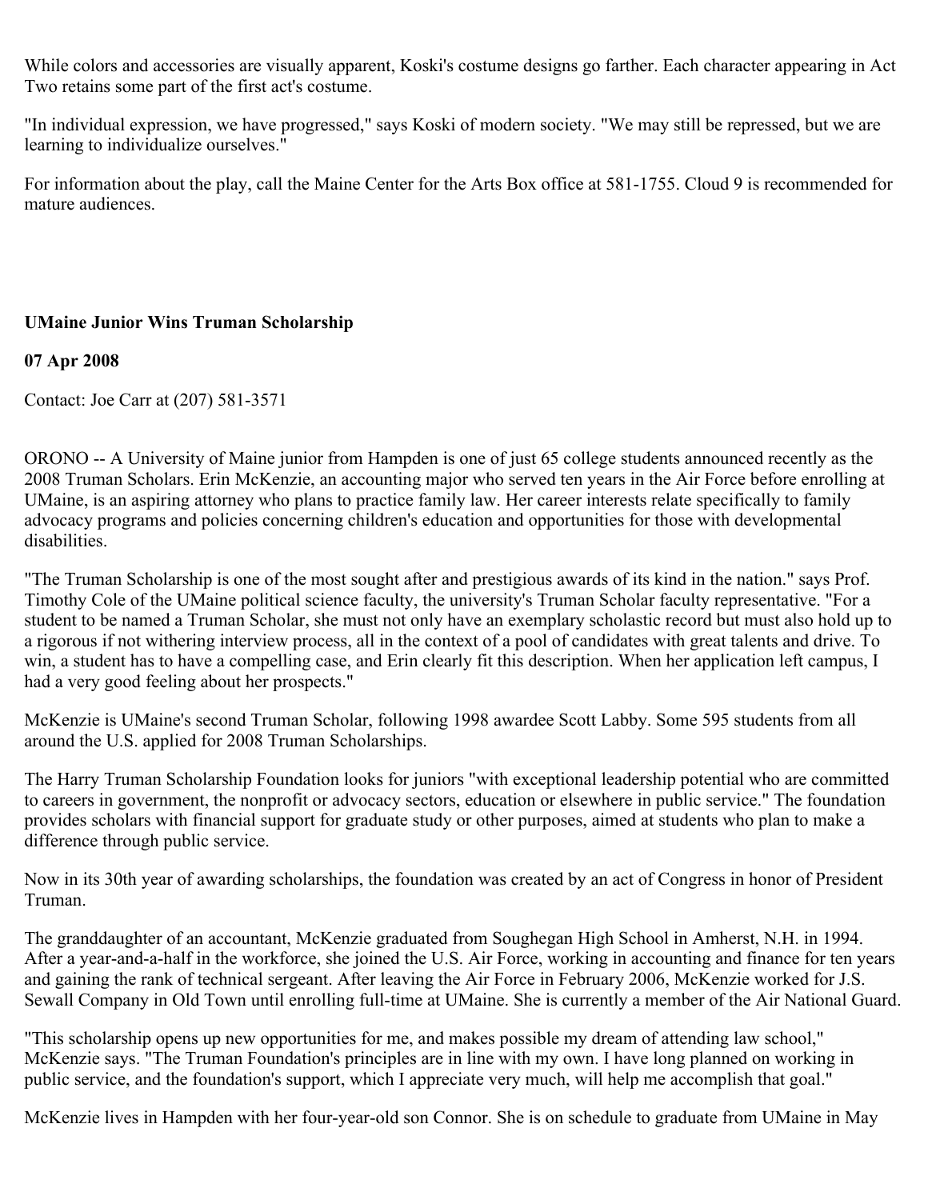While colors and accessories are visually apparent, Koski's costume designs go farther. Each character appearing in Act Two retains some part of the first act's costume.

"In individual expression, we have progressed," says Koski of modern society. "We may still be repressed, but we are learning to individualize ourselves."

For information about the play, call the Maine Center for the Arts Box office at 581-1755. Cloud 9 is recommended for mature audiences.

**UMaine Junior Wins Truman Scholarship**

**07 Apr 2008**

Contact: Joe Carr at (207) 581-3571

ORONO -- A University of Maine junior from Hampden is one of just 65 college students announced recently as the 2008 Truman Scholars. Erin McKenzie, an accounting major who served ten years in the Air Force before enrolling at UMaine, is an aspiring attorney who plans to practice family law. Her career interests relate specifically to family advocacy programs and policies concerning children's education and opportunities for those with developmental disabilities.

"The Truman Scholarship is one of the most sought after and prestigious awards of its kind in the nation." says Prof. Timothy Cole of the UMaine political science faculty, the university's Truman Scholar faculty representative. "For a student to be named a Truman Scholar, she must not only have an exemplary scholastic record but must also hold up to a rigorous if not withering interview process, all in the context of a pool of candidates with great talents and drive. To win, a student has to have a compelling case, and Erin clearly fit this description. When her application left campus, I had a very good feeling about her prospects."

McKenzie is UMaine's second Truman Scholar, following 1998 awardee Scott Labby. Some 595 students from all around the U.S. applied for 2008 Truman Scholarships.

The Harry Truman Scholarship Foundation looks for juniors "with exceptional leadership potential who are committed to careers in government, the nonprofit or advocacy sectors, education or elsewhere in public service." The foundation provides scholars with financial support for graduate study or other purposes, aimed at students who plan to make a difference through public service.

Now in its 30th year of awarding scholarships, the foundation was created by an act of Congress in honor of President Truman.

The granddaughter of an accountant, McKenzie graduated from Soughegan High School in Amherst, N.H. in 1994. After a year-and-a-half in the workforce, she joined the U.S. Air Force, working in accounting and finance for ten years and gaining the rank of technical sergeant. After leaving the Air Force in February 2006, McKenzie worked for J.S. Sewall Company in Old Town until enrolling full-time at UMaine. She is currently a member of the Air National Guard.

"This scholarship opens up new opportunities for me, and makes possible my dream of attending law school," McKenzie says. "The Truman Foundation's principles are in line with my own. I have long planned on working in public service, and the foundation's support, which I appreciate very much, will help me accomplish that goal."

McKenzie lives in Hampden with her four-year-old son Connor. She is on schedule to graduate from UMaine in May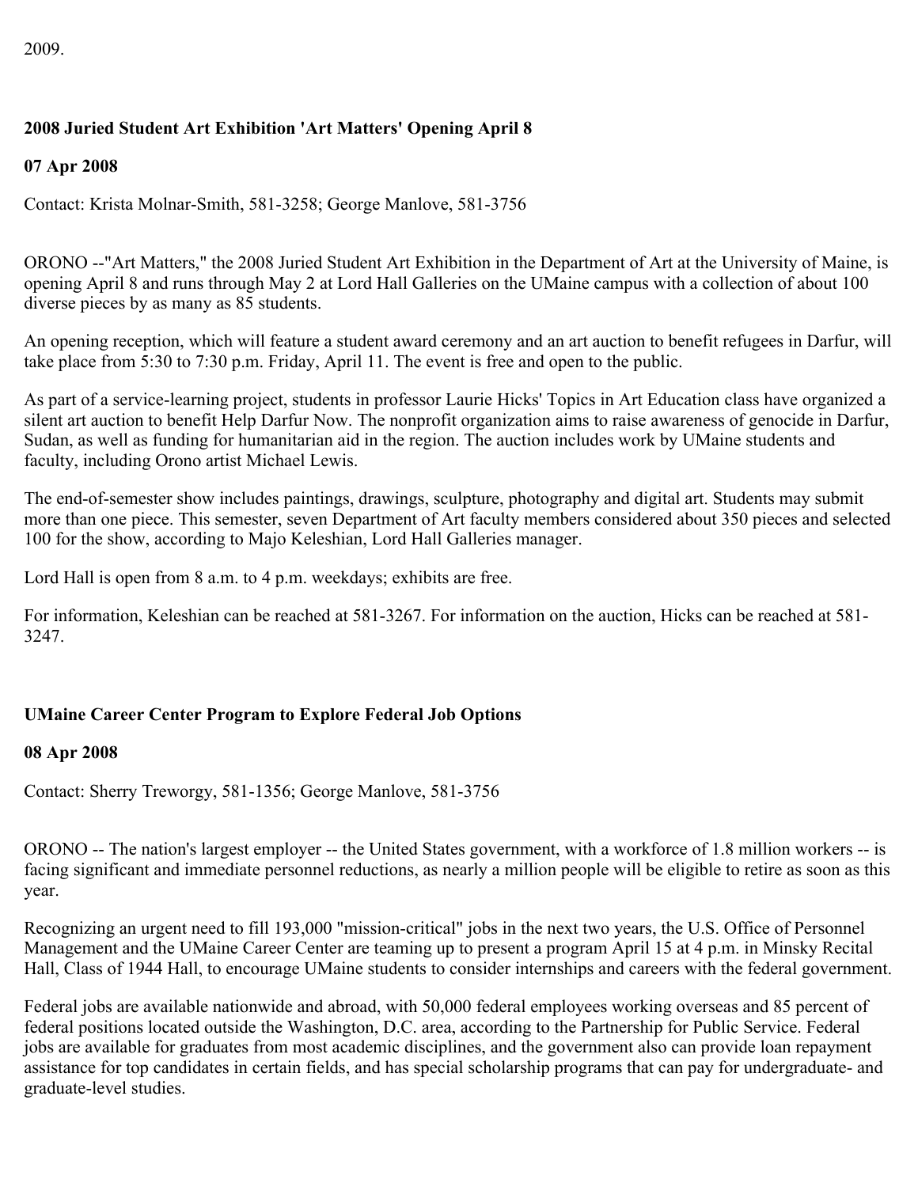2009.

**2008 Juried Student Art Exhibition 'Art Matters' Opening April 8**

**07 Apr 2008**

Contact: Krista Molnar-Smith, 581-3258; George Manlove, 581-3756

ORONO --"Art Matters," the 2008 Juried Student Art Exhibition in the Department of Art at the University of Maine, is opening April 8 and runs through May 2 at Lord Hall Galleries on the UMaine campus with a collection of about 100 diverse pieces by as many as 85 students.

An opening reception, which will feature a student award ceremony and an art auction to benefit refugees in Darfur, will take place from 5:30 to 7:30 p.m. Friday, April 11. The event is free and open to the public.

As part of a service-learning project, students in professor Laurie Hicks' Topics in Art Education class have organized a silent art auction to benefit Help Darfur Now. The nonprofit organization aims to raise awareness of genocide in Darfur, Sudan, as well as funding for humanitarian aid in the region. The auction includes work by UMaine students and faculty, including Orono artist Michael Lewis.

The end-of-semester show includes paintings, drawings, sculpture, photography and digital art. Students may submit more than one piece. This semester, seven Department of Art faculty members considered about 350 pieces and selected 100 for the show, according to Majo Keleshian, Lord Hall Galleries manager.

Lord Hall is open from 8 a.m. to 4 p.m. weekdays; exhibits are free.

For information, Keleshian can be reached at 581-3267. For information on the auction, Hicks can be reached at 581-3247.

**UMaine Career Center Program to Explore Federal Job Options**

**08 Apr 2008**

Contact: Sherry Treworgy, 581-1356; George Manlove, 581-3756

ORONO -- The nation's largest employer -- the United States government, with a workforce of 1.8 million workers -- is facing significant and immediate personnel reductions, as nearly a million people will be eligible to retire as soon as this year.

Recognizing an urgent need to fill 193,000 "mission-critical" jobs in the next two years, the U.S. Office of Personnel Management and the UMaine Career Center are teaming up to present a program April 15 at 4 p.m. in Minsky Recital Hall, Class of 1944 Hall, to encourage UMaine students to consider internships and careers with the federal government.

Federal jobs are available nationwide and abroad, with 50,000 federal employees working overseas and 85 percent of federal positions located outside the Washington, D.C. area, according to the Partnership for Public Service. Federal jobs are available for graduates from most academic disciplines, and the government also can provide loan repayment assistance for top candidates in certain fields, and has special scholarship programs that can pay for undergraduate- and graduate-level studies.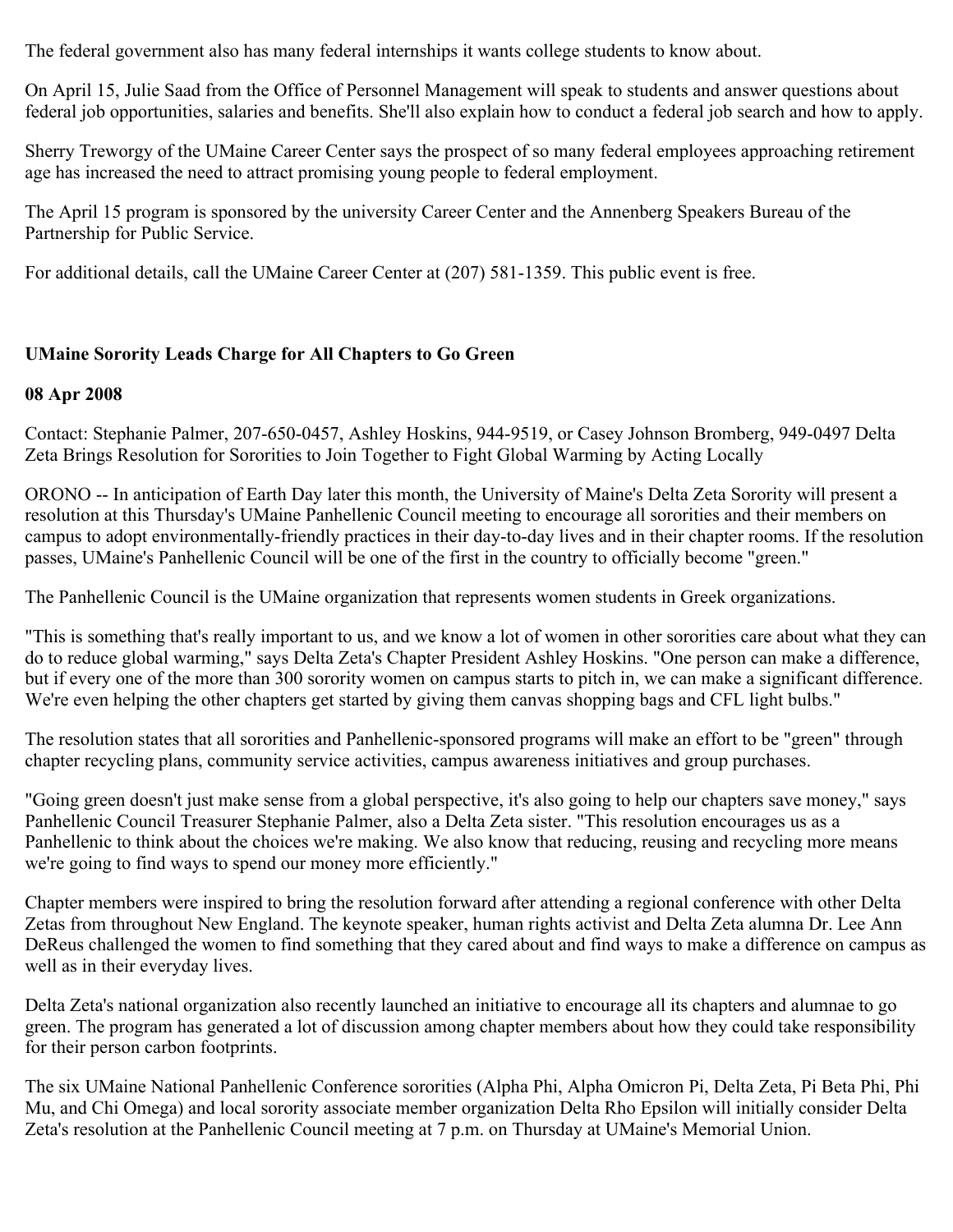The federal government also has many federal internships it wants college students to know about.

On April 15, Julie Saad from the Office of Personnel Management will speak to students and answer questions about federal job opportunities, salaries and benefits. She'll also explain how to conduct a federal job search and how to apply.

Sherry Treworgy of the UMaine Career Center says the prospect of so many federal employees approaching retirement age has increased the need to attract promising young people to federal employment.

The April 15 program is sponsored by the university Career Center and the Annenberg Speakers Bureau of the Partnership for Public Service.

For additional details, call the UMaine Career Center at (207) 581-1359. This public event is free.

**UMaine Sorority Leads Charge for All Chapters to Go Green**

**08 Apr 2008**

Contact: Stephanie Palmer, 207-650-0457, Ashley Hoskins, 944-9519, or Casey Johnson Bromberg, 949-0497 Delta Zeta Brings Resolution for Sororities to Join Together to Fight Global Warming by Acting Locally

ORONO -- In anticipation of Earth Day later this month, the University of Maine's Delta Zeta Sorority will present a resolution at this Thursday's UMaine Panhellenic Council meeting to encourage all sororities and their members on campus to adopt environmentally-friendly practices in their day-to-day lives and in their chapter rooms. If the resolution passes, UMaine's Panhellenic Council will be one of the first in the country to officially become "green."

The Panhellenic Council is the UMaine organization that represents women students in Greek organizations.

"This is something that's really important to us, and we know a lot of women in other sororities care about what they can do to reduce global warming," says Delta Zeta's Chapter President Ashley Hoskins. "One person can make a difference, but if every one of the more than 300 sorority women on campus starts to pitch in, we can make a significant difference. We're even helping the other chapters get started by giving them canvas shopping bags and CFL light bulbs."

The resolution states that all sororities and Panhellenic-sponsored programs will make an effort to be "green" through chapter recycling plans, community service activities, campus awareness initiatives and group purchases.

"Going green doesn't just make sense from a global perspective, it's also going to help our chapters save money," says Panhellenic Council Treasurer Stephanie Palmer, also a Delta Zeta sister. "This resolution encourages us as a Panhellenic to think about the choices we're making. We also know that reducing, reusing and recycling more means we're going to find ways to spend our money more efficiently."

Chapter members were inspired to bring the resolution forward after attending a regional conference with other Delta Zetas from throughout New England. The keynote speaker, human rights activist and Delta Zeta alumna Dr. Lee Ann DeReus challenged the women to find something that they cared about and find ways to make a difference on campus as well as in their everyday lives.

Delta Zeta's national organization also recently launched an initiative to encourage all its chapters and alumnae to go green. The program has generated a lot of discussion among chapter members about how they could take responsibility for their person carbon footprints.

The six UMaine National Panhellenic Conference sororities (Alpha Phi, Alpha Omicron Pi, Delta Zeta, Pi Beta Phi, Phi Mu, and Chi Omega) and local sorority associate member organization Delta Rho Epsilon will initially consider Delta Zeta's resolution at the Panhellenic Council meeting at 7 p.m. on Thursday at UMaine's Memorial Union.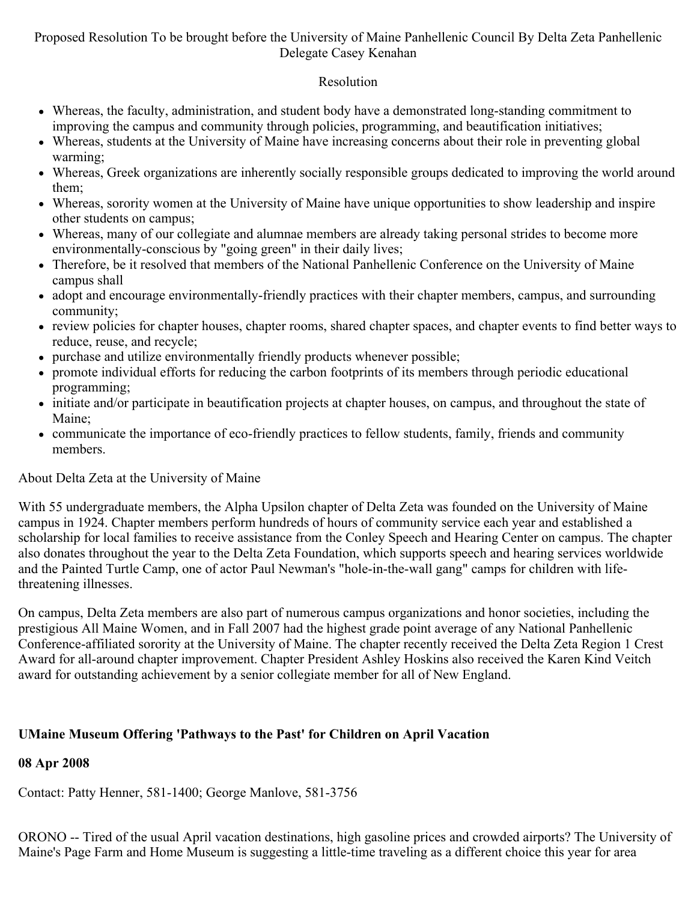Proposed Resolution To be brought before the University of Maine Panhellenic Council By Delta Zeta Panhellenic Delegate Casey Kenahan

Resolution

- Whereas, the faculty, administration, and student body have a demonstrated long-standing commitment to improving the campus and community through policies, programming, and beautification initiatives;
- Whereas, students at the University of Maine have increasing concerns about their role in preventing global warming;
- Whereas, Greek organizations are inherently socially responsible groups dedicated to improving the world around them;
- Whereas, sorority women at the University of Maine have unique opportunities to show leadership and inspire other students on campus;
- Whereas, many of our collegiate and alumnae members are already taking personal strides to become more environmentally-conscious by "going green" in their daily lives;
- Therefore, be it resolved that members of the National Panhellenic Conference on the University of Maine campus shall
- adopt and encourage environmentally-friendly practices with their chapter members, campus, and surrounding community;
- review policies for chapter houses, chapter rooms, shared chapter spaces, and chapter events to find better ways to reduce, reuse, and recycle;
- purchase and utilize environmentally friendly products whenever possible;
- promote individual efforts for reducing the carbon footprints of its members through periodic educational programming;
- initiate and/or participate in beautification projects at chapter houses, on campus, and throughout the state of Maine;
- communicate the importance of eco-friendly practices to fellow students, family, friends and community members.

About Delta Zeta at the University of Maine

With 55 undergraduate members, the Alpha Upsilon chapter of Delta Zeta was founded on the University of Maine campus in 1924. Chapter members perform hundreds of hours of community service each year and established a scholarship for local families to receive assistance from the Conley Speech and Hearing Center on campus. The chapter also donates throughout the year to the Delta Zeta Foundation, which supports speech and hearing services worldwide and the Painted Turtle Camp, one of actor Paul Newman's "hole-in-the-wall gang" camps for children with life-threatening illnesses.

On campus, Delta Zeta members are also part of numerous campus organizations and honor societies, including the prestigious All Maine Women, and in Fall 2007 had the highest grade point average of any National Panhellenic Conference-affiliated sorority at the University of Maine. The chapter recently received the Delta Zeta Region 1 Crest Award for all-around chapter improvement. Chapter President Ashley Hoskins also received the Karen Kind Veitch award for outstanding achievement by a senior collegiate member for all of New England.

**UMaine Museum Offering 'Pathways to the Past' for Children on April Vacation**

**08 Apr 2008**

Contact: Patty Henner, 581-1400; George Manlove, 581-3756

ORONO -- Tired of the usual April vacation destinations, high gasoline prices and crowded airports? The University of Maine's Page Farm and Home Museum is suggesting a little-time traveling as a different choice this year for area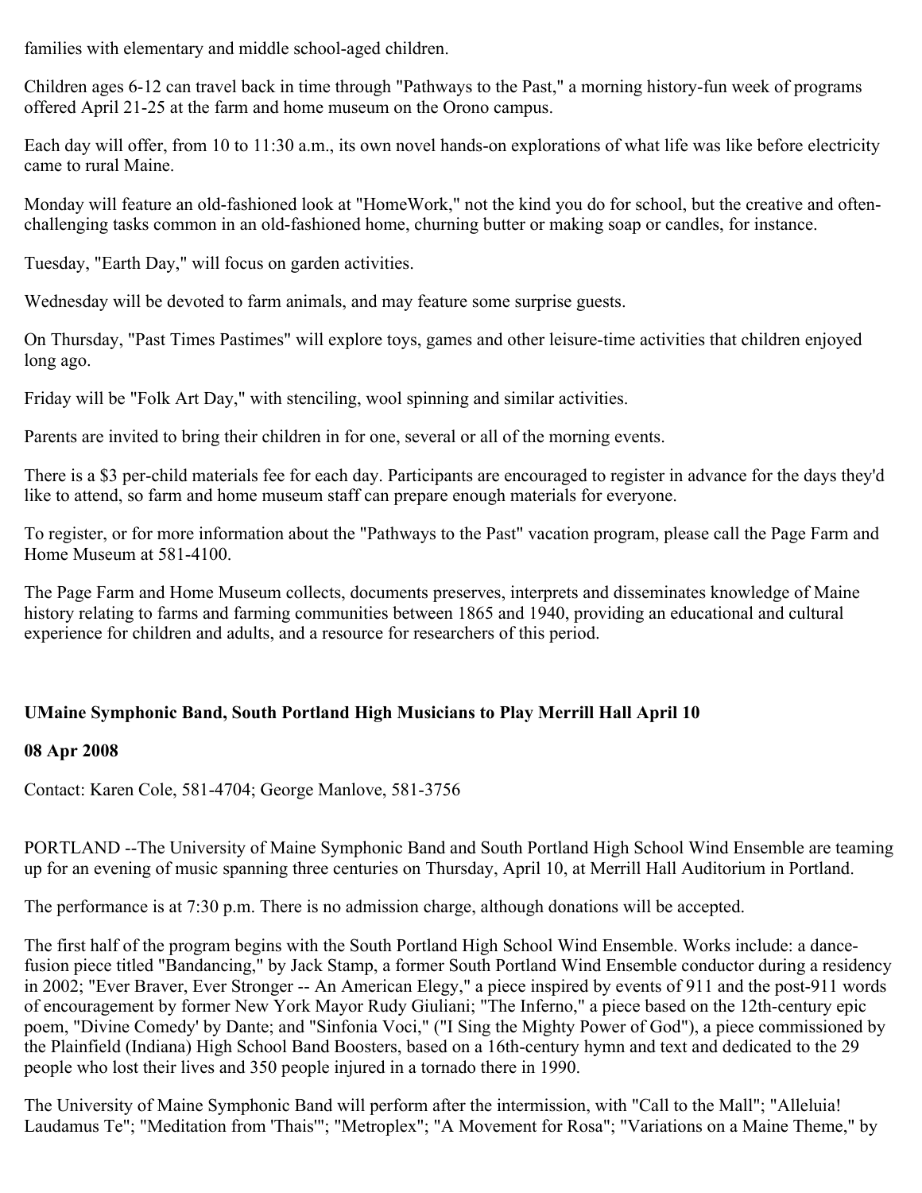families with elementary and middle school-aged children.

Children ages 6-12 can travel back in time through "Pathways to the Past," a morning history-fun week of programs offered April 21-25 at the farm and home museum on the Orono campus.

Each day will offer, from 10 to 11:30 a.m., its own novel hands-on explorations of what life was like before electricity came to rural Maine.

Monday will feature an old-fashioned look at "HomeWork," not the kind you do for school, but the creative and often-challenging tasks common in an old-fashioned home, churning butter or making soap or candles, for instance.

Tuesday, "Earth Day," will focus on garden activities.

Wednesday will be devoted to farm animals, and may feature some surprise guests.

On Thursday, "Past Times Pastimes" will explore toys, games and other leisure-time activities that children enjoyed long ago.

Friday will be "Folk Art Day," with stenciling, wool spinning and similar activities.

Parents are invited to bring their children in for one, several or all of the morning events.

There is a $3 per-child materials fee for each day. Participants are encouraged to register in advance for the days they'd like to attend, so farm and home museum staff can prepare enough materials for everyone.

To register, or for more information about the "Pathways to the Past" vacation program, please call the Page Farm and Home Museum at 581-4100.

The Page Farm and Home Museum collects, documents preserves, interprets and disseminates knowledge of Maine history relating to farms and farming communities between 1865 and 1940, providing an educational and cultural experience for children and adults, and a resource for researchers of this period.

**UMaine Symphonic Band, South Portland High Musicians to Play Merrill Hall April 10**

**08 Apr 2008**

Contact: Karen Cole, 581-4704; George Manlove, 581-3756

PORTLAND --The University of Maine Symphonic Band and South Portland High School Wind Ensemble are teaming up for an evening of music spanning three centuries on Thursday, April 10, at Merrill Hall Auditorium in Portland.

The performance is at 7:30 p.m. There is no admission charge, although donations will be accepted.

The first half of the program begins with the South Portland High School Wind Ensemble. Works include: a dance-fusion piece titled "Bandancing," by Jack Stamp, a former South Portland Wind Ensemble conductor during a residency in 2002; "Ever Braver, Ever Stronger -- An American Elegy," a piece inspired by events of 911 and the post-911 words of encouragement by former New York Mayor Rudy Giuliani; "The Inferno," a piece based on the 12th-century epic poem, "Divine Comedy' by Dante; and "Sinfonia Voci," ("I Sing the Mighty Power of God"), a piece commissioned by the Plainfield (Indiana) High School Band Boosters, based on a 16th-century hymn and text and dedicated to the 29 people who lost their lives and 350 people injured in a tornado there in 1990.

The University of Maine Symphonic Band will perform after the intermission, with "Call to the Mall"; "Alleluia! Laudamus Te"; "Meditation from 'Thais'"; "Metroplex"; "A Movement for Rosa"; "Variations on a Maine Theme," by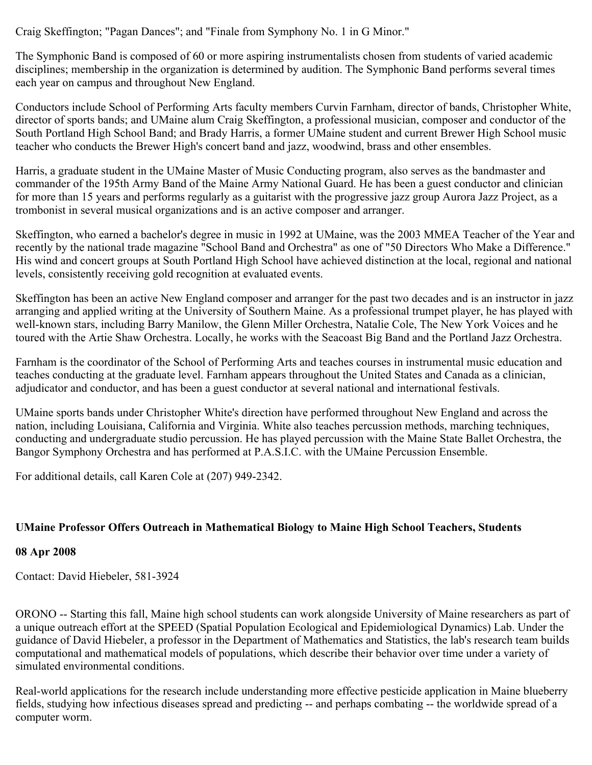Craig Skeffington; "Pagan Dances"; and "Finale from Symphony No. 1 in G Minor."

The Symphonic Band is composed of 60 or more aspiring instrumentalists chosen from students of varied academic disciplines; membership in the organization is determined by audition. The Symphonic Band performs several times each year on campus and throughout New England.

Conductors include School of Performing Arts faculty members Curvin Farnham, director of bands, Christopher White, director of sports bands; and UMaine alum Craig Skeffington, a professional musician, composer and conductor of the South Portland High School Band; and Brady Harris, a former UMaine student and current Brewer High School music teacher who conducts the Brewer High's concert band and jazz, woodwind, brass and other ensembles.

Harris, a graduate student in the UMaine Master of Music Conducting program, also serves as the bandmaster and commander of the 195th Army Band of the Maine Army National Guard. He has been a guest conductor and clinician for more than 15 years and performs regularly as a guitarist with the progressive jazz group Aurora Jazz Project, as a trombonist in several musical organizations and is an active composer and arranger.

Skeffington, who earned a bachelor's degree in music in 1992 at UMaine, was the 2003 MMEA Teacher of the Year and recently by the national trade magazine "School Band and Orchestra" as one of "50 Directors Who Make a Difference." His wind and concert groups at South Portland High School have achieved distinction at the local, regional and national levels, consistently receiving gold recognition at evaluated events.

Skeffington has been an active New England composer and arranger for the past two decades and is an instructor in jazz arranging and applied writing at the University of Southern Maine. As a professional trumpet player, he has played with well-known stars, including Barry Manilow, the Glenn Miller Orchestra, Natalie Cole, The New York Voices and he toured with the Artie Shaw Orchestra. Locally, he works with the Seacoast Big Band and the Portland Jazz Orchestra.

Farnham is the coordinator of the School of Performing Arts and teaches courses in instrumental music education and teaches conducting at the graduate level. Farnham appears throughout the United States and Canada as a clinician, adjudicator and conductor, and has been a guest conductor at several national and international festivals.

UMaine sports bands under Christopher White's direction have performed throughout New England and across the nation, including Louisiana, California and Virginia. White also teaches percussion methods, marching techniques, conducting and undergraduate studio percussion. He has played percussion with the Maine State Ballet Orchestra, the Bangor Symphony Orchestra and has performed at P.A.S.I.C. with the UMaine Percussion Ensemble.

For additional details, call Karen Cole at (207) 949-2342.

**UMaine Professor Offers Outreach in Mathematical Biology to Maine High School Teachers, Students**

**08 Apr 2008**

Contact: David Hiebeler, 581-3924

ORONO -- Starting this fall, Maine high school students can work alongside University of Maine researchers as part of a unique outreach effort at the SPEED (Spatial Population Ecological and Epidemiological Dynamics) Lab. Under the guidance of David Hiebeler, a professor in the Department of Mathematics and Statistics, the lab's research team builds computational and mathematical models of populations, which describe their behavior over time under a variety of simulated environmental conditions.

Real-world applications for the research include understanding more effective pesticide application in Maine blueberry fields, studying how infectious diseases spread and predicting -- and perhaps combating -- the worldwide spread of a computer worm.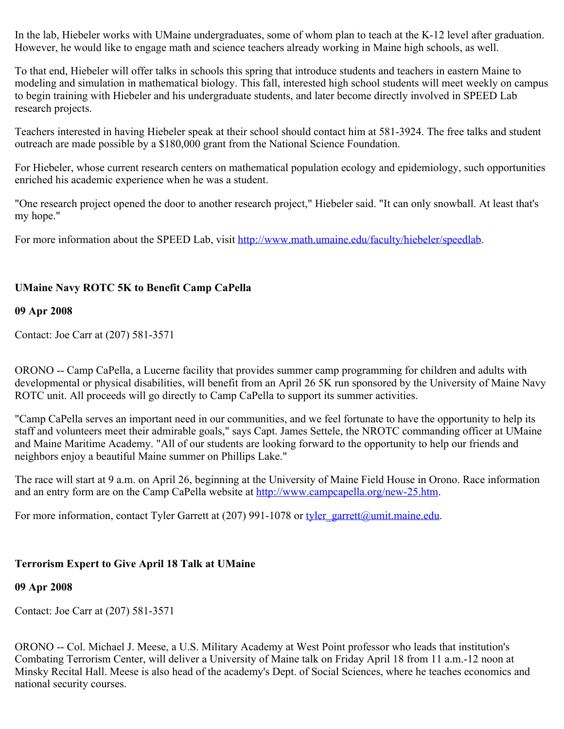In the lab, Hiebeler works with UMaine undergraduates, some of whom plan to teach at the K-12 level after graduation. However, he would like to engage math and science teachers already working in Maine high schools, as well.

To that end, Hiebeler will offer talks in schools this spring that introduce students and teachers in eastern Maine to modeling and simulation in mathematical biology. This fall, interested high school students will meet weekly on campus to begin training with Hiebeler and his undergraduate students, and later become directly involved in SPEED Lab research projects.

Teachers interested in having Hiebeler speak at their school should contact him at 581-3924. The free talks and student outreach are made possible by a $180,000 grant from the National Science Foundation.

For Hiebeler, whose current research centers on mathematical population ecology and epidemiology, such opportunities enriched his academic experience when he was a student.

"One research project opened the door to another research project," Hiebeler said. "It can only snowball. At least that's my hope."

For more information about the SPEED Lab, visit [http://www.math.umaine.edu/faculty/hiebeler/speedlab](http://www.math.umaine.edu/faculty/hiebeler/speedlab).

**UMaine Navy ROTC 5K to Benefit Camp CaPella**

**09 Apr 2008**

Contact: Joe Carr at (207) 581-3571

ORONO -- Camp CaPella, a Lucerne facility that provides summer camp programming for children and adults with developmental or physical disabilities, will benefit from an April 26 5K run sponsored by the University of Maine Navy ROTC unit. All proceeds will go directly to Camp CaPella to support its summer activities.

"Camp CaPella serves an important need in our communities, and we feel fortunate to have the opportunity to help its staff and volunteers meet their admirable goals," says Capt. James Settele, the NROTC commanding officer at UMaine and Maine Maritime Academy. "All of our students are looking forward to the opportunity to help our friends and neighbors enjoy a beautiful Maine summer on Phillips Lake."

The race will start at 9 a.m. on April 26, beginning at the University of Maine Field House in Orono. Race information and an entry form are on the Camp CaPella website at [http://www.campcapella.org/new-25.htm](http://www.campcapella.org/new-25.htm).

For more information, contact Tyler Garrett at (207) 991-1078 or [tyler_garrett@umit.maine.edu](mailto:tyler_garrett@umit.maine.edu).

**Terrorism Expert to Give April 18 Talk at UMaine**

**09 Apr 2008**

Contact: Joe Carr at (207) 581-3571

ORONO -- Col. Michael J. Meese, a U.S. Military Academy at West Point professor who leads that institution's Combating Terrorism Center, will deliver a University of Maine talk on Friday April 18 from 11 a.m.-12 noon at Minsky Recital Hall. Meese is also head of the academy's Dept. of Social Sciences, where he teaches economics and national security courses.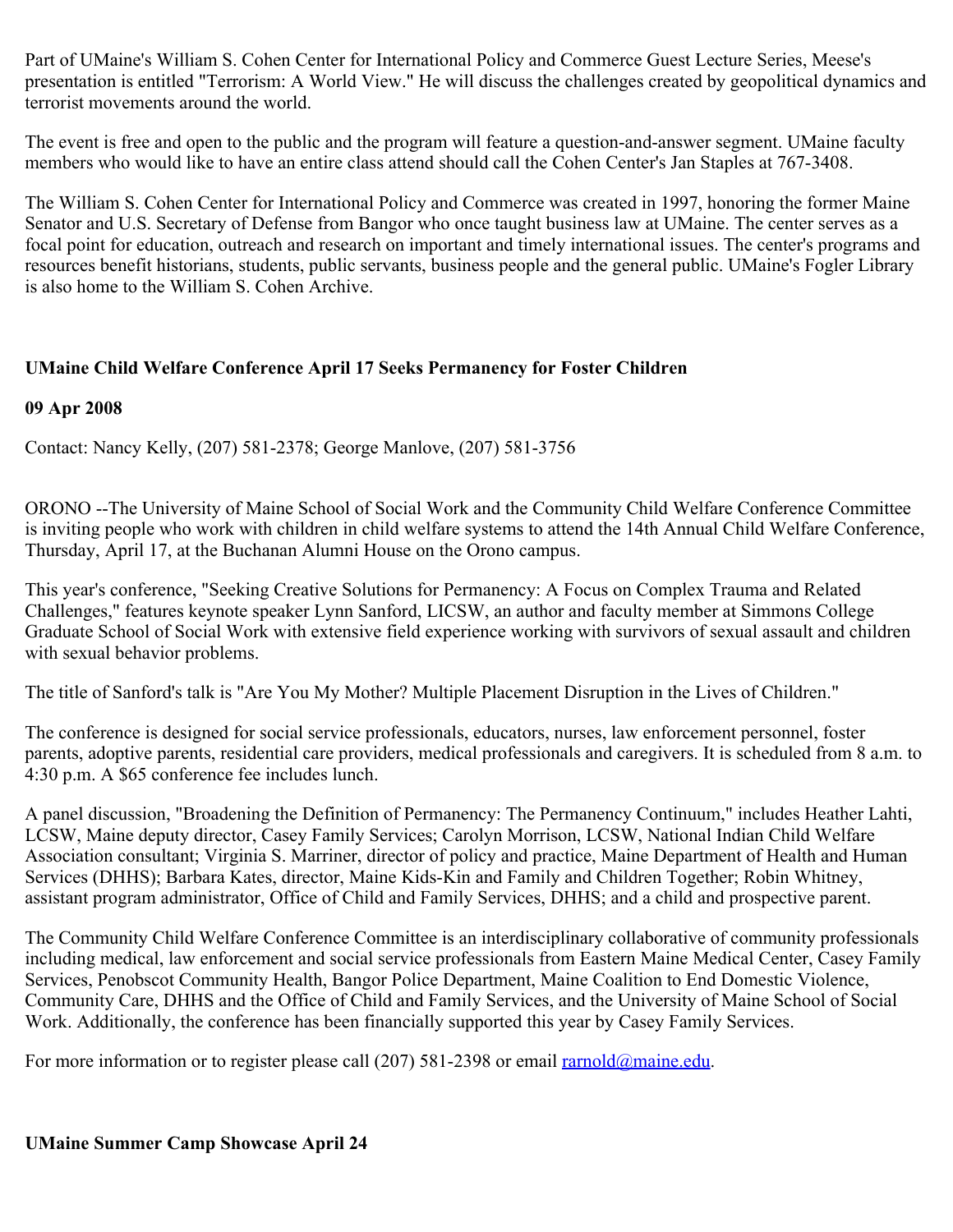Part of UMaine's William S. Cohen Center for International Policy and Commerce Guest Lecture Series, Meese's presentation is entitled "Terrorism: A World View." He will discuss the challenges created by geopolitical dynamics and terrorist movements around the world.

The event is free and open to the public and the program will feature a question-and-answer segment. UMaine faculty members who would like to have an entire class attend should call the Cohen Center's Jan Staples at 767-3408.

The William S. Cohen Center for International Policy and Commerce was created in 1997, honoring the former Maine Senator and U.S. Secretary of Defense from Bangor who once taught business law at UMaine. The center serves as a focal point for education, outreach and research on important and timely international issues. The center's programs and resources benefit historians, students, public servants, business people and the general public. UMaine's Fogler Library is also home to the William S. Cohen Archive.

**UMaine Child Welfare Conference April 17 Seeks Permanency for Foster Children**

**09 Apr 2008**

Contact: Nancy Kelly, (207) 581-2378; George Manlove, (207) 581-3756

ORONO --The University of Maine School of Social Work and the Community Child Welfare Conference Committee is inviting people who work with children in child welfare systems to attend the 14th Annual Child Welfare Conference, Thursday, April 17, at the Buchanan Alumni House on the Orono campus.

This year's conference, "Seeking Creative Solutions for Permanency: A Focus on Complex Trauma and Related Challenges," features keynote speaker Lynn Sanford, LICSW, an author and faculty member at Simmons College Graduate School of Social Work with extensive field experience working with survivors of sexual assault and children with sexual behavior problems.

The title of Sanford's talk is "Are You My Mother? Multiple Placement Disruption in the Lives of Children."

The conference is designed for social service professionals, educators, nurses, law enforcement personnel, foster parents, adoptive parents, residential care providers, medical professionals and caregivers. It is scheduled from 8 a.m. to 4:30 p.m. A $65 conference fee includes lunch.

A panel discussion, "Broadening the Definition of Permanency: The Permanency Continuum," includes Heather Lahti, LCSW, Maine deputy director, Casey Family Services; Carolyn Morrison, LCSW, National Indian Child Welfare Association consultant; Virginia S. Marriner, director of policy and practice, Maine Department of Health and Human Services (DHHS); Barbara Kates, director, Maine Kids-Kin and Family and Children Together; Robin Whitney, assistant program administrator, Office of Child and Family Services, DHHS; and a child and prospective parent.

The Community Child Welfare Conference Committee is an interdisciplinary collaborative of community professionals including medical, law enforcement and social service professionals from Eastern Maine Medical Center, Casey Family Services, Penobscot Community Health, Bangor Police Department, Maine Coalition to End Domestic Violence, Community Care, DHHS and the Office of Child and Family Services, and the University of Maine School of Social Work. Additionally, the conference has been financially supported this year by Casey Family Services.

For more information or to register please call (207) 581-2398 or email rarnold@maine.edu.

**UMaine Summer Camp Showcase April 24**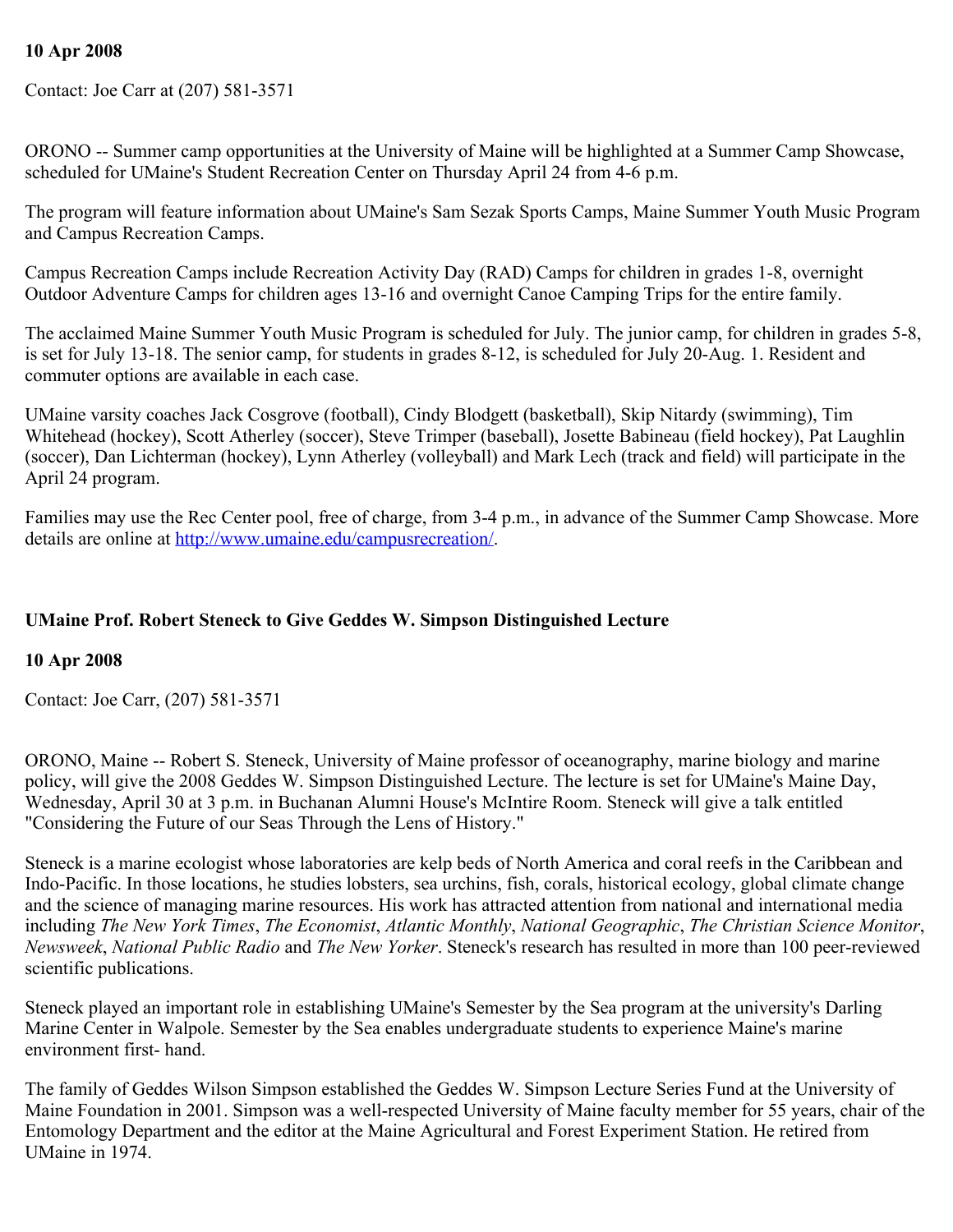**10 Apr 2008**

Contact: Joe Carr at (207) 581-3571

ORONO -- Summer camp opportunities at the University of Maine will be highlighted at a Summer Camp Showcase, scheduled for UMaine's Student Recreation Center on Thursday April 24 from 4-6 p.m.

The program will feature information about UMaine's Sam Sezak Sports Camps, Maine Summer Youth Music Program and Campus Recreation Camps.

Campus Recreation Camps include Recreation Activity Day (RAD) Camps for children in grades 1-8, overnight Outdoor Adventure Camps for children ages 13-16 and overnight Canoe Camping Trips for the entire family.

The acclaimed Maine Summer Youth Music Program is scheduled for July. The junior camp, for children in grades 5-8, is set for July 13-18. The senior camp, for students in grades 8-12, is scheduled for July 20-Aug. 1. Resident and commuter options are available in each case.

UMaine varsity coaches Jack Cosgrove (football), Cindy Blodgett (basketball), Skip Nitardy (swimming), Tim Whitehead (hockey), Scott Atherley (soccer), Steve Trimper (baseball), Josette Babineau (field hockey), Pat Laughlin (soccer), Dan Lichterman (hockey), Lynn Atherley (volleyball) and Mark Lech (track and field) will participate in the April 24 program.

Families may use the Rec Center pool, free of charge, from 3-4 p.m., in advance of the Summer Camp Showcase. More details are online at http://www.umaine.edu/campusrecreation/.

**UMaine Prof. Robert Steneck to Give Geddes W. Simpson Distinguished Lecture**

**10 Apr 2008**

Contact: Joe Carr, (207) 581-3571

ORONO, Maine -- Robert S. Steneck, University of Maine professor of oceanography, marine biology and marine policy, will give the 2008 Geddes W. Simpson Distinguished Lecture. The lecture is set for UMaine's Maine Day, Wednesday, April 30 at 3 p.m. in Buchanan Alumni House's McIntire Room. Steneck will give a talk entitled "Considering the Future of our Seas Through the Lens of History."

Steneck is a marine ecologist whose laboratories are kelp beds of North America and coral reefs in the Caribbean and Indo-Pacific. In those locations, he studies lobsters, sea urchins, fish, corals, historical ecology, global climate change and the science of managing marine resources. His work has attracted attention from national and international media including *The New York Times*, *The Economist*, *Atlantic Monthly*, *National Geographic*, *The Christian Science Monitor*, *Newsweek*, *National Public Radio* and *The New Yorker*. Steneck's research has resulted in more than 100 peer-reviewed scientific publications.

Steneck played an important role in establishing UMaine's Semester by the Sea program at the university's Darling Marine Center in Walpole. Semester by the Sea enables undergraduate students to experience Maine's marine environment first- hand.

The family of Geddes Wilson Simpson established the Geddes W. Simpson Lecture Series Fund at the University of Maine Foundation in 2001. Simpson was a well-respected University of Maine faculty member for 55 years, chair of the Entomology Department and the editor at the Maine Agricultural and Forest Experiment Station. He retired from UMaine in 1974.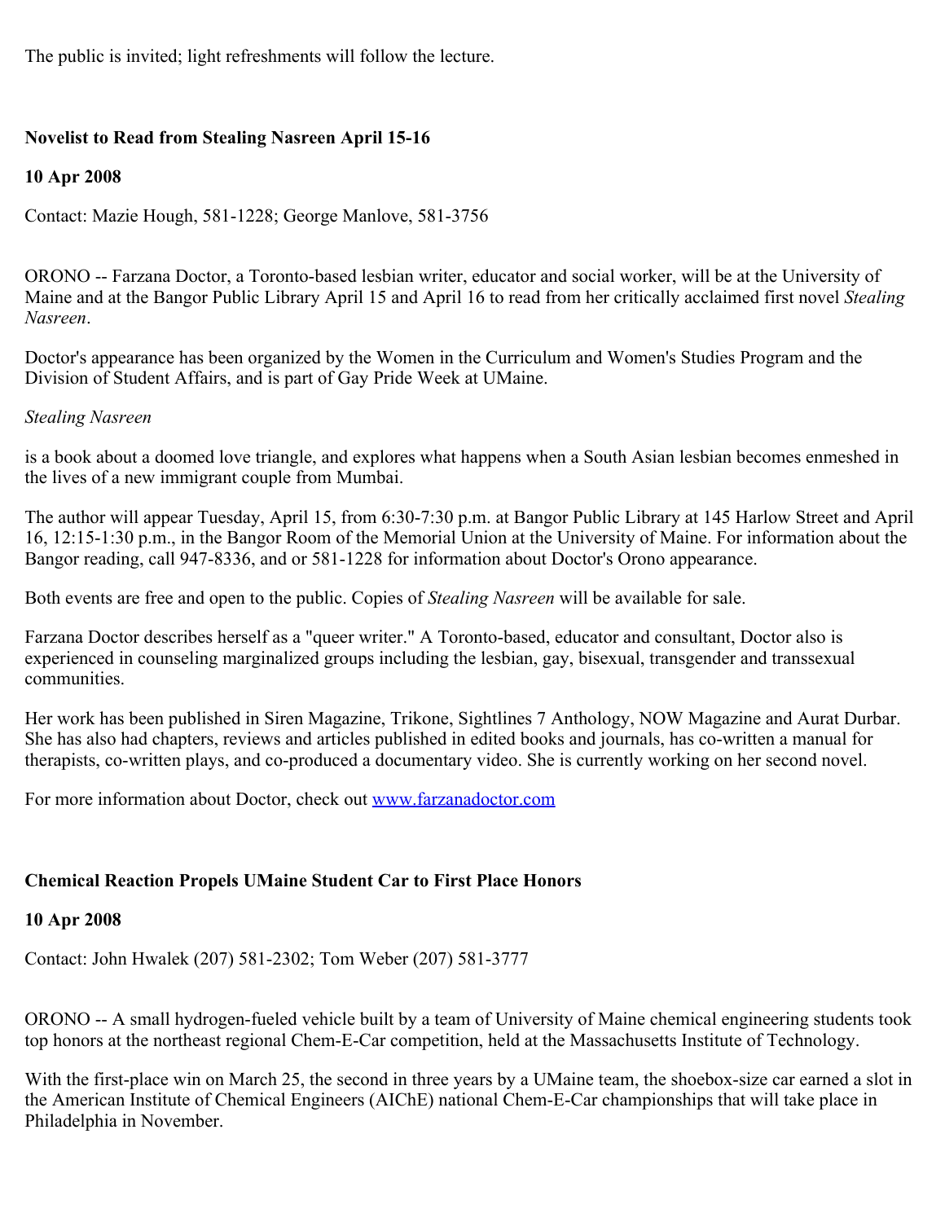The public is invited; light refreshments will follow the lecture.

## Novelist to Read from Stealing Nasreen April 15-16

**10 Apr 2008**

Contact: Mazie Hough, 581-1228; George Manlove, 581-3756

ORONO -- Farzana Doctor, a Toronto-based lesbian writer, educator and social worker, will be at the University of Maine and at the Bangor Public Library April 15 and April 16 to read from her critically acclaimed first novel *Stealing Nasreen*.

Doctor's appearance has been organized by the Women in the Curriculum and Women's Studies Program and the Division of Student Affairs, and is part of Gay Pride Week at UMaine.

*Stealing Nasreen*

is a book about a doomed love triangle, and explores what happens when a South Asian lesbian becomes enmeshed in the lives of a new immigrant couple from Mumbai.

The author will appear Tuesday, April 15, from 6:30-7:30 p.m. at Bangor Public Library at 145 Harlow Street and April 16, 12:15-1:30 p.m., in the Bangor Room of the Memorial Union at the University of Maine. For information about the Bangor reading, call 947-8336, and or 581-1228 for information about Doctor's Orono appearance.

Both events are free and open to the public. Copies of *Stealing Nasreen* will be available for sale.

Farzana Doctor describes herself as a "queer writer." A Toronto-based, educator and consultant, Doctor also is experienced in counseling marginalized groups including the lesbian, gay, bisexual, transgender and transsexual communities.

Her work has been published in Siren Magazine, Trikone, Sightlines 7 Anthology, NOW Magazine and Aurat Durbar. She has also had chapters, reviews and articles published in edited books and journals, has co-written a manual for therapists, co-written plays, and co-produced a documentary video. She is currently working on her second novel.

For more information about Doctor, check out [www.farzanadoctor.com](www.farzanadoctor.com)

## Chemical Reaction Propels UMaine Student Car to First Place Honors

**10 Apr 2008**

Contact: John Hwalek (207) 581-2302; Tom Weber (207) 581-3777

ORONO -- A small hydrogen-fueled vehicle built by a team of University of Maine chemical engineering students took top honors at the northeast regional Chem-E-Car competition, held at the Massachusetts Institute of Technology.

With the first-place win on March 25, the second in three years by a UMaine team, the shoebox-size car earned a slot in the American Institute of Chemical Engineers (AIChE) national Chem-E-Car championships that will take place in Philadelphia in November.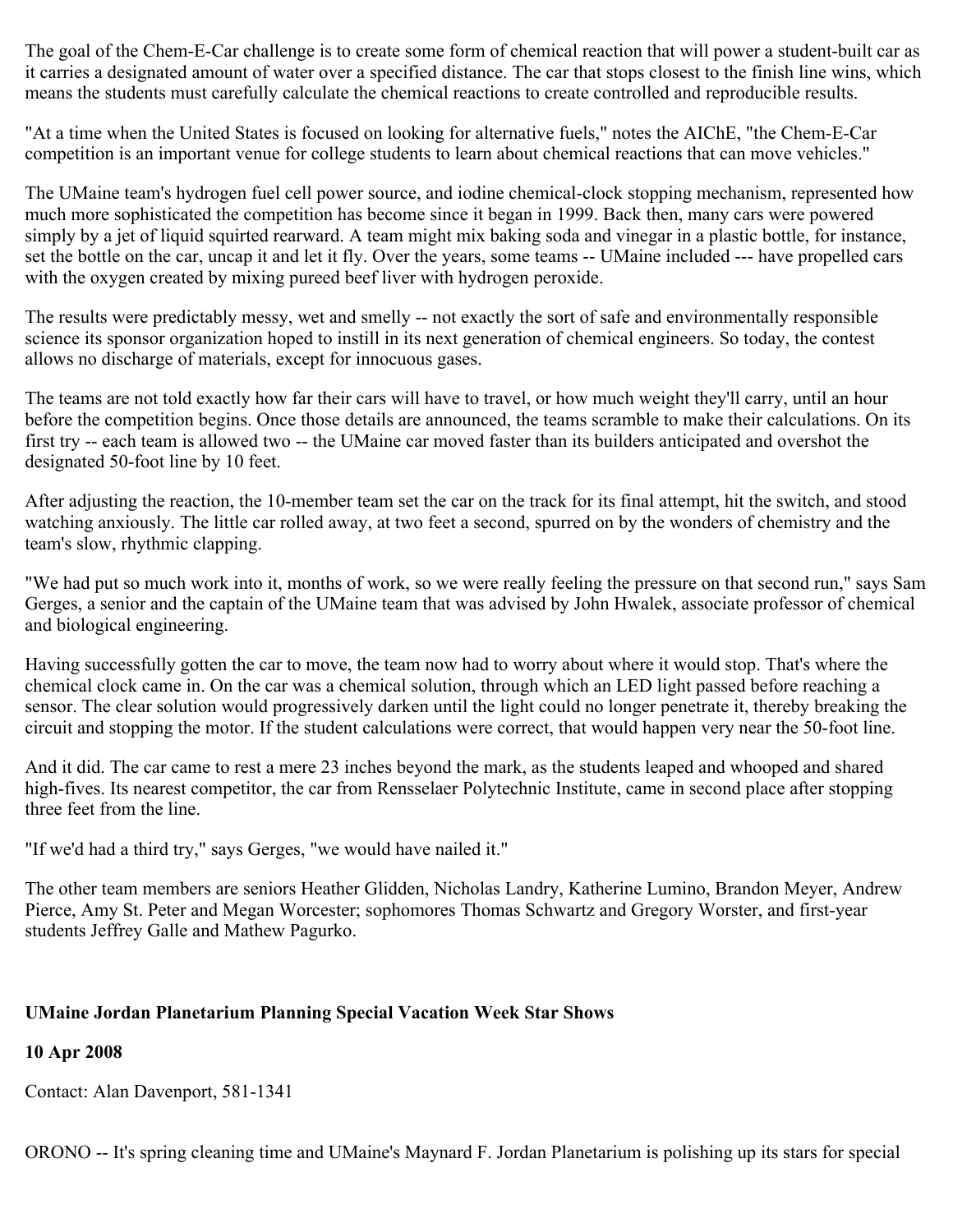The goal of the Chem-E-Car challenge is to create some form of chemical reaction that will power a student-built car as it carries a designated amount of water over a specified distance. The car that stops closest to the finish line wins, which means the students must carefully calculate the chemical reactions to create controlled and reproducible results.

"At a time when the United States is focused on looking for alternative fuels," notes the AIChE, "the Chem-E-Car competition is an important venue for college students to learn about chemical reactions that can move vehicles."

The UMaine team's hydrogen fuel cell power source, and iodine chemical-clock stopping mechanism, represented how much more sophisticated the competition has become since it began in 1999. Back then, many cars were powered simply by a jet of liquid squirted rearward. A team might mix baking soda and vinegar in a plastic bottle, for instance, set the bottle on the car, uncap it and let it fly. Over the years, some teams -- UMaine included --- have propelled cars with the oxygen created by mixing pureed beef liver with hydrogen peroxide.

The results were predictably messy, wet and smelly -- not exactly the sort of safe and environmentally responsible science its sponsor organization hoped to instill in its next generation of chemical engineers. So today, the contest allows no discharge of materials, except for innocuous gases.

The teams are not told exactly how far their cars will have to travel, or how much weight they'll carry, until an hour before the competition begins. Once those details are announced, the teams scramble to make their calculations. On its first try -- each team is allowed two -- the UMaine car moved faster than its builders anticipated and overshot the designated 50-foot line by 10 feet.

After adjusting the reaction, the 10-member team set the car on the track for its final attempt, hit the switch, and stood watching anxiously. The little car rolled away, at two feet a second, spurred on by the wonders of chemistry and the team's slow, rhythmic clapping.

"We had put so much work into it, months of work, so we were really feeling the pressure on that second run," says Sam Gerges, a senior and the captain of the UMaine team that was advised by John Hwalek, associate professor of chemical and biological engineering.

Having successfully gotten the car to move, the team now had to worry about where it would stop. That's where the chemical clock came in. On the car was a chemical solution, through which an LED light passed before reaching a sensor. The clear solution would progressively darken until the light could no longer penetrate it, thereby breaking the circuit and stopping the motor. If the student calculations were correct, that would happen very near the 50-foot line.

And it did. The car came to rest a mere 23 inches beyond the mark, as the students leaped and whooped and shared high-fives. Its nearest competitor, the car from Rensselaer Polytechnic Institute, came in second place after stopping three feet from the line.

"If we'd had a third try," says Gerges, "we would have nailed it."

The other team members are seniors Heather Glidden, Nicholas Landry, Katherine Lumino, Brandon Meyer, Andrew Pierce, Amy St. Peter and Megan Worcester; sophomores Thomas Schwartz and Gregory Worster, and first-year students Jeffrey Galle and Mathew Pagurko.

**UMaine Jordan Planetarium Planning Special Vacation Week Star Shows**

**10 Apr 2008**

Contact: Alan Davenport, 581-1341

ORONO -- It's spring cleaning time and UMaine's Maynard F. Jordan Planetarium is polishing up its stars for special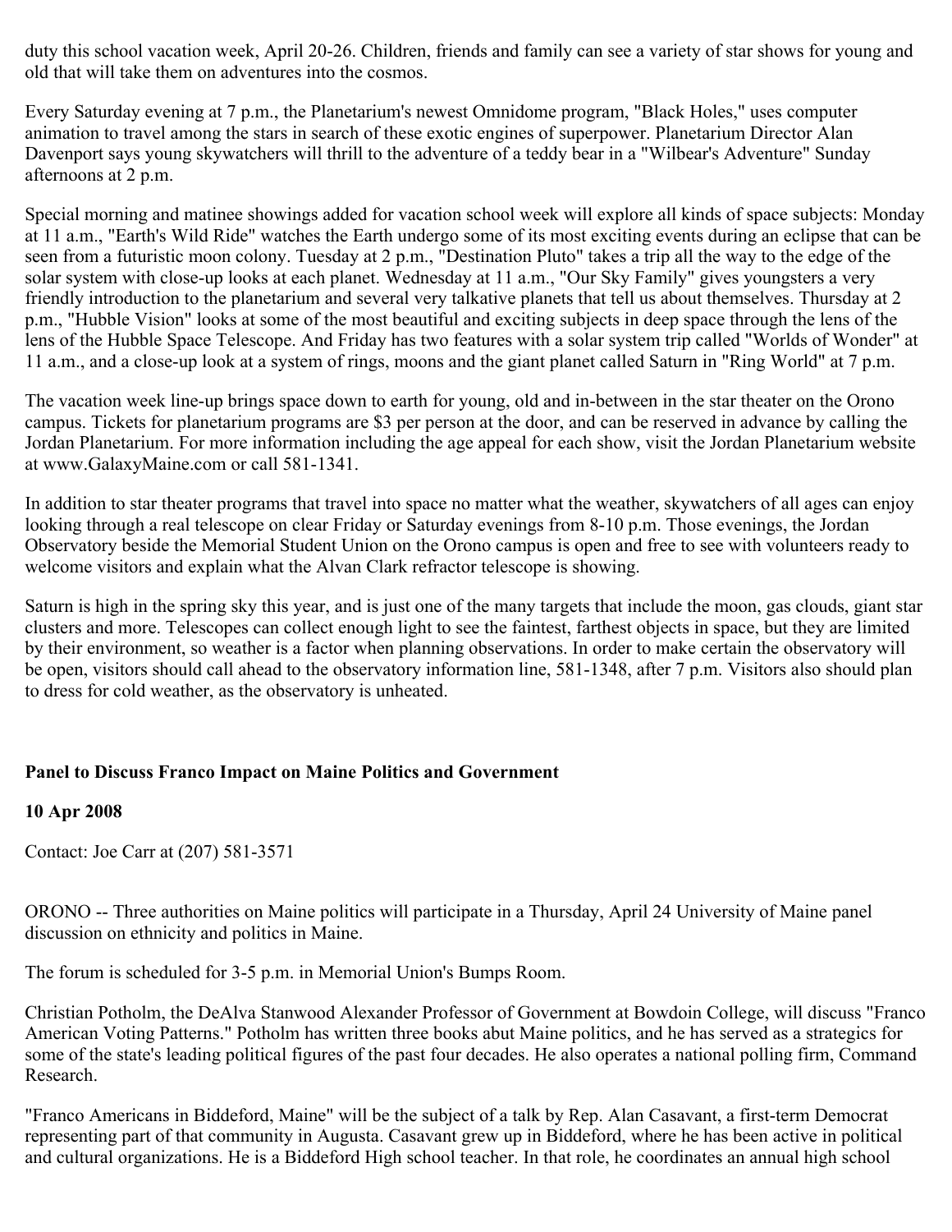duty this school vacation week, April 20-26. Children, friends and family can see a variety of star shows for young and old that will take them on adventures into the cosmos.

Every Saturday evening at 7 p.m., the Planetarium's newest Omnidome program, "Black Holes," uses computer animation to travel among the stars in search of these exotic engines of superpower. Planetarium Director Alan Davenport says young skywatchers will thrill to the adventure of a teddy bear in a "Wilbear's Adventure" Sunday afternoons at 2 p.m.

Special morning and matinee showings added for vacation school week will explore all kinds of space subjects: Monday at 11 a.m., "Earth's Wild Ride" watches the Earth undergo some of its most exciting events during an eclipse that can be seen from a futuristic moon colony. Tuesday at 2 p.m., "Destination Pluto" takes a trip all the way to the edge of the solar system with close-up looks at each planet. Wednesday at 11 a.m., "Our Sky Family" gives youngsters a very friendly introduction to the planetarium and several very talkative planets that tell us about themselves. Thursday at 2 p.m., "Hubble Vision" looks at some of the most beautiful and exciting subjects in deep space through the lens of the lens of the Hubble Space Telescope. And Friday has two features with a solar system trip called "Worlds of Wonder" at 11 a.m., and a close-up look at a system of rings, moons and the giant planet called Saturn in "Ring World" at 7 p.m.

The vacation week line-up brings space down to earth for young, old and in-between in the star theater on the Orono campus. Tickets for planetarium programs are $3 per person at the door, and can be reserved in advance by calling the Jordan Planetarium. For more information including the age appeal for each show, visit the Jordan Planetarium website at www.GalaxyMaine.com or call 581-1341.

In addition to star theater programs that travel into space no matter what the weather, skywatchers of all ages can enjoy looking through a real telescope on clear Friday or Saturday evenings from 8-10 p.m. Those evenings, the Jordan Observatory beside the Memorial Student Union on the Orono campus is open and free to see with volunteers ready to welcome visitors and explain what the Alvan Clark refractor telescope is showing.

Saturn is high in the spring sky this year, and is just one of the many targets that include the moon, gas clouds, giant star clusters and more. Telescopes can collect enough light to see the faintest, farthest objects in space, but they are limited by their environment, so weather is a factor when planning observations. In order to make certain the observatory will be open, visitors should call ahead to the observatory information line, 581-1348, after 7 p.m. Visitors also should plan to dress for cold weather, as the observatory is unheated.

**Panel to Discuss Franco Impact on Maine Politics and Government**

**10 Apr 2008**

Contact: Joe Carr at (207) 581-3571

ORONO -- Three authorities on Maine politics will participate in a Thursday, April 24 University of Maine panel discussion on ethnicity and politics in Maine.

The forum is scheduled for 3-5 p.m. in Memorial Union's Bumps Room.

Christian Potholm, the DeAlva Stanwood Alexander Professor of Government at Bowdoin College, will discuss "Franco American Voting Patterns." Potholm has written three books abut Maine politics, and he has served as a strategics for some of the state's leading political figures of the past four decades. He also operates a national polling firm, Command Research.

"Franco Americans in Biddeford, Maine" will be the subject of a talk by Rep. Alan Casavant, a first-term Democrat representing part of that community in Augusta. Casavant grew up in Biddeford, where he has been active in political and cultural organizations. He is a Biddeford High school teacher. In that role, he coordinates an annual high school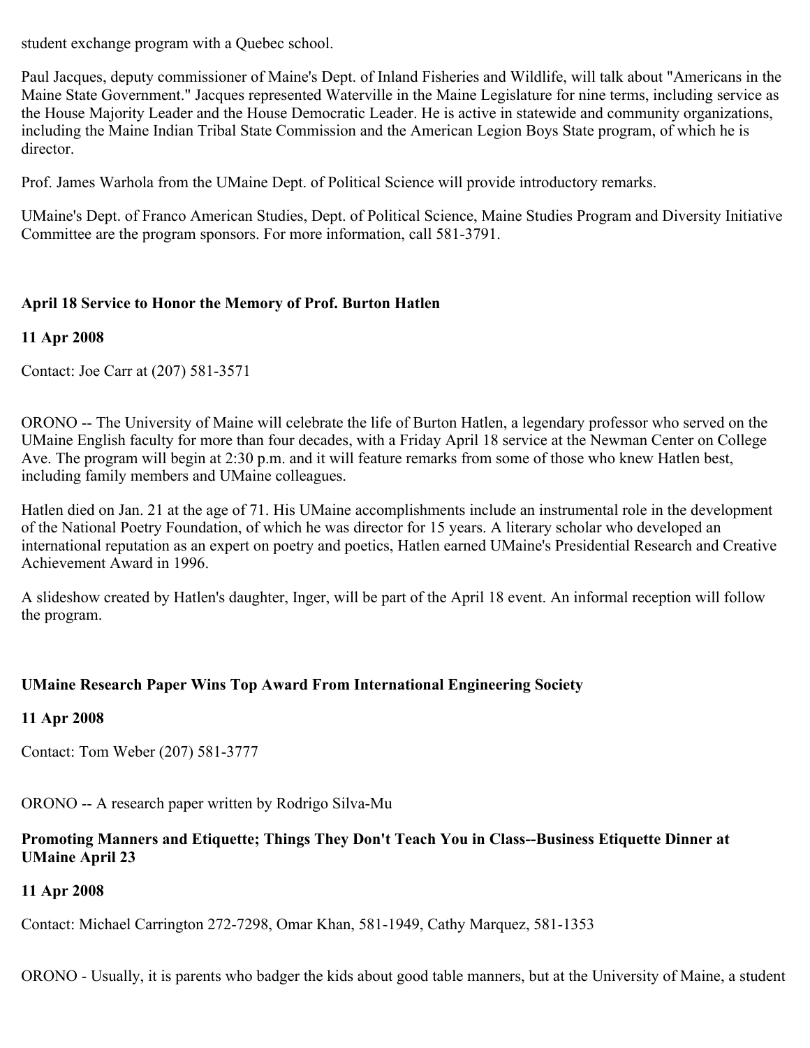student exchange program with a Quebec school.

Paul Jacques, deputy commissioner of Maine's Dept. of Inland Fisheries and Wildlife, will talk about "Americans in the Maine State Government." Jacques represented Waterville in the Maine Legislature for nine terms, including service as the House Majority Leader and the House Democratic Leader. He is active in statewide and community organizations, including the Maine Indian Tribal State Commission and the American Legion Boys State program, of which he is director.

Prof. James Warhola from the UMaine Dept. of Political Science will provide introductory remarks.

UMaine's Dept. of Franco American Studies, Dept. of Political Science, Maine Studies Program and Diversity Initiative Committee are the program sponsors. For more information, call 581-3791.

**April 18 Service to Honor the Memory of Prof. Burton Hatlen**

**11 Apr 2008**

Contact: Joe Carr at (207) 581-3571

ORONO -- The University of Maine will celebrate the life of Burton Hatlen, a legendary professor who served on the UMaine English faculty for more than four decades, with a Friday April 18 service at the Newman Center on College Ave. The program will begin at 2:30 p.m. and it will feature remarks from some of those who knew Hatlen best, including family members and UMaine colleagues.

Hatlen died on Jan. 21 at the age of 71. His UMaine accomplishments include an instrumental role in the development of the National Poetry Foundation, of which he was director for 15 years. A literary scholar who developed an international reputation as an expert on poetry and poetics, Hatlen earned UMaine's Presidential Research and Creative Achievement Award in 1996.

A slideshow created by Hatlen's daughter, Inger, will be part of the April 18 event. An informal reception will follow the program.

**UMaine Research Paper Wins Top Award From International Engineering Society**

**11 Apr 2008**

Contact: Tom Weber (207) 581-3777

ORONO -- A research paper written by Rodrigo Silva-Mu

**Promoting Manners and Etiquette; Things They Don't Teach You in Class--Business Etiquette Dinner at UMaine April 23**

**11 Apr 2008**

Contact: Michael Carrington 272-7298, Omar Khan, 581-1949, Cathy Marquez, 581-1353

ORONO - Usually, it is parents who badger the kids about good table manners, but at the University of Maine, a student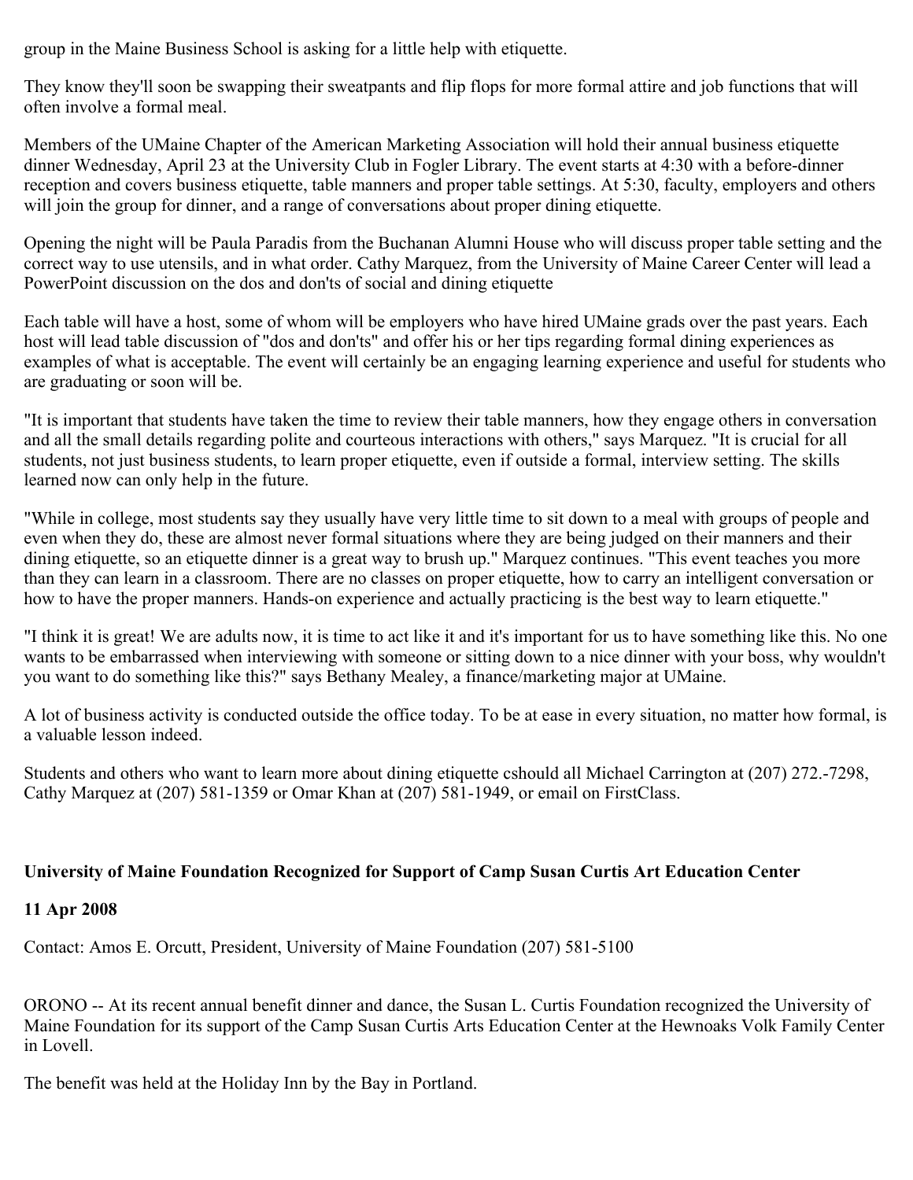group in the Maine Business School is asking for a little help with etiquette.

They know they'll soon be swapping their sweatpants and flip flops for more formal attire and job functions that will often involve a formal meal.

Members of the UMaine Chapter of the American Marketing Association will hold their annual business etiquette dinner Wednesday, April 23 at the University Club in Fogler Library. The event starts at 4:30 with a before-dinner reception and covers business etiquette, table manners and proper table settings. At 5:30, faculty, employers and others will join the group for dinner, and a range of conversations about proper dining etiquette.

Opening the night will be Paula Paradis from the Buchanan Alumni House who will discuss proper table setting and the correct way to use utensils, and in what order. Cathy Marquez, from the University of Maine Career Center will lead a PowerPoint discussion on the dos and don'ts of social and dining etiquette

Each table will have a host, some of whom will be employers who have hired UMaine grads over the past years. Each host will lead table discussion of "dos and don'ts" and offer his or her tips regarding formal dining experiences as examples of what is acceptable. The event will certainly be an engaging learning experience and useful for students who are graduating or soon will be.

"It is important that students have taken the time to review their table manners, how they engage others in conversation and all the small details regarding polite and courteous interactions with others," says Marquez. "It is crucial for all students, not just business students, to learn proper etiquette, even if outside a formal, interview setting. The skills learned now can only help in the future.

"While in college, most students say they usually have very little time to sit down to a meal with groups of people and even when they do, these are almost never formal situations where they are being judged on their manners and their dining etiquette, so an etiquette dinner is a great way to brush up." Marquez continues. "This event teaches you more than they can learn in a classroom. There are no classes on proper etiquette, how to carry an intelligent conversation or how to have the proper manners. Hands-on experience and actually practicing is the best way to learn etiquette."

"I think it is great! We are adults now, it is time to act like it and it's important for us to have something like this. No one wants to be embarrassed when interviewing with someone or sitting down to a nice dinner with your boss, why wouldn't you want to do something like this?" says Bethany Mealey, a finance/marketing major at UMaine.

A lot of business activity is conducted outside the office today. To be at ease in every situation, no matter how formal, is a valuable lesson indeed.

Students and others who want to learn more about dining etiquette cshould all Michael Carrington at (207) 272.-7298, Cathy Marquez at (207) 581-1359 or Omar Khan at (207) 581-1949, or email on FirstClass.

**University of Maine Foundation Recognized for Support of Camp Susan Curtis Art Education Center**

**11 Apr 2008**

Contact: Amos E. Orcutt, President, University of Maine Foundation (207) 581-5100

ORONO -- At its recent annual benefit dinner and dance, the Susan L. Curtis Foundation recognized the University of Maine Foundation for its support of the Camp Susan Curtis Arts Education Center at the Hewnoaks Volk Family Center in Lovell.

The benefit was held at the Holiday Inn by the Bay in Portland.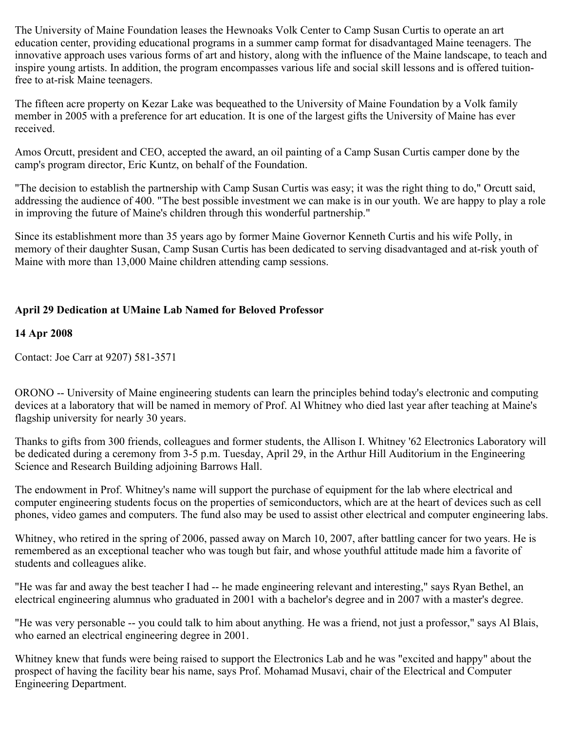The University of Maine Foundation leases the Hewnoaks Volk Center to Camp Susan Curtis to operate an art education center, providing educational programs in a summer camp format for disadvantaged Maine teenagers. The innovative approach uses various forms of art and history, along with the influence of the Maine landscape, to teach and inspire young artists. In addition, the program encompasses various life and social skill lessons and is offered tuition-free to at-risk Maine teenagers.

The fifteen acre property on Kezar Lake was bequeathed to the University of Maine Foundation by a Volk family member in 2005 with a preference for art education. It is one of the largest gifts the University of Maine has ever received.

Amos Orcutt, president and CEO, accepted the award, an oil painting of a Camp Susan Curtis camper done by the camp's program director, Eric Kuntz, on behalf of the Foundation.

"The decision to establish the partnership with Camp Susan Curtis was easy; it was the right thing to do," Orcutt said, addressing the audience of 400. "The best possible investment we can make is in our youth. We are happy to play a role in improving the future of Maine's children through this wonderful partnership."

Since its establishment more than 35 years ago by former Maine Governor Kenneth Curtis and his wife Polly, in memory of their daughter Susan, Camp Susan Curtis has been dedicated to serving disadvantaged and at-risk youth of Maine with more than 13,000 Maine children attending camp sessions.

**April 29 Dedication at UMaine Lab Named for Beloved Professor**

**14 Apr 2008**

Contact: Joe Carr at 9207) 581-3571

ORONO -- University of Maine engineering students can learn the principles behind today's electronic and computing devices at a laboratory that will be named in memory of Prof. Al Whitney who died last year after teaching at Maine's flagship university for nearly 30 years.

Thanks to gifts from 300 friends, colleagues and former students, the Allison I. Whitney '62 Electronics Laboratory will be dedicated during a ceremony from 3-5 p.m. Tuesday, April 29, in the Arthur Hill Auditorium in the Engineering Science and Research Building adjoining Barrows Hall.

The endowment in Prof. Whitney's name will support the purchase of equipment for the lab where electrical and computer engineering students focus on the properties of semiconductors, which are at the heart of devices such as cell phones, video games and computers. The fund also may be used to assist other electrical and computer engineering labs.

Whitney, who retired in the spring of 2006, passed away on March 10, 2007, after battling cancer for two years. He is remembered as an exceptional teacher who was tough but fair, and whose youthful attitude made him a favorite of students and colleagues alike.

"He was far and away the best teacher I had -- he made engineering relevant and interesting," says Ryan Bethel, an electrical engineering alumnus who graduated in 2001 with a bachelor's degree and in 2007 with a master's degree.

"He was very personable -- you could talk to him about anything. He was a friend, not just a professor," says Al Blais, who earned an electrical engineering degree in 2001.

Whitney knew that funds were being raised to support the Electronics Lab and he was "excited and happy" about the prospect of having the facility bear his name, says Prof. Mohamad Musavi, chair of the Electrical and Computer Engineering Department.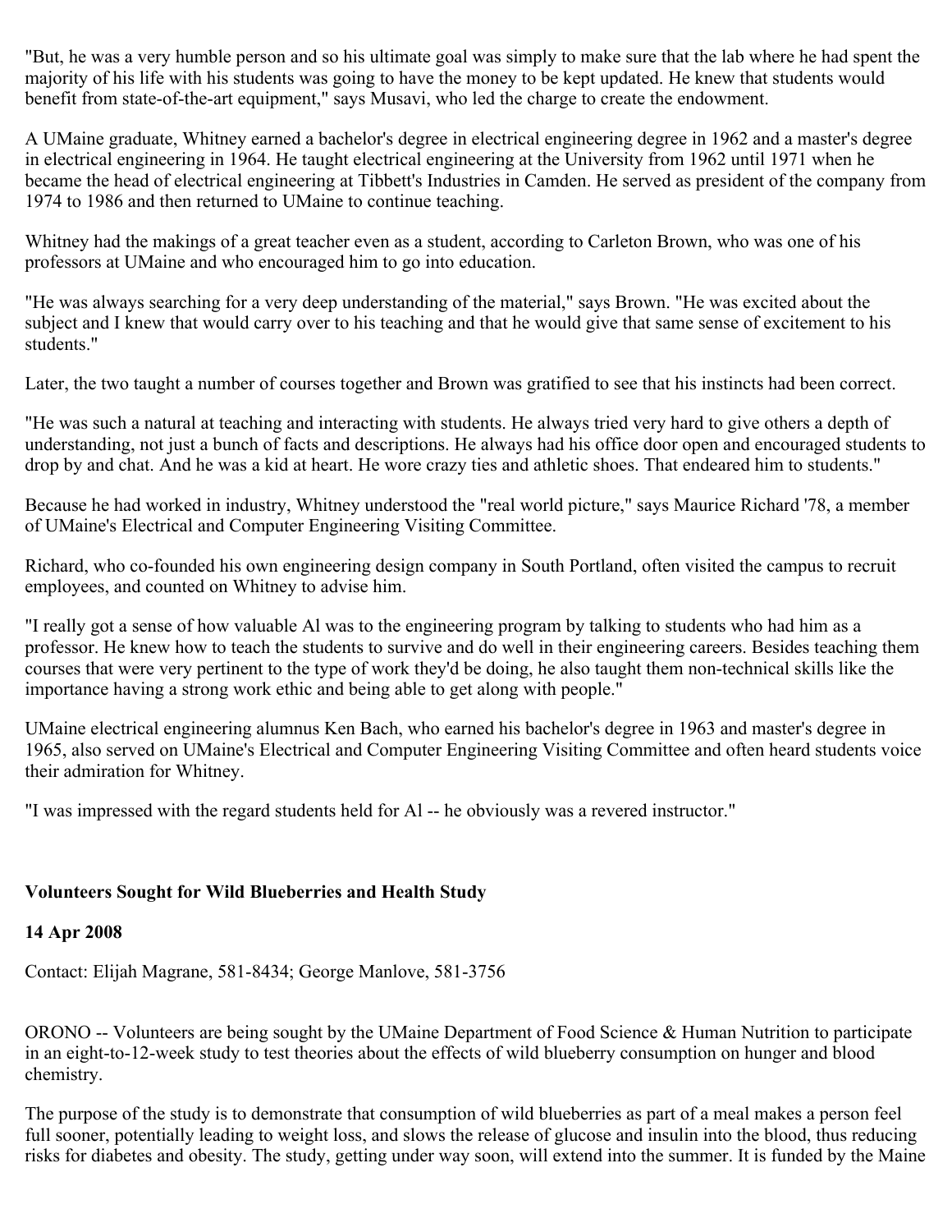"But, he was a very humble person and so his ultimate goal was simply to make sure that the lab where he had spent the majority of his life with his students was going to have the money to be kept updated. He knew that students would benefit from state-of-the-art equipment," says Musavi, who led the charge to create the endowment.

A UMaine graduate, Whitney earned a bachelor's degree in electrical engineering degree in 1962 and a master's degree in electrical engineering in 1964. He taught electrical engineering at the University from 1962 until 1971 when he became the head of electrical engineering at Tibbett's Industries in Camden. He served as president of the company from 1974 to 1986 and then returned to UMaine to continue teaching.

Whitney had the makings of a great teacher even as a student, according to Carleton Brown, who was one of his professors at UMaine and who encouraged him to go into education.

"He was always searching for a very deep understanding of the material," says Brown. "He was excited about the subject and I knew that would carry over to his teaching and that he would give that same sense of excitement to his students."

Later, the two taught a number of courses together and Brown was gratified to see that his instincts had been correct.

"He was such a natural at teaching and interacting with students. He always tried very hard to give others a depth of understanding, not just a bunch of facts and descriptions. He always had his office door open and encouraged students to drop by and chat. And he was a kid at heart. He wore crazy ties and athletic shoes. That endeared him to students."

Because he had worked in industry, Whitney understood the "real world picture," says Maurice Richard '78, a member of UMaine's Electrical and Computer Engineering Visiting Committee.

Richard, who co-founded his own engineering design company in South Portland, often visited the campus to recruit employees, and counted on Whitney to advise him.

"I really got a sense of how valuable Al was to the engineering program by talking to students who had him as a professor. He knew how to teach the students to survive and do well in their engineering careers. Besides teaching them courses that were very pertinent to the type of work they'd be doing, he also taught them non-technical skills like the importance having a strong work ethic and being able to get along with people."

UMaine electrical engineering alumnus Ken Bach, who earned his bachelor's degree in 1963 and master's degree in 1965, also served on UMaine's Electrical and Computer Engineering Visiting Committee and often heard students voice their admiration for Whitney.

"I was impressed with the regard students held for Al -- he obviously was a revered instructor."

**Volunteers Sought for Wild Blueberries and Health Study**

**14 Apr 2008**

Contact: Elijah Magrane, 581-8434; George Manlove, 581-3756

ORONO -- Volunteers are being sought by the UMaine Department of Food Science & Human Nutrition to participate in an eight-to-12-week study to test theories about the effects of wild blueberry consumption on hunger and blood chemistry.

The purpose of the study is to demonstrate that consumption of wild blueberries as part of a meal makes a person feel full sooner, potentially leading to weight loss, and slows the release of glucose and insulin into the blood, thus reducing risks for diabetes and obesity. The study, getting under way soon, will extend into the summer. It is funded by the Maine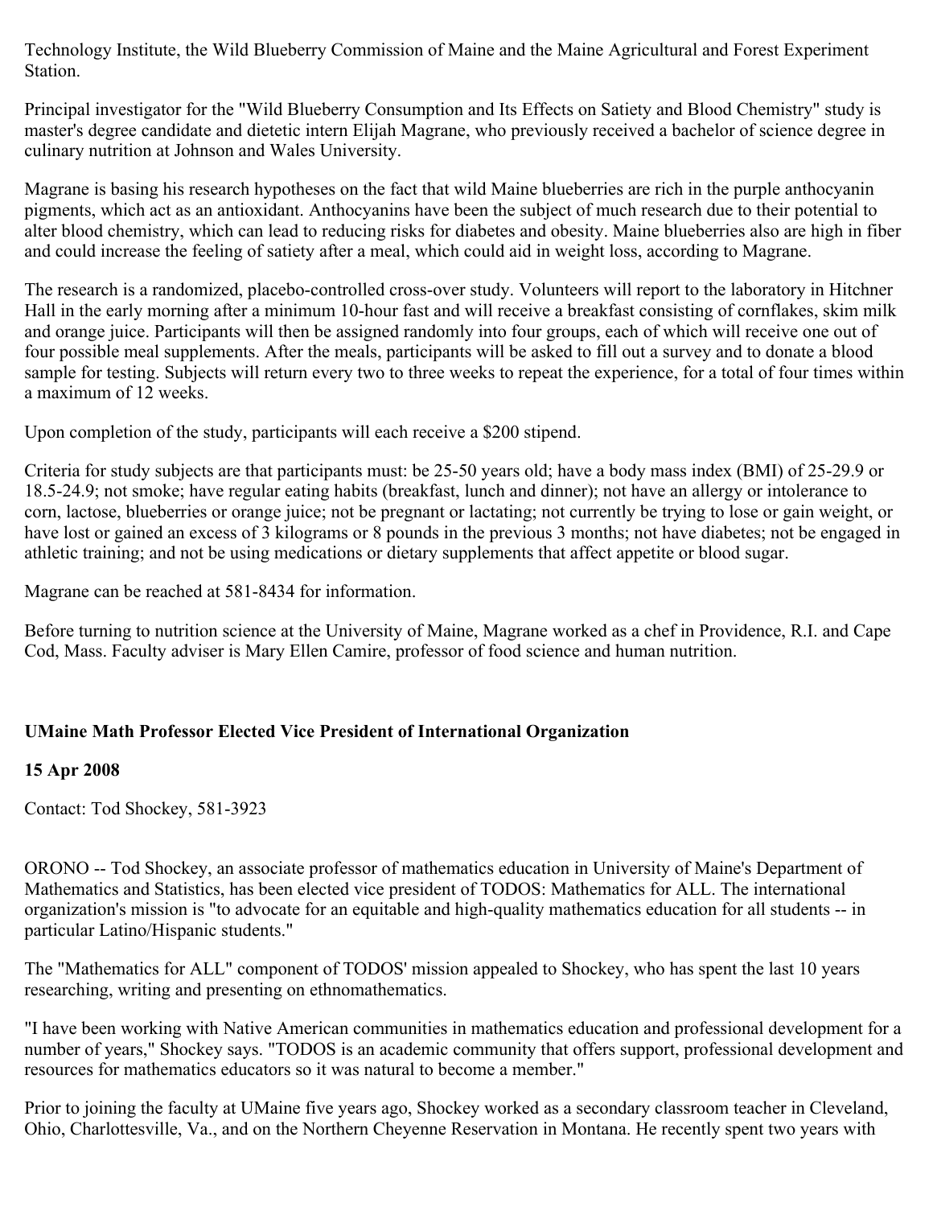Technology Institute, the Wild Blueberry Commission of Maine and the Maine Agricultural and Forest Experiment Station.

Principal investigator for the "Wild Blueberry Consumption and Its Effects on Satiety and Blood Chemistry" study is master's degree candidate and dietetic intern Elijah Magrane, who previously received a bachelor of science degree in culinary nutrition at Johnson and Wales University.

Magrane is basing his research hypotheses on the fact that wild Maine blueberries are rich in the purple anthocyanin pigments, which act as an antioxidant. Anthocyanins have been the subject of much research due to their potential to alter blood chemistry, which can lead to reducing risks for diabetes and obesity. Maine blueberries also are high in fiber and could increase the feeling of satiety after a meal, which could aid in weight loss, according to Magrane.

The research is a randomized, placebo-controlled cross-over study. Volunteers will report to the laboratory in Hitchner Hall in the early morning after a minimum 10-hour fast and will receive a breakfast consisting of cornflakes, skim milk and orange juice. Participants will then be assigned randomly into four groups, each of which will receive one out of four possible meal supplements. After the meals, participants will be asked to fill out a survey and to donate a blood sample for testing. Subjects will return every two to three weeks to repeat the experience, for a total of four times within a maximum of 12 weeks.

Upon completion of the study, participants will each receive a $200 stipend.

Criteria for study subjects are that participants must: be 25-50 years old; have a body mass index (BMI) of 25-29.9 or 18.5-24.9; not smoke; have regular eating habits (breakfast, lunch and dinner); not have an allergy or intolerance to corn, lactose, blueberries or orange juice; not be pregnant or lactating; not currently be trying to lose or gain weight, or have lost or gained an excess of 3 kilograms or 8 pounds in the previous 3 months; not have diabetes; not be engaged in athletic training; and not be using medications or dietary supplements that affect appetite or blood sugar.

Magrane can be reached at 581-8434 for information.

Before turning to nutrition science at the University of Maine, Magrane worked as a chef in Providence, R.I. and Cape Cod, Mass. Faculty adviser is Mary Ellen Camire, professor of food science and human nutrition.

**UMaine Math Professor Elected Vice President of International Organization**

**15 Apr 2008**

Contact: Tod Shockey, 581-3923

ORONO -- Tod Shockey, an associate professor of mathematics education in University of Maine's Department of Mathematics and Statistics, has been elected vice president of TODOS: Mathematics for ALL. The international organization's mission is "to advocate for an equitable and high-quality mathematics education for all students -- in particular Latino/Hispanic students."

The "Mathematics for ALL" component of TODOS' mission appealed to Shockey, who has spent the last 10 years researching, writing and presenting on ethnomathematics.

"I have been working with Native American communities in mathematics education and professional development for a number of years," Shockey says. "TODOS is an academic community that offers support, professional development and resources for mathematics educators so it was natural to become a member."

Prior to joining the faculty at UMaine five years ago, Shockey worked as a secondary classroom teacher in Cleveland, Ohio, Charlottesville, Va., and on the Northern Cheyenne Reservation in Montana. He recently spent two years with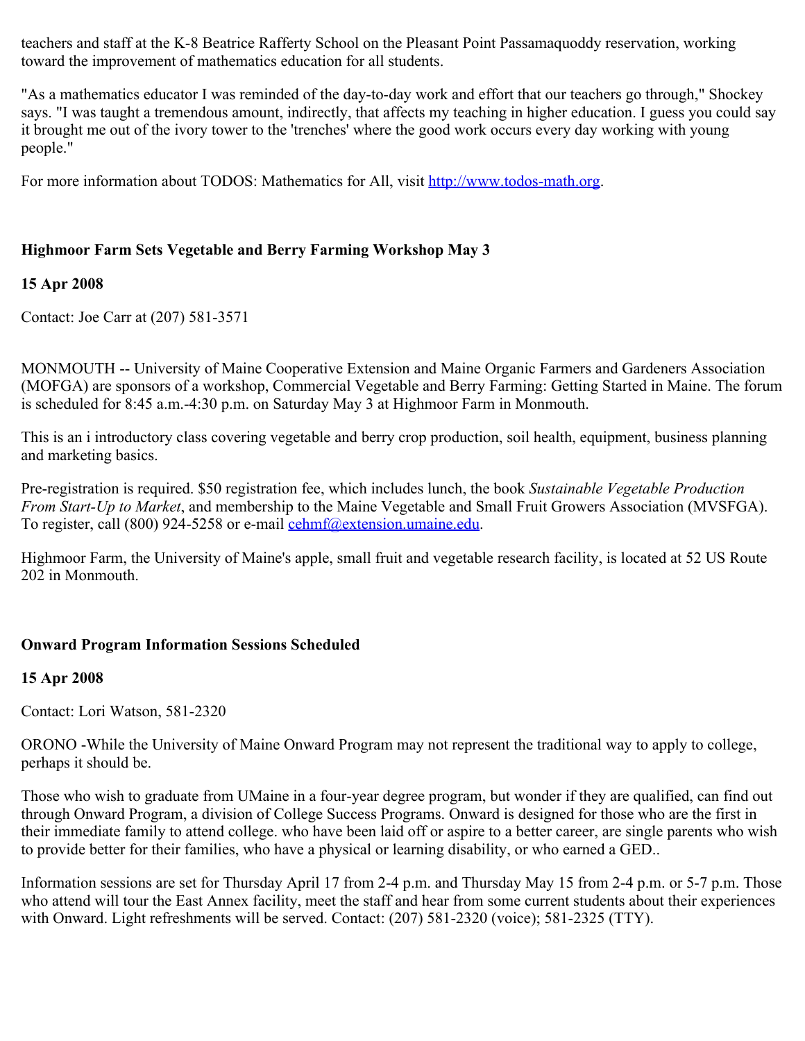teachers and staff at the K-8 Beatrice Rafferty School on the Pleasant Point Passamaquoddy reservation, working toward the improvement of mathematics education for all students.

"As a mathematics educator I was reminded of the day-to-day work and effort that our teachers go through," Shockey says. "I was taught a tremendous amount, indirectly, that affects my teaching in higher education. I guess you could say it brought me out of the ivory tower to the 'trenches' where the good work occurs every day working with young people."

For more information about TODOS: Mathematics for All, visit http://www.todos-math.org.

**Highmoor Farm Sets Vegetable and Berry Farming Workshop May 3**

**15 Apr 2008**

Contact: Joe Carr at (207) 581-3571

MONMOUTH -- University of Maine Cooperative Extension and Maine Organic Farmers and Gardeners Association (MOFGA) are sponsors of a workshop, Commercial Vegetable and Berry Farming: Getting Started in Maine. The forum is scheduled for 8:45 a.m.-4:30 p.m. on Saturday May 3 at Highmoor Farm in Monmouth.

This is an i introductory class covering vegetable and berry crop production, soil health, equipment, business planning and marketing basics.

Pre-registration is required. $50 registration fee, which includes lunch, the book *Sustainable Vegetable Production From Start-Up to Market*, and membership to the Maine Vegetable and Small Fruit Growers Association (MVSFGA). To register, call (800) 924-5258 or e-mail cehmf@extension.umaine.edu.

Highmoor Farm, the University of Maine's apple, small fruit and vegetable research facility, is located at 52 US Route 202 in Monmouth.

**Onward Program Information Sessions Scheduled**

**15 Apr 2008**

Contact: Lori Watson, 581-2320

ORONO -While the University of Maine Onward Program may not represent the traditional way to apply to college, perhaps it should be.

Those who wish to graduate from UMaine in a four-year degree program, but wonder if they are qualified, can find out through Onward Program, a division of College Success Programs. Onward is designed for those who are the first in their immediate family to attend college. who have been laid off or aspire to a better career, are single parents who wish to provide better for their families, who have a physical or learning disability, or who earned a GED..

Information sessions are set for Thursday April 17 from 2-4 p.m. and Thursday May 15 from 2-4 p.m. or 5-7 p.m. Those who attend will tour the East Annex facility, meet the staff and hear from some current students about their experiences with Onward. Light refreshments will be served. Contact: (207) 581-2320 (voice); 581-2325 (TTY).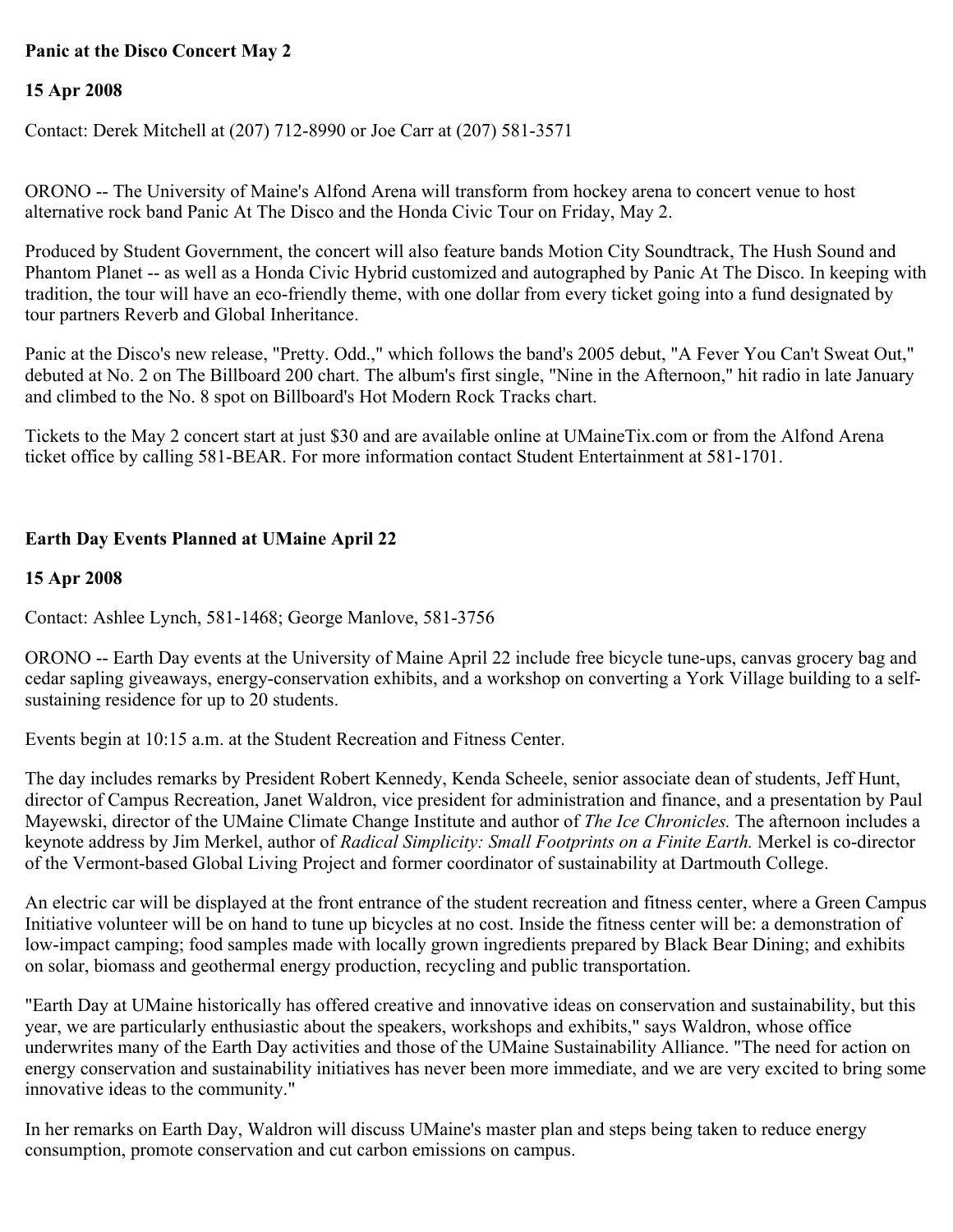**Panic at the Disco Concert May 2**

**15 Apr 2008**

Contact: Derek Mitchell at (207) 712-8990 or Joe Carr at (207) 581-3571

ORONO -- The University of Maine's Alfond Arena will transform from hockey arena to concert venue to host alternative rock band Panic At The Disco and the Honda Civic Tour on Friday, May 2.

Produced by Student Government, the concert will also feature bands Motion City Soundtrack, The Hush Sound and Phantom Planet -- as well as a Honda Civic Hybrid customized and autographed by Panic At The Disco. In keeping with tradition, the tour will have an eco-friendly theme, with one dollar from every ticket going into a fund designated by tour partners Reverb and Global Inheritance.

Panic at the Disco's new release, "Pretty. Odd.," which follows the band's 2005 debut, "A Fever You Can't Sweat Out," debuted at No. 2 on The Billboard 200 chart. The album's first single, "Nine in the Afternoon," hit radio in late January and climbed to the No. 8 spot on Billboard's Hot Modern Rock Tracks chart.

Tickets to the May 2 concert start at just $30 and are available online at UMaineTix.com or from the Alfond Arena ticket office by calling 581-BEAR. For more information contact Student Entertainment at 581-1701.

**Earth Day Events Planned at UMaine April 22**

**15 Apr 2008**

Contact: Ashlee Lynch, 581-1468; George Manlove, 581-3756

ORONO -- Earth Day events at the University of Maine April 22 include free bicycle tune-ups, canvas grocery bag and cedar sapling giveaways, energy-conservation exhibits, and a workshop on converting a York Village building to a self-sustaining residence for up to 20 students.

Events begin at 10:15 a.m. at the Student Recreation and Fitness Center.

The day includes remarks by President Robert Kennedy, Kenda Scheele, senior associate dean of students, Jeff Hunt, director of Campus Recreation, Janet Waldron, vice president for administration and finance, and a presentation by Paul Mayewski, director of the UMaine Climate Change Institute and author of *The Ice Chronicles.* The afternoon includes a keynote address by Jim Merkel, author of *Radical Simplicity: Small Footprints on a Finite Earth.* Merkel is co-director of the Vermont-based Global Living Project and former coordinator of sustainability at Dartmouth College.

An electric car will be displayed at the front entrance of the student recreation and fitness center, where a Green Campus Initiative volunteer will be on hand to tune up bicycles at no cost. Inside the fitness center will be: a demonstration of low-impact camping; food samples made with locally grown ingredients prepared by Black Bear Dining; and exhibits on solar, biomass and geothermal energy production, recycling and public transportation.

"Earth Day at UMaine historically has offered creative and innovative ideas on conservation and sustainability, but this year, we are particularly enthusiastic about the speakers, workshops and exhibits," says Waldron, whose office underwrites many of the Earth Day activities and those of the UMaine Sustainability Alliance. "The need for action on energy conservation and sustainability initiatives has never been more immediate, and we are very excited to bring some innovative ideas to the community."

In her remarks on Earth Day, Waldron will discuss UMaine's master plan and steps being taken to reduce energy consumption, promote conservation and cut carbon emissions on campus.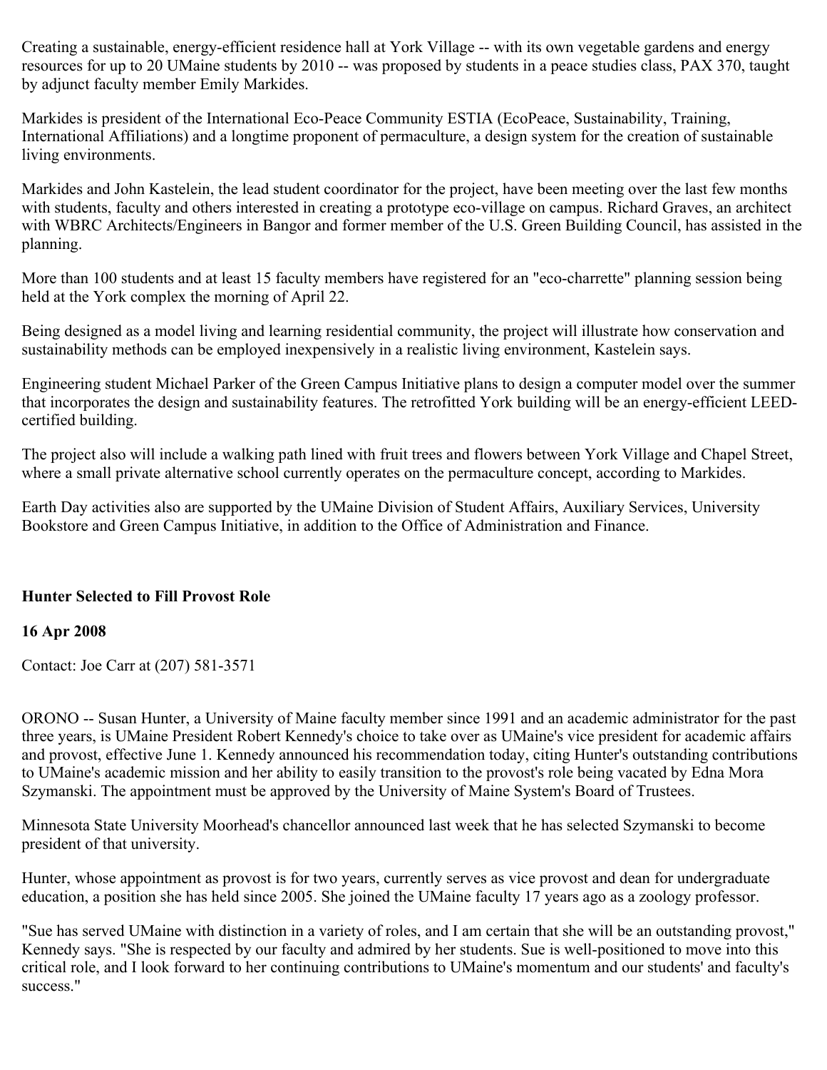Creating a sustainable, energy-efficient residence hall at York Village -- with its own vegetable gardens and energy resources for up to 20 UMaine students by 2010 -- was proposed by students in a peace studies class, PAX 370, taught by adjunct faculty member Emily Markides.

Markides is president of the International Eco-Peace Community ESTIA (EcoPeace, Sustainability, Training, International Affiliations) and a longtime proponent of permaculture, a design system for the creation of sustainable living environments.

Markides and John Kastelein, the lead student coordinator for the project, have been meeting over the last few months with students, faculty and others interested in creating a prototype eco-village on campus. Richard Graves, an architect with WBRC Architects/Engineers in Bangor and former member of the U.S. Green Building Council, has assisted in the planning.

More than 100 students and at least 15 faculty members have registered for an "eco-charrette" planning session being held at the York complex the morning of April 22.

Being designed as a model living and learning residential community, the project will illustrate how conservation and sustainability methods can be employed inexpensively in a realistic living environment, Kastelein says.

Engineering student Michael Parker of the Green Campus Initiative plans to design a computer model over the summer that incorporates the design and sustainability features. The retrofitted York building will be an energy-efficient LEED-certified building.

The project also will include a walking path lined with fruit trees and flowers between York Village and Chapel Street, where a small private alternative school currently operates on the permaculture concept, according to Markides.

Earth Day activities also are supported by the UMaine Division of Student Affairs, Auxiliary Services, University Bookstore and Green Campus Initiative, in addition to the Office of Administration and Finance.

**Hunter Selected to Fill Provost Role**

**16 Apr 2008**

Contact: Joe Carr at (207) 581-3571

ORONO -- Susan Hunter, a University of Maine faculty member since 1991 and an academic administrator for the past three years, is UMaine President Robert Kennedy's choice to take over as UMaine's vice president for academic affairs and provost, effective June 1. Kennedy announced his recommendation today, citing Hunter's outstanding contributions to UMaine's academic mission and her ability to easily transition to the provost's role being vacated by Edna Mora Szymanski. The appointment must be approved by the University of Maine System's Board of Trustees.

Minnesota State University Moorhead's chancellor announced last week that he has selected Szymanski to become president of that university.

Hunter, whose appointment as provost is for two years, currently serves as vice provost and dean for undergraduate education, a position she has held since 2005. She joined the UMaine faculty 17 years ago as a zoology professor.

"Sue has served UMaine with distinction in a variety of roles, and I am certain that she will be an outstanding provost," Kennedy says. "She is respected by our faculty and admired by her students. Sue is well-positioned to move into this critical role, and I look forward to her continuing contributions to UMaine's momentum and our students' and faculty's success."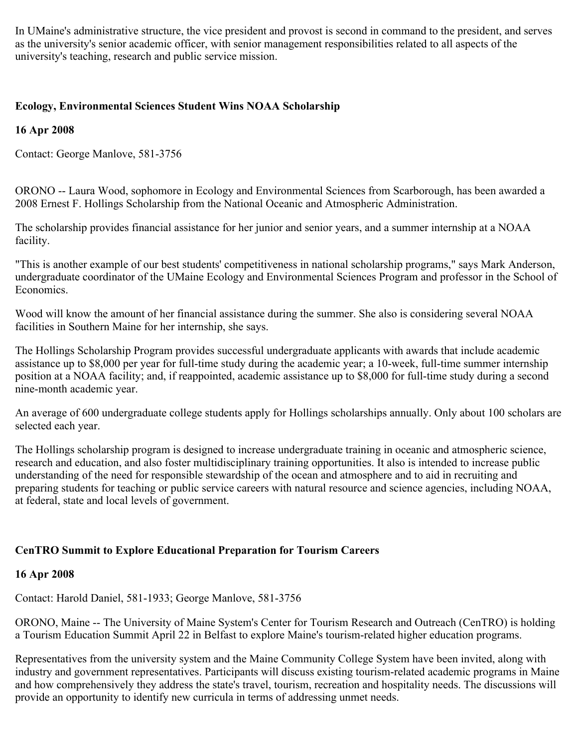In UMaine's administrative structure, the vice president and provost is second in command to the president, and serves as the university's senior academic officer, with senior management responsibilities related to all aspects of the university's teaching, research and public service mission.

**Ecology, Environmental Sciences Student Wins NOAA Scholarship**

**16 Apr 2008**

Contact: George Manlove, 581-3756

ORONO -- Laura Wood, sophomore in Ecology and Environmental Sciences from Scarborough, has been awarded a 2008 Ernest F. Hollings Scholarship from the National Oceanic and Atmospheric Administration.

The scholarship provides financial assistance for her junior and senior years, and a summer internship at a NOAA facility.

"This is another example of our best students' competitiveness in national scholarship programs," says Mark Anderson, undergraduate coordinator of the UMaine Ecology and Environmental Sciences Program and professor in the School of Economics.

Wood will know the amount of her financial assistance during the summer. She also is considering several NOAA facilities in Southern Maine for her internship, she says.

The Hollings Scholarship Program provides successful undergraduate applicants with awards that include academic assistance up to $8,000 per year for full-time study during the academic year; a 10-week, full-time summer internship position at a NOAA facility; and, if reappointed, academic assistance up to $8,000 for full-time study during a second nine-month academic year.

An average of 600 undergraduate college students apply for Hollings scholarships annually. Only about 100 scholars are selected each year.

The Hollings scholarship program is designed to increase undergraduate training in oceanic and atmospheric science, research and education, and also foster multidisciplinary training opportunities. It also is intended to increase public understanding of the need for responsible stewardship of the ocean and atmosphere and to aid in recruiting and preparing students for teaching or public service careers with natural resource and science agencies, including NOAA, at federal, state and local levels of government.

**CenTRO Summit to Explore Educational Preparation for Tourism Careers**

**16 Apr 2008**

Contact: Harold Daniel, 581-1933; George Manlove, 581-3756

ORONO, Maine -- The University of Maine System's Center for Tourism Research and Outreach (CenTRO) is holding a Tourism Education Summit April 22 in Belfast to explore Maine's tourism-related higher education programs.

Representatives from the university system and the Maine Community College System have been invited, along with industry and government representatives. Participants will discuss existing tourism-related academic programs in Maine and how comprehensively they address the state's travel, tourism, recreation and hospitality needs. The discussions will provide an opportunity to identify new curricula in terms of addressing unmet needs.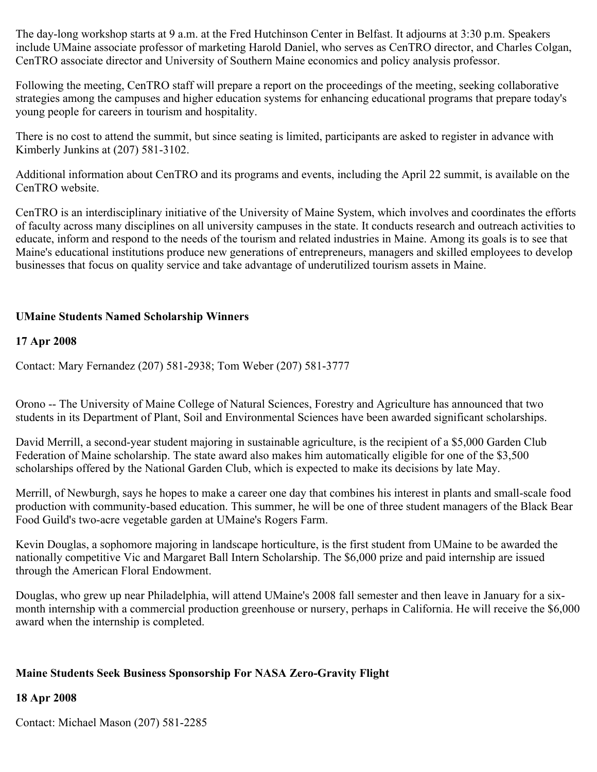The day-long workshop starts at 9 a.m. at the Fred Hutchinson Center in Belfast. It adjourns at 3:30 p.m. Speakers include UMaine associate professor of marketing Harold Daniel, who serves as CenTRO director, and Charles Colgan, CenTRO associate director and University of Southern Maine economics and policy analysis professor.

Following the meeting, CenTRO staff will prepare a report on the proceedings of the meeting, seeking collaborative strategies among the campuses and higher education systems for enhancing educational programs that prepare today's young people for careers in tourism and hospitality.

There is no cost to attend the summit, but since seating is limited, participants are asked to register in advance with Kimberly Junkins at (207) 581-3102.

Additional information about CenTRO and its programs and events, including the April 22 summit, is available on the CenTRO website.

CenTRO is an interdisciplinary initiative of the University of Maine System, which involves and coordinates the efforts of faculty across many disciplines on all university campuses in the state. It conducts research and outreach activities to educate, inform and respond to the needs of the tourism and related industries in Maine. Among its goals is to see that Maine's educational institutions produce new generations of entrepreneurs, managers and skilled employees to develop businesses that focus on quality service and take advantage of underutilized tourism assets in Maine.

**UMaine Students Named Scholarship Winners**

**17 Apr 2008**

Contact: Mary Fernandez (207) 581-2938; Tom Weber (207) 581-3777

Orono -- The University of Maine College of Natural Sciences, Forestry and Agriculture has announced that two students in its Department of Plant, Soil and Environmental Sciences have been awarded significant scholarships.

David Merrill, a second-year student majoring in sustainable agriculture, is the recipient of a $5,000 Garden Club Federation of Maine scholarship. The state award also makes him automatically eligible for one of the $3,500 scholarships offered by the National Garden Club, which is expected to make its decisions by late May.

Merrill, of Newburgh, says he hopes to make a career one day that combines his interest in plants and small-scale food production with community-based education. This summer, he will be one of three student managers of the Black Bear Food Guild's two-acre vegetable garden at UMaine's Rogers Farm.

Kevin Douglas, a sophomore majoring in landscape horticulture, is the first student from UMaine to be awarded the nationally competitive Vic and Margaret Ball Intern Scholarship. The $6,000 prize and paid internship are issued through the American Floral Endowment.

Douglas, who grew up near Philadelphia, will attend UMaine's 2008 fall semester and then leave in January for a six-month internship with a commercial production greenhouse or nursery, perhaps in California. He will receive the $6,000 award when the internship is completed.

**Maine Students Seek Business Sponsorship For NASA Zero-Gravity Flight**

**18 Apr 2008**

Contact: Michael Mason (207) 581-2285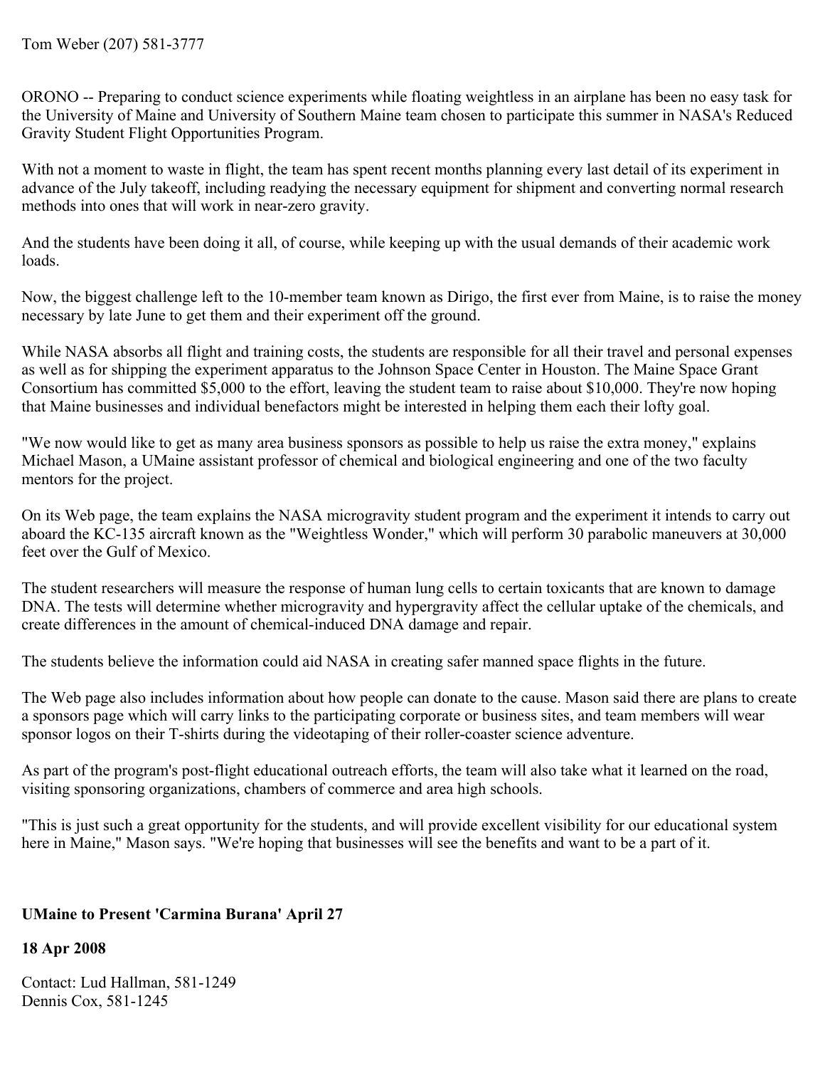Tom Weber (207) 581-3777

ORONO -- Preparing to conduct science experiments while floating weightless in an airplane has been no easy task for the University of Maine and University of Southern Maine team chosen to participate this summer in NASA's Reduced Gravity Student Flight Opportunities Program.

With not a moment to waste in flight, the team has spent recent months planning every last detail of its experiment in advance of the July takeoff, including readying the necessary equipment for shipment and converting normal research methods into ones that will work in near-zero gravity.

And the students have been doing it all, of course, while keeping up with the usual demands of their academic work loads.

Now, the biggest challenge left to the 10-member team known as Dirigo, the first ever from Maine, is to raise the money necessary by late June to get them and their experiment off the ground.

While NASA absorbs all flight and training costs, the students are responsible for all their travel and personal expenses as well as for shipping the experiment apparatus to the Johnson Space Center in Houston. The Maine Space Grant Consortium has committed $5,000 to the effort, leaving the student team to raise about $10,000. They're now hoping that Maine businesses and individual benefactors might be interested in helping them each their lofty goal.

"We now would like to get as many area business sponsors as possible to help us raise the extra money," explains Michael Mason, a UMaine assistant professor of chemical and biological engineering and one of the two faculty mentors for the project.

On its Web page, the team explains the NASA microgravity student program and the experiment it intends to carry out aboard the KC-135 aircraft known as the "Weightless Wonder," which will perform 30 parabolic maneuvers at 30,000 feet over the Gulf of Mexico.

The student researchers will measure the response of human lung cells to certain toxicants that are known to damage DNA. The tests will determine whether microgravity and hypergravity affect the cellular uptake of the chemicals, and create differences in the amount of chemical-induced DNA damage and repair.

The students believe the information could aid NASA in creating safer manned space flights in the future.

The Web page also includes information about how people can donate to the cause. Mason said there are plans to create a sponsors page which will carry links to the participating corporate or business sites, and team members will wear sponsor logos on their T-shirts during the videotaping of their roller-coaster science adventure.

As part of the program's post-flight educational outreach efforts, the team will also take what it learned on the road, visiting sponsoring organizations, chambers of commerce and area high schools.

"This is just such a great opportunity for the students, and will provide excellent visibility for our educational system here in Maine," Mason says. "We're hoping that businesses will see the benefits and want to be a part of it.

**UMaine to Present 'Carmina Burana' April 27**

**18 Apr 2008**

Contact: Lud Hallman, 581-1249
Dennis Cox, 581-1245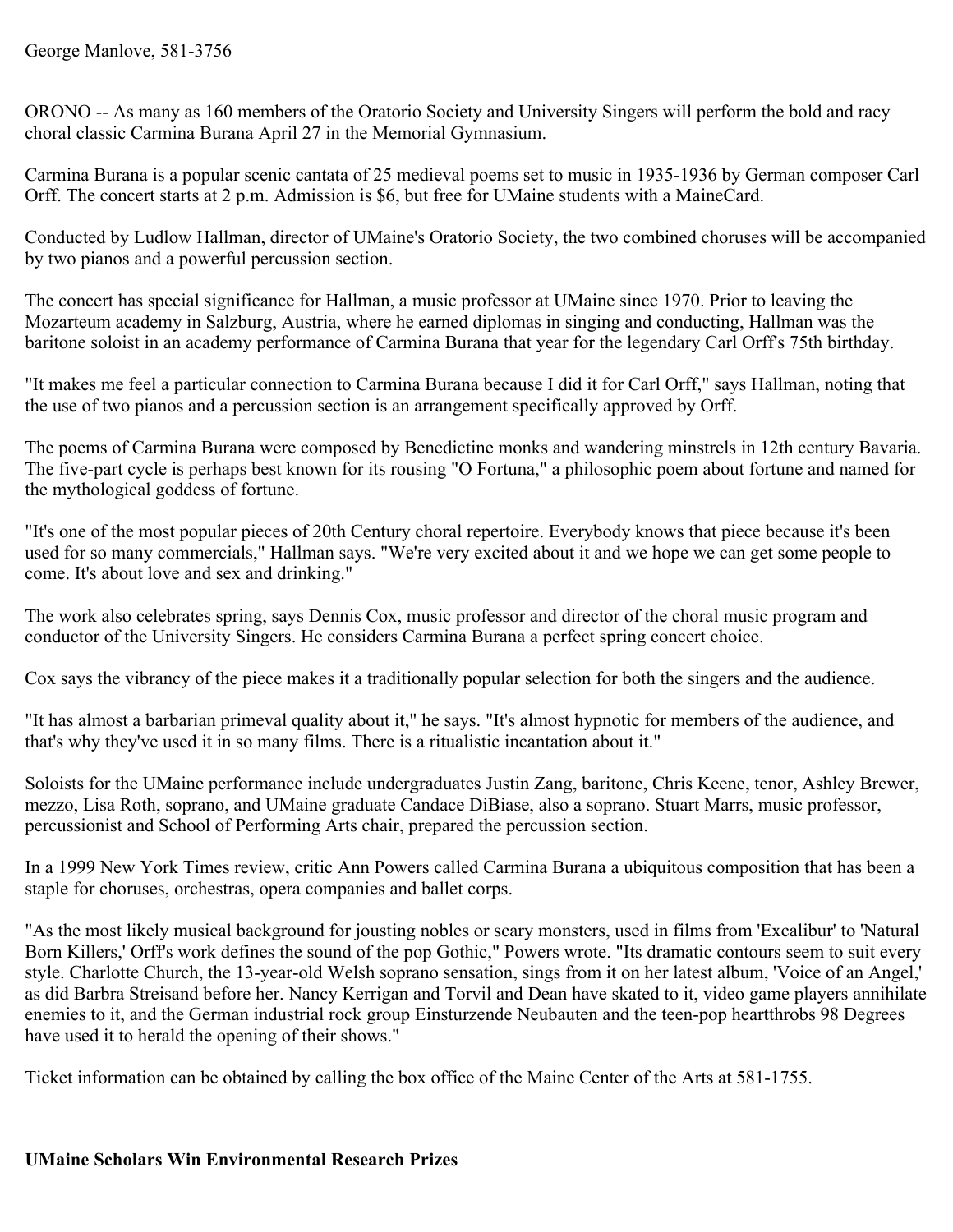George Manlove, 581-3756

ORONO -- As many as 160 members of the Oratorio Society and University Singers will perform the bold and racy choral classic Carmina Burana April 27 in the Memorial Gymnasium.

Carmina Burana is a popular scenic cantata of 25 medieval poems set to music in 1935-1936 by German composer Carl Orff. The concert starts at 2 p.m. Admission is $6, but free for UMaine students with a MaineCard.

Conducted by Ludlow Hallman, director of UMaine's Oratorio Society, the two combined choruses will be accompanied by two pianos and a powerful percussion section.

The concert has special significance for Hallman, a music professor at UMaine since 1970. Prior to leaving the Mozarteum academy in Salzburg, Austria, where he earned diplomas in singing and conducting, Hallman was the baritone soloist in an academy performance of Carmina Burana that year for the legendary Carl Orff's 75th birthday.

"It makes me feel a particular connection to Carmina Burana because I did it for Carl Orff," says Hallman, noting that the use of two pianos and a percussion section is an arrangement specifically approved by Orff.

The poems of Carmina Burana were composed by Benedictine monks and wandering minstrels in 12th century Bavaria. The five-part cycle is perhaps best known for its rousing "O Fortuna," a philosophic poem about fortune and named for the mythological goddess of fortune.

"It's one of the most popular pieces of 20th Century choral repertoire. Everybody knows that piece because it's been used for so many commercials," Hallman says. "We're very excited about it and we hope we can get some people to come. It's about love and sex and drinking."

The work also celebrates spring, says Dennis Cox, music professor and director of the choral music program and conductor of the University Singers. He considers Carmina Burana a perfect spring concert choice.

Cox says the vibrancy of the piece makes it a traditionally popular selection for both the singers and the audience.

"It has almost a barbarian primeval quality about it," he says. "It's almost hypnotic for members of the audience, and that's why they've used it in so many films. There is a ritualistic incantation about it."

Soloists for the UMaine performance include undergraduates Justin Zang, baritone, Chris Keene, tenor, Ashley Brewer, mezzo, Lisa Roth, soprano, and UMaine graduate Candace DiBiase, also a soprano. Stuart Marrs, music professor, percussionist and School of Performing Arts chair, prepared the percussion section.

In a 1999 New York Times review, critic Ann Powers called Carmina Burana a ubiquitous composition that has been a staple for choruses, orchestras, opera companies and ballet corps.

"As the most likely musical background for jousting nobles or scary monsters, used in films from 'Excalibur' to 'Natural Born Killers,' Orff's work defines the sound of the pop Gothic," Powers wrote. "Its dramatic contours seem to suit every style. Charlotte Church, the 13-year-old Welsh soprano sensation, sings from it on her latest album, 'Voice of an Angel,' as did Barbra Streisand before her. Nancy Kerrigan and Torvil and Dean have skated to it, video game players annihilate enemies to it, and the German industrial rock group Einsturzende Neubauten and the teen-pop heartthrobs 98 Degrees have used it to herald the opening of their shows."

Ticket information can be obtained by calling the box office of the Maine Center of the Arts at 581-1755.

**UMaine Scholars Win Environmental Research Prizes**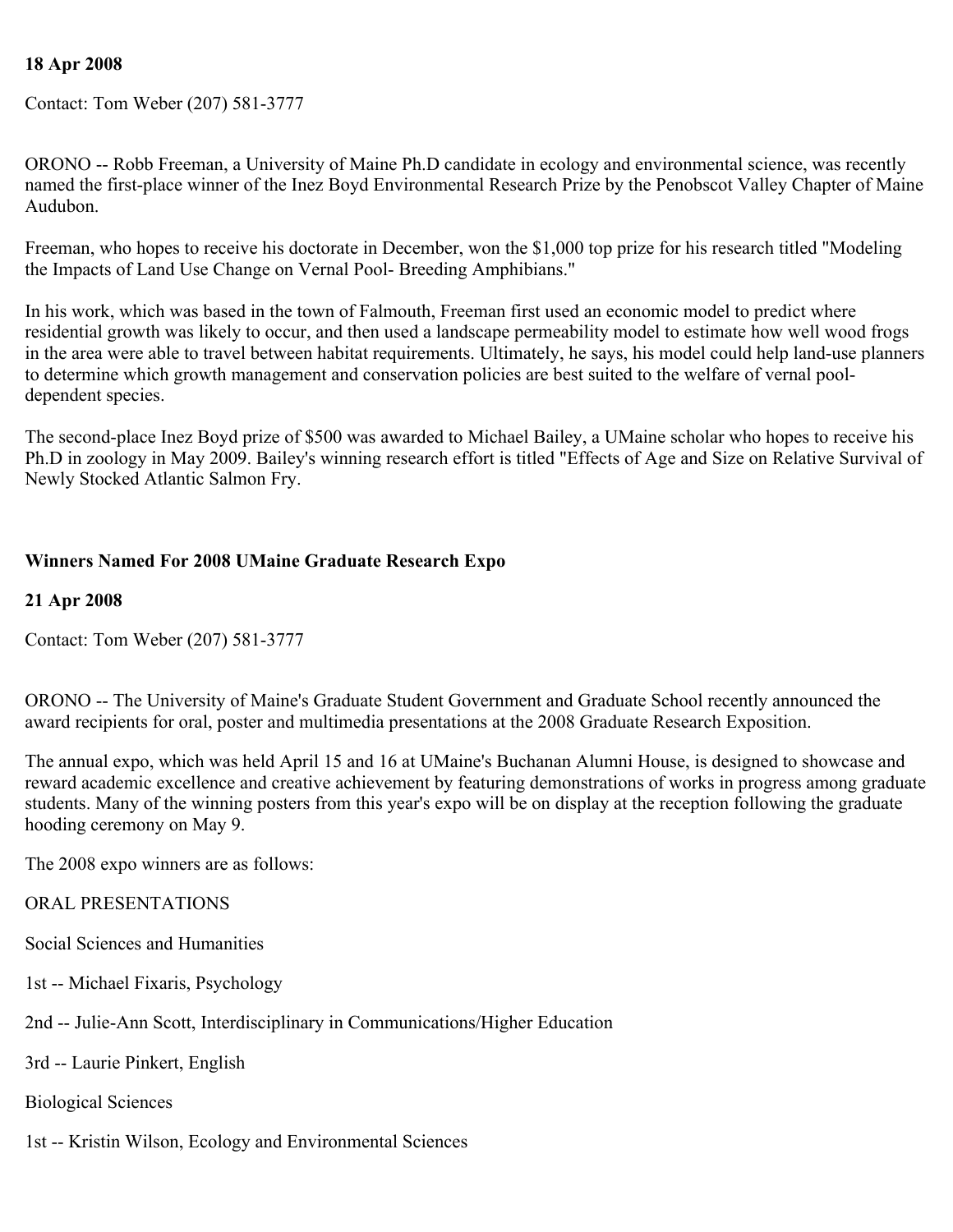**18 Apr 2008**

Contact: Tom Weber (207) 581-3777

ORONO -- Robb Freeman, a University of Maine Ph.D candidate in ecology and environmental science, was recently named the first-place winner of the Inez Boyd Environmental Research Prize by the Penobscot Valley Chapter of Maine Audubon.

Freeman, who hopes to receive his doctorate in December, won the $1,000 top prize for his research titled "Modeling the Impacts of Land Use Change on Vernal Pool- Breeding Amphibians."

In his work, which was based in the town of Falmouth, Freeman first used an economic model to predict where residential growth was likely to occur, and then used a landscape permeability model to estimate how well wood frogs in the area were able to travel between habitat requirements. Ultimately, he says, his model could help land-use planners to determine which growth management and conservation policies are best suited to the welfare of vernal pool-dependent species.

The second-place Inez Boyd prize of $500 was awarded to Michael Bailey, a UMaine scholar who hopes to receive his Ph.D in zoology in May 2009. Bailey's winning research effort is titled "Effects of Age and Size on Relative Survival of Newly Stocked Atlantic Salmon Fry.

**Winners Named For 2008 UMaine Graduate Research Expo**

**21 Apr 2008**

Contact: Tom Weber (207) 581-3777

ORONO -- The University of Maine's Graduate Student Government and Graduate School recently announced the award recipients for oral, poster and multimedia presentations at the 2008 Graduate Research Exposition.

The annual expo, which was held April 15 and 16 at UMaine's Buchanan Alumni House, is designed to showcase and reward academic excellence and creative achievement by featuring demonstrations of works in progress among graduate students. Many of the winning posters from this year's expo will be on display at the reception following the graduate hooding ceremony on May 9.

The 2008 expo winners are as follows:

ORAL PRESENTATIONS

Social Sciences and Humanities

1st -- Michael Fixaris, Psychology

2nd -- Julie-Ann Scott, Interdisciplinary in Communications/Higher Education

3rd -- Laurie Pinkert, English

Biological Sciences

1st -- Kristin Wilson, Ecology and Environmental Sciences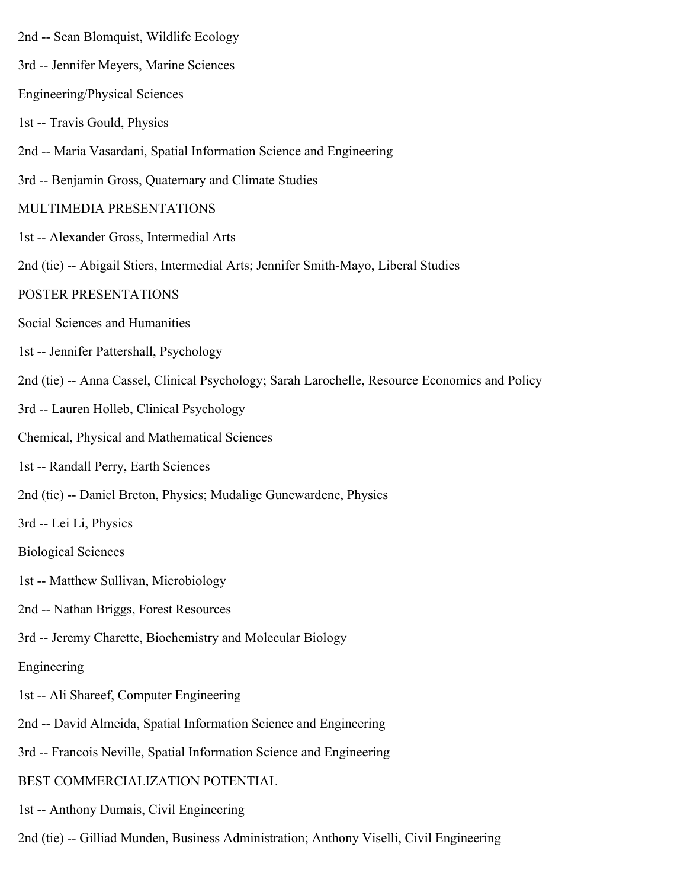2nd -- Sean Blomquist, Wildlife Ecology

3rd -- Jennifer Meyers, Marine Sciences

Engineering/Physical Sciences

1st -- Travis Gould, Physics

2nd -- Maria Vasardani, Spatial Information Science and Engineering

3rd -- Benjamin Gross, Quaternary and Climate Studies

MULTIMEDIA PRESENTATIONS

1st -- Alexander Gross, Intermedial Arts

2nd (tie) -- Abigail Stiers, Intermedial Arts; Jennifer Smith-Mayo, Liberal Studies

POSTER PRESENTATIONS

Social Sciences and Humanities

1st -- Jennifer Pattershall, Psychology

2nd (tie) -- Anna Cassel, Clinical Psychology; Sarah Larochelle, Resource Economics and Policy

3rd -- Lauren Holleb, Clinical Psychology

Chemical, Physical and Mathematical Sciences

1st -- Randall Perry, Earth Sciences

2nd (tie) -- Daniel Breton, Physics; Mudalige Gunewardene, Physics

3rd -- Lei Li, Physics

Biological Sciences

1st -- Matthew Sullivan, Microbiology

2nd -- Nathan Briggs, Forest Resources

3rd -- Jeremy Charette, Biochemistry and Molecular Biology

Engineering

1st -- Ali Shareef, Computer Engineering

2nd -- David Almeida, Spatial Information Science and Engineering

3rd -- Francois Neville, Spatial Information Science and Engineering

BEST COMMERCIALIZATION POTENTIAL

1st -- Anthony Dumais, Civil Engineering

2nd (tie) -- Gilliad Munden, Business Administration; Anthony Viselli, Civil Engineering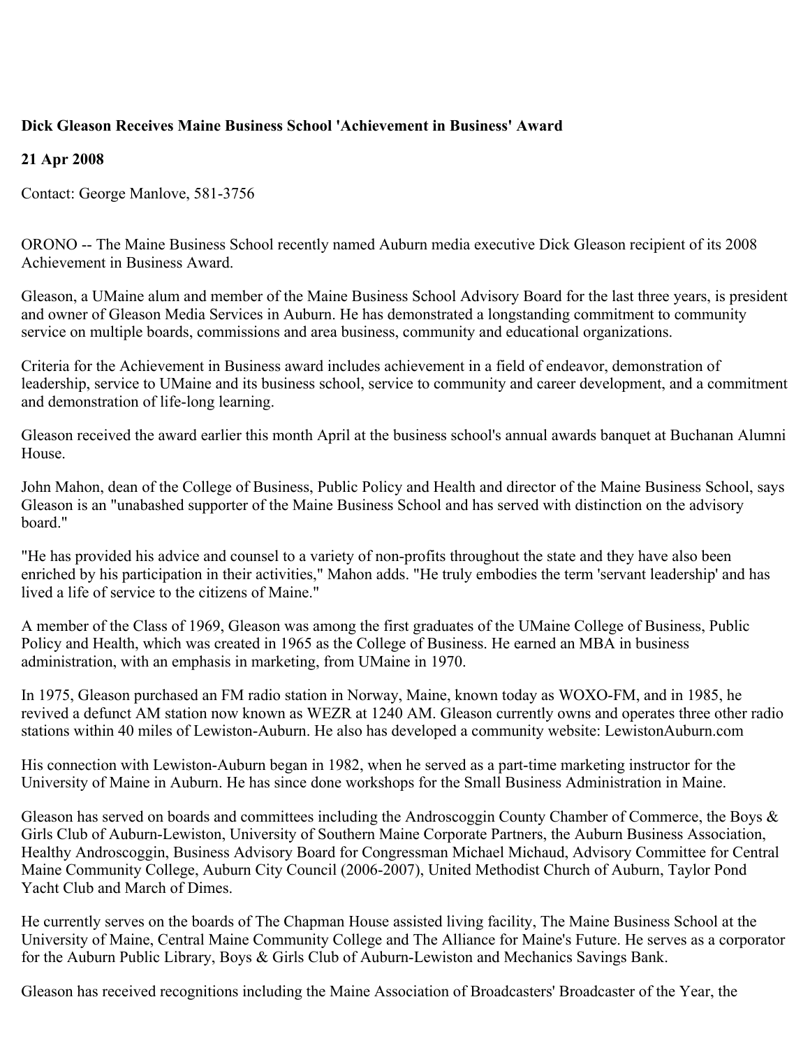**Dick Gleason Receives Maine Business School 'Achievement in Business' Award**

**21 Apr 2008**

Contact: George Manlove, 581-3756

ORONO -- The Maine Business School recently named Auburn media executive Dick Gleason recipient of its 2008 Achievement in Business Award.

Gleason, a UMaine alum and member of the Maine Business School Advisory Board for the last three years, is president and owner of Gleason Media Services in Auburn. He has demonstrated a longstanding commitment to community service on multiple boards, commissions and area business, community and educational organizations.

Criteria for the Achievement in Business award includes achievement in a field of endeavor, demonstration of leadership, service to UMaine and its business school, service to community and career development, and a commitment and demonstration of life-long learning.

Gleason received the award earlier this month April at the business school's annual awards banquet at Buchanan Alumni House.

John Mahon, dean of the College of Business, Public Policy and Health and director of the Maine Business School, says Gleason is an "unabashed supporter of the Maine Business School and has served with distinction on the advisory board."

"He has provided his advice and counsel to a variety of non-profits throughout the state and they have also been enriched by his participation in their activities," Mahon adds. "He truly embodies the term 'servant leadership' and has lived a life of service to the citizens of Maine."

A member of the Class of 1969, Gleason was among the first graduates of the UMaine College of Business, Public Policy and Health, which was created in 1965 as the College of Business. He earned an MBA in business administration, with an emphasis in marketing, from UMaine in 1970.

In 1975, Gleason purchased an FM radio station in Norway, Maine, known today as WOXO-FM, and in 1985, he revived a defunct AM station now known as WEZR at 1240 AM. Gleason currently owns and operates three other radio stations within 40 miles of Lewiston-Auburn. He also has developed a community website: LewistonAuburn.com

His connection with Lewiston-Auburn began in 1982, when he served as a part-time marketing instructor for the University of Maine in Auburn. He has since done workshops for the Small Business Administration in Maine.

Gleason has served on boards and committees including the Androscoggin County Chamber of Commerce, the Boys & Girls Club of Auburn-Lewiston, University of Southern Maine Corporate Partners, the Auburn Business Association, Healthy Androscoggin, Business Advisory Board for Congressman Michael Michaud, Advisory Committee for Central Maine Community College, Auburn City Council (2006-2007), United Methodist Church of Auburn, Taylor Pond Yacht Club and March of Dimes.

He currently serves on the boards of The Chapman House assisted living facility, The Maine Business School at the University of Maine, Central Maine Community College and The Alliance for Maine's Future. He serves as a corporator for the Auburn Public Library, Boys & Girls Club of Auburn-Lewiston and Mechanics Savings Bank.

Gleason has received recognitions including the Maine Association of Broadcasters' Broadcaster of the Year, the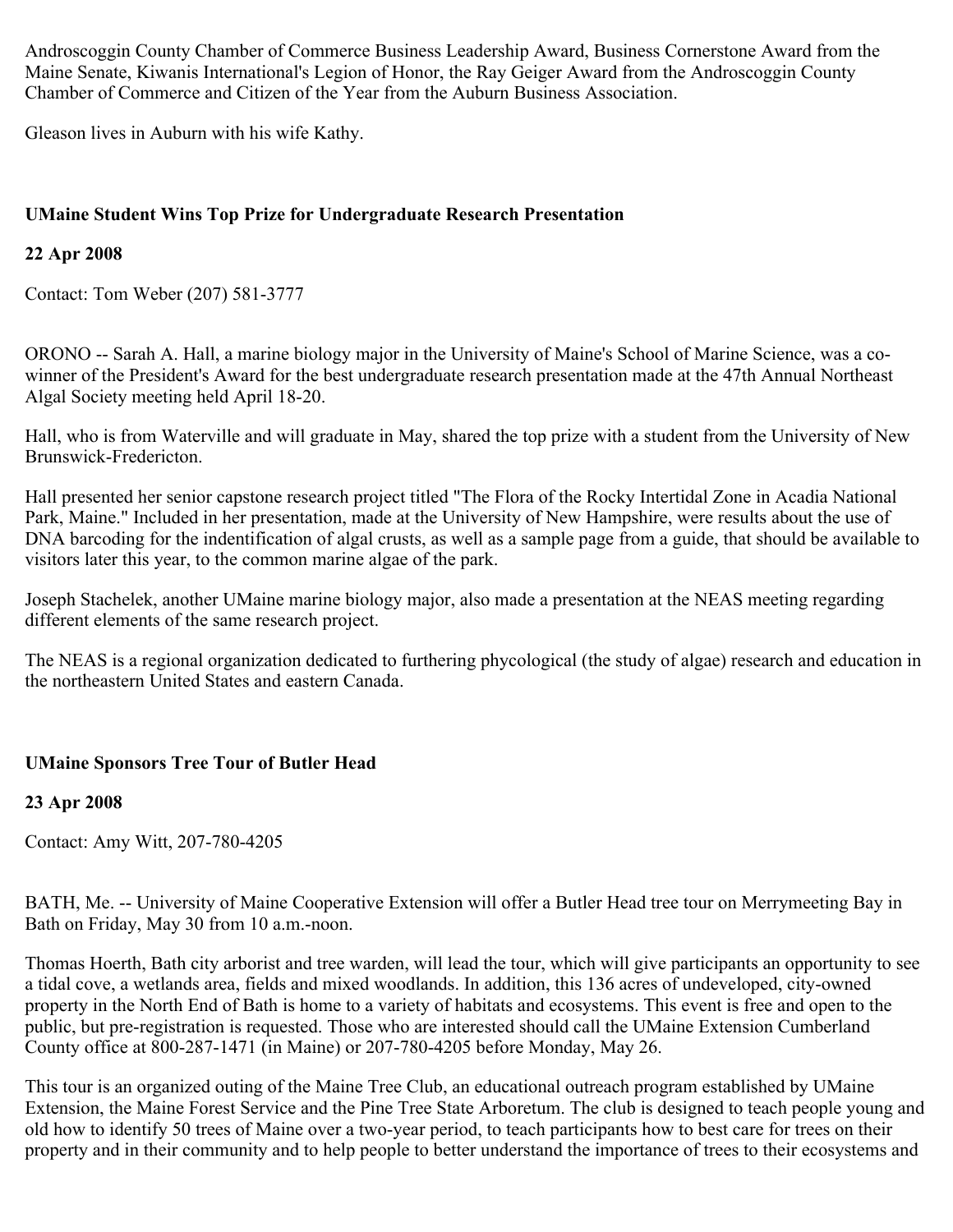Androscoggin County Chamber of Commerce Business Leadership Award, Business Cornerstone Award from the Maine Senate, Kiwanis International's Legion of Honor, the Ray Geiger Award from the Androscoggin County Chamber of Commerce and Citizen of the Year from the Auburn Business Association.

Gleason lives in Auburn with his wife Kathy.

**UMaine Student Wins Top Prize for Undergraduate Research Presentation**

**22 Apr 2008**

Contact: Tom Weber (207) 581-3777

ORONO -- Sarah A. Hall, a marine biology major in the University of Maine's School of Marine Science, was a co-winner of the President's Award for the best undergraduate research presentation made at the 47th Annual Northeast Algal Society meeting held April 18-20.

Hall, who is from Waterville and will graduate in May, shared the top prize with a student from the University of New Brunswick-Fredericton.

Hall presented her senior capstone research project titled "The Flora of the Rocky Intertidal Zone in Acadia National Park, Maine." Included in her presentation, made at the University of New Hampshire, were results about the use of DNA barcoding for the indentification of algal crusts, as well as a sample page from a guide, that should be available to visitors later this year, to the common marine algae of the park.

Joseph Stachelek, another UMaine marine biology major, also made a presentation at the NEAS meeting regarding different elements of the same research project.

The NEAS is a regional organization dedicated to furthering phycological (the study of algae) research and education in the northeastern United States and eastern Canada.

**UMaine Sponsors Tree Tour of Butler Head**

**23 Apr 2008**

Contact: Amy Witt, 207-780-4205

BATH, Me. -- University of Maine Cooperative Extension will offer a Butler Head tree tour on Merrymeeting Bay in Bath on Friday, May 30 from 10 a.m.-noon.

Thomas Hoerth, Bath city arborist and tree warden, will lead the tour, which will give participants an opportunity to see a tidal cove, a wetlands area, fields and mixed woodlands. In addition, this 136 acres of undeveloped, city-owned property in the North End of Bath is home to a variety of habitats and ecosystems. This event is free and open to the public, but pre-registration is requested. Those who are interested should call the UMaine Extension Cumberland County office at 800-287-1471 (in Maine) or 207-780-4205 before Monday, May 26.

This tour is an organized outing of the Maine Tree Club, an educational outreach program established by UMaine Extension, the Maine Forest Service and the Pine Tree State Arboretum. The club is designed to teach people young and old how to identify 50 trees of Maine over a two-year period, to teach participants how to best care for trees on their property and in their community and to help people to better understand the importance of trees to their ecosystems and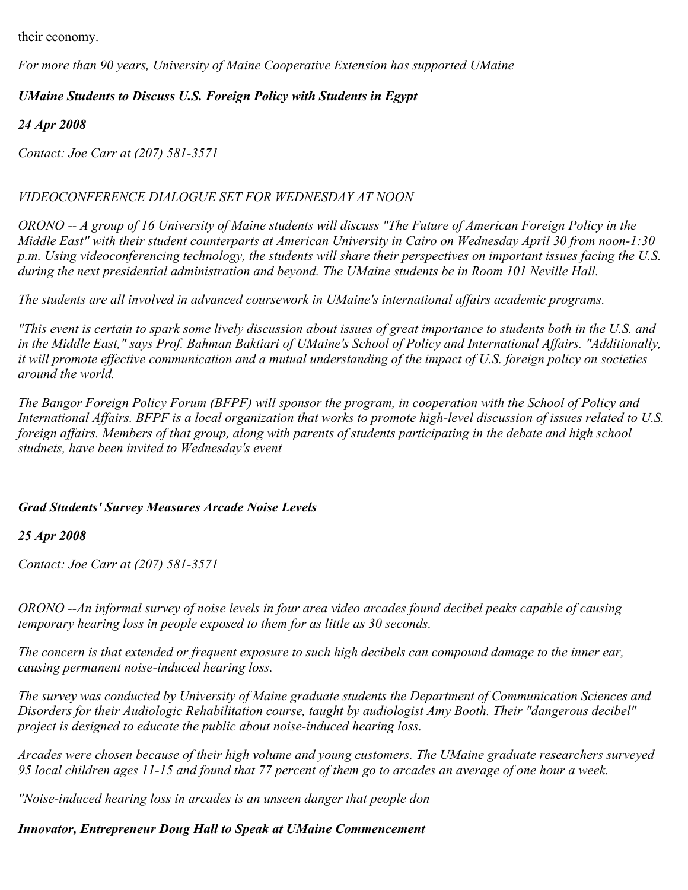their economy.

*For more than 90 years, University of Maine Cooperative Extension has supported UMaine*

***UMaine Students to Discuss U.S. Foreign Policy with Students in Egypt***

***24 Apr 2008***

*Contact: Joe Carr at (207) 581-3571*

*VIDEOCONFERENCE DIALOGUE SET FOR WEDNESDAY AT NOON*

*ORONO -- A group of 16 University of Maine students will discuss "The Future of American Foreign Policy in the Middle East" with their student counterparts at American University in Cairo on Wednesday April 30 from noon-1:30 p.m. Using videoconferencing technology, the students will share their perspectives on important issues facing the U.S. during the next presidential administration and beyond. The UMaine students be in Room 101 Neville Hall.*

*The students are all involved in advanced coursework in UMaine's international affairs academic programs.*

*"This event is certain to spark some lively discussion about issues of great importance to students both in the U.S. and in the Middle East," says Prof. Bahman Baktiari of UMaine's School of Policy and International Affairs. "Additionally, it will promote effective communication and a mutual understanding of the impact of U.S. foreign policy on societies around the world.*

*The Bangor Foreign Policy Forum (BFPF) will sponsor the program, in cooperation with the School of Policy and International Affairs. BFPF is a local organization that works to promote high-level discussion of issues related to U.S. foreign affairs. Members of that group, along with parents of students participating in the debate and high school studnets, have been invited to Wednesday's event*

***Grad Students' Survey Measures Arcade Noise Levels***

***25 Apr 2008***

*Contact: Joe Carr at (207) 581-3571*

*ORONO --An informal survey of noise levels in four area video arcades found decibel peaks capable of causing temporary hearing loss in people exposed to them for as little as 30 seconds.*

*The concern is that extended or frequent exposure to such high decibels can compound damage to the inner ear, causing permanent noise-induced hearing loss.*

*The survey was conducted by University of Maine graduate students the Department of Communication Sciences and Disorders for their Audiologic Rehabilitation course, taught by audiologist Amy Booth. Their "dangerous decibel" project is designed to educate the public about noise-induced hearing loss.*

*Arcades were chosen because of their high volume and young customers. The UMaine graduate researchers surveyed 95 local children ages 11-15 and found that 77 percent of them go to arcades an average of one hour a week.*

*"Noise-induced hearing loss in arcades is an unseen danger that people don*

***Innovator, Entrepreneur Doug Hall to Speak at UMaine Commencement***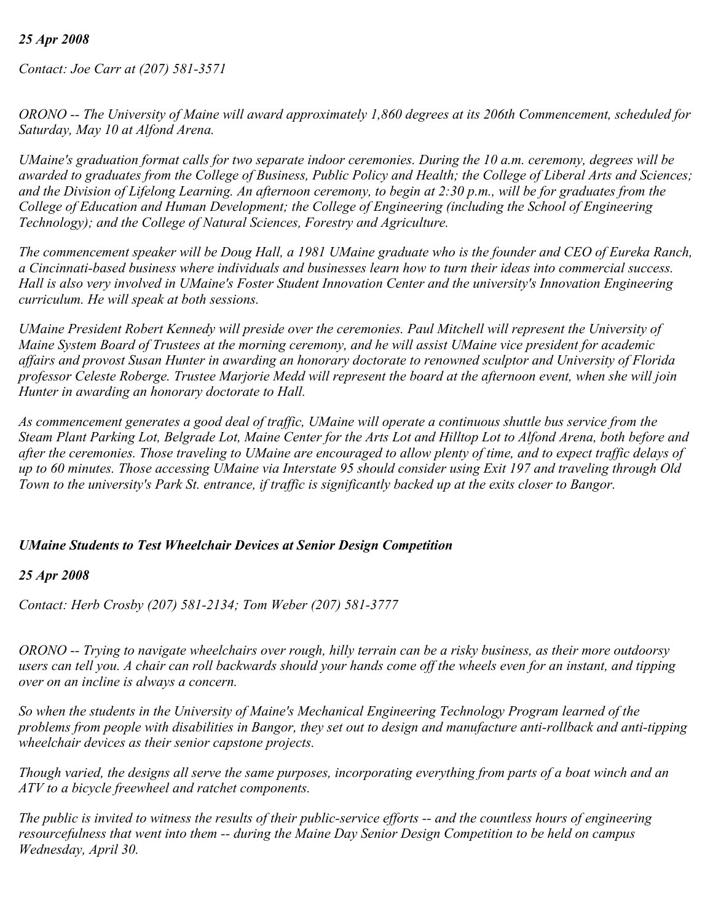*25 Apr 2008*

*Contact: Joe Carr at (207) 581-3571*

*ORONO -- The University of Maine will award approximately 1,860 degrees at its 206th Commencement, scheduled for Saturday, May 10 at Alfond Arena.*

*UMaine's graduation format calls for two separate indoor ceremonies. During the 10 a.m. ceremony, degrees will be awarded to graduates from the College of Business, Public Policy and Health; the College of Liberal Arts and Sciences; and the Division of Lifelong Learning. An afternoon ceremony, to begin at 2:30 p.m., will be for graduates from the College of Education and Human Development; the College of Engineering (including the School of Engineering Technology); and the College of Natural Sciences, Forestry and Agriculture.*

*The commencement speaker will be Doug Hall, a 1981 UMaine graduate who is the founder and CEO of Eureka Ranch, a Cincinnati-based business where individuals and businesses learn how to turn their ideas into commercial success. Hall is also very involved in UMaine's Foster Student Innovation Center and the university's Innovation Engineering curriculum. He will speak at both sessions.*

*UMaine President Robert Kennedy will preside over the ceremonies. Paul Mitchell will represent the University of Maine System Board of Trustees at the morning ceremony, and he will assist UMaine vice president for academic affairs and provost Susan Hunter in awarding an honorary doctorate to renowned sculptor and University of Florida professor Celeste Roberge. Trustee Marjorie Medd will represent the board at the afternoon event, when she will join Hunter in awarding an honorary doctorate to Hall.*

*As commencement generates a good deal of traffic, UMaine will operate a continuous shuttle bus service from the Steam Plant Parking Lot, Belgrade Lot, Maine Center for the Arts Lot and Hilltop Lot to Alfond Arena, both before and after the ceremonies. Those traveling to UMaine are encouraged to allow plenty of time, and to expect traffic delays of up to 60 minutes. Those accessing UMaine via Interstate 95 should consider using Exit 197 and traveling through Old Town to the university's Park St. entrance, if traffic is significantly backed up at the exits closer to Bangor.*

## ***UMaine Students to Test Wheelchair Devices at Senior Design Competition***

*25 Apr 2008*

*Contact: Herb Crosby (207) 581-2134; Tom Weber (207) 581-3777*

*ORONO -- Trying to navigate wheelchairs over rough, hilly terrain can be a risky business, as their more outdoorsy users can tell you. A chair can roll backwards should your hands come off the wheels even for an instant, and tipping over on an incline is always a concern.*

*So when the students in the University of Maine's Mechanical Engineering Technology Program learned of the problems from people with disabilities in Bangor, they set out to design and manufacture anti-rollback and anti-tipping wheelchair devices as their senior capstone projects.*

*Though varied, the designs all serve the same purposes, incorporating everything from parts of a boat winch and an ATV to a bicycle freewheel and ratchet components.*

*The public is invited to witness the results of their public-service efforts -- and the countless hours of engineering resourcefulness that went into them -- during the Maine Day Senior Design Competition to be held on campus Wednesday, April 30.*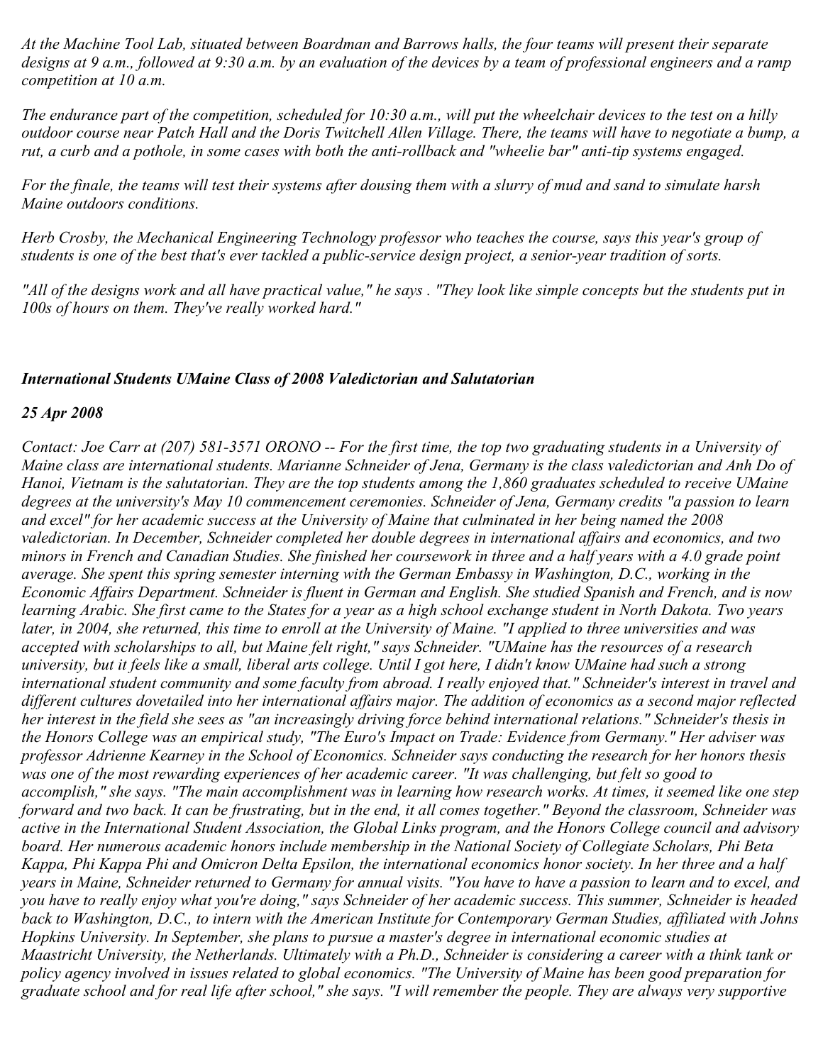*At the Machine Tool Lab, situated between Boardman and Barrows halls, the four teams will present their separate designs at 9 a.m., followed at 9:30 a.m. by an evaluation of the devices by a team of professional engineers and a ramp competition at 10 a.m.*

*The endurance part of the competition, scheduled for 10:30 a.m., will put the wheelchair devices to the test on a hilly outdoor course near Patch Hall and the Doris Twitchell Allen Village. There, the teams will have to negotiate a bump, a rut, a curb and a pothole, in some cases with both the anti-rollback and "wheelie bar" anti-tip systems engaged.*

*For the finale, the teams will test their systems after dousing them with a slurry of mud and sand to simulate harsh Maine outdoors conditions.*

*Herb Crosby, the Mechanical Engineering Technology professor who teaches the course, says this year's group of students is one of the best that's ever tackled a public-service design project, a senior-year tradition of sorts.*

*"All of the designs work and all have practical value," he says . "They look like simple concepts but the students put in 100s of hours on them. They've really worked hard."*

***International Students UMaine Class of 2008 Valedictorian and Salutatorian***

***25 Apr 2008***

*Contact: Joe Carr at (207) 581-3571 ORONO -- For the first time, the top two graduating students in a University of Maine class are international students. Marianne Schneider of Jena, Germany is the class valedictorian and Anh Do of Hanoi, Vietnam is the salutatorian. They are the top students among the 1,860 graduates scheduled to receive UMaine degrees at the university's May 10 commencement ceremonies. Schneider of Jena, Germany credits "a passion to learn and excel" for her academic success at the University of Maine that culminated in her being named the 2008 valedictorian. In December, Schneider completed her double degrees in international affairs and economics, and two minors in French and Canadian Studies. She finished her coursework in three and a half years with a 4.0 grade point average. She spent this spring semester interning with the German Embassy in Washington, D.C., working in the Economic Affairs Department. Schneider is fluent in German and English. She studied Spanish and French, and is now learning Arabic. She first came to the States for a year as a high school exchange student in North Dakota. Two years later, in 2004, she returned, this time to enroll at the University of Maine. "I applied to three universities and was accepted with scholarships to all, but Maine felt right," says Schneider. "UMaine has the resources of a research university, but it feels like a small, liberal arts college. Until I got here, I didn't know UMaine had such a strong international student community and some faculty from abroad. I really enjoyed that." Schneider's interest in travel and different cultures dovetailed into her international affairs major. The addition of economics as a second major reflected her interest in the field she sees as "an increasingly driving force behind international relations." Schneider's thesis in the Honors College was an empirical study, "The Euro's Impact on Trade: Evidence from Germany." Her adviser was professor Adrienne Kearney in the School of Economics. Schneider says conducting the research for her honors thesis was one of the most rewarding experiences of her academic career. "It was challenging, but felt so good to accomplish," she says. "The main accomplishment was in learning how research works. At times, it seemed like one step forward and two back. It can be frustrating, but in the end, it all comes together." Beyond the classroom, Schneider was active in the International Student Association, the Global Links program, and the Honors College council and advisory board. Her numerous academic honors include membership in the National Society of Collegiate Scholars, Phi Beta Kappa, Phi Kappa Phi and Omicron Delta Epsilon, the international economics honor society. In her three and a half years in Maine, Schneider returned to Germany for annual visits. "You have to have a passion to learn and to excel, and you have to really enjoy what you're doing," says Schneider of her academic success. This summer, Schneider is headed back to Washington, D.C., to intern with the American Institute for Contemporary German Studies, affiliated with Johns Hopkins University. In September, she plans to pursue a master's degree in international economic studies at Maastricht University, the Netherlands. Ultimately with a Ph.D., Schneider is considering a career with a think tank or policy agency involved in issues related to global economics. "The University of Maine has been good preparation for graduate school and for real life after school," she says. "I will remember the people. They are always very supportive*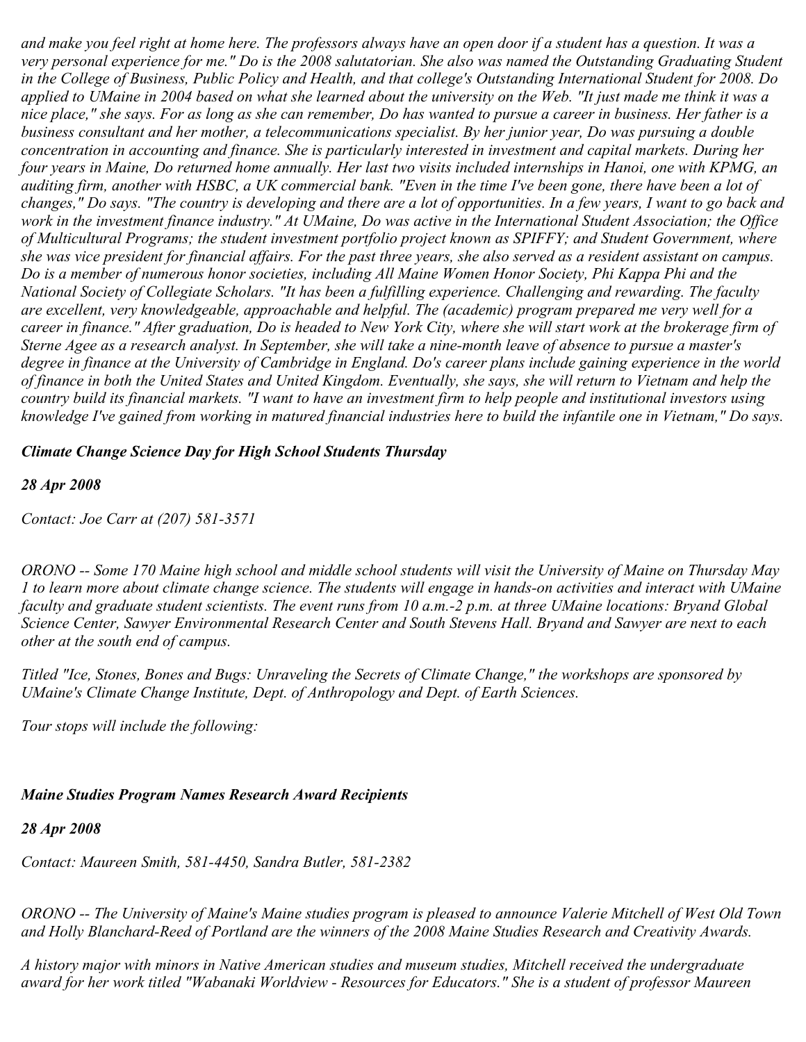*and make you feel right at home here. The professors always have an open door if a student has a question. It was a very personal experience for me." Do is the 2008 salutatorian. She also was named the Outstanding Graduating Student in the College of Business, Public Policy and Health, and that college's Outstanding International Student for 2008. Do applied to UMaine in 2004 based on what she learned about the university on the Web. "It just made me think it was a nice place," she says. For as long as she can remember, Do has wanted to pursue a career in business. Her father is a business consultant and her mother, a telecommunications specialist. By her junior year, Do was pursuing a double concentration in accounting and finance. She is particularly interested in investment and capital markets. During her four years in Maine, Do returned home annually. Her last two visits included internships in Hanoi, one with KPMG, an auditing firm, another with HSBC, a UK commercial bank. "Even in the time I've been gone, there have been a lot of changes," Do says. "The country is developing and there are a lot of opportunities. In a few years, I want to go back and work in the investment finance industry." At UMaine, Do was active in the International Student Association; the Office of Multicultural Programs; the student investment portfolio project known as SPIFFY; and Student Government, where she was vice president for financial affairs. For the past three years, she also served as a resident assistant on campus. Do is a member of numerous honor societies, including All Maine Women Honor Society, Phi Kappa Phi and the National Society of Collegiate Scholars. "It has been a fulfilling experience. Challenging and rewarding. The faculty are excellent, very knowledgeable, approachable and helpful. The (academic) program prepared me very well for a career in finance." After graduation, Do is headed to New York City, where she will start work at the brokerage firm of Sterne Agee as a research analyst. In September, she will take a nine-month leave of absence to pursue a master's degree in finance at the University of Cambridge in England. Do's career plans include gaining experience in the world of finance in both the United States and United Kingdom. Eventually, she says, she will return to Vietnam and help the country build its financial markets. "I want to have an investment firm to help people and institutional investors using knowledge I've gained from working in matured financial industries here to build the infantile one in Vietnam," Do says.*

### *Climate Change Science Day for High School Students Thursday*

*28 Apr 2008*

*Contact: Joe Carr at (207) 581-3571*

*ORONO -- Some 170 Maine high school and middle school students will visit the University of Maine on Thursday May 1 to learn more about climate change science. The students will engage in hands-on activities and interact with UMaine faculty and graduate student scientists. The event runs from 10 a.m.-2 p.m. at three UMaine locations: Bryand Global Science Center, Sawyer Environmental Research Center and South Stevens Hall. Bryand and Sawyer are next to each other at the south end of campus.*

*Titled "Ice, Stones, Bones and Bugs: Unraveling the Secrets of Climate Change," the workshops are sponsored by UMaine's Climate Change Institute, Dept. of Anthropology and Dept. of Earth Sciences.*

*Tour stops will include the following:*

### *Maine Studies Program Names Research Award Recipients*

*28 Apr 2008*

*Contact: Maureen Smith, 581-4450, Sandra Butler, 581-2382*

*ORONO -- The University of Maine's Maine studies program is pleased to announce Valerie Mitchell of West Old Town and Holly Blanchard-Reed of Portland are the winners of the 2008 Maine Studies Research and Creativity Awards.*

*A history major with minors in Native American studies and museum studies, Mitchell received the undergraduate award for her work titled "Wabanaki Worldview - Resources for Educators." She is a student of professor Maureen*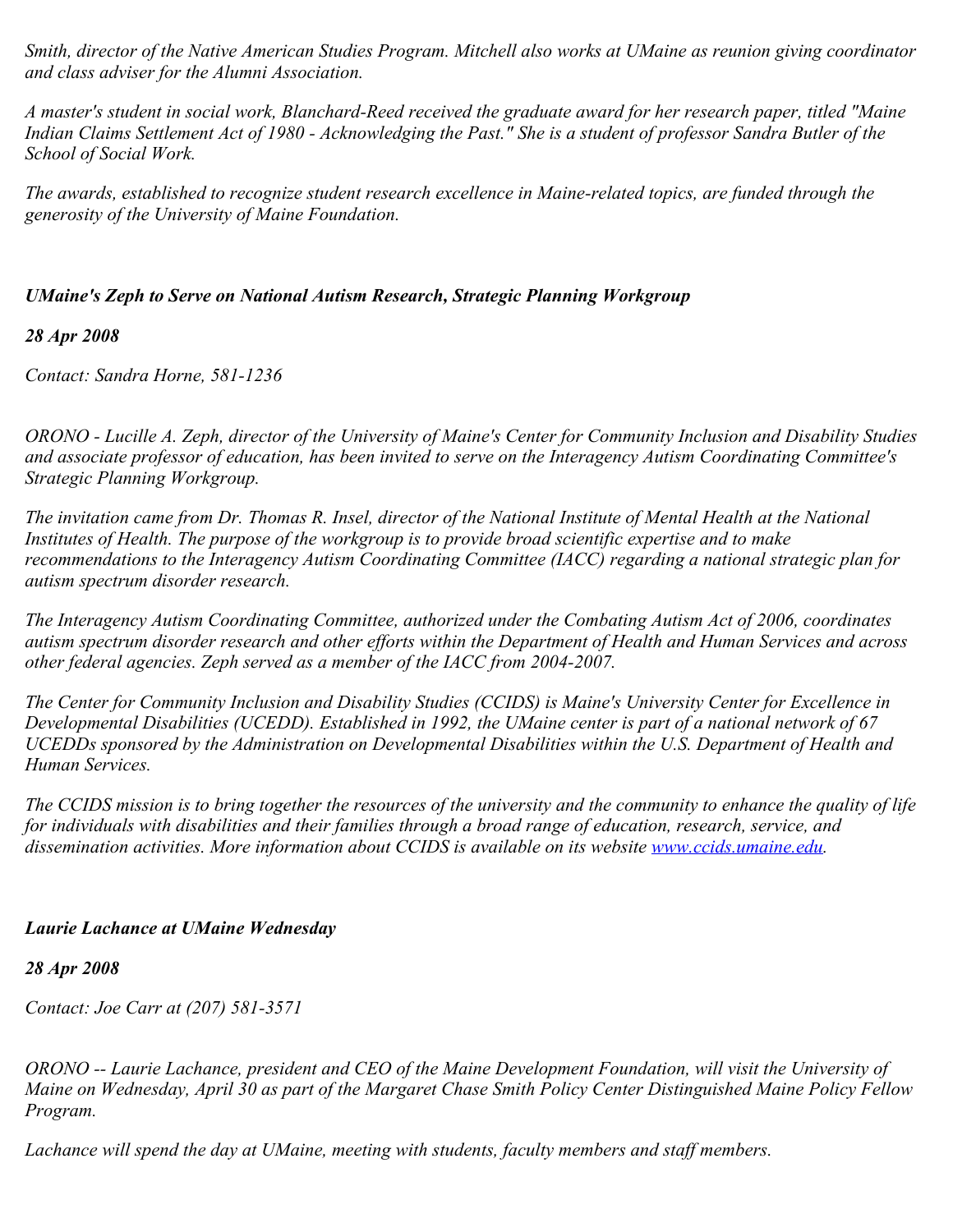*Smith, director of the Native American Studies Program. Mitchell also works at UMaine as reunion giving coordinator and class adviser for the Alumni Association.*

*A master's student in social work, Blanchard-Reed received the graduate award for her research paper, titled "Maine Indian Claims Settlement Act of 1980 - Acknowledging the Past." She is a student of professor Sandra Butler of the School of Social Work.*

*The awards, established to recognize student research excellence in Maine-related topics, are funded through the generosity of the University of Maine Foundation.*

### ***UMaine's Zeph to Serve on National Autism Research, Strategic Planning Workgroup***

***28 Apr 2008***

*Contact: Sandra Horne, 581-1236*

*ORONO - Lucille A. Zeph, director of the University of Maine's Center for Community Inclusion and Disability Studies and associate professor of education, has been invited to serve on the Interagency Autism Coordinating Committee's Strategic Planning Workgroup.*

*The invitation came from Dr. Thomas R. Insel, director of the National Institute of Mental Health at the National Institutes of Health. The purpose of the workgroup is to provide broad scientific expertise and to make recommendations to the Interagency Autism Coordinating Committee (IACC) regarding a national strategic plan for autism spectrum disorder research.*

*The Interagency Autism Coordinating Committee, authorized under the Combating Autism Act of 2006, coordinates autism spectrum disorder research and other efforts within the Department of Health and Human Services and across other federal agencies. Zeph served as a member of the IACC from 2004-2007.*

*The Center for Community Inclusion and Disability Studies (CCIDS) is Maine's University Center for Excellence in Developmental Disabilities (UCEDD). Established in 1992, the UMaine center is part of a national network of 67 UCEDDs sponsored by the Administration on Developmental Disabilities within the U.S. Department of Health and Human Services.*

*The CCIDS mission is to bring together the resources of the university and the community to enhance the quality of life for individuals with disabilities and their families through a broad range of education, research, service, and dissemination activities. More information about CCIDS is available on its website [www.ccids.umaine.edu](http://www.ccids.umaine.edu).*

### ***Laurie Lachance at UMaine Wednesday***

***28 Apr 2008***

*Contact: Joe Carr at (207) 581-3571*

*ORONO -- Laurie Lachance, president and CEO of the Maine Development Foundation, will visit the University of Maine on Wednesday, April 30 as part of the Margaret Chase Smith Policy Center Distinguished Maine Policy Fellow Program.*

*Lachance will spend the day at UMaine, meeting with students, faculty members and staff members.*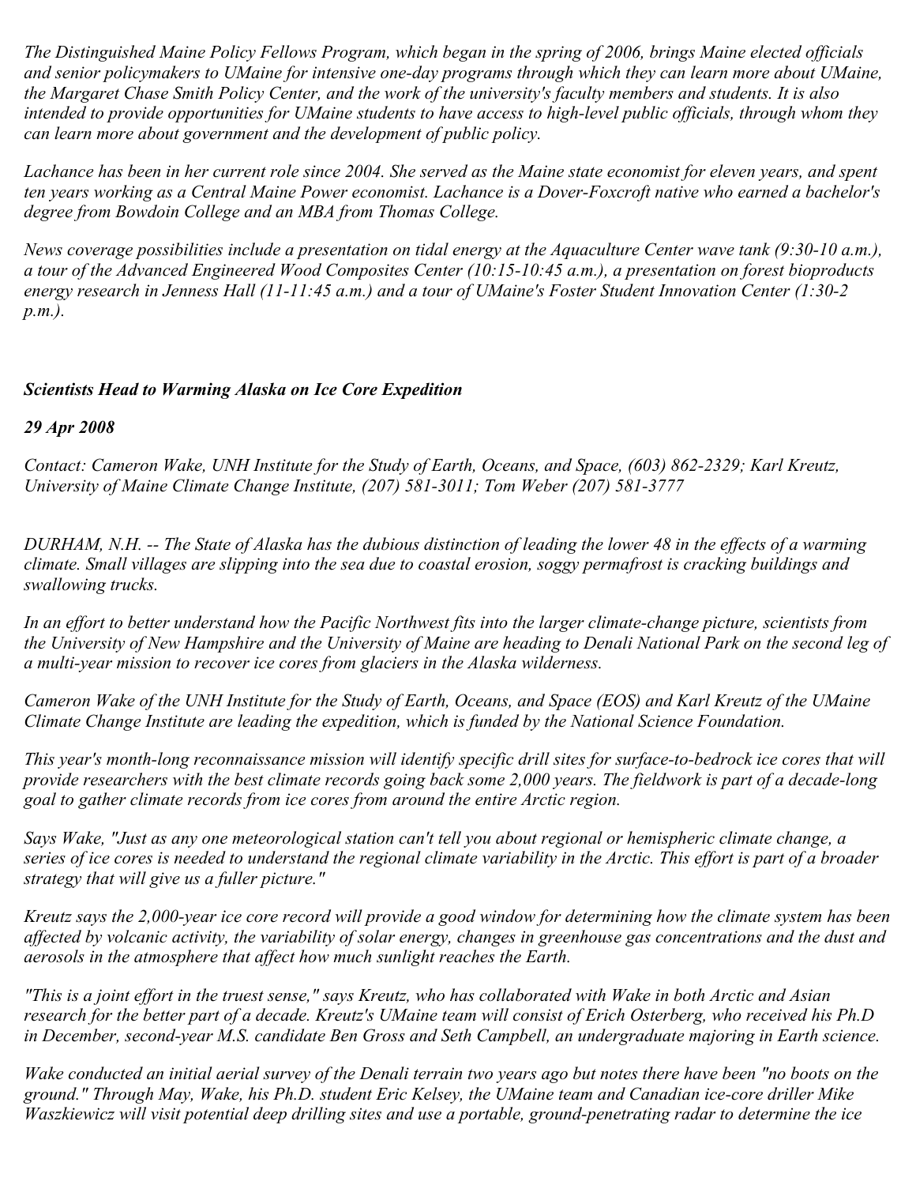*The Distinguished Maine Policy Fellows Program, which began in the spring of 2006, brings Maine elected officials and senior policymakers to UMaine for intensive one-day programs through which they can learn more about UMaine, the Margaret Chase Smith Policy Center, and the work of the university's faculty members and students. It is also intended to provide opportunities for UMaine students to have access to high-level public officials, through whom they can learn more about government and the development of public policy.*

*Lachance has been in her current role since 2004. She served as the Maine state economist for eleven years, and spent ten years working as a Central Maine Power economist. Lachance is a Dover-Foxcroft native who earned a bachelor's degree from Bowdoin College and an MBA from Thomas College.*

*News coverage possibilities include a presentation on tidal energy at the Aquaculture Center wave tank (9:30-10 a.m.), a tour of the Advanced Engineered Wood Composites Center (10:15-10:45 a.m.), a presentation on forest bioproducts energy research in Jenness Hall (11-11:45 a.m.) and a tour of UMaine's Foster Student Innovation Center (1:30-2 p.m.).*

### ***Scientists Head to Warming Alaska on Ice Core Expedition***

***29 Apr 2008***

*Contact: Cameron Wake, UNH Institute for the Study of Earth, Oceans, and Space, (603) 862-2329; Karl Kreutz, University of Maine Climate Change Institute, (207) 581-3011; Tom Weber (207) 581-3777*

*DURHAM, N.H. -- The State of Alaska has the dubious distinction of leading the lower 48 in the effects of a warming climate. Small villages are slipping into the sea due to coastal erosion, soggy permafrost is cracking buildings and swallowing trucks.*

*In an effort to better understand how the Pacific Northwest fits into the larger climate-change picture, scientists from the University of New Hampshire and the University of Maine are heading to Denali National Park on the second leg of a multi-year mission to recover ice cores from glaciers in the Alaska wilderness.*

*Cameron Wake of the UNH Institute for the Study of Earth, Oceans, and Space (EOS) and Karl Kreutz of the UMaine Climate Change Institute are leading the expedition, which is funded by the National Science Foundation.*

*This year's month-long reconnaissance mission will identify specific drill sites for surface-to-bedrock ice cores that will provide researchers with the best climate records going back some 2,000 years. The fieldwork is part of a decade-long goal to gather climate records from ice cores from around the entire Arctic region.*

*Says Wake, "Just as any one meteorological station can't tell you about regional or hemispheric climate change, a series of ice cores is needed to understand the regional climate variability in the Arctic. This effort is part of a broader strategy that will give us a fuller picture."*

*Kreutz says the 2,000-year ice core record will provide a good window for determining how the climate system has been affected by volcanic activity, the variability of solar energy, changes in greenhouse gas concentrations and the dust and aerosols in the atmosphere that affect how much sunlight reaches the Earth.*

*"This is a joint effort in the truest sense," says Kreutz, who has collaborated with Wake in both Arctic and Asian research for the better part of a decade. Kreutz's UMaine team will consist of Erich Osterberg, who received his Ph.D in December, second-year M.S. candidate Ben Gross and Seth Campbell, an undergraduate majoring in Earth science.*

*Wake conducted an initial aerial survey of the Denali terrain two years ago but notes there have been "no boots on the ground." Through May, Wake, his Ph.D. student Eric Kelsey, the UMaine team and Canadian ice-core driller Mike Waszkiewicz will visit potential deep drilling sites and use a portable, ground-penetrating radar to determine the ice*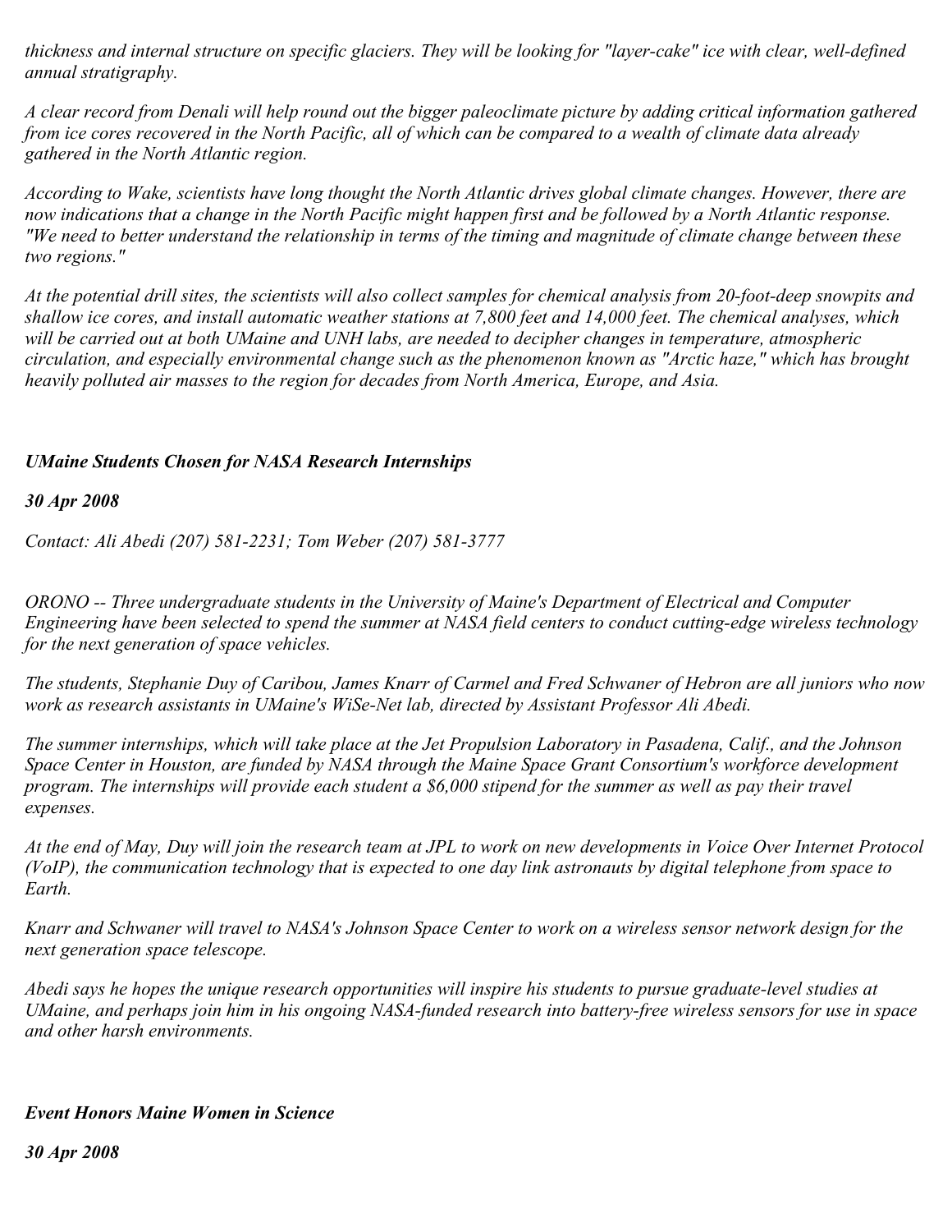*thickness and internal structure on specific glaciers. They will be looking for "layer-cake" ice with clear, well-defined annual stratigraphy.*

*A clear record from Denali will help round out the bigger paleoclimate picture by adding critical information gathered from ice cores recovered in the North Pacific, all of which can be compared to a wealth of climate data already gathered in the North Atlantic region.*

*According to Wake, scientists have long thought the North Atlantic drives global climate changes. However, there are now indications that a change in the North Pacific might happen first and be followed by a North Atlantic response. "We need to better understand the relationship in terms of the timing and magnitude of climate change between these two regions."*

*At the potential drill sites, the scientists will also collect samples for chemical analysis from 20-foot-deep snowpits and shallow ice cores, and install automatic weather stations at 7,800 feet and 14,000 feet. The chemical analyses, which will be carried out at both UMaine and UNH labs, are needed to decipher changes in temperature, atmospheric circulation, and especially environmental change such as the phenomenon known as "Arctic haze," which has brought heavily polluted air masses to the region for decades from North America, Europe, and Asia.*

## ***UMaine Students Chosen for NASA Research Internships***

***30 Apr 2008***

*Contact: Ali Abedi (207) 581-2231; Tom Weber (207) 581-3777*

*ORONO -- Three undergraduate students in the University of Maine's Department of Electrical and Computer Engineering have been selected to spend the summer at NASA field centers to conduct cutting-edge wireless technology for the next generation of space vehicles.*

*The students, Stephanie Duy of Caribou, James Knarr of Carmel and Fred Schwaner of Hebron are all juniors who now work as research assistants in UMaine's WiSe-Net lab, directed by Assistant Professor Ali Abedi.*

*The summer internships, which will take place at the Jet Propulsion Laboratory in Pasadena, Calif., and the Johnson Space Center in Houston, are funded by NASA through the Maine Space Grant Consortium's workforce development program. The internships will provide each student a $6,000 stipend for the summer as well as pay their travel expenses.*

*At the end of May, Duy will join the research team at JPL to work on new developments in Voice Over Internet Protocol (VoIP), the communication technology that is expected to one day link astronauts by digital telephone from space to Earth.*

*Knarr and Schwaner will travel to NASA's Johnson Space Center to work on a wireless sensor network design for the next generation space telescope.*

*Abedi says he hopes the unique research opportunities will inspire his students to pursue graduate-level studies at UMaine, and perhaps join him in his ongoing NASA-funded research into battery-free wireless sensors for use in space and other harsh environments.*

## ***Event Honors Maine Women in Science***

***30 Apr 2008***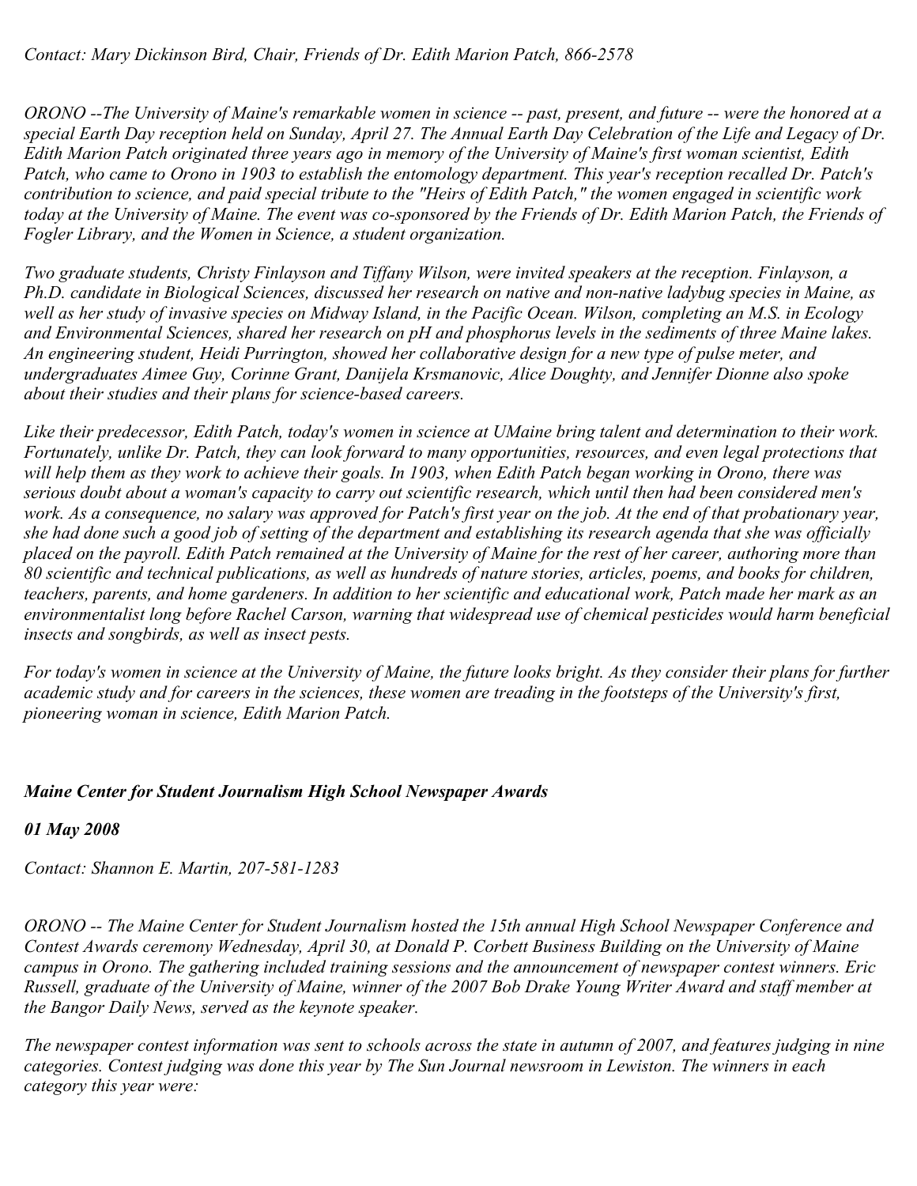*Contact: Mary Dickinson Bird, Chair, Friends of Dr. Edith Marion Patch, 866-2578*

*ORONO --The University of Maine's remarkable women in science -- past, present, and future -- were the honored at a special Earth Day reception held on Sunday, April 27. The Annual Earth Day Celebration of the Life and Legacy of Dr. Edith Marion Patch originated three years ago in memory of the University of Maine's first woman scientist, Edith Patch, who came to Orono in 1903 to establish the entomology department. This year's reception recalled Dr. Patch's contribution to science, and paid special tribute to the "Heirs of Edith Patch," the women engaged in scientific work today at the University of Maine. The event was co-sponsored by the Friends of Dr. Edith Marion Patch, the Friends of Fogler Library, and the Women in Science, a student organization.*

*Two graduate students, Christy Finlayson and Tiffany Wilson, were invited speakers at the reception. Finlayson, a Ph.D. candidate in Biological Sciences, discussed her research on native and non-native ladybug species in Maine, as well as her study of invasive species on Midway Island, in the Pacific Ocean. Wilson, completing an M.S. in Ecology and Environmental Sciences, shared her research on pH and phosphorus levels in the sediments of three Maine lakes. An engineering student, Heidi Purrington, showed her collaborative design for a new type of pulse meter, and undergraduates Aimee Guy, Corinne Grant, Danijela Krsmanovic, Alice Doughty, and Jennifer Dionne also spoke about their studies and their plans for science-based careers.*

*Like their predecessor, Edith Patch, today's women in science at UMaine bring talent and determination to their work. Fortunately, unlike Dr. Patch, they can look forward to many opportunities, resources, and even legal protections that will help them as they work to achieve their goals. In 1903, when Edith Patch began working in Orono, there was serious doubt about a woman's capacity to carry out scientific research, which until then had been considered men's work. As a consequence, no salary was approved for Patch's first year on the job. At the end of that probationary year, she had done such a good job of setting of the department and establishing its research agenda that she was officially placed on the payroll. Edith Patch remained at the University of Maine for the rest of her career, authoring more than 80 scientific and technical publications, as well as hundreds of nature stories, articles, poems, and books for children, teachers, parents, and home gardeners. In addition to her scientific and educational work, Patch made her mark as an environmentalist long before Rachel Carson, warning that widespread use of chemical pesticides would harm beneficial insects and songbirds, as well as insect pests.*

*For today's women in science at the University of Maine, the future looks bright. As they consider their plans for further academic study and for careers in the sciences, these women are treading in the footsteps of the University's first, pioneering woman in science, Edith Marion Patch.*

### *Maine Center for Student Journalism High School Newspaper Awards*

***01 May 2008***

*Contact: Shannon E. Martin, 207-581-1283*

*ORONO -- The Maine Center for Student Journalism hosted the 15th annual High School Newspaper Conference and Contest Awards ceremony Wednesday, April 30, at Donald P. Corbett Business Building on the University of Maine campus in Orono. The gathering included training sessions and the announcement of newspaper contest winners. Eric Russell, graduate of the University of Maine, winner of the 2007 Bob Drake Young Writer Award and staff member at the Bangor Daily News, served as the keynote speaker.*

*The newspaper contest information was sent to schools across the state in autumn of 2007, and features judging in nine categories. Contest judging was done this year by The Sun Journal newsroom in Lewiston. The winners in each category this year were:*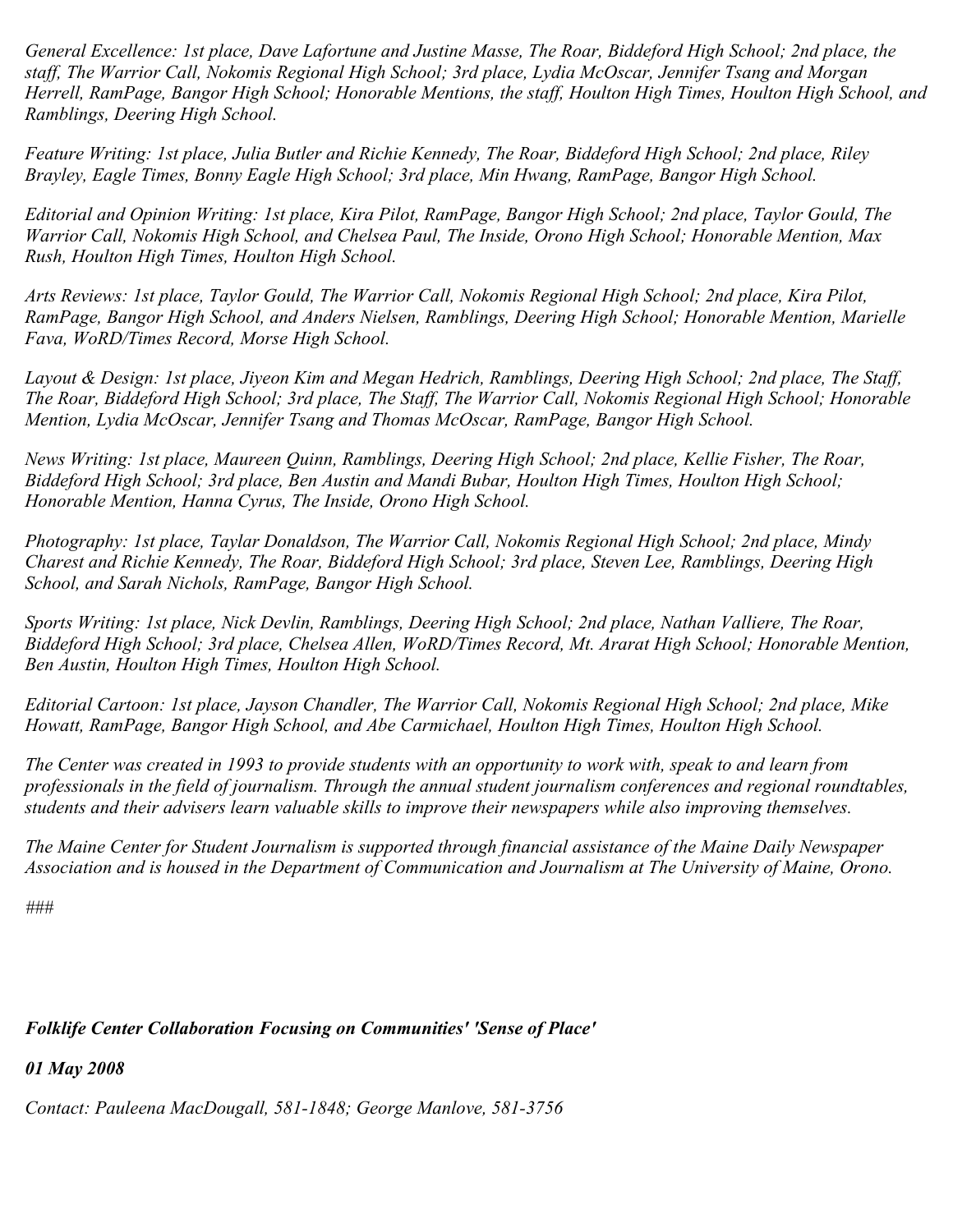*General Excellence: 1st place, Dave Lafortune and Justine Masse, The Roar, Biddeford High School; 2nd place, the staff, The Warrior Call, Nokomis Regional High School; 3rd place, Lydia McOscar, Jennifer Tsang and Morgan Herrell, RamPage, Bangor High School; Honorable Mentions, the staff, Houlton High Times, Houlton High School, and Ramblings, Deering High School.*

*Feature Writing: 1st place, Julia Butler and Richie Kennedy, The Roar, Biddeford High School; 2nd place, Riley Brayley, Eagle Times, Bonny Eagle High School; 3rd place, Min Hwang, RamPage, Bangor High School.*

*Editorial and Opinion Writing: 1st place, Kira Pilot, RamPage, Bangor High School; 2nd place, Taylor Gould, The Warrior Call, Nokomis High School, and Chelsea Paul, The Inside, Orono High School; Honorable Mention, Max Rush, Houlton High Times, Houlton High School.*

*Arts Reviews: 1st place, Taylor Gould, The Warrior Call, Nokomis Regional High School; 2nd place, Kira Pilot, RamPage, Bangor High School, and Anders Nielsen, Ramblings, Deering High School; Honorable Mention, Marielle Fava, WoRD/Times Record, Morse High School.*

*Layout & Design: 1st place, Jiyeon Kim and Megan Hedrich, Ramblings, Deering High School; 2nd place, The Staff, The Roar, Biddeford High School; 3rd place, The Staff, The Warrior Call, Nokomis Regional High School; Honorable Mention, Lydia McOscar, Jennifer Tsang and Thomas McOscar, RamPage, Bangor High School.*

*News Writing: 1st place, Maureen Quinn, Ramblings, Deering High School; 2nd place, Kellie Fisher, The Roar, Biddeford High School; 3rd place, Ben Austin and Mandi Bubar, Houlton High Times, Houlton High School; Honorable Mention, Hanna Cyrus, The Inside, Orono High School.*

*Photography: 1st place, Taylar Donaldson, The Warrior Call, Nokomis Regional High School; 2nd place, Mindy Charest and Richie Kennedy, The Roar, Biddeford High School; 3rd place, Steven Lee, Ramblings, Deering High School, and Sarah Nichols, RamPage, Bangor High School.*

*Sports Writing: 1st place, Nick Devlin, Ramblings, Deering High School; 2nd place, Nathan Valliere, The Roar, Biddeford High School; 3rd place, Chelsea Allen, WoRD/Times Record, Mt. Ararat High School; Honorable Mention, Ben Austin, Houlton High Times, Houlton High School.*

*Editorial Cartoon: 1st place, Jayson Chandler, The Warrior Call, Nokomis Regional High School; 2nd place, Mike Howatt, RamPage, Bangor High School, and Abe Carmichael, Houlton High Times, Houlton High School.*

*The Center was created in 1993 to provide students with an opportunity to work with, speak to and learn from professionals in the field of journalism. Through the annual student journalism conferences and regional roundtables, students and their advisers learn valuable skills to improve their newspapers while also improving themselves.*

*The Maine Center for Student Journalism is supported through financial assistance of the Maine Daily Newspaper Association and is housed in the Department of Communication and Journalism at The University of Maine, Orono.*

*###*

***Folklife Center Collaboration Focusing on Communities' 'Sense of Place'***

***01 May 2008***

*Contact: Pauleena MacDougall, 581-1848; George Manlove, 581-3756*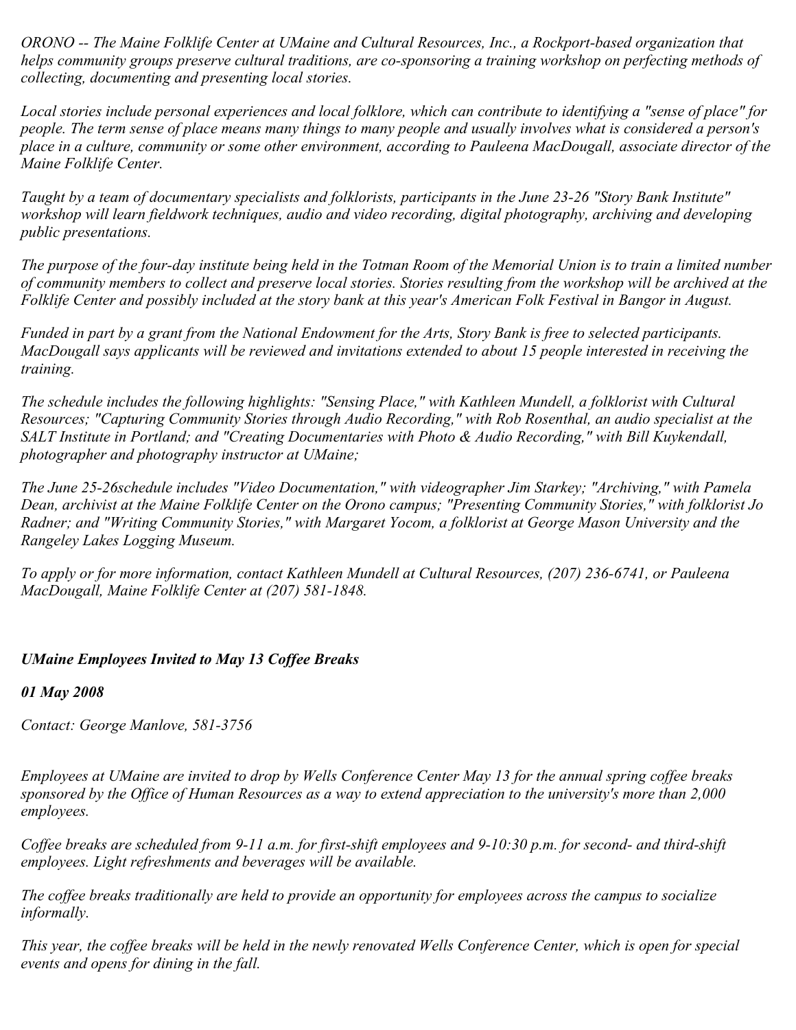*ORONO -- The Maine Folklife Center at UMaine and Cultural Resources, Inc., a Rockport-based organization that helps community groups preserve cultural traditions, are co-sponsoring a training workshop on perfecting methods of collecting, documenting and presenting local stories.*

*Local stories include personal experiences and local folklore, which can contribute to identifying a "sense of place" for people. The term sense of place means many things to many people and usually involves what is considered a person's place in a culture, community or some other environment, according to Pauleena MacDougall, associate director of the Maine Folklife Center.*

*Taught by a team of documentary specialists and folklorists, participants in the June 23-26 "Story Bank Institute" workshop will learn fieldwork techniques, audio and video recording, digital photography, archiving and developing public presentations.*

*The purpose of the four-day institute being held in the Totman Room of the Memorial Union is to train a limited number of community members to collect and preserve local stories. Stories resulting from the workshop will be archived at the Folklife Center and possibly included at the story bank at this year's American Folk Festival in Bangor in August.*

*Funded in part by a grant from the National Endowment for the Arts, Story Bank is free to selected participants. MacDougall says applicants will be reviewed and invitations extended to about 15 people interested in receiving the training.*

*The schedule includes the following highlights: "Sensing Place," with Kathleen Mundell, a folklorist with Cultural Resources; "Capturing Community Stories through Audio Recording," with Rob Rosenthal, an audio specialist at the SALT Institute in Portland; and "Creating Documentaries with Photo & Audio Recording," with Bill Kuykendall, photographer and photography instructor at UMaine;*

*The June 25-26schedule includes "Video Documentation," with videographer Jim Starkey; "Archiving," with Pamela Dean, archivist at the Maine Folklife Center on the Orono campus; "Presenting Community Stories," with folklorist Jo Radner; and "Writing Community Stories," with Margaret Yocom, a folklorist at George Mason University and the Rangeley Lakes Logging Museum.*

*To apply or for more information, contact Kathleen Mundell at Cultural Resources, (207) 236-6741, or Pauleena MacDougall, Maine Folklife Center at (207) 581-1848.*

## *UMaine Employees Invited to May 13 Coffee Breaks*

***01 May 2008***

*Contact: George Manlove, 581-3756*

*Employees at UMaine are invited to drop by Wells Conference Center May 13 for the annual spring coffee breaks sponsored by the Office of Human Resources as a way to extend appreciation to the university's more than 2,000 employees.*

*Coffee breaks are scheduled from 9-11 a.m. for first-shift employees and 9-10:30 p.m. for second- and third-shift employees. Light refreshments and beverages will be available.*

*The coffee breaks traditionally are held to provide an opportunity for employees across the campus to socialize informally.*

*This year, the coffee breaks will be held in the newly renovated Wells Conference Center, which is open for special events and opens for dining in the fall.*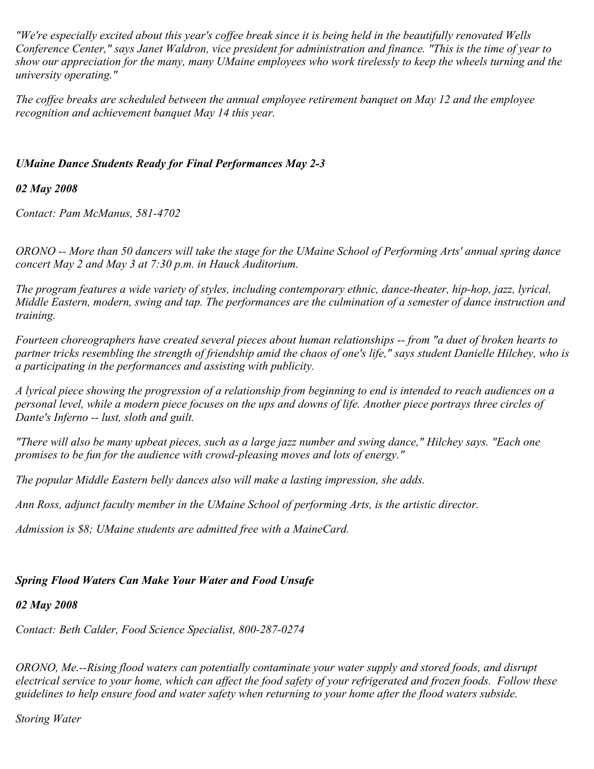*"We're especially excited about this year's coffee break since it is being held in the beautifully renovated Wells Conference Center," says Janet Waldron, vice president for administration and finance. "This is the time of year to show our appreciation for the many, many UMaine employees who work tirelessly to keep the wheels turning and the university operating."*

*The coffee breaks are scheduled between the annual employee retirement banquet on May 12 and the employee recognition and achievement banquet May 14 this year.*

### *UMaine Dance Students Ready for Final Performances May 2-3*

***02 May 2008***

*Contact: Pam McManus, 581-4702*

*ORONO -- More than 50 dancers will take the stage for the UMaine School of Performing Arts' annual spring dance concert May 2 and May 3 at 7:30 p.m. in Hauck Auditorium.*

*The program features a wide variety of styles, including contemporary ethnic, dance-theater, hip-hop, jazz, lyrical, Middle Eastern, modern, swing and tap. The performances are the culmination of a semester of dance instruction and training.*

*Fourteen choreographers have created several pieces about human relationships -- from "a duet of broken hearts to partner tricks resembling the strength of friendship amid the chaos of one's life," says student Danielle Hilchey, who is a participating in the performances and assisting with publicity.*

*A lyrical piece showing the progression of a relationship from beginning to end is intended to reach audiences on a personal level, while a modern piece focuses on the ups and downs of life. Another piece portrays three circles of Dante's Inferno -- lust, sloth and guilt.*

*"There will also be many upbeat pieces, such as a large jazz number and swing dance," Hilchey says. "Each one promises to be fun for the audience with crowd-pleasing moves and lots of energy."*

*The popular Middle Eastern belly dances also will make a lasting impression, she adds.*

*Ann Ross, adjunct faculty member in the UMaine School of performing Arts, is the artistic director.*

*Admission is $8; UMaine students are admitted free with a MaineCard.*

### *Spring Flood Waters Can Make Your Water and Food Unsafe*

***02 May 2008***

*Contact: Beth Calder, Food Science Specialist, 800-287-0274*

*ORONO, Me.--Rising flood waters can potentially contaminate your water supply and stored foods, and disrupt electrical service to your home, which can affect the food safety of your refrigerated and frozen foods. Follow these guidelines to help ensure food and water safety when returning to your home after the flood waters subside.*

*Storing Water*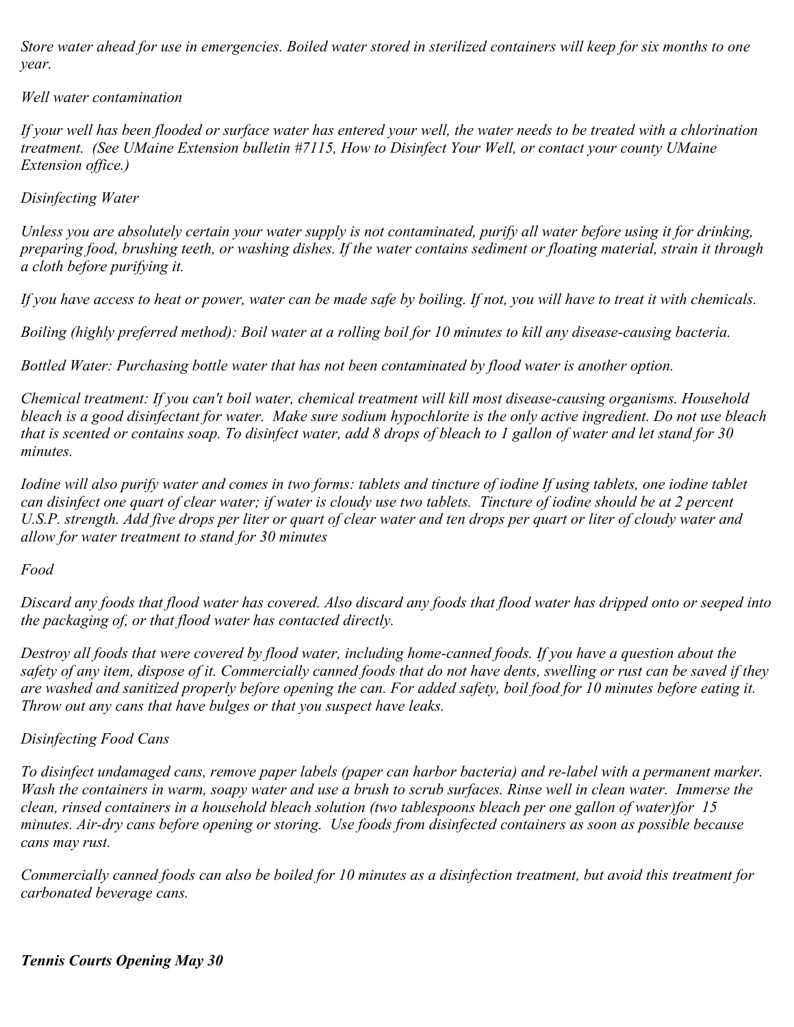*Store water ahead for use in emergencies. Boiled water stored in sterilized containers will keep for six months to one year.*

*Well water contamination*

*If your well has been flooded or surface water has entered your well, the water needs to be treated with a chlorination treatment. (See UMaine Extension bulletin #7115, How to Disinfect Your Well, or contact your county UMaine Extension office.)*

*Disinfecting Water*

*Unless you are absolutely certain your water supply is not contaminated, purify all water before using it for drinking, preparing food, brushing teeth, or washing dishes. If the water contains sediment or floating material, strain it through a cloth before purifying it.*

*If you have access to heat or power, water can be made safe by boiling. If not, you will have to treat it with chemicals.*

*Boiling (highly preferred method): Boil water at a rolling boil for 10 minutes to kill any disease-causing bacteria.*

*Bottled Water: Purchasing bottle water that has not been contaminated by flood water is another option.*

*Chemical treatment: If you can't boil water, chemical treatment will kill most disease-causing organisms. Household bleach is a good disinfectant for water. Make sure sodium hypochlorite is the only active ingredient. Do not use bleach that is scented or contains soap. To disinfect water, add 8 drops of bleach to 1 gallon of water and let stand for 30 minutes.*

*Iodine will also purify water and comes in two forms: tablets and tincture of iodine If using tablets, one iodine tablet can disinfect one quart of clear water; if water is cloudy use two tablets. Tincture of iodine should be at 2 percent U.S.P. strength. Add five drops per liter or quart of clear water and ten drops per quart or liter of cloudy water and allow for water treatment to stand for 30 minutes*

*Food*

*Discard any foods that flood water has covered. Also discard any foods that flood water has dripped onto or seeped into the packaging of, or that flood water has contacted directly.*

*Destroy all foods that were covered by flood water, including home-canned foods. If you have a question about the safety of any item, dispose of it. Commercially canned foods that do not have dents, swelling or rust can be saved if they are washed and sanitized properly before opening the can. For added safety, boil food for 10 minutes before eating it. Throw out any cans that have bulges or that you suspect have leaks.*

*Disinfecting Food Cans*

*To disinfect undamaged cans, remove paper labels (paper can harbor bacteria) and re-label with a permanent marker. Wash the containers in warm, soapy water and use a brush to scrub surfaces. Rinse well in clean water. Immerse the clean, rinsed containers in a household bleach solution (two tablespoons bleach per one gallon of water)for 15 minutes. Air-dry cans before opening or storing. Use foods from disinfected containers as soon as possible because cans may rust.*

*Commercially canned foods can also be boiled for 10 minutes as a disinfection treatment, but avoid this treatment for carbonated beverage cans.*

***Tennis Courts Opening May 30***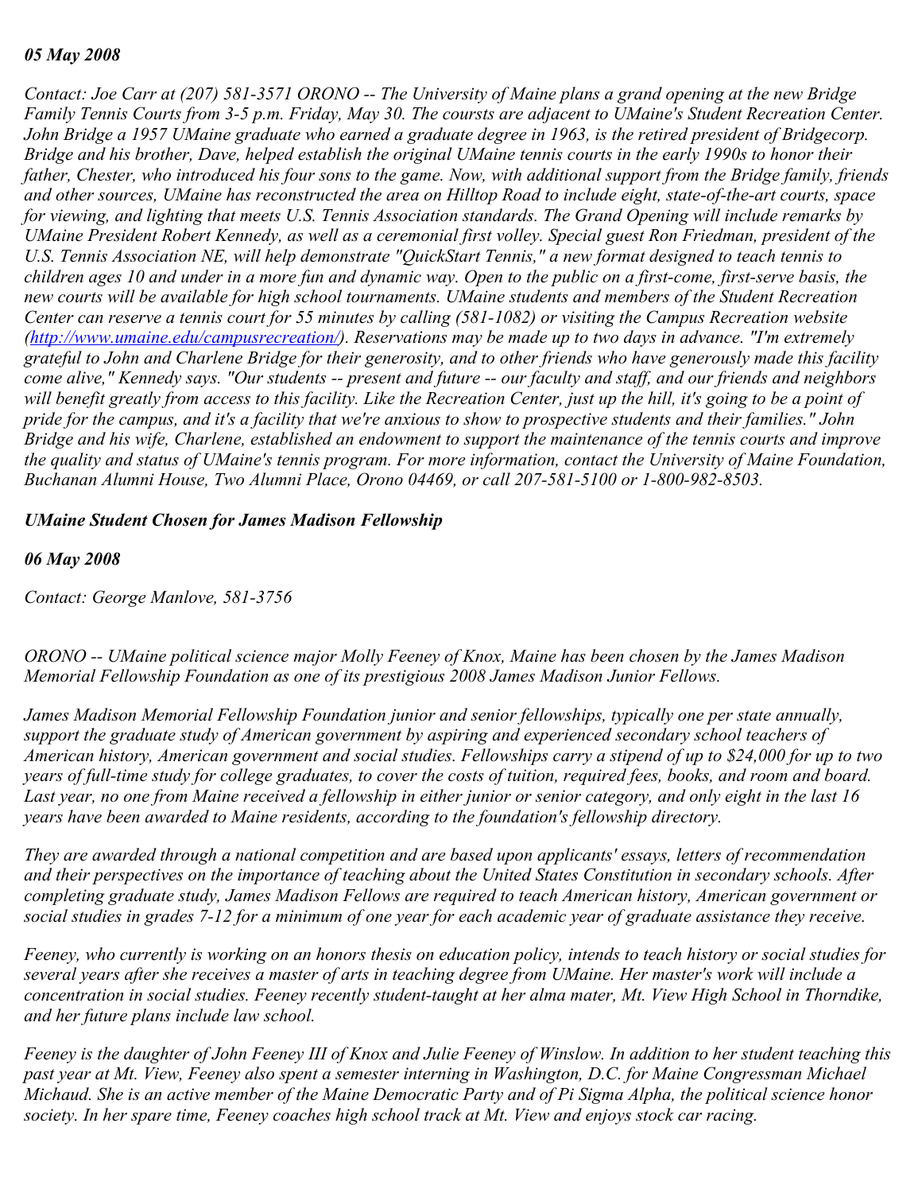***05 May 2008***

*Contact: Joe Carr at (207) 581-3571 ORONO -- The University of Maine plans a grand opening at the new Bridge Family Tennis Courts from 3-5 p.m. Friday, May 30. The coursts are adjacent to UMaine's Student Recreation Center. John Bridge a 1957 UMaine graduate who earned a graduate degree in 1963, is the retired president of Bridgecorp. Bridge and his brother, Dave, helped establish the original UMaine tennis courts in the early 1990s to honor their father, Chester, who introduced his four sons to the game. Now, with additional support from the Bridge family, friends and other sources, UMaine has reconstructed the area on Hilltop Road to include eight, state-of-the-art courts, space for viewing, and lighting that meets U.S. Tennis Association standards. The Grand Opening will include remarks by UMaine President Robert Kennedy, as well as a ceremonial first volley. Special guest Ron Friedman, president of the U.S. Tennis Association NE, will help demonstrate "QuickStart Tennis," a new format designed to teach tennis to children ages 10 and under in a more fun and dynamic way. Open to the public on a first-come, first-serve basis, the new courts will be available for high school tournaments. UMaine students and members of the Student Recreation Center can reserve a tennis court for 55 minutes by calling (581-1082) or visiting the Campus Recreation website ([http://www.umaine.edu/campusrecreation/](http://www.umaine.edu/campusrecreation/)). Reservations may be made up to two days in advance. "I'm extremely grateful to John and Charlene Bridge for their generosity, and to other friends who have generously made this facility come alive," Kennedy says. "Our students -- present and future -- our faculty and staff, and our friends and neighbors will benefit greatly from access to this facility. Like the Recreation Center, just up the hill, it's going to be a point of pride for the campus, and it's a facility that we're anxious to show to prospective students and their families." John Bridge and his wife, Charlene, established an endowment to support the maintenance of the tennis courts and improve the quality and status of UMaine's tennis program. For more information, contact the University of Maine Foundation, Buchanan Alumni House, Two Alumni Place, Orono 04469, or call 207-581-5100 or 1-800-982-8503.*

***UMaine Student Chosen for James Madison Fellowship***

***06 May 2008***

*Contact: George Manlove, 581-3756*

*ORONO -- UMaine political science major Molly Feeney of Knox, Maine has been chosen by the James Madison Memorial Fellowship Foundation as one of its prestigious 2008 James Madison Junior Fellows.*

*James Madison Memorial Fellowship Foundation junior and senior fellowships, typically one per state annually, support the graduate study of American government by aspiring and experienced secondary school teachers of American history, American government and social studies. Fellowships carry a stipend of up to $24,000 for up to two years of full-time study for college graduates, to cover the costs of tuition, required fees, books, and room and board. Last year, no one from Maine received a fellowship in either junior or senior category, and only eight in the last 16 years have been awarded to Maine residents, according to the foundation's fellowship directory.*

*They are awarded through a national competition and are based upon applicants' essays, letters of recommendation and their perspectives on the importance of teaching about the United States Constitution in secondary schools. After completing graduate study, James Madison Fellows are required to teach American history, American government or social studies in grades 7-12 for a minimum of one year for each academic year of graduate assistance they receive.*

*Feeney, who currently is working on an honors thesis on education policy, intends to teach history or social studies for several years after she receives a master of arts in teaching degree from UMaine. Her master's work will include a concentration in social studies. Feeney recently student-taught at her alma mater, Mt. View High School in Thorndike, and her future plans include law school.*

*Feeney is the daughter of John Feeney III of Knox and Julie Feeney of Winslow. In addition to her student teaching this past year at Mt. View, Feeney also spent a semester interning in Washington, D.C. for Maine Congressman Michael Michaud. She is an active member of the Maine Democratic Party and of Pi Sigma Alpha, the political science honor society. In her spare time, Feeney coaches high school track at Mt. View and enjoys stock car racing.*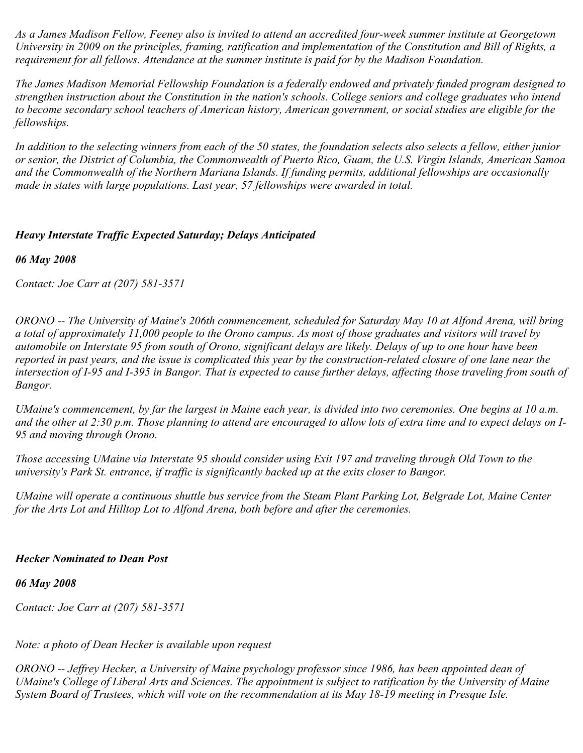*As a James Madison Fellow, Feeney also is invited to attend an accredited four-week summer institute at Georgetown University in 2009 on the principles, framing, ratification and implementation of the Constitution and Bill of Rights, a requirement for all fellows. Attendance at the summer institute is paid for by the Madison Foundation.*

*The James Madison Memorial Fellowship Foundation is a federally endowed and privately funded program designed to strengthen instruction about the Constitution in the nation's schools. College seniors and college graduates who intend to become secondary school teachers of American history, American government, or social studies are eligible for the fellowships.*

*In addition to the selecting winners from each of the 50 states, the foundation selects also selects a fellow, either junior or senior, the District of Columbia, the Commonwealth of Puerto Rico, Guam, the U.S. Virgin Islands, American Samoa and the Commonwealth of the Northern Mariana Islands. If funding permits, additional fellowships are occasionally made in states with large populations. Last year, 57 fellowships were awarded in total.*

## ***Heavy Interstate Traffic Expected Saturday; Delays Anticipated***

***06 May 2008***

*Contact: Joe Carr at (207) 581-3571*

*ORONO -- The University of Maine's 206th commencement, scheduled for Saturday May 10 at Alfond Arena, will bring a total of approximately 11,000 people to the Orono campus. As most of those graduates and visitors will travel by automobile on Interstate 95 from south of Orono, significant delays are likely. Delays of up to one hour have been reported in past years, and the issue is complicated this year by the construction-related closure of one lane near the intersection of I-95 and I-395 in Bangor. That is expected to cause further delays, affecting those traveling from south of Bangor.*

*UMaine's commencement, by far the largest in Maine each year, is divided into two ceremonies. One begins at 10 a.m. and the other at 2:30 p.m. Those planning to attend are encouraged to allow lots of extra time and to expect delays on I-95 and moving through Orono.*

*Those accessing UMaine via Interstate 95 should consider using Exit 197 and traveling through Old Town to the university's Park St. entrance, if traffic is significantly backed up at the exits closer to Bangor.*

*UMaine will operate a continuous shuttle bus service from the Steam Plant Parking Lot, Belgrade Lot, Maine Center for the Arts Lot and Hilltop Lot to Alfond Arena, both before and after the ceremonies.*

## ***Hecker Nominated to Dean Post***

***06 May 2008***

*Contact: Joe Carr at (207) 581-3571*

*Note: a photo of Dean Hecker is available upon request*

*ORONO -- Jeffrey Hecker, a University of Maine psychology professor since 1986, has been appointed dean of UMaine's College of Liberal Arts and Sciences. The appointment is subject to ratification by the University of Maine System Board of Trustees, which will vote on the recommendation at its May 18-19 meeting in Presque Isle.*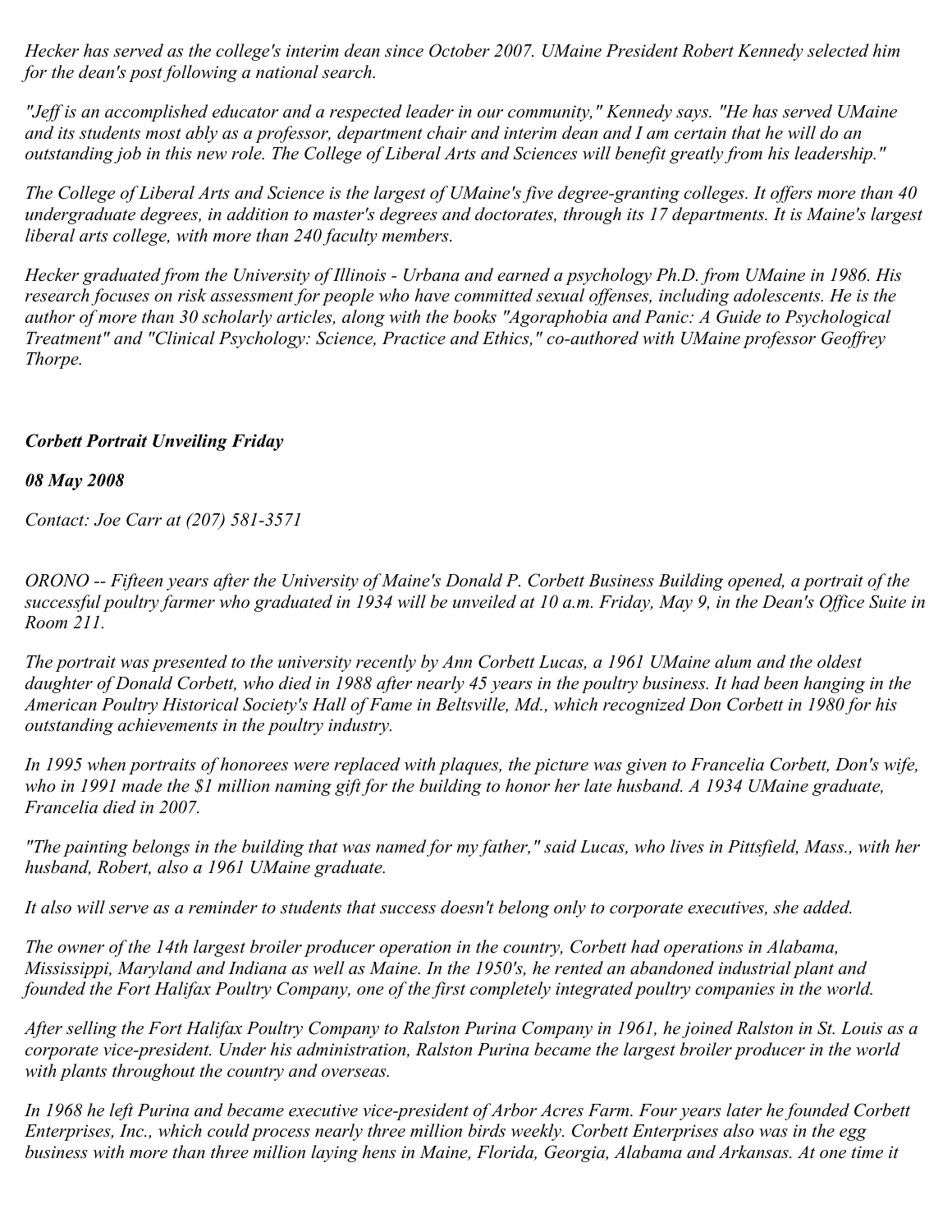*Hecker has served as the college's interim dean since October 2007. UMaine President Robert Kennedy selected him for the dean's post following a national search.*

*"Jeff is an accomplished educator and a respected leader in our community," Kennedy says. "He has served UMaine and its students most ably as a professor, department chair and interim dean and I am certain that he will do an outstanding job in this new role. The College of Liberal Arts and Sciences will benefit greatly from his leadership."*

*The College of Liberal Arts and Science is the largest of UMaine's five degree-granting colleges. It offers more than 40 undergraduate degrees, in addition to master's degrees and doctorates, through its 17 departments. It is Maine's largest liberal arts college, with more than 240 faculty members.*

*Hecker graduated from the University of Illinois - Urbana and earned a psychology Ph.D. from UMaine in 1986. His research focuses on risk assessment for people who have committed sexual offenses, including adolescents. He is the author of more than 30 scholarly articles, along with the books "Agoraphobia and Panic: A Guide to Psychological Treatment" and "Clinical Psychology: Science, Practice and Ethics," co-authored with UMaine professor Geoffrey Thorpe.*

***Corbett Portrait Unveiling Friday***

***08 May 2008***

*Contact: Joe Carr at (207) 581-3571*

*ORONO -- Fifteen years after the University of Maine's Donald P. Corbett Business Building opened, a portrait of the successful poultry farmer who graduated in 1934 will be unveiled at 10 a.m. Friday, May 9, in the Dean's Office Suite in Room 211.*

*The portrait was presented to the university recently by Ann Corbett Lucas, a 1961 UMaine alum and the oldest daughter of Donald Corbett, who died in 1988 after nearly 45 years in the poultry business. It had been hanging in the American Poultry Historical Society's Hall of Fame in Beltsville, Md., which recognized Don Corbett in 1980 for his outstanding achievements in the poultry industry.*

*In 1995 when portraits of honorees were replaced with plaques, the picture was given to Francelia Corbett, Don's wife, who in 1991 made the $1 million naming gift for the building to honor her late husband. A 1934 UMaine graduate, Francelia died in 2007.*

*"The painting belongs in the building that was named for my father," said Lucas, who lives in Pittsfield, Mass., with her husband, Robert, also a 1961 UMaine graduate.*

*It also will serve as a reminder to students that success doesn't belong only to corporate executives, she added.*

*The owner of the 14th largest broiler producer operation in the country, Corbett had operations in Alabama, Mississippi, Maryland and Indiana as well as Maine. In the 1950's, he rented an abandoned industrial plant and founded the Fort Halifax Poultry Company, one of the first completely integrated poultry companies in the world.*

*After selling the Fort Halifax Poultry Company to Ralston Purina Company in 1961, he joined Ralston in St. Louis as a corporate vice-president. Under his administration, Ralston Purina became the largest broiler producer in the world with plants throughout the country and overseas.*

*In 1968 he left Purina and became executive vice-president of Arbor Acres Farm. Four years later he founded Corbett Enterprises, Inc., which could process nearly three million birds weekly. Corbett Enterprises also was in the egg business with more than three million laying hens in Maine, Florida, Georgia, Alabama and Arkansas. At one time it*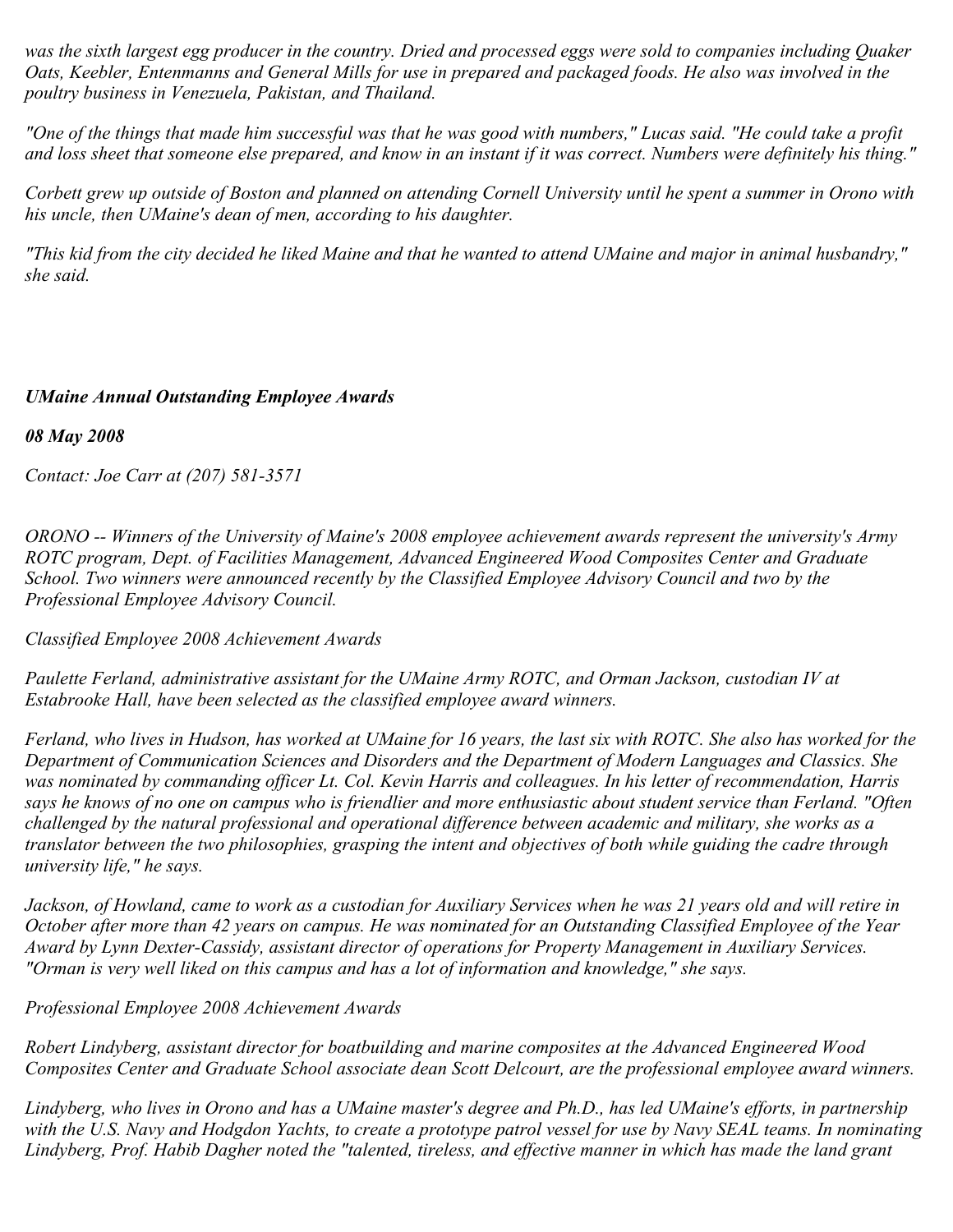*was the sixth largest egg producer in the country. Dried and processed eggs were sold to companies including Quaker Oats, Keebler, Entenmanns and General Mills for use in prepared and packaged foods. He also was involved in the poultry business in Venezuela, Pakistan, and Thailand.*

*"One of the things that made him successful was that he was good with numbers," Lucas said. "He could take a profit and loss sheet that someone else prepared, and know in an instant if it was correct. Numbers were definitely his thing."*

*Corbett grew up outside of Boston and planned on attending Cornell University until he spent a summer in Orono with his uncle, then UMaine's dean of men, according to his daughter.*

*"This kid from the city decided he liked Maine and that he wanted to attend UMaine and major in animal husbandry," she said.*

***UMaine Annual Outstanding Employee Awards***

***08 May 2008***

*Contact: Joe Carr at (207) 581-3571*

*ORONO -- Winners of the University of Maine's 2008 employee achievement awards represent the university's Army ROTC program, Dept. of Facilities Management, Advanced Engineered Wood Composites Center and Graduate School. Two winners were announced recently by the Classified Employee Advisory Council and two by the Professional Employee Advisory Council.*

*Classified Employee 2008 Achievement Awards*

*Paulette Ferland, administrative assistant for the UMaine Army ROTC, and Orman Jackson, custodian IV at Estabrooke Hall, have been selected as the classified employee award winners.*

*Ferland, who lives in Hudson, has worked at UMaine for 16 years, the last six with ROTC. She also has worked for the Department of Communication Sciences and Disorders and the Department of Modern Languages and Classics. She was nominated by commanding officer Lt. Col. Kevin Harris and colleagues. In his letter of recommendation, Harris says he knows of no one on campus who is friendlier and more enthusiastic about student service than Ferland. "Often challenged by the natural professional and operational difference between academic and military, she works as a translator between the two philosophies, grasping the intent and objectives of both while guiding the cadre through university life," he says.*

*Jackson, of Howland, came to work as a custodian for Auxiliary Services when he was 21 years old and will retire in October after more than 42 years on campus. He was nominated for an Outstanding Classified Employee of the Year Award by Lynn Dexter-Cassidy, assistant director of operations for Property Management in Auxiliary Services. "Orman is very well liked on this campus and has a lot of information and knowledge," she says.*

*Professional Employee 2008 Achievement Awards*

*Robert Lindyberg, assistant director for boatbuilding and marine composites at the Advanced Engineered Wood Composites Center and Graduate School associate dean Scott Delcourt, are the professional employee award winners.*

*Lindyberg, who lives in Orono and has a UMaine master's degree and Ph.D., has led UMaine's efforts, in partnership with the U.S. Navy and Hodgdon Yachts, to create a prototype patrol vessel for use by Navy SEAL teams. In nominating Lindyberg, Prof. Habib Dagher noted the "talented, tireless, and effective manner in which has made the land grant*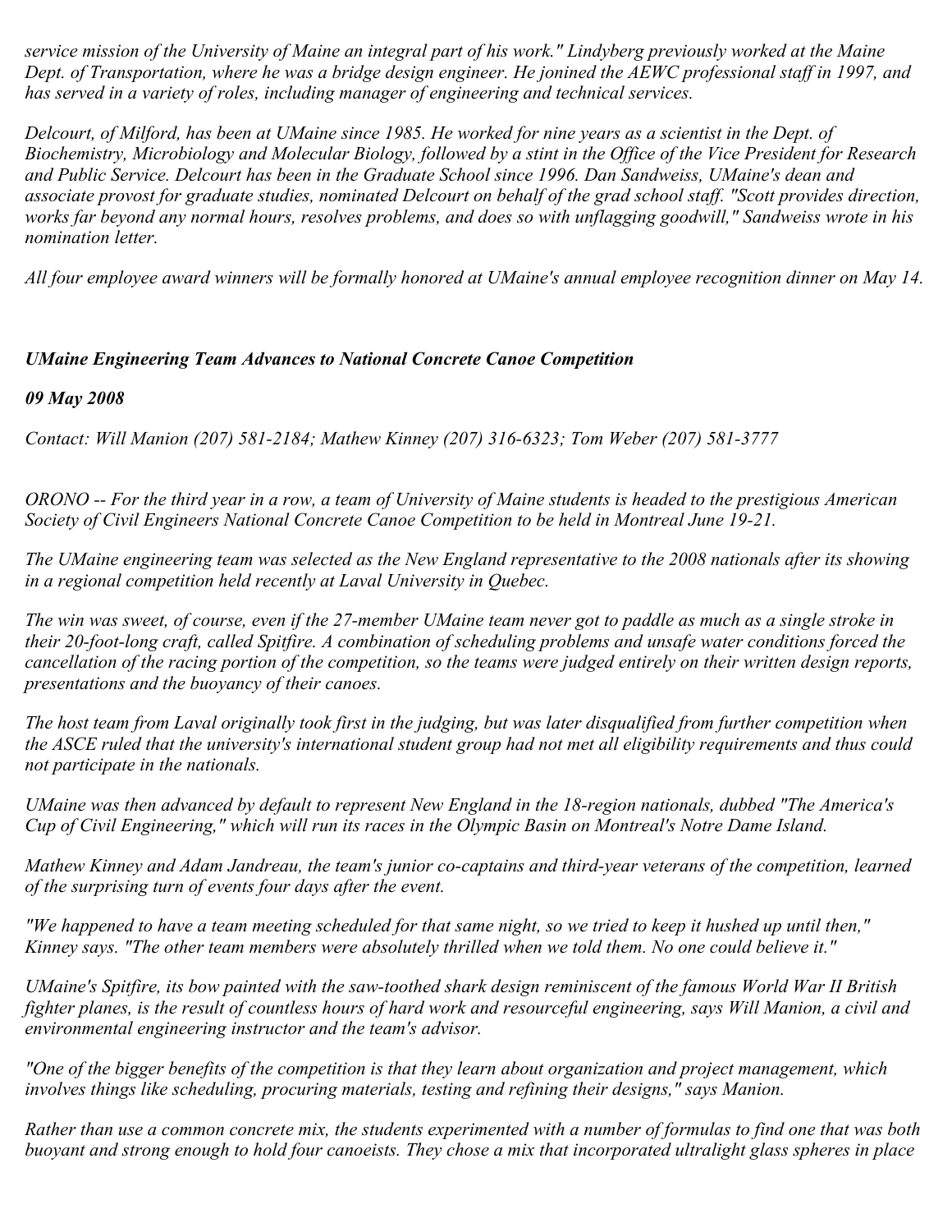*service mission of the University of Maine an integral part of his work." Lindyberg previously worked at the Maine Dept. of Transportation, where he was a bridge design engineer. He jonined the AEWC professional staff in 1997, and has served in a variety of roles, including manager of engineering and technical services.*

*Delcourt, of Milford, has been at UMaine since 1985. He worked for nine years as a scientist in the Dept. of Biochemistry, Microbiology and Molecular Biology, followed by a stint in the Office of the Vice President for Research and Public Service. Delcourt has been in the Graduate School since 1996. Dan Sandweiss, UMaine's dean and associate provost for graduate studies, nominated Delcourt on behalf of the grad school staff. "Scott provides direction, works far beyond any normal hours, resolves problems, and does so with unflagging goodwill," Sandweiss wrote in his nomination letter.*

*All four employee award winners will be formally honored at UMaine's annual employee recognition dinner on May 14.*

### *UMaine Engineering Team Advances to National Concrete Canoe Competition*

***09 May 2008***

*Contact: Will Manion (207) 581-2184; Mathew Kinney (207) 316-6323; Tom Weber (207) 581-3777*

*ORONO -- For the third year in a row, a team of University of Maine students is headed to the prestigious American Society of Civil Engineers National Concrete Canoe Competition to be held in Montreal June 19-21.*

*The UMaine engineering team was selected as the New England representative to the 2008 nationals after its showing in a regional competition held recently at Laval University in Quebec.*

*The win was sweet, of course, even if the 27-member UMaine team never got to paddle as much as a single stroke in their 20-foot-long craft, called Spitfire. A combination of scheduling problems and unsafe water conditions forced the cancellation of the racing portion of the competition, so the teams were judged entirely on their written design reports, presentations and the buoyancy of their canoes.*

*The host team from Laval originally took first in the judging, but was later disqualified from further competition when the ASCE ruled that the university's international student group had not met all eligibility requirements and thus could not participate in the nationals.*

*UMaine was then advanced by default to represent New England in the 18-region nationals, dubbed "The America's Cup of Civil Engineering," which will run its races in the Olympic Basin on Montreal's Notre Dame Island.*

*Mathew Kinney and Adam Jandreau, the team's junior co-captains and third-year veterans of the competition, learned of the surprising turn of events four days after the event.*

*"We happened to have a team meeting scheduled for that same night, so we tried to keep it hushed up until then," Kinney says. "The other team members were absolutely thrilled when we told them. No one could believe it."*

*UMaine's Spitfire, its bow painted with the saw-toothed shark design reminiscent of the famous World War II British fighter planes, is the result of countless hours of hard work and resourceful engineering, says Will Manion, a civil and environmental engineering instructor and the team's advisor.*

*"One of the bigger benefits of the competition is that they learn about organization and project management, which involves things like scheduling, procuring materials, testing and refining their designs," says Manion.*

*Rather than use a common concrete mix, the students experimented with a number of formulas to find one that was both buoyant and strong enough to hold four canoeists. They chose a mix that incorporated ultralight glass spheres in place*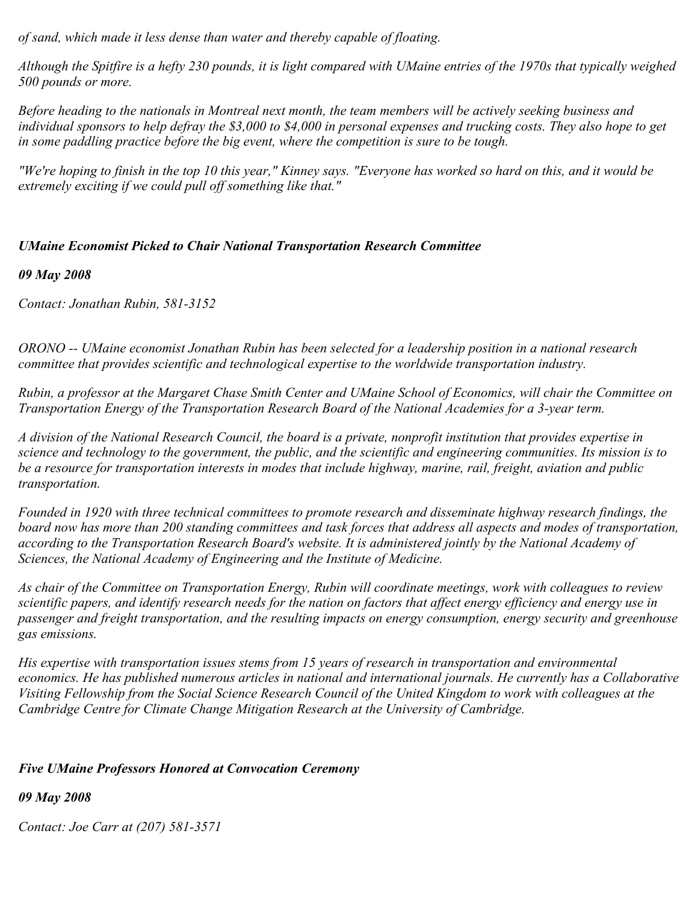*of sand, which made it less dense than water and thereby capable of floating.*

*Although the Spitfire is a hefty 230 pounds, it is light compared with UMaine entries of the 1970s that typically weighed 500 pounds or more.*

*Before heading to the nationals in Montreal next month, the team members will be actively seeking business and individual sponsors to help defray the $3,000 to $4,000 in personal expenses and trucking costs. They also hope to get in some paddling practice before the big event, where the competition is sure to be tough.*

*"We're hoping to finish in the top 10 this year," Kinney says. "Everyone has worked so hard on this, and it would be extremely exciting if we could pull off something like that."*

### *UMaine Economist Picked to Chair National Transportation Research Committee*

***09 May 2008***

*Contact: Jonathan Rubin, 581-3152*

*ORONO -- UMaine economist Jonathan Rubin has been selected for a leadership position in a national research committee that provides scientific and technological expertise to the worldwide transportation industry.*

*Rubin, a professor at the Margaret Chase Smith Center and UMaine School of Economics, will chair the Committee on Transportation Energy of the Transportation Research Board of the National Academies for a 3-year term.*

*A division of the National Research Council, the board is a private, nonprofit institution that provides expertise in science and technology to the government, the public, and the scientific and engineering communities. Its mission is to be a resource for transportation interests in modes that include highway, marine, rail, freight, aviation and public transportation.*

*Founded in 1920 with three technical committees to promote research and disseminate highway research findings, the board now has more than 200 standing committees and task forces that address all aspects and modes of transportation, according to the Transportation Research Board's website. It is administered jointly by the National Academy of Sciences, the National Academy of Engineering and the Institute of Medicine.*

*As chair of the Committee on Transportation Energy, Rubin will coordinate meetings, work with colleagues to review scientific papers, and identify research needs for the nation on factors that affect energy efficiency and energy use in passenger and freight transportation, and the resulting impacts on energy consumption, energy security and greenhouse gas emissions.*

*His expertise with transportation issues stems from 15 years of research in transportation and environmental economics. He has published numerous articles in national and international journals. He currently has a Collaborative Visiting Fellowship from the Social Science Research Council of the United Kingdom to work with colleagues at the Cambridge Centre for Climate Change Mitigation Research at the University of Cambridge.*

### *Five UMaine Professors Honored at Convocation Ceremony*

***09 May 2008***

*Contact: Joe Carr at (207) 581-3571*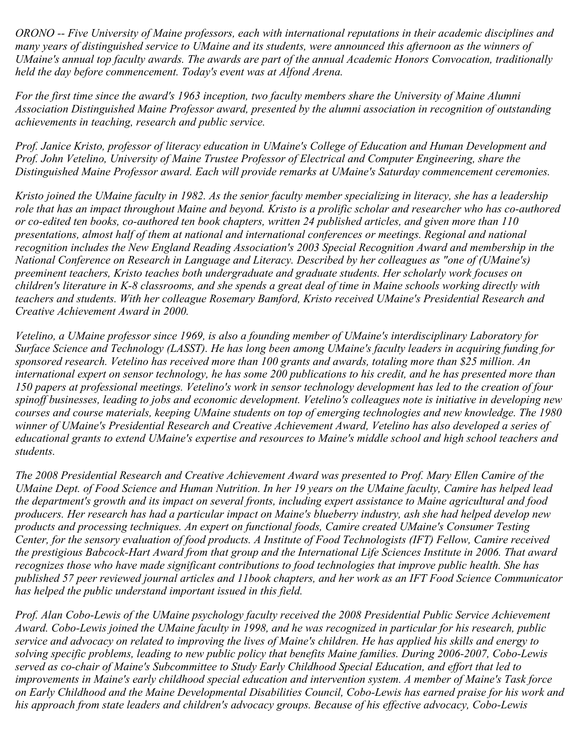*ORONO -- Five University of Maine professors, each with international reputations in their academic disciplines and many years of distinguished service to UMaine and its students, were announced this afternoon as the winners of UMaine's annual top faculty awards. The awards are part of the annual Academic Honors Convocation, traditionally held the day before commencement. Today's event was at Alfond Arena.*

*For the first time since the award's 1963 inception, two faculty members share the University of Maine Alumni Association Distinguished Maine Professor award, presented by the alumni association in recognition of outstanding achievements in teaching, research and public service.*

*Prof. Janice Kristo, professor of literacy education in UMaine's College of Education and Human Development and Prof. John Vetelino, University of Maine Trustee Professor of Electrical and Computer Engineering, share the Distinguished Maine Professor award. Each will provide remarks at UMaine's Saturday commencement ceremonies.*

*Kristo joined the UMaine faculty in 1982. As the senior faculty member specializing in literacy, she has a leadership role that has an impact throughout Maine and beyond. Kristo is a prolific scholar and researcher who has co-authored or co-edited ten books, co-authored ten book chapters, written 24 published articles, and given more than 110 presentations, almost half of them at national and international conferences or meetings. Regional and national recognition includes the New England Reading Association's 2003 Special Recognition Award and membership in the National Conference on Research in Language and Literacy. Described by her colleagues as "one of (UMaine's) preeminent teachers, Kristo teaches both undergraduate and graduate students. Her scholarly work focuses on children's literature in K-8 classrooms, and she spends a great deal of time in Maine schools working directly with teachers and students. With her colleague Rosemary Bamford, Kristo received UMaine's Presidential Research and Creative Achievement Award in 2000.*

*Vetelino, a UMaine professor since 1969, is also a founding member of UMaine's interdisciplinary Laboratory for Surface Science and Technology (LASST). He has long been among UMaine's faculty leaders in acquiring funding for sponsored research. Vetelino has received more than 100 grants and awards, totaling more than $25 million. An international expert on sensor technology, he has some 200 publications to his credit, and he has presented more than 150 papers at professional meetings. Vetelino's work in sensor technology development has led to the creation of four spinoff businesses, leading to jobs and economic development. Vetelino's colleagues note is initiative in developing new courses and course materials, keeping UMaine students on top of emerging technologies and new knowledge. The 1980 winner of UMaine's Presidential Research and Creative Achievement Award, Vetelino has also developed a series of educational grants to extend UMaine's expertise and resources to Maine's middle school and high school teachers and students.*

*The 2008 Presidential Research and Creative Achievement Award was presented to Prof. Mary Ellen Camire of the UMaine Dept. of Food Science and Human Nutrition. In her 19 years on the UMaine faculty, Camire has helped lead the department's growth and its impact on several fronts, including expert assistance to Maine agricultural and food producers. Her research has had a particular impact on Maine's blueberry industry, ash she had helped develop new products and processing techniques. An expert on functional foods, Camire created UMaine's Consumer Testing Center, for the sensory evaluation of food products. A Institute of Food Technologists (IFT) Fellow, Camire received the prestigious Babcock-Hart Award from that group and the International Life Sciences Institute in 2006. That award recognizes those who have made significant contributions to food technologies that improve public health. She has published 57 peer reviewed journal articles and 11book chapters, and her work as an IFT Food Science Communicator has helped the public understand important issued in this field.*

*Prof. Alan Cobo-Lewis of the UMaine psychology faculty received the 2008 Presidential Public Service Achievement Award. Cobo-Lewis joined the UMaine faculty in 1998, and he was recognized in particular for his research, public service and advocacy on related to improving the lives of Maine's children. He has applied his skills and energy to solving specific problems, leading to new public policy that benefits Maine families. During 2006-2007, Cobo-Lewis served as co-chair of Maine's Subcommittee to Study Early Childhood Special Education, and effort that led to improvements in Maine's early childhood special education and intervention system. A member of Maine's Task force on Early Childhood and the Maine Developmental Disabilities Council, Cobo-Lewis has earned praise for his work and his approach from state leaders and children's advocacy groups. Because of his effective advocacy, Cobo-Lewis*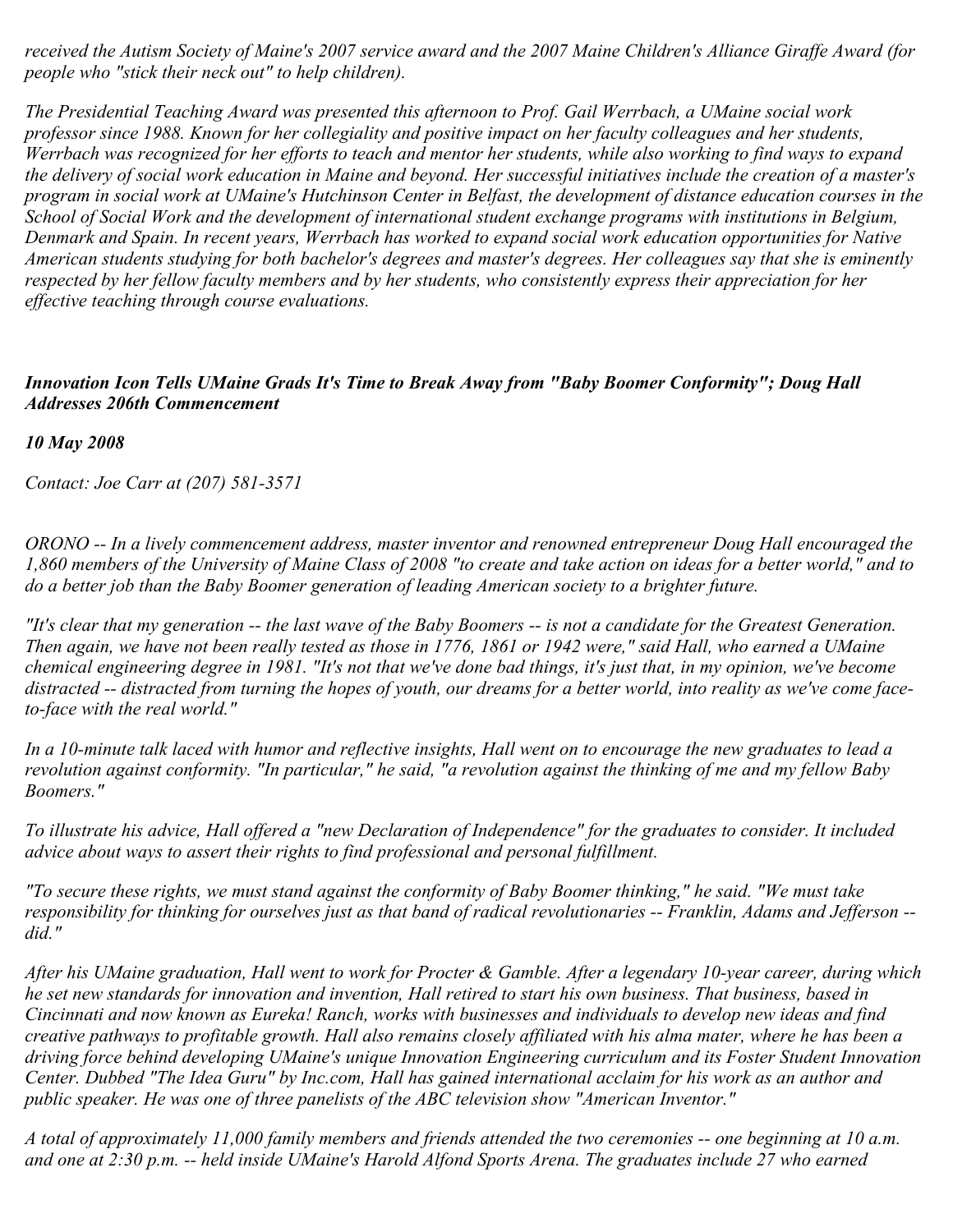*received the Autism Society of Maine's 2007 service award and the 2007 Maine Children's Alliance Giraffe Award (for people who "stick their neck out" to help children).*

*The Presidential Teaching Award was presented this afternoon to Prof. Gail Werrbach, a UMaine social work professor since 1988. Known for her collegiality and positive impact on her faculty colleagues and her students, Werrbach was recognized for her efforts to teach and mentor her students, while also working to find ways to expand the delivery of social work education in Maine and beyond. Her successful initiatives include the creation of a master's program in social work at UMaine's Hutchinson Center in Belfast, the development of distance education courses in the School of Social Work and the development of international student exchange programs with institutions in Belgium, Denmark and Spain. In recent years, Werrbach has worked to expand social work education opportunities for Native American students studying for both bachelor's degrees and master's degrees. Her colleagues say that she is eminently respected by her fellow faculty members and by her students, who consistently express their appreciation for her effective teaching through course evaluations.*

***Innovation Icon Tells UMaine Grads It's Time to Break Away from "Baby Boomer Conformity"; Doug Hall Addresses 206th Commencement***

***10 May 2008***

*Contact: Joe Carr at (207) 581-3571*

*ORONO -- In a lively commencement address, master inventor and renowned entrepreneur Doug Hall encouraged the 1,860 members of the University of Maine Class of 2008 "to create and take action on ideas for a better world," and to do a better job than the Baby Boomer generation of leading American society to a brighter future.*

*"It's clear that my generation -- the last wave of the Baby Boomers -- is not a candidate for the Greatest Generation. Then again, we have not been really tested as those in 1776, 1861 or 1942 were," said Hall, who earned a UMaine chemical engineering degree in 1981. "It's not that we've done bad things, it's just that, in my opinion, we've become distracted -- distracted from turning the hopes of youth, our dreams for a better world, into reality as we've come face-to-face with the real world."*

*In a 10-minute talk laced with humor and reflective insights, Hall went on to encourage the new graduates to lead a revolution against conformity. "In particular," he said, "a revolution against the thinking of me and my fellow Baby Boomers."*

*To illustrate his advice, Hall offered a "new Declaration of Independence" for the graduates to consider. It included advice about ways to assert their rights to find professional and personal fulfillment.*

*"To secure these rights, we must stand against the conformity of Baby Boomer thinking," he said. "We must take responsibility for thinking for ourselves just as that band of radical revolutionaries -- Franklin, Adams and Jefferson -- did."*

*After his UMaine graduation, Hall went to work for Procter & Gamble. After a legendary 10-year career, during which he set new standards for innovation and invention, Hall retired to start his own business. That business, based in Cincinnati and now known as Eureka! Ranch, works with businesses and individuals to develop new ideas and find creative pathways to profitable growth. Hall also remains closely affiliated with his alma mater, where he has been a driving force behind developing UMaine's unique Innovation Engineering curriculum and its Foster Student Innovation Center. Dubbed "The Idea Guru" by Inc.com, Hall has gained international acclaim for his work as an author and public speaker. He was one of three panelists of the ABC television show "American Inventor."*

*A total of approximately 11,000 family members and friends attended the two ceremonies -- one beginning at 10 a.m. and one at 2:30 p.m. -- held inside UMaine's Harold Alfond Sports Arena. The graduates include 27 who earned*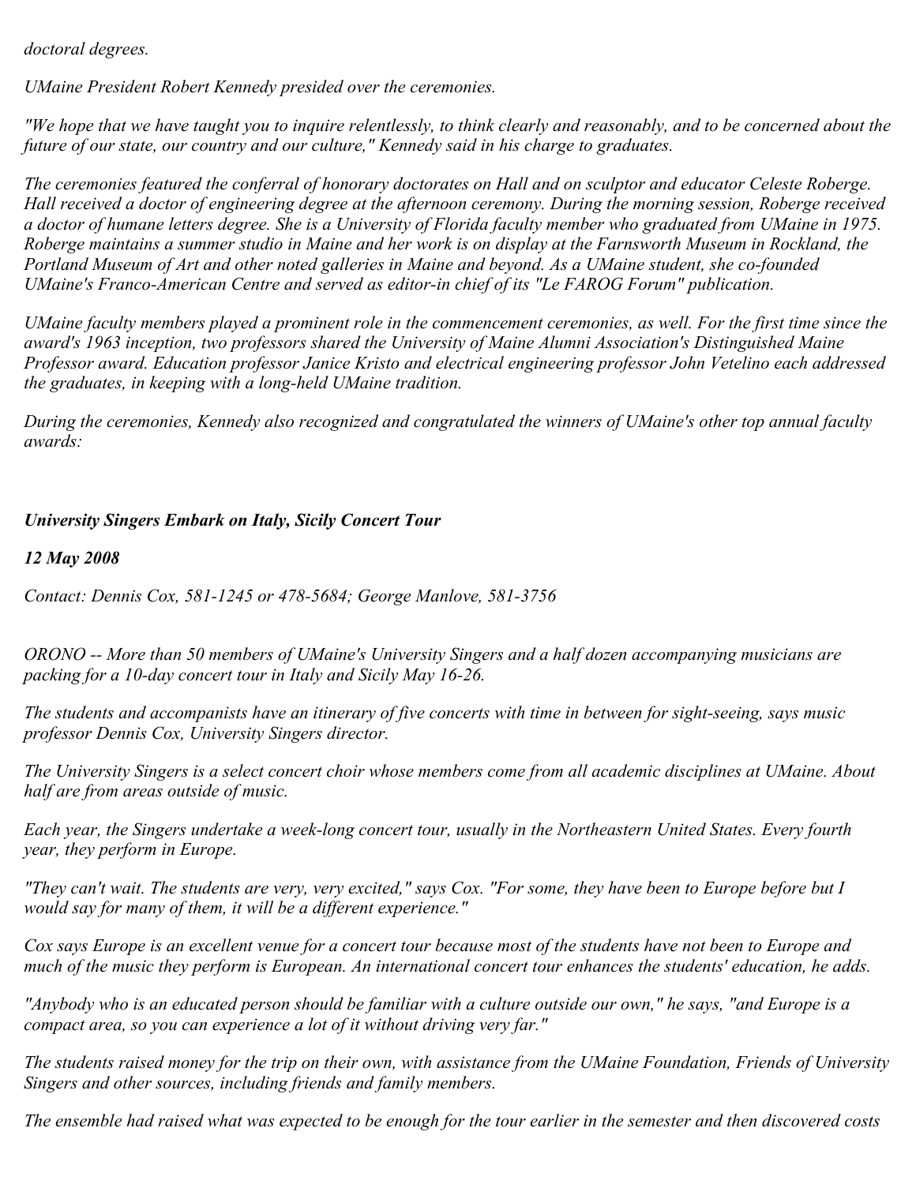*doctoral degrees.*

*UMaine President Robert Kennedy presided over the ceremonies.*

*"We hope that we have taught you to inquire relentlessly, to think clearly and reasonably, and to be concerned about the future of our state, our country and our culture," Kennedy said in his charge to graduates.*

*The ceremonies featured the conferral of honorary doctorates on Hall and on sculptor and educator Celeste Roberge. Hall received a doctor of engineering degree at the afternoon ceremony. During the morning session, Roberge received a doctor of humane letters degree. She is a University of Florida faculty member who graduated from UMaine in 1975. Roberge maintains a summer studio in Maine and her work is on display at the Farnsworth Museum in Rockland, the Portland Museum of Art and other noted galleries in Maine and beyond. As a UMaine student, she co-founded UMaine's Franco-American Centre and served as editor-in chief of its "Le FAROG Forum" publication.*

*UMaine faculty members played a prominent role in the commencement ceremonies, as well. For the first time since the award's 1963 inception, two professors shared the University of Maine Alumni Association's Distinguished Maine Professor award. Education professor Janice Kristo and electrical engineering professor John Vetelino each addressed the graduates, in keeping with a long-held UMaine tradition.*

*During the ceremonies, Kennedy also recognized and congratulated the winners of UMaine's other top annual faculty awards:*

***University Singers Embark on Italy, Sicily Concert Tour***

***12 May 2008***

*Contact: Dennis Cox, 581-1245 or 478-5684; George Manlove, 581-3756*

*ORONO -- More than 50 members of UMaine's University Singers and a half dozen accompanying musicians are packing for a 10-day concert tour in Italy and Sicily May 16-26.*

*The students and accompanists have an itinerary of five concerts with time in between for sight-seeing, says music professor Dennis Cox, University Singers director.*

*The University Singers is a select concert choir whose members come from all academic disciplines at UMaine. About half are from areas outside of music.*

*Each year, the Singers undertake a week-long concert tour, usually in the Northeastern United States. Every fourth year, they perform in Europe.*

*"They can't wait. The students are very, very excited," says Cox. "For some, they have been to Europe before but I would say for many of them, it will be a different experience."*

*Cox says Europe is an excellent venue for a concert tour because most of the students have not been to Europe and much of the music they perform is European. An international concert tour enhances the students' education, he adds.*

*"Anybody who is an educated person should be familiar with a culture outside our own," he says, "and Europe is a compact area, so you can experience a lot of it without driving very far."*

*The students raised money for the trip on their own, with assistance from the UMaine Foundation, Friends of University Singers and other sources, including friends and family members.*

*The ensemble had raised what was expected to be enough for the tour earlier in the semester and then discovered costs*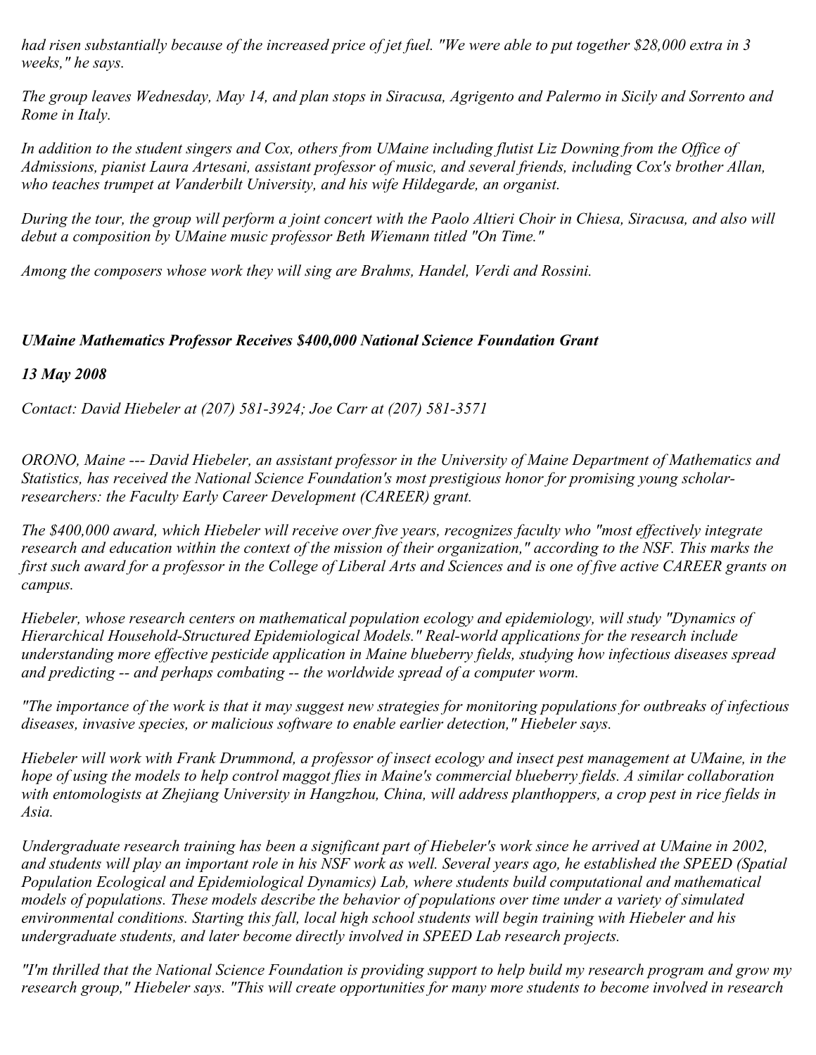*had risen substantially because of the increased price of jet fuel. "We were able to put together $28,000 extra in 3 weeks," he says.*

*The group leaves Wednesday, May 14, and plan stops in Siracusa, Agrigento and Palermo in Sicily and Sorrento and Rome in Italy.*

*In addition to the student singers and Cox, others from UMaine including flutist Liz Downing from the Office of Admissions, pianist Laura Artesani, assistant professor of music, and several friends, including Cox's brother Allan, who teaches trumpet at Vanderbilt University, and his wife Hildegarde, an organist.*

*During the tour, the group will perform a joint concert with the Paolo Altieri Choir in Chiesa, Siracusa, and also will debut a composition by UMaine music professor Beth Wiemann titled "On Time."*

*Among the composers whose work they will sing are Brahms, Handel, Verdi and Rossini.*

***UMaine Mathematics Professor Receives $400,000 National Science Foundation Grant***

***13 May 2008***

*Contact: David Hiebeler at (207) 581-3924; Joe Carr at (207) 581-3571*

*ORONO, Maine --- David Hiebeler, an assistant professor in the University of Maine Department of Mathematics and Statistics, has received the National Science Foundation's most prestigious honor for promising young scholar-researchers: the Faculty Early Career Development (CAREER) grant.*

*The $400,000 award, which Hiebeler will receive over five years, recognizes faculty who "most effectively integrate research and education within the context of the mission of their organization," according to the NSF. This marks the first such award for a professor in the College of Liberal Arts and Sciences and is one of five active CAREER grants on campus.*

*Hiebeler, whose research centers on mathematical population ecology and epidemiology, will study "Dynamics of Hierarchical Household-Structured Epidemiological Models." Real-world applications for the research include understanding more effective pesticide application in Maine blueberry fields, studying how infectious diseases spread and predicting -- and perhaps combating -- the worldwide spread of a computer worm.*

*"The importance of the work is that it may suggest new strategies for monitoring populations for outbreaks of infectious diseases, invasive species, or malicious software to enable earlier detection," Hiebeler says.*

*Hiebeler will work with Frank Drummond, a professor of insect ecology and insect pest management at UMaine, in the hope of using the models to help control maggot flies in Maine's commercial blueberry fields. A similar collaboration with entomologists at Zhejiang University in Hangzhou, China, will address planthoppers, a crop pest in rice fields in Asia.*

*Undergraduate research training has been a significant part of Hiebeler's work since he arrived at UMaine in 2002, and students will play an important role in his NSF work as well. Several years ago, he established the SPEED (Spatial Population Ecological and Epidemiological Dynamics) Lab, where students build computational and mathematical models of populations. These models describe the behavior of populations over time under a variety of simulated environmental conditions. Starting this fall, local high school students will begin training with Hiebeler and his undergraduate students, and later become directly involved in SPEED Lab research projects.*

*"I'm thrilled that the National Science Foundation is providing support to help build my research program and grow my research group," Hiebeler says. "This will create opportunities for many more students to become involved in research*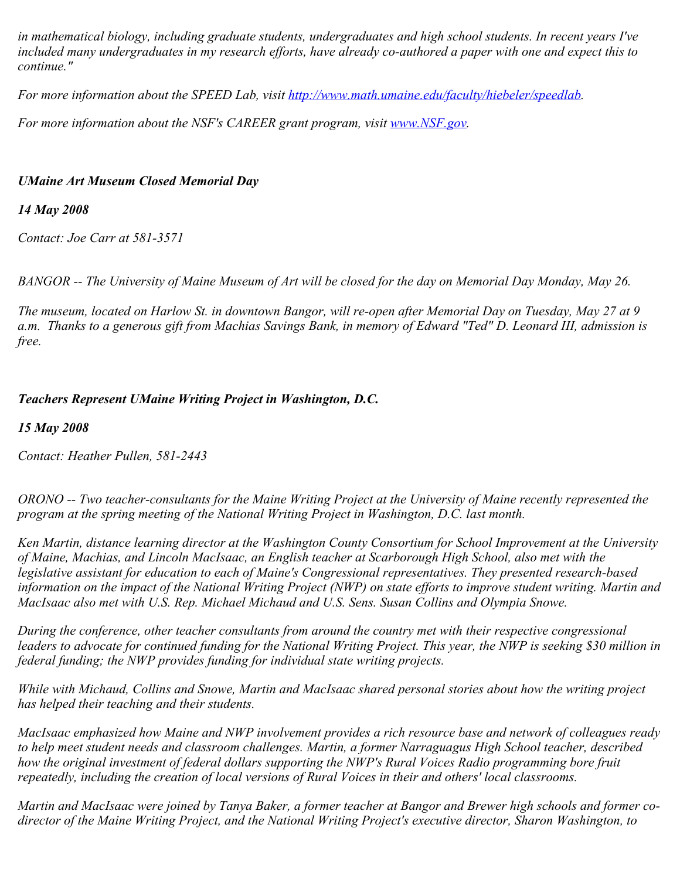*in mathematical biology, including graduate students, undergraduates and high school students. In recent years I've included many undergraduates in my research efforts, have already co-authored a paper with one and expect this to continue."*

*For more information about the SPEED Lab, visit [http://www.math.umaine.edu/faculty/hiebeler/speedlab](http://www.math.umaine.edu/faculty/hiebeler/speedlab).*

*For more information about the NSF's CAREER grant program, visit [www.NSF.gov](www.NSF.gov).*

### *UMaine Art Museum Closed Memorial Day*

***14 May 2008***

*Contact: Joe Carr at 581-3571*

*BANGOR -- The University of Maine Museum of Art will be closed for the day on Memorial Day Monday, May 26.*

*The museum, located on Harlow St. in downtown Bangor, will re-open after Memorial Day on Tuesday, May 27 at 9 a.m.  Thanks to a generous gift from Machias Savings Bank, in memory of Edward "Ted" D. Leonard III, admission is free.*

### *Teachers Represent UMaine Writing Project in Washington, D.C.*

***15 May 2008***

*Contact: Heather Pullen, 581-2443*

*ORONO -- Two teacher-consultants for the Maine Writing Project at the University of Maine recently represented the program at the spring meeting of the National Writing Project in Washington, D.C. last month.*

*Ken Martin, distance learning director at the Washington County Consortium for School Improvement at the University of Maine, Machias, and Lincoln MacIsaac, an English teacher at Scarborough High School, also met with the legislative assistant for education to each of Maine's Congressional representatives. They presented research-based information on the impact of the National Writing Project (NWP) on state efforts to improve student writing. Martin and MacIsaac also met with U.S. Rep. Michael Michaud and U.S. Sens. Susan Collins and Olympia Snowe.*

*During the conference, other teacher consultants from around the country met with their respective congressional leaders to advocate for continued funding for the National Writing Project. This year, the NWP is seeking $30 million in federal funding; the NWP provides funding for individual state writing projects.*

*While with Michaud, Collins and Snowe, Martin and MacIsaac shared personal stories about how the writing project has helped their teaching and their students.*

*MacIsaac emphasized how Maine and NWP involvement provides a rich resource base and network of colleagues ready to help meet student needs and classroom challenges. Martin, a former Narraguagus High School teacher, described how the original investment of federal dollars supporting the NWP's Rural Voices Radio programming bore fruit repeatedly, including the creation of local versions of Rural Voices in their and others' local classrooms.*

*Martin and MacIsaac were joined by Tanya Baker, a former teacher at Bangor and Brewer high schools and former co-director of the Maine Writing Project, and the National Writing Project's executive director, Sharon Washington, to*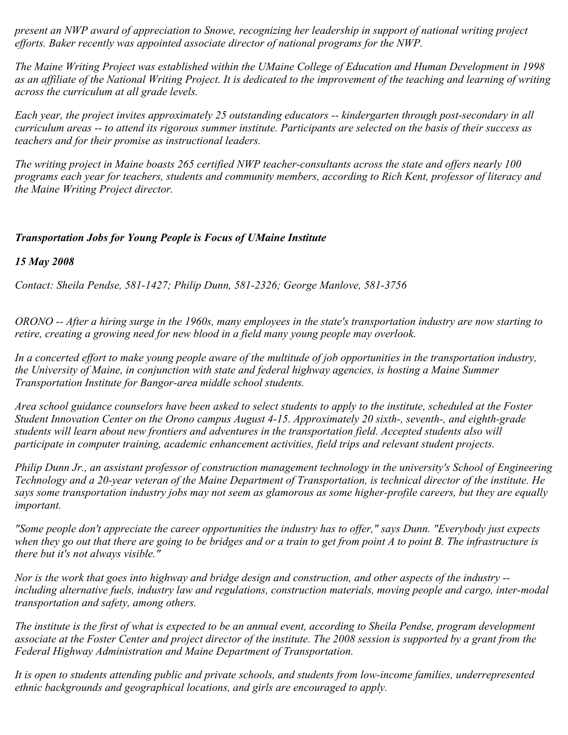*present an NWP award of appreciation to Snowe, recognizing her leadership in support of national writing project efforts. Baker recently was appointed associate director of national programs for the NWP.*

*The Maine Writing Project was established within the UMaine College of Education and Human Development in 1998 as an affiliate of the National Writing Project. It is dedicated to the improvement of the teaching and learning of writing across the curriculum at all grade levels.*

*Each year, the project invites approximately 25 outstanding educators -- kindergarten through post-secondary in all curriculum areas -- to attend its rigorous summer institute. Participants are selected on the basis of their success as teachers and for their promise as instructional leaders.*

*The writing project in Maine boasts 265 certified NWP teacher-consultants across the state and offers nearly 100 programs each year for teachers, students and community members, according to Rich Kent, professor of literacy and the Maine Writing Project director.*

## ***Transportation Jobs for Young People is Focus of UMaine Institute***

***15 May 2008***

*Contact: Sheila Pendse, 581-1427; Philip Dunn, 581-2326; George Manlove, 581-3756*

*ORONO -- After a hiring surge in the 1960s, many employees in the state's transportation industry are now starting to retire, creating a growing need for new blood in a field many young people may overlook.*

*In a concerted effort to make young people aware of the multitude of job opportunities in the transportation industry, the University of Maine, in conjunction with state and federal highway agencies, is hosting a Maine Summer Transportation Institute for Bangor-area middle school students.*

*Area school guidance counselors have been asked to select students to apply to the institute, scheduled at the Foster Student Innovation Center on the Orono campus August 4-15. Approximately 20 sixth-, seventh-, and eighth-grade students will learn about new frontiers and adventures in the transportation field. Accepted students also will participate in computer training, academic enhancement activities, field trips and relevant student projects.*

*Philip Dunn Jr., an assistant professor of construction management technology in the university's School of Engineering Technology and a 20-year veteran of the Maine Department of Transportation, is technical director of the institute. He says some transportation industry jobs may not seem as glamorous as some higher-profile careers, but they are equally important.*

*"Some people don't appreciate the career opportunities the industry has to offer," says Dunn. "Everybody just expects when they go out that there are going to be bridges and or a train to get from point A to point B. The infrastructure is there but it's not always visible."*

*Nor is the work that goes into highway and bridge design and construction, and other aspects of the industry -- including alternative fuels, industry law and regulations, construction materials, moving people and cargo, inter-modal transportation and safety, among others.*

*The institute is the first of what is expected to be an annual event, according to Sheila Pendse, program development associate at the Foster Center and project director of the institute. The 2008 session is supported by a grant from the Federal Highway Administration and Maine Department of Transportation.*

*It is open to students attending public and private schools, and students from low-income families, underrepresented ethnic backgrounds and geographical locations, and girls are encouraged to apply.*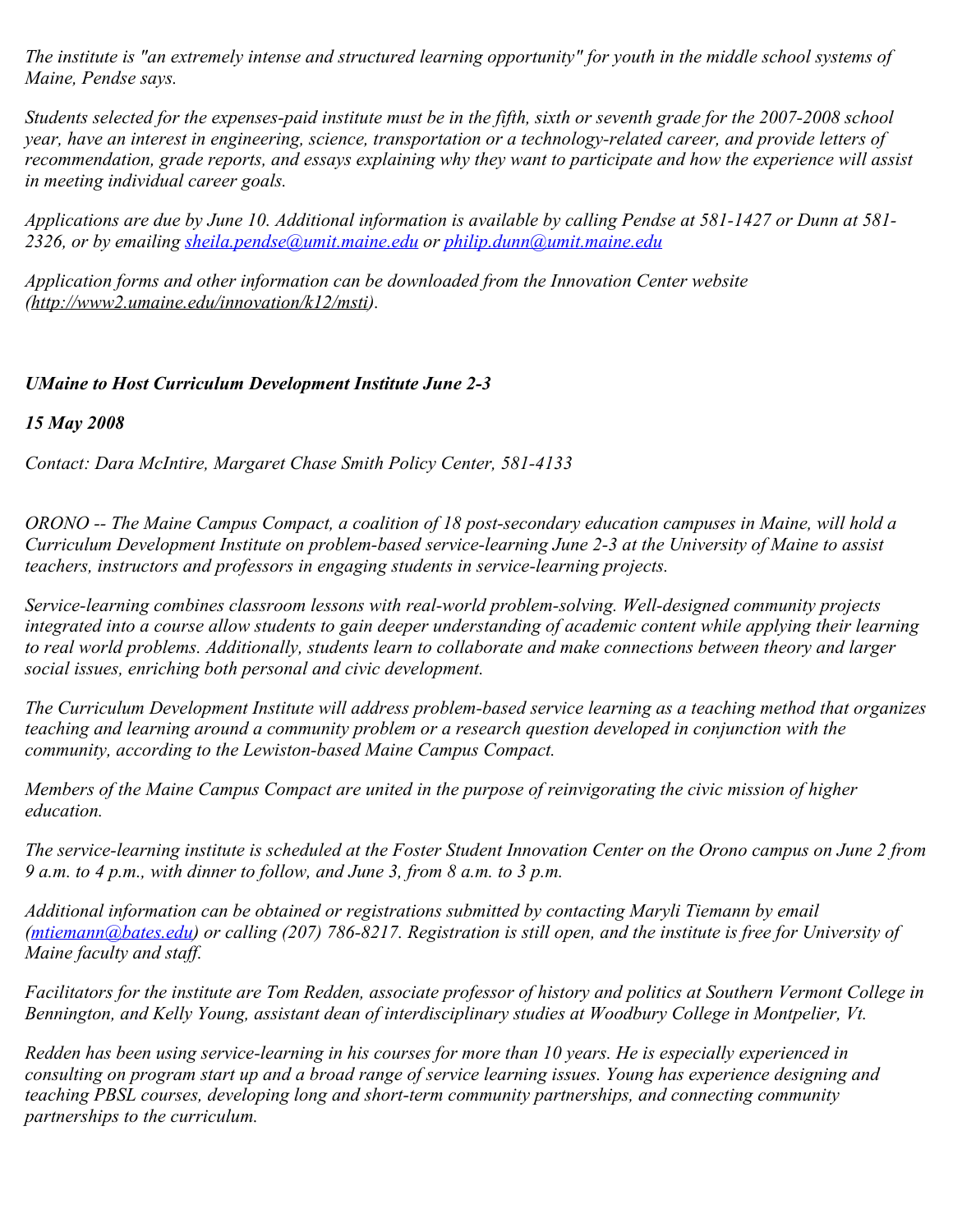*The institute is "an extremely intense and structured learning opportunity" for youth in the middle school systems of Maine, Pendse says.*

*Students selected for the expenses-paid institute must be in the fifth, sixth or seventh grade for the 2007-2008 school year, have an interest in engineering, science, transportation or a technology-related career, and provide letters of recommendation, grade reports, and essays explaining why they want to participate and how the experience will assist in meeting individual career goals.*

*Applications are due by June 10. Additional information is available by calling Pendse at 581-1427 or Dunn at 581-2326, or by emailing sheila.pendse@umit.maine.edu or philip.dunn@umit.maine.edu*

*Application forms and other information can be downloaded from the Innovation Center website (http://www2.umaine.edu/innovation/k12/msti).*

***UMaine to Host Curriculum Development Institute June 2-3***

***15 May 2008***

*Contact: Dara McIntire, Margaret Chase Smith Policy Center, 581-4133*

*ORONO -- The Maine Campus Compact, a coalition of 18 post-secondary education campuses in Maine, will hold a Curriculum Development Institute on problem-based service-learning June 2-3 at the University of Maine to assist teachers, instructors and professors in engaging students in service-learning projects.*

*Service-learning combines classroom lessons with real-world problem-solving. Well-designed community projects integrated into a course allow students to gain deeper understanding of academic content while applying their learning to real world problems. Additionally, students learn to collaborate and make connections between theory and larger social issues, enriching both personal and civic development.*

*The Curriculum Development Institute will address problem-based service learning as a teaching method that organizes teaching and learning around a community problem or a research question developed in conjunction with the community, according to the Lewiston-based Maine Campus Compact.*

*Members of the Maine Campus Compact are united in the purpose of reinvigorating the civic mission of higher education.*

*The service-learning institute is scheduled at the Foster Student Innovation Center on the Orono campus on June 2 from 9 a.m. to 4 p.m., with dinner to follow, and June 3, from 8 a.m. to 3 p.m.*

*Additional information can be obtained or registrations submitted by contacting Maryli Tiemann by email (mtiemann@bates.edu) or calling (207) 786-8217. Registration is still open, and the institute is free for University of Maine faculty and staff.*

*Facilitators for the institute are Tom Redden, associate professor of history and politics at Southern Vermont College in Bennington, and Kelly Young, assistant dean of interdisciplinary studies at Woodbury College in Montpelier, Vt.*

*Redden has been using service-learning in his courses for more than 10 years. He is especially experienced in consulting on program start up and a broad range of service learning issues. Young has experience designing and teaching PBSL courses, developing long and short-term community partnerships, and connecting community partnerships to the curriculum.*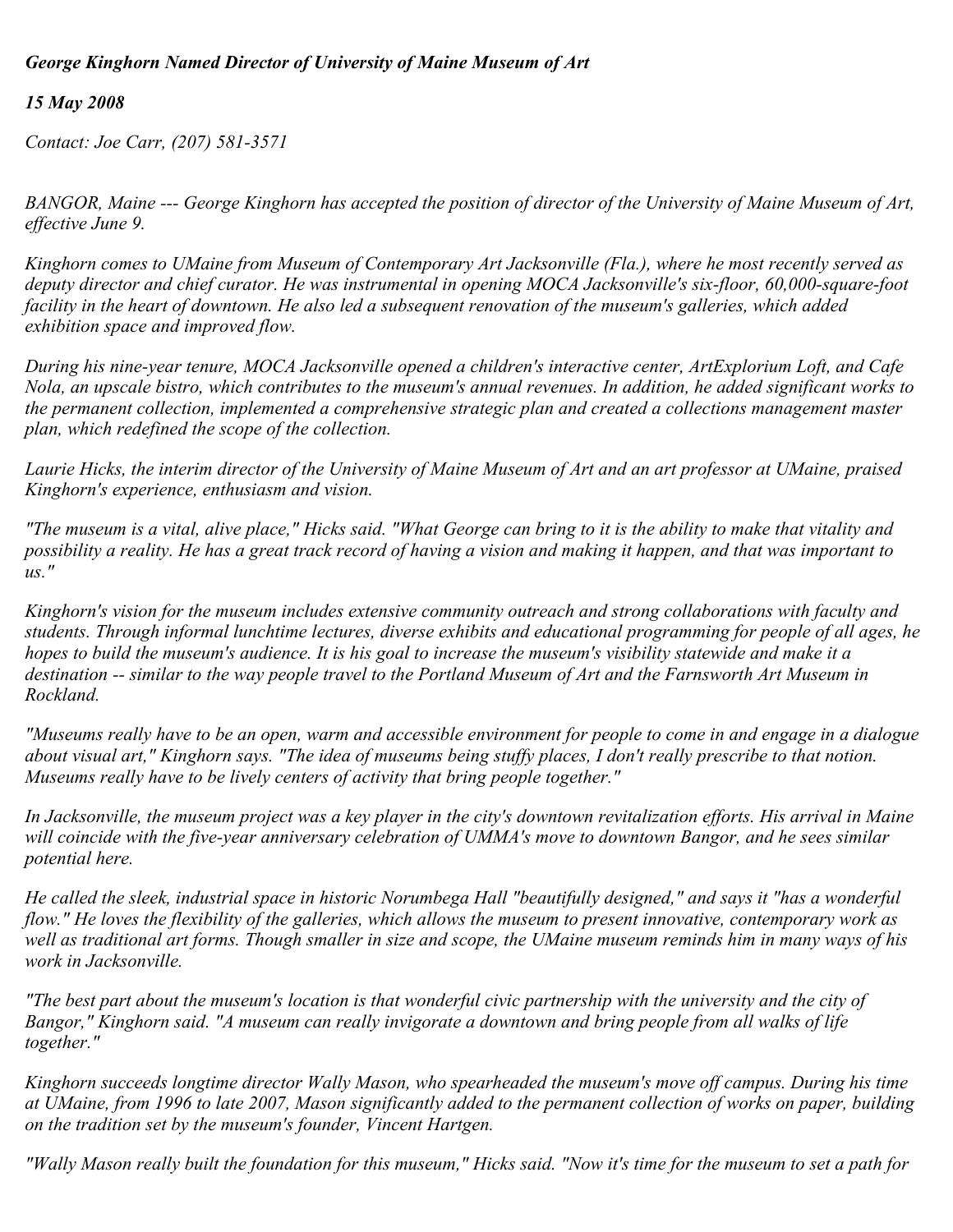***George Kinghorn Named Director of University of Maine Museum of Art***

***15 May 2008***

*Contact: Joe Carr, (207) 581-3571*

*BANGOR, Maine --- George Kinghorn has accepted the position of director of the University of Maine Museum of Art, effective June 9.*

*Kinghorn comes to UMaine from Museum of Contemporary Art Jacksonville (Fla.), where he most recently served as deputy director and chief curator. He was instrumental in opening MOCA Jacksonville's six-floor, 60,000-square-foot facility in the heart of downtown. He also led a subsequent renovation of the museum's galleries, which added exhibition space and improved flow.*

*During his nine-year tenure, MOCA Jacksonville opened a children's interactive center, ArtExplorium Loft, and Cafe Nola, an upscale bistro, which contributes to the museum's annual revenues. In addition, he added significant works to the permanent collection, implemented a comprehensive strategic plan and created a collections management master plan, which redefined the scope of the collection.*

*Laurie Hicks, the interim director of the University of Maine Museum of Art and an art professor at UMaine, praised Kinghorn's experience, enthusiasm and vision.*

*"The museum is a vital, alive place," Hicks said. "What George can bring to it is the ability to make that vitality and possibility a reality. He has a great track record of having a vision and making it happen, and that was important to us."*

*Kinghorn's vision for the museum includes extensive community outreach and strong collaborations with faculty and students. Through informal lunchtime lectures, diverse exhibits and educational programming for people of all ages, he hopes to build the museum's audience. It is his goal to increase the museum's visibility statewide and make it a destination -- similar to the way people travel to the Portland Museum of Art and the Farnsworth Art Museum in Rockland.*

*"Museums really have to be an open, warm and accessible environment for people to come in and engage in a dialogue about visual art," Kinghorn says. "The idea of museums being stuffy places, I don't really prescribe to that notion. Museums really have to be lively centers of activity that bring people together."*

*In Jacksonville, the museum project was a key player in the city's downtown revitalization efforts. His arrival in Maine will coincide with the five-year anniversary celebration of UMMA's move to downtown Bangor, and he sees similar potential here.*

*He called the sleek, industrial space in historic Norumbega Hall "beautifully designed," and says it "has a wonderful flow." He loves the flexibility of the galleries, which allows the museum to present innovative, contemporary work as well as traditional art forms. Though smaller in size and scope, the UMaine museum reminds him in many ways of his work in Jacksonville.*

*"The best part about the museum's location is that wonderful civic partnership with the university and the city of Bangor," Kinghorn said. "A museum can really invigorate a downtown and bring people from all walks of life together."*

*Kinghorn succeeds longtime director Wally Mason, who spearheaded the museum's move off campus. During his time at UMaine, from 1996 to late 2007, Mason significantly added to the permanent collection of works on paper, building on the tradition set by the museum's founder, Vincent Hartgen.*

*"Wally Mason really built the foundation for this museum," Hicks said. "Now it's time for the museum to set a path for*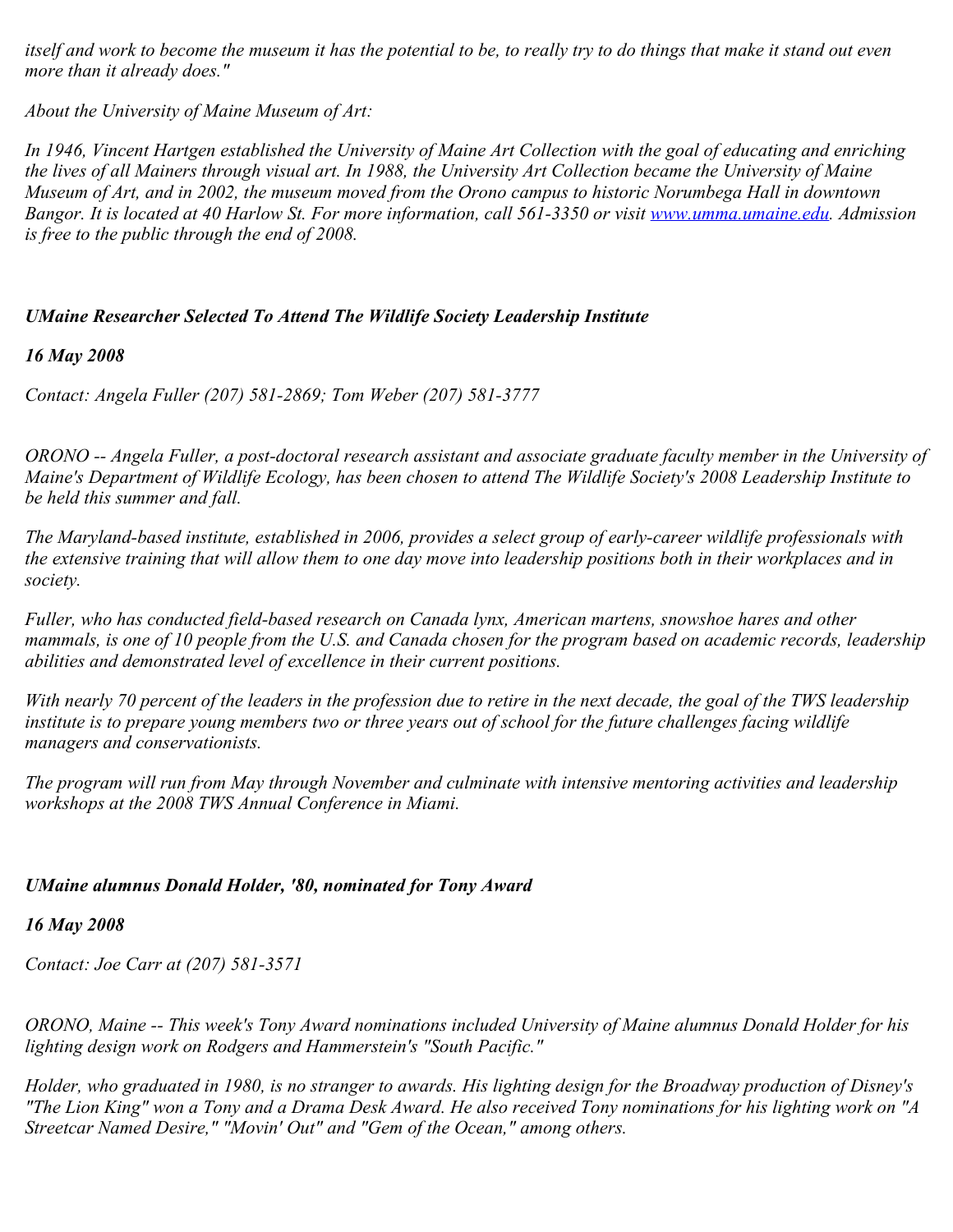*itself and work to become the museum it has the potential to be, to really try to do things that make it stand out even more than it already does."*

*About the University of Maine Museum of Art:*

*In 1946, Vincent Hartgen established the University of Maine Art Collection with the goal of educating and enriching the lives of all Mainers through visual art. In 1988, the University Art Collection became the University of Maine Museum of Art, and in 2002, the museum moved from the Orono campus to historic Norumbega Hall in downtown Bangor. It is located at 40 Harlow St. For more information, call 561-3350 or visit [www.umma.umaine.edu](www.umma.umaine.edu). Admission is free to the public through the end of 2008.*

### ***UMaine Researcher Selected To Attend The Wildlife Society Leadership Institute***

***16 May 2008***

*Contact: Angela Fuller (207) 581-2869; Tom Weber (207) 581-3777*

*ORONO -- Angela Fuller, a post-doctoral research assistant and associate graduate faculty member in the University of Maine's Department of Wildlife Ecology, has been chosen to attend The Wildlife Society's 2008 Leadership Institute to be held this summer and fall.*

*The Maryland-based institute, established in 2006, provides a select group of early-career wildlife professionals with the extensive training that will allow them to one day move into leadership positions both in their workplaces and in society.*

*Fuller, who has conducted field-based research on Canada lynx, American martens, snowshoe hares and other mammals, is one of 10 people from the U.S. and Canada chosen for the program based on academic records, leadership abilities and demonstrated level of excellence in their current positions.*

*With nearly 70 percent of the leaders in the profession due to retire in the next decade, the goal of the TWS leadership institute is to prepare young members two or three years out of school for the future challenges facing wildlife managers and conservationists.*

*The program will run from May through November and culminate with intensive mentoring activities and leadership workshops at the 2008 TWS Annual Conference in Miami.*

### ***UMaine alumnus Donald Holder, '80, nominated for Tony Award***

***16 May 2008***

*Contact: Joe Carr at (207) 581-3571*

*ORONO, Maine -- This week's Tony Award nominations included University of Maine alumnus Donald Holder for his lighting design work on Rodgers and Hammerstein's "South Pacific."*

*Holder, who graduated in 1980, is no stranger to awards. His lighting design for the Broadway production of Disney's "The Lion King" won a Tony and a Drama Desk Award. He also received Tony nominations for his lighting work on "A Streetcar Named Desire," "Movin' Out" and "Gem of the Ocean," among others.*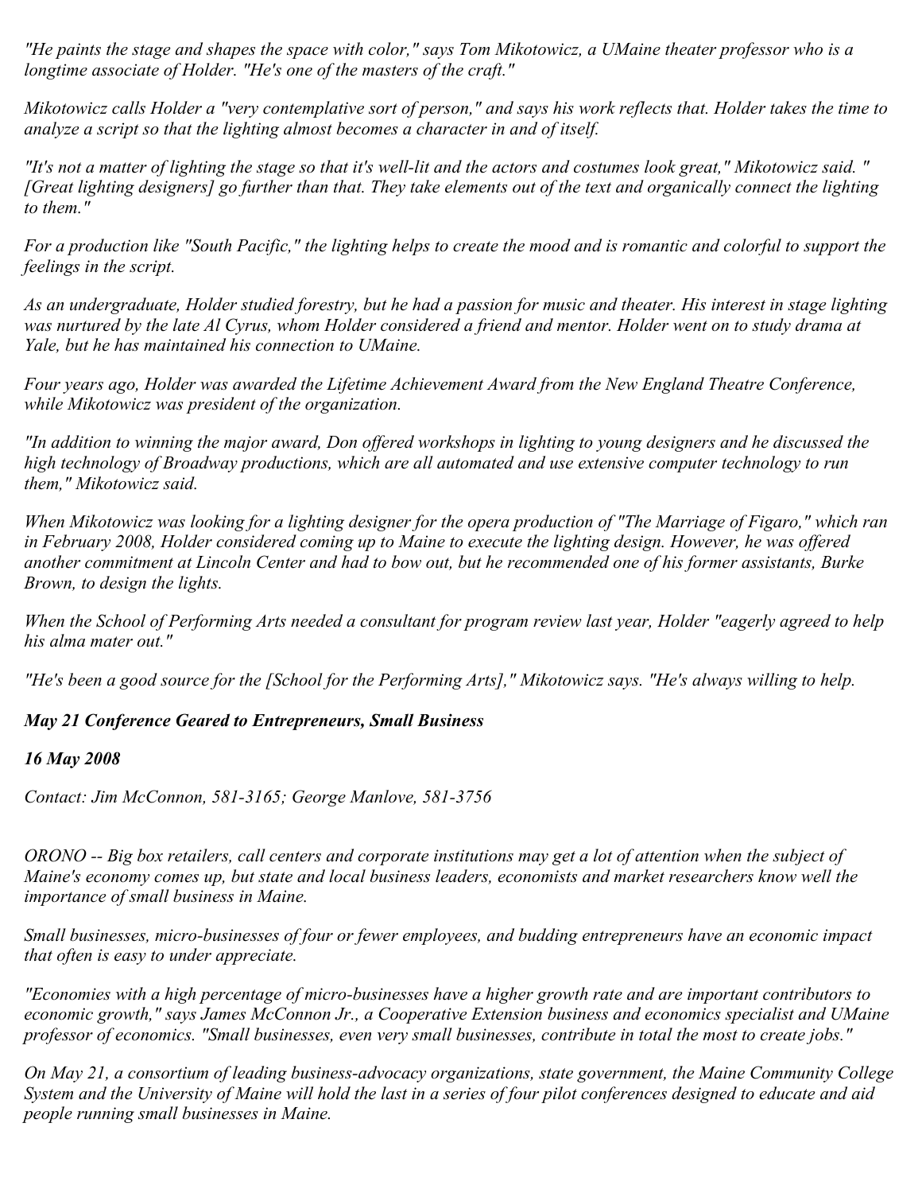*"He paints the stage and shapes the space with color," says Tom Mikotowicz, a UMaine theater professor who is a longtime associate of Holder. "He's one of the masters of the craft."*

*Mikotowicz calls Holder a "very contemplative sort of person," and says his work reflects that. Holder takes the time to analyze a script so that the lighting almost becomes a character in and of itself.*

*"It's not a matter of lighting the stage so that it's well-lit and the actors and costumes look great," Mikotowicz said. "[Great lighting designers] go further than that. They take elements out of the text and organically connect the lighting to them."*

*For a production like "South Pacific," the lighting helps to create the mood and is romantic and colorful to support the feelings in the script.*

*As an undergraduate, Holder studied forestry, but he had a passion for music and theater. His interest in stage lighting was nurtured by the late Al Cyrus, whom Holder considered a friend and mentor. Holder went on to study drama at Yale, but he has maintained his connection to UMaine.*

*Four years ago, Holder was awarded the Lifetime Achievement Award from the New England Theatre Conference, while Mikotowicz was president of the organization.*

*"In addition to winning the major award, Don offered workshops in lighting to young designers and he discussed the high technology of Broadway productions, which are all automated and use extensive computer technology to run them," Mikotowicz said.*

*When Mikotowicz was looking for a lighting designer for the opera production of "The Marriage of Figaro," which ran in February 2008, Holder considered coming up to Maine to execute the lighting design. However, he was offered another commitment at Lincoln Center and had to bow out, but he recommended one of his former assistants, Burke Brown, to design the lights.*

*When the School of Performing Arts needed a consultant for program review last year, Holder "eagerly agreed to help his alma mater out."*

*"He's been a good source for the [School for the Performing Arts]," Mikotowicz says. "He's always willing to help.*

***May 21 Conference Geared to Entrepreneurs, Small Business***

***16 May 2008***

*Contact: Jim McConnon, 581-3165; George Manlove, 581-3756*

*ORONO -- Big box retailers, call centers and corporate institutions may get a lot of attention when the subject of Maine's economy comes up, but state and local business leaders, economists and market researchers know well the importance of small business in Maine.*

*Small businesses, micro-businesses of four or fewer employees, and budding entrepreneurs have an economic impact that often is easy to under appreciate.*

*"Economies with a high percentage of micro-businesses have a higher growth rate and are important contributors to economic growth," says James McConnon Jr., a Cooperative Extension business and economics specialist and UMaine professor of economics. "Small businesses, even very small businesses, contribute in total the most to create jobs."*

*On May 21, a consortium of leading business-advocacy organizations, state government, the Maine Community College System and the University of Maine will hold the last in a series of four pilot conferences designed to educate and aid people running small businesses in Maine.*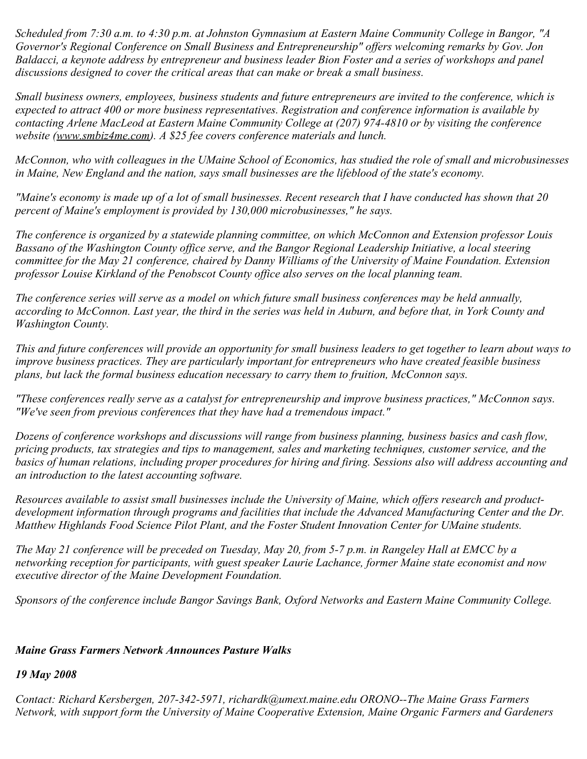*Scheduled from 7:30 a.m. to 4:30 p.m. at Johnston Gymnasium at Eastern Maine Community College in Bangor, "A Governor's Regional Conference on Small Business and Entrepreneurship" offers welcoming remarks by Gov. Jon Baldacci, a keynote address by entrepreneur and business leader Bion Foster and a series of workshops and panel discussions designed to cover the critical areas that can make or break a small business.*

*Small business owners, employees, business students and future entrepreneurs are invited to the conference, which is expected to attract 400 or more business representatives. Registration and conference information is available by contacting Arlene MacLeod at Eastern Maine Community College at (207) 974-4810 or by visiting the conference website (www.smbiz4me.com). A $25 fee covers conference materials and lunch.*

*McConnon, who with colleagues in the UMaine School of Economics, has studied the role of small and microbusinesses in Maine, New England and the nation, says small businesses are the lifeblood of the state's economy.*

*"Maine's economy is made up of a lot of small businesses. Recent research that I have conducted has shown that 20 percent of Maine's employment is provided by 130,000 microbusinesses," he says.*

*The conference is organized by a statewide planning committee, on which McConnon and Extension professor Louis Bassano of the Washington County office serve, and the Bangor Regional Leadership Initiative, a local steering committee for the May 21 conference, chaired by Danny Williams of the University of Maine Foundation. Extension professor Louise Kirkland of the Penobscot County office also serves on the local planning team.*

*The conference series will serve as a model on which future small business conferences may be held annually, according to McConnon. Last year, the third in the series was held in Auburn, and before that, in York County and Washington County.*

*This and future conferences will provide an opportunity for small business leaders to get together to learn about ways to improve business practices. They are particularly important for entrepreneurs who have created feasible business plans, but lack the formal business education necessary to carry them to fruition, McConnon says.*

*"These conferences really serve as a catalyst for entrepreneurship and improve business practices," McConnon says. "We've seen from previous conferences that they have had a tremendous impact."*

*Dozens of conference workshops and discussions will range from business planning, business basics and cash flow, pricing products, tax strategies and tips to management, sales and marketing techniques, customer service, and the basics of human relations, including proper procedures for hiring and firing. Sessions also will address accounting and an introduction to the latest accounting software.*

*Resources available to assist small businesses include the University of Maine, which offers research and product-development information through programs and facilities that include the Advanced Manufacturing Center and the Dr. Matthew Highlands Food Science Pilot Plant, and the Foster Student Innovation Center for UMaine students.*

*The May 21 conference will be preceded on Tuesday, May 20, from 5-7 p.m. in Rangeley Hall at EMCC by a networking reception for participants, with guest speaker Laurie Lachance, former Maine state economist and now executive director of the Maine Development Foundation.*

*Sponsors of the conference include Bangor Savings Bank, Oxford Networks and Eastern Maine Community College.*

### ***Maine Grass Farmers Network Announces Pasture Walks***

***19 May 2008***

*Contact: Richard Kersbergen, 207-342-5971, richardk@umext.maine.edu ORONO--The Maine Grass Farmers Network, with support form the University of Maine Cooperative Extension, Maine Organic Farmers and Gardeners*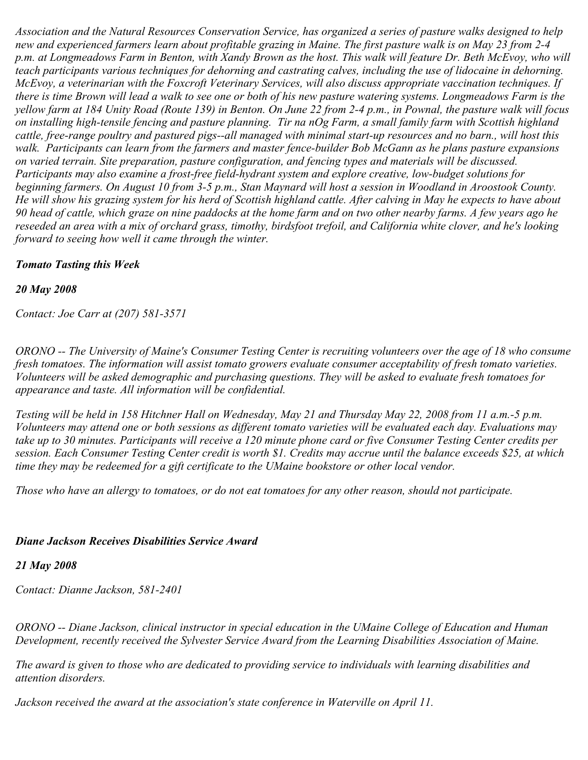*Association and the Natural Resources Conservation Service, has organized a series of pasture walks designed to help new and experienced farmers learn about profitable grazing in Maine. The first pasture walk is on May 23 from 2-4 p.m. at Longmeadows Farm in Benton, with Xandy Brown as the host. This walk will feature Dr. Beth McEvoy, who will teach participants various techniques for dehorning and castrating calves, including the use of lidocaine in dehorning. McEvoy, a veterinarian with the Foxcroft Veterinary Services, will also discuss appropriate vaccination techniques. If there is time Brown will lead a walk to see one or both of his new pasture watering systems. Longmeadows Farm is the yellow farm at 184 Unity Road (Route 139) in Benton. On June 22 from 2-4 p.m., in Pownal, the pasture walk will focus on installing high-tensile fencing and pasture planning. Tir na nOg Farm, a small family farm with Scottish highland cattle, free-range poultry and pastured pigs--all managed with minimal start-up resources and no barn., will host this walk. Participants can learn from the farmers and master fence-builder Bob McGann as he plans pasture expansions on varied terrain. Site preparation, pasture configuration, and fencing types and materials will be discussed. Participants may also examine a frost-free field-hydrant system and explore creative, low-budget solutions for beginning farmers. On August 10 from 3-5 p.m., Stan Maynard will host a session in Woodland in Aroostook County. He will show his grazing system for his herd of Scottish highland cattle. After calving in May he expects to have about 90 head of cattle, which graze on nine paddocks at the home farm and on two other nearby farms. A few years ago he reseeded an area with a mix of orchard grass, timothy, birdsfoot trefoil, and California white clover, and he's looking forward to seeing how well it came through the winter.*

***Tomato Tasting this Week***

***20 May 2008***

*Contact: Joe Carr at (207) 581-3571*

*ORONO -- The University of Maine's Consumer Testing Center is recruiting volunteers over the age of 18 who consume fresh tomatoes. The information will assist tomato growers evaluate consumer acceptability of fresh tomato varieties. Volunteers will be asked demographic and purchasing questions. They will be asked to evaluate fresh tomatoes for appearance and taste. All information will be confidential.*

*Testing will be held in 158 Hitchner Hall on Wednesday, May 21 and Thursday May 22, 2008 from 11 a.m.-5 p.m. Volunteers may attend one or both sessions as different tomato varieties will be evaluated each day. Evaluations may take up to 30 minutes. Participants will receive a 120 minute phone card or five Consumer Testing Center credits per session. Each Consumer Testing Center credit is worth $1. Credits may accrue until the balance exceeds $25, at which time they may be redeemed for a gift certificate to the UMaine bookstore or other local vendor.*

*Those who have an allergy to tomatoes, or do not eat tomatoes for any other reason, should not participate.*

***Diane Jackson Receives Disabilities Service Award***

***21 May 2008***

*Contact: Dianne Jackson, 581-2401*

*ORONO -- Diane Jackson, clinical instructor in special education in the UMaine College of Education and Human Development, recently received the Sylvester Service Award from the Learning Disabilities Association of Maine.*

*The award is given to those who are dedicated to providing service to individuals with learning disabilities and attention disorders.*

*Jackson received the award at the association's state conference in Waterville on April 11.*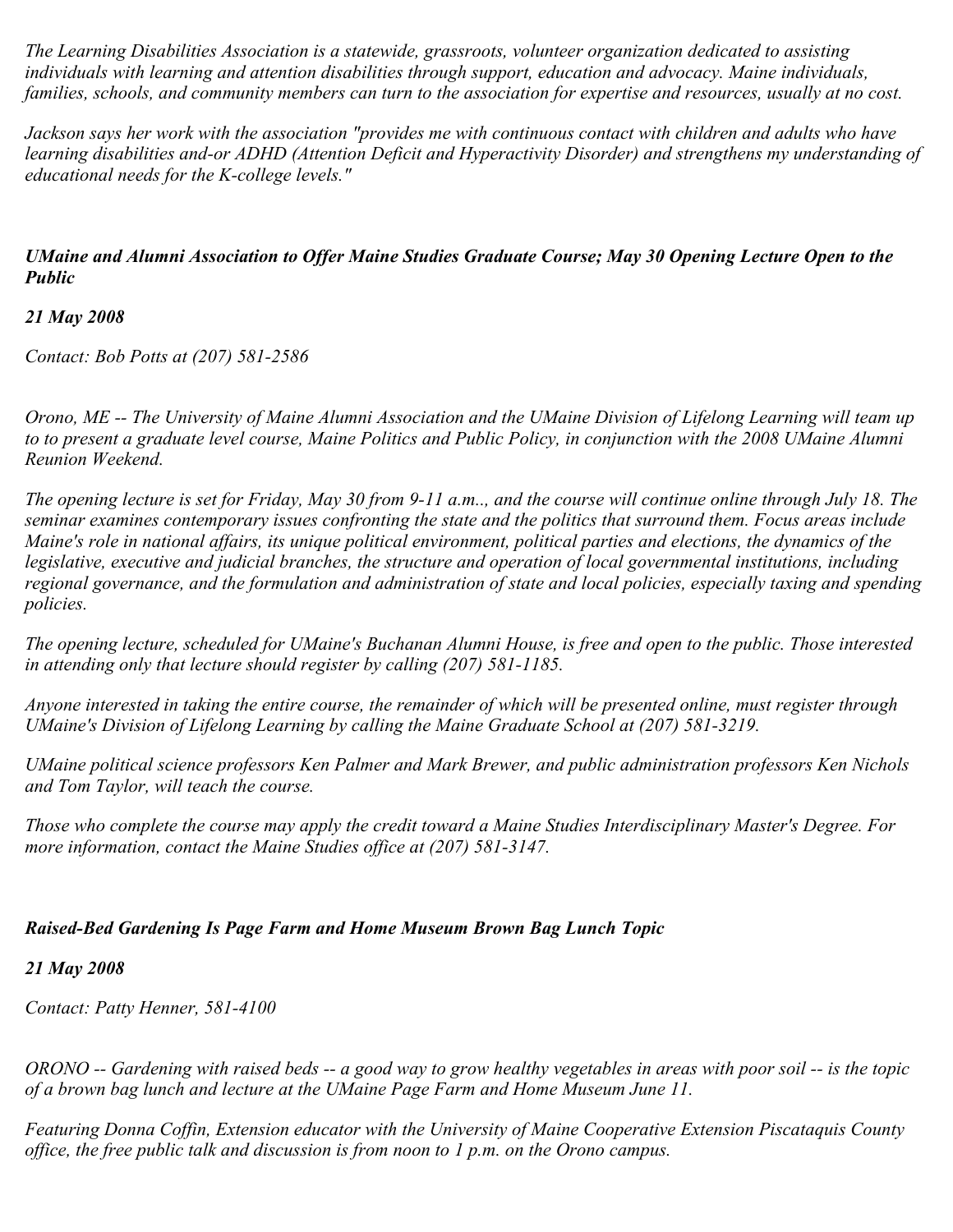*The Learning Disabilities Association is a statewide, grassroots, volunteer organization dedicated to assisting individuals with learning and attention disabilities through support, education and advocacy. Maine individuals, families, schools, and community members can turn to the association for expertise and resources, usually at no cost.*

*Jackson says her work with the association "provides me with continuous contact with children and adults who have learning disabilities and-or ADHD (Attention Deficit and Hyperactivity Disorder) and strengthens my understanding of educational needs for the K-college levels."*

### *UMaine and Alumni Association to Offer Maine Studies Graduate Course; May 30 Opening Lecture Open to the Public*

***21 May 2008***

*Contact: Bob Potts at (207) 581-2586*

*Orono, ME -- The University of Maine Alumni Association and the UMaine Division of Lifelong Learning will team up to to present a graduate level course, Maine Politics and Public Policy, in conjunction with the 2008 UMaine Alumni Reunion Weekend.*

*The opening lecture is set for Friday, May 30 from 9-11 a.m.., and the course will continue online through July 18. The seminar examines contemporary issues confronting the state and the politics that surround them. Focus areas include Maine's role in national affairs, its unique political environment, political parties and elections, the dynamics of the legislative, executive and judicial branches, the structure and operation of local governmental institutions, including regional governance, and the formulation and administration of state and local policies, especially taxing and spending policies.*

*The opening lecture, scheduled for UMaine's Buchanan Alumni House, is free and open to the public. Those interested in attending only that lecture should register by calling (207) 581-1185.*

*Anyone interested in taking the entire course, the remainder of which will be presented online, must register through UMaine's Division of Lifelong Learning by calling the Maine Graduate School at (207) 581-3219.*

*UMaine political science professors Ken Palmer and Mark Brewer, and public administration professors Ken Nichols and Tom Taylor, will teach the course.*

*Those who complete the course may apply the credit toward a Maine Studies Interdisciplinary Master's Degree. For more information, contact the Maine Studies office at (207) 581-3147.*

### *Raised-Bed Gardening Is Page Farm and Home Museum Brown Bag Lunch Topic*

***21 May 2008***

*Contact: Patty Henner, 581-4100*

*ORONO -- Gardening with raised beds -- a good way to grow healthy vegetables in areas with poor soil -- is the topic of a brown bag lunch and lecture at the UMaine Page Farm and Home Museum June 11.*

*Featuring Donna Coffin, Extension educator with the University of Maine Cooperative Extension Piscataquis County office, the free public talk and discussion is from noon to 1 p.m. on the Orono campus.*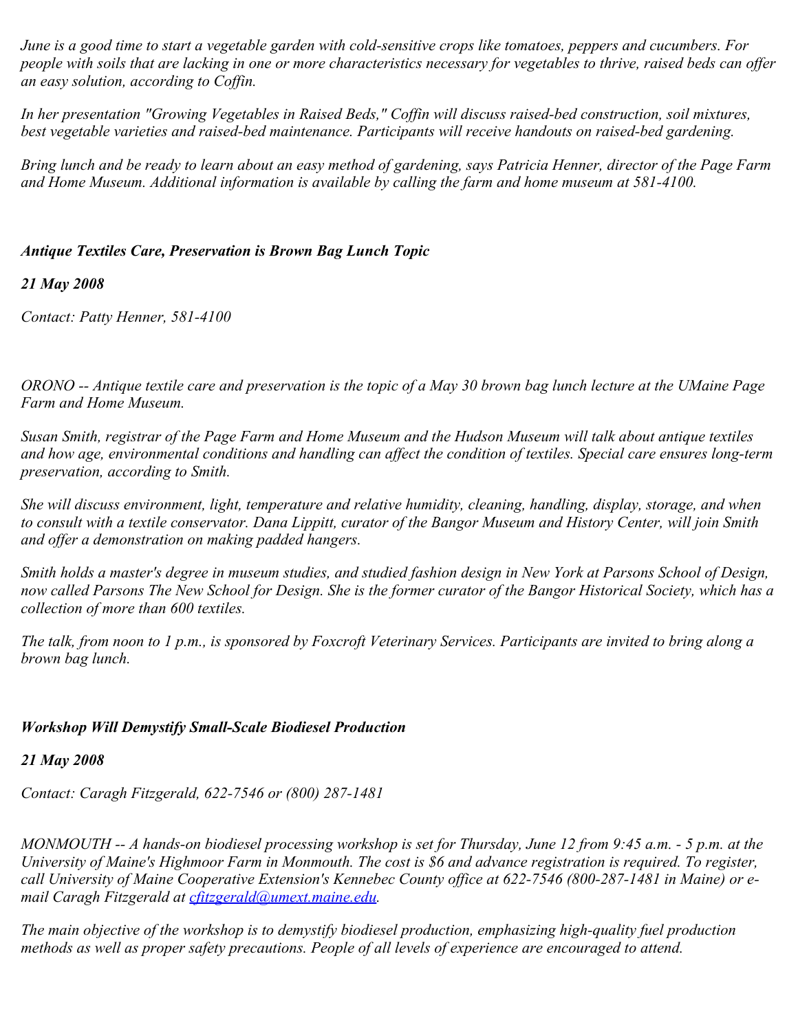*June is a good time to start a vegetable garden with cold-sensitive crops like tomatoes, peppers and cucumbers. For people with soils that are lacking in one or more characteristics necessary for vegetables to thrive, raised beds can offer an easy solution, according to Coffin.*

*In her presentation "Growing Vegetables in Raised Beds," Coffin will discuss raised-bed construction, soil mixtures, best vegetable varieties and raised-bed maintenance. Participants will receive handouts on raised-bed gardening.*

*Bring lunch and be ready to learn about an easy method of gardening, says Patricia Henner, director of the Page Farm and Home Museum. Additional information is available by calling the farm and home museum at 581-4100.*

### *Antique Textiles Care, Preservation is Brown Bag Lunch Topic*

***21 May 2008***

*Contact: Patty Henner, 581-4100*

*ORONO -- Antique textile care and preservation is the topic of a May 30 brown bag lunch lecture at the UMaine Page Farm and Home Museum.*

*Susan Smith, registrar of the Page Farm and Home Museum and the Hudson Museum will talk about antique textiles and how age, environmental conditions and handling can affect the condition of textiles. Special care ensures long-term preservation, according to Smith.*

*She will discuss environment, light, temperature and relative humidity, cleaning, handling, display, storage, and when to consult with a textile conservator. Dana Lippitt, curator of the Bangor Museum and History Center, will join Smith and offer a demonstration on making padded hangers.*

*Smith holds a master's degree in museum studies, and studied fashion design in New York at Parsons School of Design, now called Parsons The New School for Design. She is the former curator of the Bangor Historical Society, which has a collection of more than 600 textiles.*

*The talk, from noon to 1 p.m., is sponsored by Foxcroft Veterinary Services. Participants are invited to bring along a brown bag lunch.*

### *Workshop Will Demystify Small-Scale Biodiesel Production*

***21 May 2008***

*Contact: Caragh Fitzgerald, 622-7546 or (800) 287-1481*

*MONMOUTH -- A hands-on biodiesel processing workshop is set for Thursday, June 12 from 9:45 a.m. - 5 p.m. at the University of Maine's Highmoor Farm in Monmouth. The cost is $6 and advance registration is required. To register, call University of Maine Cooperative Extension's Kennebec County office at 622-7546 (800-287-1481 in Maine) or e-mail Caragh Fitzgerald at cfitzgerald@umext.maine.edu.*

*The main objective of the workshop is to demystify biodiesel production, emphasizing high-quality fuel production methods as well as proper safety precautions. People of all levels of experience are encouraged to attend.*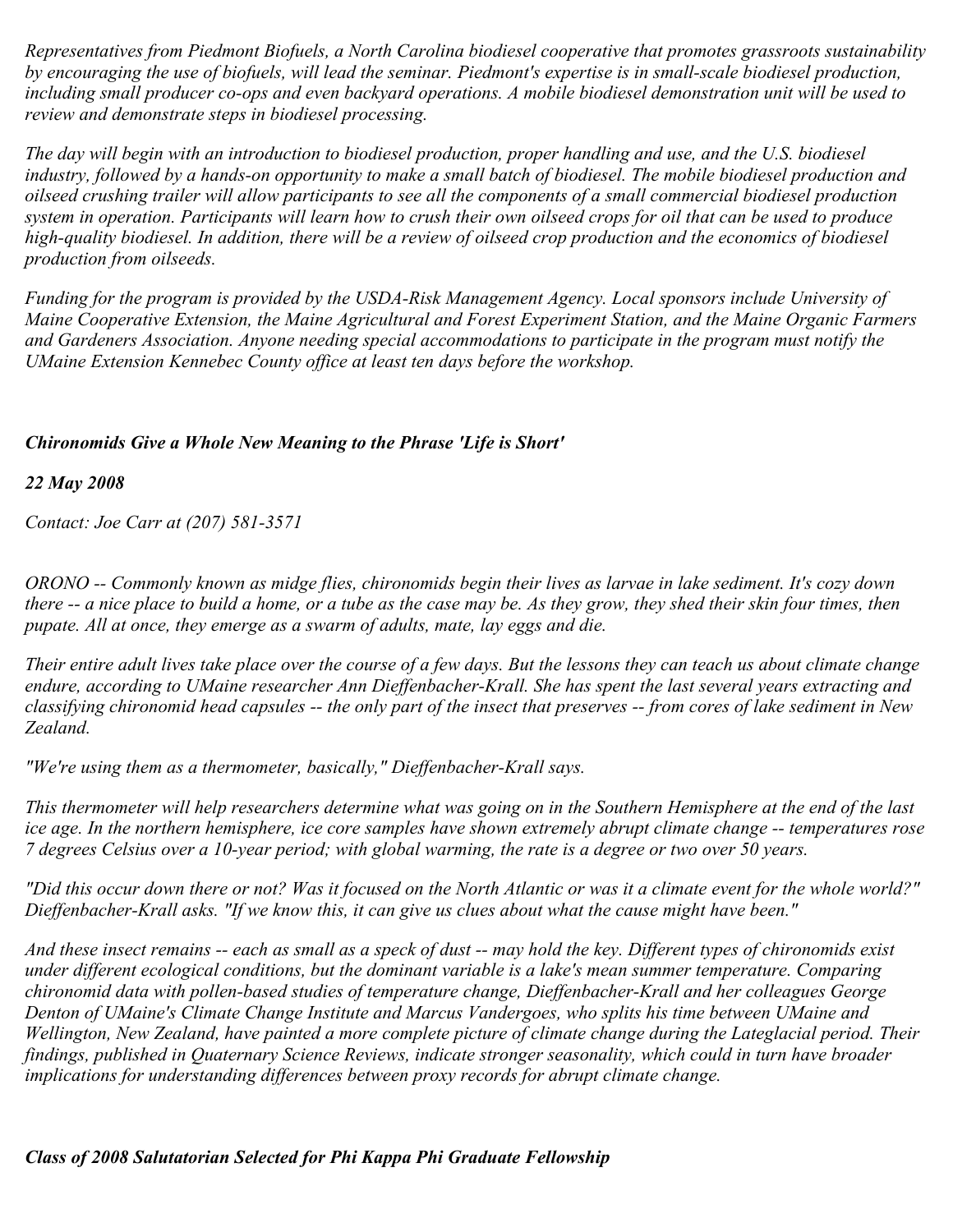*Representatives from Piedmont Biofuels, a North Carolina biodiesel cooperative that promotes grassroots sustainability by encouraging the use of biofuels, will lead the seminar. Piedmont's expertise is in small-scale biodiesel production, including small producer co-ops and even backyard operations. A mobile biodiesel demonstration unit will be used to review and demonstrate steps in biodiesel processing.*

*The day will begin with an introduction to biodiesel production, proper handling and use, and the U.S. biodiesel industry, followed by a hands-on opportunity to make a small batch of biodiesel. The mobile biodiesel production and oilseed crushing trailer will allow participants to see all the components of a small commercial biodiesel production system in operation. Participants will learn how to crush their own oilseed crops for oil that can be used to produce high-quality biodiesel. In addition, there will be a review of oilseed crop production and the economics of biodiesel production from oilseeds.*

*Funding for the program is provided by the USDA-Risk Management Agency. Local sponsors include University of Maine Cooperative Extension, the Maine Agricultural and Forest Experiment Station, and the Maine Organic Farmers and Gardeners Association. Anyone needing special accommodations to participate in the program must notify the UMaine Extension Kennebec County office at least ten days before the workshop.*

***Chironomids Give a Whole New Meaning to the Phrase 'Life is Short'***

***22 May 2008***

*Contact: Joe Carr at (207) 581-3571*

*ORONO -- Commonly known as midge flies, chironomids begin their lives as larvae in lake sediment. It's cozy down there -- a nice place to build a home, or a tube as the case may be. As they grow, they shed their skin four times, then pupate. All at once, they emerge as a swarm of adults, mate, lay eggs and die.*

*Their entire adult lives take place over the course of a few days. But the lessons they can teach us about climate change endure, according to UMaine researcher Ann Dieffenbacher-Krall. She has spent the last several years extracting and classifying chironomid head capsules -- the only part of the insect that preserves -- from cores of lake sediment in New Zealand.*

*"We're using them as a thermometer, basically," Dieffenbacher-Krall says.*

*This thermometer will help researchers determine what was going on in the Southern Hemisphere at the end of the last ice age. In the northern hemisphere, ice core samples have shown extremely abrupt climate change -- temperatures rose 7 degrees Celsius over a 10-year period; with global warming, the rate is a degree or two over 50 years.*

*"Did this occur down there or not? Was it focused on the North Atlantic or was it a climate event for the whole world?" Dieffenbacher-Krall asks. "If we know this, it can give us clues about what the cause might have been."*

*And these insect remains -- each as small as a speck of dust -- may hold the key. Different types of chironomids exist under different ecological conditions, but the dominant variable is a lake's mean summer temperature. Comparing chironomid data with pollen-based studies of temperature change, Dieffenbacher-Krall and her colleagues George Denton of UMaine's Climate Change Institute and Marcus Vandergoes, who splits his time between UMaine and Wellington, New Zealand, have painted a more complete picture of climate change during the Lateglacial period. Their findings, published in Quaternary Science Reviews, indicate stronger seasonality, which could in turn have broader implications for understanding differences between proxy records for abrupt climate change.*

***Class of 2008 Salutatorian Selected for Phi Kappa Phi Graduate Fellowship***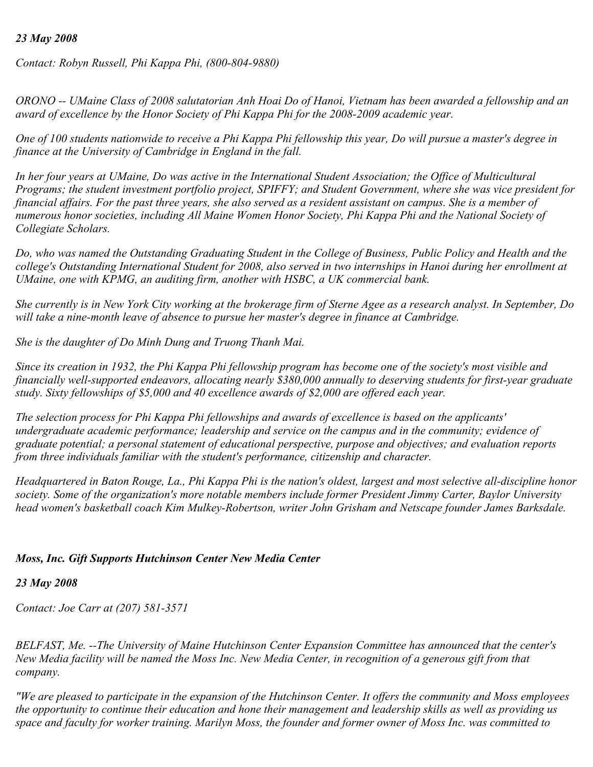*23 May 2008*

*Contact: Robyn Russell, Phi Kappa Phi, (800-804-9880)*

*ORONO -- UMaine Class of 2008 salutatorian Anh Hoai Do of Hanoi, Vietnam has been awarded a fellowship and an award of excellence by the Honor Society of Phi Kappa Phi for the 2008-2009 academic year.*

*One of 100 students nationwide to receive a Phi Kappa Phi fellowship this year, Do will pursue a master's degree in finance at the University of Cambridge in England in the fall.*

*In her four years at UMaine, Do was active in the International Student Association; the Office of Multicultural Programs; the student investment portfolio project, SPIFFY; and Student Government, where she was vice president for financial affairs. For the past three years, she also served as a resident assistant on campus. She is a member of numerous honor societies, including All Maine Women Honor Society, Phi Kappa Phi and the National Society of Collegiate Scholars.*

*Do, who was named the Outstanding Graduating Student in the College of Business, Public Policy and Health and the college's Outstanding International Student for 2008, also served in two internships in Hanoi during her enrollment at UMaine, one with KPMG, an auditing firm, another with HSBC, a UK commercial bank.*

*She currently is in New York City working at the brokerage firm of Sterne Agee as a research analyst. In September, Do will take a nine-month leave of absence to pursue her master's degree in finance at Cambridge.*

*She is the daughter of Do Minh Dung and Truong Thanh Mai.*

*Since its creation in 1932, the Phi Kappa Phi fellowship program has become one of the society's most visible and financially well-supported endeavors, allocating nearly $380,000 annually to deserving students for first-year graduate study. Sixty fellowships of $5,000 and 40 excellence awards of $2,000 are offered each year.*

*The selection process for Phi Kappa Phi fellowships and awards of excellence is based on the applicants' undergraduate academic performance; leadership and service on the campus and in the community; evidence of graduate potential; a personal statement of educational perspective, purpose and objectives; and evaluation reports from three individuals familiar with the student's performance, citizenship and character.*

*Headquartered in Baton Rouge, La., Phi Kappa Phi is the nation's oldest, largest and most selective all-discipline honor society. Some of the organization's more notable members include former President Jimmy Carter, Baylor University head women's basketball coach Kim Mulkey-Robertson, writer John Grisham and Netscape founder James Barksdale.*

### *Moss, Inc. Gift Supports Hutchinson Center New Media Center*

*23 May 2008*

*Contact: Joe Carr at (207) 581-3571*

*BELFAST, Me. --The University of Maine Hutchinson Center Expansion Committee has announced that the center's New Media facility will be named the Moss Inc. New Media Center, in recognition of a generous gift from that company.*

*"We are pleased to participate in the expansion of the Hutchinson Center. It offers the community and Moss employees the opportunity to continue their education and hone their management and leadership skills as well as providing us space and faculty for worker training. Marilyn Moss, the founder and former owner of Moss Inc. was committed to*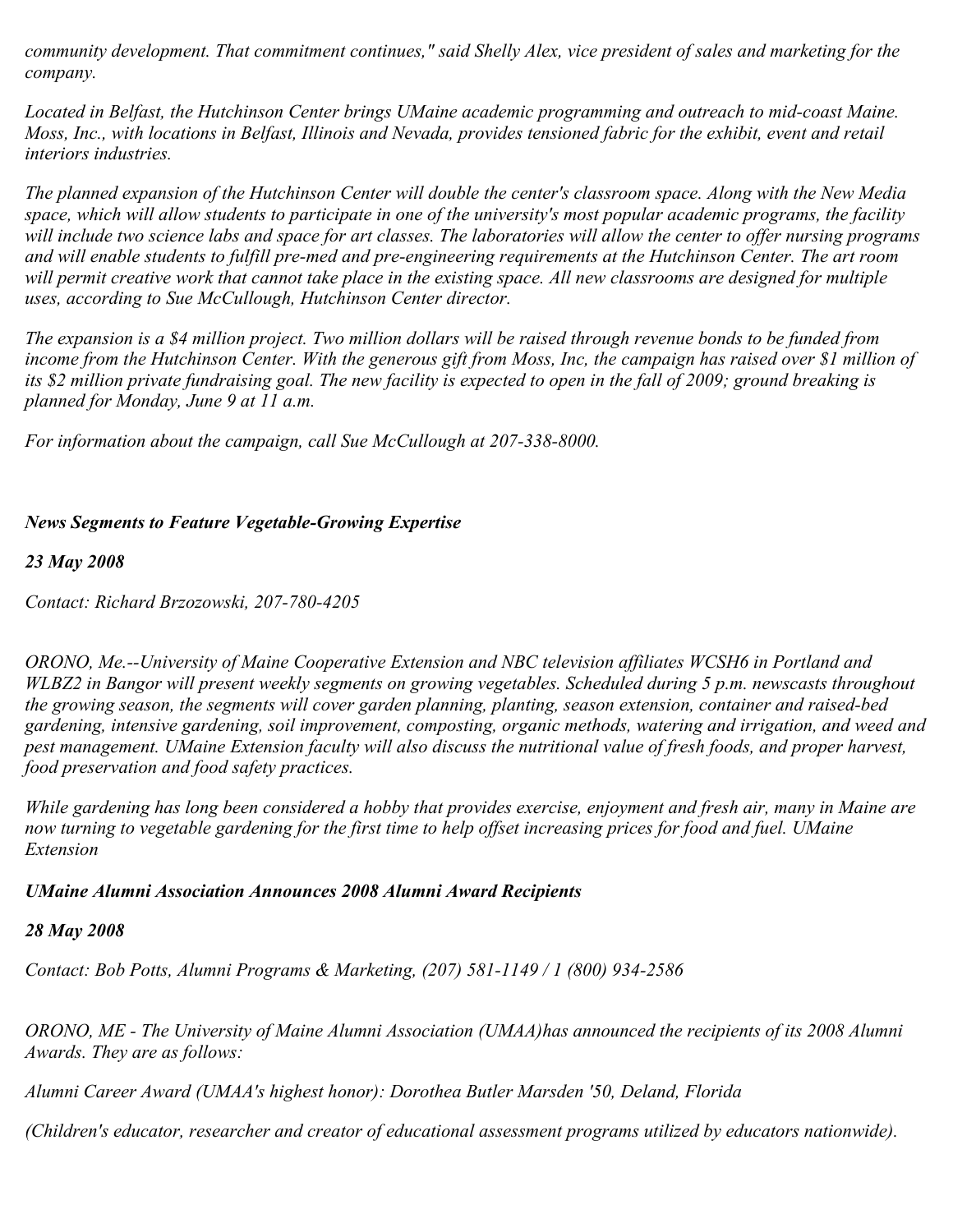*community development. That commitment continues," said Shelly Alex, vice president of sales and marketing for the company.*

*Located in Belfast, the Hutchinson Center brings UMaine academic programming and outreach to mid-coast Maine. Moss, Inc., with locations in Belfast, Illinois and Nevada, provides tensioned fabric for the exhibit, event and retail interiors industries.*

*The planned expansion of the Hutchinson Center will double the center's classroom space. Along with the New Media space, which will allow students to participate in one of the university's most popular academic programs, the facility will include two science labs and space for art classes. The laboratories will allow the center to offer nursing programs and will enable students to fulfill pre-med and pre-engineering requirements at the Hutchinson Center. The art room will permit creative work that cannot take place in the existing space. All new classrooms are designed for multiple uses, according to Sue McCullough, Hutchinson Center director.*

*The expansion is a $4 million project. Two million dollars will be raised through revenue bonds to be funded from income from the Hutchinson Center. With the generous gift from Moss, Inc, the campaign has raised over $1 million of its $2 million private fundraising goal. The new facility is expected to open in the fall of 2009; ground breaking is planned for Monday, June 9 at 11 a.m.*

*For information about the campaign, call Sue McCullough at 207-338-8000.*

***News Segments to Feature Vegetable-Growing Expertise***

***23 May 2008***

*Contact: Richard Brzozowski, 207-780-4205*

*ORONO, Me.--University of Maine Cooperative Extension and NBC television affiliates WCSH6 in Portland and WLBZ2 in Bangor will present weekly segments on growing vegetables. Scheduled during 5 p.m. newscasts throughout the growing season, the segments will cover garden planning, planting, season extension, container and raised-bed gardening, intensive gardening, soil improvement, composting, organic methods, watering and irrigation, and weed and pest management. UMaine Extension faculty will also discuss the nutritional value of fresh foods, and proper harvest, food preservation and food safety practices.*

*While gardening has long been considered a hobby that provides exercise, enjoyment and fresh air, many in Maine are now turning to vegetable gardening for the first time to help offset increasing prices for food and fuel. UMaine Extension*

***UMaine Alumni Association Announces 2008 Alumni Award Recipients***

***28 May 2008***

*Contact: Bob Potts, Alumni Programs & Marketing, (207) 581-1149 / 1 (800) 934-2586*

*ORONO, ME - The University of Maine Alumni Association (UMAA)has announced the recipients of its 2008 Alumni Awards. They are as follows:*

*Alumni Career Award (UMAA's highest honor): Dorothea Butler Marsden '50, Deland, Florida*

*(Children's educator, researcher and creator of educational assessment programs utilized by educators nationwide).*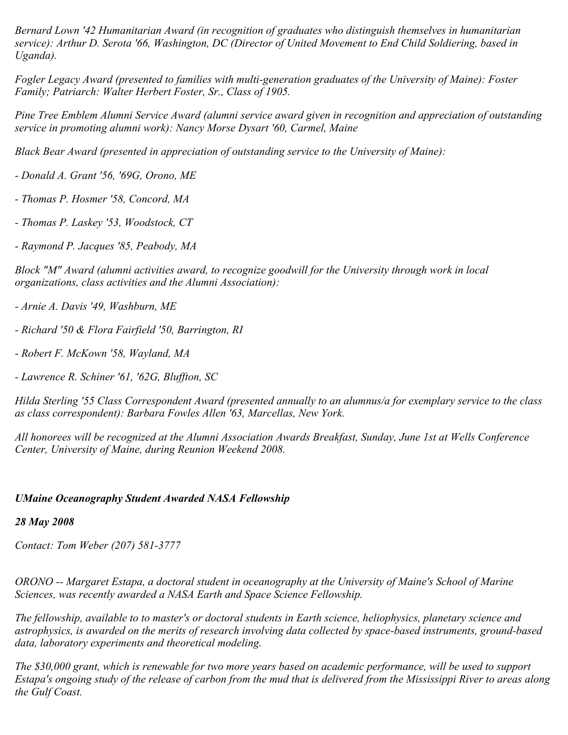*Bernard Lown '42 Humanitarian Award (in recognition of graduates who distinguish themselves in humanitarian service): Arthur D. Serota '66, Washington, DC (Director of United Movement to End Child Soldiering, based in Uganda).*

*Fogler Legacy Award (presented to families with multi-generation graduates of the University of Maine): Foster Family; Patriarch: Walter Herbert Foster, Sr., Class of 1905.*

*Pine Tree Emblem Alumni Service Award (alumni service award given in recognition and appreciation of outstanding service in promoting alumni work): Nancy Morse Dysart '60, Carmel, Maine*

*Black Bear Award (presented in appreciation of outstanding service to the University of Maine):*

*- Donald A. Grant '56, '69G, Orono, ME*

*- Thomas P. Hosmer '58, Concord, MA*

*- Thomas P. Laskey '53, Woodstock, CT*

*- Raymond P. Jacques '85, Peabody, MA*

*Block "M" Award (alumni activities award, to recognize goodwill for the University through work in local organizations, class activities and the Alumni Association):*

*- Arnie A. Davis '49, Washburn, ME*

*- Richard '50 & Flora Fairfield '50, Barrington, RI*

*- Robert F. McKown '58, Wayland, MA*

*- Lawrence R. Schiner '61, '62G, Bluffton, SC*

*Hilda Sterling '55 Class Correspondent Award (presented annually to an alumnus/a for exemplary service to the class as class correspondent): Barbara Fowles Allen '63, Marcellas, New York.*

*All honorees will be recognized at the Alumni Association Awards Breakfast, Sunday, June 1st at Wells Conference Center, University of Maine, during Reunion Weekend 2008.*

***UMaine Oceanography Student Awarded NASA Fellowship***

***28 May 2008***

*Contact: Tom Weber (207) 581-3777*

*ORONO -- Margaret Estapa, a doctoral student in oceanography at the University of Maine's School of Marine Sciences, was recently awarded a NASA Earth and Space Science Fellowship.*

*The fellowship, available to to master's or doctoral students in Earth science, heliophysics, planetary science and astrophysics, is awarded on the merits of research involving data collected by space-based instruments, ground-based data, laboratory experiments and theoretical modeling.*

*The $30,000 grant, which is renewable for two more years based on academic performance, will be used to support Estapa's ongoing study of the release of carbon from the mud that is delivered from the Mississippi River to areas along the Gulf Coast.*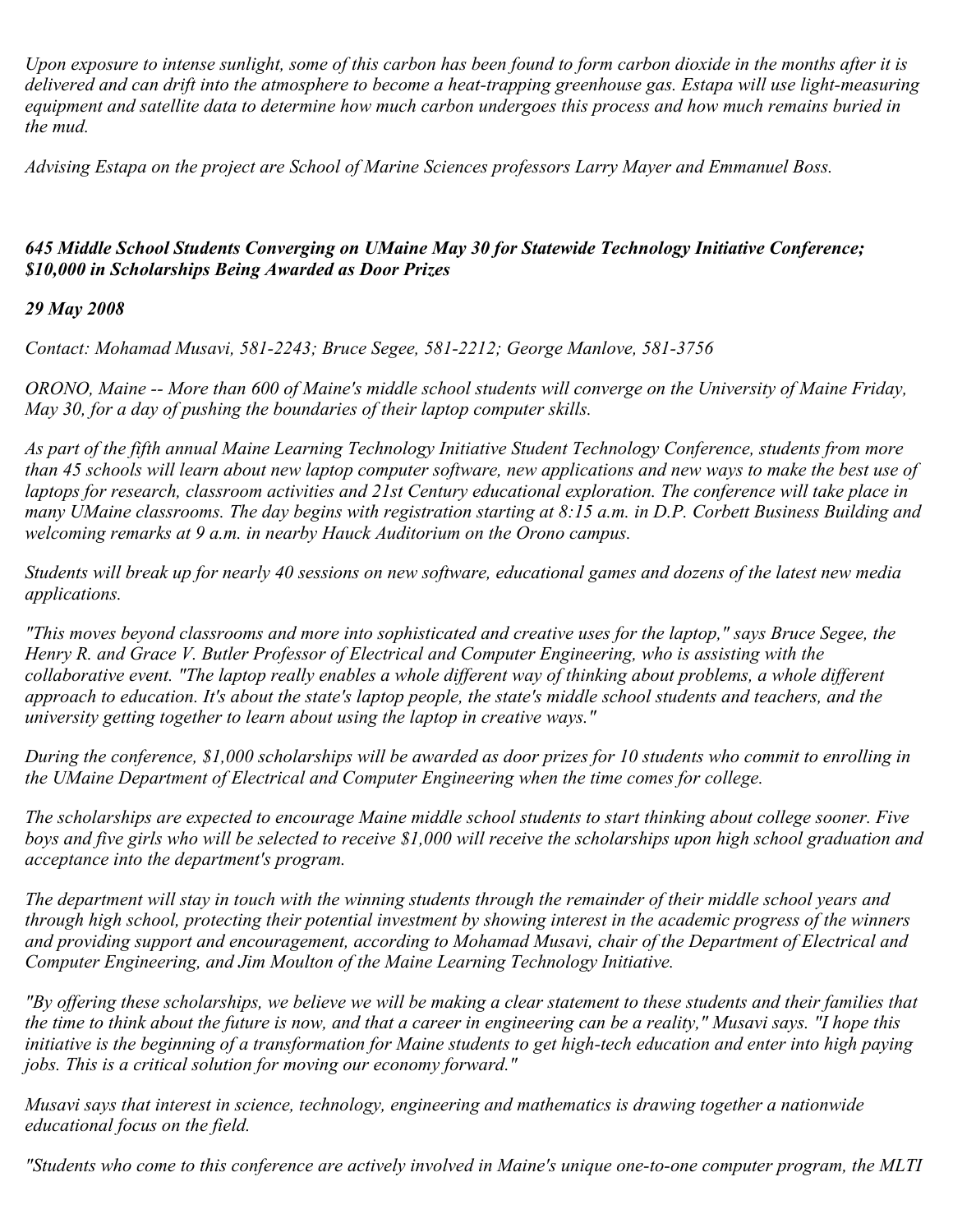*Upon exposure to intense sunlight, some of this carbon has been found to form carbon dioxide in the months after it is delivered and can drift into the atmosphere to become a heat-trapping greenhouse gas. Estapa will use light-measuring equipment and satellite data to determine how much carbon undergoes this process and how much remains buried in the mud.*

*Advising Estapa on the project are School of Marine Sciences professors Larry Mayer and Emmanuel Boss.*

***645 Middle School Students Converging on UMaine May 30 for Statewide Technology Initiative Conference; $10,000 in Scholarships Being Awarded as Door Prizes***

***29 May 2008***

*Contact: Mohamad Musavi, 581-2243; Bruce Segee, 581-2212; George Manlove, 581-3756*

*ORONO, Maine -- More than 600 of Maine's middle school students will converge on the University of Maine Friday, May 30, for a day of pushing the boundaries of their laptop computer skills.*

*As part of the fifth annual Maine Learning Technology Initiative Student Technology Conference, students from more than 45 schools will learn about new laptop computer software, new applications and new ways to make the best use of laptops for research, classroom activities and 21st Century educational exploration. The conference will take place in many UMaine classrooms. The day begins with registration starting at 8:15 a.m. in D.P. Corbett Business Building and welcoming remarks at 9 a.m. in nearby Hauck Auditorium on the Orono campus.*

*Students will break up for nearly 40 sessions on new software, educational games and dozens of the latest new media applications.*

*"This moves beyond classrooms and more into sophisticated and creative uses for the laptop," says Bruce Segee, the Henry R. and Grace V. Butler Professor of Electrical and Computer Engineering, who is assisting with the collaborative event. "The laptop really enables a whole different way of thinking about problems, a whole different approach to education. It's about the state's laptop people, the state's middle school students and teachers, and the university getting together to learn about using the laptop in creative ways."*

*During the conference, $1,000 scholarships will be awarded as door prizes for 10 students who commit to enrolling in the UMaine Department of Electrical and Computer Engineering when the time comes for college.*

*The scholarships are expected to encourage Maine middle school students to start thinking about college sooner. Five boys and five girls who will be selected to receive $1,000 will receive the scholarships upon high school graduation and acceptance into the department's program.*

*The department will stay in touch with the winning students through the remainder of their middle school years and through high school, protecting their potential investment by showing interest in the academic progress of the winners and providing support and encouragement, according to Mohamad Musavi, chair of the Department of Electrical and Computer Engineering, and Jim Moulton of the Maine Learning Technology Initiative.*

*"By offering these scholarships, we believe we will be making a clear statement to these students and their families that the time to think about the future is now, and that a career in engineering can be a reality," Musavi says. "I hope this initiative is the beginning of a transformation for Maine students to get high-tech education and enter into high paying jobs. This is a critical solution for moving our economy forward."*

*Musavi says that interest in science, technology, engineering and mathematics is drawing together a nationwide educational focus on the field.*

*"Students who come to this conference are actively involved in Maine's unique one-to-one computer program, the MLTI*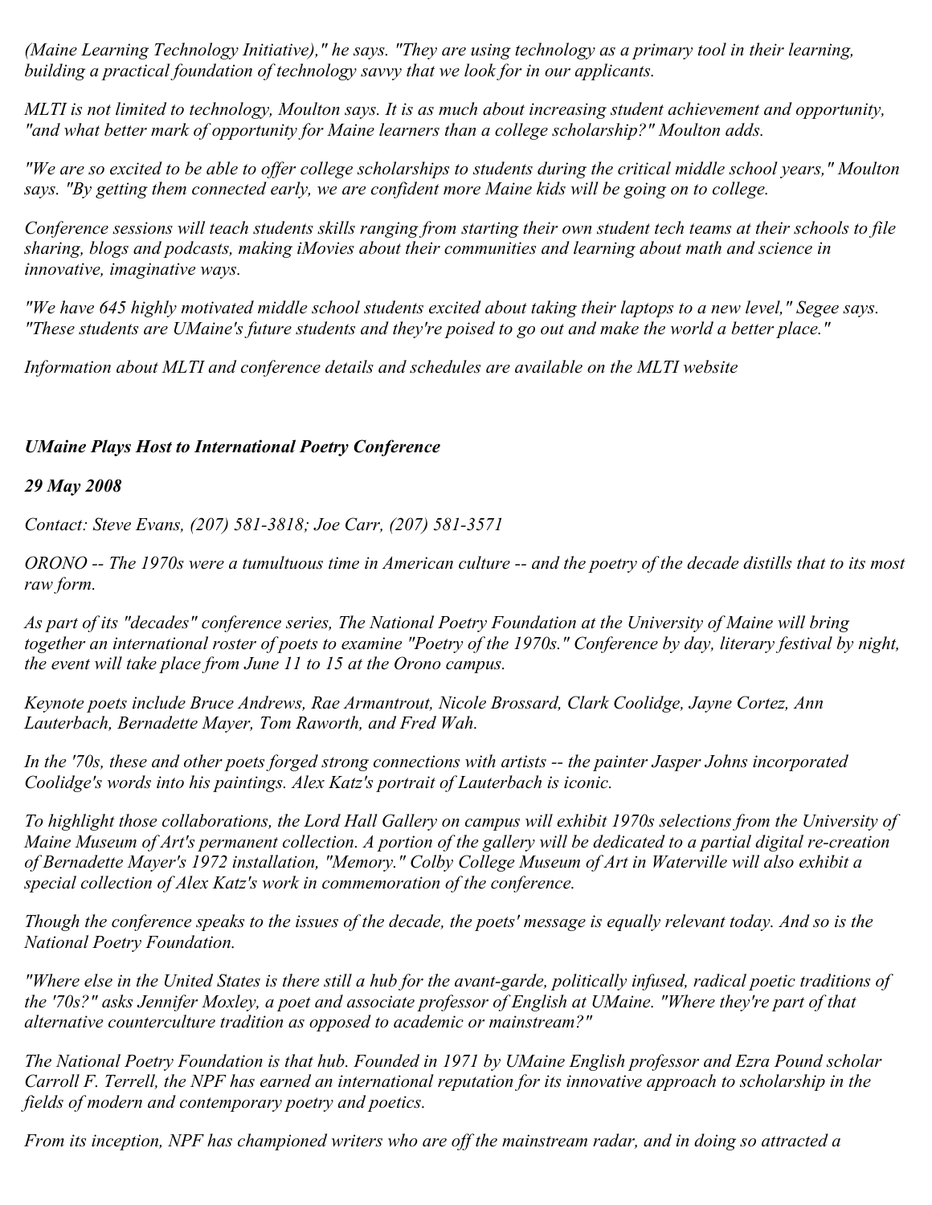*(Maine Learning Technology Initiative)," he says. "They are using technology as a primary tool in their learning, building a practical foundation of technology savvy that we look for in our applicants.*

*MLTI is not limited to technology, Moulton says. It is as much about increasing student achievement and opportunity, "and what better mark of opportunity for Maine learners than a college scholarship?" Moulton adds.*

*"We are so excited to be able to offer college scholarships to students during the critical middle school years," Moulton says. "By getting them connected early, we are confident more Maine kids will be going on to college.*

*Conference sessions will teach students skills ranging from starting their own student tech teams at their schools to file sharing, blogs and podcasts, making iMovies about their communities and learning about math and science in innovative, imaginative ways.*

*"We have 645 highly motivated middle school students excited about taking their laptops to a new level," Segee says. "These students are UMaine's future students and they're poised to go out and make the world a better place."*

*Information about MLTI and conference details and schedules are available on the MLTI website*

***UMaine Plays Host to International Poetry Conference***

***29 May 2008***

*Contact: Steve Evans, (207) 581-3818; Joe Carr, (207) 581-3571*

*ORONO -- The 1970s were a tumultuous time in American culture -- and the poetry of the decade distills that to its most raw form.*

*As part of its "decades" conference series, The National Poetry Foundation at the University of Maine will bring together an international roster of poets to examine "Poetry of the 1970s." Conference by day, literary festival by night, the event will take place from June 11 to 15 at the Orono campus.*

*Keynote poets include Bruce Andrews, Rae Armantrout, Nicole Brossard, Clark Coolidge, Jayne Cortez, Ann Lauterbach, Bernadette Mayer, Tom Raworth, and Fred Wah.*

*In the '70s, these and other poets forged strong connections with artists -- the painter Jasper Johns incorporated Coolidge's words into his paintings. Alex Katz's portrait of Lauterbach is iconic.*

*To highlight those collaborations, the Lord Hall Gallery on campus will exhibit 1970s selections from the University of Maine Museum of Art's permanent collection. A portion of the gallery will be dedicated to a partial digital re-creation of Bernadette Mayer's 1972 installation, "Memory." Colby College Museum of Art in Waterville will also exhibit a special collection of Alex Katz's work in commemoration of the conference.*

*Though the conference speaks to the issues of the decade, the poets' message is equally relevant today. And so is the National Poetry Foundation.*

*"Where else in the United States is there still a hub for the avant-garde, politically infused, radical poetic traditions of the '70s?" asks Jennifer Moxley, a poet and associate professor of English at UMaine. "Where they're part of that alternative counterculture tradition as opposed to academic or mainstream?"*

*The National Poetry Foundation is that hub. Founded in 1971 by UMaine English professor and Ezra Pound scholar Carroll F. Terrell, the NPF has earned an international reputation for its innovative approach to scholarship in the fields of modern and contemporary poetry and poetics.*

*From its inception, NPF has championed writers who are off the mainstream radar, and in doing so attracted a*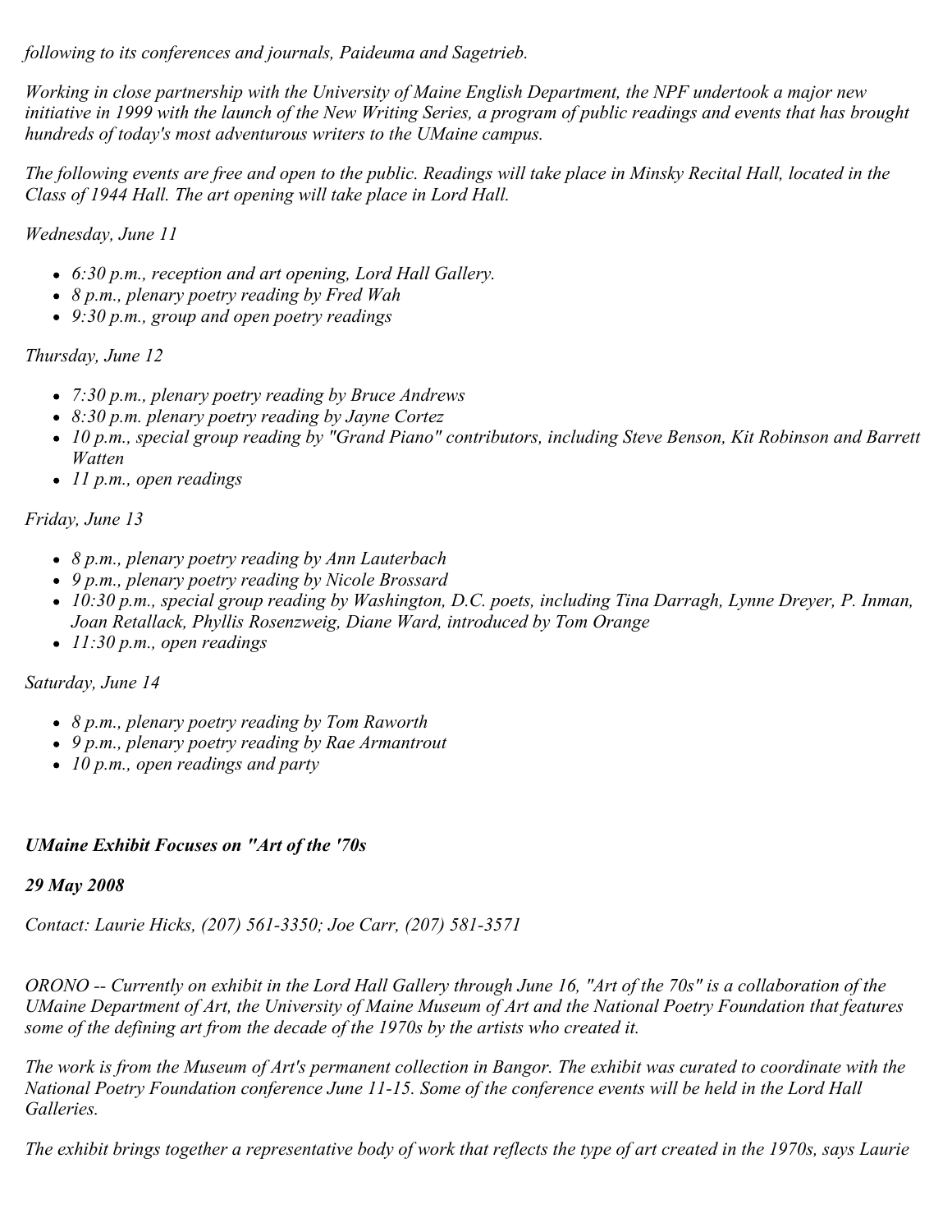*following to its conferences and journals, Paideuma and Sagetrieb.*

*Working in close partnership with the University of Maine English Department, the NPF undertook a major new initiative in 1999 with the launch of the New Writing Series, a program of public readings and events that has brought hundreds of today's most adventurous writers to the UMaine campus.*

*The following events are free and open to the public. Readings will take place in Minsky Recital Hall, located in the Class of 1944 Hall. The art opening will take place in Lord Hall.*

*Wednesday, June 11*

- *6:30 p.m., reception and art opening, Lord Hall Gallery.*
- *8 p.m., plenary poetry reading by Fred Wah*
- *9:30 p.m., group and open poetry readings*

*Thursday, June 12*

- *7:30 p.m., plenary poetry reading by Bruce Andrews*
- *8:30 p.m. plenary poetry reading by Jayne Cortez*
- *10 p.m., special group reading by "Grand Piano" contributors, including Steve Benson, Kit Robinson and Barrett Watten*
- *11 p.m., open readings*

*Friday, June 13*

- *8 p.m., plenary poetry reading by Ann Lauterbach*
- *9 p.m., plenary poetry reading by Nicole Brossard*
- *10:30 p.m., special group reading by Washington, D.C. poets, including Tina Darragh, Lynne Dreyer, P. Inman, Joan Retallack, Phyllis Rosenzweig, Diane Ward, introduced by Tom Orange*
- *11:30 p.m., open readings*

*Saturday, June 14*

- *8 p.m., plenary poetry reading by Tom Raworth*
- *9 p.m., plenary poetry reading by Rae Armantrout*
- *10 p.m., open readings and party*

***UMaine Exhibit Focuses on "Art of the '70s***

***29 May 2008***

*Contact: Laurie Hicks, (207) 561-3350; Joe Carr, (207) 581-3571*

*ORONO -- Currently on exhibit in the Lord Hall Gallery through June 16, "Art of the 70s" is a collaboration of the UMaine Department of Art, the University of Maine Museum of Art and the National Poetry Foundation that features some of the defining art from the decade of the 1970s by the artists who created it.*

*The work is from the Museum of Art's permanent collection in Bangor. The exhibit was curated to coordinate with the National Poetry Foundation conference June 11-15. Some of the conference events will be held in the Lord Hall Galleries.*

*The exhibit brings together a representative body of work that reflects the type of art created in the 1970s, says Laurie*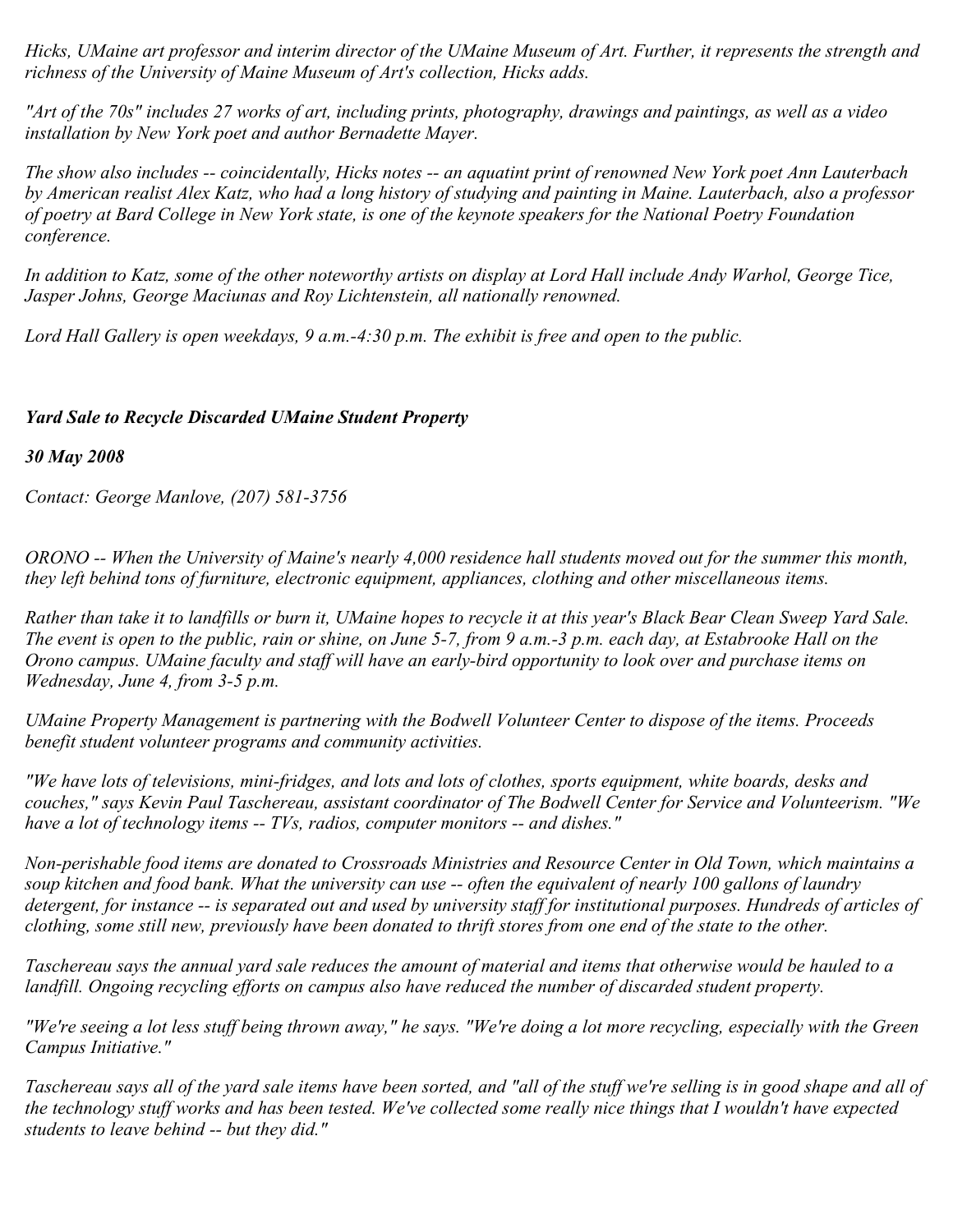*Hicks, UMaine art professor and interim director of the UMaine Museum of Art. Further, it represents the strength and richness of the University of Maine Museum of Art's collection, Hicks adds.*

*"Art of the 70s" includes 27 works of art, including prints, photography, drawings and paintings, as well as a video installation by New York poet and author Bernadette Mayer.*

*The show also includes -- coincidentally, Hicks notes -- an aquatint print of renowned New York poet Ann Lauterbach by American realist Alex Katz, who had a long history of studying and painting in Maine. Lauterbach, also a professor of poetry at Bard College in New York state, is one of the keynote speakers for the National Poetry Foundation conference.*

*In addition to Katz, some of the other noteworthy artists on display at Lord Hall include Andy Warhol, George Tice, Jasper Johns, George Maciunas and Roy Lichtenstein, all nationally renowned.*

*Lord Hall Gallery is open weekdays, 9 a.m.-4:30 p.m. The exhibit is free and open to the public.*

***Yard Sale to Recycle Discarded UMaine Student Property***

***30 May 2008***

*Contact: George Manlove, (207) 581-3756*

*ORONO -- When the University of Maine's nearly 4,000 residence hall students moved out for the summer this month, they left behind tons of furniture, electronic equipment, appliances, clothing and other miscellaneous items.*

*Rather than take it to landfills or burn it, UMaine hopes to recycle it at this year's Black Bear Clean Sweep Yard Sale. The event is open to the public, rain or shine, on June 5-7, from 9 a.m.-3 p.m. each day, at Estabrooke Hall on the Orono campus. UMaine faculty and staff will have an early-bird opportunity to look over and purchase items on Wednesday, June 4, from 3-5 p.m.*

*UMaine Property Management is partnering with the Bodwell Volunteer Center to dispose of the items. Proceeds benefit student volunteer programs and community activities.*

*"We have lots of televisions, mini-fridges, and lots and lots of clothes, sports equipment, white boards, desks and couches," says Kevin Paul Taschereau, assistant coordinator of The Bodwell Center for Service and Volunteerism. "We have a lot of technology items -- TVs, radios, computer monitors -- and dishes."*

*Non-perishable food items are donated to Crossroads Ministries and Resource Center in Old Town, which maintains a soup kitchen and food bank. What the university can use -- often the equivalent of nearly 100 gallons of laundry detergent, for instance -- is separated out and used by university staff for institutional purposes. Hundreds of articles of clothing, some still new, previously have been donated to thrift stores from one end of the state to the other.*

*Taschereau says the annual yard sale reduces the amount of material and items that otherwise would be hauled to a landfill. Ongoing recycling efforts on campus also have reduced the number of discarded student property.*

*"We're seeing a lot less stuff being thrown away," he says. "We're doing a lot more recycling, especially with the Green Campus Initiative."*

*Taschereau says all of the yard sale items have been sorted, and "all of the stuff we're selling is in good shape and all of the technology stuff works and has been tested. We've collected some really nice things that I wouldn't have expected students to leave behind -- but they did."*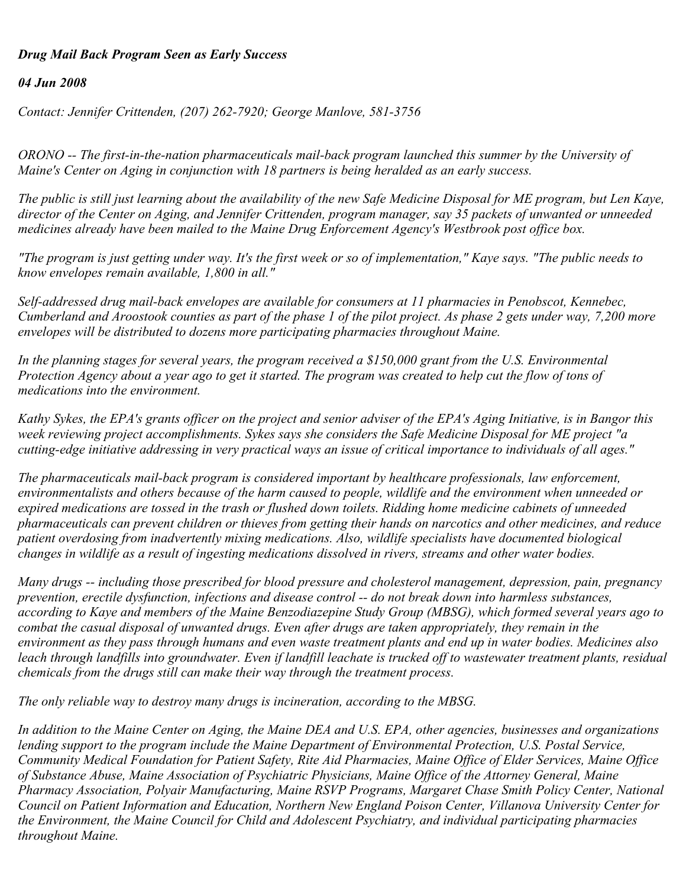***Drug Mail Back Program Seen as Early Success***

***04 Jun 2008***

*Contact: Jennifer Crittenden, (207) 262-7920; George Manlove, 581-3756*

*ORONO -- The first-in-the-nation pharmaceuticals mail-back program launched this summer by the University of Maine's Center on Aging in conjunction with 18 partners is being heralded as an early success.*

*The public is still just learning about the availability of the new Safe Medicine Disposal for ME program, but Len Kaye, director of the Center on Aging, and Jennifer Crittenden, program manager, say 35 packets of unwanted or unneeded medicines already have been mailed to the Maine Drug Enforcement Agency's Westbrook post office box.*

*"The program is just getting under way. It's the first week or so of implementation," Kaye says. "The public needs to know envelopes remain available, 1,800 in all."*

*Self-addressed drug mail-back envelopes are available for consumers at 11 pharmacies in Penobscot, Kennebec, Cumberland and Aroostook counties as part of the phase 1 of the pilot project. As phase 2 gets under way, 7,200 more envelopes will be distributed to dozens more participating pharmacies throughout Maine.*

*In the planning stages for several years, the program received a $150,000 grant from the U.S. Environmental Protection Agency about a year ago to get it started. The program was created to help cut the flow of tons of medications into the environment.*

*Kathy Sykes, the EPA's grants officer on the project and senior adviser of the EPA's Aging Initiative, is in Bangor this week reviewing project accomplishments. Sykes says she considers the Safe Medicine Disposal for ME project "a cutting-edge initiative addressing in very practical ways an issue of critical importance to individuals of all ages."*

*The pharmaceuticals mail-back program is considered important by healthcare professionals, law enforcement, environmentalists and others because of the harm caused to people, wildlife and the environment when unneeded or expired medications are tossed in the trash or flushed down toilets. Ridding home medicine cabinets of unneeded pharmaceuticals can prevent children or thieves from getting their hands on narcotics and other medicines, and reduce patient overdosing from inadvertently mixing medications. Also, wildlife specialists have documented biological changes in wildlife as a result of ingesting medications dissolved in rivers, streams and other water bodies.*

*Many drugs -- including those prescribed for blood pressure and cholesterol management, depression, pain, pregnancy prevention, erectile dysfunction, infections and disease control -- do not break down into harmless substances, according to Kaye and members of the Maine Benzodiazepine Study Group (MBSG), which formed several years ago to combat the casual disposal of unwanted drugs. Even after drugs are taken appropriately, they remain in the environment as they pass through humans and even waste treatment plants and end up in water bodies. Medicines also leach through landfills into groundwater. Even if landfill leachate is trucked off to wastewater treatment plants, residual chemicals from the drugs still can make their way through the treatment process.*

*The only reliable way to destroy many drugs is incineration, according to the MBSG.*

*In addition to the Maine Center on Aging, the Maine DEA and U.S. EPA, other agencies, businesses and organizations lending support to the program include the Maine Department of Environmental Protection, U.S. Postal Service, Community Medical Foundation for Patient Safety, Rite Aid Pharmacies, Maine Office of Elder Services, Maine Office of Substance Abuse, Maine Association of Psychiatric Physicians, Maine Office of the Attorney General, Maine Pharmacy Association, Polyair Manufacturing, Maine RSVP Programs, Margaret Chase Smith Policy Center, National Council on Patient Information and Education, Northern New England Poison Center, Villanova University Center for the Environment, the Maine Council for Child and Adolescent Psychiatry, and individual participating pharmacies throughout Maine.*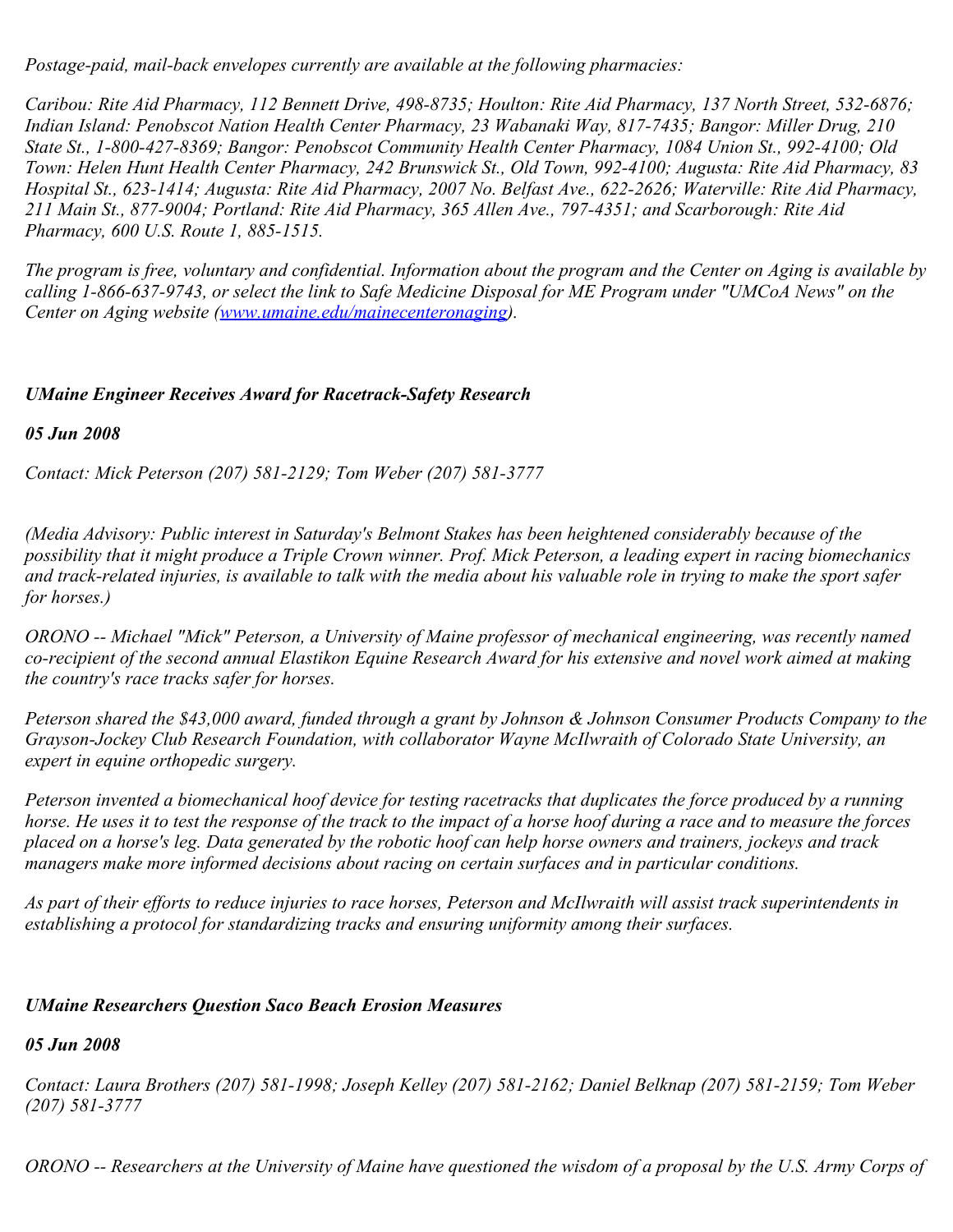*Postage-paid, mail-back envelopes currently are available at the following pharmacies:*

*Caribou: Rite Aid Pharmacy, 112 Bennett Drive, 498-8735; Houlton: Rite Aid Pharmacy, 137 North Street, 532-6876; Indian Island: Penobscot Nation Health Center Pharmacy, 23 Wabanaki Way, 817-7435; Bangor: Miller Drug, 210 State St., 1-800-427-8369; Bangor: Penobscot Community Health Center Pharmacy, 1084 Union St., 992-4100; Old Town: Helen Hunt Health Center Pharmacy, 242 Brunswick St., Old Town, 992-4100; Augusta: Rite Aid Pharmacy, 83 Hospital St., 623-1414; Augusta: Rite Aid Pharmacy, 2007 No. Belfast Ave., 622-2626; Waterville: Rite Aid Pharmacy, 211 Main St., 877-9004; Portland: Rite Aid Pharmacy, 365 Allen Ave., 797-4351; and Scarborough: Rite Aid Pharmacy, 600 U.S. Route 1, 885-1515.*

*The program is free, voluntary and confidential. Information about the program and the Center on Aging is available by calling 1-866-637-9743, or select the link to Safe Medicine Disposal for ME Program under "UMCoA News" on the Center on Aging website ([www.umaine.edu/mainecenteronaging](http://www.umaine.edu/mainecenteronaging)).*

### *UMaine Engineer Receives Award for Racetrack-Safety Research*

***05 Jun 2008***

*Contact: Mick Peterson (207) 581-2129; Tom Weber (207) 581-3777*

*(Media Advisory: Public interest in Saturday's Belmont Stakes has been heightened considerably because of the possibility that it might produce a Triple Crown winner. Prof. Mick Peterson, a leading expert in racing biomechanics and track-related injuries, is available to talk with the media about his valuable role in trying to make the sport safer for horses.)*

*ORONO -- Michael "Mick" Peterson, a University of Maine professor of mechanical engineering, was recently named co-recipient of the second annual Elastikon Equine Research Award for his extensive and novel work aimed at making the country's race tracks safer for horses.*

*Peterson shared the $43,000 award, funded through a grant by Johnson & Johnson Consumer Products Company to the Grayson-Jockey Club Research Foundation, with collaborator Wayne McIlwraith of Colorado State University, an expert in equine orthopedic surgery.*

*Peterson invented a biomechanical hoof device for testing racetracks that duplicates the force produced by a running horse. He uses it to test the response of the track to the impact of a horse hoof during a race and to measure the forces placed on a horse's leg. Data generated by the robotic hoof can help horse owners and trainers, jockeys and track managers make more informed decisions about racing on certain surfaces and in particular conditions.*

*As part of their efforts to reduce injuries to race horses, Peterson and McIlwraith will assist track superintendents in establishing a protocol for standardizing tracks and ensuring uniformity among their surfaces.*

### *UMaine Researchers Question Saco Beach Erosion Measures*

***05 Jun 2008***

*Contact: Laura Brothers (207) 581-1998; Joseph Kelley (207) 581-2162; Daniel Belknap (207) 581-2159; Tom Weber (207) 581-3777*

*ORONO -- Researchers at the University of Maine have questioned the wisdom of a proposal by the U.S. Army Corps of*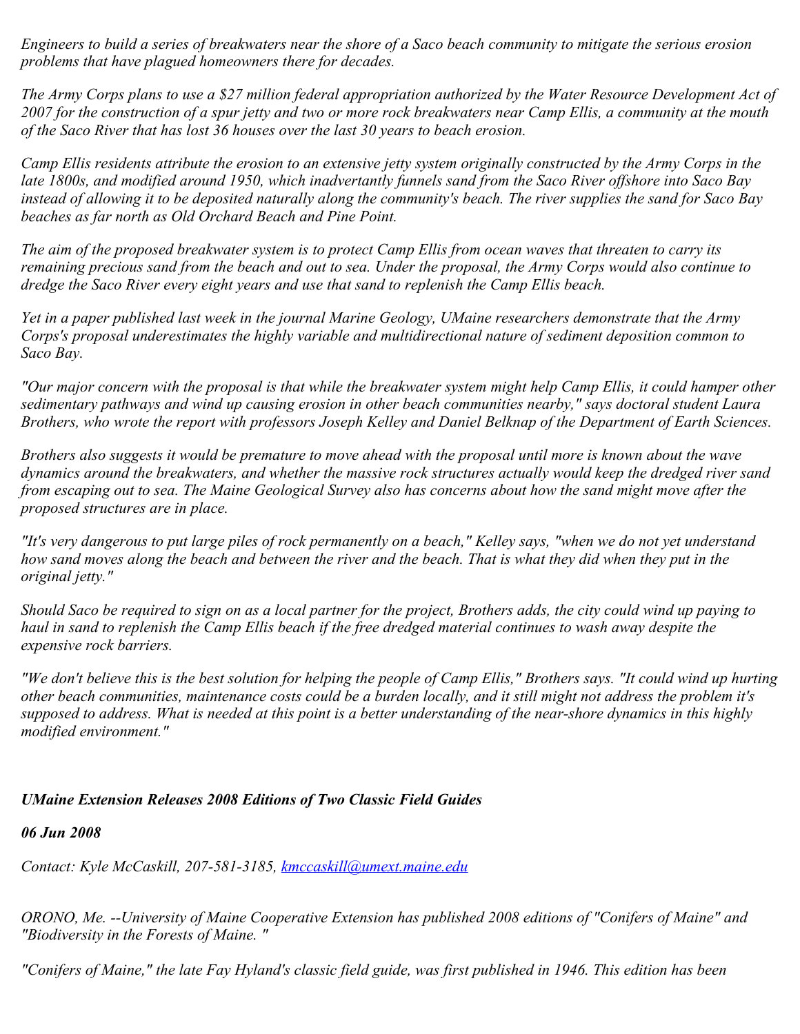*Engineers to build a series of breakwaters near the shore of a Saco beach community to mitigate the serious erosion problems that have plagued homeowners there for decades.*

*The Army Corps plans to use a $27 million federal appropriation authorized by the Water Resource Development Act of 2007 for the construction of a spur jetty and two or more rock breakwaters near Camp Ellis, a community at the mouth of the Saco River that has lost 36 houses over the last 30 years to beach erosion.*

*Camp Ellis residents attribute the erosion to an extensive jetty system originally constructed by the Army Corps in the late 1800s, and modified around 1950, which inadvertantly funnels sand from the Saco River offshore into Saco Bay instead of allowing it to be deposited naturally along the community's beach. The river supplies the sand for Saco Bay beaches as far north as Old Orchard Beach and Pine Point.*

*The aim of the proposed breakwater system is to protect Camp Ellis from ocean waves that threaten to carry its remaining precious sand from the beach and out to sea. Under the proposal, the Army Corps would also continue to dredge the Saco River every eight years and use that sand to replenish the Camp Ellis beach.*

*Yet in a paper published last week in the journal Marine Geology, UMaine researchers demonstrate that the Army Corps's proposal underestimates the highly variable and multidirectional nature of sediment deposition common to Saco Bay.*

*"Our major concern with the proposal is that while the breakwater system might help Camp Ellis, it could hamper other sedimentary pathways and wind up causing erosion in other beach communities nearby," says doctoral student Laura Brothers, who wrote the report with professors Joseph Kelley and Daniel Belknap of the Department of Earth Sciences.*

*Brothers also suggests it would be premature to move ahead with the proposal until more is known about the wave dynamics around the breakwaters, and whether the massive rock structures actually would keep the dredged river sand from escaping out to sea. The Maine Geological Survey also has concerns about how the sand might move after the proposed structures are in place.*

*"It's very dangerous to put large piles of rock permanently on a beach," Kelley says, "when we do not yet understand how sand moves along the beach and between the river and the beach. That is what they did when they put in the original jetty."*

*Should Saco be required to sign on as a local partner for the project, Brothers adds, the city could wind up paying to haul in sand to replenish the Camp Ellis beach if the free dredged material continues to wash away despite the expensive rock barriers.*

*"We don't believe this is the best solution for helping the people of Camp Ellis," Brothers says. "It could wind up hurting other beach communities, maintenance costs could be a burden locally, and it still might not address the problem it's supposed to address. What is needed at this point is a better understanding of the near-shore dynamics in this highly modified environment."*

***UMaine Extension Releases 2008 Editions of Two Classic Field Guides***

***06 Jun 2008***

*Contact: Kyle McCaskill, 207-581-3185, kmccaskill@umext.maine.edu*

*ORONO, Me. --University of Maine Cooperative Extension has published 2008 editions of "Conifers of Maine" and "Biodiversity in the Forests of Maine. "*

*"Conifers of Maine," the late Fay Hyland's classic field guide, was first published in 1946. This edition has been*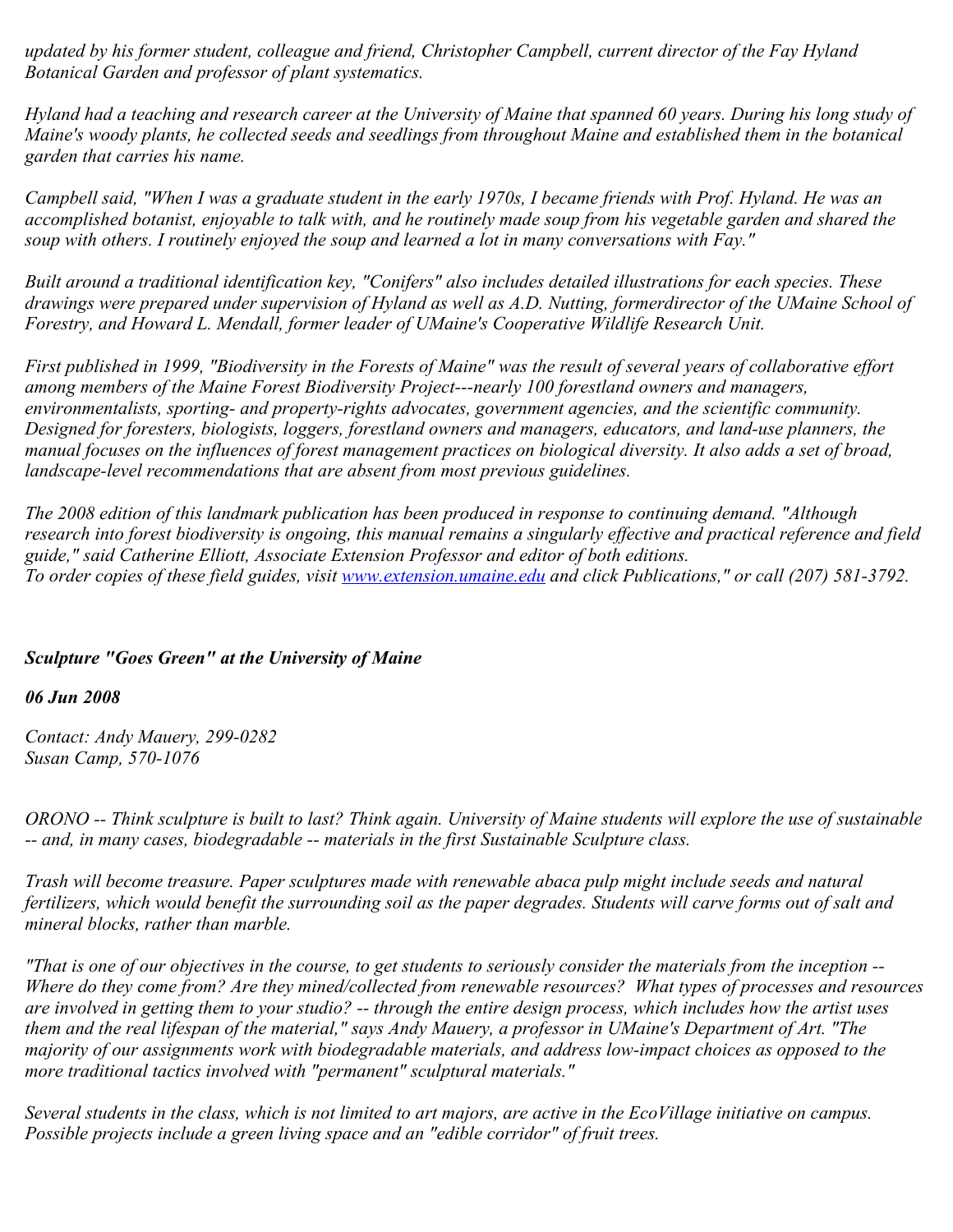*updated by his former student, colleague and friend, Christopher Campbell, current director of the Fay Hyland Botanical Garden and professor of plant systematics.*

*Hyland had a teaching and research career at the University of Maine that spanned 60 years. During his long study of Maine's woody plants, he collected seeds and seedlings from throughout Maine and established them in the botanical garden that carries his name.*

*Campbell said, "When I was a graduate student in the early 1970s, I became friends with Prof. Hyland. He was an accomplished botanist, enjoyable to talk with, and he routinely made soup from his vegetable garden and shared the soup with others. I routinely enjoyed the soup and learned a lot in many conversations with Fay."*

*Built around a traditional identification key, "Conifers" also includes detailed illustrations for each species. These drawings were prepared under supervision of Hyland as well as A.D. Nutting, formerdirector of the UMaine School of Forestry, and Howard L. Mendall, former leader of UMaine's Cooperative Wildlife Research Unit.*

*First published in 1999, "Biodiversity in the Forests of Maine" was the result of several years of collaborative effort among members of the Maine Forest Biodiversity Project---nearly 100 forestland owners and managers, environmentalists, sporting- and property-rights advocates, government agencies, and the scientific community. Designed for foresters, biologists, loggers, forestland owners and managers, educators, and land-use planners, the manual focuses on the influences of forest management practices on biological diversity. It also adds a set of broad, landscape-level recommendations that are absent from most previous guidelines.*

*The 2008 edition of this landmark publication has been produced in response to continuing demand. "Although research into forest biodiversity is ongoing, this manual remains a singularly effective and practical reference and field guide," said Catherine Elliott, Associate Extension Professor and editor of both editions.*
*To order copies of these field guides, visit [www.extension.umaine.edu](http://www.extension.umaine.edu) and click Publications," or call (207) 581-3792.*

***Sculpture "Goes Green" at the University of Maine***

***06 Jun 2008***

*Contact: Andy Mauery, 299-0282*
*Susan Camp, 570-1076*

*ORONO -- Think sculpture is built to last? Think again. University of Maine students will explore the use of sustainable -- and, in many cases, biodegradable -- materials in the first Sustainable Sculpture class.*

*Trash will become treasure. Paper sculptures made with renewable abaca pulp might include seeds and natural fertilizers, which would benefit the surrounding soil as the paper degrades. Students will carve forms out of salt and mineral blocks, rather than marble.*

*"That is one of our objectives in the course, to get students to seriously consider the materials from the inception -- Where do they come from? Are they mined/collected from renewable resources? What types of processes and resources are involved in getting them to your studio? -- through the entire design process, which includes how the artist uses them and the real lifespan of the material," says Andy Mauery, a professor in UMaine's Department of Art. "The majority of our assignments work with biodegradable materials, and address low-impact choices as opposed to the more traditional tactics involved with "permanent" sculptural materials."*

*Several students in the class, which is not limited to art majors, are active in the EcoVillage initiative on campus. Possible projects include a green living space and an "edible corridor" of fruit trees.*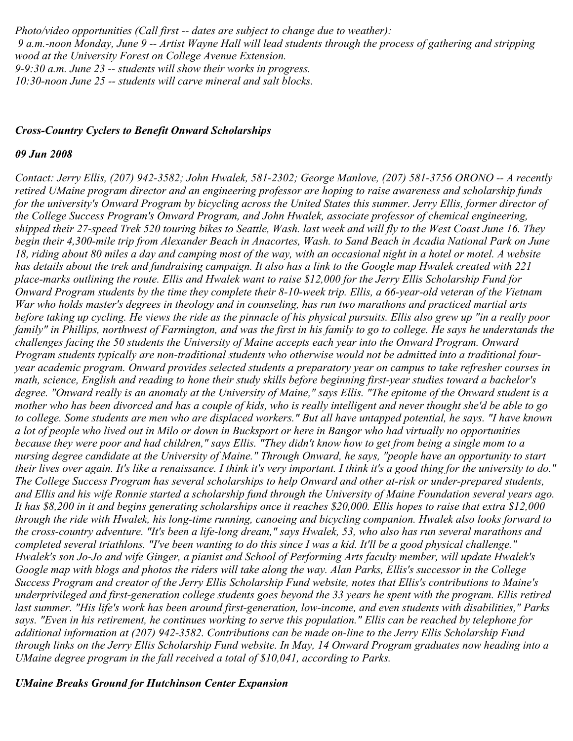*Photo/video opportunities (Call first -- dates are subject to change due to weather):*
*9 a.m.-noon Monday, June 9 -- Artist Wayne Hall will lead students through the process of gathering and stripping wood at the University Forest on College Avenue Extension.*
*9-9:30 a.m. June 23 -- students will show their works in progress.*
*10:30-noon June 25 -- students will carve mineral and salt blocks.*

***Cross-Country Cyclers to Benefit Onward Scholarships***

***09 Jun 2008***

*Contact: Jerry Ellis, (207) 942-3582; John Hwalek, 581-2302; George Manlove, (207) 581-3756 ORONO -- A recently retired UMaine program director and an engineering professor are hoping to raise awareness and scholarship funds for the university's Onward Program by bicycling across the United States this summer. Jerry Ellis, former director of the College Success Program's Onward Program, and John Hwalek, associate professor of chemical engineering, shipped their 27-speed Trek 520 touring bikes to Seattle, Wash. last week and will fly to the West Coast June 16. They begin their 4,300-mile trip from Alexander Beach in Anacortes, Wash. to Sand Beach in Acadia National Park on June 18, riding about 80 miles a day and camping most of the way, with an occasional night in a hotel or motel. A website has details about the trek and fundraising campaign. It also has a link to the Google map Hwalek created with 221 place-marks outlining the route. Ellis and Hwalek want to raise $12,000 for the Jerry Ellis Scholarship Fund for Onward Program students by the time they complete their 8-10-week trip. Ellis, a 66-year-old veteran of the Vietnam War who holds master's degrees in theology and in counseling, has run two marathons and practiced martial arts before taking up cycling. He views the ride as the pinnacle of his physical pursuits. Ellis also grew up "in a really poor family" in Phillips, northwest of Farmington, and was the first in his family to go to college. He says he understands the challenges facing the 50 students the University of Maine accepts each year into the Onward Program. Onward Program students typically are non-traditional students who otherwise would not be admitted into a traditional four-year academic program. Onward provides selected students a preparatory year on campus to take refresher courses in math, science, English and reading to hone their study skills before beginning first-year studies toward a bachelor's degree. "Onward really is an anomaly at the University of Maine," says Ellis. "The epitome of the Onward student is a mother who has been divorced and has a couple of kids, who is really intelligent and never thought she'd be able to go to college. Some students are men who are displaced workers." But all have untapped potential, he says. "I have known a lot of people who lived out in Milo or down in Bucksport or here in Bangor who had virtually no opportunities because they were poor and had children," says Ellis. "They didn't know how to get from being a single mom to a nursing degree candidate at the University of Maine." Through Onward, he says, "people have an opportunity to start their lives over again. It's like a renaissance. I think it's very important. I think it's a good thing for the university to do." The College Success Program has several scholarships to help Onward and other at-risk or under-prepared students, and Ellis and his wife Ronnie started a scholarship fund through the University of Maine Foundation several years ago. It has $8,200 in it and begins generating scholarships once it reaches $20,000. Ellis hopes to raise that extra $12,000 through the ride with Hwalek, his long-time running, canoeing and bicycling companion. Hwalek also looks forward to the cross-country adventure. "It's been a life-long dream," says Hwalek, 53, who also has run several marathons and completed several triathlons. "I've been wanting to do this since I was a kid. It'll be a good physical challenge." Hwalek's son Jo-Jo and wife Ginger, a pianist and School of Performing Arts faculty member, will update Hwalek's Google map with blogs and photos the riders will take along the way. Alan Parks, Ellis's successor in the College Success Program and creator of the Jerry Ellis Scholarship Fund website, notes that Ellis's contributions to Maine's underprivileged and first-generation college students goes beyond the 33 years he spent with the program. Ellis retired last summer. "His life's work has been around first-generation, low-income, and even students with disabilities," Parks says. "Even in his retirement, he continues working to serve this population." Ellis can be reached by telephone for additional information at (207) 942-3582. Contributions can be made on-line to the Jerry Ellis Scholarship Fund through links on the Jerry Ellis Scholarship Fund website. In May, 14 Onward Program graduates now heading into a UMaine degree program in the fall received a total of $10,041, according to Parks.*

***UMaine Breaks Ground for Hutchinson Center Expansion***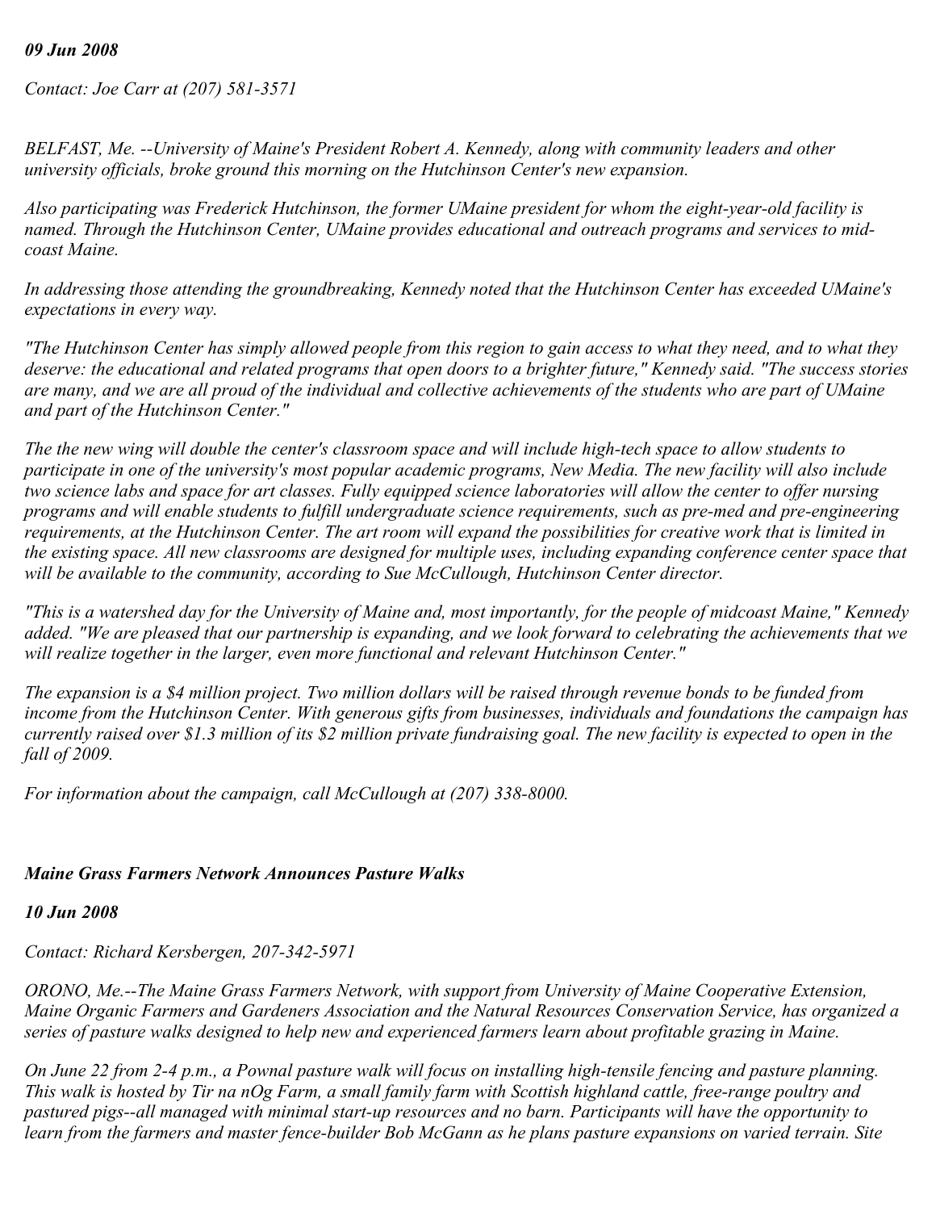*09 Jun 2008*

*Contact: Joe Carr at (207) 581-3571*

*BELFAST, Me. --University of Maine's President Robert A. Kennedy, along with community leaders and other university officials, broke ground this morning on the Hutchinson Center's new expansion.*

*Also participating was Frederick Hutchinson, the former UMaine president for whom the eight-year-old facility is named. Through the Hutchinson Center, UMaine provides educational and outreach programs and services to mid-coast Maine.*

*In addressing those attending the groundbreaking, Kennedy noted that the Hutchinson Center has exceeded UMaine's expectations in every way.*

*"The Hutchinson Center has simply allowed people from this region to gain access to what they need, and to what they deserve: the educational and related programs that open doors to a brighter future," Kennedy said. "The success stories are many, and we are all proud of the individual and collective achievements of the students who are part of UMaine and part of the Hutchinson Center."*

*The the new wing will double the center's classroom space and will include high-tech space to allow students to participate in one of the university's most popular academic programs, New Media. The new facility will also include two science labs and space for art classes. Fully equipped science laboratories will allow the center to offer nursing programs and will enable students to fulfill undergraduate science requirements, such as pre-med and pre-engineering requirements, at the Hutchinson Center. The art room will expand the possibilities for creative work that is limited in the existing space. All new classrooms are designed for multiple uses, including expanding conference center space that will be available to the community, according to Sue McCullough, Hutchinson Center director.*

*"This is a watershed day for the University of Maine and, most importantly, for the people of midcoast Maine," Kennedy added. "We are pleased that our partnership is expanding, and we look forward to celebrating the achievements that we will realize together in the larger, even more functional and relevant Hutchinson Center."*

*The expansion is a $4 million project. Two million dollars will be raised through revenue bonds to be funded from income from the Hutchinson Center. With generous gifts from businesses, individuals and foundations the campaign has currently raised over $1.3 million of its $2 million private fundraising goal. The new facility is expected to open in the fall of 2009.*

*For information about the campaign, call McCullough at (207) 338-8000.*

***Maine Grass Farmers Network Announces Pasture Walks***

***10 Jun 2008***

*Contact: Richard Kersbergen, 207-342-5971*

*ORONO, Me.--The Maine Grass Farmers Network, with support from University of Maine Cooperative Extension, Maine Organic Farmers and Gardeners Association and the Natural Resources Conservation Service, has organized a series of pasture walks designed to help new and experienced farmers learn about profitable grazing in Maine.*

*On June 22 from 2-4 p.m., a Pownal pasture walk will focus on installing high-tensile fencing and pasture planning. This walk is hosted by Tir na nOg Farm, a small family farm with Scottish highland cattle, free-range poultry and pastured pigs--all managed with minimal start-up resources and no barn. Participants will have the opportunity to learn from the farmers and master fence-builder Bob McGann as he plans pasture expansions on varied terrain. Site*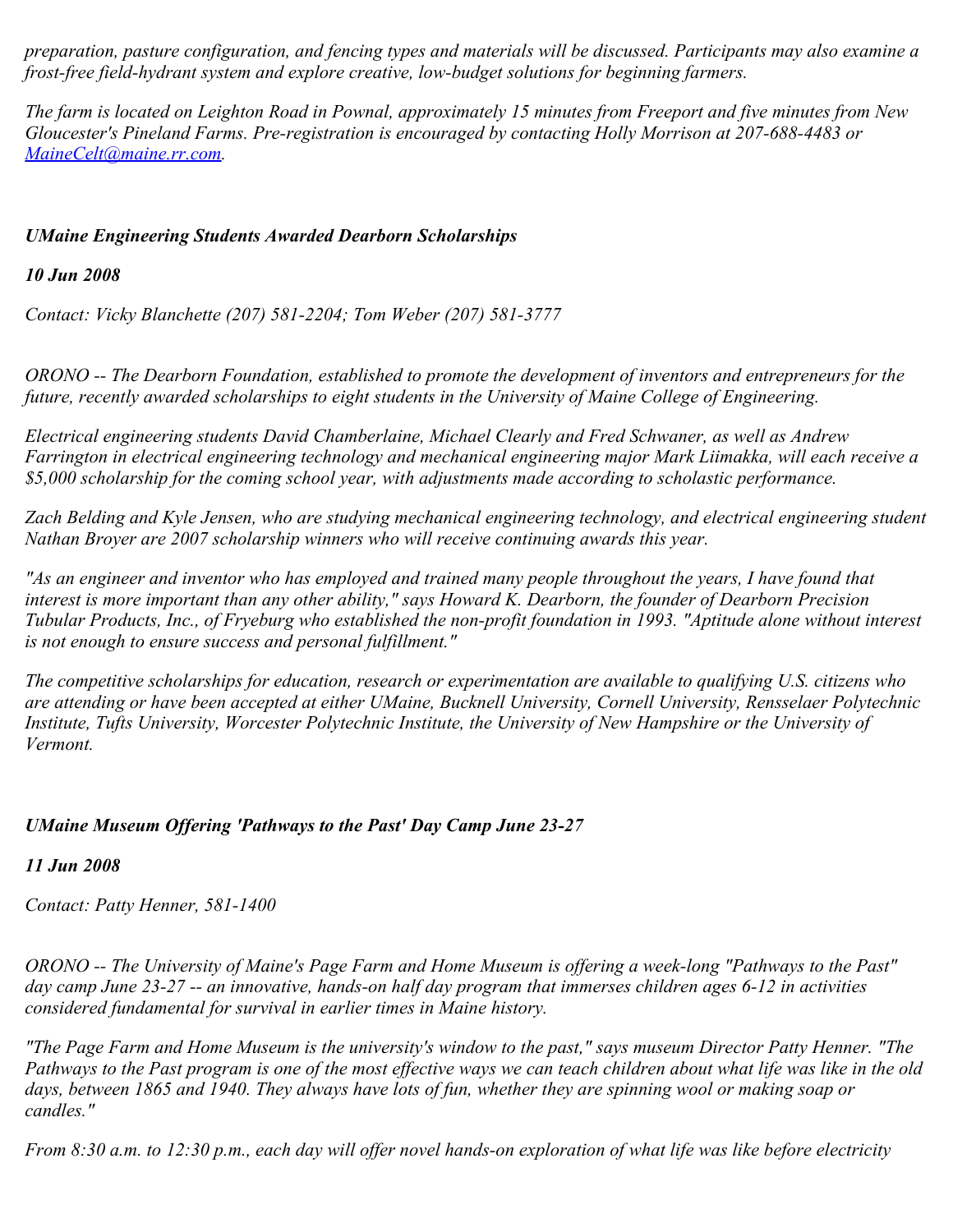*preparation, pasture configuration, and fencing types and materials will be discussed. Participants may also examine a frost-free field-hydrant system and explore creative, low-budget solutions for beginning farmers.*

*The farm is located on Leighton Road in Pownal, approximately 15 minutes from Freeport and five minutes from New Gloucester's Pineland Farms. Pre-registration is encouraged by contacting Holly Morrison at 207-688-4483 or [MaineCelt@maine.rr.com](mailto:MaineCelt@maine.rr.com).*

## *UMaine Engineering Students Awarded Dearborn Scholarships*

***10 Jun 2008***

*Contact: Vicky Blanchette (207) 581-2204; Tom Weber (207) 581-3777*

*ORONO -- The Dearborn Foundation, established to promote the development of inventors and entrepreneurs for the future, recently awarded scholarships to eight students in the University of Maine College of Engineering.*

*Electrical engineering students David Chamberlaine, Michael Clearly and Fred Schwaner, as well as Andrew Farrington in electrical engineering technology and mechanical engineering major Mark Liimakka, will each receive a $5,000 scholarship for the coming school year, with adjustments made according to scholastic performance.*

*Zach Belding and Kyle Jensen, who are studying mechanical engineering technology, and electrical engineering student Nathan Broyer are 2007 scholarship winners who will receive continuing awards this year.*

*"As an engineer and inventor who has employed and trained many people throughout the years, I have found that interest is more important than any other ability," says Howard K. Dearborn, the founder of Dearborn Precision Tubular Products, Inc., of Fryeburg who established the non-profit foundation in 1993. "Aptitude alone without interest is not enough to ensure success and personal fulfillment."*

*The competitive scholarships for education, research or experimentation are available to qualifying U.S. citizens who are attending or have been accepted at either UMaine, Bucknell University, Cornell University, Rensselaer Polytechnic Institute, Tufts University, Worcester Polytechnic Institute, the University of New Hampshire or the University of Vermont.*

## *UMaine Museum Offering 'Pathways to the Past' Day Camp June 23-27*

***11 Jun 2008***

*Contact: Patty Henner, 581-1400*

*ORONO -- The University of Maine's Page Farm and Home Museum is offering a week-long "Pathways to the Past" day camp June 23-27 -- an innovative, hands-on half day program that immerses children ages 6-12 in activities considered fundamental for survival in earlier times in Maine history.*

*"The Page Farm and Home Museum is the university's window to the past," says museum Director Patty Henner. "The Pathways to the Past program is one of the most effective ways we can teach children about what life was like in the old days, between 1865 and 1940. They always have lots of fun, whether they are spinning wool or making soap or candles."*

*From 8:30 a.m. to 12:30 p.m., each day will offer novel hands-on exploration of what life was like before electricity*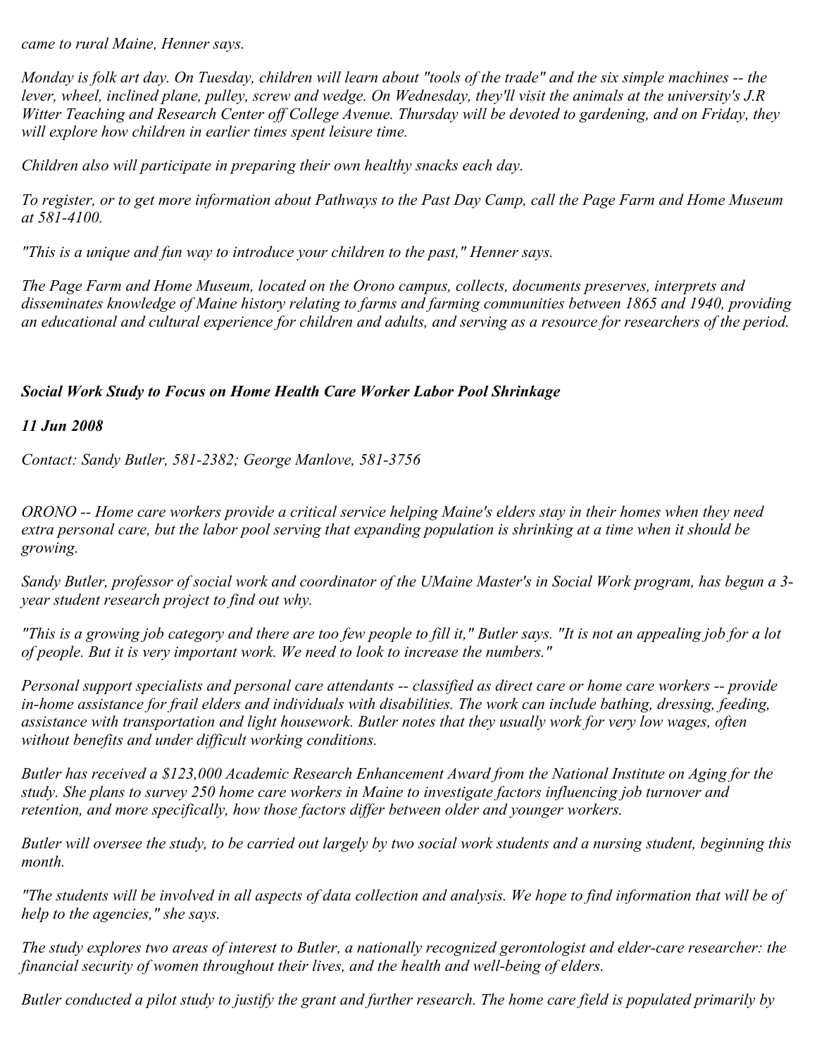*came to rural Maine, Henner says.*

*Monday is folk art day. On Tuesday, children will learn about "tools of the trade" and the six simple machines -- the lever, wheel, inclined plane, pulley, screw and wedge. On Wednesday, they'll visit the animals at the university's J.R Witter Teaching and Research Center off College Avenue. Thursday will be devoted to gardening, and on Friday, they will explore how children in earlier times spent leisure time.*

*Children also will participate in preparing their own healthy snacks each day.*

*To register, or to get more information about Pathways to the Past Day Camp, call the Page Farm and Home Museum at 581-4100.*

*"This is a unique and fun way to introduce your children to the past," Henner says.*

*The Page Farm and Home Museum, located on the Orono campus, collects, documents preserves, interprets and disseminates knowledge of Maine history relating to farms and farming communities between 1865 and 1940, providing an educational and cultural experience for children and adults, and serving as a resource for researchers of the period.*

***Social Work Study to Focus on Home Health Care Worker Labor Pool Shrinkage***

***11 Jun 2008***

*Contact: Sandy Butler, 581-2382; George Manlove, 581-3756*

*ORONO -- Home care workers provide a critical service helping Maine's elders stay in their homes when they need extra personal care, but the labor pool serving that expanding population is shrinking at a time when it should be growing.*

*Sandy Butler, professor of social work and coordinator of the UMaine Master's in Social Work program, has begun a 3-year student research project to find out why.*

*"This is a growing job category and there are too few people to fill it," Butler says. "It is not an appealing job for a lot of people. But it is very important work. We need to look to increase the numbers."*

*Personal support specialists and personal care attendants -- classified as direct care or home care workers -- provide in-home assistance for frail elders and individuals with disabilities. The work can include bathing, dressing, feeding, assistance with transportation and light housework. Butler notes that they usually work for very low wages, often without benefits and under difficult working conditions.*

*Butler has received a $123,000 Academic Research Enhancement Award from the National Institute on Aging for the study. She plans to survey 250 home care workers in Maine to investigate factors influencing job turnover and retention, and more specifically, how those factors differ between older and younger workers.*

*Butler will oversee the study, to be carried out largely by two social work students and a nursing student, beginning this month.*

*"The students will be involved in all aspects of data collection and analysis. We hope to find information that will be of help to the agencies," she says.*

*The study explores two areas of interest to Butler, a nationally recognized gerontologist and elder-care researcher: the financial security of women throughout their lives, and the health and well-being of elders.*

*Butler conducted a pilot study to justify the grant and further research. The home care field is populated primarily by*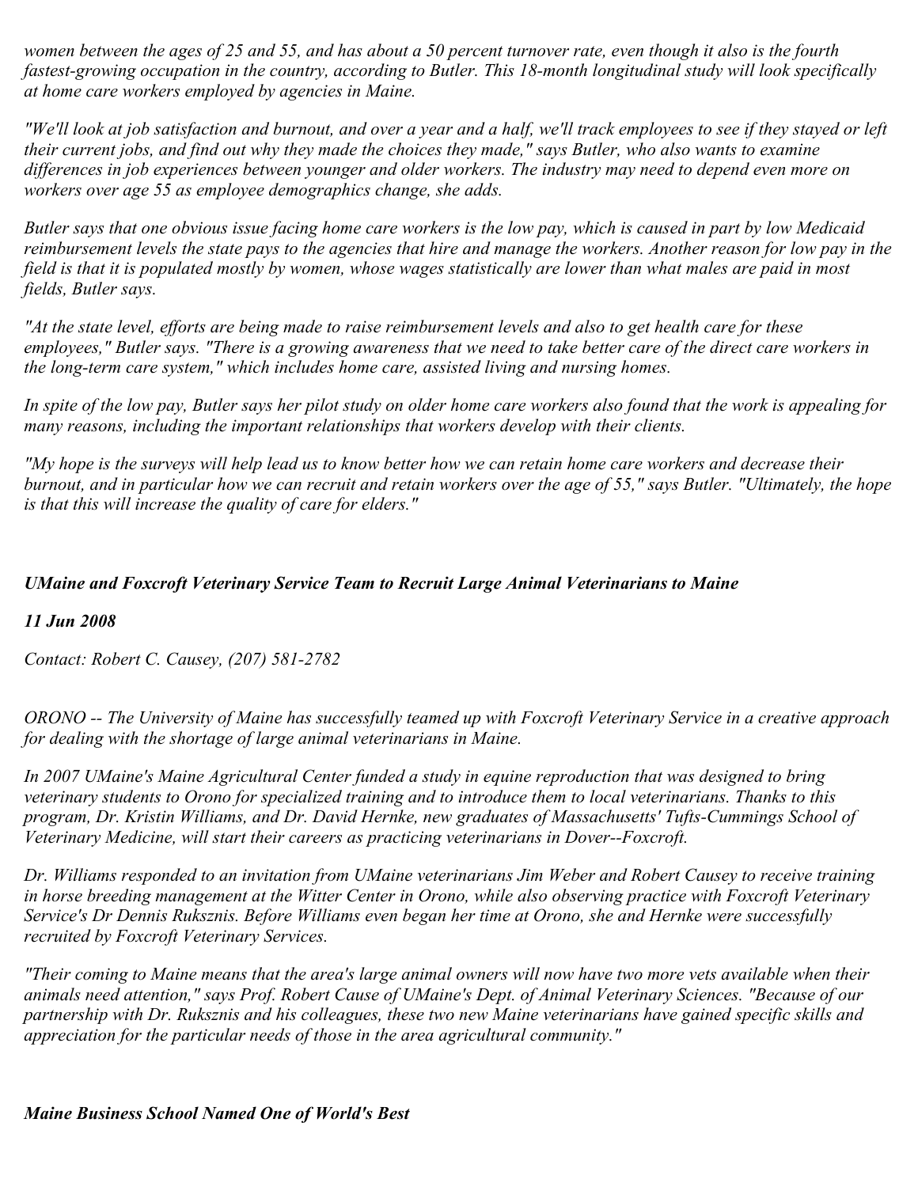*women between the ages of 25 and 55, and has about a 50 percent turnover rate, even though it also is the fourth fastest-growing occupation in the country, according to Butler. This 18-month longitudinal study will look specifically at home care workers employed by agencies in Maine.*

*"We'll look at job satisfaction and burnout, and over a year and a half, we'll track employees to see if they stayed or left their current jobs, and find out why they made the choices they made," says Butler, who also wants to examine differences in job experiences between younger and older workers. The industry may need to depend even more on workers over age 55 as employee demographics change, she adds.*

*Butler says that one obvious issue facing home care workers is the low pay, which is caused in part by low Medicaid reimbursement levels the state pays to the agencies that hire and manage the workers. Another reason for low pay in the field is that it is populated mostly by women, whose wages statistically are lower than what males are paid in most fields, Butler says.*

*"At the state level, efforts are being made to raise reimbursement levels and also to get health care for these employees," Butler says. "There is a growing awareness that we need to take better care of the direct care workers in the long-term care system," which includes home care, assisted living and nursing homes.*

*In spite of the low pay, Butler says her pilot study on older home care workers also found that the work is appealing for many reasons, including the important relationships that workers develop with their clients.*

*"My hope is the surveys will help lead us to know better how we can retain home care workers and decrease their burnout, and in particular how we can recruit and retain workers over the age of 55," says Butler. "Ultimately, the hope is that this will increase the quality of care for elders."*

***UMaine and Foxcroft Veterinary Service Team to Recruit Large Animal Veterinarians to Maine***

***11 Jun 2008***

*Contact: Robert C. Causey, (207) 581-2782*

*ORONO -- The University of Maine has successfully teamed up with Foxcroft Veterinary Service in a creative approach for dealing with the shortage of large animal veterinarians in Maine.*

*In 2007 UMaine's Maine Agricultural Center funded a study in equine reproduction that was designed to bring veterinary students to Orono for specialized training and to introduce them to local veterinarians. Thanks to this program, Dr. Kristin Williams, and Dr. David Hernke, new graduates of Massachusetts' Tufts-Cummings School of Veterinary Medicine, will start their careers as practicing veterinarians in Dover--Foxcroft.*

*Dr. Williams responded to an invitation from UMaine veterinarians Jim Weber and Robert Causey to receive training in horse breeding management at the Witter Center in Orono, while also observing practice with Foxcroft Veterinary Service's Dr Dennis Ruksznis. Before Williams even began her time at Orono, she and Hernke were successfully recruited by Foxcroft Veterinary Services.*

*"Their coming to Maine means that the area's large animal owners will now have two more vets available when their animals need attention," says Prof. Robert Cause of UMaine's Dept. of Animal Veterinary Sciences. "Because of our partnership with Dr. Ruksznis and his colleagues, these two new Maine veterinarians have gained specific skills and appreciation for the particular needs of those in the area agricultural community."*

***Maine Business School Named One of World's Best***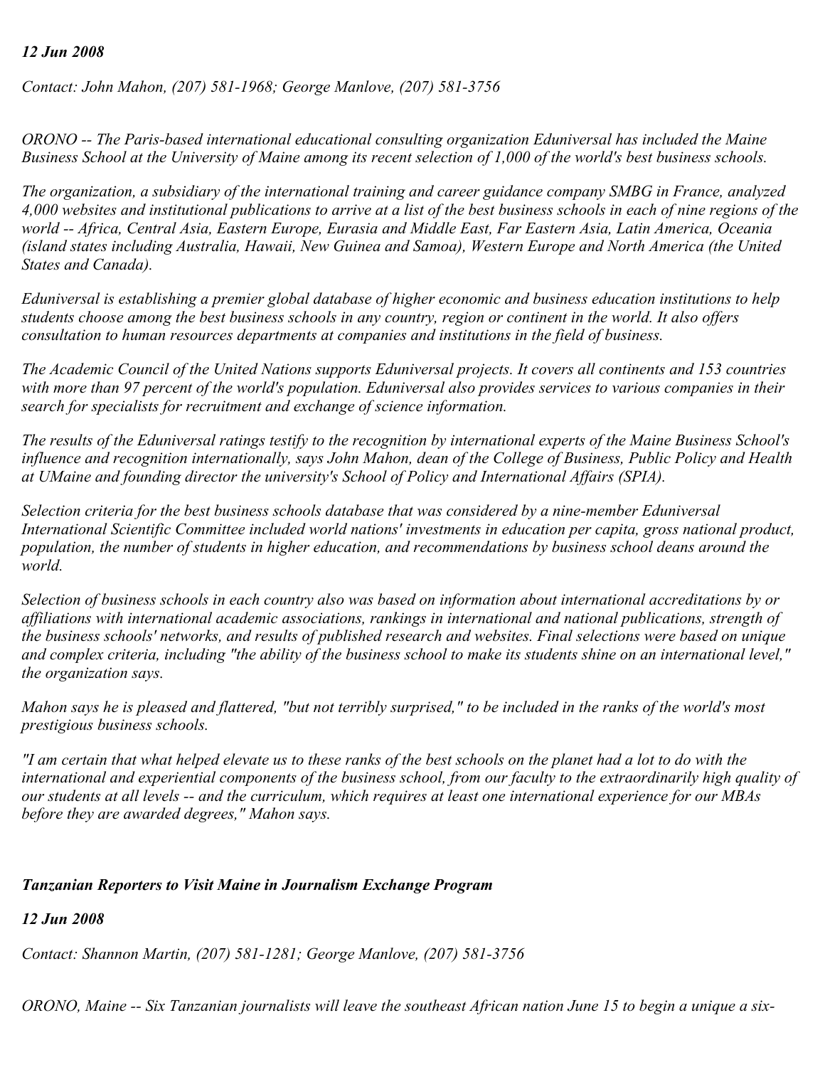*12 Jun 2008*

*Contact: John Mahon, (207) 581-1968; George Manlove, (207) 581-3756*

*ORONO -- The Paris-based international educational consulting organization Eduniversal has included the Maine Business School at the University of Maine among its recent selection of 1,000 of the world's best business schools.*

*The organization, a subsidiary of the international training and career guidance company SMBG in France, analyzed 4,000 websites and institutional publications to arrive at a list of the best business schools in each of nine regions of the world -- Africa, Central Asia, Eastern Europe, Eurasia and Middle East, Far Eastern Asia, Latin America, Oceania (island states including Australia, Hawaii, New Guinea and Samoa), Western Europe and North America (the United States and Canada).*

*Eduniversal is establishing a premier global database of higher economic and business education institutions to help students choose among the best business schools in any country, region or continent in the world. It also offers consultation to human resources departments at companies and institutions in the field of business.*

*The Academic Council of the United Nations supports Eduniversal projects. It covers all continents and 153 countries with more than 97 percent of the world's population. Eduniversal also provides services to various companies in their search for specialists for recruitment and exchange of science information.*

*The results of the Eduniversal ratings testify to the recognition by international experts of the Maine Business School's influence and recognition internationally, says John Mahon, dean of the College of Business, Public Policy and Health at UMaine and founding director the university's School of Policy and International Affairs (SPIA).*

*Selection criteria for the best business schools database that was considered by a nine-member Eduniversal International Scientific Committee included world nations' investments in education per capita, gross national product, population, the number of students in higher education, and recommendations by business school deans around the world.*

*Selection of business schools in each country also was based on information about international accreditations by or affiliations with international academic associations, rankings in international and national publications, strength of the business schools' networks, and results of published research and websites. Final selections were based on unique and complex criteria, including "the ability of the business school to make its students shine on an international level," the organization says.*

*Mahon says he is pleased and flattered, "but not terribly surprised," to be included in the ranks of the world's most prestigious business schools.*

*"I am certain that what helped elevate us to these ranks of the best schools on the planet had a lot to do with the international and experiential components of the business school, from our faculty to the extraordinarily high quality of our students at all levels -- and the curriculum, which requires at least one international experience for our MBAs before they are awarded degrees," Mahon says.*

***Tanzanian Reporters to Visit Maine in Journalism Exchange Program***

***12 Jun 2008***

*Contact: Shannon Martin, (207) 581-1281; George Manlove, (207) 581-3756*

*ORONO, Maine -- Six Tanzanian journalists will leave the southeast African nation June 15 to begin a unique a six-*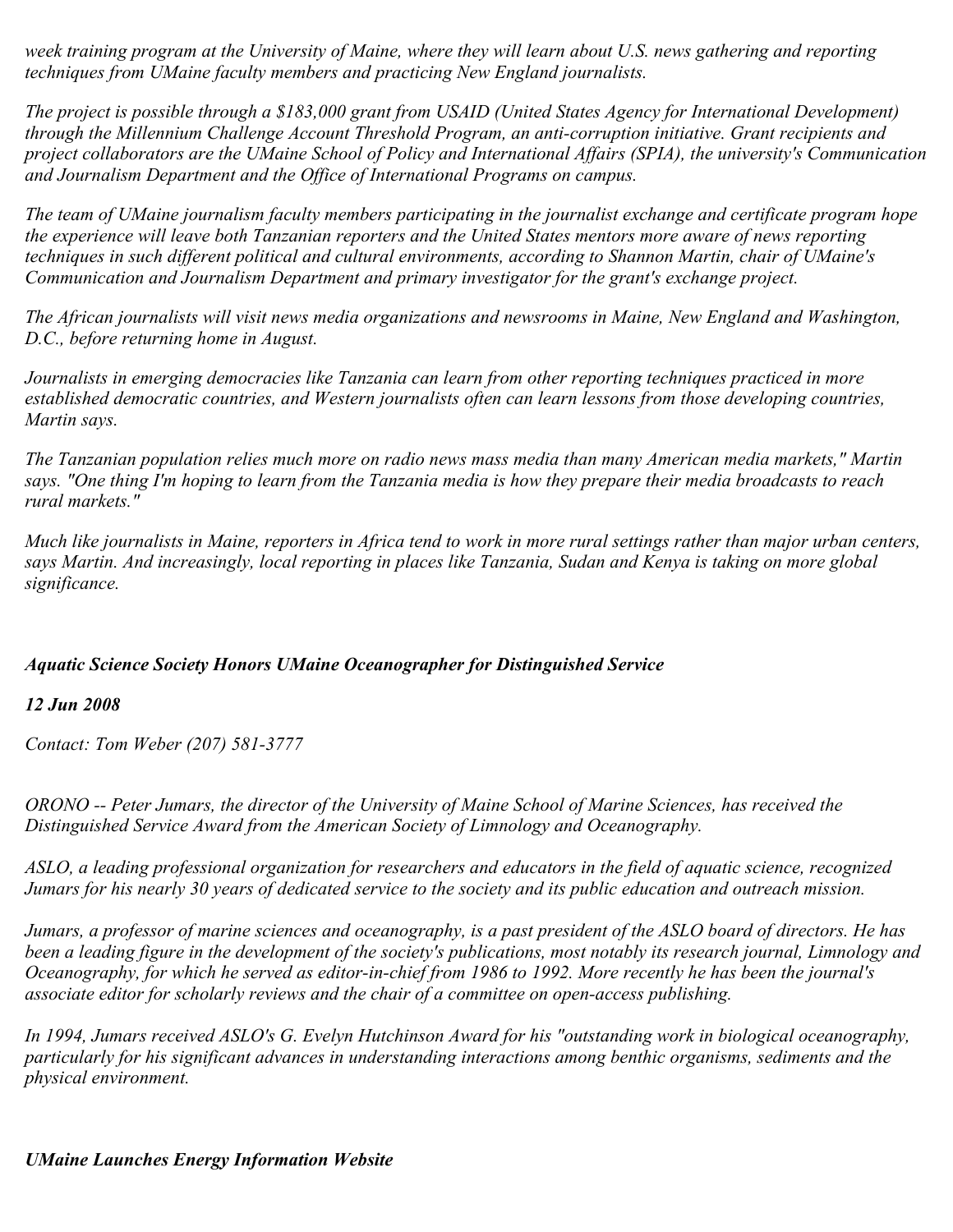*week training program at the University of Maine, where they will learn about U.S. news gathering and reporting techniques from UMaine faculty members and practicing New England journalists.*

*The project is possible through a $183,000 grant from USAID (United States Agency for International Development) through the Millennium Challenge Account Threshold Program, an anti-corruption initiative. Grant recipients and project collaborators are the UMaine School of Policy and International Affairs (SPIA), the university's Communication and Journalism Department and the Office of International Programs on campus.*

*The team of UMaine journalism faculty members participating in the journalist exchange and certificate program hope the experience will leave both Tanzanian reporters and the United States mentors more aware of news reporting techniques in such different political and cultural environments, according to Shannon Martin, chair of UMaine's Communication and Journalism Department and primary investigator for the grant's exchange project.*

*The African journalists will visit news media organizations and newsrooms in Maine, New England and Washington, D.C., before returning home in August.*

*Journalists in emerging democracies like Tanzania can learn from other reporting techniques practiced in more established democratic countries, and Western journalists often can learn lessons from those developing countries, Martin says.*

*The Tanzanian population relies much more on radio news mass media than many American media markets," Martin says. "One thing I'm hoping to learn from the Tanzania media is how they prepare their media broadcasts to reach rural markets."*

*Much like journalists in Maine, reporters in Africa tend to work in more rural settings rather than major urban centers, says Martin. And increasingly, local reporting in places like Tanzania, Sudan and Kenya is taking on more global significance.*

***Aquatic Science Society Honors UMaine Oceanographer for Distinguished Service***

***12 Jun 2008***

*Contact: Tom Weber (207) 581-3777*

*ORONO -- Peter Jumars, the director of the University of Maine School of Marine Sciences, has received the Distinguished Service Award from the American Society of Limnology and Oceanography.*

*ASLO, a leading professional organization for researchers and educators in the field of aquatic science, recognized Jumars for his nearly 30 years of dedicated service to the society and its public education and outreach mission.*

*Jumars, a professor of marine sciences and oceanography, is a past president of the ASLO board of directors. He has been a leading figure in the development of the society's publications, most notably its research journal, Limnology and Oceanography, for which he served as editor-in-chief from 1986 to 1992. More recently he has been the journal's associate editor for scholarly reviews and the chair of a committee on open-access publishing.*

*In 1994, Jumars received ASLO's G. Evelyn Hutchinson Award for his "outstanding work in biological oceanography, particularly for his significant advances in understanding interactions among benthic organisms, sediments and the physical environment.*

***UMaine Launches Energy Information Website***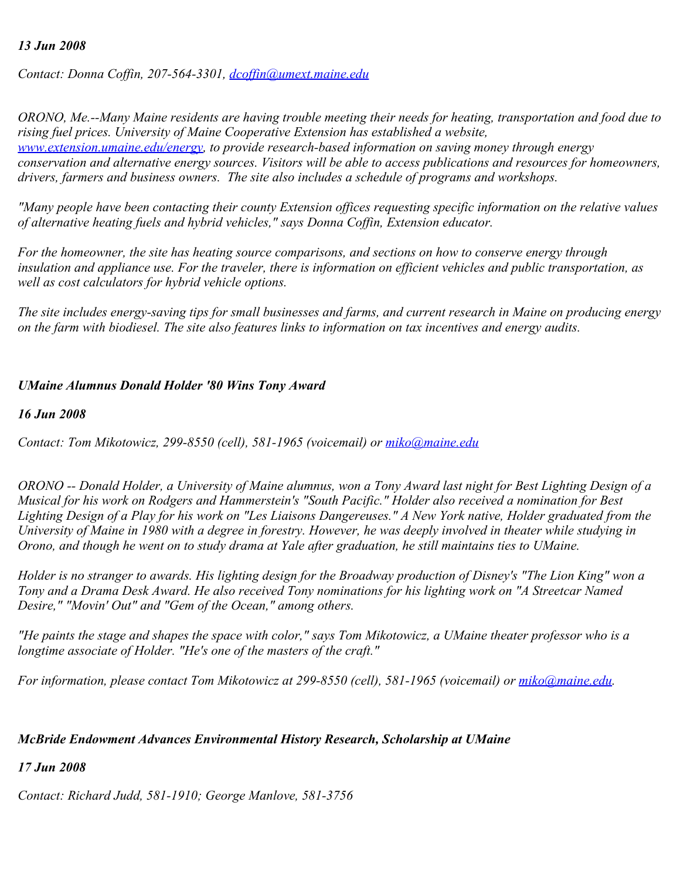*13 Jun 2008*

*Contact: Donna Coffin, 207-564-3301, [dcoffin@umext.maine.edu](mailto:dcoffin@umext.maine.edu)*

*ORONO, Me.--Many Maine residents are having trouble meeting their needs for heating, transportation and food due to rising fuel prices. University of Maine Cooperative Extension has established a website, [www.extension.umaine.edu/energy](http://www.extension.umaine.edu/energy), to provide research-based information on saving money through energy conservation and alternative energy sources. Visitors will be able to access publications and resources for homeowners, drivers, farmers and business owners. The site also includes a schedule of programs and workshops.*

*"Many people have been contacting their county Extension offices requesting specific information on the relative values of alternative heating fuels and hybrid vehicles," says Donna Coffin, Extension educator.*

*For the homeowner, the site has heating source comparisons, and sections on how to conserve energy through insulation and appliance use. For the traveler, there is information on efficient vehicles and public transportation, as well as cost calculators for hybrid vehicle options.*

*The site includes energy-saving tips for small businesses and farms, and current research in Maine on producing energy on the farm with biodiesel. The site also features links to information on tax incentives and energy audits.*

***UMaine Alumnus Donald Holder '80 Wins Tony Award***

***16 Jun 2008***

*Contact: Tom Mikotowicz, 299-8550 (cell), 581-1965 (voicemail) or [miko@maine.edu](mailto:miko@maine.edu)*

*ORONO -- Donald Holder, a University of Maine alumnus, won a Tony Award last night for Best Lighting Design of a Musical for his work on Rodgers and Hammerstein's "South Pacific." Holder also received a nomination for Best Lighting Design of a Play for his work on "Les Liaisons Dangereuses." A New York native, Holder graduated from the University of Maine in 1980 with a degree in forestry. However, he was deeply involved in theater while studying in Orono, and though he went on to study drama at Yale after graduation, he still maintains ties to UMaine.*

*Holder is no stranger to awards. His lighting design for the Broadway production of Disney's "The Lion King" won a Tony and a Drama Desk Award. He also received Tony nominations for his lighting work on "A Streetcar Named Desire," "Movin' Out" and "Gem of the Ocean," among others.*

*"He paints the stage and shapes the space with color," says Tom Mikotowicz, a UMaine theater professor who is a longtime associate of Holder. "He's one of the masters of the craft."*

*For information, please contact Tom Mikotowicz at 299-8550 (cell), 581-1965 (voicemail) or [miko@maine.edu](mailto:miko@maine.edu).*

***McBride Endowment Advances Environmental History Research, Scholarship at UMaine***

***17 Jun 2008***

*Contact: Richard Judd, 581-1910; George Manlove, 581-3756*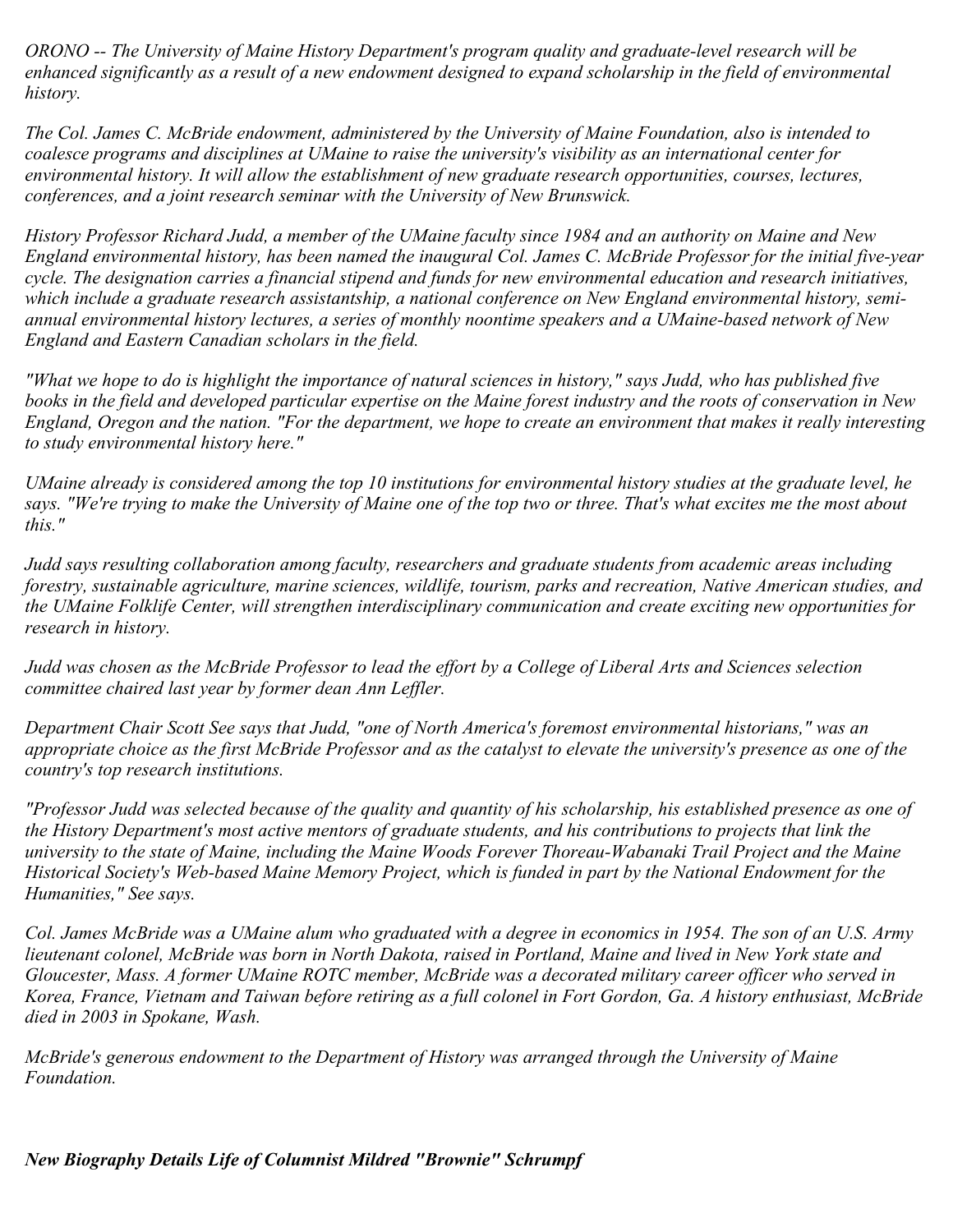*ORONO -- The University of Maine History Department's program quality and graduate-level research will be enhanced significantly as a result of a new endowment designed to expand scholarship in the field of environmental history.*

*The Col. James C. McBride endowment, administered by the University of Maine Foundation, also is intended to coalesce programs and disciplines at UMaine to raise the university's visibility as an international center for environmental history. It will allow the establishment of new graduate research opportunities, courses, lectures, conferences, and a joint research seminar with the University of New Brunswick.*

*History Professor Richard Judd, a member of the UMaine faculty since 1984 and an authority on Maine and New England environmental history, has been named the inaugural Col. James C. McBride Professor for the initial five-year cycle. The designation carries a financial stipend and funds for new environmental education and research initiatives, which include a graduate research assistantship, a national conference on New England environmental history, semi-annual environmental history lectures, a series of monthly noontime speakers and a UMaine-based network of New England and Eastern Canadian scholars in the field.*

*"What we hope to do is highlight the importance of natural sciences in history," says Judd, who has published five books in the field and developed particular expertise on the Maine forest industry and the roots of conservation in New England, Oregon and the nation. "For the department, we hope to create an environment that makes it really interesting to study environmental history here."*

*UMaine already is considered among the top 10 institutions for environmental history studies at the graduate level, he says. "We're trying to make the University of Maine one of the top two or three. That's what excites me the most about this."*

*Judd says resulting collaboration among faculty, researchers and graduate students from academic areas including forestry, sustainable agriculture, marine sciences, wildlife, tourism, parks and recreation, Native American studies, and the UMaine Folklife Center, will strengthen interdisciplinary communication and create exciting new opportunities for research in history.*

*Judd was chosen as the McBride Professor to lead the effort by a College of Liberal Arts and Sciences selection committee chaired last year by former dean Ann Leffler.*

*Department Chair Scott See says that Judd, "one of North America's foremost environmental historians," was an appropriate choice as the first McBride Professor and as the catalyst to elevate the university's presence as one of the country's top research institutions.*

*"Professor Judd was selected because of the quality and quantity of his scholarship, his established presence as one of the History Department's most active mentors of graduate students, and his contributions to projects that link the university to the state of Maine, including the Maine Woods Forever Thoreau-Wabanaki Trail Project and the Maine Historical Society's Web-based Maine Memory Project, which is funded in part by the National Endowment for the Humanities," See says.*

*Col. James McBride was a UMaine alum who graduated with a degree in economics in 1954. The son of an U.S. Army lieutenant colonel, McBride was born in North Dakota, raised in Portland, Maine and lived in New York state and Gloucester, Mass. A former UMaine ROTC member, McBride was a decorated military career officer who served in Korea, France, Vietnam and Taiwan before retiring as a full colonel in Fort Gordon, Ga. A history enthusiast, McBride died in 2003 in Spokane, Wash.*

*McBride's generous endowment to the Department of History was arranged through the University of Maine Foundation.*

***New Biography Details Life of Columnist Mildred "Brownie" Schrumpf***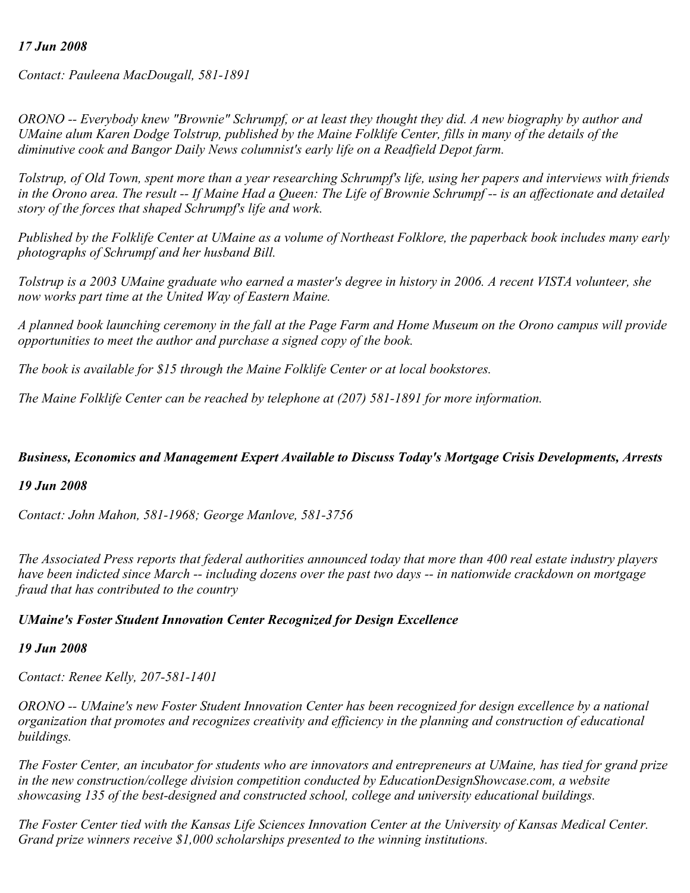*17 Jun 2008*

*Contact: Pauleena MacDougall, 581-1891*

*ORONO -- Everybody knew "Brownie" Schrumpf, or at least they thought they did. A new biography by author and UMaine alum Karen Dodge Tolstrup, published by the Maine Folklife Center, fills in many of the details of the diminutive cook and Bangor Daily News columnist's early life on a Readfield Depot farm.*

*Tolstrup, of Old Town, spent more than a year researching Schrumpf's life, using her papers and interviews with friends in the Orono area. The result -- If Maine Had a Queen: The Life of Brownie Schrumpf -- is an affectionate and detailed story of the forces that shaped Schrumpf's life and work.*

*Published by the Folklife Center at UMaine as a volume of Northeast Folklore, the paperback book includes many early photographs of Schrumpf and her husband Bill.*

*Tolstrup is a 2003 UMaine graduate who earned a master's degree in history in 2006. A recent VISTA volunteer, she now works part time at the United Way of Eastern Maine.*

*A planned book launching ceremony in the fall at the Page Farm and Home Museum on the Orono campus will provide opportunities to meet the author and purchase a signed copy of the book.*

*The book is available for $15 through the Maine Folklife Center or at local bookstores.*

*The Maine Folklife Center can be reached by telephone at (207) 581-1891 for more information.*

***Business, Economics and Management Expert Available to Discuss Today's Mortgage Crisis Developments, Arrests***

***19 Jun 2008***

*Contact: John Mahon, 581-1968; George Manlove, 581-3756*

*The Associated Press reports that federal authorities announced today that more than 400 real estate industry players have been indicted since March -- including dozens over the past two days -- in nationwide crackdown on mortgage fraud that has contributed to the country*

***UMaine's Foster Student Innovation Center Recognized for Design Excellence***

***19 Jun 2008***

*Contact: Renee Kelly, 207-581-1401*

*ORONO -- UMaine's new Foster Student Innovation Center has been recognized for design excellence by a national organization that promotes and recognizes creativity and efficiency in the planning and construction of educational buildings.*

*The Foster Center, an incubator for students who are innovators and entrepreneurs at UMaine, has tied for grand prize in the new construction/college division competition conducted by EducationDesignShowcase.com, a website showcasing 135 of the best-designed and constructed school, college and university educational buildings.*

*The Foster Center tied with the Kansas Life Sciences Innovation Center at the University of Kansas Medical Center. Grand prize winners receive $1,000 scholarships presented to the winning institutions.*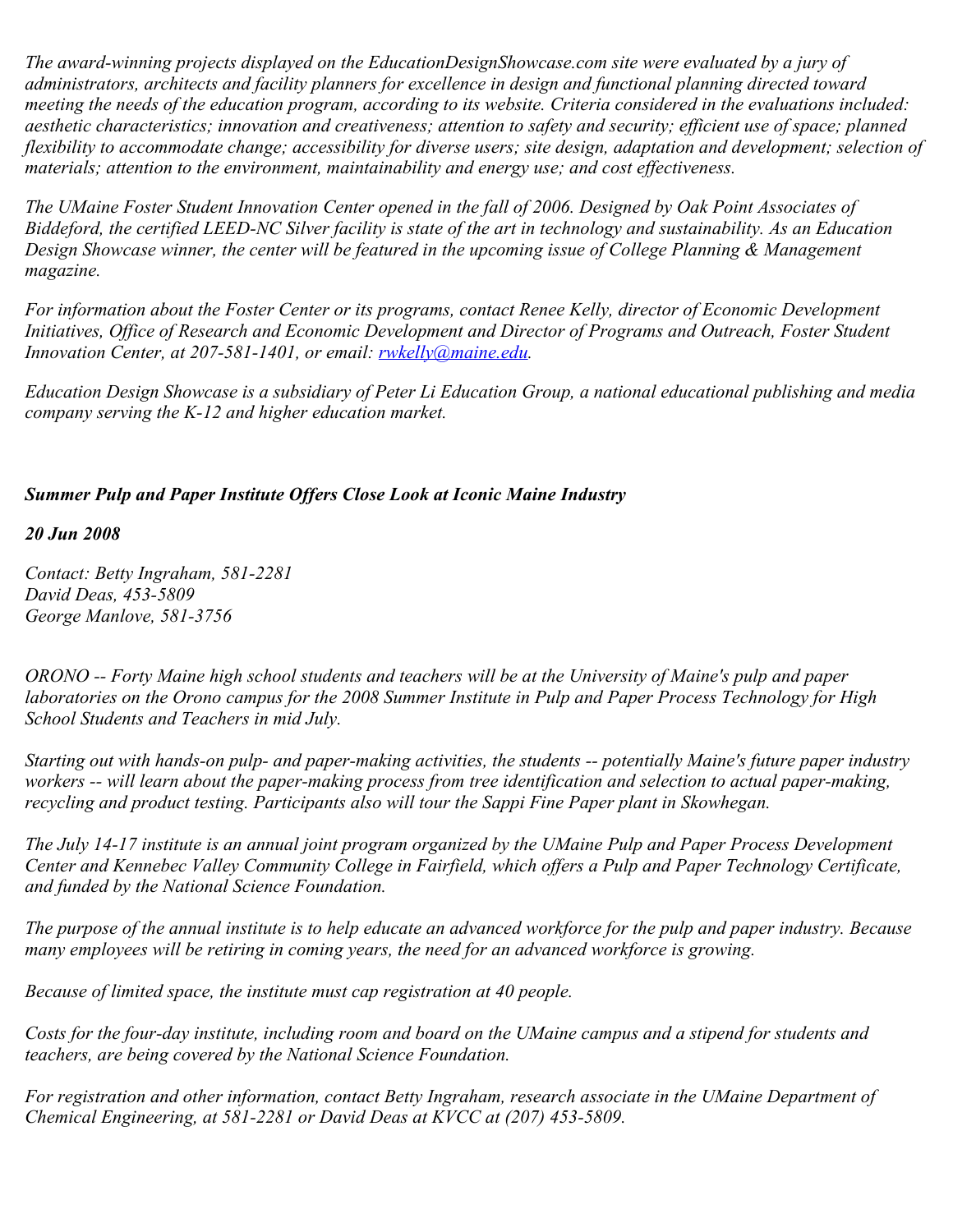*The award-winning projects displayed on the EducationDesignShowcase.com site were evaluated by a jury of administrators, architects and facility planners for excellence in design and functional planning directed toward meeting the needs of the education program, according to its website. Criteria considered in the evaluations included: aesthetic characteristics; innovation and creativeness; attention to safety and security; efficient use of space; planned flexibility to accommodate change; accessibility for diverse users; site design, adaptation and development; selection of materials; attention to the environment, maintainability and energy use; and cost effectiveness.*

*The UMaine Foster Student Innovation Center opened in the fall of 2006. Designed by Oak Point Associates of Biddeford, the certified LEED-NC Silver facility is state of the art in technology and sustainability. As an Education Design Showcase winner, the center will be featured in the upcoming issue of College Planning & Management magazine.*

*For information about the Foster Center or its programs, contact Renee Kelly, director of Economic Development Initiatives, Office of Research and Economic Development and Director of Programs and Outreach, Foster Student Innovation Center, at 207-581-1401, or email: [rwkelly@maine.edu](mailto:rwkelly@maine.edu).*

*Education Design Showcase is a subsidiary of Peter Li Education Group, a national educational publishing and media company serving the K-12 and higher education market.*

## ***Summer Pulp and Paper Institute Offers Close Look at Iconic Maine Industry***

***20 Jun 2008***

*Contact: Betty Ingraham, 581-2281*
*David Deas, 453-5809*
*George Manlove, 581-3756*

*ORONO -- Forty Maine high school students and teachers will be at the University of Maine's pulp and paper laboratories on the Orono campus for the 2008 Summer Institute in Pulp and Paper Process Technology for High School Students and Teachers in mid July.*

*Starting out with hands-on pulp- and paper-making activities, the students -- potentially Maine's future paper industry workers -- will learn about the paper-making process from tree identification and selection to actual paper-making, recycling and product testing. Participants also will tour the Sappi Fine Paper plant in Skowhegan.*

*The July 14-17 institute is an annual joint program organized by the UMaine Pulp and Paper Process Development Center and Kennebec Valley Community College in Fairfield, which offers a Pulp and Paper Technology Certificate, and funded by the National Science Foundation.*

*The purpose of the annual institute is to help educate an advanced workforce for the pulp and paper industry. Because many employees will be retiring in coming years, the need for an advanced workforce is growing.*

*Because of limited space, the institute must cap registration at 40 people.*

*Costs for the four-day institute, including room and board on the UMaine campus and a stipend for students and teachers, are being covered by the National Science Foundation.*

*For registration and other information, contact Betty Ingraham, research associate in the UMaine Department of Chemical Engineering, at 581-2281 or David Deas at KVCC at (207) 453-5809.*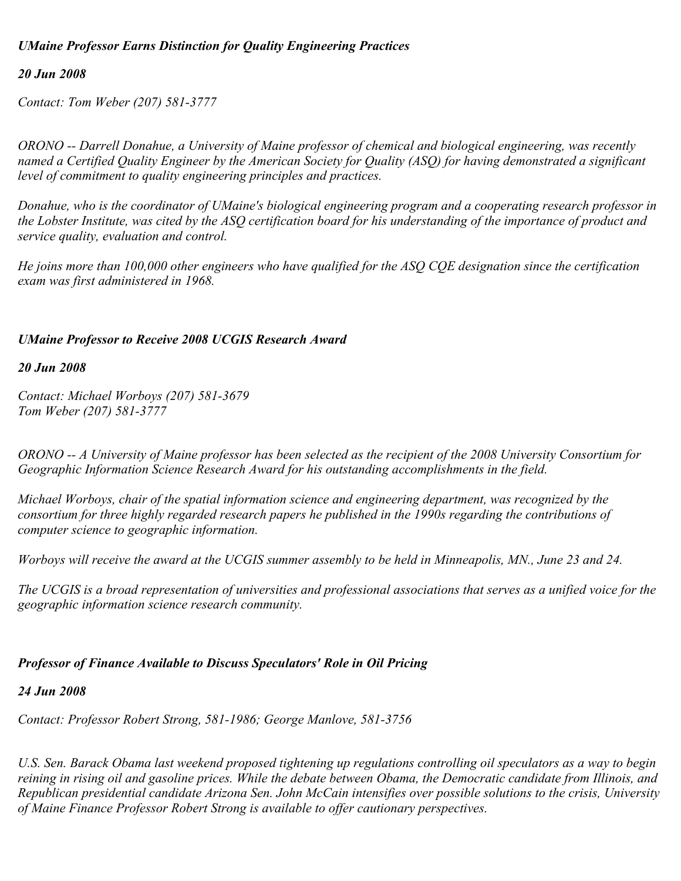### *UMaine Professor Earns Distinction for Quality Engineering Practices*

***20 Jun 2008***

*Contact: Tom Weber (207) 581-3777*

*ORONO -- Darrell Donahue, a University of Maine professor of chemical and biological engineering, was recently named a Certified Quality Engineer by the American Society for Quality (ASQ) for having demonstrated a significant level of commitment to quality engineering principles and practices.*

*Donahue, who is the coordinator of UMaine's biological engineering program and a cooperating research professor in the Lobster Institute, was cited by the ASQ certification board for his understanding of the importance of product and service quality, evaluation and control.*

*He joins more than 100,000 other engineers who have qualified for the ASQ CQE designation since the certification exam was first administered in 1968.*

### *UMaine Professor to Receive 2008 UCGIS Research Award*

***20 Jun 2008***

*Contact: Michael Worboys (207) 581-3679*
*Tom Weber (207) 581-3777*

*ORONO -- A University of Maine professor has been selected as the recipient of the 2008 University Consortium for Geographic Information Science Research Award for his outstanding accomplishments in the field.*

*Michael Worboys, chair of the spatial information science and engineering department, was recognized by the consortium for three highly regarded research papers he published in the 1990s regarding the contributions of computer science to geographic information.*

*Worboys will receive the award at the UCGIS summer assembly to be held in Minneapolis, MN., June 23 and 24.*

*The UCGIS is a broad representation of universities and professional associations that serves as a unified voice for the geographic information science research community.*

### *Professor of Finance Available to Discuss Speculators' Role in Oil Pricing*

***24 Jun 2008***

*Contact: Professor Robert Strong, 581-1986; George Manlove, 581-3756*

*U.S. Sen. Barack Obama last weekend proposed tightening up regulations controlling oil speculators as a way to begin reining in rising oil and gasoline prices. While the debate between Obama, the Democratic candidate from Illinois, and Republican presidential candidate Arizona Sen. John McCain intensifies over possible solutions to the crisis, University of Maine Finance Professor Robert Strong is available to offer cautionary perspectives.*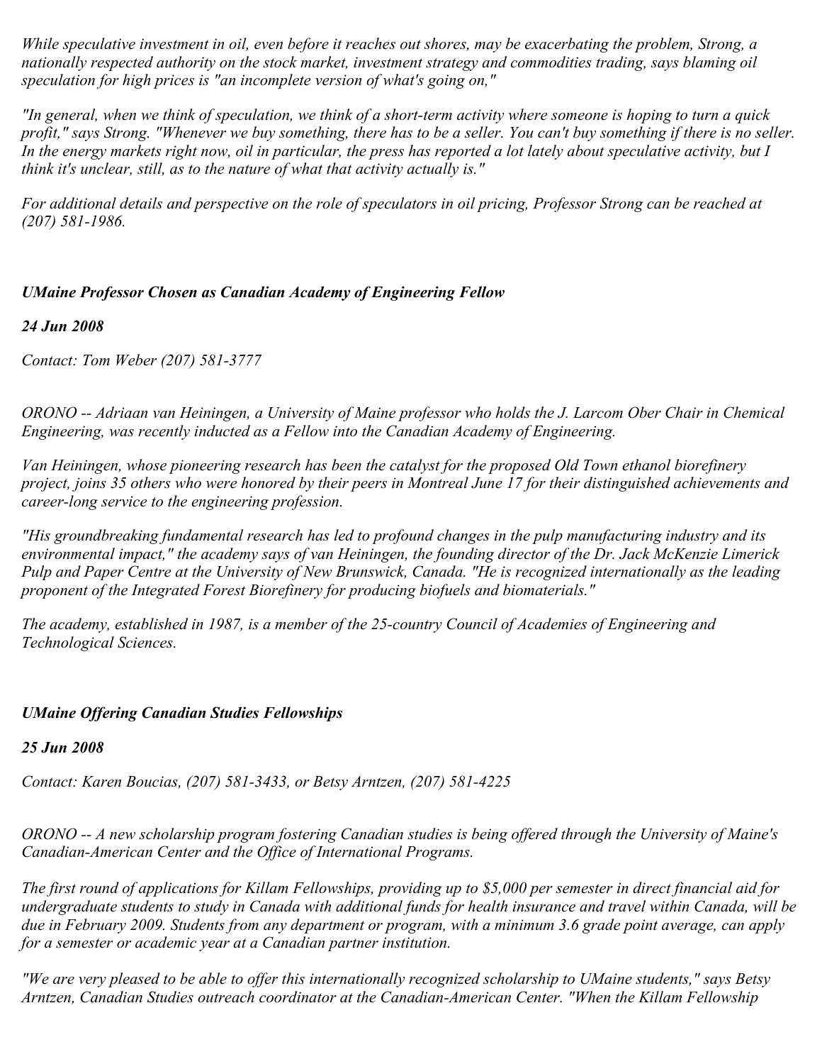*While speculative investment in oil, even before it reaches out shores, may be exacerbating the problem, Strong, a nationally respected authority on the stock market, investment strategy and commodities trading, says blaming oil speculation for high prices is "an incomplete version of what's going on,"*

*"In general, when we think of speculation, we think of a short-term activity where someone is hoping to turn a quick profit," says Strong. "Whenever we buy something, there has to be a seller. You can't buy something if there is no seller. In the energy markets right now, oil in particular, the press has reported a lot lately about speculative activity, but I think it's unclear, still, as to the nature of what that activity actually is."*

*For additional details and perspective on the role of speculators in oil pricing, Professor Strong can be reached at (207) 581-1986.*

### ***UMaine Professor Chosen as Canadian Academy of Engineering Fellow***

***24 Jun 2008***

*Contact: Tom Weber (207) 581-3777*

*ORONO -- Adriaan van Heiningen, a University of Maine professor who holds the J. Larcom Ober Chair in Chemical Engineering, was recently inducted as a Fellow into the Canadian Academy of Engineering.*

*Van Heiningen, whose pioneering research has been the catalyst for the proposed Old Town ethanol biorefinery project, joins 35 others who were honored by their peers in Montreal June 17 for their distinguished achievements and career-long service to the engineering profession.*

*"His groundbreaking fundamental research has led to profound changes in the pulp manufacturing industry and its environmental impact," the academy says of van Heiningen, the founding director of the Dr. Jack McKenzie Limerick Pulp and Paper Centre at the University of New Brunswick, Canada. "He is recognized internationally as the leading proponent of the Integrated Forest Biorefinery for producing biofuels and biomaterials."*

*The academy, established in 1987, is a member of the 25-country Council of Academies of Engineering and Technological Sciences.*

### ***UMaine Offering Canadian Studies Fellowships***

***25 Jun 2008***

*Contact: Karen Boucias, (207) 581-3433, or Betsy Arntzen, (207) 581-4225*

*ORONO -- A new scholarship program fostering Canadian studies is being offered through the University of Maine's Canadian-American Center and the Office of International Programs.*

*The first round of applications for Killam Fellowships, providing up to $5,000 per semester in direct financial aid for undergraduate students to study in Canada with additional funds for health insurance and travel within Canada, will be due in February 2009. Students from any department or program, with a minimum 3.6 grade point average, can apply for a semester or academic year at a Canadian partner institution.*

*"We are very pleased to be able to offer this internationally recognized scholarship to UMaine students," says Betsy Arntzen, Canadian Studies outreach coordinator at the Canadian-American Center. "When the Killam Fellowship*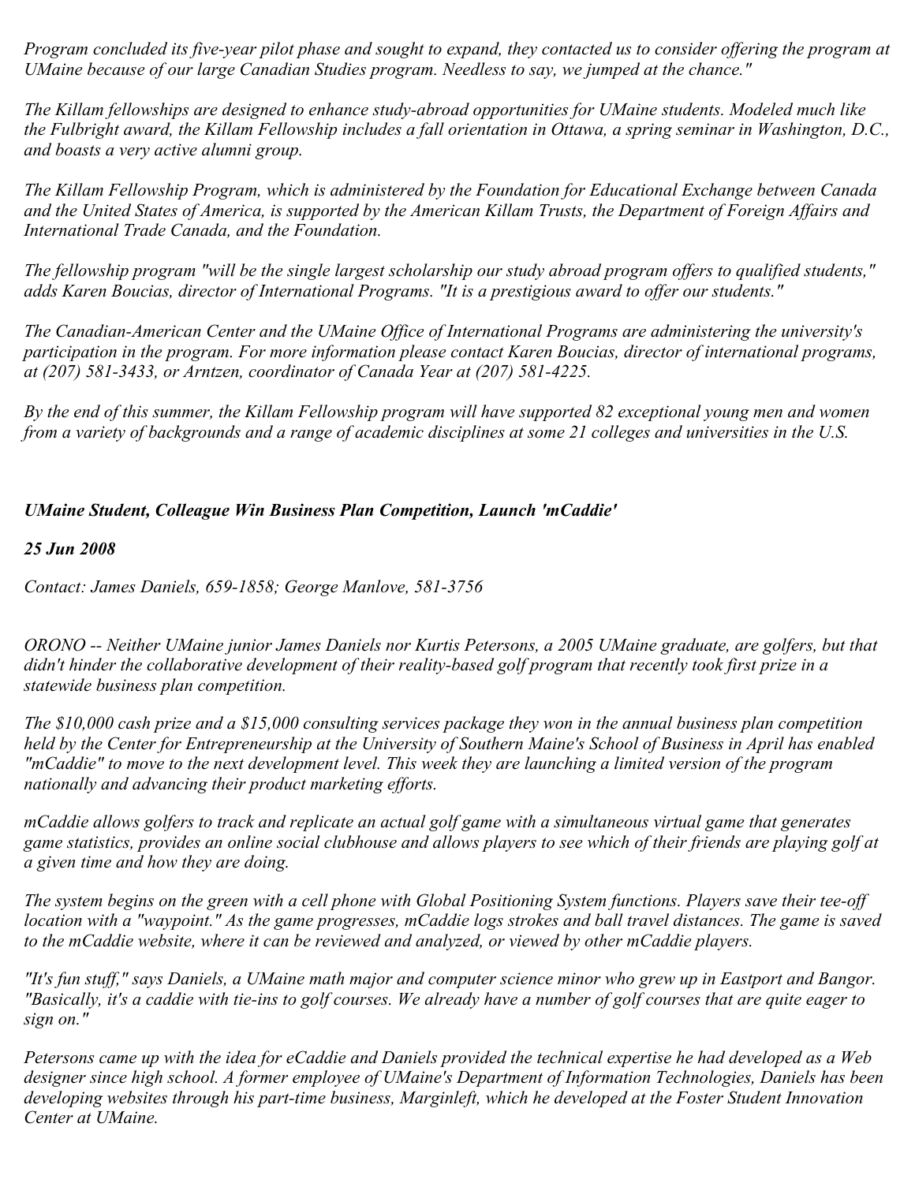*Program concluded its five-year pilot phase and sought to expand, they contacted us to consider offering the program at UMaine because of our large Canadian Studies program. Needless to say, we jumped at the chance."*

*The Killam fellowships are designed to enhance study-abroad opportunities for UMaine students. Modeled much like the Fulbright award, the Killam Fellowship includes a fall orientation in Ottawa, a spring seminar in Washington, D.C., and boasts a very active alumni group.*

*The Killam Fellowship Program, which is administered by the Foundation for Educational Exchange between Canada and the United States of America, is supported by the American Killam Trusts, the Department of Foreign Affairs and International Trade Canada, and the Foundation.*

*The fellowship program "will be the single largest scholarship our study abroad program offers to qualified students," adds Karen Boucias, director of International Programs. "It is a prestigious award to offer our students."*

*The Canadian-American Center and the UMaine Office of International Programs are administering the university's participation in the program. For more information please contact Karen Boucias, director of international programs, at (207) 581-3433, or Arntzen, coordinator of Canada Year at (207) 581-4225.*

*By the end of this summer, the Killam Fellowship program will have supported 82 exceptional young men and women from a variety of backgrounds and a range of academic disciplines at some 21 colleges and universities in the U.S.*

***UMaine Student, Colleague Win Business Plan Competition, Launch 'mCaddie'***

***25 Jun 2008***

*Contact: James Daniels, 659-1858; George Manlove, 581-3756*

*ORONO -- Neither UMaine junior James Daniels nor Kurtis Petersons, a 2005 UMaine graduate, are golfers, but that didn't hinder the collaborative development of their reality-based golf program that recently took first prize in a statewide business plan competition.*

*The $10,000 cash prize and a $15,000 consulting services package they won in the annual business plan competition held by the Center for Entrepreneurship at the University of Southern Maine's School of Business in April has enabled "mCaddie" to move to the next development level. This week they are launching a limited version of the program nationally and advancing their product marketing efforts.*

*mCaddie allows golfers to track and replicate an actual golf game with a simultaneous virtual game that generates game statistics, provides an online social clubhouse and allows players to see which of their friends are playing golf at a given time and how they are doing.*

*The system begins on the green with a cell phone with Global Positioning System functions. Players save their tee-off location with a "waypoint." As the game progresses, mCaddie logs strokes and ball travel distances. The game is saved to the mCaddie website, where it can be reviewed and analyzed, or viewed by other mCaddie players.*

*"It's fun stuff," says Daniels, a UMaine math major and computer science minor who grew up in Eastport and Bangor. "Basically, it's a caddie with tie-ins to golf courses. We already have a number of golf courses that are quite eager to sign on."*

*Petersons came up with the idea for eCaddie and Daniels provided the technical expertise he had developed as a Web designer since high school. A former employee of UMaine's Department of Information Technologies, Daniels has been developing websites through his part-time business, Marginleft, which he developed at the Foster Student Innovation Center at UMaine.*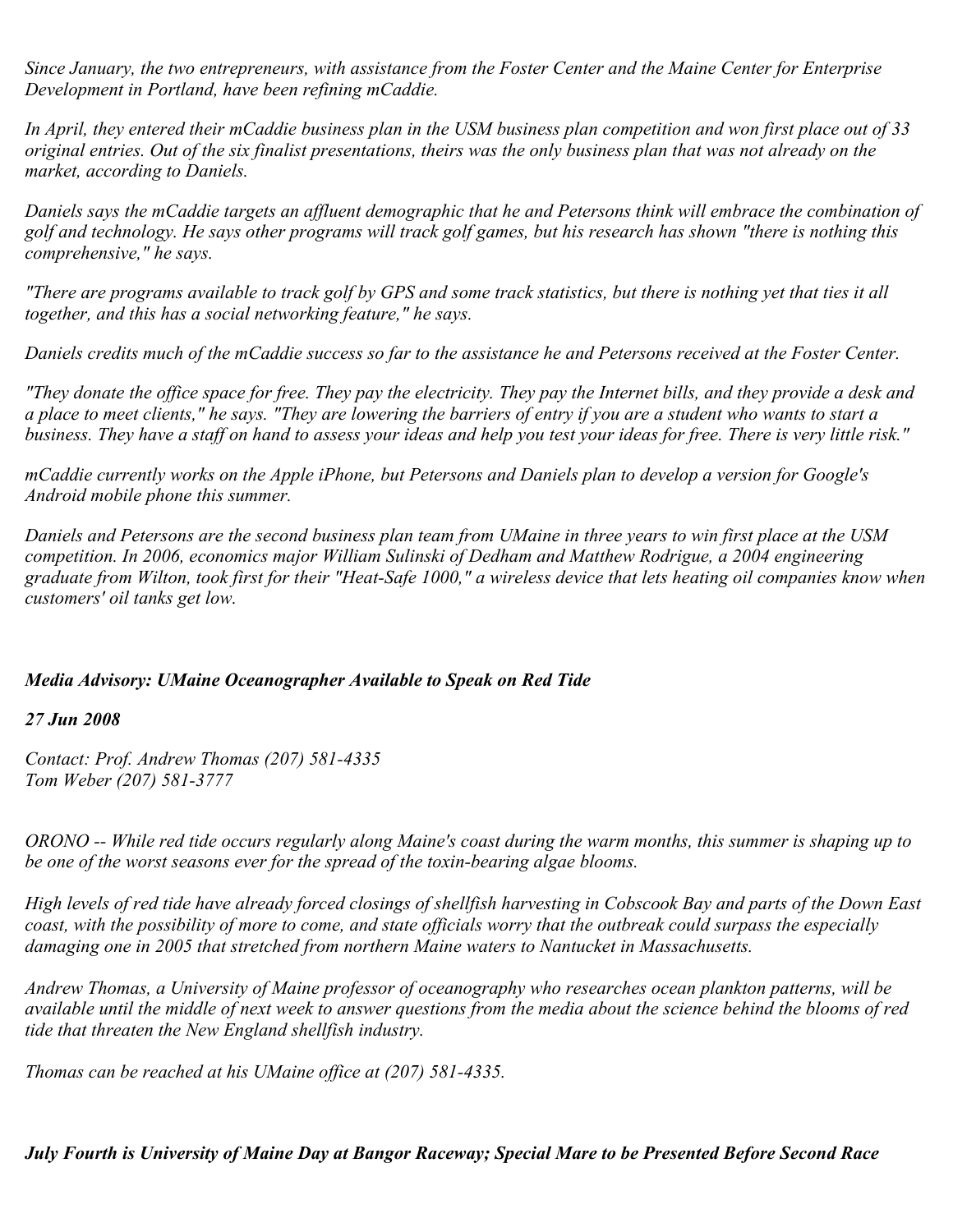*Since January, the two entrepreneurs, with assistance from the Foster Center and the Maine Center for Enterprise Development in Portland, have been refining mCaddie.*

*In April, they entered their mCaddie business plan in the USM business plan competition and won first place out of 33 original entries. Out of the six finalist presentations, theirs was the only business plan that was not already on the market, according to Daniels.*

*Daniels says the mCaddie targets an affluent demographic that he and Petersons think will embrace the combination of golf and technology. He says other programs will track golf games, but his research has shown "there is nothing this comprehensive," he says.*

*"There are programs available to track golf by GPS and some track statistics, but there is nothing yet that ties it all together, and this has a social networking feature," he says.*

*Daniels credits much of the mCaddie success so far to the assistance he and Petersons received at the Foster Center.*

*"They donate the office space for free. They pay the electricity. They pay the Internet bills, and they provide a desk and a place to meet clients," he says. "They are lowering the barriers of entry if you are a student who wants to start a business. They have a staff on hand to assess your ideas and help you test your ideas for free. There is very little risk."*

*mCaddie currently works on the Apple iPhone, but Petersons and Daniels plan to develop a version for Google's Android mobile phone this summer.*

*Daniels and Petersons are the second business plan team from UMaine in three years to win first place at the USM competition. In 2006, economics major William Sulinski of Dedham and Matthew Rodrigue, a 2004 engineering graduate from Wilton, took first for their "Heat-Safe 1000," a wireless device that lets heating oil companies know when customers' oil tanks get low.*

***Media Advisory: UMaine Oceanographer Available to Speak on Red Tide***

***27 Jun 2008***

*Contact: Prof. Andrew Thomas (207) 581-4335*
*Tom Weber (207) 581-3777*

*ORONO -- While red tide occurs regularly along Maine's coast during the warm months, this summer is shaping up to be one of the worst seasons ever for the spread of the toxin-bearing algae blooms.*

*High levels of red tide have already forced closings of shellfish harvesting in Cobscook Bay and parts of the Down East coast, with the possibility of more to come, and state officials worry that the outbreak could surpass the especially damaging one in 2005 that stretched from northern Maine waters to Nantucket in Massachusetts.*

*Andrew Thomas, a University of Maine professor of oceanography who researches ocean plankton patterns, will be available until the middle of next week to answer questions from the media about the science behind the blooms of red tide that threaten the New England shellfish industry.*

*Thomas can be reached at his UMaine office at (207) 581-4335.*

***July Fourth is University of Maine Day at Bangor Raceway; Special Mare to be Presented Before Second Race***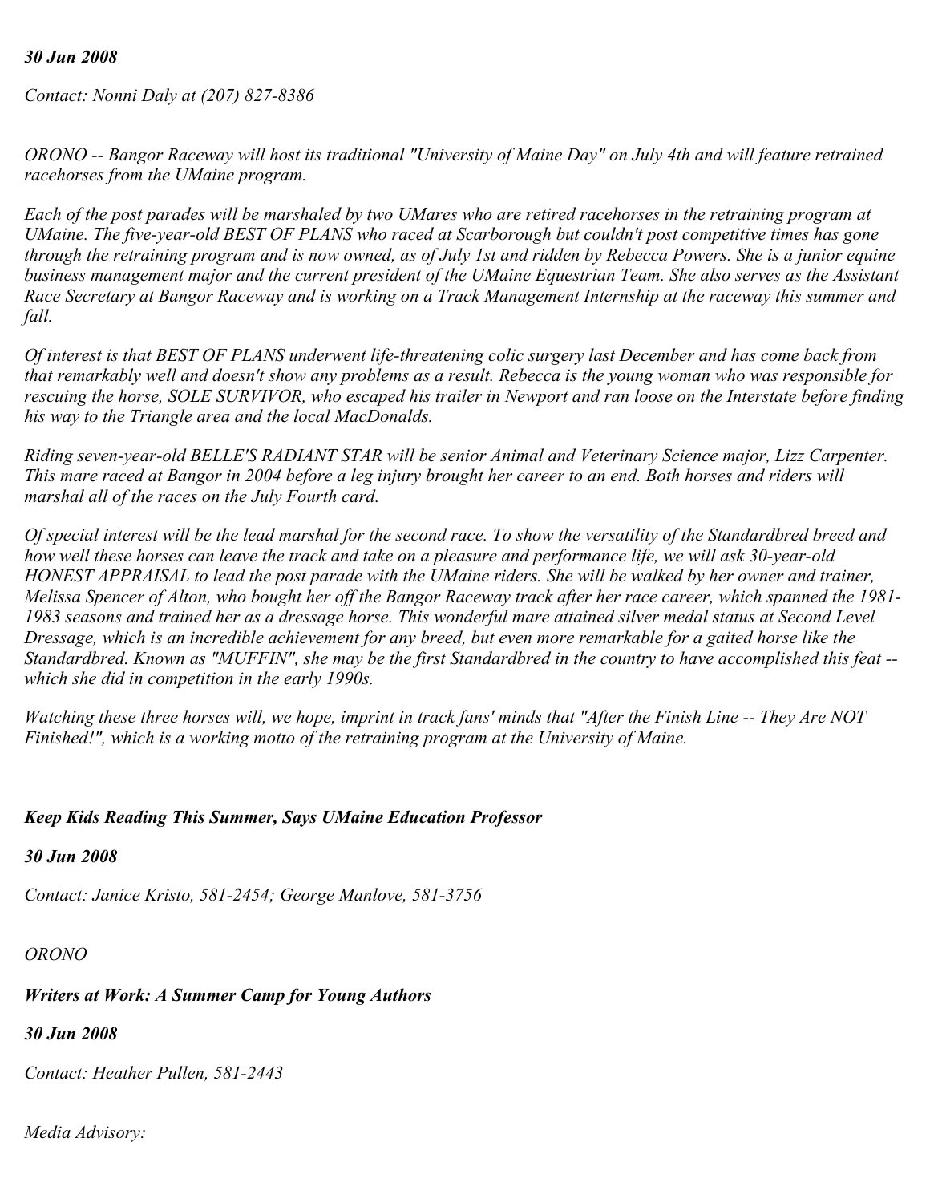*30 Jun 2008*

*Contact: Nonni Daly at (207) 827-8386*

*ORONO -- Bangor Raceway will host its traditional "University of Maine Day" on July 4th and will feature retrained racehorses from the UMaine program.*

*Each of the post parades will be marshaled by two UMares who are retired racehorses in the retraining program at UMaine. The five-year-old BEST OF PLANS who raced at Scarborough but couldn't post competitive times has gone through the retraining program and is now owned, as of July 1st and ridden by Rebecca Powers. She is a junior equine business management major and the current president of the UMaine Equestrian Team. She also serves as the Assistant Race Secretary at Bangor Raceway and is working on a Track Management Internship at the raceway this summer and fall.*

*Of interest is that BEST OF PLANS underwent life-threatening colic surgery last December and has come back from that remarkably well and doesn't show any problems as a result. Rebecca is the young woman who was responsible for rescuing the horse, SOLE SURVIVOR, who escaped his trailer in Newport and ran loose on the Interstate before finding his way to the Triangle area and the local MacDonalds.*

*Riding seven-year-old BELLE'S RADIANT STAR will be senior Animal and Veterinary Science major, Lizz Carpenter. This mare raced at Bangor in 2004 before a leg injury brought her career to an end. Both horses and riders will marshal all of the races on the July Fourth card.*

*Of special interest will be the lead marshal for the second race. To show the versatility of the Standardbred breed and how well these horses can leave the track and take on a pleasure and performance life, we will ask 30-year-old HONEST APPRAISAL to lead the post parade with the UMaine riders. She will be walked by her owner and trainer, Melissa Spencer of Alton, who bought her off the Bangor Raceway track after her race career, which spanned the 1981-1983 seasons and trained her as a dressage horse. This wonderful mare attained silver medal status at Second Level Dressage, which is an incredible achievement for any breed, but even more remarkable for a gaited horse like the Standardbred. Known as "MUFFIN", she may be the first Standardbred in the country to have accomplished this feat -- which she did in competition in the early 1990s.*

*Watching these three horses will, we hope, imprint in track fans' minds that "After the Finish Line -- They Are NOT Finished!", which is a working motto of the retraining program at the University of Maine.*

***Keep Kids Reading This Summer, Says UMaine Education Professor***

***30 Jun 2008***

*Contact: Janice Kristo, 581-2454; George Manlove, 581-3756*

*ORONO*

***Writers at Work: A Summer Camp for Young Authors***

***30 Jun 2008***

*Contact: Heather Pullen, 581-2443*

*Media Advisory:*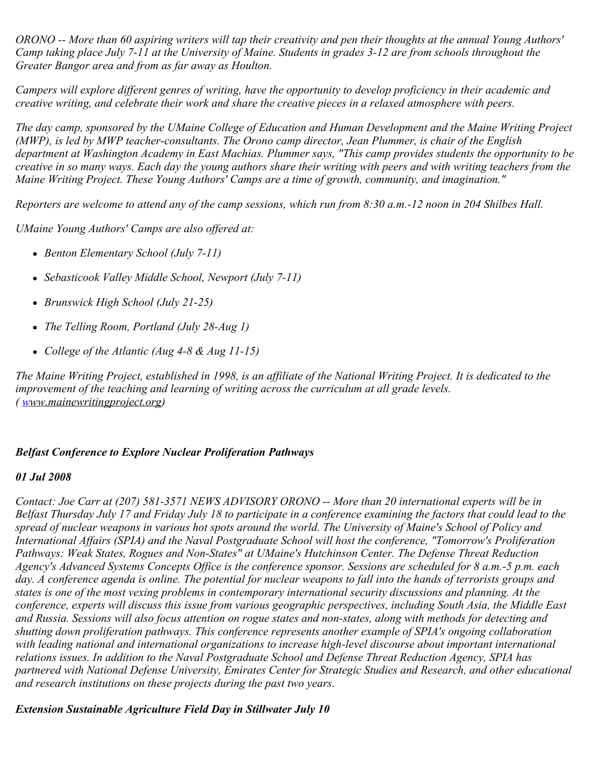*ORONO -- More than 60 aspiring writers will tap their creativity and pen their thoughts at the annual Young Authors' Camp taking place July 7-11 at the University of Maine. Students in grades 3-12 are from schools throughout the Greater Bangor area and from as far away as Houlton.*

*Campers will explore different genres of writing, have the opportunity to develop proficiency in their academic and creative writing, and celebrate their work and share the creative pieces in a relaxed atmosphere with peers.*

*The day camp, sponsored by the UMaine College of Education and Human Development and the Maine Writing Project (MWP), is led by MWP teacher-consultants. The Orono camp director, Jean Plummer, is chair of the English department at Washington Academy in East Machias. Plummer says, "This camp provides students the opportunity to be creative in so many ways. Each day the young authors share their writing with peers and with writing teachers from the Maine Writing Project. These Young Authors' Camps are a time of growth, community, and imagination."*

*Reporters are welcome to attend any of the camp sessions, which run from 8:30 a.m.-12 noon in 204 Shilbes Hall.*

*UMaine Young Authors' Camps are also offered at:*

- *Benton Elementary School (July 7-11)*
- *Sebasticook Valley Middle School, Newport (July 7-11)*
- *Brunswick High School (July 21-25)*
- *The Telling Room, Portland (July 28-Aug 1)*
- *College of the Atlantic (Aug 4-8 & Aug 11-15)*

*The Maine Writing Project, established in 1998, is an affiliate of the National Writing Project. It is dedicated to the improvement of the teaching and learning of writing across the curriculum at all grade levels. ( www.mainewritingproject.org)*

### ***Belfast Conference to Explore Nuclear Proliferation Pathways***

***01 Jul 2008***

*Contact: Joe Carr at (207) 581-3571 NEWS ADVISORY ORONO -- More than 20 international experts will be in Belfast Thursday July 17 and Friday July 18 to participate in a conference examining the factors that could lead to the spread of nuclear weapons in various hot spots around the world. The University of Maine's School of Policy and International Affairs (SPIA) and the Naval Postgraduate School will host the conference, "Tomorrow's Proliferation Pathways: Weak States, Rogues and Non-States" at UMaine's Hutchinson Center. The Defense Threat Reduction Agency's Advanced Systems Concepts Office is the conference sponsor. Sessions are scheduled for 8 a.m.-5 p.m. each day. A conference agenda is online. The potential for nuclear weapons to fall into the hands of terrorists groups and states is one of the most vexing problems in contemporary international security discussions and planning. At the conference, experts will discuss this issue from various geographic perspectives, including South Asia, the Middle East and Russia. Sessions will also focus attention on rogue states and non-states, along with methods for detecting and shutting down proliferation pathways. This conference represents another example of SPIA's ongoing collaboration with leading national and international organizations to increase high-level discourse about important international relations issues. In addition to the Naval Postgraduate School and Defense Threat Reduction Agency, SPIA has partnered with National Defense University, Emirates Center for Strategic Studies and Research, and other educational and research institutions on these projects during the past two years.*

### ***Extension Sustainable Agriculture Field Day in Stillwater July 10***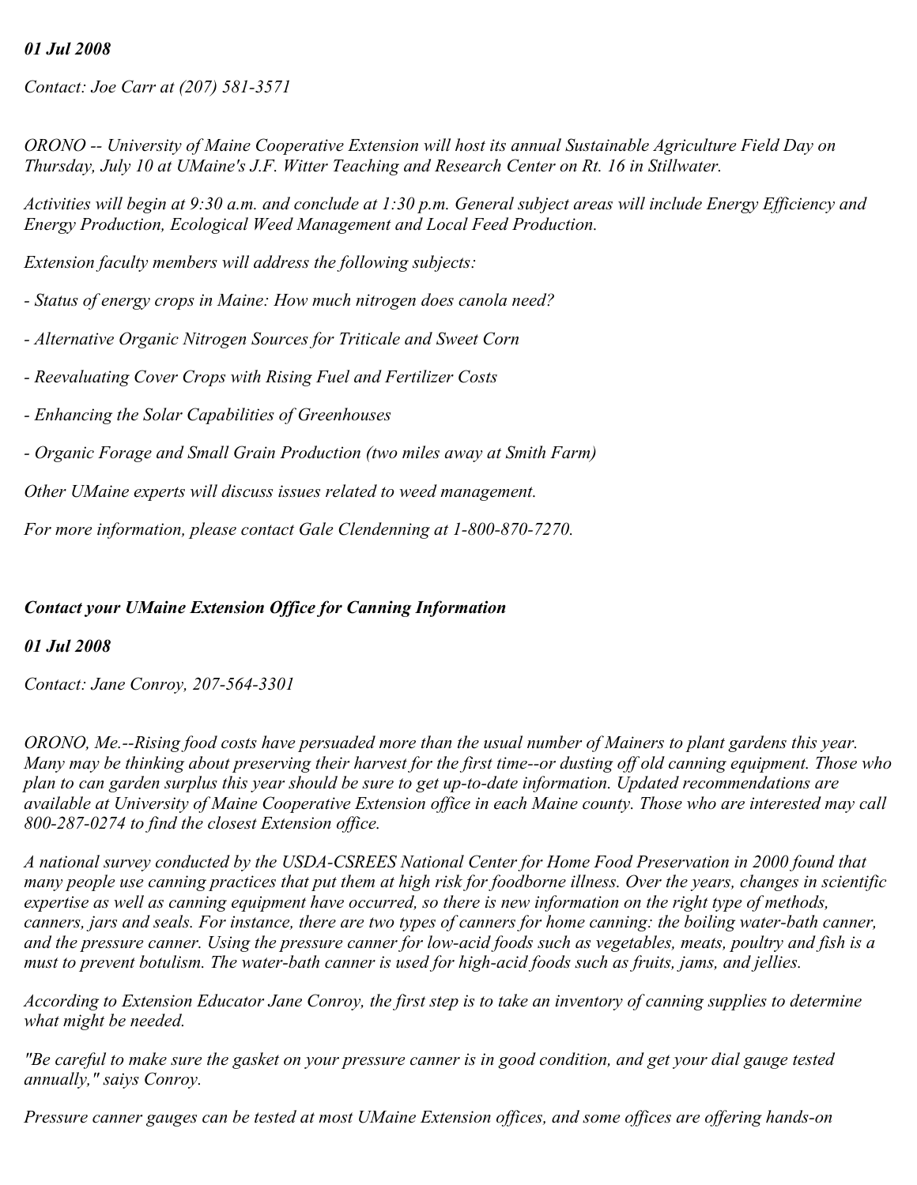*01 Jul 2008*

*Contact: Joe Carr at (207) 581-3571*

*ORONO -- University of Maine Cooperative Extension will host its annual Sustainable Agriculture Field Day on Thursday, July 10 at UMaine's J.F. Witter Teaching and Research Center on Rt. 16 in Stillwater.*

*Activities will begin at 9:30 a.m. and conclude at 1:30 p.m. General subject areas will include Energy Efficiency and Energy Production, Ecological Weed Management and Local Feed Production.*

*Extension faculty members will address the following subjects:*

*- Status of energy crops in Maine: How much nitrogen does canola need?*

*- Alternative Organic Nitrogen Sources for Triticale and Sweet Corn*

*- Reevaluating Cover Crops with Rising Fuel and Fertilizer Costs*

*- Enhancing the Solar Capabilities of Greenhouses*

*- Organic Forage and Small Grain Production (two miles away at Smith Farm)*

*Other UMaine experts will discuss issues related to weed management.*

*For more information, please contact Gale Clendenning at 1-800-870-7270.*

## ***Contact your UMaine Extension Office for Canning Information***

***01 Jul 2008***

*Contact: Jane Conroy, 207-564-3301*

*ORONO, Me.--Rising food costs have persuaded more than the usual number of Mainers to plant gardens this year. Many may be thinking about preserving their harvest for the first time--or dusting off old canning equipment. Those who plan to can garden surplus this year should be sure to get up-to-date information. Updated recommendations are available at University of Maine Cooperative Extension office in each Maine county. Those who are interested may call 800-287-0274 to find the closest Extension office.*

*A national survey conducted by the USDA-CSREES National Center for Home Food Preservation in 2000 found that many people use canning practices that put them at high risk for foodborne illness. Over the years, changes in scientific expertise as well as canning equipment have occurred, so there is new information on the right type of methods, canners, jars and seals. For instance, there are two types of canners for home canning: the boiling water-bath canner, and the pressure canner. Using the pressure canner for low-acid foods such as vegetables, meats, poultry and fish is a must to prevent botulism. The water-bath canner is used for high-acid foods such as fruits, jams, and jellies.*

*According to Extension Educator Jane Conroy, the first step is to take an inventory of canning supplies to determine what might be needed.*

*"Be careful to make sure the gasket on your pressure canner is in good condition, and get your dial gauge tested annually," saiys Conroy.*

*Pressure canner gauges can be tested at most UMaine Extension offices, and some offices are offering hands-on*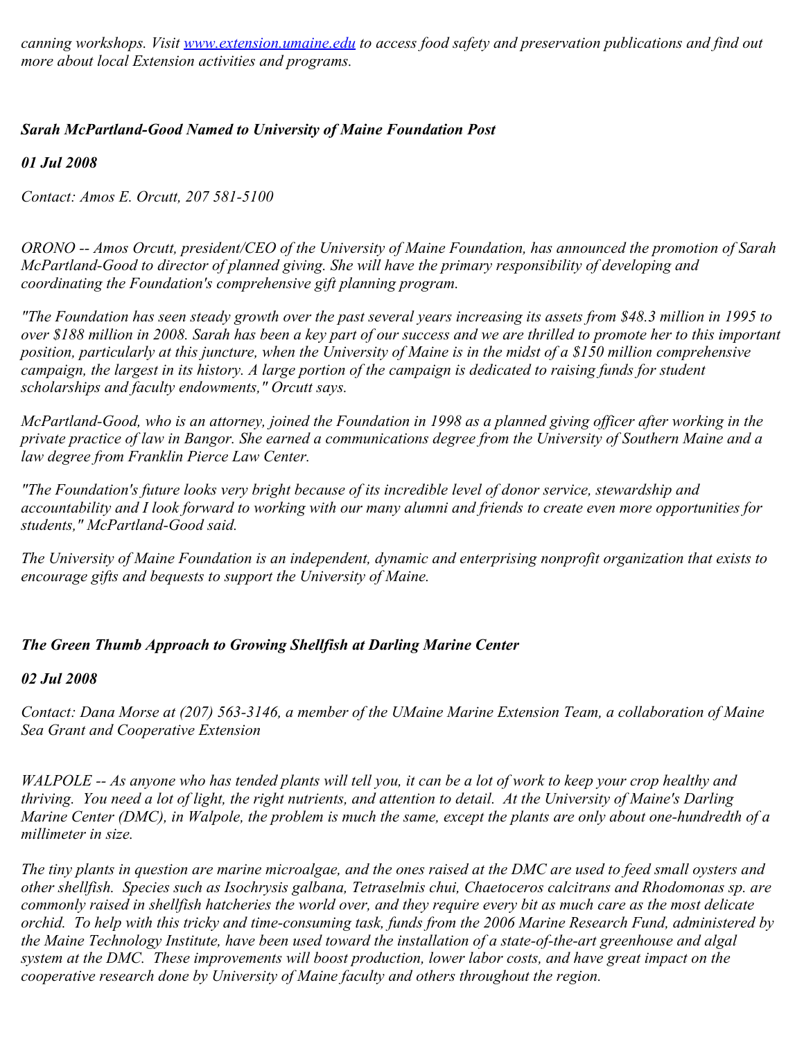*canning workshops. Visit [www.extension.umaine.edu](http://www.extension.umaine.edu) to access food safety and preservation publications and find out more about local Extension activities and programs.*

### ***Sarah McPartland-Good Named to University of Maine Foundation Post***

***01 Jul 2008***

*Contact: Amos E. Orcutt, 207 581-5100*

*ORONO -- Amos Orcutt, president/CEO of the University of Maine Foundation, has announced the promotion of Sarah McPartland-Good to director of planned giving. She will have the primary responsibility of developing and coordinating the Foundation's comprehensive gift planning program.*

*"The Foundation has seen steady growth over the past several years increasing its assets from $48.3 million in 1995 to over $188 million in 2008. Sarah has been a key part of our success and we are thrilled to promote her to this important position, particularly at this juncture, when the University of Maine is in the midst of a $150 million comprehensive campaign, the largest in its history. A large portion of the campaign is dedicated to raising funds for student scholarships and faculty endowments," Orcutt says.*

*McPartland-Good, who is an attorney, joined the Foundation in 1998 as a planned giving officer after working in the private practice of law in Bangor. She earned a communications degree from the University of Southern Maine and a law degree from Franklin Pierce Law Center.*

*"The Foundation's future looks very bright because of its incredible level of donor service, stewardship and accountability and I look forward to working with our many alumni and friends to create even more opportunities for students," McPartland-Good said.*

*The University of Maine Foundation is an independent, dynamic and enterprising nonprofit organization that exists to encourage gifts and bequests to support the University of Maine.*

### ***The Green Thumb Approach to Growing Shellfish at Darling Marine Center***

***02 Jul 2008***

*Contact: Dana Morse at (207) 563-3146, a member of the UMaine Marine Extension Team, a collaboration of Maine Sea Grant and Cooperative Extension*

*WALPOLE -- As anyone who has tended plants will tell you, it can be a lot of work to keep your crop healthy and thriving. You need a lot of light, the right nutrients, and attention to detail. At the University of Maine's Darling Marine Center (DMC), in Walpole, the problem is much the same, except the plants are only about one-hundredth of a millimeter in size.*

*The tiny plants in question are marine microalgae, and the ones raised at the DMC are used to feed small oysters and other shellfish. Species such as Isochrysis galbana, Tetraselmis chui, Chaetoceros calcitrans and Rhodomonas sp. are commonly raised in shellfish hatcheries the world over, and they require every bit as much care as the most delicate orchid. To help with this tricky and time-consuming task, funds from the 2006 Marine Research Fund, administered by the Maine Technology Institute, have been used toward the installation of a state-of-the-art greenhouse and algal system at the DMC. These improvements will boost production, lower labor costs, and have great impact on the cooperative research done by University of Maine faculty and others throughout the region.*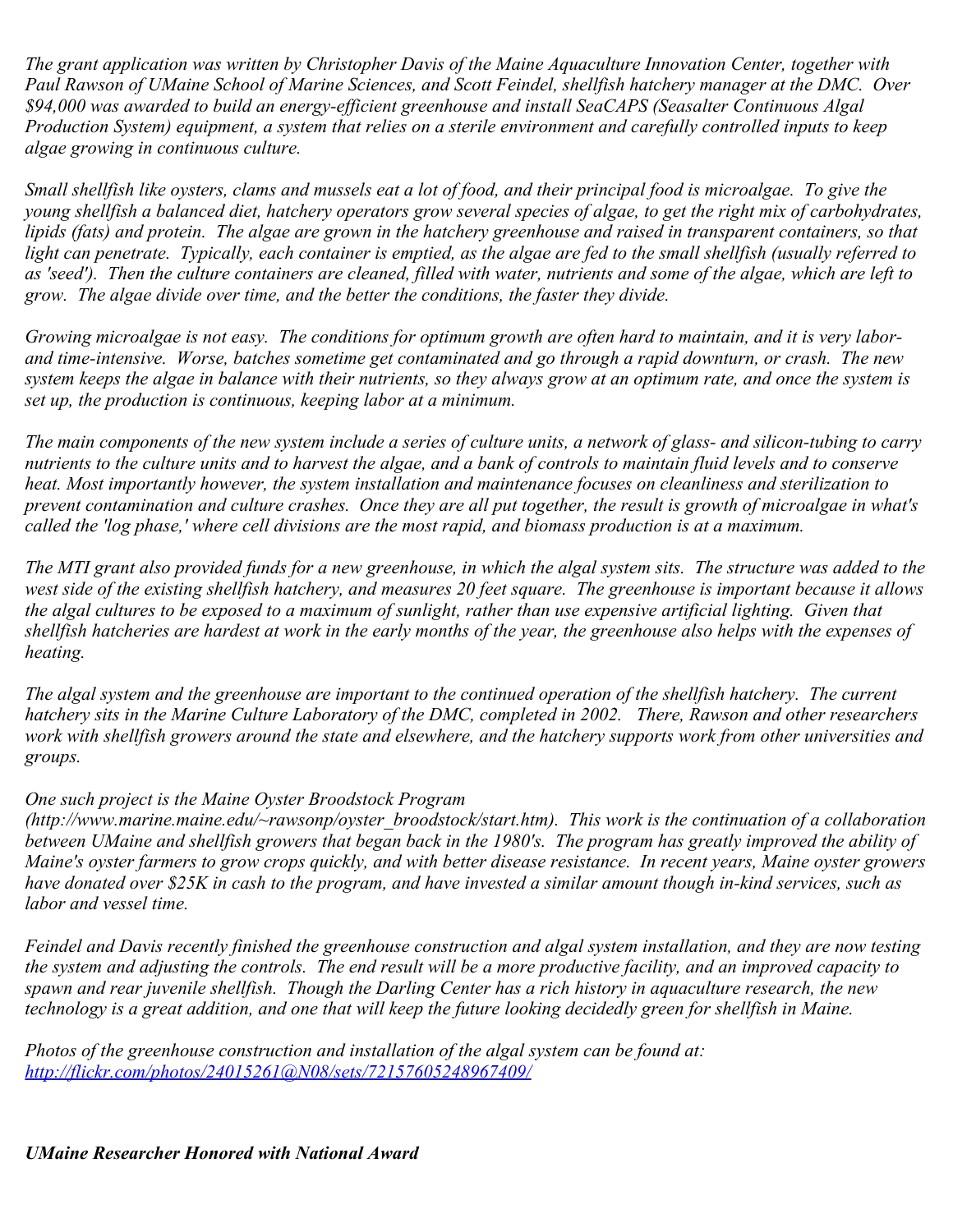*The grant application was written by Christopher Davis of the Maine Aquaculture Innovation Center, together with Paul Rawson of UMaine School of Marine Sciences, and Scott Feindel, shellfish hatchery manager at the DMC. Over $94,000 was awarded to build an energy-efficient greenhouse and install SeaCAPS (Seasalter Continuous Algal Production System) equipment, a system that relies on a sterile environment and carefully controlled inputs to keep algae growing in continuous culture.*

*Small shellfish like oysters, clams and mussels eat a lot of food, and their principal food is microalgae. To give the young shellfish a balanced diet, hatchery operators grow several species of algae, to get the right mix of carbohydrates, lipids (fats) and protein. The algae are grown in the hatchery greenhouse and raised in transparent containers, so that light can penetrate. Typically, each container is emptied, as the algae are fed to the small shellfish (usually referred to as 'seed'). Then the culture containers are cleaned, filled with water, nutrients and some of the algae, which are left to grow. The algae divide over time, and the better the conditions, the faster they divide.*

*Growing microalgae is not easy. The conditions for optimum growth are often hard to maintain, and it is very labor- and time-intensive. Worse, batches sometime get contaminated and go through a rapid downturn, or crash. The new system keeps the algae in balance with their nutrients, so they always grow at an optimum rate, and once the system is set up, the production is continuous, keeping labor at a minimum.*

*The main components of the new system include a series of culture units, a network of glass- and silicon-tubing to carry nutrients to the culture units and to harvest the algae, and a bank of controls to maintain fluid levels and to conserve heat. Most importantly however, the system installation and maintenance focuses on cleanliness and sterilization to prevent contamination and culture crashes. Once they are all put together, the result is growth of microalgae in what's called the 'log phase,' where cell divisions are the most rapid, and biomass production is at a maximum.*

*The MTI grant also provided funds for a new greenhouse, in which the algal system sits. The structure was added to the west side of the existing shellfish hatchery, and measures 20 feet square. The greenhouse is important because it allows the algal cultures to be exposed to a maximum of sunlight, rather than use expensive artificial lighting. Given that shellfish hatcheries are hardest at work in the early months of the year, the greenhouse also helps with the expenses of heating.*

*The algal system and the greenhouse are important to the continued operation of the shellfish hatchery. The current hatchery sits in the Marine Culture Laboratory of the DMC, completed in 2002. There, Rawson and other researchers work with shellfish growers around the state and elsewhere, and the hatchery supports work from other universities and groups.*

*One such project is the Maine Oyster Broodstock Program (http://www.marine.maine.edu/~rawsonp/oyster_broodstock/start.htm). This work is the continuation of a collaboration between UMaine and shellfish growers that began back in the 1980's. The program has greatly improved the ability of Maine's oyster farmers to grow crops quickly, and with better disease resistance. In recent years, Maine oyster growers have donated over $25K in cash to the program, and have invested a similar amount though in-kind services, such as labor and vessel time.*

*Feindel and Davis recently finished the greenhouse construction and algal system installation, and they are now testing the system and adjusting the controls. The end result will be a more productive facility, and an improved capacity to spawn and rear juvenile shellfish. Though the Darling Center has a rich history in aquaculture research, the new technology is a great addition, and one that will keep the future looking decidedly green for shellfish in Maine.*

*Photos of the greenhouse construction and installation of the algal system can be found at:*
*[http://flickr.com/photos/24015261@N08/sets/72157605248967409/](http://flickr.com/photos/24015261@N08/sets/72157605248967409/)*

***UMaine Researcher Honored with National Award***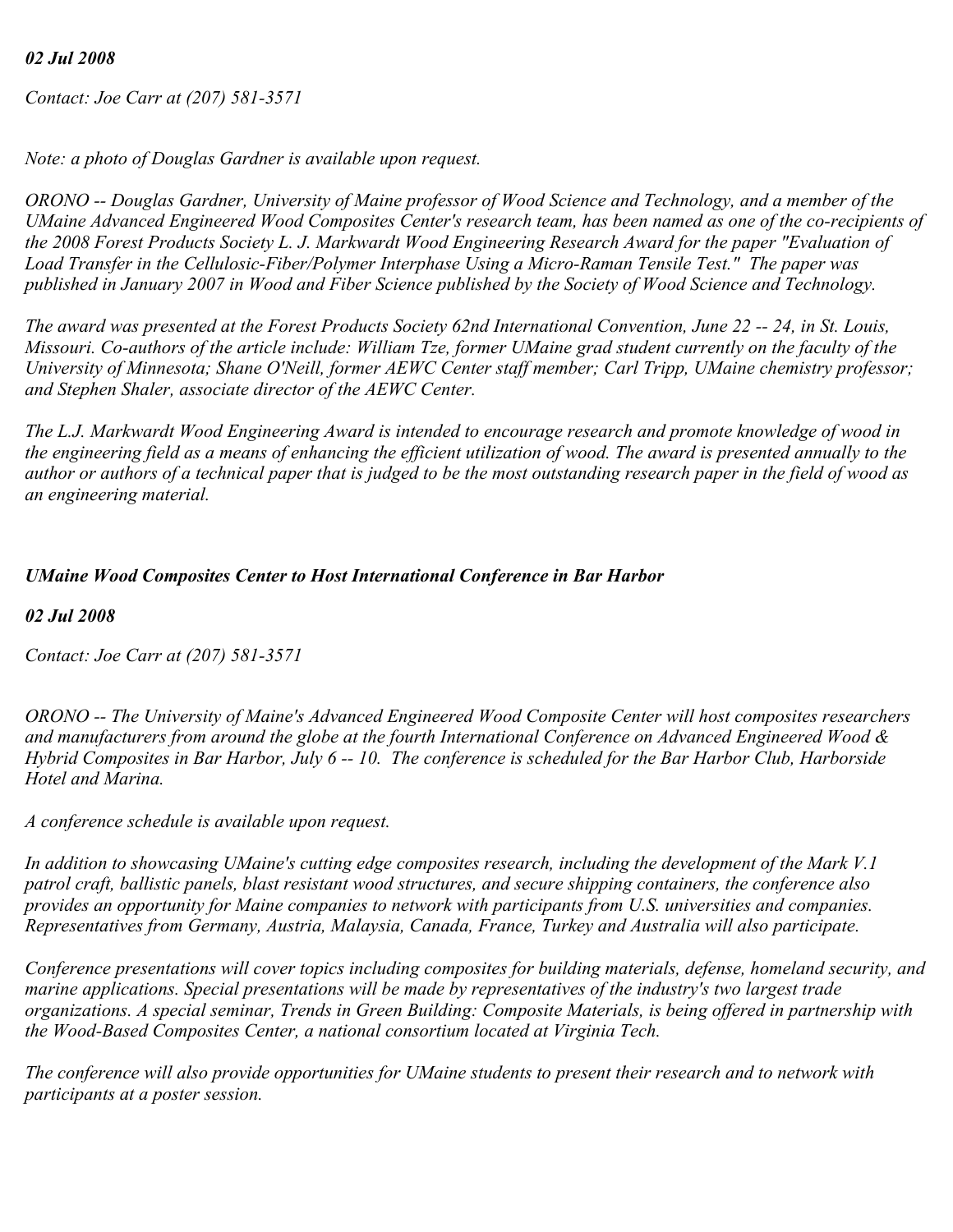*02 Jul 2008*

*Contact: Joe Carr at (207) 581-3571*

*Note: a photo of Douglas Gardner is available upon request.*

*ORONO -- Douglas Gardner, University of Maine professor of Wood Science and Technology, and a member of the UMaine Advanced Engineered Wood Composites Center's research team, has been named as one of the co-recipients of the 2008 Forest Products Society L. J. Markwardt Wood Engineering Research Award for the paper "Evaluation of Load Transfer in the Cellulosic-Fiber/Polymer Interphase Using a Micro-Raman Tensile Test." The paper was published in January 2007 in Wood and Fiber Science published by the Society of Wood Science and Technology.*

*The award was presented at the Forest Products Society 62nd International Convention, June 22 -- 24, in St. Louis, Missouri. Co-authors of the article include: William Tze, former UMaine grad student currently on the faculty of the University of Minnesota; Shane O'Neill, former AEWC Center staff member; Carl Tripp, UMaine chemistry professor; and Stephen Shaler, associate director of the AEWC Center.*

*The L.J. Markwardt Wood Engineering Award is intended to encourage research and promote knowledge of wood in the engineering field as a means of enhancing the efficient utilization of wood. The award is presented annually to the author or authors of a technical paper that is judged to be the most outstanding research paper in the field of wood as an engineering material.*

***UMaine Wood Composites Center to Host International Conference in Bar Harbor***

*02 Jul 2008*

*Contact: Joe Carr at (207) 581-3571*

*ORONO -- The University of Maine's Advanced Engineered Wood Composite Center will host composites researchers and manufacturers from around the globe at the fourth International Conference on Advanced Engineered Wood & Hybrid Composites in Bar Harbor, July 6 -- 10. The conference is scheduled for the Bar Harbor Club, Harborside Hotel and Marina.*

*A conference schedule is available upon request.*

*In addition to showcasing UMaine's cutting edge composites research, including the development of the Mark V.1 patrol craft, ballistic panels, blast resistant wood structures, and secure shipping containers, the conference also provides an opportunity for Maine companies to network with participants from U.S. universities and companies. Representatives from Germany, Austria, Malaysia, Canada, France, Turkey and Australia will also participate.*

*Conference presentations will cover topics including composites for building materials, defense, homeland security, and marine applications. Special presentations will be made by representatives of the industry's two largest trade organizations. A special seminar, Trends in Green Building: Composite Materials, is being offered in partnership with the Wood-Based Composites Center, a national consortium located at Virginia Tech.*

*The conference will also provide opportunities for UMaine students to present their research and to network with participants at a poster session.*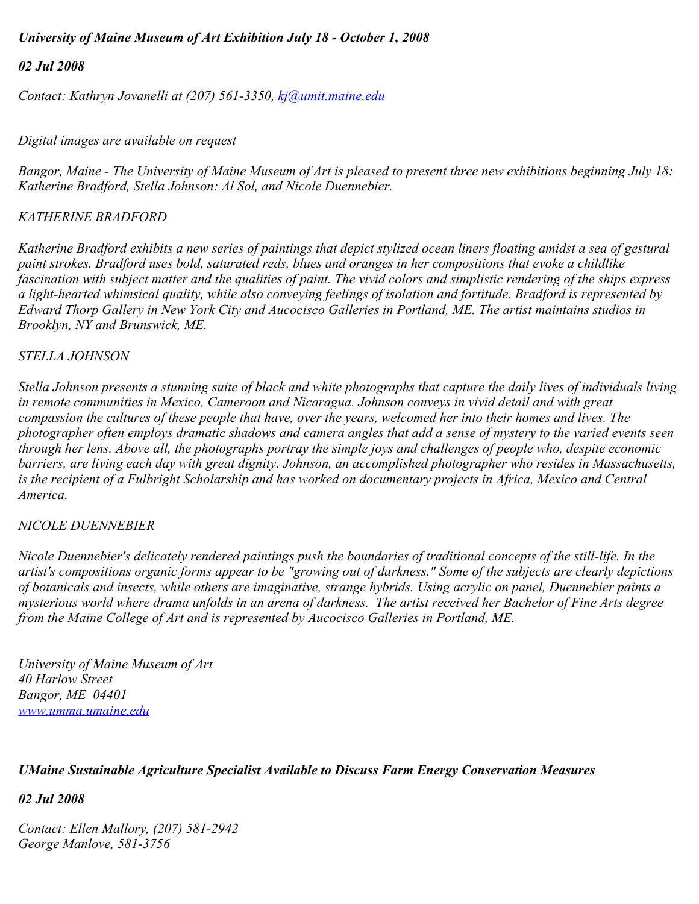***University of Maine Museum of Art Exhibition July 18 - October 1, 2008***

***02 Jul 2008***

*Contact: Kathryn Jovanelli at (207) 561-3350, [kj@umit.maine.edu](mailto:kj@umit.maine.edu)*

*Digital images are available on request*

*Bangor, Maine - The University of Maine Museum of Art is pleased to present three new exhibitions beginning July 18: Katherine Bradford, Stella Johnson: Al Sol, and Nicole Duennebier.*

*KATHERINE BRADFORD*

*Katherine Bradford exhibits a new series of paintings that depict stylized ocean liners floating amidst a sea of gestural paint strokes. Bradford uses bold, saturated reds, blues and oranges in her compositions that evoke a childlike fascination with subject matter and the qualities of paint. The vivid colors and simplistic rendering of the ships express a light-hearted whimsical quality, while also conveying feelings of isolation and fortitude. Bradford is represented by Edward Thorp Gallery in New York City and Aucocisco Galleries in Portland, ME. The artist maintains studios in Brooklyn, NY and Brunswick, ME.*

*STELLA JOHNSON*

*Stella Johnson presents a stunning suite of black and white photographs that capture the daily lives of individuals living in remote communities in Mexico, Cameroon and Nicaragua. Johnson conveys in vivid detail and with great compassion the cultures of these people that have, over the years, welcomed her into their homes and lives. The photographer often employs dramatic shadows and camera angles that add a sense of mystery to the varied events seen through her lens. Above all, the photographs portray the simple joys and challenges of people who, despite economic barriers, are living each day with great dignity. Johnson, an accomplished photographer who resides in Massachusetts, is the recipient of a Fulbright Scholarship and has worked on documentary projects in Africa, Mexico and Central America.*

*NICOLE DUENNEBIER*

*Nicole Duennebier's delicately rendered paintings push the boundaries of traditional concepts of the still-life. In the artist's compositions organic forms appear to be "growing out of darkness." Some of the subjects are clearly depictions of botanicals and insects, while others are imaginative, strange hybrids. Using acrylic on panel, Duennebier paints a mysterious world where drama unfolds in an arena of darkness. The artist received her Bachelor of Fine Arts degree from the Maine College of Art and is represented by Aucocisco Galleries in Portland, ME.*

*University of Maine Museum of Art*
*40 Harlow Street*
*Bangor, ME 04401*
*[www.umma.umaine.edu](http://www.umma.umaine.edu)*

***UMaine Sustainable Agriculture Specialist Available to Discuss Farm Energy Conservation Measures***

***02 Jul 2008***

*Contact: Ellen Mallory, (207) 581-2942*
*George Manlove, 581-3756*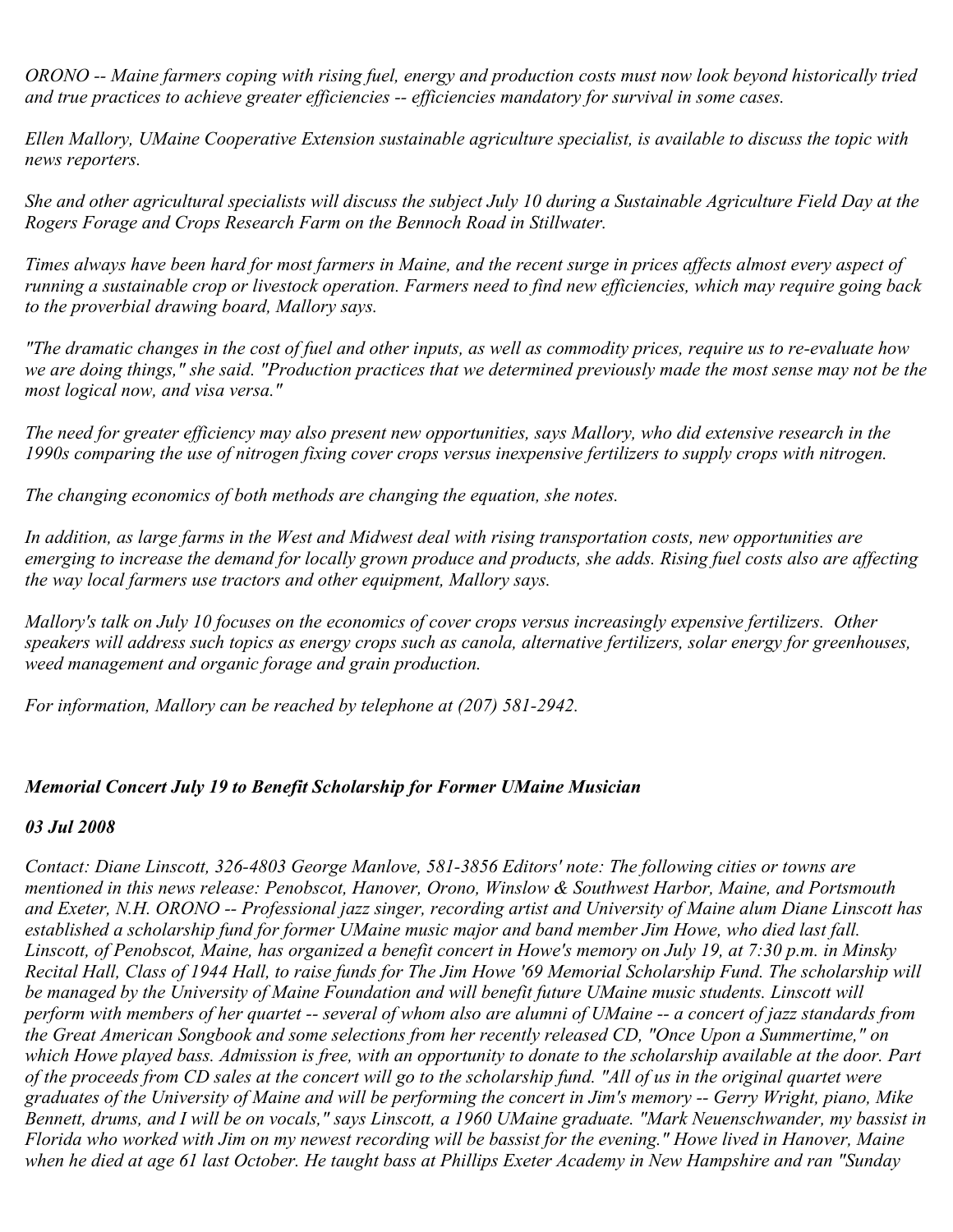*ORONO -- Maine farmers coping with rising fuel, energy and production costs must now look beyond historically tried and true practices to achieve greater efficiencies -- efficiencies mandatory for survival in some cases.*

*Ellen Mallory, UMaine Cooperative Extension sustainable agriculture specialist, is available to discuss the topic with news reporters.*

*She and other agricultural specialists will discuss the subject July 10 during a Sustainable Agriculture Field Day at the Rogers Forage and Crops Research Farm on the Bennoch Road in Stillwater.*

*Times always have been hard for most farmers in Maine, and the recent surge in prices affects almost every aspect of running a sustainable crop or livestock operation. Farmers need to find new efficiencies, which may require going back to the proverbial drawing board, Mallory says.*

*"The dramatic changes in the cost of fuel and other inputs, as well as commodity prices, require us to re-evaluate how we are doing things," she said. "Production practices that we determined previously made the most sense may not be the most logical now, and visa versa."*

*The need for greater efficiency may also present new opportunities, says Mallory, who did extensive research in the 1990s comparing the use of nitrogen fixing cover crops versus inexpensive fertilizers to supply crops with nitrogen.*

*The changing economics of both methods are changing the equation, she notes.*

*In addition, as large farms in the West and Midwest deal with rising transportation costs, new opportunities are emerging to increase the demand for locally grown produce and products, she adds. Rising fuel costs also are affecting the way local farmers use tractors and other equipment, Mallory says.*

*Mallory's talk on July 10 focuses on the economics of cover crops versus increasingly expensive fertilizers. Other speakers will address such topics as energy crops such as canola, alternative fertilizers, solar energy for greenhouses, weed management and organic forage and grain production.*

*For information, Mallory can be reached by telephone at (207) 581-2942.*

### ***Memorial Concert July 19 to Benefit Scholarship for Former UMaine Musician***

***03 Jul 2008***

*Contact: Diane Linscott, 326-4803 George Manlove, 581-3856 Editors' note: The following cities or towns are mentioned in this news release: Penobscot, Hanover, Orono, Winslow & Southwest Harbor, Maine, and Portsmouth and Exeter, N.H. ORONO -- Professional jazz singer, recording artist and University of Maine alum Diane Linscott has established a scholarship fund for former UMaine music major and band member Jim Howe, who died last fall. Linscott, of Penobscot, Maine, has organized a benefit concert in Howe's memory on July 19, at 7:30 p.m. in Minsky Recital Hall, Class of 1944 Hall, to raise funds for The Jim Howe '69 Memorial Scholarship Fund. The scholarship will be managed by the University of Maine Foundation and will benefit future UMaine music students. Linscott will perform with members of her quartet -- several of whom also are alumni of UMaine -- a concert of jazz standards from the Great American Songbook and some selections from her recently released CD, "Once Upon a Summertime," on which Howe played bass. Admission is free, with an opportunity to donate to the scholarship available at the door. Part of the proceeds from CD sales at the concert will go to the scholarship fund. "All of us in the original quartet were graduates of the University of Maine and will be performing the concert in Jim's memory -- Gerry Wright, piano, Mike Bennett, drums, and I will be on vocals," says Linscott, a 1960 UMaine graduate. "Mark Neuenschwander, my bassist in Florida who worked with Jim on my newest recording will be bassist for the evening." Howe lived in Hanover, Maine when he died at age 61 last October. He taught bass at Phillips Exeter Academy in New Hampshire and ran "Sunday*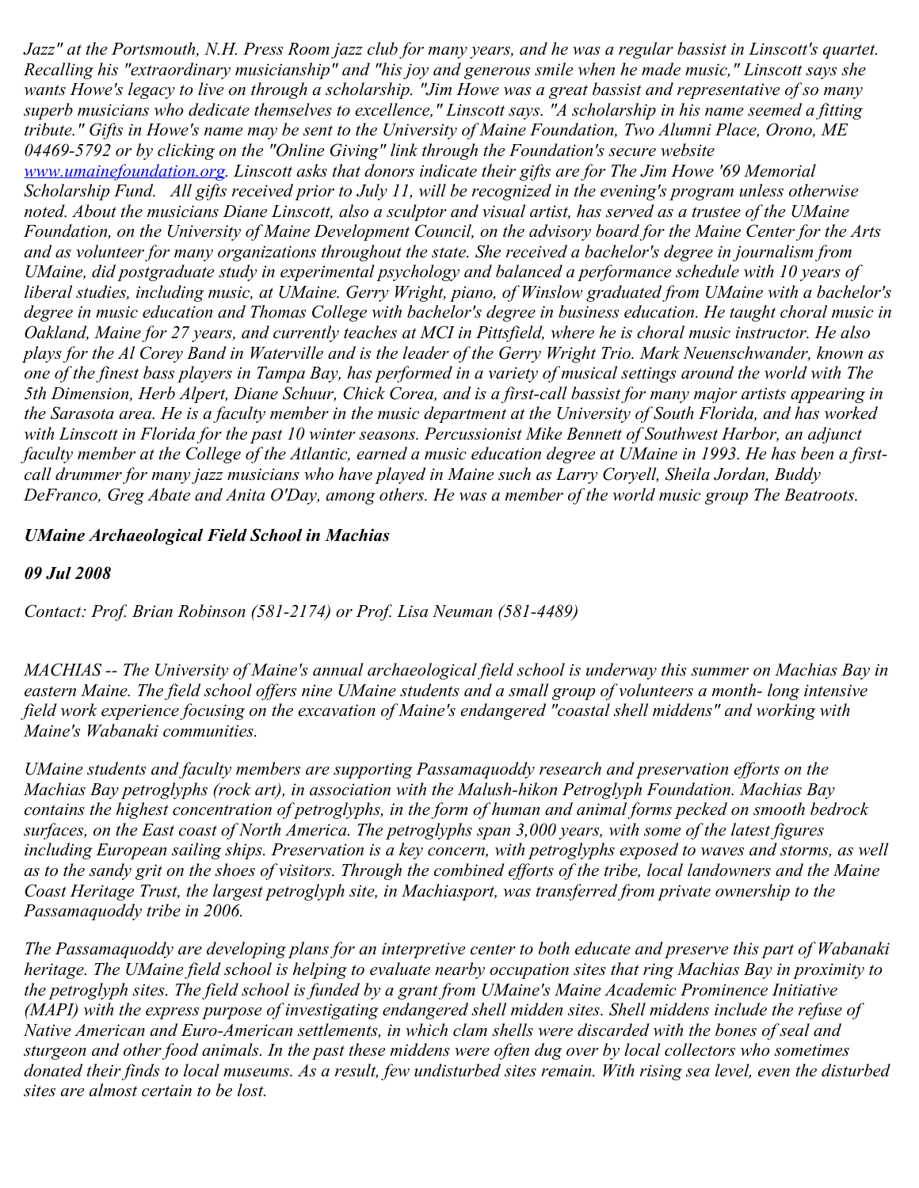*Jazz" at the Portsmouth, N.H. Press Room jazz club for many years, and he was a regular bassist in Linscott's quartet. Recalling his "extraordinary musicianship" and "his joy and generous smile when he made music," Linscott says she wants Howe's legacy to live on through a scholarship. "Jim Howe was a great bassist and representative of so many superb musicians who dedicate themselves to excellence," Linscott says. "A scholarship in his name seemed a fitting tribute." Gifts in Howe's name may be sent to the University of Maine Foundation, Two Alumni Place, Orono, ME 04469-5792 or by clicking on the "Online Giving" link through the Foundation's secure website [www.umainefoundation.org](www.umainefoundation.org). Linscott asks that donors indicate their gifts are for The Jim Howe '69 Memorial Scholarship Fund. All gifts received prior to July 11, will be recognized in the evening's program unless otherwise noted. About the musicians Diane Linscott, also a sculptor and visual artist, has served as a trustee of the UMaine Foundation, on the University of Maine Development Council, on the advisory board for the Maine Center for the Arts and as volunteer for many organizations throughout the state. She received a bachelor's degree in journalism from UMaine, did postgraduate study in experimental psychology and balanced a performance schedule with 10 years of liberal studies, including music, at UMaine. Gerry Wright, piano, of Winslow graduated from UMaine with a bachelor's degree in music education and Thomas College with bachelor's degree in business education. He taught choral music in Oakland, Maine for 27 years, and currently teaches at MCI in Pittsfield, where he is choral music instructor. He also plays for the Al Corey Band in Waterville and is the leader of the Gerry Wright Trio. Mark Neuenschwander, known as one of the finest bass players in Tampa Bay, has performed in a variety of musical settings around the world with The 5th Dimension, Herb Alpert, Diane Schuur, Chick Corea, and is a first-call bassist for many major artists appearing in the Sarasota area. He is a faculty member in the music department at the University of South Florida, and has worked with Linscott in Florida for the past 10 winter seasons. Percussionist Mike Bennett of Southwest Harbor, an adjunct faculty member at the College of the Atlantic, earned a music education degree at UMaine in 1993. He has been a first-call drummer for many jazz musicians who have played in Maine such as Larry Coryell, Sheila Jordan, Buddy DeFranco, Greg Abate and Anita O'Day, among others. He was a member of the world music group The Beatroots.*

***UMaine Archaeological Field School in Machias***

***09 Jul 2008***

*Contact: Prof. Brian Robinson (581-2174) or Prof. Lisa Neuman (581-4489)*

*MACHIAS -- The University of Maine's annual archaeological field school is underway this summer on Machias Bay in eastern Maine. The field school offers nine UMaine students and a small group of volunteers a month- long intensive field work experience focusing on the excavation of Maine's endangered "coastal shell middens" and working with Maine's Wabanaki communities.*

*UMaine students and faculty members are supporting Passamaquoddy research and preservation efforts on the Machias Bay petroglyphs (rock art), in association with the Malush-hikon Petroglyph Foundation. Machias Bay contains the highest concentration of petroglyphs, in the form of human and animal forms pecked on smooth bedrock surfaces, on the East coast of North America. The petroglyphs span 3,000 years, with some of the latest figures including European sailing ships. Preservation is a key concern, with petroglyphs exposed to waves and storms, as well as to the sandy grit on the shoes of visitors. Through the combined efforts of the tribe, local landowners and the Maine Coast Heritage Trust, the largest petroglyph site, in Machiasport, was transferred from private ownership to the Passamaquoddy tribe in 2006.*

*The Passamaquoddy are developing plans for an interpretive center to both educate and preserve this part of Wabanaki heritage. The UMaine field school is helping to evaluate nearby occupation sites that ring Machias Bay in proximity to the petroglyph sites. The field school is funded by a grant from UMaine's Maine Academic Prominence Initiative (MAPI) with the express purpose of investigating endangered shell midden sites. Shell middens include the refuse of Native American and Euro-American settlements, in which clam shells were discarded with the bones of seal and sturgeon and other food animals. In the past these middens were often dug over by local collectors who sometimes donated their finds to local museums. As a result, few undisturbed sites remain. With rising sea level, even the disturbed sites are almost certain to be lost.*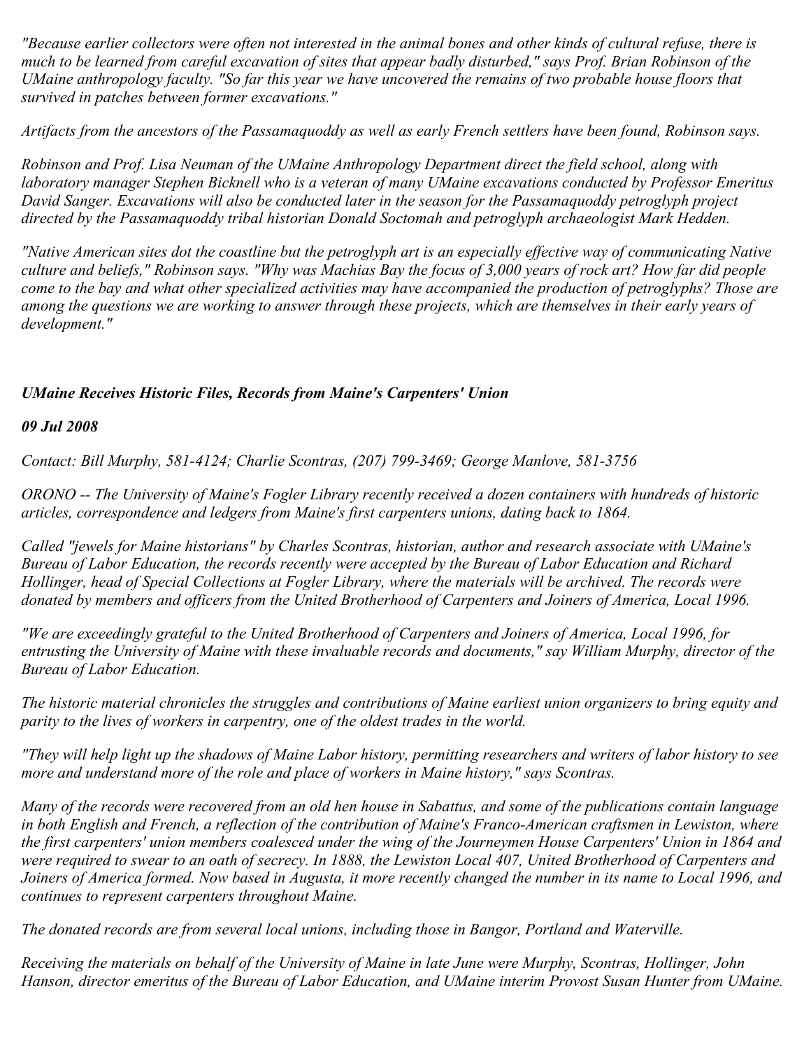*"Because earlier collectors were often not interested in the animal bones and other kinds of cultural refuse, there is much to be learned from careful excavation of sites that appear badly disturbed," says Prof. Brian Robinson of the UMaine anthropology faculty. "So far this year we have uncovered the remains of two probable house floors that survived in patches between former excavations."*

*Artifacts from the ancestors of the Passamaquoddy as well as early French settlers have been found, Robinson says.*

*Robinson and Prof. Lisa Neuman of the UMaine Anthropology Department direct the field school, along with laboratory manager Stephen Bicknell who is a veteran of many UMaine excavations conducted by Professor Emeritus David Sanger. Excavations will also be conducted later in the season for the Passamaquoddy petroglyph project directed by the Passamaquoddy tribal historian Donald Soctomah and petroglyph archaeologist Mark Hedden.*

*"Native American sites dot the coastline but the petroglyph art is an especially effective way of communicating Native culture and beliefs," Robinson says. "Why was Machias Bay the focus of 3,000 years of rock art? How far did people come to the bay and what other specialized activities may have accompanied the production of petroglyphs? Those are among the questions we are working to answer through these projects, which are themselves in their early years of development."*

## *UMaine Receives Historic Files, Records from Maine's Carpenters' Union*

***09 Jul 2008***

*Contact: Bill Murphy, 581-4124; Charlie Scontras, (207) 799-3469; George Manlove, 581-3756*

*ORONO -- The University of Maine's Fogler Library recently received a dozen containers with hundreds of historic articles, correspondence and ledgers from Maine's first carpenters unions, dating back to 1864.*

*Called "jewels for Maine historians" by Charles Scontras, historian, author and research associate with UMaine's Bureau of Labor Education, the records recently were accepted by the Bureau of Labor Education and Richard Hollinger, head of Special Collections at Fogler Library, where the materials will be archived. The records were donated by members and officers from the United Brotherhood of Carpenters and Joiners of America, Local 1996.*

*"We are exceedingly grateful to the United Brotherhood of Carpenters and Joiners of America, Local 1996, for entrusting the University of Maine with these invaluable records and documents," say William Murphy, director of the Bureau of Labor Education.*

*The historic material chronicles the struggles and contributions of Maine earliest union organizers to bring equity and parity to the lives of workers in carpentry, one of the oldest trades in the world.*

*"They will help light up the shadows of Maine Labor history, permitting researchers and writers of labor history to see more and understand more of the role and place of workers in Maine history," says Scontras.*

*Many of the records were recovered from an old hen house in Sabattus, and some of the publications contain language in both English and French, a reflection of the contribution of Maine's Franco-American craftsmen in Lewiston, where the first carpenters' union members coalesced under the wing of the Journeymen House Carpenters' Union in 1864 and were required to swear to an oath of secrecy. In 1888, the Lewiston Local 407, United Brotherhood of Carpenters and Joiners of America formed. Now based in Augusta, it more recently changed the number in its name to Local 1996, and continues to represent carpenters throughout Maine.*

*The donated records are from several local unions, including those in Bangor, Portland and Waterville.*

*Receiving the materials on behalf of the University of Maine in late June were Murphy, Scontras, Hollinger, John Hanson, director emeritus of the Bureau of Labor Education, and UMaine interim Provost Susan Hunter from UMaine.*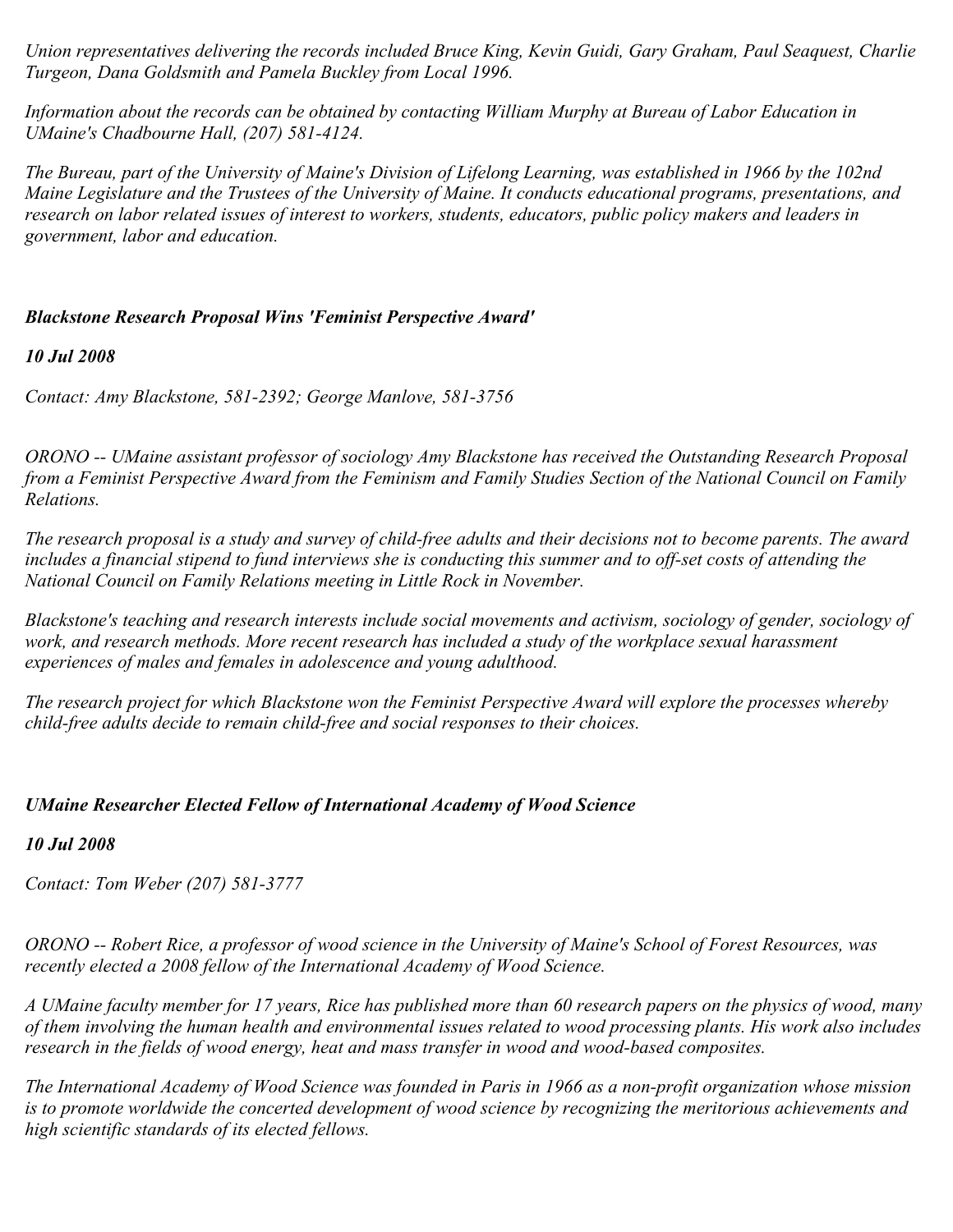*Union representatives delivering the records included Bruce King, Kevin Guidi, Gary Graham, Paul Seaquest, Charlie Turgeon, Dana Goldsmith and Pamela Buckley from Local 1996.*

*Information about the records can be obtained by contacting William Murphy at Bureau of Labor Education in UMaine's Chadbourne Hall, (207) 581-4124.*

*The Bureau, part of the University of Maine's Division of Lifelong Learning, was established in 1966 by the 102nd Maine Legislature and the Trustees of the University of Maine. It conducts educational programs, presentations, and research on labor related issues of interest to workers, students, educators, public policy makers and leaders in government, labor and education.*

### ***Blackstone Research Proposal Wins 'Feminist Perspective Award'***

***10 Jul 2008***

*Contact: Amy Blackstone, 581-2392; George Manlove, 581-3756*

*ORONO -- UMaine assistant professor of sociology Amy Blackstone has received the Outstanding Research Proposal from a Feminist Perspective Award from the Feminism and Family Studies Section of the National Council on Family Relations.*

*The research proposal is a study and survey of child-free adults and their decisions not to become parents. The award includes a financial stipend to fund interviews she is conducting this summer and to off-set costs of attending the National Council on Family Relations meeting in Little Rock in November.*

*Blackstone's teaching and research interests include social movements and activism, sociology of gender, sociology of work, and research methods. More recent research has included a study of the workplace sexual harassment experiences of males and females in adolescence and young adulthood.*

*The research project for which Blackstone won the Feminist Perspective Award will explore the processes whereby child-free adults decide to remain child-free and social responses to their choices.*

### ***UMaine Researcher Elected Fellow of International Academy of Wood Science***

***10 Jul 2008***

*Contact: Tom Weber (207) 581-3777*

*ORONO -- Robert Rice, a professor of wood science in the University of Maine's School of Forest Resources, was recently elected a 2008 fellow of the International Academy of Wood Science.*

*A UMaine faculty member for 17 years, Rice has published more than 60 research papers on the physics of wood, many of them involving the human health and environmental issues related to wood processing plants. His work also includes research in the fields of wood energy, heat and mass transfer in wood and wood-based composites.*

*The International Academy of Wood Science was founded in Paris in 1966 as a non-profit organization whose mission is to promote worldwide the concerted development of wood science by recognizing the meritorious achievements and high scientific standards of its elected fellows.*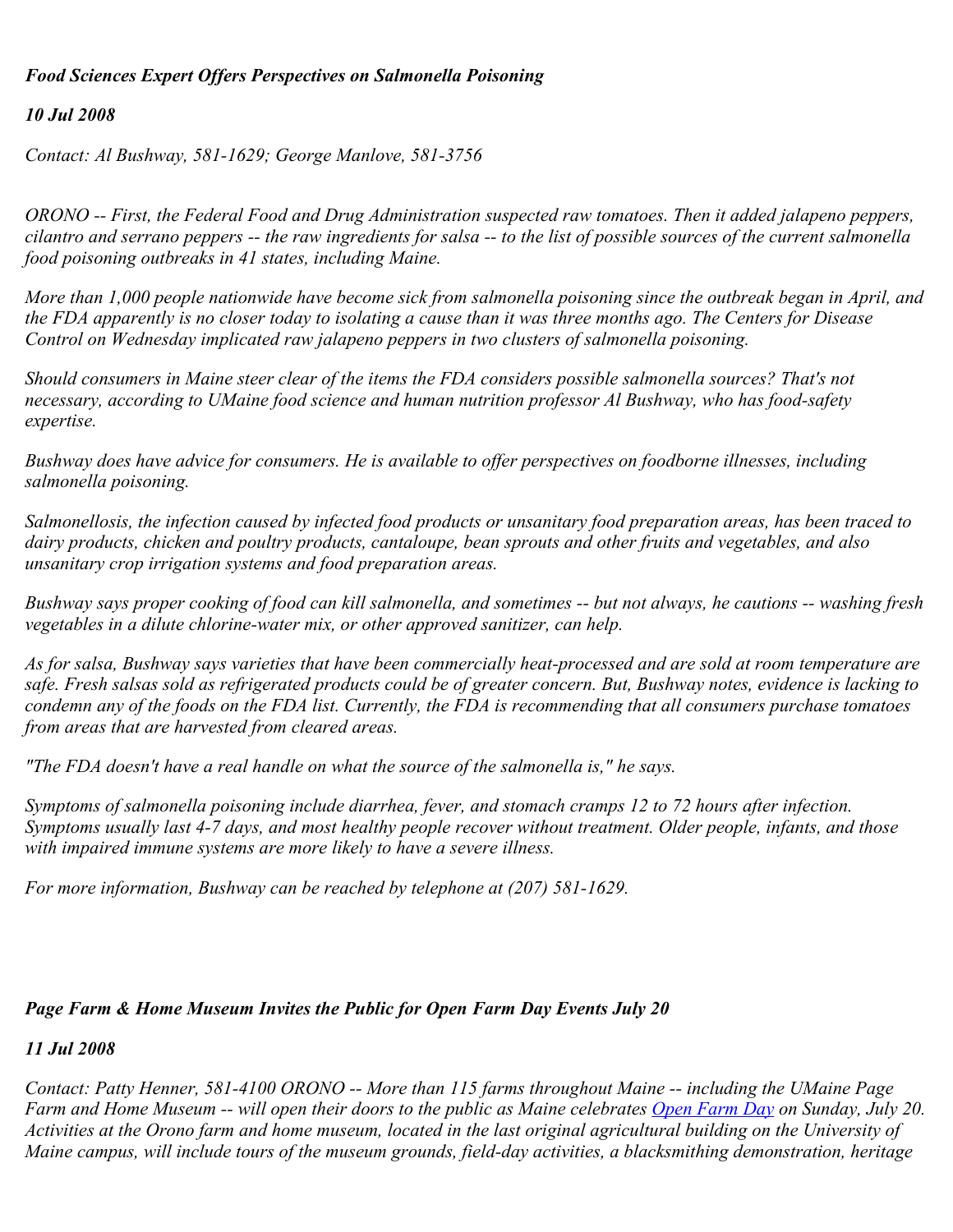### *Food Sciences Expert Offers Perspectives on Salmonella Poisoning*

***10 Jul 2008***

*Contact: Al Bushway, 581-1629; George Manlove, 581-3756*

*ORONO -- First, the Federal Food and Drug Administration suspected raw tomatoes. Then it added jalapeno peppers, cilantro and serrano peppers -- the raw ingredients for salsa -- to the list of possible sources of the current salmonella food poisoning outbreaks in 41 states, including Maine.*

*More than 1,000 people nationwide have become sick from salmonella poisoning since the outbreak began in April, and the FDA apparently is no closer today to isolating a cause than it was three months ago. The Centers for Disease Control on Wednesday implicated raw jalapeno peppers in two clusters of salmonella poisoning.*

*Should consumers in Maine steer clear of the items the FDA considers possible salmonella sources? That's not necessary, according to UMaine food science and human nutrition professor Al Bushway, who has food-safety expertise.*

*Bushway does have advice for consumers. He is available to offer perspectives on foodborne illnesses, including salmonella poisoning.*

*Salmonellosis, the infection caused by infected food products or unsanitary food preparation areas, has been traced to dairy products, chicken and poultry products, cantaloupe, bean sprouts and other fruits and vegetables, and also unsanitary crop irrigation systems and food preparation areas.*

*Bushway says proper cooking of food can kill salmonella, and sometimes -- but not always, he cautions -- washing fresh vegetables in a dilute chlorine-water mix, or other approved sanitizer, can help.*

*As for salsa, Bushway says varieties that have been commercially heat-processed and are sold at room temperature are safe. Fresh salsas sold as refrigerated products could be of greater concern. But, Bushway notes, evidence is lacking to condemn any of the foods on the FDA list. Currently, the FDA is recommending that all consumers purchase tomatoes from areas that are harvested from cleared areas.*

*"The FDA doesn't have a real handle on what the source of the salmonella is," he says.*

*Symptoms of salmonella poisoning include diarrhea, fever, and stomach cramps 12 to 72 hours after infection. Symptoms usually last 4-7 days, and most healthy people recover without treatment. Older people, infants, and those with impaired immune systems are more likely to have a severe illness.*

*For more information, Bushway can be reached by telephone at (207) 581-1629.*

### *Page Farm & Home Museum Invites the Public for Open Farm Day Events July 20*

***11 Jul 2008***

*Contact: Patty Henner, 581-4100 ORONO -- More than 115 farms throughout Maine -- including the UMaine Page Farm and Home Museum -- will open their doors to the public as Maine celebrates [Open Farm Day] on Sunday, July 20. Activities at the Orono farm and home museum, located in the last original agricultural building on the University of Maine campus, will include tours of the museum grounds, field-day activities, a blacksmithing demonstration, heritage*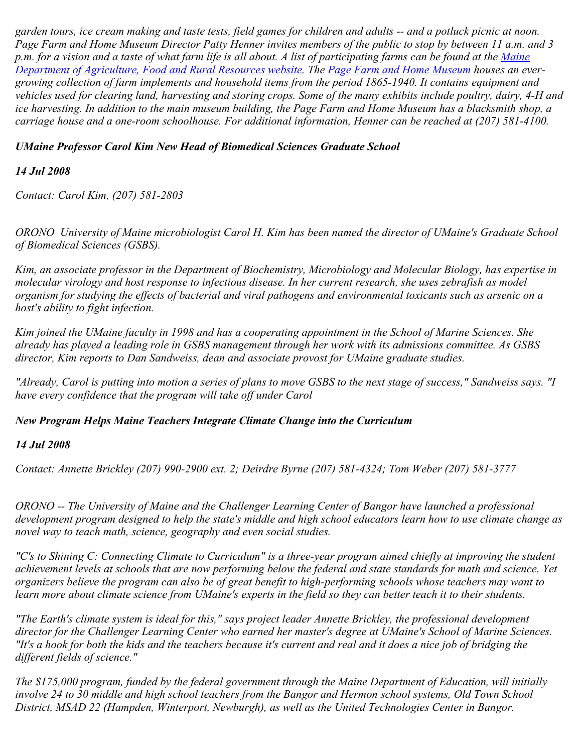*garden tours, ice cream making and taste tests, field games for children and adults -- and a potluck picnic at noon. Page Farm and Home Museum Director Patty Henner invites members of the public to stop by between 11 a.m. and 3 p.m. for a vision and a taste of what farm life is all about. A list of participating farms can be found at the [Maine Department of Agriculture, Food and Rural Resources website](). The [Page Farm and Home Museum]() houses an ever-growing collection of farm implements and household items from the period 1865-1940. It contains equipment and vehicles used for clearing land, harvesting and storing crops. Some of the many exhibits include poultry, dairy, 4-H and ice harvesting. In addition to the main museum building, the Page Farm and Home Museum has a blacksmith shop, a carriage house and a one-room schoolhouse. For additional information, Henner can be reached at (207) 581-4100.*

### *UMaine Professor Carol Kim New Head of Biomedical Sciences Graduate School*

***14 Jul 2008***

*Contact: Carol Kim, (207) 581-2803*

*ORONO  University of Maine microbiologist Carol H. Kim has been named the director of UMaine's Graduate School of Biomedical Sciences (GSBS).*

*Kim, an associate professor in the Department of Biochemistry, Microbiology and Molecular Biology, has expertise in molecular virology and host response to infectious disease. In her current research, she uses zebrafish as model organism for studying the effects of bacterial and viral pathogens and environmental toxicants such as arsenic on a host's ability to fight infection.*

*Kim joined the UMaine faculty in 1998 and has a cooperating appointment in the School of Marine Sciences. She already has played a leading role in GSBS management through her work with its admissions committee. As GSBS director, Kim reports to Dan Sandweiss, dean and associate provost for UMaine graduate studies.*

*"Already, Carol is putting into motion a series of plans to move GSBS to the next stage of success," Sandweiss says. "I have every confidence that the program will take off under Carol*

### *New Program Helps Maine Teachers Integrate Climate Change into the Curriculum*

***14 Jul 2008***

*Contact: Annette Brickley (207) 990-2900 ext. 2; Deirdre Byrne (207) 581-4324; Tom Weber (207) 581-3777*

*ORONO -- The University of Maine and the Challenger Learning Center of Bangor have launched a professional development program designed to help the state's middle and high school educators learn how to use climate change as novel way to teach math, science, geography and even social studies.*

*"C's to Shining C: Connecting Climate to Curriculum" is a three-year program aimed chiefly at improving the student achievement levels at schools that are now performing below the federal and state standards for math and science. Yet organizers believe the program can also be of great benefit to high-performing schools whose teachers may want to learn more about climate science from UMaine's experts in the field so they can better teach it to their students.*

*"The Earth's climate system is ideal for this," says project leader Annette Brickley, the professional development director for the Challenger Learning Center who earned her master's degree at UMaine's School of Marine Sciences. "It's a hook for both the kids and the teachers because it's current and real and it does a nice job of bridging the different fields of science."*

*The $175,000 program, funded by the federal government through the Maine Department of Education, will initially involve 24 to 30 middle and high school teachers from the Bangor and Hermon school systems, Old Town School District, MSAD 22 (Hampden, Winterport, Newburgh), as well as the United Technologies Center in Bangor.*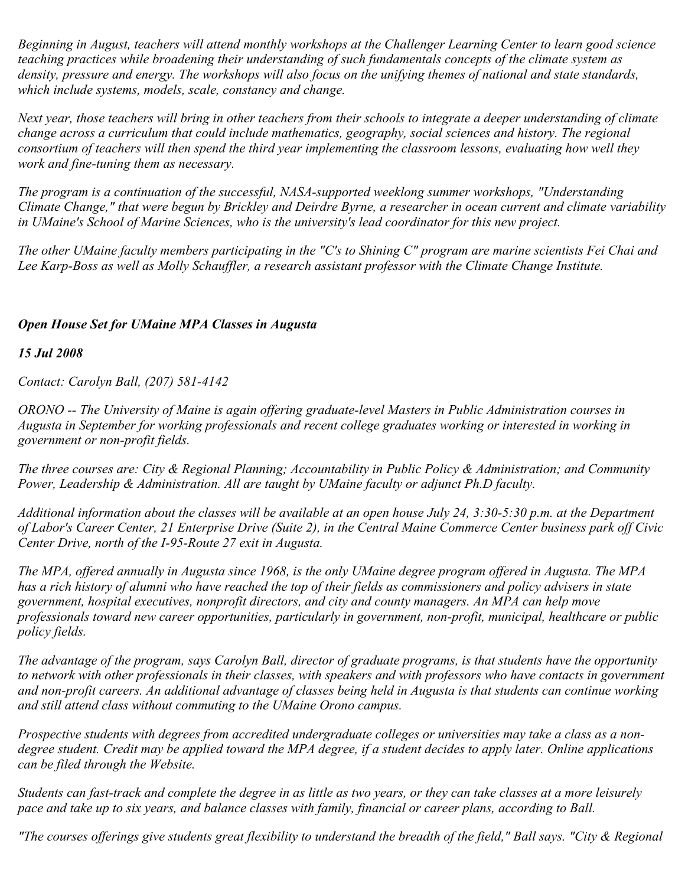*Beginning in August, teachers will attend monthly workshops at the Challenger Learning Center to learn good science teaching practices while broadening their understanding of such fundamentals concepts of the climate system as density, pressure and energy. The workshops will also focus on the unifying themes of national and state standards, which include systems, models, scale, constancy and change.*

*Next year, those teachers will bring in other teachers from their schools to integrate a deeper understanding of climate change across a curriculum that could include mathematics, geography, social sciences and history. The regional consortium of teachers will then spend the third year implementing the classroom lessons, evaluating how well they work and fine-tuning them as necessary.*

*The program is a continuation of the successful, NASA-supported weeklong summer workshops, "Understanding Climate Change," that were begun by Brickley and Deirdre Byrne, a researcher in ocean current and climate variability in UMaine's School of Marine Sciences, who is the university's lead coordinator for this new project.*

*The other UMaine faculty members participating in the "C's to Shining C" program are marine scientists Fei Chai and Lee Karp-Boss as well as Molly Schauffler, a research assistant professor with the Climate Change Institute.*

***Open House Set for UMaine MPA Classes in Augusta***

***15 Jul 2008***

*Contact: Carolyn Ball, (207) 581-4142*

*ORONO -- The University of Maine is again offering graduate-level Masters in Public Administration courses in Augusta in September for working professionals and recent college graduates working or interested in working in government or non-profit fields.*

*The three courses are: City & Regional Planning; Accountability in Public Policy & Administration; and Community Power, Leadership & Administration. All are taught by UMaine faculty or adjunct Ph.D faculty.*

*Additional information about the classes will be available at an open house July 24, 3:30-5:30 p.m. at the Department of Labor's Career Center, 21 Enterprise Drive (Suite 2), in the Central Maine Commerce Center business park off Civic Center Drive, north of the I-95-Route 27 exit in Augusta.*

*The MPA, offered annually in Augusta since 1968, is the only UMaine degree program offered in Augusta. The MPA has a rich history of alumni who have reached the top of their fields as commissioners and policy advisers in state government, hospital executives, nonprofit directors, and city and county managers. An MPA can help move professionals toward new career opportunities, particularly in government, non-profit, municipal, healthcare or public policy fields.*

*The advantage of the program, says Carolyn Ball, director of graduate programs, is that students have the opportunity to network with other professionals in their classes, with speakers and with professors who have contacts in government and non-profit careers. An additional advantage of classes being held in Augusta is that students can continue working and still attend class without commuting to the UMaine Orono campus.*

*Prospective students with degrees from accredited undergraduate colleges or universities may take a class as a non-degree student. Credit may be applied toward the MPA degree, if a student decides to apply later. Online applications can be filed through the Website.*

*Students can fast-track and complete the degree in as little as two years, or they can take classes at a more leisurely pace and take up to six years, and balance classes with family, financial or career plans, according to Ball.*

*"The courses offerings give students great flexibility to understand the breadth of the field," Ball says. "City & Regional*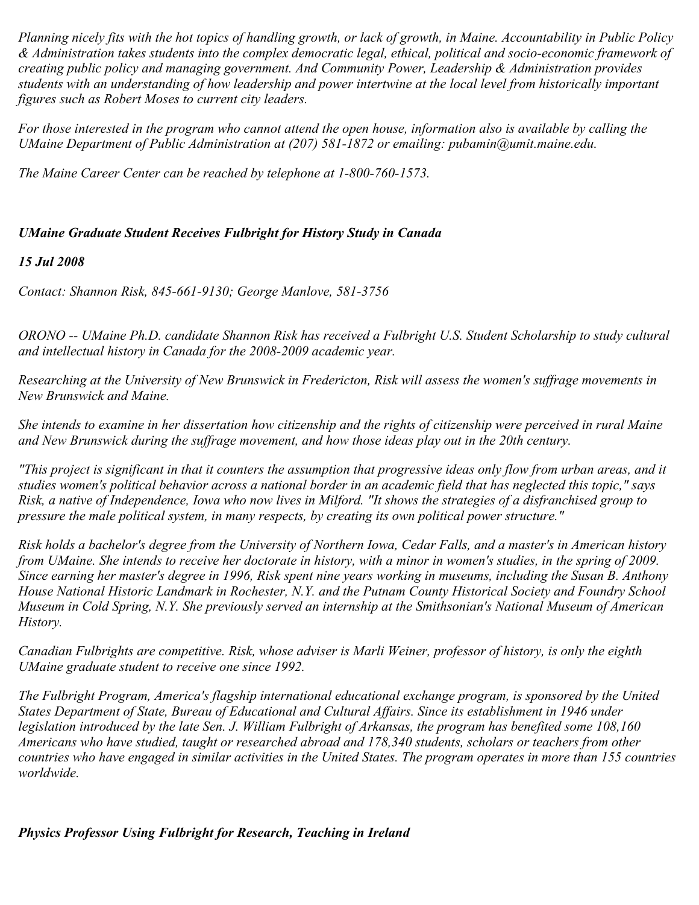*Planning nicely fits with the hot topics of handling growth, or lack of growth, in Maine. Accountability in Public Policy & Administration takes students into the complex democratic legal, ethical, political and socio-economic framework of creating public policy and managing government. And Community Power, Leadership & Administration provides students with an understanding of how leadership and power intertwine at the local level from historically important figures such as Robert Moses to current city leaders.*

*For those interested in the program who cannot attend the open house, information also is available by calling the UMaine Department of Public Administration at (207) 581-1872 or emailing: pubamin@umit.maine.edu.*

*The Maine Career Center can be reached by telephone at 1-800-760-1573.*

## *UMaine Graduate Student Receives Fulbright for History Study in Canada*

***15 Jul 2008***

*Contact: Shannon Risk, 845-661-9130; George Manlove, 581-3756*

*ORONO -- UMaine Ph.D. candidate Shannon Risk has received a Fulbright U.S. Student Scholarship to study cultural and intellectual history in Canada for the 2008-2009 academic year.*

*Researching at the University of New Brunswick in Fredericton, Risk will assess the women's suffrage movements in New Brunswick and Maine.*

*She intends to examine in her dissertation how citizenship and the rights of citizenship were perceived in rural Maine and New Brunswick during the suffrage movement, and how those ideas play out in the 20th century.*

*"This project is significant in that it counters the assumption that progressive ideas only flow from urban areas, and it studies women's political behavior across a national border in an academic field that has neglected this topic," says Risk, a native of Independence, Iowa who now lives in Milford. "It shows the strategies of a disfranchised group to pressure the male political system, in many respects, by creating its own political power structure."*

*Risk holds a bachelor's degree from the University of Northern Iowa, Cedar Falls, and a master's in American history from UMaine. She intends to receive her doctorate in history, with a minor in women's studies, in the spring of 2009. Since earning her master's degree in 1996, Risk spent nine years working in museums, including the Susan B. Anthony House National Historic Landmark in Rochester, N.Y. and the Putnam County Historical Society and Foundry School Museum in Cold Spring, N.Y. She previously served an internship at the Smithsonian's National Museum of American History.*

*Canadian Fulbrights are competitive. Risk, whose adviser is Marli Weiner, professor of history, is only the eighth UMaine graduate student to receive one since 1992.*

*The Fulbright Program, America's flagship international educational exchange program, is sponsored by the United States Department of State, Bureau of Educational and Cultural Affairs. Since its establishment in 1946 under legislation introduced by the late Sen. J. William Fulbright of Arkansas, the program has benefited some 108,160 Americans who have studied, taught or researched abroad and 178,340 students, scholars or teachers from other countries who have engaged in similar activities in the United States. The program operates in more than 155 countries worldwide.*

## *Physics Professor Using Fulbright for Research, Teaching in Ireland*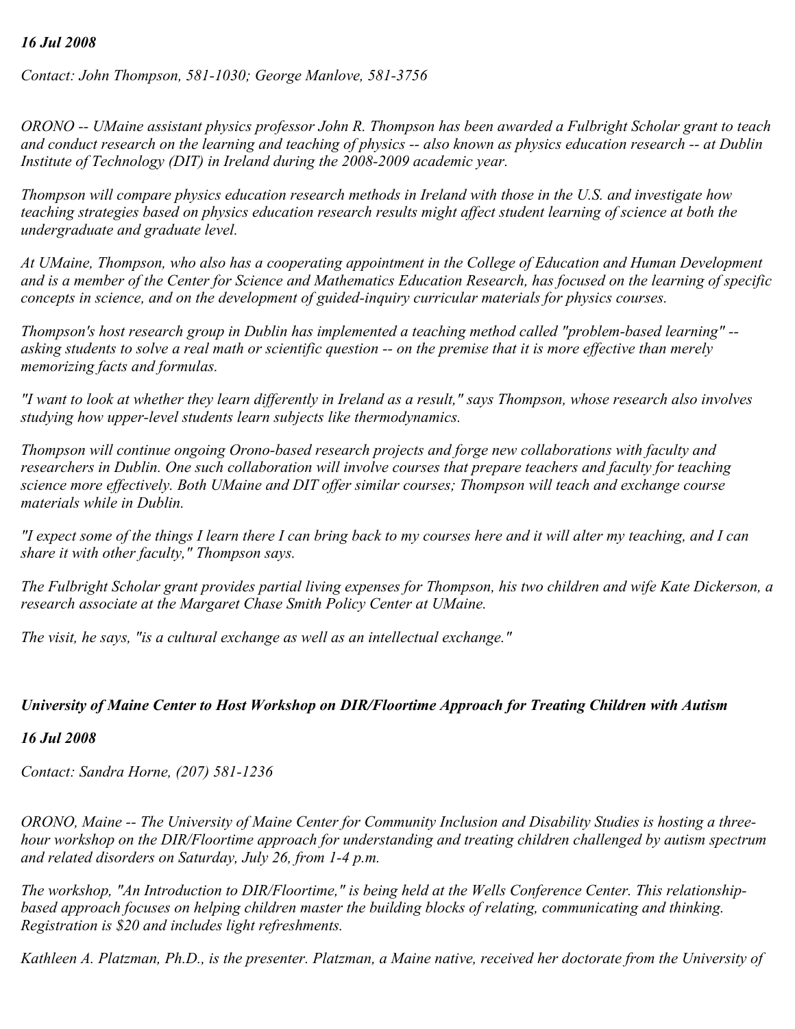*16 Jul 2008*

*Contact: John Thompson, 581-1030; George Manlove, 581-3756*

*ORONO -- UMaine assistant physics professor John R. Thompson has been awarded a Fulbright Scholar grant to teach and conduct research on the learning and teaching of physics -- also known as physics education research -- at Dublin Institute of Technology (DIT) in Ireland during the 2008-2009 academic year.*

*Thompson will compare physics education research methods in Ireland with those in the U.S. and investigate how teaching strategies based on physics education research results might affect student learning of science at both the undergraduate and graduate level.*

*At UMaine, Thompson, who also has a cooperating appointment in the College of Education and Human Development and is a member of the Center for Science and Mathematics Education Research, has focused on the learning of specific concepts in science, and on the development of guided-inquiry curricular materials for physics courses.*

*Thompson's host research group in Dublin has implemented a teaching method called "problem-based learning" -- asking students to solve a real math or scientific question -- on the premise that it is more effective than merely memorizing facts and formulas.*

*"I want to look at whether they learn differently in Ireland as a result," says Thompson, whose research also involves studying how upper-level students learn subjects like thermodynamics.*

*Thompson will continue ongoing Orono-based research projects and forge new collaborations with faculty and researchers in Dublin. One such collaboration will involve courses that prepare teachers and faculty for teaching science more effectively. Both UMaine and DIT offer similar courses; Thompson will teach and exchange course materials while in Dublin.*

*"I expect some of the things I learn there I can bring back to my courses here and it will alter my teaching, and I can share it with other faculty," Thompson says.*

*The Fulbright Scholar grant provides partial living expenses for Thompson, his two children and wife Kate Dickerson, a research associate at the Margaret Chase Smith Policy Center at UMaine.*

*The visit, he says, "is a cultural exchange as well as an intellectual exchange."*

***University of Maine Center to Host Workshop on DIR/Floortime Approach for Treating Children with Autism***

***16 Jul 2008***

*Contact: Sandra Horne, (207) 581-1236*

*ORONO, Maine -- The University of Maine Center for Community Inclusion and Disability Studies is hosting a three-hour workshop on the DIR/Floortime approach for understanding and treating children challenged by autism spectrum and related disorders on Saturday, July 26, from 1-4 p.m.*

*The workshop, "An Introduction to DIR/Floortime," is being held at the Wells Conference Center. This relationship-based approach focuses on helping children master the building blocks of relating, communicating and thinking. Registration is $20 and includes light refreshments.*

*Kathleen A. Platzman, Ph.D., is the presenter. Platzman, a Maine native, received her doctorate from the University of*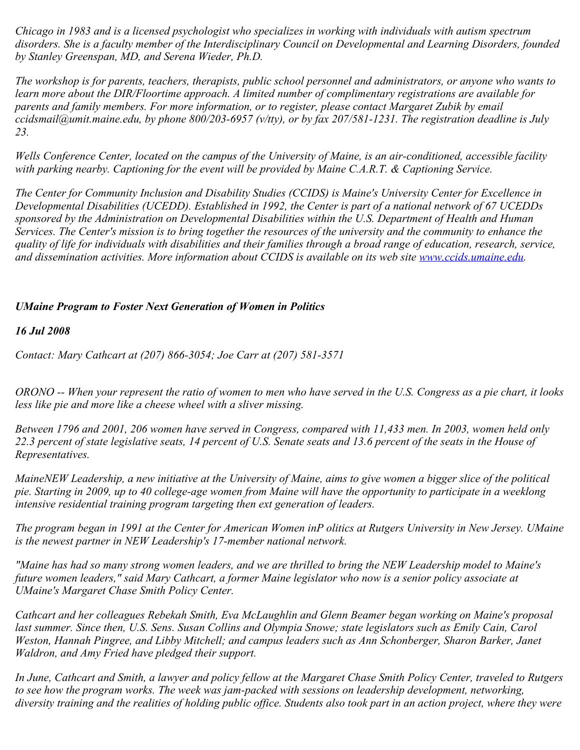*Chicago in 1983 and is a licensed psychologist who specializes in working with individuals with autism spectrum disorders. She is a faculty member of the Interdisciplinary Council on Developmental and Learning Disorders, founded by Stanley Greenspan, MD, and Serena Wieder, Ph.D.*

*The workshop is for parents, teachers, therapists, public school personnel and administrators, or anyone who wants to learn more about the DIR/Floortime approach. A limited number of complimentary registrations are available for parents and family members. For more information, or to register, please contact Margaret Zubik by email ccidsmail@umit.maine.edu, by phone 800/203-6957 (v/tty), or by fax 207/581-1231. The registration deadline is July 23.*

*Wells Conference Center, located on the campus of the University of Maine, is an air-conditioned, accessible facility with parking nearby. Captioning for the event will be provided by Maine C.A.R.T. & Captioning Service.*

*The Center for Community Inclusion and Disability Studies (CCIDS) is Maine's University Center for Excellence in Developmental Disabilities (UCEDD). Established in 1992, the Center is part of a national network of 67 UCEDDs sponsored by the Administration on Developmental Disabilities within the U.S. Department of Health and Human Services. The Center's mission is to bring together the resources of the university and the community to enhance the quality of life for individuals with disabilities and their families through a broad range of education, research, service, and dissemination activities. More information about CCIDS is available on its web site [www.ccids.umaine.edu](http://www.ccids.umaine.edu).*

***UMaine Program to Foster Next Generation of Women in Politics***

***16 Jul 2008***

*Contact: Mary Cathcart at (207) 866-3054; Joe Carr at (207) 581-3571*

*ORONO -- When your represent the ratio of women to men who have served in the U.S. Congress as a pie chart, it looks less like pie and more like a cheese wheel with a sliver missing.*

*Between 1796 and 2001, 206 women have served in Congress, compared with 11,433 men. In 2003, women held only 22.3 percent of state legislative seats, 14 percent of U.S. Senate seats and 13.6 percent of the seats in the House of Representatives.*

*MaineNEW Leadership, a new initiative at the University of Maine, aims to give women a bigger slice of the political pie. Starting in 2009, up to 40 college-age women from Maine will have the opportunity to participate in a weeklong intensive residential training program targeting then ext generation of leaders.*

*The program began in 1991 at the Center for American Women inP olitics at Rutgers University in New Jersey. UMaine is the newest partner in NEW Leadership's 17-member national network.*

*"Maine has had so many strong women leaders, and we are thrilled to bring the NEW Leadership model to Maine's future women leaders," said Mary Cathcart, a former Maine legislator who now is a senior policy associate at UMaine's Margaret Chase Smith Policy Center.*

*Cathcart and her colleagues Rebekah Smith, Eva McLaughlin and Glenn Beamer began working on Maine's proposal last summer. Since then, U.S. Sens. Susan Collins and Olympia Snowe; state legislators such as Emily Cain, Carol Weston, Hannah Pingree, and Libby Mitchell; and campus leaders such as Ann Schonberger, Sharon Barker, Janet Waldron, and Amy Fried have pledged their support.*

*In June, Cathcart and Smith, a lawyer and policy fellow at the Margaret Chase Smith Policy Center, traveled to Rutgers to see how the program works. The week was jam-packed with sessions on leadership development, networking, diversity training and the realities of holding public office. Students also took part in an action project, where they were*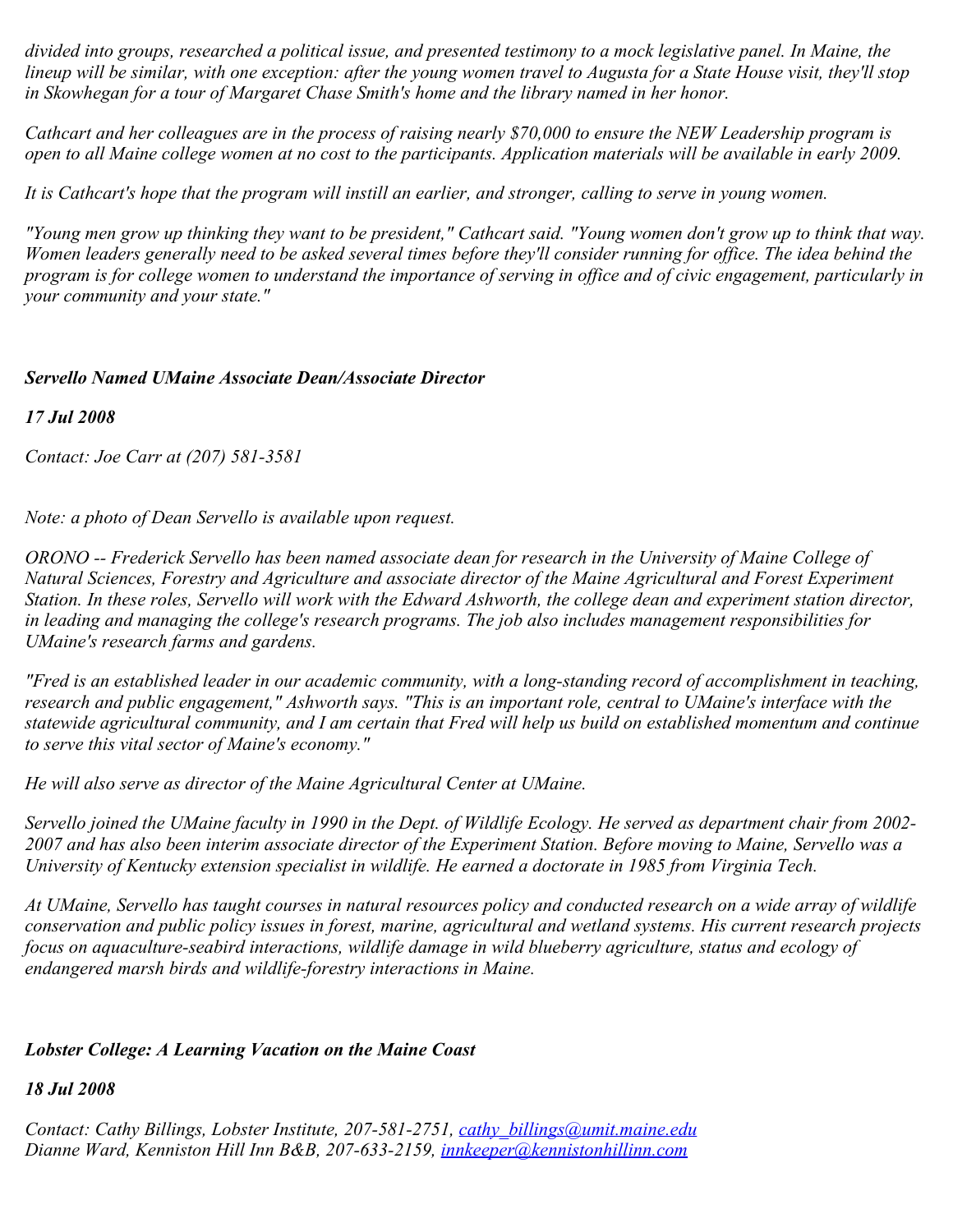*divided into groups, researched a political issue, and presented testimony to a mock legislative panel. In Maine, the lineup will be similar, with one exception: after the young women travel to Augusta for a State House visit, they'll stop in Skowhegan for a tour of Margaret Chase Smith's home and the library named in her honor.*

*Cathcart and her colleagues are in the process of raising nearly $70,000 to ensure the NEW Leadership program is open to all Maine college women at no cost to the participants. Application materials will be available in early 2009.*

*It is Cathcart's hope that the program will instill an earlier, and stronger, calling to serve in young women.*

*"Young men grow up thinking they want to be president," Cathcart said. "Young women don't grow up to think that way. Women leaders generally need to be asked several times before they'll consider running for office. The idea behind the program is for college women to understand the importance of serving in office and of civic engagement, particularly in your community and your state."*

***Servello Named UMaine Associate Dean/Associate Director***

***17 Jul 2008***

*Contact: Joe Carr at (207) 581-3581*

*Note: a photo of Dean Servello is available upon request.*

*ORONO -- Frederick Servello has been named associate dean for research in the University of Maine College of Natural Sciences, Forestry and Agriculture and associate director of the Maine Agricultural and Forest Experiment Station. In these roles, Servello will work with the Edward Ashworth, the college dean and experiment station director, in leading and managing the college's research programs. The job also includes management responsibilities for UMaine's research farms and gardens.*

*"Fred is an established leader in our academic community, with a long-standing record of accomplishment in teaching, research and public engagement," Ashworth says. "This is an important role, central to UMaine's interface with the statewide agricultural community, and I am certain that Fred will help us build on established momentum and continue to serve this vital sector of Maine's economy."*

*He will also serve as director of the Maine Agricultural Center at UMaine.*

*Servello joined the UMaine faculty in 1990 in the Dept. of Wildlife Ecology. He served as department chair from 2002-2007 and has also been interim associate director of the Experiment Station. Before moving to Maine, Servello was a University of Kentucky extension specialist in wildlife. He earned a doctorate in 1985 from Virginia Tech.*

*At UMaine, Servello has taught courses in natural resources policy and conducted research on a wide array of wildlife conservation and public policy issues in forest, marine, agricultural and wetland systems. His current research projects focus on aquaculture-seabird interactions, wildlife damage in wild blueberry agriculture, status and ecology of endangered marsh birds and wildlife-forestry interactions in Maine.*

***Lobster College: A Learning Vacation on the Maine Coast***

***18 Jul 2008***

*Contact: Cathy Billings, Lobster Institute, 207-581-2751, cathy_billings@umit.maine.edu*
*Dianne Ward, Kenniston Hill Inn B&B, 207-633-2159, innkeeper@kennistonhillinn.com*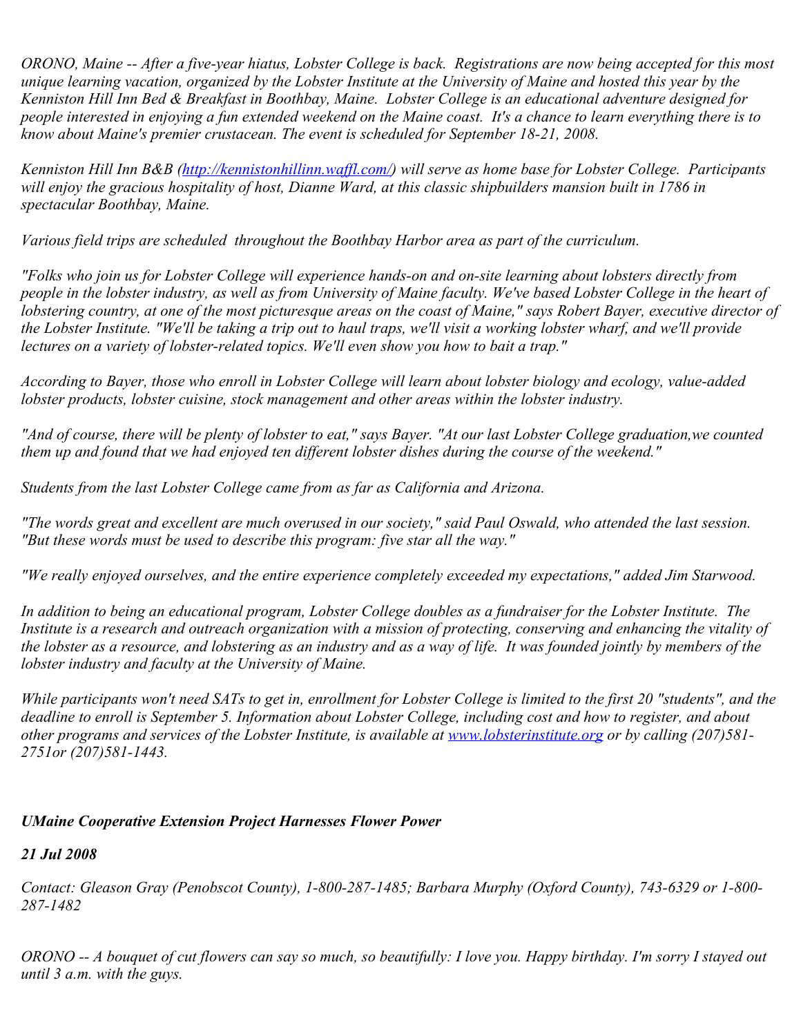*ORONO, Maine -- After a five-year hiatus, Lobster College is back.  Registrations are now being accepted for this most unique learning vacation, organized by the Lobster Institute at the University of Maine and hosted this year by the Kenniston Hill Inn Bed & Breakfast in Boothbay, Maine.  Lobster College is an educational adventure designed for people interested in enjoying a fun extended weekend on the Maine coast.  It's a chance to learn everything there is to know about Maine's premier crustacean. The event is scheduled for September 18-21, 2008.*

*Kenniston Hill Inn B&B ([http://kennistonhillinn.waffl.com/](http://kennistonhillinn.waffl.com/)) will serve as home base for Lobster College.  Participants will enjoy the gracious hospitality of host, Dianne Ward, at this classic shipbuilders mansion built in 1786 in spectacular Boothbay, Maine.*

*Various field trips are scheduled  throughout the Boothbay Harbor area as part of the curriculum.*

*"Folks who join us for Lobster College will experience hands-on and on-site learning about lobsters directly from people in the lobster industry, as well as from University of Maine faculty. We've based Lobster College in the heart of lobstering country, at one of the most picturesque areas on the coast of Maine," says Robert Bayer, executive director of the Lobster Institute. "We'll be taking a trip out to haul traps, we'll visit a working lobster wharf, and we'll provide lectures on a variety of lobster-related topics. We'll even show you how to bait a trap."*

*According to Bayer, those who enroll in Lobster College will learn about lobster biology and ecology, value-added lobster products, lobster cuisine, stock management and other areas within the lobster industry.*

*"And of course, there will be plenty of lobster to eat," says Bayer. "At our last Lobster College graduation,we counted them up and found that we had enjoyed ten different lobster dishes during the course of the weekend."*

*Students from the last Lobster College came from as far as California and Arizona.*

*"The words great and excellent are much overused in our society," said Paul Oswald, who attended the last session. "But these words must be used to describe this program: five star all the way."*

*"We really enjoyed ourselves, and the entire experience completely exceeded my expectations," added Jim Starwood.*

*In addition to being an educational program, Lobster College doubles as a fundraiser for the Lobster Institute.  The Institute is a research and outreach organization with a mission of protecting, conserving and enhancing the vitality of the lobster as a resource, and lobstering as an industry and as a way of life.  It was founded jointly by members of the lobster industry and faculty at the University of Maine.*

*While participants won't need SATs to get in, enrollment for Lobster College is limited to the first 20 "students", and the deadline to enroll is September 5. Information about Lobster College, including cost and how to register, and about other programs and services of the Lobster Institute, is available at [www.lobsterinstitute.org](http://www.lobsterinstitute.org) or by calling (207)581-2751or (207)581-1443.*

***UMaine Cooperative Extension Project Harnesses Flower Power***

***21 Jul 2008***

*Contact: Gleason Gray (Penobscot County), 1-800-287-1485; Barbara Murphy (Oxford County), 743-6329 or 1-800-287-1482*

*ORONO -- A bouquet of cut flowers can say so much, so beautifully: I love you. Happy birthday. I'm sorry I stayed out until 3 a.m. with the guys.*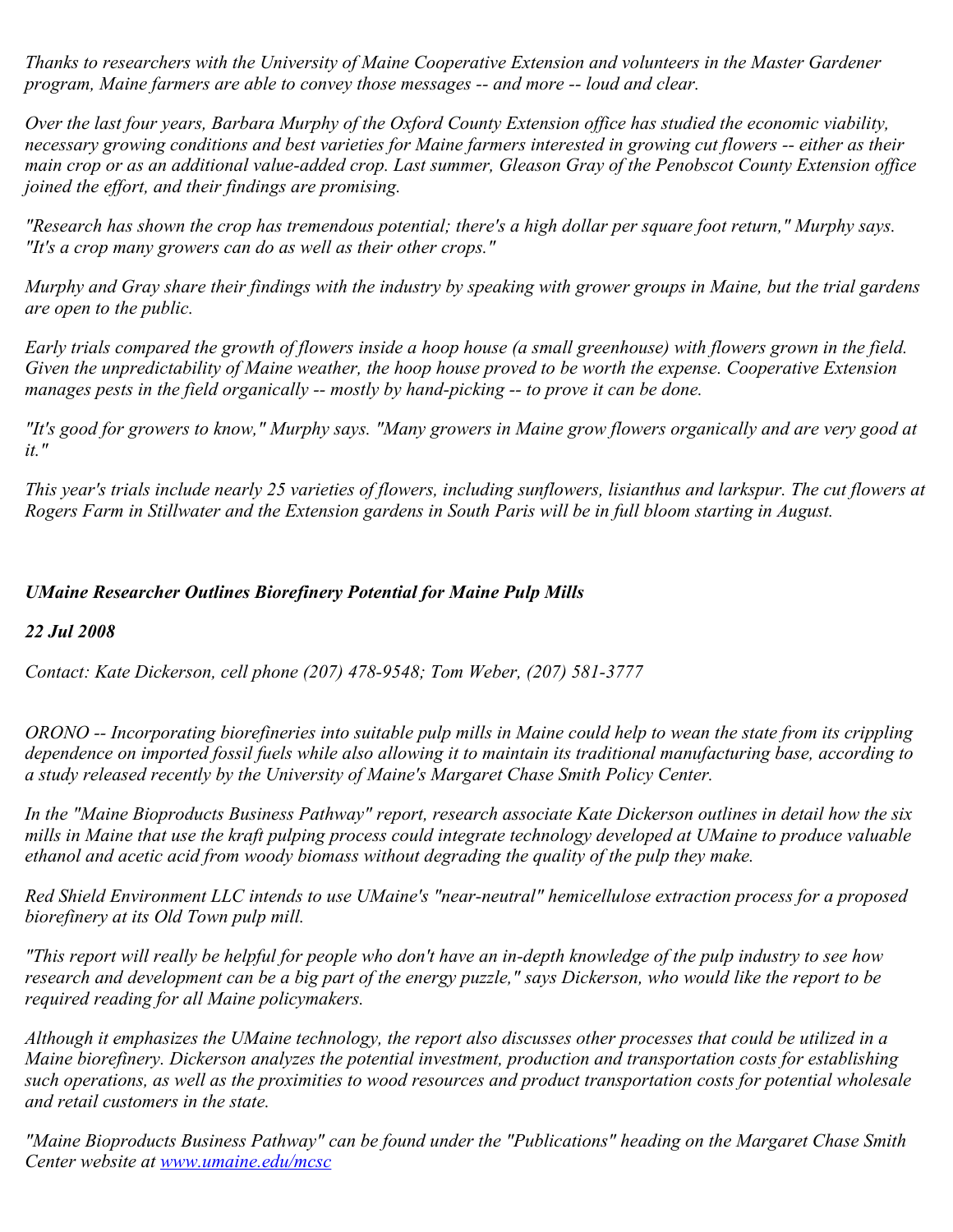*Thanks to researchers with the University of Maine Cooperative Extension and volunteers in the Master Gardener program, Maine farmers are able to convey those messages -- and more -- loud and clear.*

*Over the last four years, Barbara Murphy of the Oxford County Extension office has studied the economic viability, necessary growing conditions and best varieties for Maine farmers interested in growing cut flowers -- either as their main crop or as an additional value-added crop. Last summer, Gleason Gray of the Penobscot County Extension office joined the effort, and their findings are promising.*

*"Research has shown the crop has tremendous potential; there's a high dollar per square foot return," Murphy says. "It's a crop many growers can do as well as their other crops."*

*Murphy and Gray share their findings with the industry by speaking with grower groups in Maine, but the trial gardens are open to the public.*

*Early trials compared the growth of flowers inside a hoop house (a small greenhouse) with flowers grown in the field. Given the unpredictability of Maine weather, the hoop house proved to be worth the expense. Cooperative Extension manages pests in the field organically -- mostly by hand-picking -- to prove it can be done.*

*"It's good for growers to know," Murphy says. "Many growers in Maine grow flowers organically and are very good at it."*

*This year's trials include nearly 25 varieties of flowers, including sunflowers, lisianthus and larkspur. The cut flowers at Rogers Farm in Stillwater and the Extension gardens in South Paris will be in full bloom starting in August.*

## *UMaine Researcher Outlines Biorefinery Potential for Maine Pulp Mills*

***22 Jul 2008***

*Contact: Kate Dickerson, cell phone (207) 478-9548; Tom Weber, (207) 581-3777*

*ORONO -- Incorporating biorefineries into suitable pulp mills in Maine could help to wean the state from its crippling dependence on imported fossil fuels while also allowing it to maintain its traditional manufacturing base, according to a study released recently by the University of Maine's Margaret Chase Smith Policy Center.*

*In the "Maine Bioproducts Business Pathway" report, research associate Kate Dickerson outlines in detail how the six mills in Maine that use the kraft pulping process could integrate technology developed at UMaine to produce valuable ethanol and acetic acid from woody biomass without degrading the quality of the pulp they make.*

*Red Shield Environment LLC intends to use UMaine's "near-neutral" hemicellulose extraction process for a proposed biorefinery at its Old Town pulp mill.*

*"This report will really be helpful for people who don't have an in-depth knowledge of the pulp industry to see how research and development can be a big part of the energy puzzle," says Dickerson, who would like the report to be required reading for all Maine policymakers.*

*Although it emphasizes the UMaine technology, the report also discusses other processes that could be utilized in a Maine biorefinery. Dickerson analyzes the potential investment, production and transportation costs for establishing such operations, as well as the proximities to wood resources and product transportation costs for potential wholesale and retail customers in the state.*

*"Maine Bioproducts Business Pathway" can be found under the "Publications" heading on the Margaret Chase Smith Center website at [www.umaine.edu/mcsc](www.umaine.edu/mcsc)*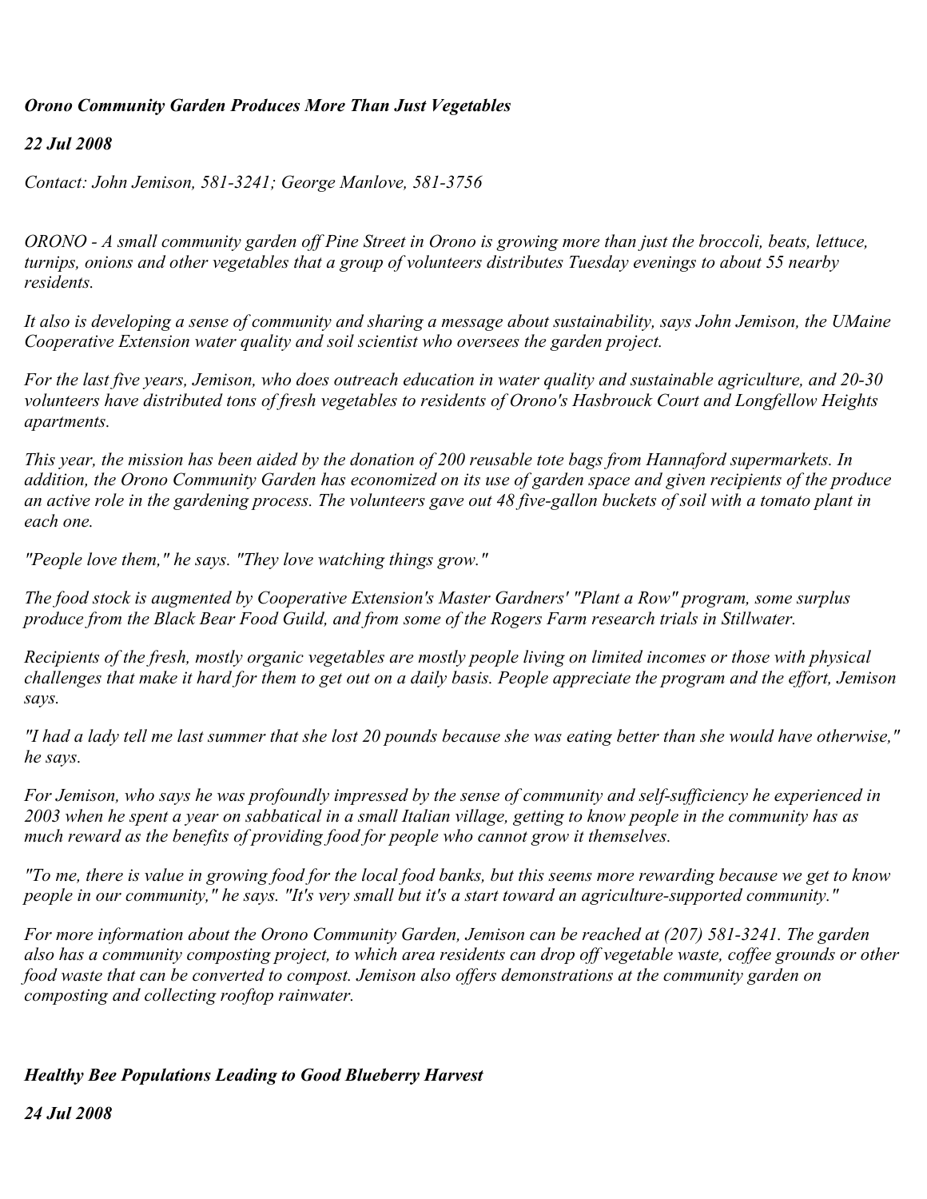***Orono Community Garden Produces More Than Just Vegetables***

***22 Jul 2008***

*Contact: John Jemison, 581-3241; George Manlove, 581-3756*

*ORONO - A small community garden off Pine Street in Orono is growing more than just the broccoli, beats, lettuce, turnips, onions and other vegetables that a group of volunteers distributes Tuesday evenings to about 55 nearby residents.*

*It also is developing a sense of community and sharing a message about sustainability, says John Jemison, the UMaine Cooperative Extension water quality and soil scientist who oversees the garden project.*

*For the last five years, Jemison, who does outreach education in water quality and sustainable agriculture, and 20-30 volunteers have distributed tons of fresh vegetables to residents of Orono's Hasbrouck Court and Longfellow Heights apartments.*

*This year, the mission has been aided by the donation of 200 reusable tote bags from Hannaford supermarkets. In addition, the Orono Community Garden has economized on its use of garden space and given recipients of the produce an active role in the gardening process. The volunteers gave out 48 five-gallon buckets of soil with a tomato plant in each one.*

*"People love them," he says. "They love watching things grow."*

*The food stock is augmented by Cooperative Extension's Master Gardners' "Plant a Row" program, some surplus produce from the Black Bear Food Guild, and from some of the Rogers Farm research trials in Stillwater.*

*Recipients of the fresh, mostly organic vegetables are mostly people living on limited incomes or those with physical challenges that make it hard for them to get out on a daily basis. People appreciate the program and the effort, Jemison says.*

*"I had a lady tell me last summer that she lost 20 pounds because she was eating better than she would have otherwise," he says.*

*For Jemison, who says he was profoundly impressed by the sense of community and self-sufficiency he experienced in 2003 when he spent a year on sabbatical in a small Italian village, getting to know people in the community has as much reward as the benefits of providing food for people who cannot grow it themselves.*

*"To me, there is value in growing food for the local food banks, but this seems more rewarding because we get to know people in our community," he says. "It's very small but it's a start toward an agriculture-supported community."*

*For more information about the Orono Community Garden, Jemison can be reached at (207) 581-3241. The garden also has a community composting project, to which area residents can drop off vegetable waste, coffee grounds or other food waste that can be converted to compost. Jemison also offers demonstrations at the community garden on composting and collecting rooftop rainwater.*

***Healthy Bee Populations Leading to Good Blueberry Harvest***

***24 Jul 2008***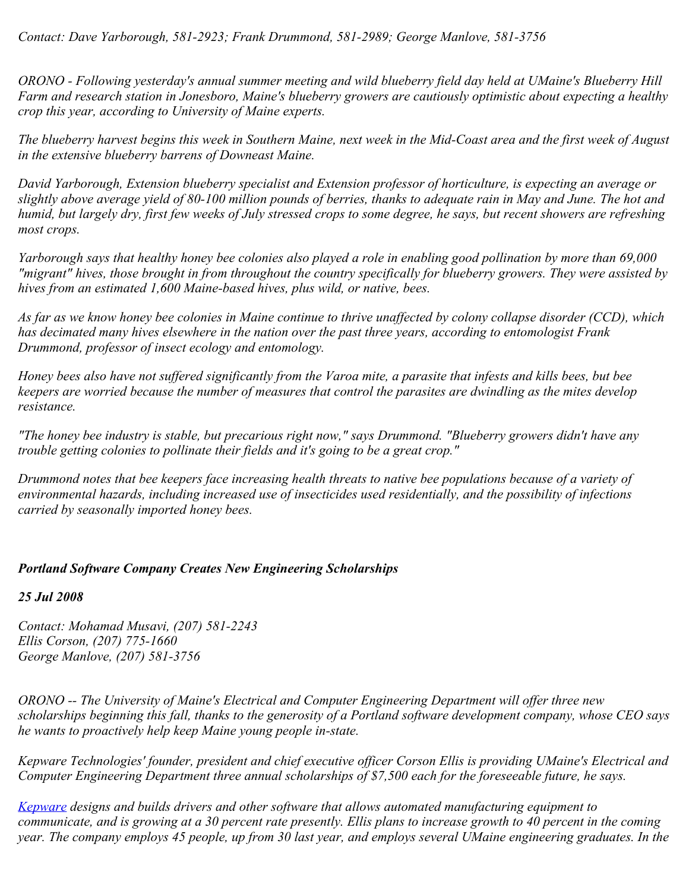*Contact: Dave Yarborough, 581-2923; Frank Drummond, 581-2989; George Manlove, 581-3756*

*ORONO - Following yesterday's annual summer meeting and wild blueberry field day held at UMaine's Blueberry Hill Farm and research station in Jonesboro, Maine's blueberry growers are cautiously optimistic about expecting a healthy crop this year, according to University of Maine experts.*

*The blueberry harvest begins this week in Southern Maine, next week in the Mid-Coast area and the first week of August in the extensive blueberry barrens of Downeast Maine.*

*David Yarborough, Extension blueberry specialist and Extension professor of horticulture, is expecting an average or slightly above average yield of 80-100 million pounds of berries, thanks to adequate rain in May and June. The hot and humid, but largely dry, first few weeks of July stressed crops to some degree, he says, but recent showers are refreshing most crops.*

*Yarborough says that healthy honey bee colonies also played a role in enabling good pollination by more than 69,000 "migrant" hives, those brought in from throughout the country specifically for blueberry growers. They were assisted by hives from an estimated 1,600 Maine-based hives, plus wild, or native, bees.*

*As far as we know honey bee colonies in Maine continue to thrive unaffected by colony collapse disorder (CCD), which has decimated many hives elsewhere in the nation over the past three years, according to entomologist Frank Drummond, professor of insect ecology and entomology.*

*Honey bees also have not suffered significantly from the Varoa mite, a parasite that infests and kills bees, but bee keepers are worried because the number of measures that control the parasites are dwindling as the mites develop resistance.*

*"The honey bee industry is stable, but precarious right now," says Drummond. "Blueberry growers didn't have any trouble getting colonies to pollinate their fields and it's going to be a great crop."*

*Drummond notes that bee keepers face increasing health threats to native bee populations because of a variety of environmental hazards, including increased use of insecticides used residentially, and the possibility of infections carried by seasonally imported honey bees.*

***Portland Software Company Creates New Engineering Scholarships***

***25 Jul 2008***

*Contact: Mohamad Musavi, (207) 581-2243*
*Ellis Corson, (207) 775-1660*
*George Manlove, (207) 581-3756*

*ORONO -- The University of Maine's Electrical and Computer Engineering Department will offer three new scholarships beginning this fall, thanks to the generosity of a Portland software development company, whose CEO says he wants to proactively help keep Maine young people in-state.*

*Kepware Technologies' founder, president and chief executive officer Corson Ellis is providing UMaine's Electrical and Computer Engineering Department three annual scholarships of $7,500 each for the foreseeable future, he says.*

*Kepware designs and builds drivers and other software that allows automated manufacturing equipment to communicate, and is growing at a 30 percent rate presently. Ellis plans to increase growth to 40 percent in the coming year. The company employs 45 people, up from 30 last year, and employs several UMaine engineering graduates. In the*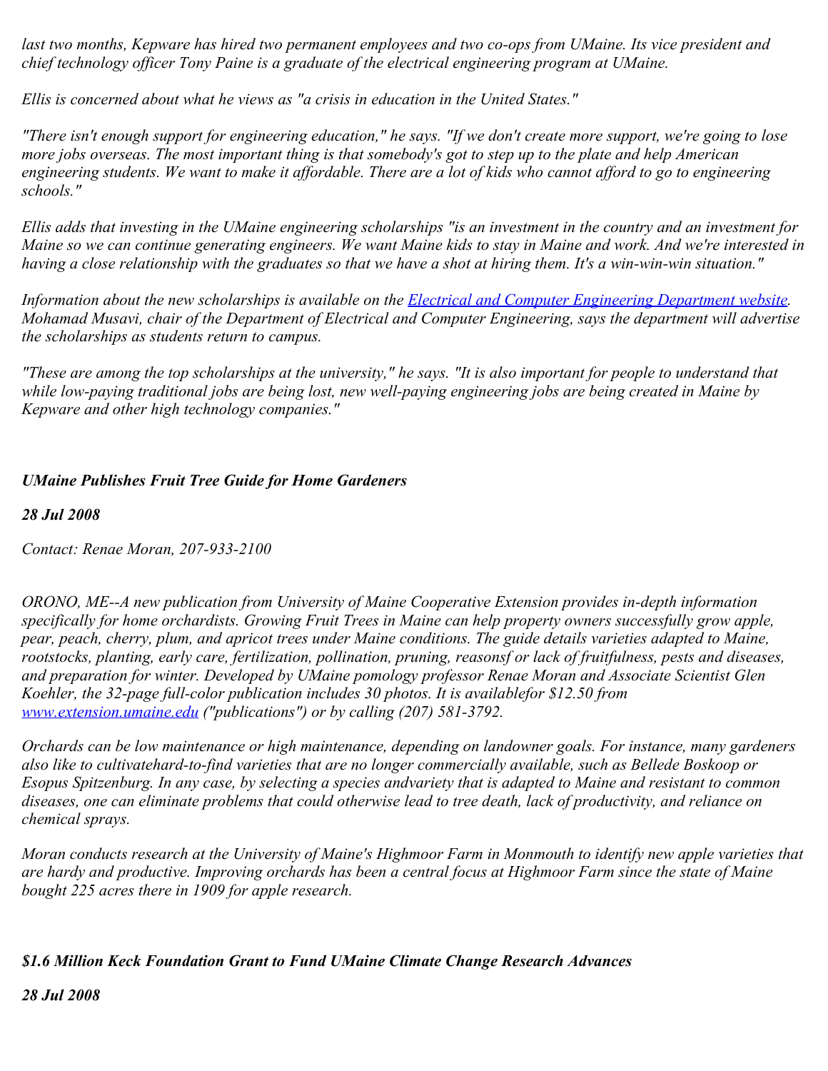*last two months, Kepware has hired two permanent employees and two co-ops from UMaine. Its vice president and chief technology officer Tony Paine is a graduate of the electrical engineering program at UMaine.*

*Ellis is concerned about what he views as "a crisis in education in the United States."*

*"There isn't enough support for engineering education," he says. "If we don't create more support, we're going to lose more jobs overseas. The most important thing is that somebody's got to step up to the plate and help American engineering students. We want to make it affordable. There are a lot of kids who cannot afford to go to engineering schools."*

*Ellis adds that investing in the UMaine engineering scholarships "is an investment in the country and an investment for Maine so we can continue generating engineers. We want Maine kids to stay in Maine and work. And we're interested in having a close relationship with the graduates so that we have a shot at hiring them. It's a win-win-win situation."*

*Information about the new scholarships is available on the [Electrical and Computer Engineering Department website](). Mohamad Musavi, chair of the Department of Electrical and Computer Engineering, says the department will advertise the scholarships as students return to campus.*

*"These are among the top scholarships at the university," he says. "It is also important for people to understand that while low-paying traditional jobs are being lost, new well-paying engineering jobs are being created in Maine by Kepware and other high technology companies."*

### *UMaine Publishes Fruit Tree Guide for Home Gardeners*

***28 Jul 2008***

*Contact: Renae Moran, 207-933-2100*

*ORONO, ME--A new publication from University of Maine Cooperative Extension provides in-depth information specifically for home orchardists. Growing Fruit Trees in Maine can help property owners successfully grow apple, pear, peach, cherry, plum, and apricot trees under Maine conditions. The guide details varieties adapted to Maine, rootstocks, planting, early care, fertilization, pollination, pruning, reasonsf or lack of fruitfulness, pests and diseases, and preparation for winter. Developed by UMaine pomology professor Renae Moran and Associate Scientist Glen Koehler, the 32-page full-color publication includes 30 photos. It is availablefor $12.50 from [www.extension.umaine.edu]() ("publications") or by calling (207) 581-3792.*

*Orchards can be low maintenance or high maintenance, depending on landowner goals. For instance, many gardeners also like to cultivatehard-to-find varieties that are no longer commercially available, such as Bellede Boskoop or Esopus Spitzenburg. In any case, by selecting a species andvariety that is adapted to Maine and resistant to common diseases, one can eliminate problems that could otherwise lead to tree death, lack of productivity, and reliance on chemical sprays.*

*Moran conducts research at the University of Maine's Highmoor Farm in Monmouth to identify new apple varieties that are hardy and productive. Improving orchards has been a central focus at Highmoor Farm since the state of Maine bought 225 acres there in 1909 for apple research.*

### *$1.6 Million Keck Foundation Grant to Fund UMaine Climate Change Research Advances*

***28 Jul 2008***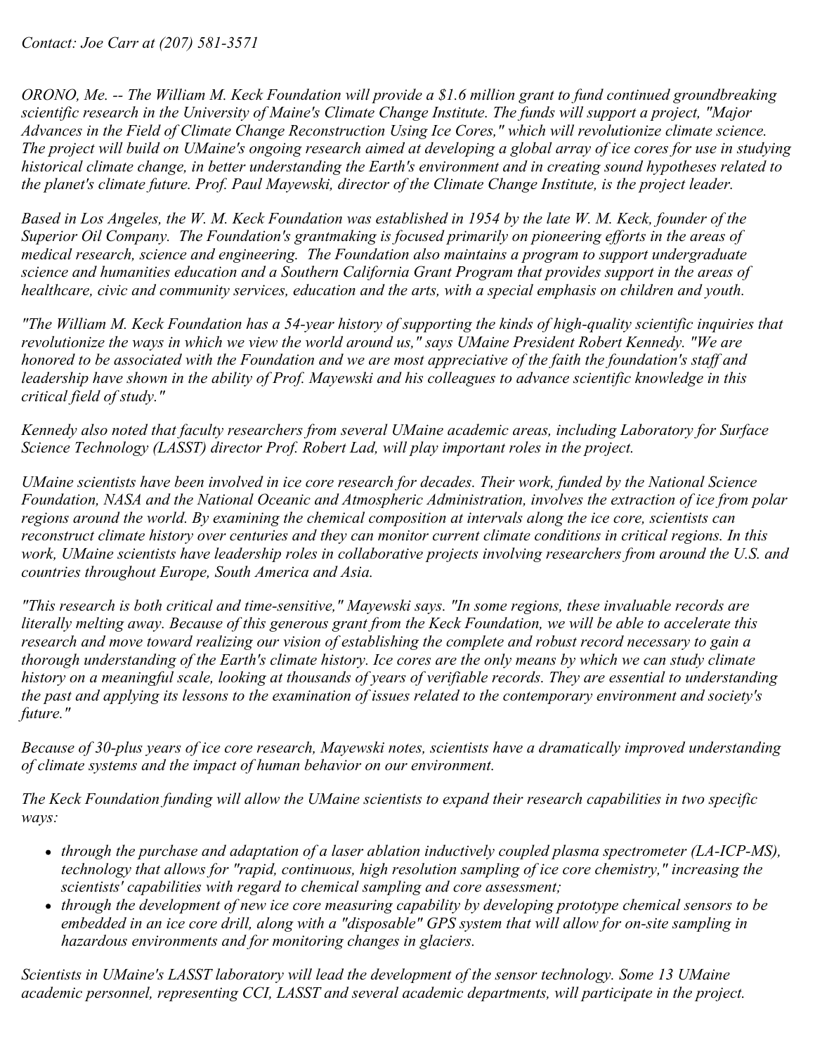*Contact: Joe Carr at (207) 581-3571*

*ORONO, Me. -- The William M. Keck Foundation will provide a $1.6 million grant to fund continued groundbreaking scientific research in the University of Maine's Climate Change Institute. The funds will support a project, "Major Advances in the Field of Climate Change Reconstruction Using Ice Cores," which will revolutionize climate science. The project will build on UMaine's ongoing research aimed at developing a global array of ice cores for use in studying historical climate change, in better understanding the Earth's environment and in creating sound hypotheses related to the planet's climate future. Prof. Paul Mayewski, director of the Climate Change Institute, is the project leader.*

*Based in Los Angeles, the W. M. Keck Foundation was established in 1954 by the late W. M. Keck, founder of the Superior Oil Company. The Foundation's grantmaking is focused primarily on pioneering efforts in the areas of medical research, science and engineering. The Foundation also maintains a program to support undergraduate science and humanities education and a Southern California Grant Program that provides support in the areas of healthcare, civic and community services, education and the arts, with a special emphasis on children and youth.*

*"The William M. Keck Foundation has a 54-year history of supporting the kinds of high-quality scientific inquiries that revolutionize the ways in which we view the world around us," says UMaine President Robert Kennedy. "We are honored to be associated with the Foundation and we are most appreciative of the faith the foundation's staff and leadership have shown in the ability of Prof. Mayewski and his colleagues to advance scientific knowledge in this critical field of study."*

*Kennedy also noted that faculty researchers from several UMaine academic areas, including Laboratory for Surface Science Technology (LASST) director Prof. Robert Lad, will play important roles in the project.*

*UMaine scientists have been involved in ice core research for decades. Their work, funded by the National Science Foundation, NASA and the National Oceanic and Atmospheric Administration, involves the extraction of ice from polar regions around the world. By examining the chemical composition at intervals along the ice core, scientists can reconstruct climate history over centuries and they can monitor current climate conditions in critical regions. In this work, UMaine scientists have leadership roles in collaborative projects involving researchers from around the U.S. and countries throughout Europe, South America and Asia.*

*"This research is both critical and time-sensitive," Mayewski says. "In some regions, these invaluable records are literally melting away. Because of this generous grant from the Keck Foundation, we will be able to accelerate this research and move toward realizing our vision of establishing the complete and robust record necessary to gain a thorough understanding of the Earth's climate history. Ice cores are the only means by which we can study climate history on a meaningful scale, looking at thousands of years of verifiable records. They are essential to understanding the past and applying its lessons to the examination of issues related to the contemporary environment and society's future."*

*Because of 30-plus years of ice core research, Mayewski notes, scientists have a dramatically improved understanding of climate systems and the impact of human behavior on our environment.*

*The Keck Foundation funding will allow the UMaine scientists to expand their research capabilities in two specific ways:*

- *through the purchase and adaptation of a laser ablation inductively coupled plasma spectrometer (LA-ICP-MS), technology that allows for "rapid, continuous, high resolution sampling of ice core chemistry," increasing the scientists' capabilities with regard to chemical sampling and core assessment;*
- *through the development of new ice core measuring capability by developing prototype chemical sensors to be embedded in an ice core drill, along with a "disposable" GPS system that will allow for on-site sampling in hazardous environments and for monitoring changes in glaciers.*

*Scientists in UMaine's LASST laboratory will lead the development of the sensor technology. Some 13 UMaine academic personnel, representing CCI, LASST and several academic departments, will participate in the project.*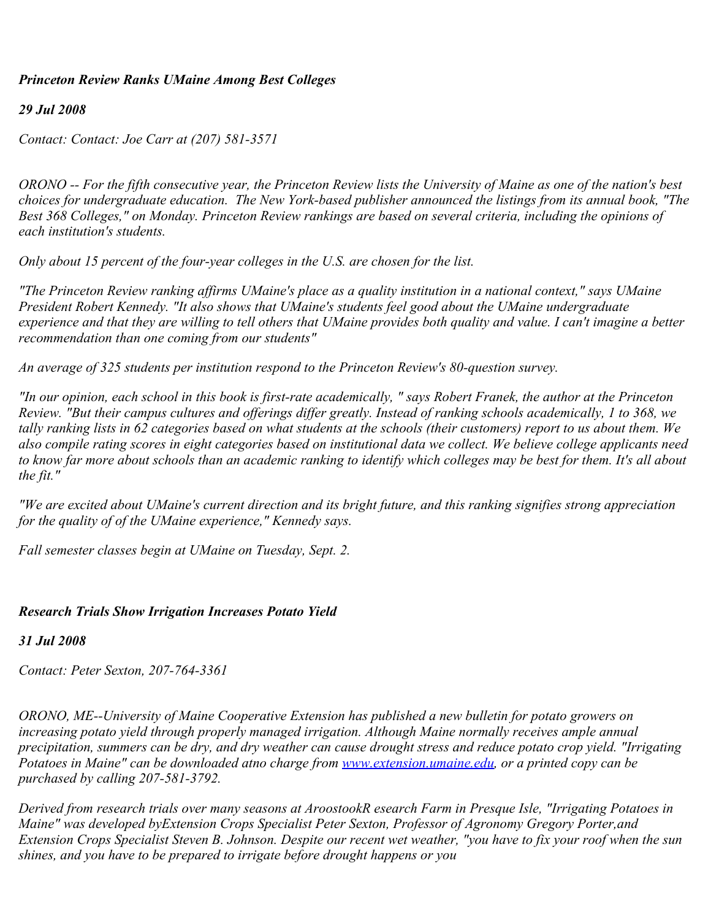***Princeton Review Ranks UMaine Among Best Colleges***

***29 Jul 2008***

*Contact: Contact: Joe Carr at (207) 581-3571*

*ORONO -- For the fifth consecutive year, the Princeton Review lists the University of Maine as one of the nation's best choices for undergraduate education. The New York-based publisher announced the listings from its annual book, "The Best 368 Colleges," on Monday. Princeton Review rankings are based on several criteria, including the opinions of each institution's students.*

*Only about 15 percent of the four-year colleges in the U.S. are chosen for the list.*

*"The Princeton Review ranking affirms UMaine's place as a quality institution in a national context," says UMaine President Robert Kennedy. "It also shows that UMaine's students feel good about the UMaine undergraduate experience and that they are willing to tell others that UMaine provides both quality and value. I can't imagine a better recommendation than one coming from our students"*

*An average of 325 students per institution respond to the Princeton Review's 80-question survey.*

*"In our opinion, each school in this book is first-rate academically, " says Robert Franek, the author at the Princeton Review. "But their campus cultures and offerings differ greatly. Instead of ranking schools academically, 1 to 368, we tally ranking lists in 62 categories based on what students at the schools (their customers) report to us about them. We also compile rating scores in eight categories based on institutional data we collect. We believe college applicants need to know far more about schools than an academic ranking to identify which colleges may be best for them. It's all about the fit."*

*"We are excited about UMaine's current direction and its bright future, and this ranking signifies strong appreciation for the quality of of the UMaine experience," Kennedy says.*

*Fall semester classes begin at UMaine on Tuesday, Sept. 2.*

***Research Trials Show Irrigation Increases Potato Yield***

***31 Jul 2008***

*Contact: Peter Sexton, 207-764-3361*

*ORONO, ME--University of Maine Cooperative Extension has published a new bulletin for potato growers on increasing potato yield through properly managed irrigation. Although Maine normally receives ample annual precipitation, summers can be dry, and dry weather can cause drought stress and reduce potato crop yield. "Irrigating Potatoes in Maine" can be downloaded atno charge from [www.extension.umaine.edu](www.extension.umaine.edu), or a printed copy can be purchased by calling 207-581-3792.*

*Derived from research trials over many seasons at AroostookR esearch Farm in Presque Isle, "Irrigating Potatoes in Maine" was developed byExtension Crops Specialist Peter Sexton, Professor of Agronomy Gregory Porter,and Extension Crops Specialist Steven B. Johnson. Despite our recent wet weather, "you have to fix your roof when the sun shines, and you have to be prepared to irrigate before drought happens or you*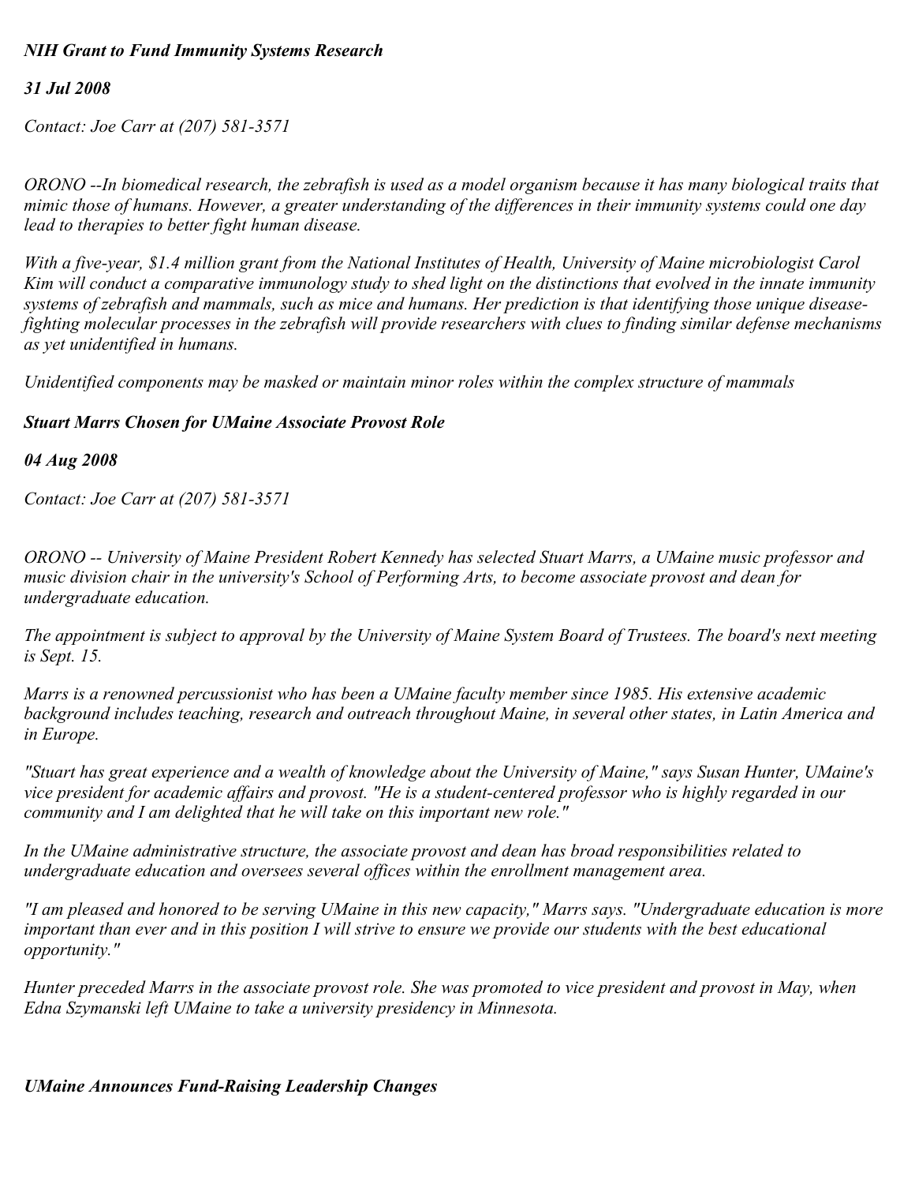***NIH Grant to Fund Immunity Systems Research***

***31 Jul 2008***

*Contact: Joe Carr at (207) 581-3571*

*ORONO --In biomedical research, the zebrafish is used as a model organism because it has many biological traits that mimic those of humans. However, a greater understanding of the differences in their immunity systems could one day lead to therapies to better fight human disease.*

*With a five-year, $1.4 million grant from the National Institutes of Health, University of Maine microbiologist Carol Kim will conduct a comparative immunology study to shed light on the distinctions that evolved in the innate immunity systems of zebrafish and mammals, such as mice and humans. Her prediction is that identifying those unique disease-fighting molecular processes in the zebrafish will provide researchers with clues to finding similar defense mechanisms as yet unidentified in humans.*

*Unidentified components may be masked or maintain minor roles within the complex structure of mammals*

***Stuart Marrs Chosen for UMaine Associate Provost Role***

***04 Aug 2008***

*Contact: Joe Carr at (207) 581-3571*

*ORONO -- University of Maine President Robert Kennedy has selected Stuart Marrs, a UMaine music professor and music division chair in the university's School of Performing Arts, to become associate provost and dean for undergraduate education.*

*The appointment is subject to approval by the University of Maine System Board of Trustees. The board's next meeting is Sept. 15.*

*Marrs is a renowned percussionist who has been a UMaine faculty member since 1985. His extensive academic background includes teaching, research and outreach throughout Maine, in several other states, in Latin America and in Europe.*

*"Stuart has great experience and a wealth of knowledge about the University of Maine," says Susan Hunter, UMaine's vice president for academic affairs and provost. "He is a student-centered professor who is highly regarded in our community and I am delighted that he will take on this important new role."*

*In the UMaine administrative structure, the associate provost and dean has broad responsibilities related to undergraduate education and oversees several offices within the enrollment management area.*

*"I am pleased and honored to be serving UMaine in this new capacity," Marrs says. "Undergraduate education is more important than ever and in this position I will strive to ensure we provide our students with the best educational opportunity."*

*Hunter preceded Marrs in the associate provost role. She was promoted to vice president and provost in May, when Edna Szymanski left UMaine to take a university presidency in Minnesota.*

***UMaine Announces Fund-Raising Leadership Changes***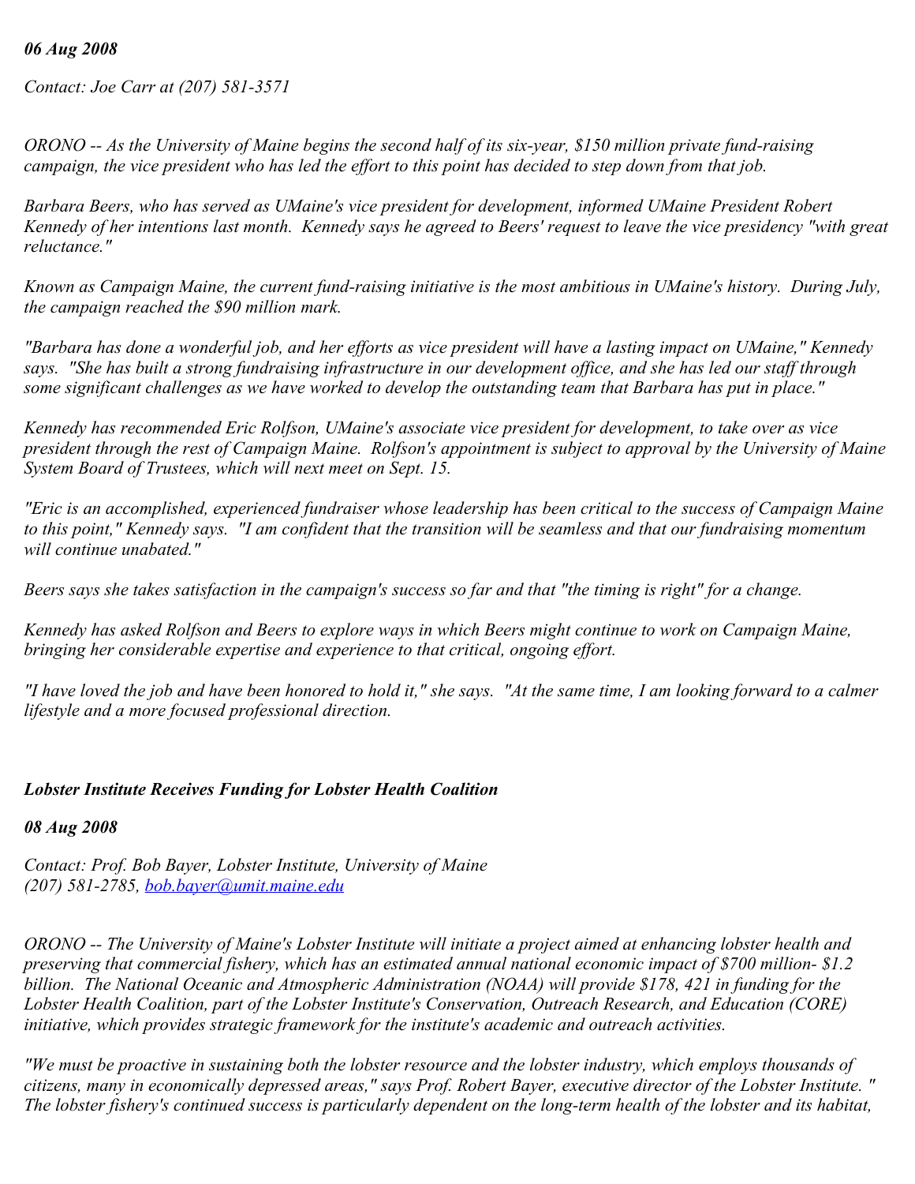*06 Aug 2008*

*Contact: Joe Carr at (207) 581-3571*

*ORONO -- As the University of Maine begins the second half of its six-year, $150 million private fund-raising campaign, the vice president who has led the effort to this point has decided to step down from that job.*

*Barbara Beers, who has served as UMaine's vice president for development, informed UMaine President Robert Kennedy of her intentions last month. Kennedy says he agreed to Beers' request to leave the vice presidency "with great reluctance."*

*Known as Campaign Maine, the current fund-raising initiative is the most ambitious in UMaine's history. During July, the campaign reached the $90 million mark.*

*"Barbara has done a wonderful job, and her efforts as vice president will have a lasting impact on UMaine," Kennedy says. "She has built a strong fundraising infrastructure in our development office, and she has led our staff through some significant challenges as we have worked to develop the outstanding team that Barbara has put in place."*

*Kennedy has recommended Eric Rolfson, UMaine's associate vice president for development, to take over as vice president through the rest of Campaign Maine. Rolfson's appointment is subject to approval by the University of Maine System Board of Trustees, which will next meet on Sept. 15.*

*"Eric is an accomplished, experienced fundraiser whose leadership has been critical to the success of Campaign Maine to this point," Kennedy says. "I am confident that the transition will be seamless and that our fundraising momentum will continue unabated."*

*Beers says she takes satisfaction in the campaign's success so far and that "the timing is right" for a change.*

*Kennedy has asked Rolfson and Beers to explore ways in which Beers might continue to work on Campaign Maine, bringing her considerable expertise and experience to that critical, ongoing effort.*

*"I have loved the job and have been honored to hold it," she says. "At the same time, I am looking forward to a calmer lifestyle and a more focused professional direction.*

***Lobster Institute Receives Funding for Lobster Health Coalition***

***08 Aug 2008***

*Contact: Prof. Bob Bayer, Lobster Institute, University of Maine*
*(207) 581-2785, bob.bayer@umit.maine.edu*

*ORONO -- The University of Maine's Lobster Institute will initiate a project aimed at enhancing lobster health and preserving that commercial fishery, which has an estimated annual national economic impact of $700 million- $1.2 billion. The National Oceanic and Atmospheric Administration (NOAA) will provide $178, 421 in funding for the Lobster Health Coalition, part of the Lobster Institute's Conservation, Outreach Research, and Education (CORE) initiative, which provides strategic framework for the institute's academic and outreach activities.*

*"We must be proactive in sustaining both the lobster resource and the lobster industry, which employs thousands of citizens, many in economically depressed areas," says Prof. Robert Bayer, executive director of the Lobster Institute. " The lobster fishery's continued success is particularly dependent on the long-term health of the lobster and its habitat,*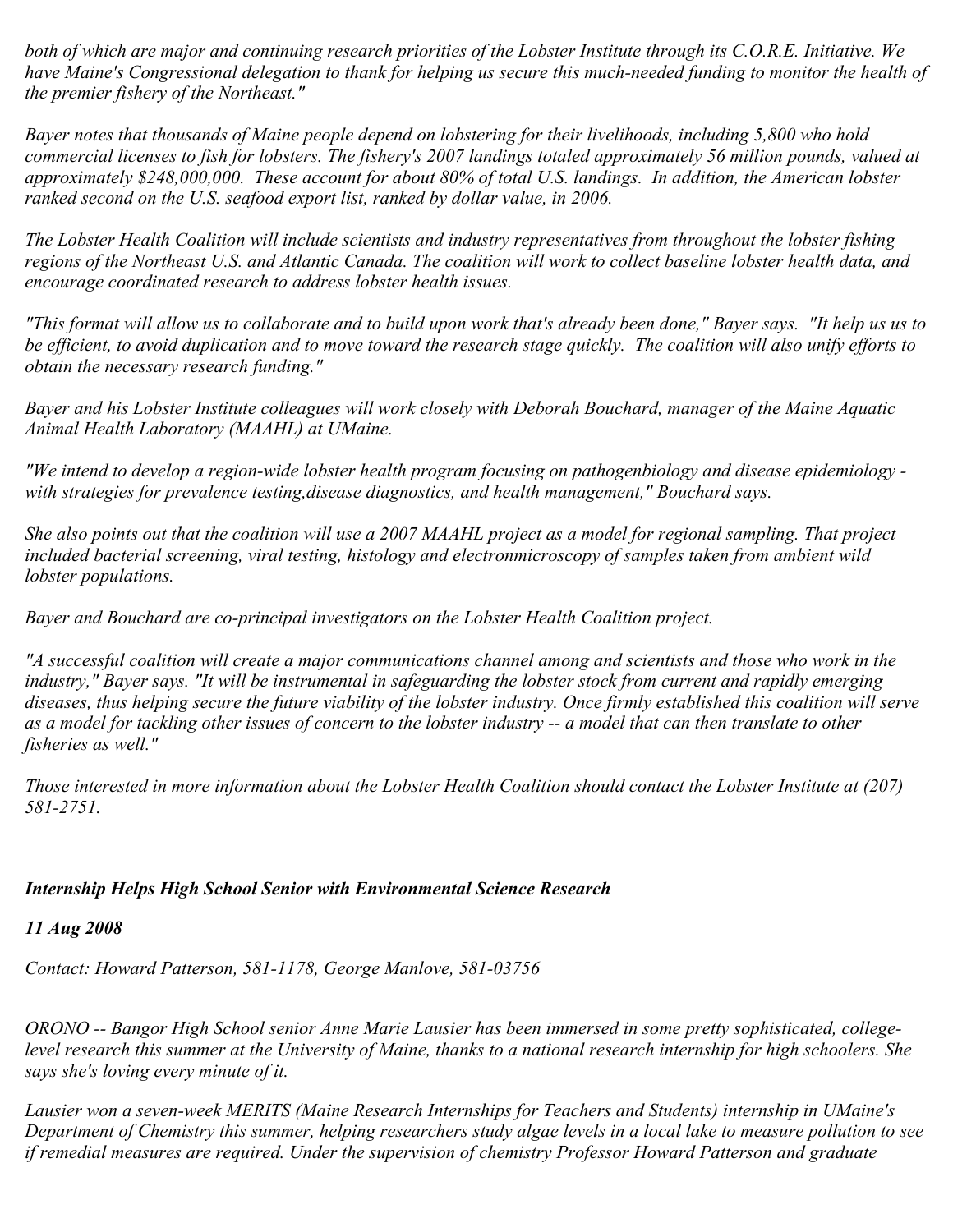*both of which are major and continuing research priorities of the Lobster Institute through its C.O.R.E. Initiative. We have Maine's Congressional delegation to thank for helping us secure this much-needed funding to monitor the health of the premier fishery of the Northeast."*

*Bayer notes that thousands of Maine people depend on lobstering for their livelihoods, including 5,800 who hold commercial licenses to fish for lobsters. The fishery's 2007 landings totaled approximately 56 million pounds, valued at approximately $248,000,000. These account for about 80% of total U.S. landings. In addition, the American lobster ranked second on the U.S. seafood export list, ranked by dollar value, in 2006.*

*The Lobster Health Coalition will include scientists and industry representatives from throughout the lobster fishing regions of the Northeast U.S. and Atlantic Canada. The coalition will work to collect baseline lobster health data, and encourage coordinated research to address lobster health issues.*

*"This format will allow us to collaborate and to build upon work that's already been done," Bayer says. "It help us us to be efficient, to avoid duplication and to move toward the research stage quickly. The coalition will also unify efforts to obtain the necessary research funding."*

*Bayer and his Lobster Institute colleagues will work closely with Deborah Bouchard, manager of the Maine Aquatic Animal Health Laboratory (MAAHL) at UMaine.*

*"We intend to develop a region-wide lobster health program focusing on pathogenbiology and disease epidemiology - with strategies for prevalence testing,disease diagnostics, and health management," Bouchard says.*

*She also points out that the coalition will use a 2007 MAAHL project as a model for regional sampling. That project included bacterial screening, viral testing, histology and electronmicroscopy of samples taken from ambient wild lobster populations.*

*Bayer and Bouchard are co-principal investigators on the Lobster Health Coalition project.*

*"A successful coalition will create a major communications channel among and scientists and those who work in the industry," Bayer says. "It will be instrumental in safeguarding the lobster stock from current and rapidly emerging diseases, thus helping secure the future viability of the lobster industry. Once firmly established this coalition will serve as a model for tackling other issues of concern to the lobster industry -- a model that can then translate to other fisheries as well."*

*Those interested in more information about the Lobster Health Coalition should contact the Lobster Institute at (207) 581-2751.*

### ***Internship Helps High School Senior with Environmental Science Research***

***11 Aug 2008***

*Contact: Howard Patterson, 581-1178, George Manlove, 581-03756*

*ORONO -- Bangor High School senior Anne Marie Lausier has been immersed in some pretty sophisticated, college-level research this summer at the University of Maine, thanks to a national research internship for high schoolers. She says she's loving every minute of it.*

*Lausier won a seven-week MERITS (Maine Research Internships for Teachers and Students) internship in UMaine's Department of Chemistry this summer, helping researchers study algae levels in a local lake to measure pollution to see if remedial measures are required. Under the supervision of chemistry Professor Howard Patterson and graduate*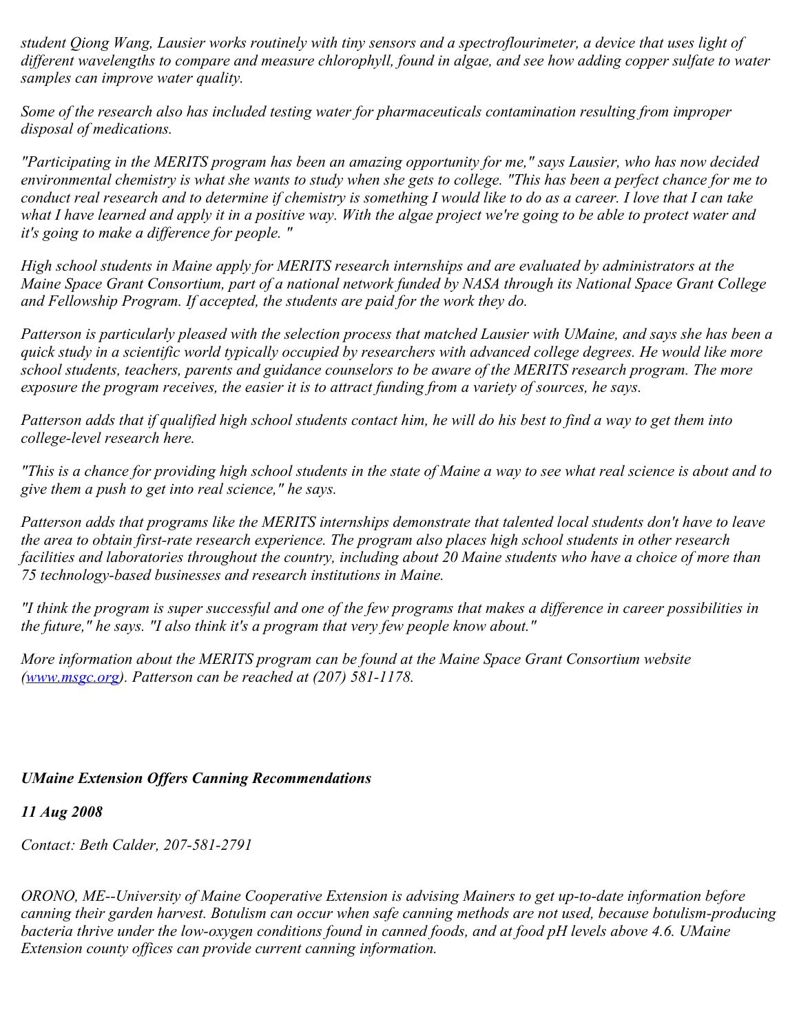*student Qiong Wang, Lausier works routinely with tiny sensors and a spectroflourimeter, a device that uses light of different wavelengths to compare and measure chlorophyll, found in algae, and see how adding copper sulfate to water samples can improve water quality.*

*Some of the research also has included testing water for pharmaceuticals contamination resulting from improper disposal of medications.*

*"Participating in the MERITS program has been an amazing opportunity for me," says Lausier, who has now decided environmental chemistry is what she wants to study when she gets to college. "This has been a perfect chance for me to conduct real research and to determine if chemistry is something I would like to do as a career. I love that I can take what I have learned and apply it in a positive way. With the algae project we're going to be able to protect water and it's going to make a difference for people. "*

*High school students in Maine apply for MERITS research internships and are evaluated by administrators at the Maine Space Grant Consortium, part of a national network funded by NASA through its National Space Grant College and Fellowship Program. If accepted, the students are paid for the work they do.*

*Patterson is particularly pleased with the selection process that matched Lausier with UMaine, and says she has been a quick study in a scientific world typically occupied by researchers with advanced college degrees. He would like more school students, teachers, parents and guidance counselors to be aware of the MERITS research program. The more exposure the program receives, the easier it is to attract funding from a variety of sources, he says.*

*Patterson adds that if qualified high school students contact him, he will do his best to find a way to get them into college-level research here.*

*"This is a chance for providing high school students in the state of Maine a way to see what real science is about and to give them a push to get into real science," he says.*

*Patterson adds that programs like the MERITS internships demonstrate that talented local students don't have to leave the area to obtain first-rate research experience. The program also places high school students in other research facilities and laboratories throughout the country, including about 20 Maine students who have a choice of more than 75 technology-based businesses and research institutions in Maine.*

*"I think the program is super successful and one of the few programs that makes a difference in career possibilities in the future," he says. "I also think it's a program that very few people know about."*

*More information about the MERITS program can be found at the Maine Space Grant Consortium website (www.msgc.org). Patterson can be reached at (207) 581-1178.*

***UMaine Extension Offers Canning Recommendations***

***11 Aug 2008***

*Contact: Beth Calder, 207-581-2791*

*ORONO, ME--University of Maine Cooperative Extension is advising Mainers to get up-to-date information before canning their garden harvest. Botulism can occur when safe canning methods are not used, because botulism-producing bacteria thrive under the low-oxygen conditions found in canned foods, and at food pH levels above 4.6. UMaine Extension county offices can provide current canning information.*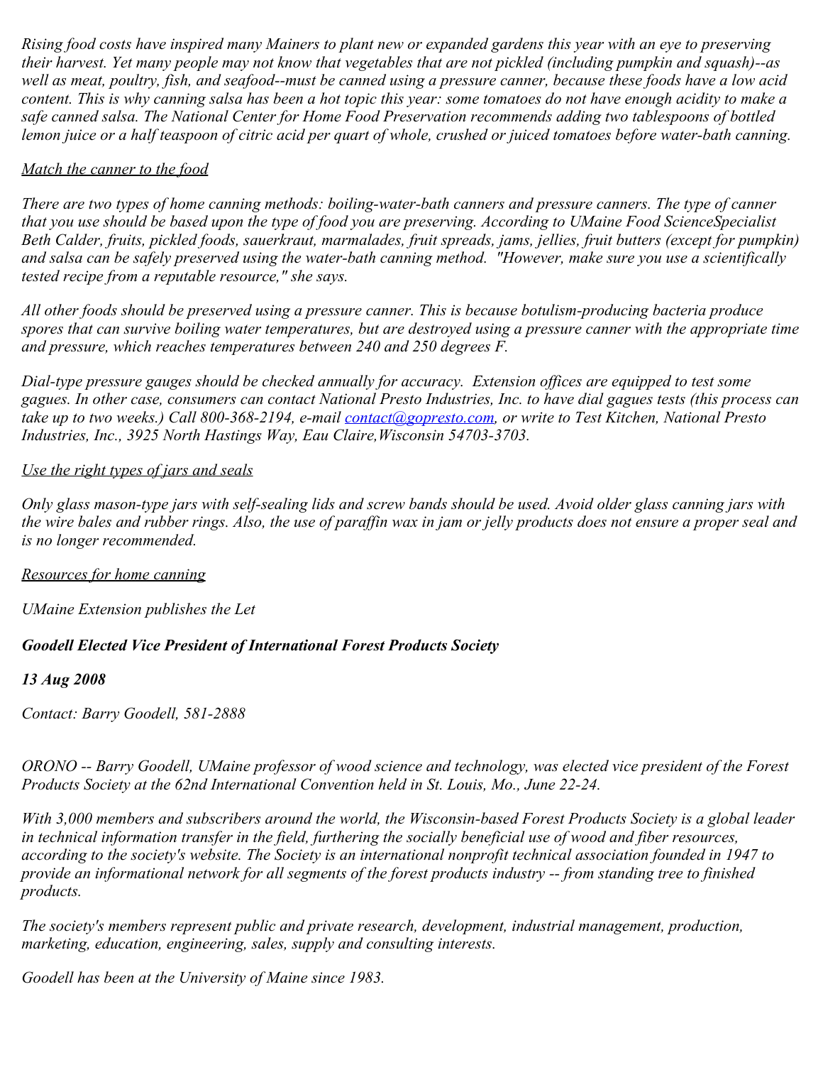*Rising food costs have inspired many Mainers to plant new or expanded gardens this year with an eye to preserving their harvest. Yet many people may not know that vegetables that are not pickled (including pumpkin and squash)--as well as meat, poultry, fish, and seafood--must be canned using a pressure canner, because these foods have a low acid content. This is why canning salsa has been a hot topic this year: some tomatoes do not have enough acidity to make a safe canned salsa. The National Center for Home Food Preservation recommends adding two tablespoons of bottled lemon juice or a half teaspoon of citric acid per quart of whole, crushed or juiced tomatoes before water-bath canning.*

*Match the canner to the food*

*There are two types of home canning methods: boiling-water-bath canners and pressure canners. The type of canner that you use should be based upon the type of food you are preserving. According to UMaine Food ScienceSpecialist Beth Calder, fruits, pickled foods, sauerkraut, marmalades, fruit spreads, jams, jellies, fruit butters (except for pumpkin) and salsa can be safely preserved using the water-bath canning method. "However, make sure you use a scientifically tested recipe from a reputable resource," she says.*

*All other foods should be preserved using a pressure canner. This is because botulism-producing bacteria produce spores that can survive boiling water temperatures, but are destroyed using a pressure canner with the appropriate time and pressure, which reaches temperatures between 240 and 250 degrees F.*

*Dial-type pressure gauges should be checked annually for accuracy. Extension offices are equipped to test some gagues. In other case, consumers can contact National Presto Industries, Inc. to have dial gagues tests (this process can take up to two weeks.) Call 800-368-2194, e-mail contact@gopresto.com, or write to Test Kitchen, National Presto Industries, Inc., 3925 North Hastings Way, Eau Claire,Wisconsin 54703-3703.*

*Use the right types of jars and seals*

*Only glass mason-type jars with self-sealing lids and screw bands should be used. Avoid older glass canning jars with the wire bales and rubber rings. Also, the use of paraffin wax in jam or jelly products does not ensure a proper seal and is no longer recommended.*

*Resources for home canning*

*UMaine Extension publishes the Let*

***Goodell Elected Vice President of International Forest Products Society***

***13 Aug 2008***

*Contact: Barry Goodell, 581-2888*

*ORONO -- Barry Goodell, UMaine professor of wood science and technology, was elected vice president of the Forest Products Society at the 62nd International Convention held in St. Louis, Mo., June 22-24.*

*With 3,000 members and subscribers around the world, the Wisconsin-based Forest Products Society is a global leader in technical information transfer in the field, furthering the socially beneficial use of wood and fiber resources, according to the society's website. The Society is an international nonprofit technical association founded in 1947 to provide an informational network for all segments of the forest products industry -- from standing tree to finished products.*

*The society's members represent public and private research, development, industrial management, production, marketing, education, engineering, sales, supply and consulting interests.*

*Goodell has been at the University of Maine since 1983.*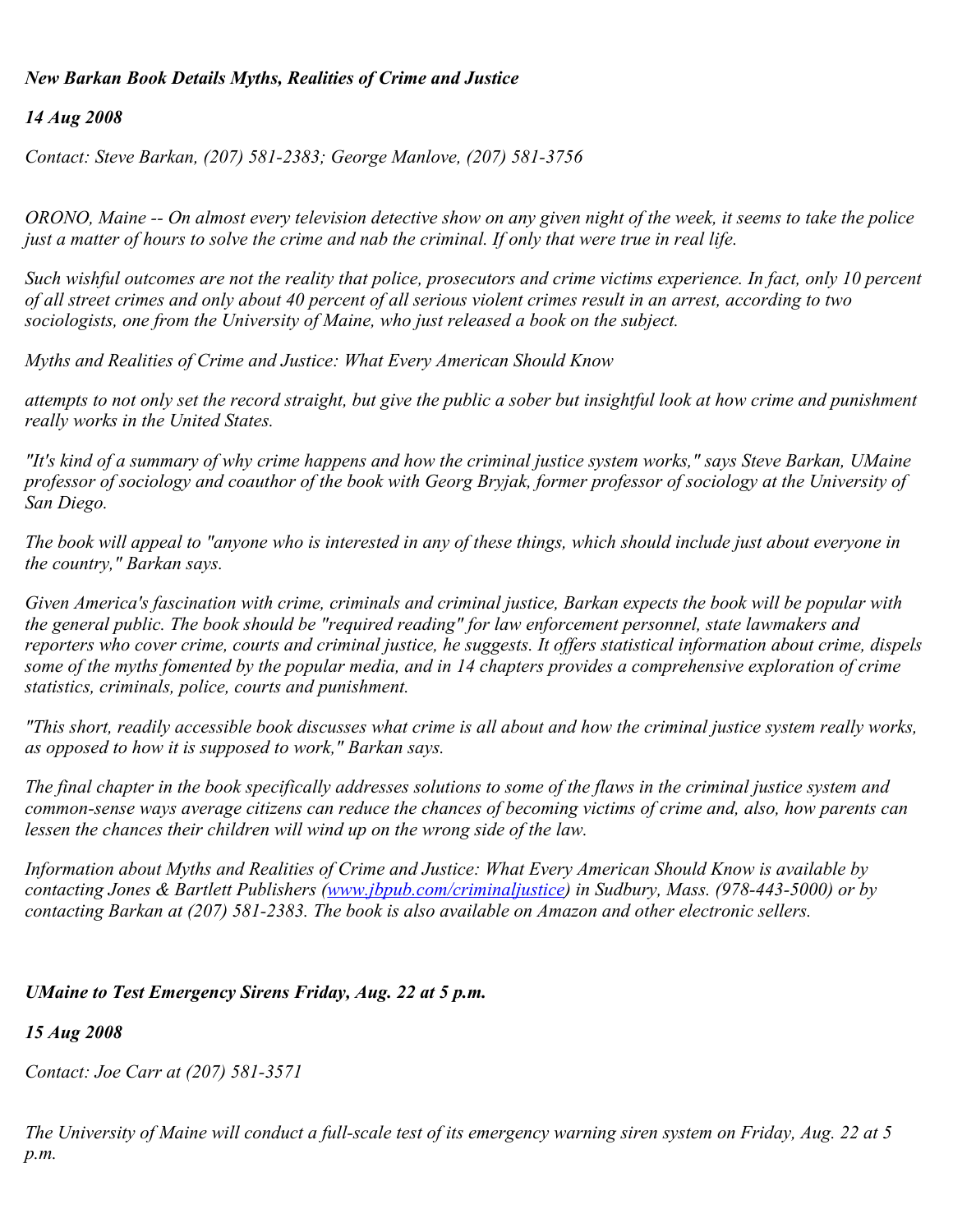## *New Barkan Book Details Myths, Realities of Crime and Justice*

*14 Aug 2008*

*Contact: Steve Barkan, (207) 581-2383; George Manlove, (207) 581-3756*

*ORONO, Maine -- On almost every television detective show on any given night of the week, it seems to take the police just a matter of hours to solve the crime and nab the criminal. If only that were true in real life.*

*Such wishful outcomes are not the reality that police, prosecutors and crime victims experience. In fact, only 10 percent of all street crimes and only about 40 percent of all serious violent crimes result in an arrest, according to two sociologists, one from the University of Maine, who just released a book on the subject.*

*Myths and Realities of Crime and Justice: What Every American Should Know*

*attempts to not only set the record straight, but give the public a sober but insightful look at how crime and punishment really works in the United States.*

*"It's kind of a summary of why crime happens and how the criminal justice system works," says Steve Barkan, UMaine professor of sociology and coauthor of the book with Georg Bryjak, former professor of sociology at the University of San Diego.*

*The book will appeal to "anyone who is interested in any of these things, which should include just about everyone in the country," Barkan says.*

*Given America's fascination with crime, criminals and criminal justice, Barkan expects the book will be popular with the general public. The book should be "required reading" for law enforcement personnel, state lawmakers and reporters who cover crime, courts and criminal justice, he suggests. It offers statistical information about crime, dispels some of the myths fomented by the popular media, and in 14 chapters provides a comprehensive exploration of crime statistics, criminals, police, courts and punishment.*

*"This short, readily accessible book discusses what crime is all about and how the criminal justice system really works, as opposed to how it is supposed to work," Barkan says.*

*The final chapter in the book specifically addresses solutions to some of the flaws in the criminal justice system and common-sense ways average citizens can reduce the chances of becoming victims of crime and, also, how parents can lessen the chances their children will wind up on the wrong side of the law.*

*Information about Myths and Realities of Crime and Justice: What Every American Should Know is available by contacting Jones & Bartlett Publishers ([www.jbpub.com/criminaljustice](http://www.jbpub.com/criminaljustice)) in Sudbury, Mass. (978-443-5000) or by contacting Barkan at (207) 581-2383. The book is also available on Amazon and other electronic sellers.*

## *UMaine to Test Emergency Sirens Friday, Aug. 22 at 5 p.m.*

*15 Aug 2008*

*Contact: Joe Carr at (207) 581-3571*

*The University of Maine will conduct a full-scale test of its emergency warning siren system on Friday, Aug. 22 at 5 p.m.*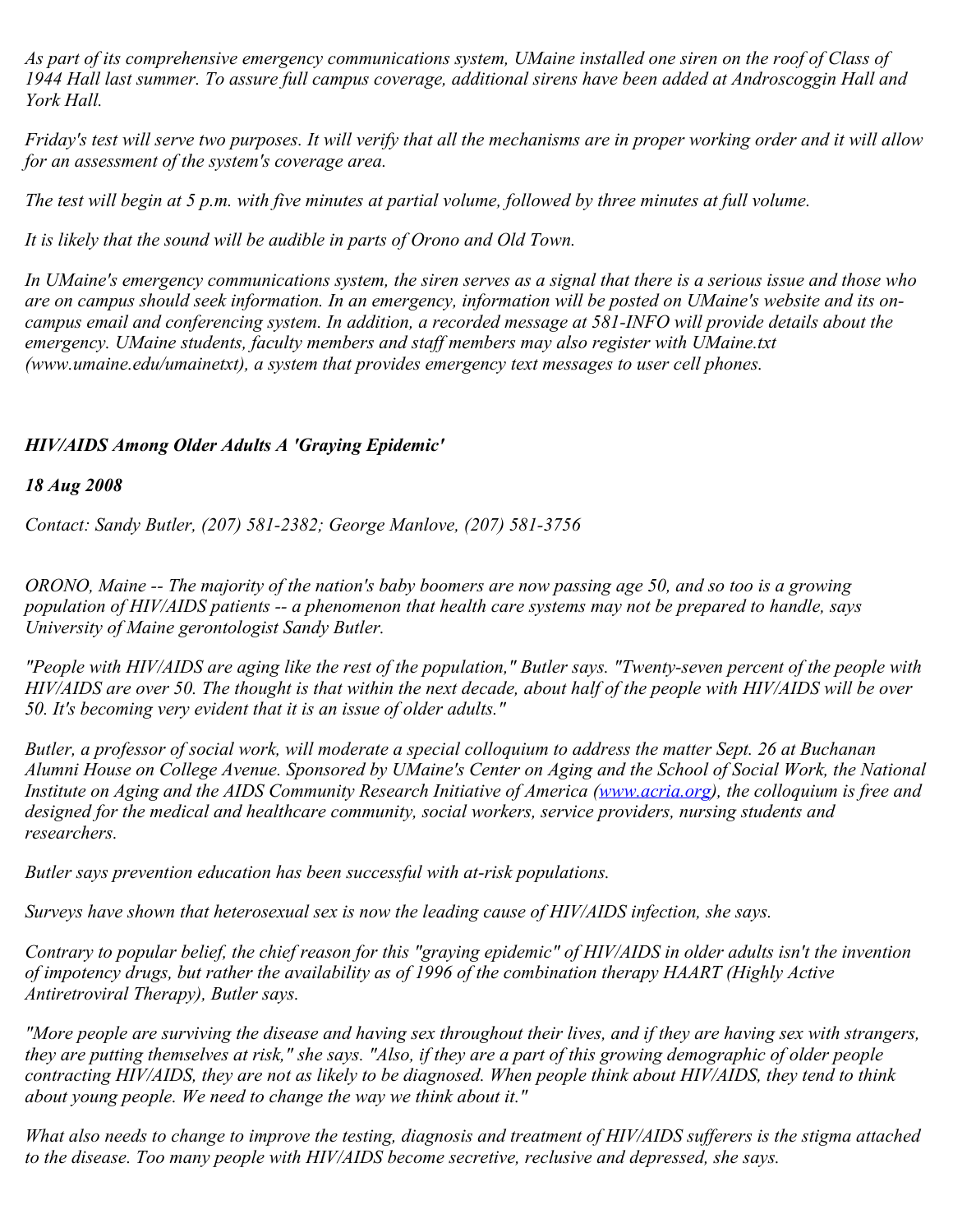*As part of its comprehensive emergency communications system, UMaine installed one siren on the roof of Class of 1944 Hall last summer. To assure full campus coverage, additional sirens have been added at Androscoggin Hall and York Hall.*

*Friday's test will serve two purposes. It will verify that all the mechanisms are in proper working order and it will allow for an assessment of the system's coverage area.*

*The test will begin at 5 p.m. with five minutes at partial volume, followed by three minutes at full volume.*

*It is likely that the sound will be audible in parts of Orono and Old Town.*

*In UMaine's emergency communications system, the siren serves as a signal that there is a serious issue and those who are on campus should seek information. In an emergency, information will be posted on UMaine's website and its on-campus email and conferencing system. In addition, a recorded message at 581-INFO will provide details about the emergency. UMaine students, faculty members and staff members may also register with UMaine.txt (www.umaine.edu/umainetxt), a system that provides emergency text messages to user cell phones.*

## ***HIV/AIDS Among Older Adults A 'Graying Epidemic'***

***18 Aug 2008***

*Contact: Sandy Butler, (207) 581-2382; George Manlove, (207) 581-3756*

*ORONO, Maine -- The majority of the nation's baby boomers are now passing age 50, and so too is a growing population of HIV/AIDS patients -- a phenomenon that health care systems may not be prepared to handle, says University of Maine gerontologist Sandy Butler.*

*"People with HIV/AIDS are aging like the rest of the population," Butler says. "Twenty-seven percent of the people with HIV/AIDS are over 50. The thought is that within the next decade, about half of the people with HIV/AIDS will be over 50. It's becoming very evident that it is an issue of older adults."*

*Butler, a professor of social work, will moderate a special colloquium to address the matter Sept. 26 at Buchanan Alumni House on College Avenue. Sponsored by UMaine's Center on Aging and the School of Social Work, the National Institute on Aging and the AIDS Community Research Initiative of America ([www.acria.org](http://www.acria.org)), the colloquium is free and designed for the medical and healthcare community, social workers, service providers, nursing students and researchers.*

*Butler says prevention education has been successful with at-risk populations.*

*Surveys have shown that heterosexual sex is now the leading cause of HIV/AIDS infection, she says.*

*Contrary to popular belief, the chief reason for this "graying epidemic" of HIV/AIDS in older adults isn't the invention of impotency drugs, but rather the availability as of 1996 of the combination therapy HAART (Highly Active Antiretroviral Therapy), Butler says.*

*"More people are surviving the disease and having sex throughout their lives, and if they are having sex with strangers, they are putting themselves at risk," she says. "Also, if they are a part of this growing demographic of older people contracting HIV/AIDS, they are not as likely to be diagnosed. When people think about HIV/AIDS, they tend to think about young people. We need to change the way we think about it."*

*What also needs to change to improve the testing, diagnosis and treatment of HIV/AIDS sufferers is the stigma attached to the disease. Too many people with HIV/AIDS become secretive, reclusive and depressed, she says.*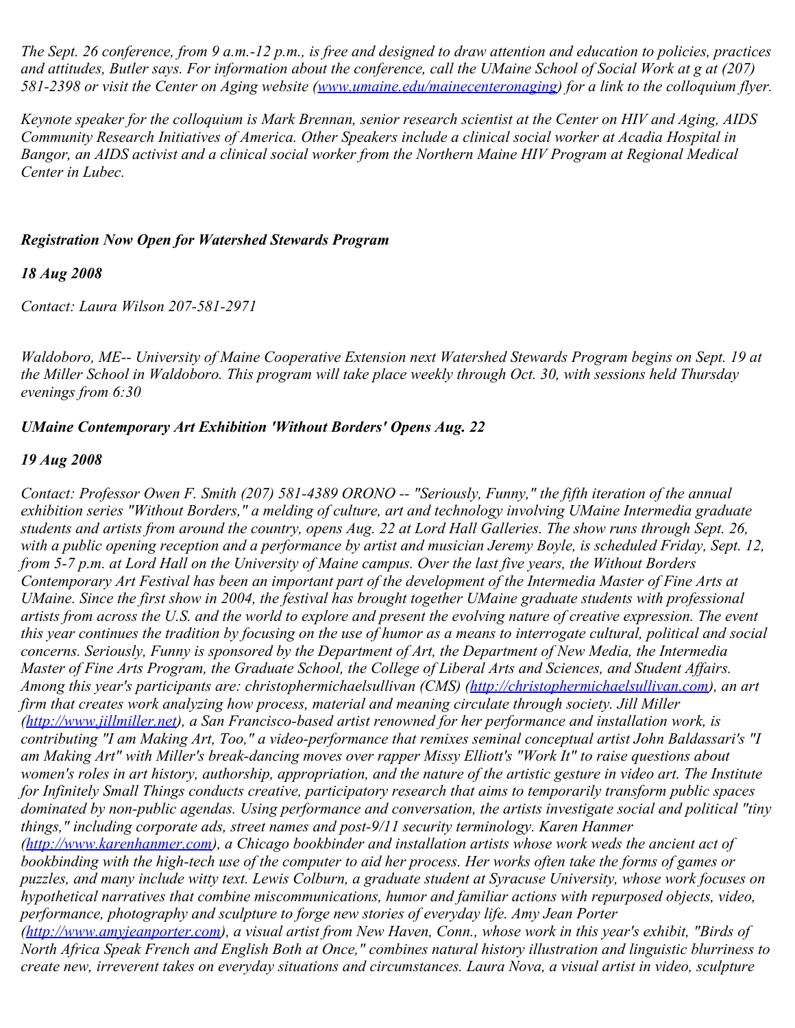*The Sept. 26 conference, from 9 a.m.-12 p.m., is free and designed to draw attention and education to policies, practices and attitudes, Butler says. For information about the conference, call the UMaine School of Social Work at g at (207) 581-2398 or visit the Center on Aging website ([www.umaine.edu/mainecenteronaging](www.umaine.edu/mainecenteronaging)) for a link to the colloquium flyer.*

*Keynote speaker for the colloquium is Mark Brennan, senior research scientist at the Center on HIV and Aging, AIDS Community Research Initiatives of America. Other Speakers include a clinical social worker at Acadia Hospital in Bangor, an AIDS activist and a clinical social worker from the Northern Maine HIV Program at Regional Medical Center in Lubec.*

***Registration Now Open for Watershed Stewards Program***

***18 Aug 2008***

*Contact: Laura Wilson 207-581-2971*

*Waldoboro, ME-- University of Maine Cooperative Extension next Watershed Stewards Program begins on Sept. 19 at the Miller School in Waldoboro. This program will take place weekly through Oct. 30, with sessions held Thursday evenings from 6:30*

***UMaine Contemporary Art Exhibition 'Without Borders' Opens Aug. 22***

***19 Aug 2008***

*Contact: Professor Owen F. Smith (207) 581-4389 ORONO -- "Seriously, Funny," the fifth iteration of the annual exhibition series "Without Borders," a melding of culture, art and technology involving UMaine Intermedia graduate students and artists from around the country, opens Aug. 22 at Lord Hall Galleries. The show runs through Sept. 26, with a public opening reception and a performance by artist and musician Jeremy Boyle, is scheduled Friday, Sept. 12, from 5-7 p.m. at Lord Hall on the University of Maine campus. Over the last five years, the Without Borders Contemporary Art Festival has been an important part of the development of the Intermedia Master of Fine Arts at UMaine. Since the first show in 2004, the festival has brought together UMaine graduate students with professional artists from across the U.S. and the world to explore and present the evolving nature of creative expression. The event this year continues the tradition by focusing on the use of humor as a means to interrogate cultural, political and social concerns. Seriously, Funny is sponsored by the Department of Art, the Department of New Media, the Intermedia Master of Fine Arts Program, the Graduate School, the College of Liberal Arts and Sciences, and Student Affairs. Among this year's participants are: christophermichaelsullivan (CMS) ([http://christophermichaelsullivan.com](http://christophermichaelsullivan.com)), an art firm that creates work analyzing how process, material and meaning circulate through society. Jill Miller ([http://www.jillmiller.net](http://www.jillmiller.net)), a San Francisco-based artist renowned for her performance and installation work, is contributing "I am Making Art, Too," a video-performance that remixes seminal conceptual artist John Baldassari's "I am Making Art" with Miller's break-dancing moves over rapper Missy Elliott's "Work It" to raise questions about women's roles in art history, authorship, appropriation, and the nature of the artistic gesture in video art. The Institute for Infinitely Small Things conducts creative, participatory research that aims to temporarily transform public spaces dominated by non-public agendas. Using performance and conversation, the artists investigate social and political "tiny things," including corporate ads, street names and post-9/11 security terminology. Karen Hanmer ([http://www.karenhanmer.com](http://www.karenhanmer.com)), a Chicago bookbinder and installation artists whose work weds the ancient act of bookbinding with the high-tech use of the computer to aid her process. Her works often take the forms of games or puzzles, and many include witty text. Lewis Colburn, a graduate student at Syracuse University, whose work focuses on hypothetical narratives that combine miscommunications, humor and familiar actions with repurposed objects, video, performance, photography and sculpture to forge new stories of everyday life. Amy Jean Porter ([http://www.amyjeanporter.com](http://www.amyjeanporter.com)), a visual artist from New Haven, Conn., whose work in this year's exhibit, "Birds of North Africa Speak French and English Both at Once," combines natural history illustration and linguistic blurriness to create new, irreverent takes on everyday situations and circumstances. Laura Nova, a visual artist in video, sculpture*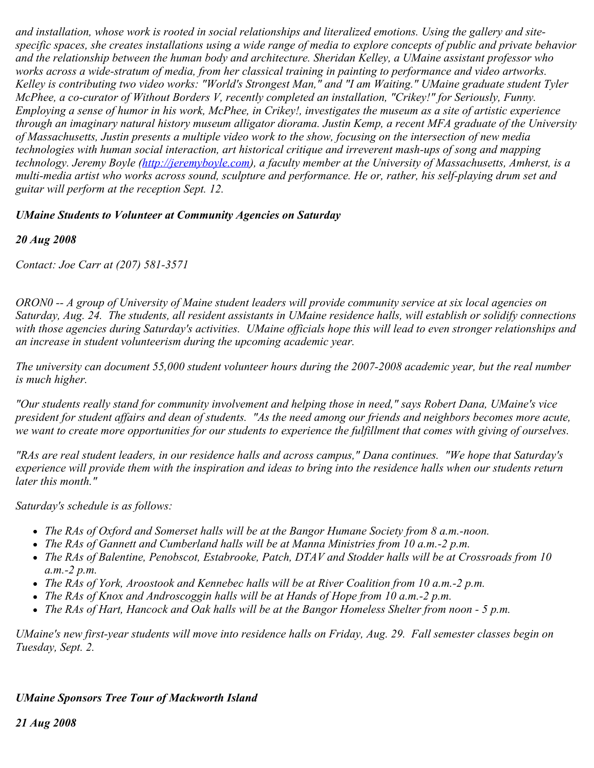*and installation, whose work is rooted in social relationships and literalized emotions. Using the gallery and site-specific spaces, she creates installations using a wide range of media to explore concepts of public and private behavior and the relationship between the human body and architecture. Sheridan Kelley, a UMaine assistant professor who works across a wide-stratum of media, from her classical training in painting to performance and video artworks. Kelley is contributing two video works: "World's Strongest Man," and "I am Waiting." UMaine graduate student Tyler McPhee, a co-curator of Without Borders V, recently completed an installation, "Crikey!" for Seriously, Funny. Employing a sense of humor in his work, McPhee, in Crikey!, investigates the museum as a site of artistic experience through an imaginary natural history museum alligator diorama. Justin Kemp, a recent MFA graduate of the University of Massachusetts, Justin presents a multiple video work to the show, focusing on the intersection of new media technologies with human social interaction, art historical critique and irreverent mash-ups of song and mapping technology. Jeremy Boyle ([http://jeremyboyle.com](http://jeremyboyle.com)), a faculty member at the University of Massachusetts, Amherst, is a multi-media artist who works across sound, sculpture and performance. He or, rather, his self-playing drum set and guitar will perform at the reception Sept. 12.*

***UMaine Students to Volunteer at Community Agencies on Saturday***

***20 Aug 2008***

*Contact: Joe Carr at (207) 581-3571*

*ORON0 -- A group of University of Maine student leaders will provide community service at six local agencies on Saturday, Aug. 24. The students, all resident assistants in UMaine residence halls, will establish or solidify connections with those agencies during Saturday's activities. UMaine officials hope this will lead to even stronger relationships and an increase in student volunteerism during the upcoming academic year.*

*The university can document 55,000 student volunteer hours during the 2007-2008 academic year, but the real number is much higher.*

*"Our students really stand for community involvement and helping those in need," says Robert Dana, UMaine's vice president for student affairs and dean of students. "As the need among our friends and neighbors becomes more acute, we want to create more opportunities for our students to experience the fulfillment that comes with giving of ourselves.*

*"RAs are real student leaders, in our residence halls and across campus," Dana continues. "We hope that Saturday's experience will provide them with the inspiration and ideas to bring into the residence halls when our students return later this month."*

*Saturday's schedule is as follows:*

- *The RAs of Oxford and Somerset halls will be at the Bangor Humane Society from 8 a.m.-noon.*
- *The RAs of Gannett and Cumberland halls will be at Manna Ministries from 10 a.m.-2 p.m.*
- *The RAs of Balentine, Penobscot, Estabrooke, Patch, DTAV and Stodder halls will be at Crossroads from 10 a.m.-2 p.m.*
- *The RAs of York, Aroostook and Kennebec halls will be at River Coalition from 10 a.m.-2 p.m.*
- *The RAs of Knox and Androscoggin halls will be at Hands of Hope from 10 a.m.-2 p.m.*
- *The RAs of Hart, Hancock and Oak halls will be at the Bangor Homeless Shelter from noon - 5 p.m.*

*UMaine's new first-year students will move into residence halls on Friday, Aug. 29. Fall semester classes begin on Tuesday, Sept. 2.*

***UMaine Sponsors Tree Tour of Mackworth Island***

***21 Aug 2008***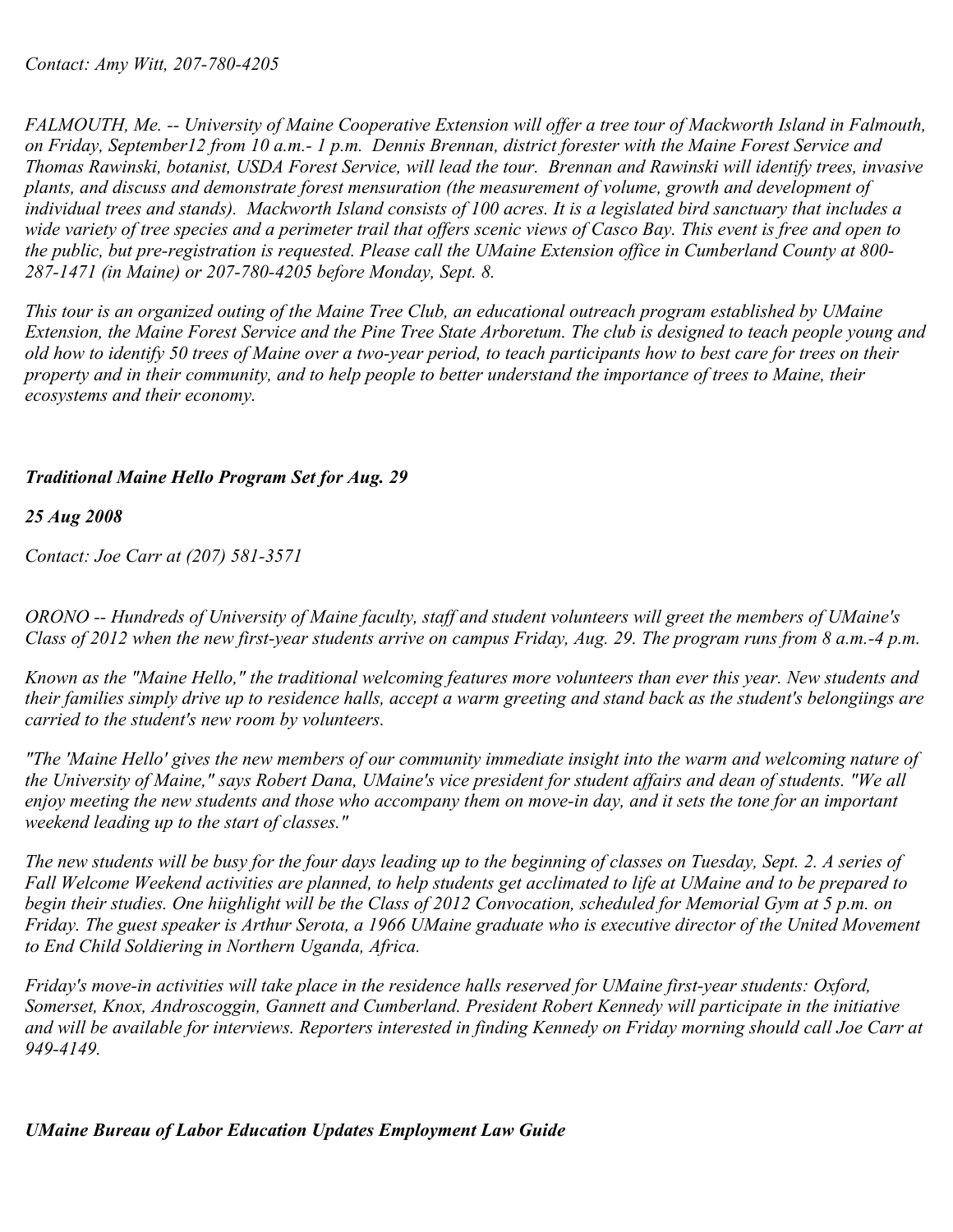*Contact: Amy Witt, 207-780-4205*

*FALMOUTH, Me. -- University of Maine Cooperative Extension will offer a tree tour of Mackworth Island in Falmouth, on Friday, September12 from 10 a.m.- 1 p.m. Dennis Brennan, district forester with the Maine Forest Service and Thomas Rawinski, botanist, USDA Forest Service, will lead the tour. Brennan and Rawinski will identify trees, invasive plants, and discuss and demonstrate forest mensuration (the measurement of volume, growth and development of individual trees and stands). Mackworth Island consists of 100 acres. It is a legislated bird sanctuary that includes a wide variety of tree species and a perimeter trail that offers scenic views of Casco Bay. This event is free and open to the public, but pre-registration is requested. Please call the UMaine Extension office in Cumberland County at 800-287-1471 (in Maine) or 207-780-4205 before Monday, Sept. 8.*

*This tour is an organized outing of the Maine Tree Club, an educational outreach program established by UMaine Extension, the Maine Forest Service and the Pine Tree State Arboretum. The club is designed to teach people young and old how to identify 50 trees of Maine over a two-year period, to teach participants how to best care for trees on their property and in their community, and to help people to better understand the importance of trees to Maine, their ecosystems and their economy.*

***Traditional Maine Hello Program Set for Aug. 29***

***25 Aug 2008***

*Contact: Joe Carr at (207) 581-3571*

*ORONO -- Hundreds of University of Maine faculty, staff and student volunteers will greet the members of UMaine's Class of 2012 when the new first-year students arrive on campus Friday, Aug. 29. The program runs from 8 a.m.-4 p.m.*

*Known as the "Maine Hello," the traditional welcoming features more volunteers than ever this year. New students and their families simply drive up to residence halls, accept a warm greeting and stand back as the student's belongiings are carried to the student's new room by volunteers.*

*"The 'Maine Hello' gives the new members of our community immediate insight into the warm and welcoming nature of the University of Maine," says Robert Dana, UMaine's vice president for student affairs and dean of students. "We all enjoy meeting the new students and those who accompany them on move-in day, and it sets the tone for an important weekend leading up to the start of classes."*

*The new students will be busy for the four days leading up to the beginning of classes on Tuesday, Sept. 2. A series of Fall Welcome Weekend activities are planned, to help students get acclimated to life at UMaine and to be prepared to begin their studies. One hiighlight will be the Class of 2012 Convocation, scheduled for Memorial Gym at 5 p.m. on Friday. The guest speaker is Arthur Serota, a 1966 UMaine graduate who is executive director of the United Movement to End Child Soldiering in Northern Uganda, Africa.*

*Friday's move-in activities will take place in the residence halls reserved for UMaine first-year students: Oxford, Somerset, Knox, Androscoggin, Gannett and Cumberland. President Robert Kennedy will participate in the initiative and will be available for interviews. Reporters interested in finding Kennedy on Friday morning should call Joe Carr at 949-4149.*

***UMaine Bureau of Labor Education Updates Employment Law Guide***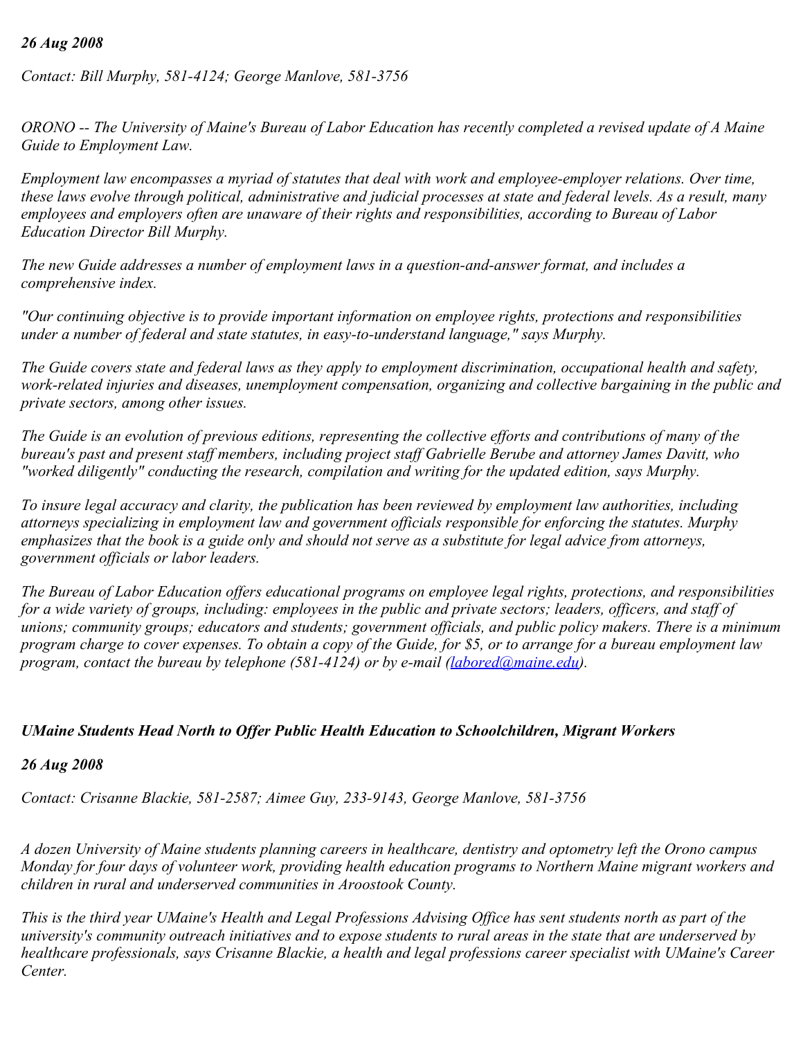*26 Aug 2008*

*Contact: Bill Murphy, 581-4124; George Manlove, 581-3756*

*ORONO -- The University of Maine's Bureau of Labor Education has recently completed a revised update of A Maine Guide to Employment Law.*

*Employment law encompasses a myriad of statutes that deal with work and employee-employer relations. Over time, these laws evolve through political, administrative and judicial processes at state and federal levels. As a result, many employees and employers often are unaware of their rights and responsibilities, according to Bureau of Labor Education Director Bill Murphy.*

*The new Guide addresses a number of employment laws in a question-and-answer format, and includes a comprehensive index.*

*"Our continuing objective is to provide important information on employee rights, protections and responsibilities under a number of federal and state statutes, in easy-to-understand language," says Murphy.*

*The Guide covers state and federal laws as they apply to employment discrimination, occupational health and safety, work-related injuries and diseases, unemployment compensation, organizing and collective bargaining in the public and private sectors, among other issues.*

*The Guide is an evolution of previous editions, representing the collective efforts and contributions of many of the bureau's past and present staff members, including project staff Gabrielle Berube and attorney James Davitt, who "worked diligently" conducting the research, compilation and writing for the updated edition, says Murphy.*

*To insure legal accuracy and clarity, the publication has been reviewed by employment law authorities, including attorneys specializing in employment law and government officials responsible for enforcing the statutes. Murphy emphasizes that the book is a guide only and should not serve as a substitute for legal advice from attorneys, government officials or labor leaders.*

*The Bureau of Labor Education offers educational programs on employee legal rights, protections, and responsibilities for a wide variety of groups, including: employees in the public and private sectors; leaders, officers, and staff of unions; community groups; educators and students; government officials, and public policy makers. There is a minimum program charge to cover expenses. To obtain a copy of the Guide, for $5, or to arrange for a bureau employment law program, contact the bureau by telephone (581-4124) or by e-mail ([labored@maine.edu](mailto:labored@maine.edu)).*

## *UMaine Students Head North to Offer Public Health Education to Schoolchildren, Migrant Workers*

*26 Aug 2008*

*Contact: Crisanne Blackie, 581-2587; Aimee Guy, 233-9143, George Manlove, 581-3756*

*A dozen University of Maine students planning careers in healthcare, dentistry and optometry left the Orono campus Monday for four days of volunteer work, providing health education programs to Northern Maine migrant workers and children in rural and underserved communities in Aroostook County.*

*This is the third year UMaine's Health and Legal Professions Advising Office has sent students north as part of the university's community outreach initiatives and to expose students to rural areas in the state that are underserved by healthcare professionals, says Crisanne Blackie, a health and legal professions career specialist with UMaine's Career Center.*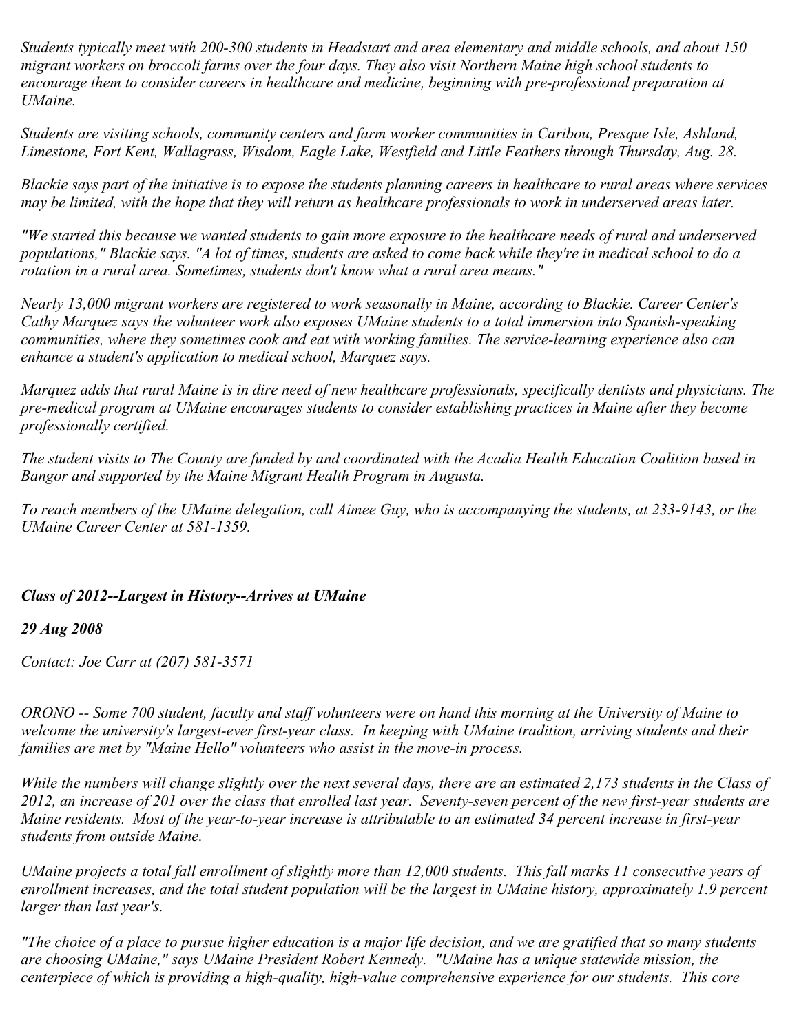*Students typically meet with 200-300 students in Headstart and area elementary and middle schools, and about 150 migrant workers on broccoli farms over the four days. They also visit Northern Maine high school students to encourage them to consider careers in healthcare and medicine, beginning with pre-professional preparation at UMaine.*

*Students are visiting schools, community centers and farm worker communities in Caribou, Presque Isle, Ashland, Limestone, Fort Kent, Wallagrass, Wisdom, Eagle Lake, Westfield and Little Feathers through Thursday, Aug. 28.*

*Blackie says part of the initiative is to expose the students planning careers in healthcare to rural areas where services may be limited, with the hope that they will return as healthcare professionals to work in underserved areas later.*

*"We started this because we wanted students to gain more exposure to the healthcare needs of rural and underserved populations," Blackie says. "A lot of times, students are asked to come back while they're in medical school to do a rotation in a rural area. Sometimes, students don't know what a rural area means."*

*Nearly 13,000 migrant workers are registered to work seasonally in Maine, according to Blackie. Career Center's Cathy Marquez says the volunteer work also exposes UMaine students to a total immersion into Spanish-speaking communities, where they sometimes cook and eat with working families. The service-learning experience also can enhance a student's application to medical school, Marquez says.*

*Marquez adds that rural Maine is in dire need of new healthcare professionals, specifically dentists and physicians. The pre-medical program at UMaine encourages students to consider establishing practices in Maine after they become professionally certified.*

*The student visits to The County are funded by and coordinated with the Acadia Health Education Coalition based in Bangor and supported by the Maine Migrant Health Program in Augusta.*

*To reach members of the UMaine delegation, call Aimee Guy, who is accompanying the students, at 233-9143, or the UMaine Career Center at 581-1359.*

## ***Class of 2012--Largest in History--Arrives at UMaine***

***29 Aug 2008***

*Contact: Joe Carr at (207) 581-3571*

*ORONO -- Some 700 student, faculty and staff volunteers were on hand this morning at the University of Maine to welcome the university's largest-ever first-year class. In keeping with UMaine tradition, arriving students and their families are met by "Maine Hello" volunteers who assist in the move-in process.*

*While the numbers will change slightly over the next several days, there are an estimated 2,173 students in the Class of 2012, an increase of 201 over the class that enrolled last year. Seventy-seven percent of the new first-year students are Maine residents. Most of the year-to-year increase is attributable to an estimated 34 percent increase in first-year students from outside Maine.*

*UMaine projects a total fall enrollment of slightly more than 12,000 students. This fall marks 11 consecutive years of enrollment increases, and the total student population will be the largest in UMaine history, approximately 1.9 percent larger than last year's.*

*"The choice of a place to pursue higher education is a major life decision, and we are gratified that so many students are choosing UMaine," says UMaine President Robert Kennedy. "UMaine has a unique statewide mission, the centerpiece of which is providing a high-quality, high-value comprehensive experience for our students. This core*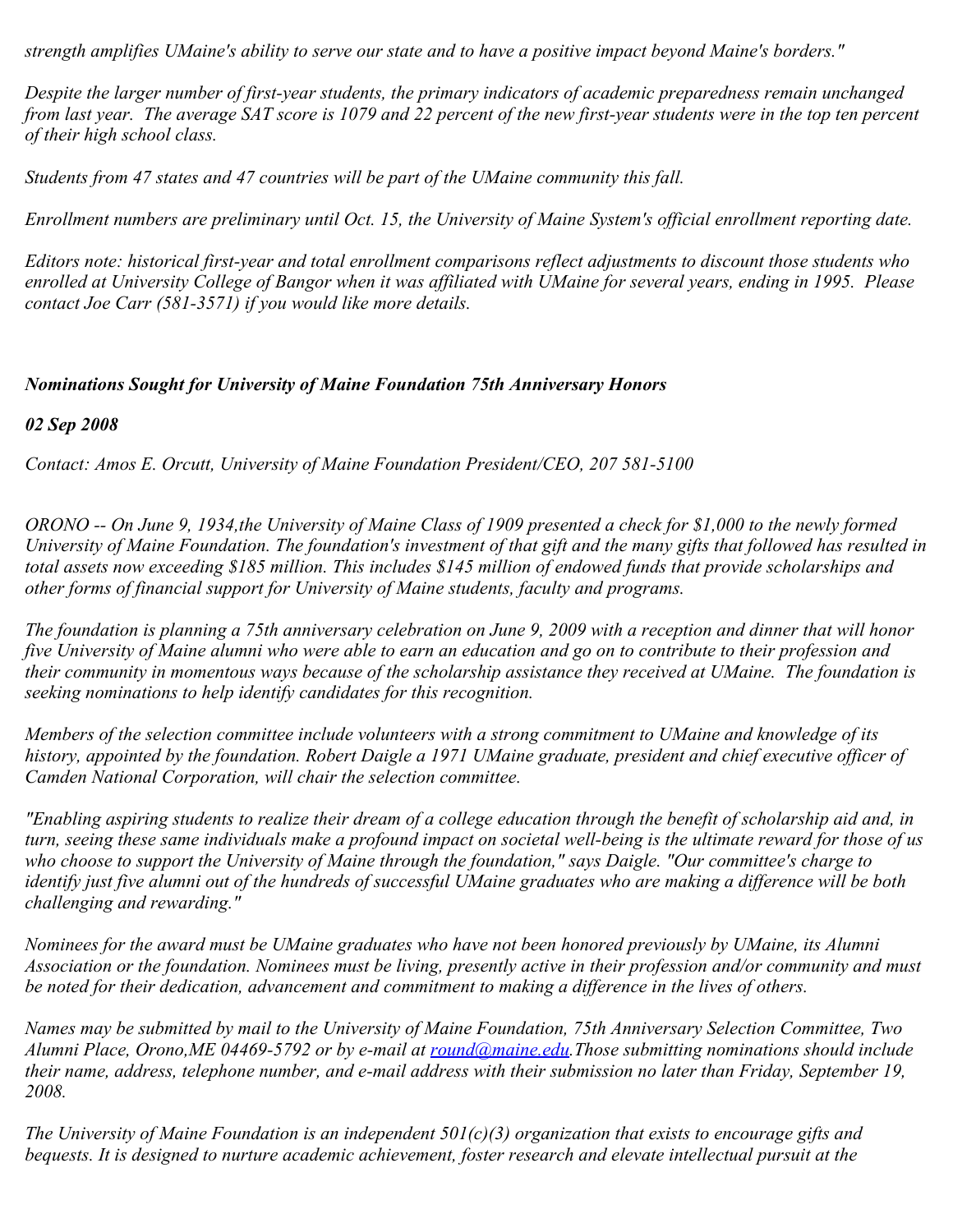*strength amplifies UMaine's ability to serve our state and to have a positive impact beyond Maine's borders."*

*Despite the larger number of first-year students, the primary indicators of academic preparedness remain unchanged from last year. The average SAT score is 1079 and 22 percent of the new first-year students were in the top ten percent of their high school class.*

*Students from 47 states and 47 countries will be part of the UMaine community this fall.*

*Enrollment numbers are preliminary until Oct. 15, the University of Maine System's official enrollment reporting date.*

*Editors note: historical first-year and total enrollment comparisons reflect adjustments to discount those students who enrolled at University College of Bangor when it was affiliated with UMaine for several years, ending in 1995. Please contact Joe Carr (581-3571) if you would like more details.*

### *Nominations Sought for University of Maine Foundation 75th Anniversary Honors*

***02 Sep 2008***

*Contact: Amos E. Orcutt, University of Maine Foundation President/CEO, 207 581-5100*

*ORONO -- On June 9, 1934,the University of Maine Class of 1909 presented a check for $1,000 to the newly formed University of Maine Foundation. The foundation's investment of that gift and the many gifts that followed has resulted in total assets now exceeding $185 million. This includes $145 million of endowed funds that provide scholarships and other forms of financial support for University of Maine students, faculty and programs.*

*The foundation is planning a 75th anniversary celebration on June 9, 2009 with a reception and dinner that will honor five University of Maine alumni who were able to earn an education and go on to contribute to their profession and their community in momentous ways because of the scholarship assistance they received at UMaine. The foundation is seeking nominations to help identify candidates for this recognition.*

*Members of the selection committee include volunteers with a strong commitment to UMaine and knowledge of its history, appointed by the foundation. Robert Daigle a 1971 UMaine graduate, president and chief executive officer of Camden National Corporation, will chair the selection committee.*

*"Enabling aspiring students to realize their dream of a college education through the benefit of scholarship aid and, in turn, seeing these same individuals make a profound impact on societal well-being is the ultimate reward for those of us who choose to support the University of Maine through the foundation," says Daigle. "Our committee's charge to identify just five alumni out of the hundreds of successful UMaine graduates who are making a difference will be both challenging and rewarding."*

*Nominees for the award must be UMaine graduates who have not been honored previously by UMaine, its Alumni Association or the foundation. Nominees must be living, presently active in their profession and/or community and must be noted for their dedication, advancement and commitment to making a difference in the lives of others.*

*Names may be submitted by mail to the University of Maine Foundation, 75th Anniversary Selection Committee, Two Alumni Place, Orono,ME 04469-5792 or by e-mail at [round@maine.edu](mailto:round@maine.edu).Those submitting nominations should include their name, address, telephone number, and e-mail address with their submission no later than Friday, September 19, 2008.*

*The University of Maine Foundation is an independent 501(c)(3) organization that exists to encourage gifts and bequests. It is designed to nurture academic achievement, foster research and elevate intellectual pursuit at the*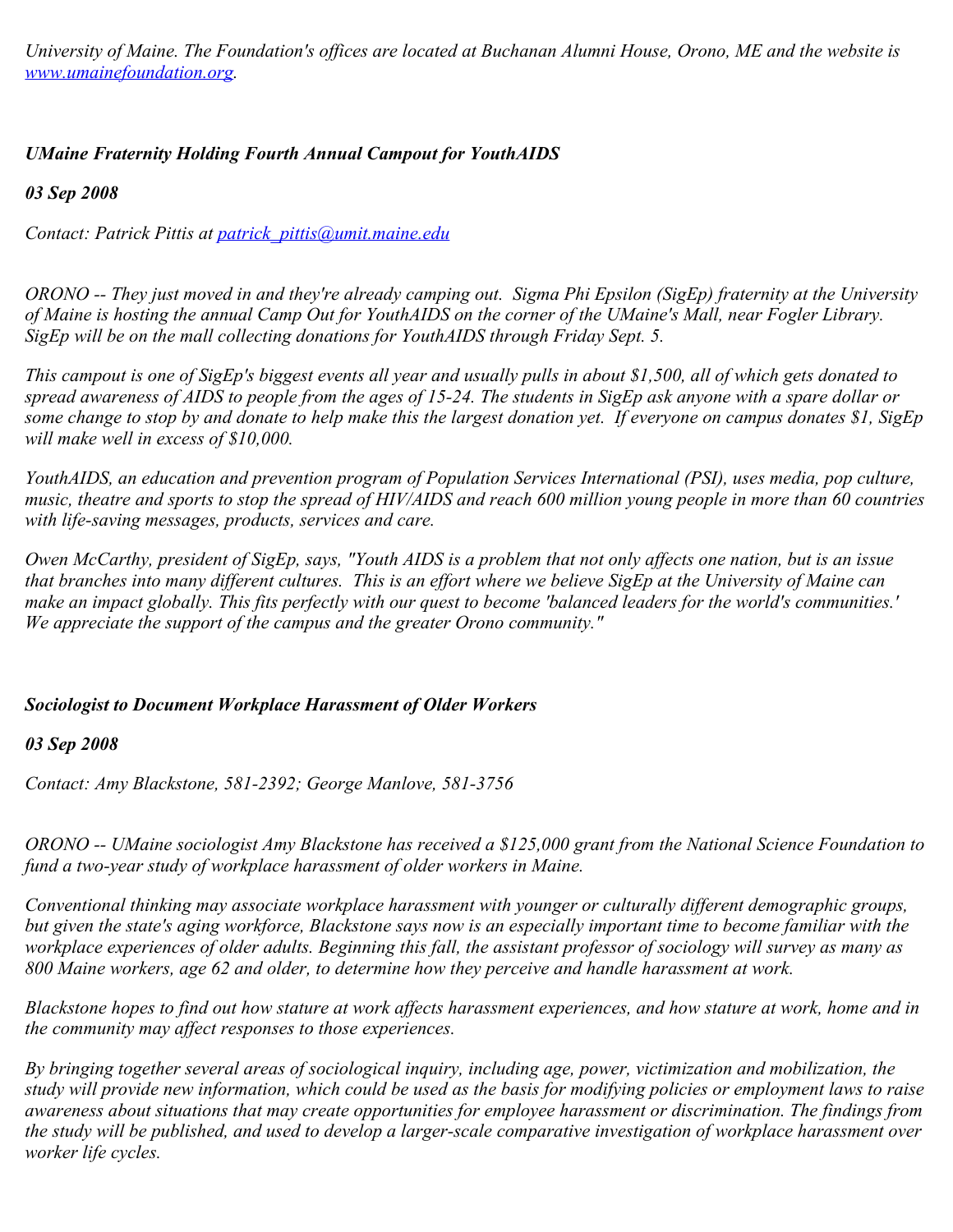*University of Maine. The Foundation's offices are located at Buchanan Alumni House, Orono, ME and the website is [www.umainefoundation.org](http://www.umainefoundation.org).*

### *UMaine Fraternity Holding Fourth Annual Campout for YouthAIDS*

***03 Sep 2008***

*Contact: Patrick Pittis at [patrick_pittis@umit.maine.edu](mailto:patrick_pittis@umit.maine.edu)*

*ORONO -- They just moved in and they're already camping out. Sigma Phi Epsilon (SigEp) fraternity at the University of Maine is hosting the annual Camp Out for YouthAIDS on the corner of the UMaine's Mall, near Fogler Library. SigEp will be on the mall collecting donations for YouthAIDS through Friday Sept. 5.*

*This campout is one of SigEp's biggest events all year and usually pulls in about $1,500, all of which gets donated to spread awareness of AIDS to people from the ages of 15-24. The students in SigEp ask anyone with a spare dollar or some change to stop by and donate to help make this the largest donation yet. If everyone on campus donates $1, SigEp will make well in excess of $10,000.*

*YouthAIDS, an education and prevention program of Population Services International (PSI), uses media, pop culture, music, theatre and sports to stop the spread of HIV/AIDS and reach 600 million young people in more than 60 countries with life-saving messages, products, services and care.*

*Owen McCarthy, president of SigEp, says, "Youth AIDS is a problem that not only affects one nation, but is an issue that branches into many different cultures. This is an effort where we believe SigEp at the University of Maine can make an impact globally. This fits perfectly with our quest to become 'balanced leaders for the world's communities.' We appreciate the support of the campus and the greater Orono community."*

### *Sociologist to Document Workplace Harassment of Older Workers*

***03 Sep 2008***

*Contact: Amy Blackstone, 581-2392; George Manlove, 581-3756*

*ORONO -- UMaine sociologist Amy Blackstone has received a $125,000 grant from the National Science Foundation to fund a two-year study of workplace harassment of older workers in Maine.*

*Conventional thinking may associate workplace harassment with younger or culturally different demographic groups, but given the state's aging workforce, Blackstone says now is an especially important time to become familiar with the workplace experiences of older adults. Beginning this fall, the assistant professor of sociology will survey as many as 800 Maine workers, age 62 and older, to determine how they perceive and handle harassment at work.*

*Blackstone hopes to find out how stature at work affects harassment experiences, and how stature at work, home and in the community may affect responses to those experiences.*

*By bringing together several areas of sociological inquiry, including age, power, victimization and mobilization, the study will provide new information, which could be used as the basis for modifying policies or employment laws to raise awareness about situations that may create opportunities for employee harassment or discrimination. The findings from the study will be published, and used to develop a larger-scale comparative investigation of workplace harassment over worker life cycles.*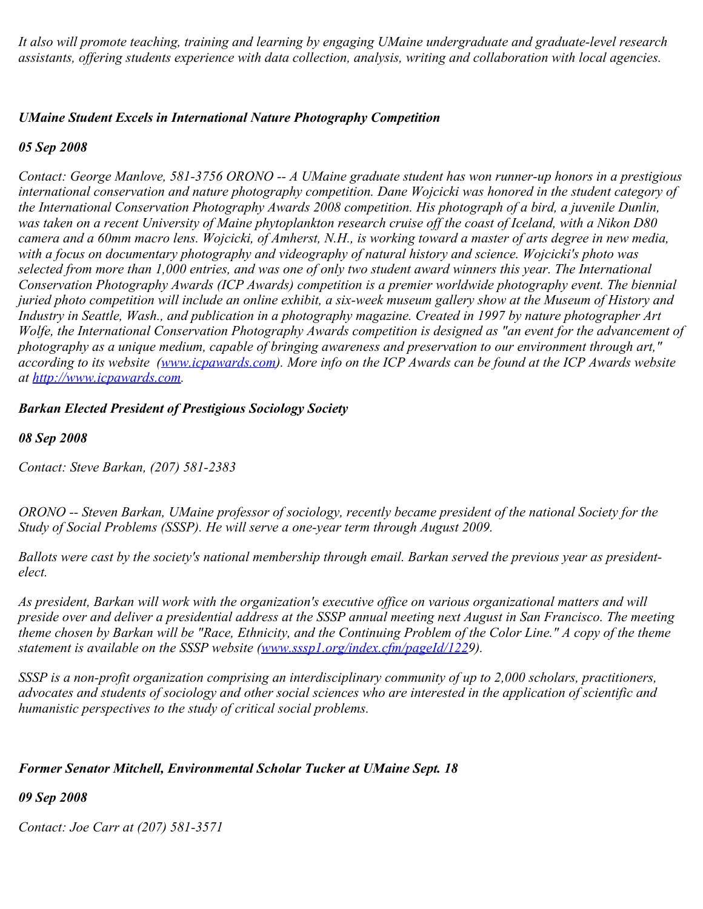*It also will promote teaching, training and learning by engaging UMaine undergraduate and graduate-level research assistants, offering students experience with data collection, analysis, writing and collaboration with local agencies.*

### *UMaine Student Excels in International Nature Photography Competition*

***05 Sep 2008***

*Contact: George Manlove, 581-3756 ORONO -- A UMaine graduate student has won runner-up honors in a prestigious international conservation and nature photography competition. Dane Wojcicki was honored in the student category of the International Conservation Photography Awards 2008 competition. His photograph of a bird, a juvenile Dunlin, was taken on a recent University of Maine phytoplankton research cruise off the coast of Iceland, with a Nikon D80 camera and a 60mm macro lens. Wojcicki, of Amherst, N.H., is working toward a master of arts degree in new media, with a focus on documentary photography and videography of natural history and science. Wojcicki's photo was selected from more than 1,000 entries, and was one of only two student award winners this year. The International Conservation Photography Awards (ICP Awards) competition is a premier worldwide photography event. The biennial juried photo competition will include an online exhibit, a six-week museum gallery show at the Museum of History and Industry in Seattle, Wash., and publication in a photography magazine. Created in 1997 by nature photographer Art Wolfe, the International Conservation Photography Awards competition is designed as "an event for the advancement of photography as a unique medium, capable of bringing awareness and preservation to our environment through art," according to its website ([www.icpawards.com](http://www.icpawards.com)). More info on the ICP Awards can be found at the ICP Awards website at [http://www.icpawards.com](http://www.icpawards.com).*

### *Barkan Elected President of Prestigious Sociology Society*

***08 Sep 2008***

*Contact: Steve Barkan, (207) 581-2383*

*ORONO -- Steven Barkan, UMaine professor of sociology, recently became president of the national Society for the Study of Social Problems (SSSP). He will serve a one-year term through August 2009.*

*Ballots were cast by the society's national membership through email. Barkan served the previous year as president-elect.*

*As president, Barkan will work with the organization's executive office on various organizational matters and will preside over and deliver a presidential address at the SSSP annual meeting next August in San Francisco. The meeting theme chosen by Barkan will be "Race, Ethnicity, and the Continuing Problem of the Color Line." A copy of the theme statement is available on the SSSP website ([www.sssp1.org/index.cfm/pageId/1229](http://www.sssp1.org/index.cfm/pageId/1229)).*

*SSSP is a non-profit organization comprising an interdisciplinary community of up to 2,000 scholars, practitioners, advocates and students of sociology and other social sciences who are interested in the application of scientific and humanistic perspectives to the study of critical social problems.*

### *Former Senator Mitchell, Environmental Scholar Tucker at UMaine Sept. 18*

***09 Sep 2008***

*Contact: Joe Carr at (207) 581-3571*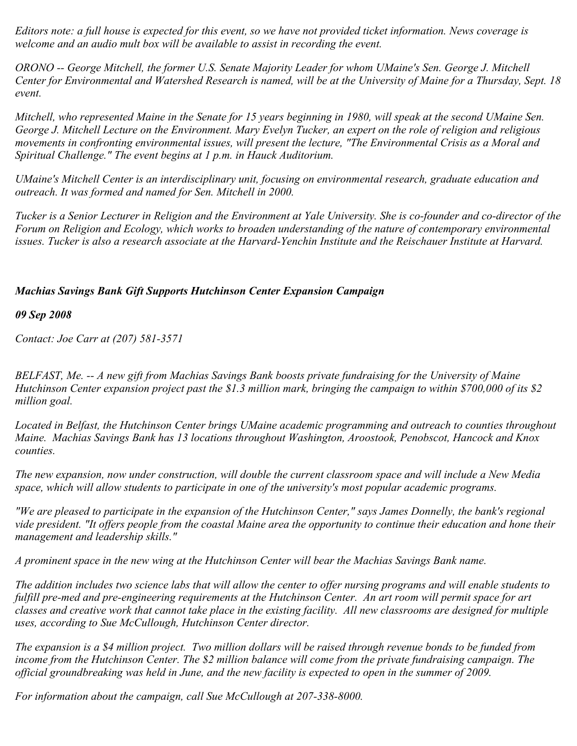*Editors note: a full house is expected for this event, so we have not provided ticket information. News coverage is welcome and an audio mult box will be available to assist in recording the event.*

*ORONO -- George Mitchell, the former U.S. Senate Majority Leader for whom UMaine's Sen. George J. Mitchell Center for Environmental and Watershed Research is named, will be at the University of Maine for a Thursday, Sept. 18 event.*

*Mitchell, who represented Maine in the Senate for 15 years beginning in 1980, will speak at the second UMaine Sen. George J. Mitchell Lecture on the Environment. Mary Evelyn Tucker, an expert on the role of religion and religious movements in confronting environmental issues, will present the lecture, "The Environmental Crisis as a Moral and Spiritual Challenge." The event begins at 1 p.m. in Hauck Auditorium.*

*UMaine's Mitchell Center is an interdisciplinary unit, focusing on environmental research, graduate education and outreach. It was formed and named for Sen. Mitchell in 2000.*

*Tucker is a Senior Lecturer in Religion and the Environment at Yale University. She is co-founder and co-director of the Forum on Religion and Ecology, which works to broaden understanding of the nature of contemporary environmental issues. Tucker is also a research associate at the Harvard-Yenchin Institute and the Reischauer Institute at Harvard.*

***Machias Savings Bank Gift Supports Hutchinson Center Expansion Campaign***

***09 Sep 2008***

*Contact: Joe Carr at (207) 581-3571*

*BELFAST, Me. -- A new gift from Machias Savings Bank boosts private fundraising for the University of Maine Hutchinson Center expansion project past the $1.3 million mark, bringing the campaign to within $700,000 of its $2 million goal.*

*Located in Belfast, the Hutchinson Center brings UMaine academic programming and outreach to counties throughout Maine. Machias Savings Bank has 13 locations throughout Washington, Aroostook, Penobscot, Hancock and Knox counties.*

*The new expansion, now under construction, will double the current classroom space and will include a New Media space, which will allow students to participate in one of the university's most popular academic programs.*

*"We are pleased to participate in the expansion of the Hutchinson Center," says James Donnelly, the bank's regional vide president. "It offers people from the coastal Maine area the opportunity to continue their education and hone their management and leadership skills."*

*A prominent space in the new wing at the Hutchinson Center will bear the Machias Savings Bank name.*

*The addition includes two science labs that will allow the center to offer nursing programs and will enable students to fulfill pre-med and pre-engineering requirements at the Hutchinson Center. An art room will permit space for art classes and creative work that cannot take place in the existing facility. All new classrooms are designed for multiple uses, according to Sue McCullough, Hutchinson Center director.*

*The expansion is a $4 million project. Two million dollars will be raised through revenue bonds to be funded from income from the Hutchinson Center. The $2 million balance will come from the private fundraising campaign. The official groundbreaking was held in June, and the new facility is expected to open in the summer of 2009.*

*For information about the campaign, call Sue McCullough at 207-338-8000.*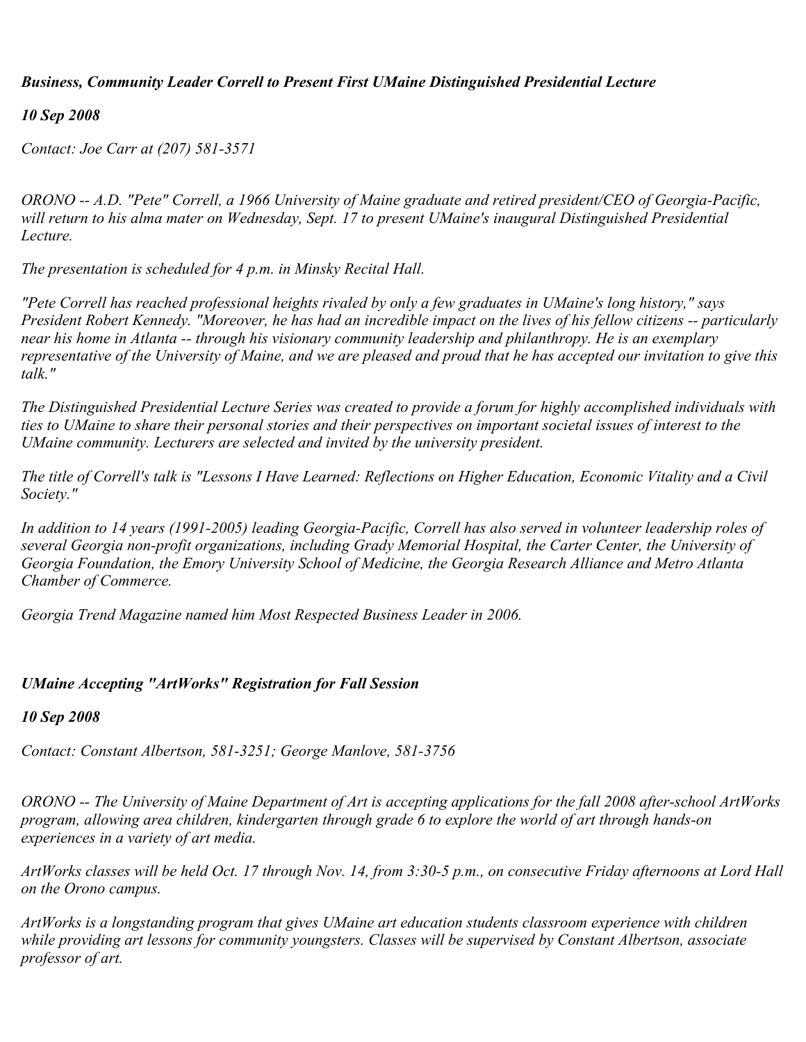## *Business, Community Leader Correll to Present First UMaine Distinguished Presidential Lecture*

*10 Sep 2008*

*Contact: Joe Carr at (207) 581-3571*

*ORONO -- A.D. "Pete" Correll, a 1966 University of Maine graduate and retired president/CEO of Georgia-Pacific, will return to his alma mater on Wednesday, Sept. 17 to present UMaine's inaugural Distinguished Presidential Lecture.*

*The presentation is scheduled for 4 p.m. in Minsky Recital Hall.*

*"Pete Correll has reached professional heights rivaled by only a few graduates in UMaine's long history," says President Robert Kennedy. "Moreover, he has had an incredible impact on the lives of his fellow citizens -- particularly near his home in Atlanta -- through his visionary community leadership and philanthropy. He is an exemplary representative of the University of Maine, and we are pleased and proud that he has accepted our invitation to give this talk."*

*The Distinguished Presidential Lecture Series was created to provide a forum for highly accomplished individuals with ties to UMaine to share their personal stories and their perspectives on important societal issues of interest to the UMaine community. Lecturers are selected and invited by the university president.*

*The title of Correll's talk is "Lessons I Have Learned: Reflections on Higher Education, Economic Vitality and a Civil Society."*

*In addition to 14 years (1991-2005) leading Georgia-Pacific, Correll has also served in volunteer leadership roles of several Georgia non-profit organizations, including Grady Memorial Hospital, the Carter Center, the University of Georgia Foundation, the Emory University School of Medicine, the Georgia Research Alliance and Metro Atlanta Chamber of Commerce.*

*Georgia Trend Magazine named him Most Respected Business Leader in 2006.*

## *UMaine Accepting "ArtWorks" Registration for Fall Session*

*10 Sep 2008*

*Contact: Constant Albertson, 581-3251; George Manlove, 581-3756*

*ORONO -- The University of Maine Department of Art is accepting applications for the fall 2008 after-school ArtWorks program, allowing area children, kindergarten through grade 6 to explore the world of art through hands-on experiences in a variety of art media.*

*ArtWorks classes will be held Oct. 17 through Nov. 14, from 3:30-5 p.m., on consecutive Friday afternoons at Lord Hall on the Orono campus.*

*ArtWorks is a longstanding program that gives UMaine art education students classroom experience with children while providing art lessons for community youngsters. Classes will be supervised by Constant Albertson, associate professor of art.*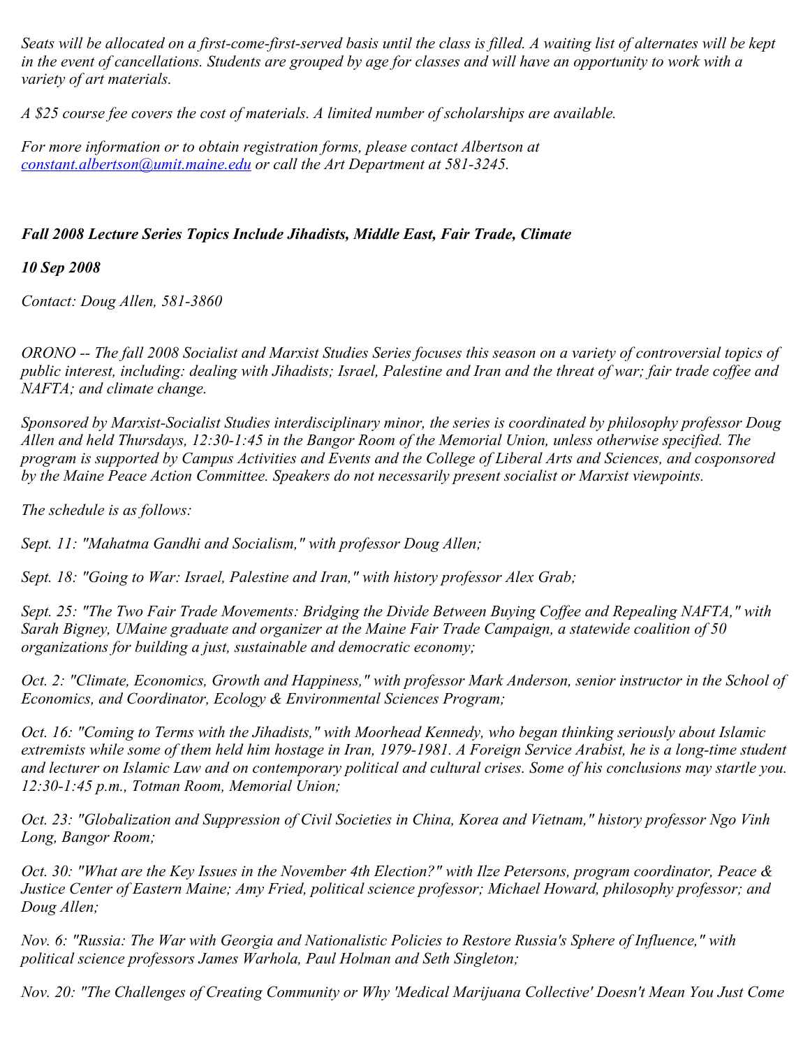*Seats will be allocated on a first-come-first-served basis until the class is filled. A waiting list of alternates will be kept in the event of cancellations. Students are grouped by age for classes and will have an opportunity to work with a variety of art materials.*

*A $25 course fee covers the cost of materials. A limited number of scholarships are available.*

*For more information or to obtain registration forms, please contact Albertson at [constant.albertson@umit.maine.edu](mailto:constant.albertson@umit.maine.edu) or call the Art Department at 581-3245.*

***Fall 2008 Lecture Series Topics Include Jihadists, Middle East, Fair Trade, Climate***

***10 Sep 2008***

*Contact: Doug Allen, 581-3860*

*ORONO -- The fall 2008 Socialist and Marxist Studies Series focuses this season on a variety of controversial topics of public interest, including: dealing with Jihadists; Israel, Palestine and Iran and the threat of war; fair trade coffee and NAFTA; and climate change.*

*Sponsored by Marxist-Socialist Studies interdisciplinary minor, the series is coordinated by philosophy professor Doug Allen and held Thursdays, 12:30-1:45 in the Bangor Room of the Memorial Union, unless otherwise specified. The program is supported by Campus Activities and Events and the College of Liberal Arts and Sciences, and cosponsored by the Maine Peace Action Committee. Speakers do not necessarily present socialist or Marxist viewpoints.*

*The schedule is as follows:*

*Sept. 11: "Mahatma Gandhi and Socialism," with professor Doug Allen;*

*Sept. 18: "Going to War: Israel, Palestine and Iran," with history professor Alex Grab;*

*Sept. 25: "The Two Fair Trade Movements: Bridging the Divide Between Buying Coffee and Repealing NAFTA," with Sarah Bigney, UMaine graduate and organizer at the Maine Fair Trade Campaign, a statewide coalition of 50 organizations for building a just, sustainable and democratic economy;*

*Oct. 2: "Climate, Economics, Growth and Happiness," with professor Mark Anderson, senior instructor in the School of Economics, and Coordinator, Ecology & Environmental Sciences Program;*

*Oct. 16: "Coming to Terms with the Jihadists," with Moorhead Kennedy, who began thinking seriously about Islamic extremists while some of them held him hostage in Iran, 1979-1981. A Foreign Service Arabist, he is a long-time student and lecturer on Islamic Law and on contemporary political and cultural crises. Some of his conclusions may startle you. 12:30-1:45 p.m., Totman Room, Memorial Union;*

*Oct. 23: "Globalization and Suppression of Civil Societies in China, Korea and Vietnam," history professor Ngo Vinh Long, Bangor Room;*

*Oct. 30: "What are the Key Issues in the November 4th Election?" with Ilze Petersons, program coordinator, Peace & Justice Center of Eastern Maine; Amy Fried, political science professor; Michael Howard, philosophy professor; and Doug Allen;*

*Nov. 6: "Russia: The War with Georgia and Nationalistic Policies to Restore Russia's Sphere of Influence," with political science professors James Warhola, Paul Holman and Seth Singleton;*

*Nov. 20: "The Challenges of Creating Community or Why 'Medical Marijuana Collective' Doesn't Mean You Just Come*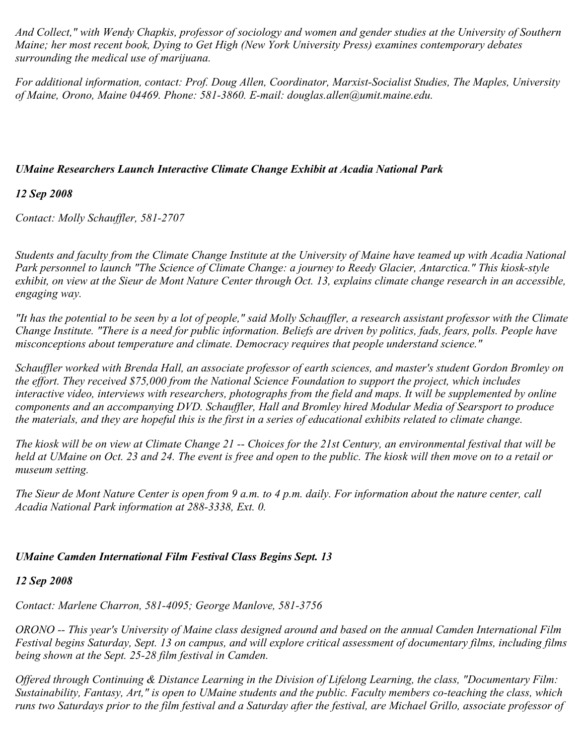*And Collect," with Wendy Chapkis, professor of sociology and women and gender studies at the University of Southern Maine; her most recent book, Dying to Get High (New York University Press) examines contemporary debates surrounding the medical use of marijuana.*

*For additional information, contact: Prof. Doug Allen, Coordinator, Marxist-Socialist Studies, The Maples, University of Maine, Orono, Maine 04469. Phone: 581-3860. E-mail: douglas.allen@umit.maine.edu.*

### *UMaine Researchers Launch Interactive Climate Change Exhibit at Acadia National Park*

***12 Sep 2008***

*Contact: Molly Schauffler, 581-2707*

*Students and faculty from the Climate Change Institute at the University of Maine have teamed up with Acadia National Park personnel to launch "The Science of Climate Change: a journey to Reedy Glacier, Antarctica." This kiosk-style exhibit, on view at the Sieur de Mont Nature Center through Oct. 13, explains climate change research in an accessible, engaging way.*

*"It has the potential to be seen by a lot of people," said Molly Schauffler, a research assistant professor with the Climate Change Institute. "There is a need for public information. Beliefs are driven by politics, fads, fears, polls. People have misconceptions about temperature and climate. Democracy requires that people understand science."*

*Schauffler worked with Brenda Hall, an associate professor of earth sciences, and master's student Gordon Bromley on the effort. They received $75,000 from the National Science Foundation to support the project, which includes interactive video, interviews with researchers, photographs from the field and maps. It will be supplemented by online components and an accompanying DVD. Schauffler, Hall and Bromley hired Modular Media of Searsport to produce the materials, and they are hopeful this is the first in a series of educational exhibits related to climate change.*

*The kiosk will be on view at Climate Change 21 -- Choices for the 21st Century, an environmental festival that will be held at UMaine on Oct. 23 and 24. The event is free and open to the public. The kiosk will then move on to a retail or museum setting.*

*The Sieur de Mont Nature Center is open from 9 a.m. to 4 p.m. daily. For information about the nature center, call Acadia National Park information at 288-3338, Ext. 0.*

### *UMaine Camden International Film Festival Class Begins Sept. 13*

***12 Sep 2008***

*Contact: Marlene Charron, 581-4095; George Manlove, 581-3756*

*ORONO -- This year's University of Maine class designed around and based on the annual Camden International Film Festival begins Saturday, Sept. 13 on campus, and will explore critical assessment of documentary films, including films being shown at the Sept. 25-28 film festival in Camden.*

*Offered through Continuing & Distance Learning in the Division of Lifelong Learning, the class, "Documentary Film: Sustainability, Fantasy, Art," is open to UMaine students and the public. Faculty members co-teaching the class, which runs two Saturdays prior to the film festival and a Saturday after the festival, are Michael Grillo, associate professor of*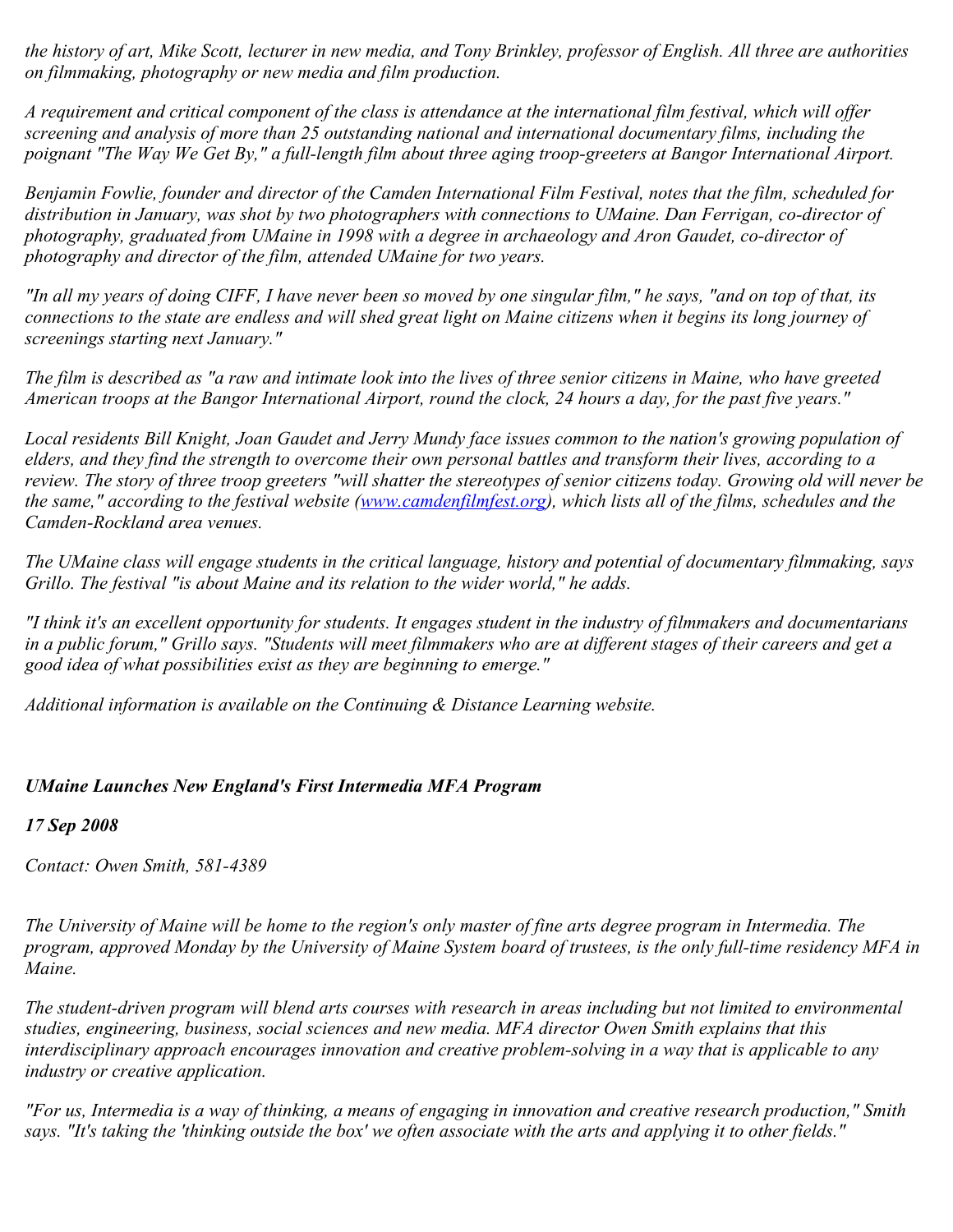*the history of art, Mike Scott, lecturer in new media, and Tony Brinkley, professor of English. All three are authorities on filmmaking, photography or new media and film production.*

*A requirement and critical component of the class is attendance at the international film festival, which will offer screening and analysis of more than 25 outstanding national and international documentary films, including the poignant "The Way We Get By," a full-length film about three aging troop-greeters at Bangor International Airport.*

*Benjamin Fowlie, founder and director of the Camden International Film Festival, notes that the film, scheduled for distribution in January, was shot by two photographers with connections to UMaine. Dan Ferrigan, co-director of photography, graduated from UMaine in 1998 with a degree in archaeology and Aron Gaudet, co-director of photography and director of the film, attended UMaine for two years.*

*"In all my years of doing CIFF, I have never been so moved by one singular film," he says, "and on top of that, its connections to the state are endless and will shed great light on Maine citizens when it begins its long journey of screenings starting next January."*

*The film is described as "a raw and intimate look into the lives of three senior citizens in Maine, who have greeted American troops at the Bangor International Airport, round the clock, 24 hours a day, for the past five years."*

*Local residents Bill Knight, Joan Gaudet and Jerry Mundy face issues common to the nation's growing population of elders, and they find the strength to overcome their own personal battles and transform their lives, according to a review. The story of three troop greeters "will shatter the stereotypes of senior citizens today. Growing old will never be the same," according to the festival website ([www.camdenfilmfest.org](http://www.camdenfilmfest.org)), which lists all of the films, schedules and the Camden-Rockland area venues.*

*The UMaine class will engage students in the critical language, history and potential of documentary filmmaking, says Grillo. The festival "is about Maine and its relation to the wider world," he adds.*

*"I think it's an excellent opportunity for students. It engages student in the industry of filmmakers and documentarians in a public forum," Grillo says. "Students will meet filmmakers who are at different stages of their careers and get a good idea of what possibilities exist as they are beginning to emerge."*

*Additional information is available on the Continuing & Distance Learning website.*

## ***UMaine Launches New England's First Intermedia MFA Program***

***17 Sep 2008***

*Contact: Owen Smith, 581-4389*

*The University of Maine will be home to the region's only master of fine arts degree program in Intermedia. The program, approved Monday by the University of Maine System board of trustees, is the only full-time residency MFA in Maine.*

*The student-driven program will blend arts courses with research in areas including but not limited to environmental studies, engineering, business, social sciences and new media. MFA director Owen Smith explains that this interdisciplinary approach encourages innovation and creative problem-solving in a way that is applicable to any industry or creative application.*

*"For us, Intermedia is a way of thinking, a means of engaging in innovation and creative research production," Smith says. "It's taking the 'thinking outside the box' we often associate with the arts and applying it to other fields."*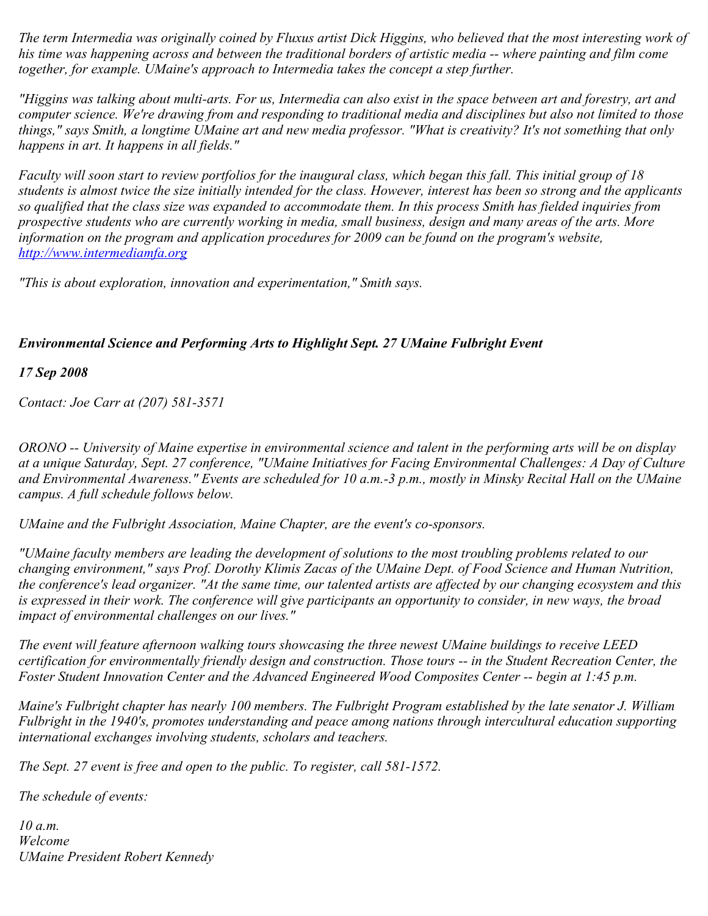*The term Intermedia was originally coined by Fluxus artist Dick Higgins, who believed that the most interesting work of his time was happening across and between the traditional borders of artistic media -- where painting and film come together, for example. UMaine's approach to Intermedia takes the concept a step further.*

*"Higgins was talking about multi-arts. For us, Intermedia can also exist in the space between art and forestry, art and computer science. We're drawing from and responding to traditional media and disciplines but also not limited to those things," says Smith, a longtime UMaine art and new media professor. "What is creativity? It's not something that only happens in art. It happens in all fields."*

*Faculty will soon start to review portfolios for the inaugural class, which began this fall. This initial group of 18 students is almost twice the size initially intended for the class. However, interest has been so strong and the applicants so qualified that the class size was expanded to accommodate them. In this process Smith has fielded inquiries from prospective students who are currently working in media, small business, design and many areas of the arts. More information on the program and application procedures for 2009 can be found on the program's website, [http://www.intermediamfa.org](http://www.intermediamfa.org)*

*"This is about exploration, innovation and experimentation," Smith says.*

***Environmental Science and Performing Arts to Highlight Sept. 27 UMaine Fulbright Event***

***17 Sep 2008***

*Contact: Joe Carr at (207) 581-3571*

*ORONO -- University of Maine expertise in environmental science and talent in the performing arts will be on display at a unique Saturday, Sept. 27 conference, "UMaine Initiatives for Facing Environmental Challenges: A Day of Culture and Environmental Awareness." Events are scheduled for 10 a.m.-3 p.m., mostly in Minsky Recital Hall on the UMaine campus. A full schedule follows below.*

*UMaine and the Fulbright Association, Maine Chapter, are the event's co-sponsors.*

*"UMaine faculty members are leading the development of solutions to the most troubling problems related to our changing environment," says Prof. Dorothy Klimis Zacas of the UMaine Dept. of Food Science and Human Nutrition, the conference's lead organizer. "At the same time, our talented artists are affected by our changing ecosystem and this is expressed in their work. The conference will give participants an opportunity to consider, in new ways, the broad impact of environmental challenges on our lives."*

*The event will feature afternoon walking tours showcasing the three newest UMaine buildings to receive LEED certification for environmentally friendly design and construction. Those tours -- in the Student Recreation Center, the Foster Student Innovation Center and the Advanced Engineered Wood Composites Center -- begin at 1:45 p.m.*

*Maine's Fulbright chapter has nearly 100 members. The Fulbright Program established by the late senator J. William Fulbright in the 1940's, promotes understanding and peace among nations through intercultural education supporting international exchanges involving students, scholars and teachers.*

*The Sept. 27 event is free and open to the public. To register, call 581-1572.*

*The schedule of events:*

*10 a.m.*
*Welcome*
*UMaine President Robert Kennedy*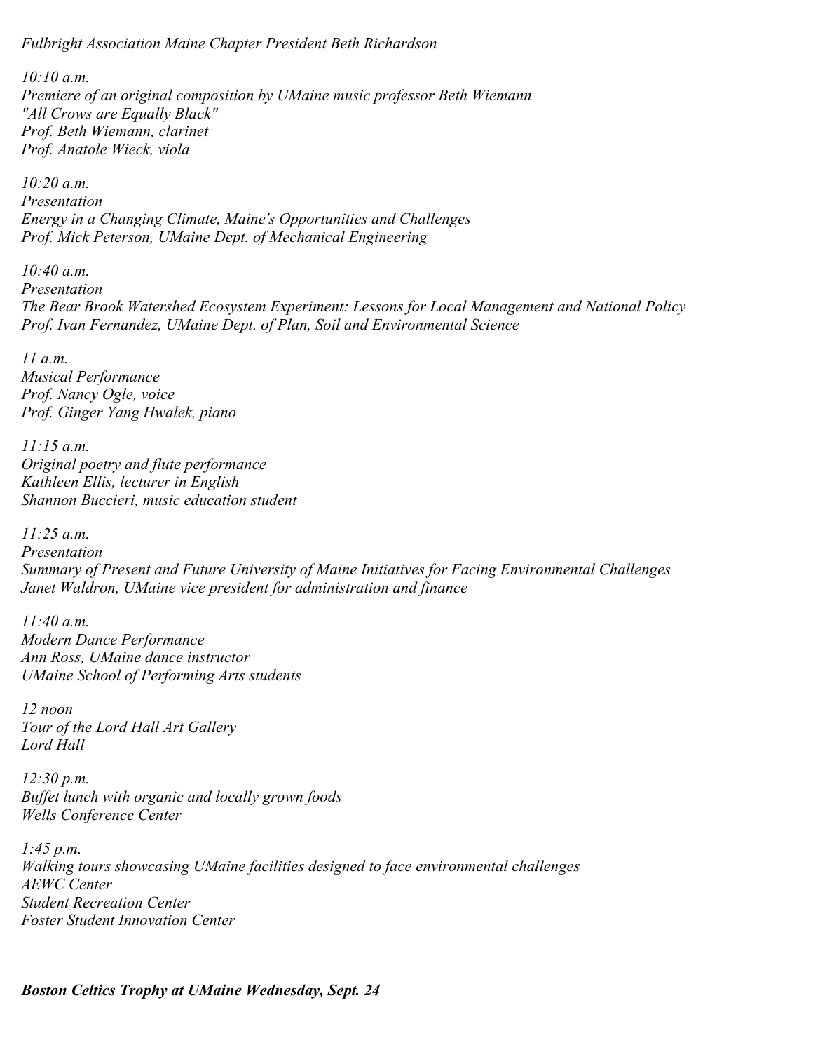*Fulbright Association Maine Chapter President Beth Richardson*

*10:10 a.m.*
*Premiere of an original composition by UMaine music professor Beth Wiemann*
*"All Crows are Equally Black"*
*Prof. Beth Wiemann, clarinet*
*Prof. Anatole Wieck, viola*

*10:20 a.m.*
*Presentation*
*Energy in a Changing Climate, Maine's Opportunities and Challenges*
*Prof. Mick Peterson, UMaine Dept. of Mechanical Engineering*

*10:40 a.m.*
*Presentation*
*The Bear Brook Watershed Ecosystem Experiment: Lessons for Local Management and National Policy*
*Prof. Ivan Fernandez, UMaine Dept. of Plan, Soil and Environmental Science*

*11 a.m.*
*Musical Performance*
*Prof. Nancy Ogle, voice*
*Prof. Ginger Yang Hwalek, piano*

*11:15 a.m.*
*Original poetry and flute performance*
*Kathleen Ellis, lecturer in English*
*Shannon Buccieri, music education student*

*11:25 a.m.*
*Presentation*
*Summary of Present and Future University of Maine Initiatives for Facing Environmental Challenges*
*Janet Waldron, UMaine vice president for administration and finance*

*11:40 a.m.*
*Modern Dance Performance*
*Ann Ross, UMaine dance instructor*
*UMaine School of Performing Arts students*

*12 noon*
*Tour of the Lord Hall Art Gallery*
*Lord Hall*

*12:30 p.m.*
*Buffet lunch with organic and locally grown foods*
*Wells Conference Center*

*1:45 p.m.*
*Walking tours showcasing UMaine facilities designed to face environmental challenges*
*AEWC Center*
*Student Recreation Center*
*Foster Student Innovation Center*

***Boston Celtics Trophy at UMaine Wednesday, Sept. 24***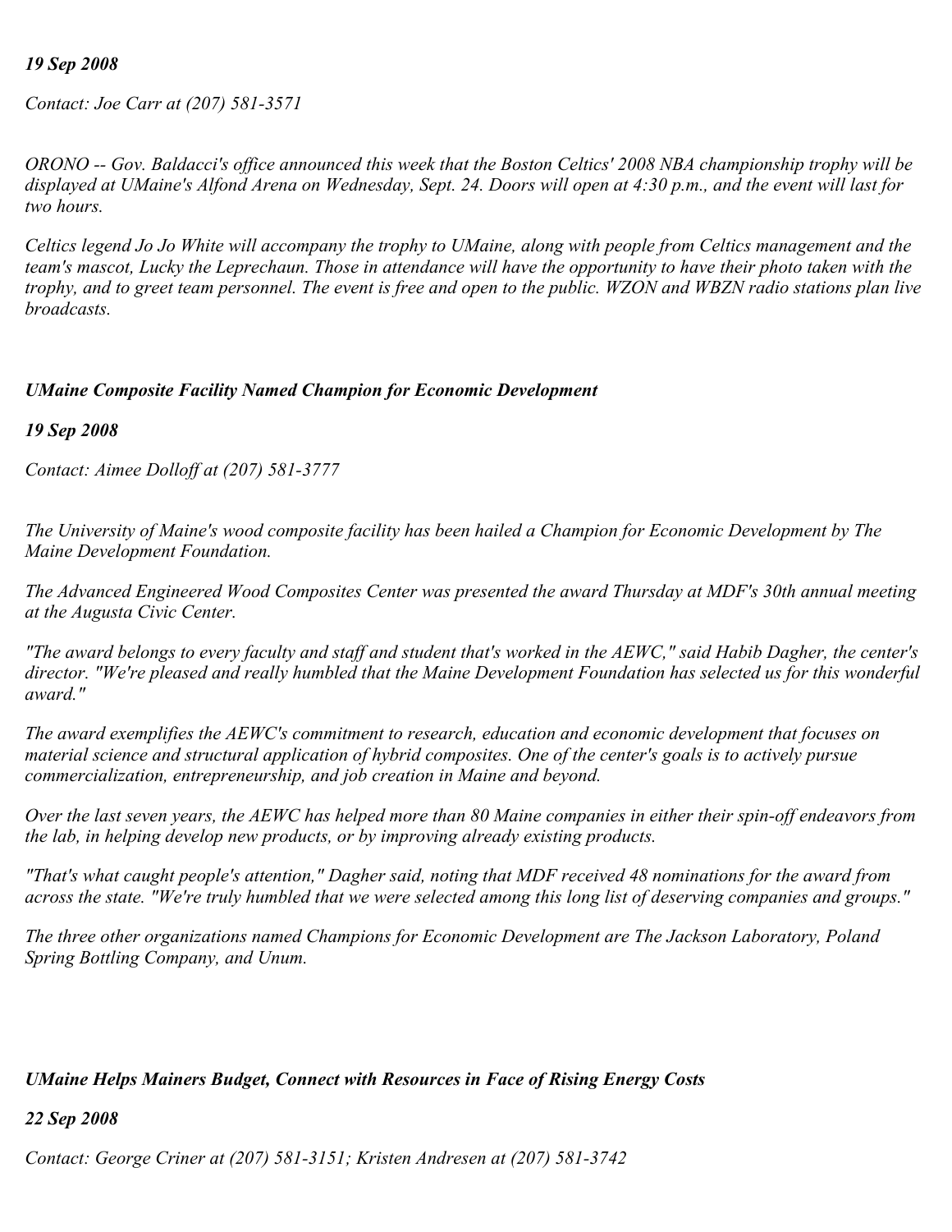*19 Sep 2008*

*Contact: Joe Carr at (207) 581-3571*

*ORONO -- Gov. Baldacci's office announced this week that the Boston Celtics' 2008 NBA championship trophy will be displayed at UMaine's Alfond Arena on Wednesday, Sept. 24. Doors will open at 4:30 p.m., and the event will last for two hours.*

*Celtics legend Jo Jo White will accompany the trophy to UMaine, along with people from Celtics management and the team's mascot, Lucky the Leprechaun. Those in attendance will have the opportunity to have their photo taken with the trophy, and to greet team personnel. The event is free and open to the public. WZON and WBZN radio stations plan live broadcasts.*

### *UMaine Composite Facility Named Champion for Economic Development*

*19 Sep 2008*

*Contact: Aimee Dolloff at (207) 581-3777*

*The University of Maine's wood composite facility has been hailed a Champion for Economic Development by The Maine Development Foundation.*

*The Advanced Engineered Wood Composites Center was presented the award Thursday at MDF's 30th annual meeting at the Augusta Civic Center.*

*"The award belongs to every faculty and staff and student that's worked in the AEWC," said Habib Dagher, the center's director. "We're pleased and really humbled that the Maine Development Foundation has selected us for this wonderful award."*

*The award exemplifies the AEWC's commitment to research, education and economic development that focuses on material science and structural application of hybrid composites. One of the center's goals is to actively pursue commercialization, entrepreneurship, and job creation in Maine and beyond.*

*Over the last seven years, the AEWC has helped more than 80 Maine companies in either their spin-off endeavors from the lab, in helping develop new products, or by improving already existing products.*

*"That's what caught people's attention," Dagher said, noting that MDF received 48 nominations for the award from across the state. "We're truly humbled that we were selected among this long list of deserving companies and groups."*

*The three other organizations named Champions for Economic Development are The Jackson Laboratory, Poland Spring Bottling Company, and Unum.*

### *UMaine Helps Mainers Budget, Connect with Resources in Face of Rising Energy Costs*

*22 Sep 2008*

*Contact: George Criner at (207) 581-3151; Kristen Andresen at (207) 581-3742*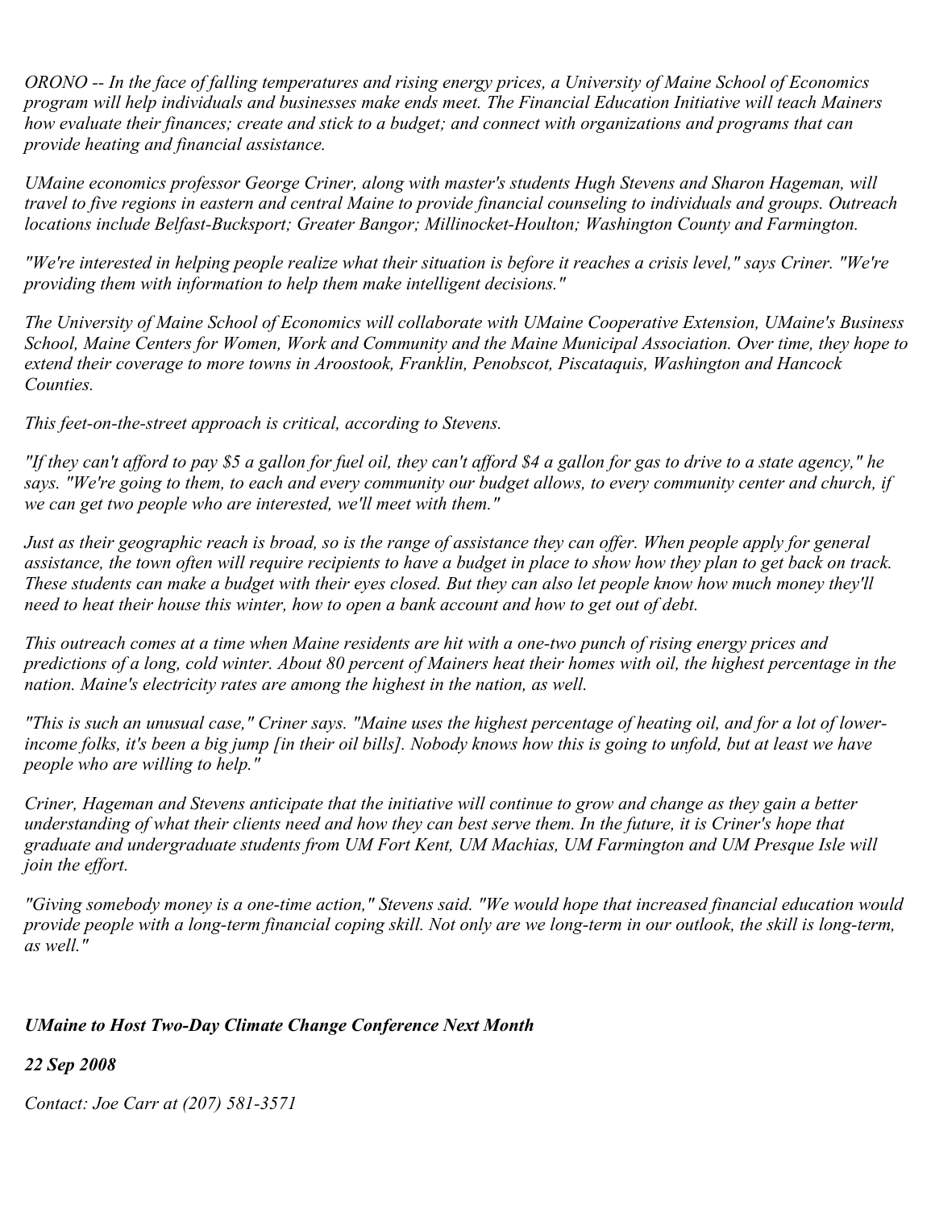*ORONO -- In the face of falling temperatures and rising energy prices, a University of Maine School of Economics program will help individuals and businesses make ends meet. The Financial Education Initiative will teach Mainers how evaluate their finances; create and stick to a budget; and connect with organizations and programs that can provide heating and financial assistance.*

*UMaine economics professor George Criner, along with master's students Hugh Stevens and Sharon Hageman, will travel to five regions in eastern and central Maine to provide financial counseling to individuals and groups. Outreach locations include Belfast-Bucksport; Greater Bangor; Millinocket-Houlton; Washington County and Farmington.*

*"We're interested in helping people realize what their situation is before it reaches a crisis level," says Criner. "We're providing them with information to help them make intelligent decisions."*

*The University of Maine School of Economics will collaborate with UMaine Cooperative Extension, UMaine's Business School, Maine Centers for Women, Work and Community and the Maine Municipal Association. Over time, they hope to extend their coverage to more towns in Aroostook, Franklin, Penobscot, Piscataquis, Washington and Hancock Counties.*

*This feet-on-the-street approach is critical, according to Stevens.*

*"If they can't afford to pay $5 a gallon for fuel oil, they can't afford $4 a gallon for gas to drive to a state agency," he says. "We're going to them, to each and every community our budget allows, to every community center and church, if we can get two people who are interested, we'll meet with them."*

*Just as their geographic reach is broad, so is the range of assistance they can offer. When people apply for general assistance, the town often will require recipients to have a budget in place to show how they plan to get back on track. These students can make a budget with their eyes closed. But they can also let people know how much money they'll need to heat their house this winter, how to open a bank account and how to get out of debt.*

*This outreach comes at a time when Maine residents are hit with a one-two punch of rising energy prices and predictions of a long, cold winter. About 80 percent of Mainers heat their homes with oil, the highest percentage in the nation. Maine's electricity rates are among the highest in the nation, as well.*

*"This is such an unusual case," Criner says. "Maine uses the highest percentage of heating oil, and for a lot of lower-income folks, it's been a big jump [in their oil bills]. Nobody knows how this is going to unfold, but at least we have people who are willing to help."*

*Criner, Hageman and Stevens anticipate that the initiative will continue to grow and change as they gain a better understanding of what their clients need and how they can best serve them. In the future, it is Criner's hope that graduate and undergraduate students from UM Fort Kent, UM Machias, UM Farmington and UM Presque Isle will join the effort.*

*"Giving somebody money is a one-time action," Stevens said. "We would hope that increased financial education would provide people with a long-term financial coping skill. Not only are we long-term in our outlook, the skill is long-term, as well."*

## ***UMaine to Host Two-Day Climate Change Conference Next Month***

***22 Sep 2008***

*Contact: Joe Carr at (207) 581-3571*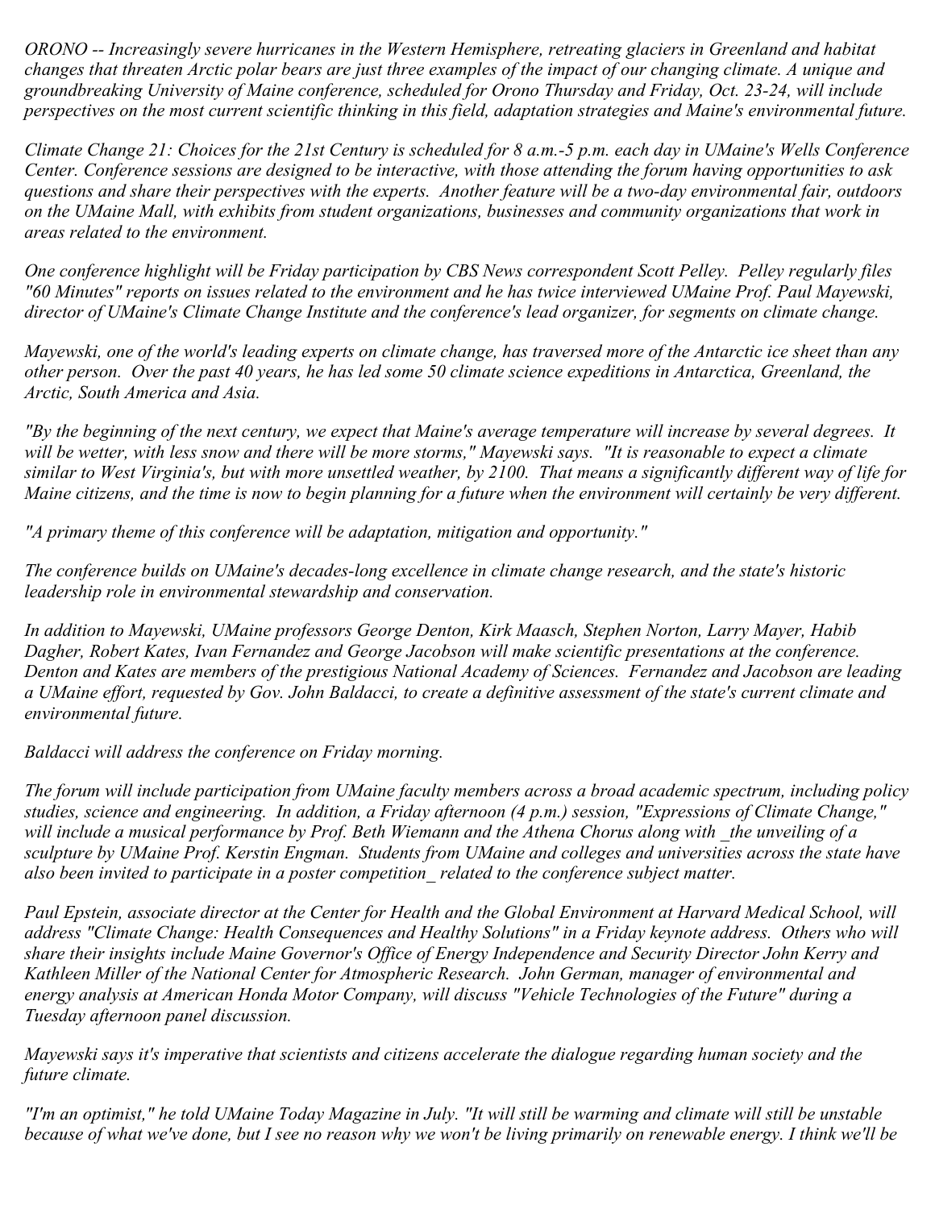*ORONO -- Increasingly severe hurricanes in the Western Hemisphere, retreating glaciers in Greenland and habitat changes that threaten Arctic polar bears are just three examples of the impact of our changing climate. A unique and groundbreaking University of Maine conference, scheduled for Orono Thursday and Friday, Oct. 23-24, will include perspectives on the most current scientific thinking in this field, adaptation strategies and Maine's environmental future.*

*Climate Change 21: Choices for the 21st Century is scheduled for 8 a.m.-5 p.m. each day in UMaine's Wells Conference Center. Conference sessions are designed to be interactive, with those attending the forum having opportunities to ask questions and share their perspectives with the experts. Another feature will be a two-day environmental fair, outdoors on the UMaine Mall, with exhibits from student organizations, businesses and community organizations that work in areas related to the environment.*

*One conference highlight will be Friday participation by CBS News correspondent Scott Pelley. Pelley regularly files "60 Minutes" reports on issues related to the environment and he has twice interviewed UMaine Prof. Paul Mayewski, director of UMaine's Climate Change Institute and the conference's lead organizer, for segments on climate change.*

*Mayewski, one of the world's leading experts on climate change, has traversed more of the Antarctic ice sheet than any other person. Over the past 40 years, he has led some 50 climate science expeditions in Antarctica, Greenland, the Arctic, South America and Asia.*

*"By the beginning of the next century, we expect that Maine's average temperature will increase by several degrees. It will be wetter, with less snow and there will be more storms," Mayewski says. "It is reasonable to expect a climate similar to West Virginia's, but with more unsettled weather, by 2100. That means a significantly different way of life for Maine citizens, and the time is now to begin planning for a future when the environment will certainly be very different.*

*"A primary theme of this conference will be adaptation, mitigation and opportunity."*

*The conference builds on UMaine's decades-long excellence in climate change research, and the state's historic leadership role in environmental stewardship and conservation.*

*In addition to Mayewski, UMaine professors George Denton, Kirk Maasch, Stephen Norton, Larry Mayer, Habib Dagher, Robert Kates, Ivan Fernandez and George Jacobson will make scientific presentations at the conference. Denton and Kates are members of the prestigious National Academy of Sciences. Fernandez and Jacobson are leading a UMaine effort, requested by Gov. John Baldacci, to create a definitive assessment of the state's current climate and environmental future.*

*Baldacci will address the conference on Friday morning.*

*The forum will include participation from UMaine faculty members across a broad academic spectrum, including policy studies, science and engineering. In addition, a Friday afternoon (4 p.m.) session, "Expressions of Climate Change," will include a musical performance by Prof. Beth Wiemann and the Athena Chorus along with _the unveiling of a sculpture by UMaine Prof. Kerstin Engman. Students from UMaine and colleges and universities across the state have also been invited to participate in a poster competition_ related to the conference subject matter.*

*Paul Epstein, associate director at the Center for Health and the Global Environment at Harvard Medical School, will address "Climate Change: Health Consequences and Healthy Solutions" in a Friday keynote address. Others who will share their insights include Maine Governor's Office of Energy Independence and Security Director John Kerry and Kathleen Miller of the National Center for Atmospheric Research. John German, manager of environmental and energy analysis at American Honda Motor Company, will discuss "Vehicle Technologies of the Future" during a Tuesday afternoon panel discussion.*

*Mayewski says it's imperative that scientists and citizens accelerate the dialogue regarding human society and the future climate.*

*"I'm an optimist," he told UMaine Today Magazine in July. "It will still be warming and climate will still be unstable because of what we've done, but I see no reason why we won't be living primarily on renewable energy. I think we'll be*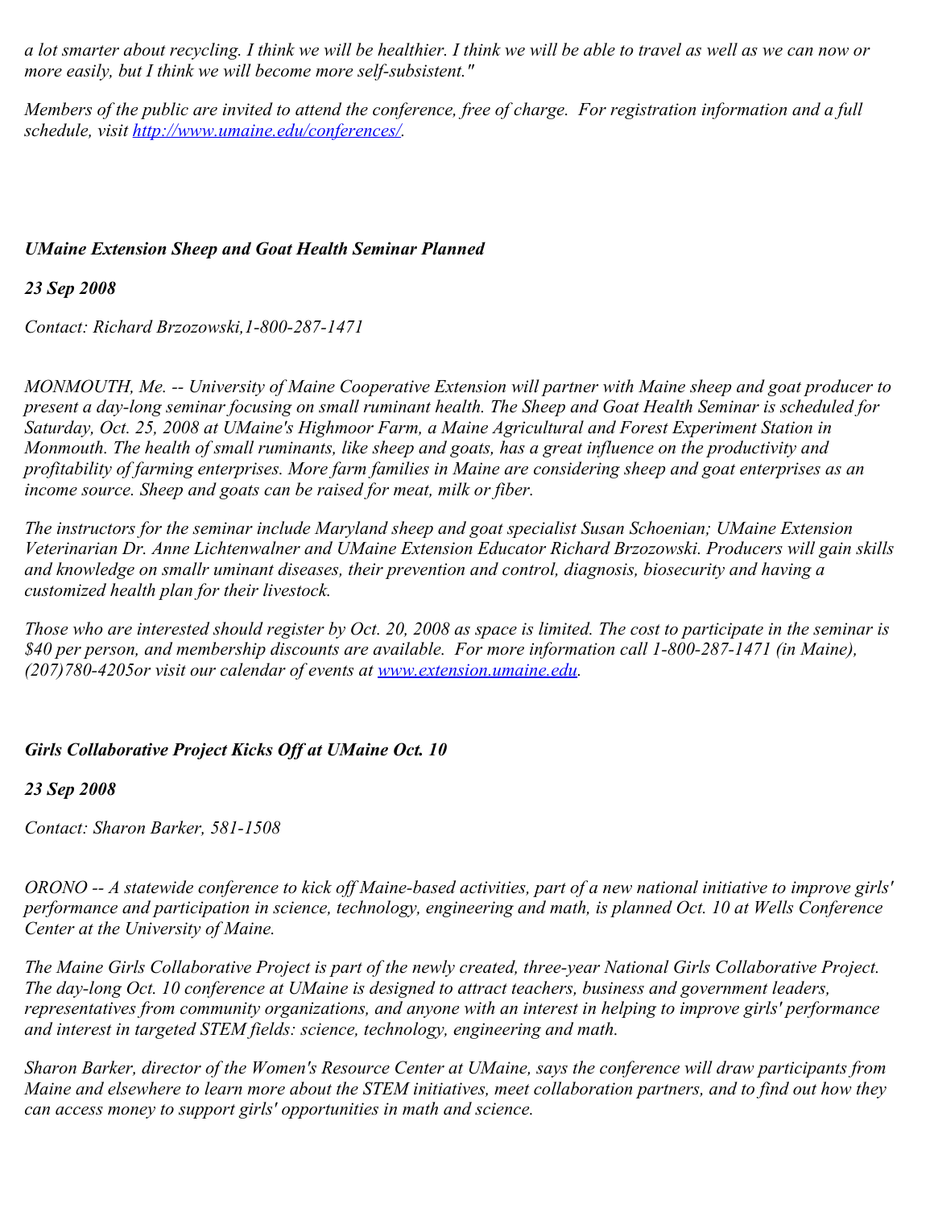*a lot smarter about recycling. I think we will be healthier. I think we will be able to travel as well as we can now or more easily, but I think we will become more self-subsistent."*

*Members of the public are invited to attend the conference, free of charge. For registration information and a full schedule, visit [http://www.umaine.edu/conferences/](http://www.umaine.edu/conferences/).*

### *UMaine Extension Sheep and Goat Health Seminar Planned*

***23 Sep 2008***

*Contact: Richard Brzozowski,1-800-287-1471*

*MONMOUTH, Me. -- University of Maine Cooperative Extension will partner with Maine sheep and goat producer to present a day-long seminar focusing on small ruminant health. The Sheep and Goat Health Seminar is scheduled for Saturday, Oct. 25, 2008 at UMaine's Highmoor Farm, a Maine Agricultural and Forest Experiment Station in Monmouth. The health of small ruminants, like sheep and goats, has a great influence on the productivity and profitability of farming enterprises. More farm families in Maine are considering sheep and goat enterprises as an income source. Sheep and goats can be raised for meat, milk or fiber.*

*The instructors for the seminar include Maryland sheep and goat specialist Susan Schoenian; UMaine Extension Veterinarian Dr. Anne Lichtenwalner and UMaine Extension Educator Richard Brzozowski. Producers will gain skills and knowledge on smallr uminant diseases, their prevention and control, diagnosis, biosecurity and having a customized health plan for their livestock.*

*Those who are interested should register by Oct. 20, 2008 as space is limited. The cost to participate in the seminar is $40 per person, and membership discounts are available. For more information call 1-800-287-1471 (in Maine), (207)780-4205or visit our calendar of events at [www.extension.umaine.edu](http://www.extension.umaine.edu).*

### *Girls Collaborative Project Kicks Off at UMaine Oct. 10*

***23 Sep 2008***

*Contact: Sharon Barker, 581-1508*

*ORONO -- A statewide conference to kick off Maine-based activities, part of a new national initiative to improve girls' performance and participation in science, technology, engineering and math, is planned Oct. 10 at Wells Conference Center at the University of Maine.*

*The Maine Girls Collaborative Project is part of the newly created, three-year National Girls Collaborative Project. The day-long Oct. 10 conference at UMaine is designed to attract teachers, business and government leaders, representatives from community organizations, and anyone with an interest in helping to improve girls' performance and interest in targeted STEM fields: science, technology, engineering and math.*

*Sharon Barker, director of the Women's Resource Center at UMaine, says the conference will draw participants from Maine and elsewhere to learn more about the STEM initiatives, meet collaboration partners, and to find out how they can access money to support girls' opportunities in math and science.*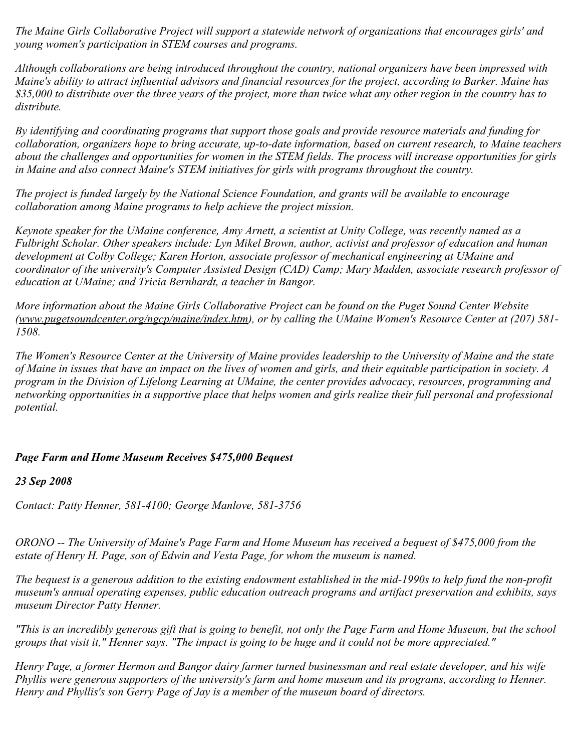*The Maine Girls Collaborative Project will support a statewide network of organizations that encourages girls' and young women's participation in STEM courses and programs.*

*Although collaborations are being introduced throughout the country, national organizers have been impressed with Maine's ability to attract influential advisors and financial resources for the project, according to Barker. Maine has $35,000 to distribute over the three years of the project, more than twice what any other region in the country has to distribute.*

*By identifying and coordinating programs that support those goals and provide resource materials and funding for collaboration, organizers hope to bring accurate, up-to-date information, based on current research, to Maine teachers about the challenges and opportunities for women in the STEM fields. The process will increase opportunities for girls in Maine and also connect Maine's STEM initiatives for girls with programs throughout the country.*

*The project is funded largely by the National Science Foundation, and grants will be available to encourage collaboration among Maine programs to help achieve the project mission.*

*Keynote speaker for the UMaine conference, Amy Arnett, a scientist at Unity College, was recently named as a Fulbright Scholar. Other speakers include: Lyn Mikel Brown, author, activist and professor of education and human development at Colby College; Karen Horton, associate professor of mechanical engineering at UMaine and coordinator of the university's Computer Assisted Design (CAD) Camp; Mary Madden, associate research professor of education at UMaine; and Tricia Bernhardt, a teacher in Bangor.*

*More information about the Maine Girls Collaborative Project can be found on the Puget Sound Center Website (www.pugetsoundcenter.org/ngcp/maine/index.htm), or by calling the UMaine Women's Resource Center at (207) 581-1508.*

*The Women's Resource Center at the University of Maine provides leadership to the University of Maine and the state of Maine in issues that have an impact on the lives of women and girls, and their equitable participation in society. A program in the Division of Lifelong Learning at UMaine, the center provides advocacy, resources, programming and networking opportunities in a supportive place that helps women and girls realize their full personal and professional potential.*

***Page Farm and Home Museum Receives $475,000 Bequest***

***23 Sep 2008***

*Contact: Patty Henner, 581-4100; George Manlove, 581-3756*

*ORONO -- The University of Maine's Page Farm and Home Museum has received a bequest of $475,000 from the estate of Henry H. Page, son of Edwin and Vesta Page, for whom the museum is named.*

*The bequest is a generous addition to the existing endowment established in the mid-1990s to help fund the non-profit museum's annual operating expenses, public education outreach programs and artifact preservation and exhibits, says museum Director Patty Henner.*

*"This is an incredibly generous gift that is going to benefit, not only the Page Farm and Home Museum, but the school groups that visit it," Henner says. "The impact is going to be huge and it could not be more appreciated."*

*Henry Page, a former Hermon and Bangor dairy farmer turned businessman and real estate developer, and his wife Phyllis were generous supporters of the university's farm and home museum and its programs, according to Henner. Henry and Phyllis's son Gerry Page of Jay is a member of the museum board of directors.*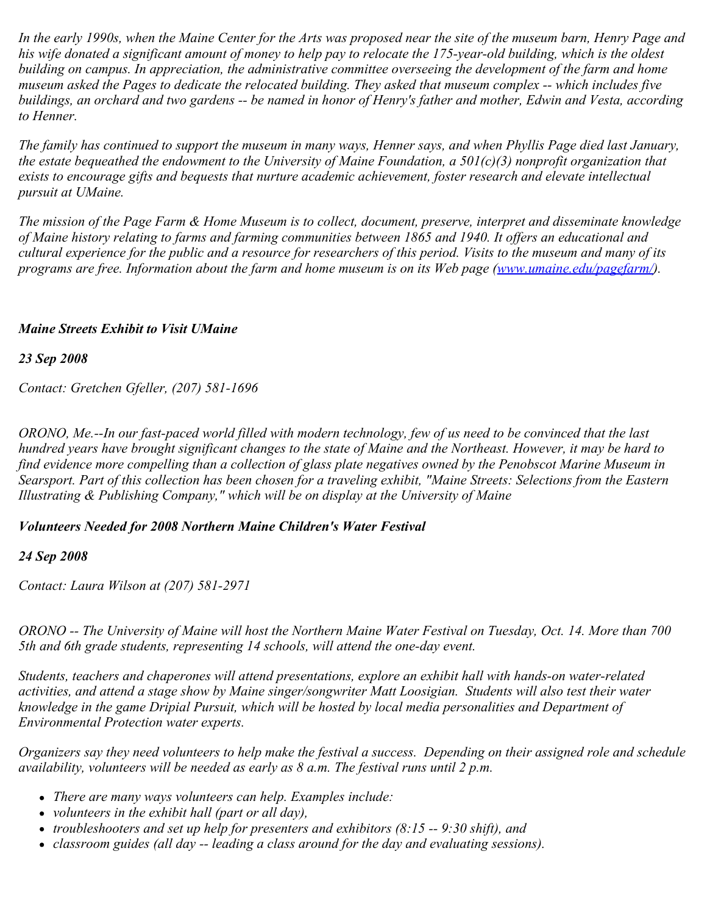*In the early 1990s, when the Maine Center for the Arts was proposed near the site of the museum barn, Henry Page and his wife donated a significant amount of money to help pay to relocate the 175-year-old building, which is the oldest building on campus. In appreciation, the administrative committee overseeing the development of the farm and home museum asked the Pages to dedicate the relocated building. They asked that museum complex -- which includes five buildings, an orchard and two gardens -- be named in honor of Henry's father and mother, Edwin and Vesta, according to Henner.*

*The family has continued to support the museum in many ways, Henner says, and when Phyllis Page died last January, the estate bequeathed the endowment to the University of Maine Foundation, a 501(c)(3) nonprofit organization that exists to encourage gifts and bequests that nurture academic achievement, foster research and elevate intellectual pursuit at UMaine.*

*The mission of the Page Farm & Home Museum is to collect, document, preserve, interpret and disseminate knowledge of Maine history relating to farms and farming communities between 1865 and 1940. It offers an educational and cultural experience for the public and a resource for researchers of this period. Visits to the museum and many of its programs are free. Information about the farm and home museum is on its Web page ([www.umaine.edu/pagefarm/](www.umaine.edu/pagefarm/)).*

***Maine Streets Exhibit to Visit UMaine***

***23 Sep 2008***

*Contact: Gretchen Gfeller, (207) 581-1696*

*ORONO, Me.--In our fast-paced world filled with modern technology, few of us need to be convinced that the last hundred years have brought significant changes to the state of Maine and the Northeast. However, it may be hard to find evidence more compelling than a collection of glass plate negatives owned by the Penobscot Marine Museum in Searsport. Part of this collection has been chosen for a traveling exhibit, "Maine Streets: Selections from the Eastern Illustrating & Publishing Company," which will be on display at the University of Maine*

***Volunteers Needed for 2008 Northern Maine Children's Water Festival***

***24 Sep 2008***

*Contact: Laura Wilson at (207) 581-2971*

*ORONO -- The University of Maine will host the Northern Maine Water Festival on Tuesday, Oct. 14. More than 700 5th and 6th grade students, representing 14 schools, will attend the one-day event.*

*Students, teachers and chaperones will attend presentations, explore an exhibit hall with hands-on water-related activities, and attend a stage show by Maine singer/songwriter Matt Loosigian. Students will also test their water knowledge in the game Dripial Pursuit, which will be hosted by local media personalities and Department of Environmental Protection water experts.*

*Organizers say they need volunteers to help make the festival a success. Depending on their assigned role and schedule availability, volunteers will be needed as early as 8 a.m. The festival runs until 2 p.m.*

- *There are many ways volunteers can help. Examples include:*
- *volunteers in the exhibit hall (part or all day),*
- *troubleshooters and set up help for presenters and exhibitors (8:15 -- 9:30 shift), and*
- *classroom guides (all day -- leading a class around for the day and evaluating sessions).*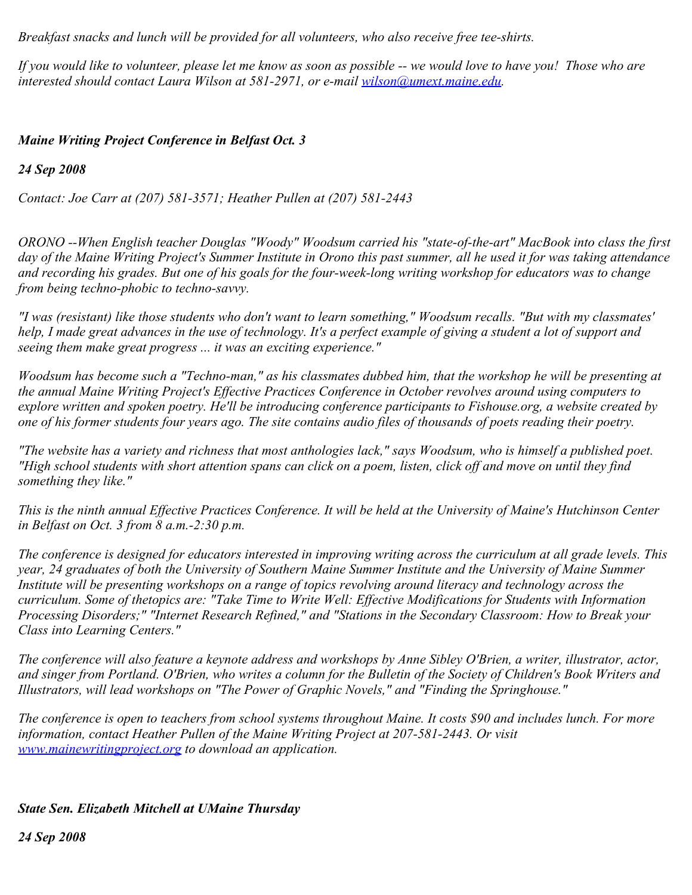*Breakfast snacks and lunch will be provided for all volunteers, who also receive free tee-shirts.*

*If you would like to volunteer, please let me know as soon as possible -- we would love to have you! Those who are interested should contact Laura Wilson at 581-2971, or e-mail [wilson@umext.maine.edu](mailto:wilson@umext.maine.edu).*

***Maine Writing Project Conference in Belfast Oct. 3***

***24 Sep 2008***

*Contact: Joe Carr at (207) 581-3571; Heather Pullen at (207) 581-2443*

*ORONO --When English teacher Douglas "Woody" Woodsum carried his "state-of-the-art" MacBook into class the first day of the Maine Writing Project's Summer Institute in Orono this past summer, all he used it for was taking attendance and recording his grades. But one of his goals for the four-week-long writing workshop for educators was to change from being techno-phobic to techno-savvy.*

*"I was (resistant) like those students who don't want to learn something," Woodsum recalls. "But with my classmates' help, I made great advances in the use of technology. It's a perfect example of giving a student a lot of support and seeing them make great progress ... it was an exciting experience."*

*Woodsum has become such a "Techno-man," as his classmates dubbed him, that the workshop he will be presenting at the annual Maine Writing Project's Effective Practices Conference in October revolves around using computers to explore written and spoken poetry. He'll be introducing conference participants to Fishouse.org, a website created by one of his former students four years ago. The site contains audio files of thousands of poets reading their poetry.*

*"The website has a variety and richness that most anthologies lack," says Woodsum, who is himself a published poet. "High school students with short attention spans can click on a poem, listen, click off and move on until they find something they like."*

*This is the ninth annual Effective Practices Conference. It will be held at the University of Maine's Hutchinson Center in Belfast on Oct. 3 from 8 a.m.-2:30 p.m.*

*The conference is designed for educators interested in improving writing across the curriculum at all grade levels. This year, 24 graduates of both the University of Southern Maine Summer Institute and the University of Maine Summer Institute will be presenting workshops on a range of topics revolving around literacy and technology across the curriculum. Some of thetopics are: "Take Time to Write Well: Effective Modifications for Students with Information Processing Disorders;" "Internet Research Refined," and "Stations in the Secondary Classroom: How to Break your Class into Learning Centers."*

*The conference will also feature a keynote address and workshops by Anne Sibley O'Brien, a writer, illustrator, actor, and singer from Portland. O'Brien, who writes a column for the Bulletin of the Society of Children's Book Writers and Illustrators, will lead workshops on "The Power of Graphic Novels," and "Finding the Springhouse."*

*The conference is open to teachers from school systems throughout Maine. It costs $90 and includes lunch. For more information, contact Heather Pullen of the Maine Writing Project at 207-581-2443. Or visit [www.mainewritingproject.org](http://www.mainewritingproject.org) to download an application.*

***State Sen. Elizabeth Mitchell at UMaine Thursday***

***24 Sep 2008***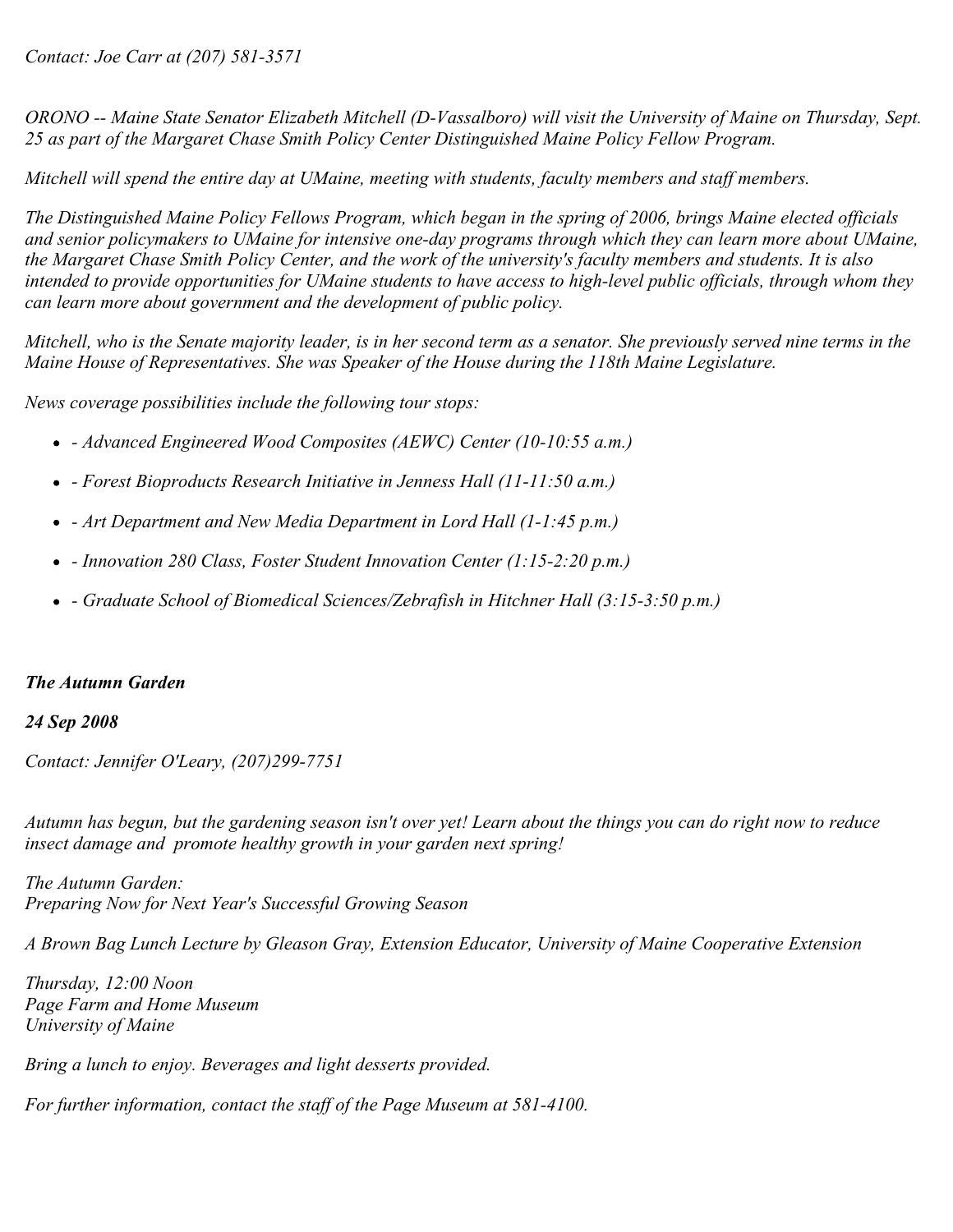*Contact: Joe Carr at (207) 581-3571*

*ORONO -- Maine State Senator Elizabeth Mitchell (D-Vassalboro) will visit the University of Maine on Thursday, Sept. 25 as part of the Margaret Chase Smith Policy Center Distinguished Maine Policy Fellow Program.*

*Mitchell will spend the entire day at UMaine, meeting with students, faculty members and staff members.*

*The Distinguished Maine Policy Fellows Program, which began in the spring of 2006, brings Maine elected officials and senior policymakers to UMaine for intensive one-day programs through which they can learn more about UMaine, the Margaret Chase Smith Policy Center, and the work of the university's faculty members and students. It is also intended to provide opportunities for UMaine students to have access to high-level public officials, through whom they can learn more about government and the development of public policy.*

*Mitchell, who is the Senate majority leader, is in her second term as a senator. She previously served nine terms in the Maine House of Representatives. She was Speaker of the House during the 118th Maine Legislature.*

*News coverage possibilities include the following tour stops:*

- *- Advanced Engineered Wood Composites (AEWC) Center (10-10:55 a.m.)*
- *- Forest Bioproducts Research Initiative in Jenness Hall (11-11:50 a.m.)*
- *- Art Department and New Media Department in Lord Hall (1-1:45 p.m.)*
- *- Innovation 280 Class, Foster Student Innovation Center (1:15-2:20 p.m.)*
- *- Graduate School of Biomedical Sciences/Zebrafish in Hitchner Hall (3:15-3:50 p.m.)*

***The Autumn Garden***

***24 Sep 2008***

*Contact: Jennifer O'Leary, (207)299-7751*

*Autumn has begun, but the gardening season isn't over yet! Learn about the things you can do right now to reduce insect damage and promote healthy growth in your garden next spring!*

*The Autumn Garden:*
*Preparing Now for Next Year's Successful Growing Season*

*A Brown Bag Lunch Lecture by Gleason Gray, Extension Educator, University of Maine Cooperative Extension*

*Thursday, 12:00 Noon*
*Page Farm and Home Museum*
*University of Maine*

*Bring a lunch to enjoy. Beverages and light desserts provided.*

*For further information, contact the staff of the Page Museum at 581-4100.*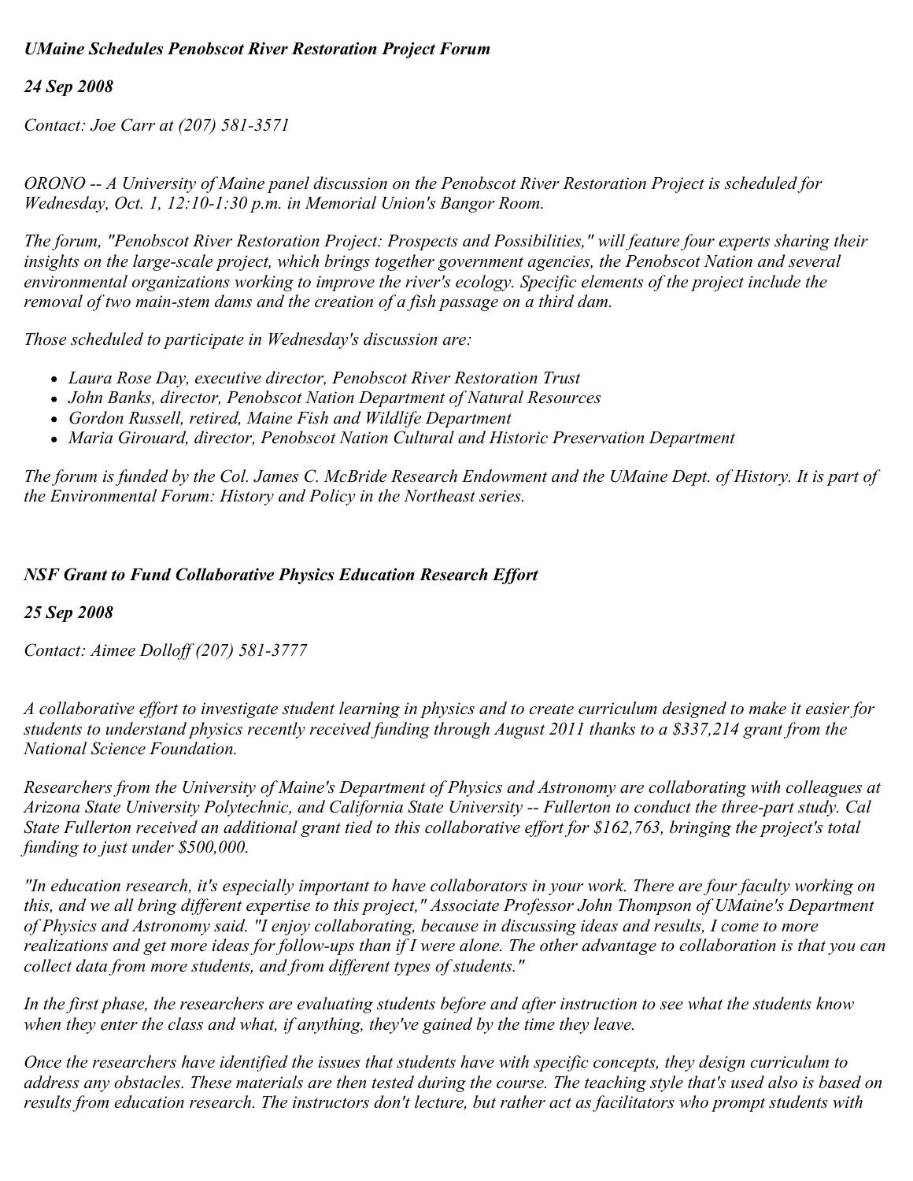*UMaine Schedules Penobscot River Restoration Project Forum*

*24 Sep 2008*

*Contact: Joe Carr at (207) 581-3571*

*ORONO -- A University of Maine panel discussion on the Penobscot River Restoration Project is scheduled for Wednesday, Oct. 1, 12:10-1:30 p.m. in Memorial Union's Bangor Room.*

*The forum, "Penobscot River Restoration Project: Prospects and Possibilities," will feature four experts sharing their insights on the large-scale project, which brings together government agencies, the Penobscot Nation and several environmental organizations working to improve the river's ecology. Specific elements of the project include the removal of two main-stem dams and the creation of a fish passage on a third dam.*

*Those scheduled to participate in Wednesday's discussion are:*

- *Laura Rose Day, executive director, Penobscot River Restoration Trust*
- *John Banks, director, Penobscot Nation Department of Natural Resources*
- *Gordon Russell, retired, Maine Fish and Wildlife Department*
- *Maria Girouard, director, Penobscot Nation Cultural and Historic Preservation Department*

*The forum is funded by the Col. James C. McBride Research Endowment and the UMaine Dept. of History. It is part of the Environmental Forum: History and Policy in the Northeast series.*

*NSF Grant to Fund Collaborative Physics Education Research Effort*

*25 Sep 2008*

*Contact: Aimee Dolloff (207) 581-3777*

*A collaborative effort to investigate student learning in physics and to create curriculum designed to make it easier for students to understand physics recently received funding through August 2011 thanks to a $337,214 grant from the National Science Foundation.*

*Researchers from the University of Maine's Department of Physics and Astronomy are collaborating with colleagues at Arizona State University Polytechnic, and California State University -- Fullerton to conduct the three-part study. Cal State Fullerton received an additional grant tied to this collaborative effort for $162,763, bringing the project's total funding to just under $500,000.*

*"In education research, it's especially important to have collaborators in your work. There are four faculty working on this, and we all bring different expertise to this project," Associate Professor John Thompson of UMaine's Department of Physics and Astronomy said. "I enjoy collaborating, because in discussing ideas and results, I come to more realizations and get more ideas for follow-ups than if I were alone. The other advantage to collaboration is that you can collect data from more students, and from different types of students."*

*In the first phase, the researchers are evaluating students before and after instruction to see what the students know when they enter the class and what, if anything, they've gained by the time they leave.*

*Once the researchers have identified the issues that students have with specific concepts, they design curriculum to address any obstacles. These materials are then tested during the course. The teaching style that's used also is based on results from education research. The instructors don't lecture, but rather act as facilitators who prompt students with*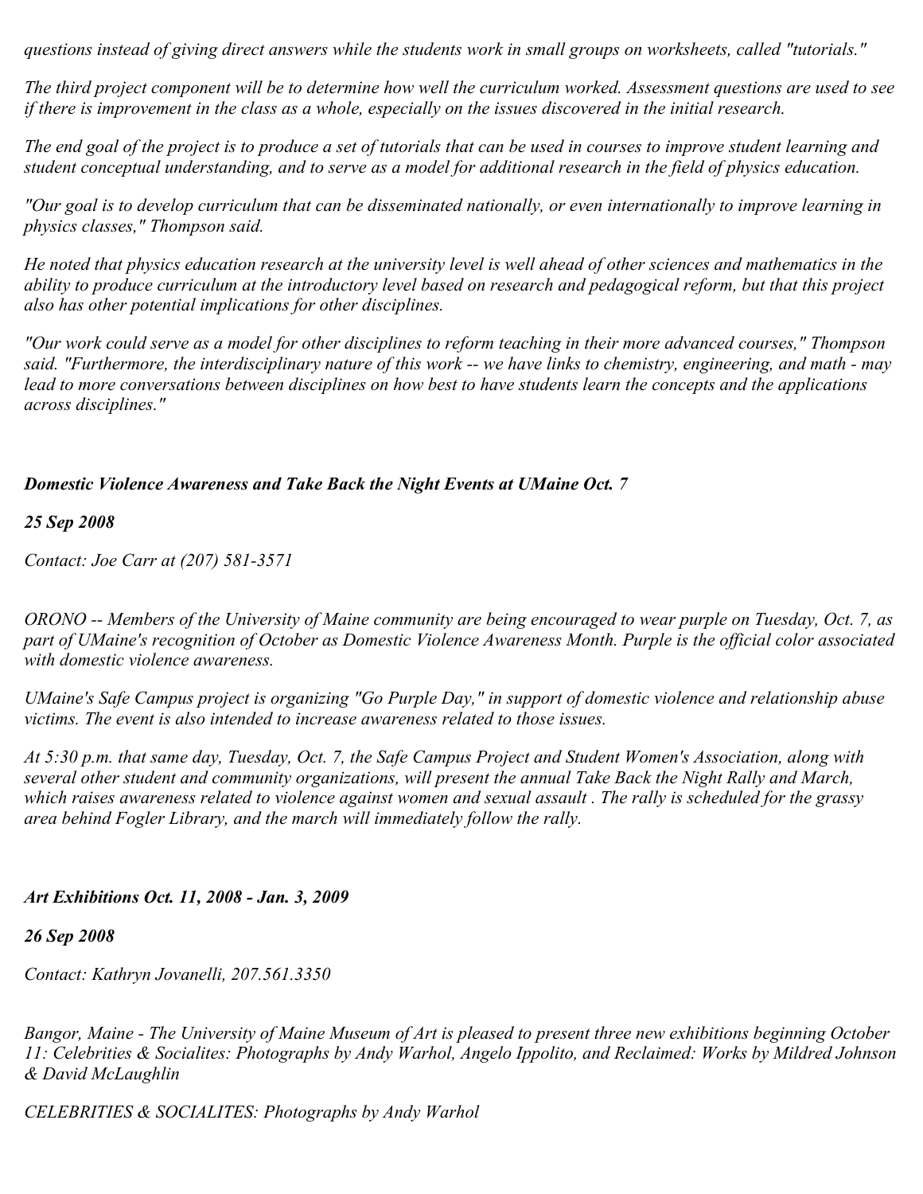*questions instead of giving direct answers while the students work in small groups on worksheets, called "tutorials."*

*The third project component will be to determine how well the curriculum worked. Assessment questions are used to see if there is improvement in the class as a whole, especially on the issues discovered in the initial research.*

*The end goal of the project is to produce a set of tutorials that can be used in courses to improve student learning and student conceptual understanding, and to serve as a model for additional research in the field of physics education.*

*"Our goal is to develop curriculum that can be disseminated nationally, or even internationally to improve learning in physics classes," Thompson said.*

*He noted that physics education research at the university level is well ahead of other sciences and mathematics in the ability to produce curriculum at the introductory level based on research and pedagogical reform, but that this project also has other potential implications for other disciplines.*

*"Our work could serve as a model for other disciplines to reform teaching in their more advanced courses," Thompson said. "Furthermore, the interdisciplinary nature of this work -- we have links to chemistry, engineering, and math - may lead to more conversations between disciplines on how best to have students learn the concepts and the applications across disciplines."*

***Domestic Violence Awareness and Take Back the Night Events at UMaine Oct. 7***

***25 Sep 2008***

*Contact: Joe Carr at (207) 581-3571*

*ORONO -- Members of the University of Maine community are being encouraged to wear purple on Tuesday, Oct. 7, as part of UMaine's recognition of October as Domestic Violence Awareness Month. Purple is the official color associated with domestic violence awareness.*

*UMaine's Safe Campus project is organizing "Go Purple Day," in support of domestic violence and relationship abuse victims. The event is also intended to increase awareness related to those issues.*

*At 5:30 p.m. that same day, Tuesday, Oct. 7, the Safe Campus Project and Student Women's Association, along with several other student and community organizations, will present the annual Take Back the Night Rally and March, which raises awareness related to violence against women and sexual assault . The rally is scheduled for the grassy area behind Fogler Library, and the march will immediately follow the rally.*

***Art Exhibitions Oct. 11, 2008 - Jan. 3, 2009***

***26 Sep 2008***

*Contact: Kathryn Jovanelli, 207.561.3350*

*Bangor, Maine - The University of Maine Museum of Art is pleased to present three new exhibitions beginning October 11: Celebrities & Socialites: Photographs by Andy Warhol, Angelo Ippolito, and Reclaimed: Works by Mildred Johnson & David McLaughlin*

*CELEBRITIES & SOCIALITES: Photographs by Andy Warhol*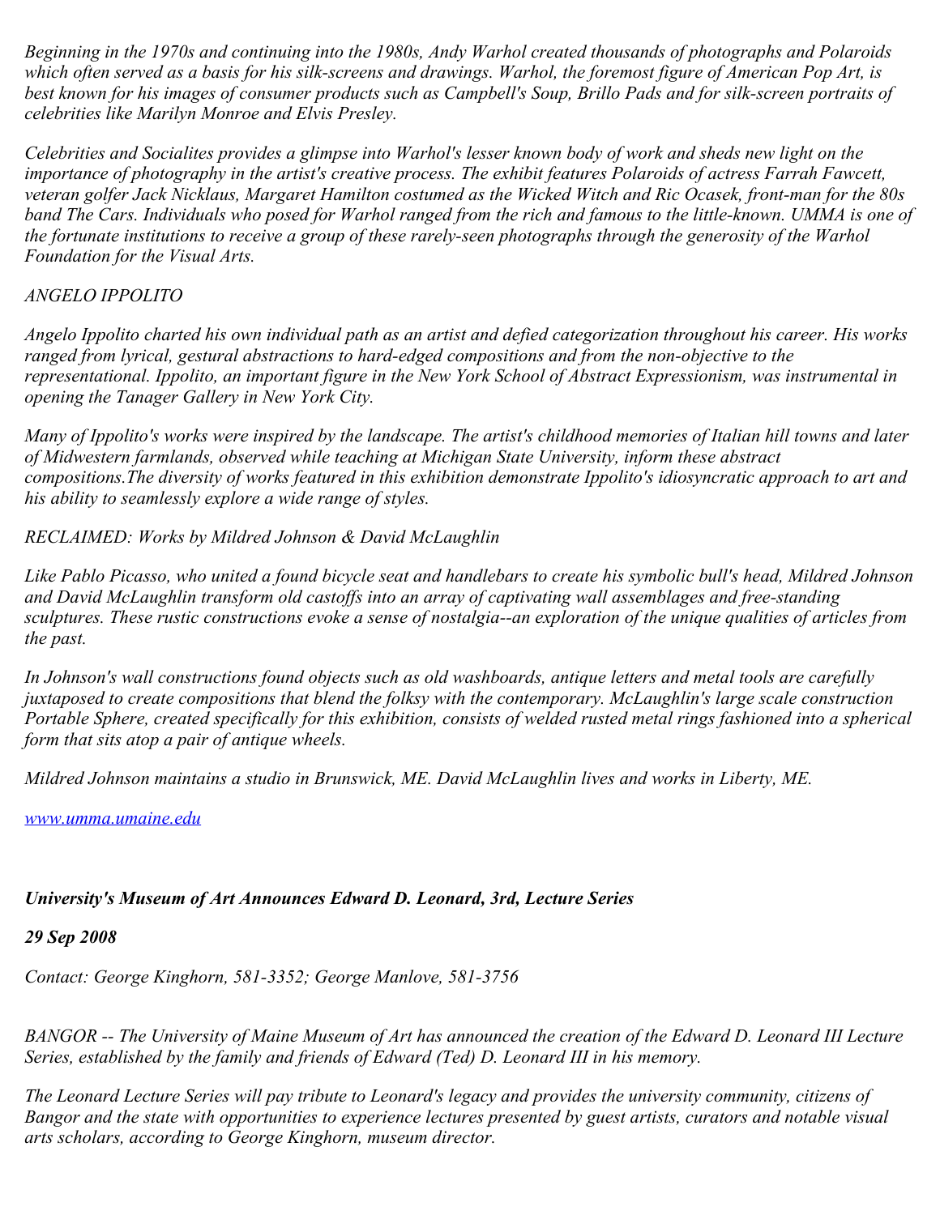*Beginning in the 1970s and continuing into the 1980s, Andy Warhol created thousands of photographs and Polaroids which often served as a basis for his silk-screens and drawings. Warhol, the foremost figure of American Pop Art, is best known for his images of consumer products such as Campbell's Soup, Brillo Pads and for silk-screen portraits of celebrities like Marilyn Monroe and Elvis Presley.*

*Celebrities and Socialites provides a glimpse into Warhol's lesser known body of work and sheds new light on the importance of photography in the artist's creative process. The exhibit features Polaroids of actress Farrah Fawcett, veteran golfer Jack Nicklaus, Margaret Hamilton costumed as the Wicked Witch and Ric Ocasek, front-man for the 80s band The Cars. Individuals who posed for Warhol ranged from the rich and famous to the little-known. UMMA is one of the fortunate institutions to receive a group of these rarely-seen photographs through the generosity of the Warhol Foundation for the Visual Arts.*

*ANGELO IPPOLITO*

*Angelo Ippolito charted his own individual path as an artist and defied categorization throughout his career. His works ranged from lyrical, gestural abstractions to hard-edged compositions and from the non-objective to the representational. Ippolito, an important figure in the New York School of Abstract Expressionism, was instrumental in opening the Tanager Gallery in New York City.*

*Many of Ippolito's works were inspired by the landscape. The artist's childhood memories of Italian hill towns and later of Midwestern farmlands, observed while teaching at Michigan State University, inform these abstract compositions.The diversity of works featured in this exhibition demonstrate Ippolito's idiosyncratic approach to art and his ability to seamlessly explore a wide range of styles.*

*RECLAIMED: Works by Mildred Johnson & David McLaughlin*

*Like Pablo Picasso, who united a found bicycle seat and handlebars to create his symbolic bull's head, Mildred Johnson and David McLaughlin transform old castoffs into an array of captivating wall assemblages and free-standing sculptures. These rustic constructions evoke a sense of nostalgia--an exploration of the unique qualities of articles from the past.*

*In Johnson's wall constructions found objects such as old washboards, antique letters and metal tools are carefully juxtaposed to create compositions that blend the folksy with the contemporary. McLaughlin's large scale construction Portable Sphere, created specifically for this exhibition, consists of welded rusted metal rings fashioned into a spherical form that sits atop a pair of antique wheels.*

*Mildred Johnson maintains a studio in Brunswick, ME. David McLaughlin lives and works in Liberty, ME.*

*[www.umma.umaine.edu](http://www.umma.umaine.edu)*

***University's Museum of Art Announces Edward D. Leonard, 3rd, Lecture Series***

***29 Sep 2008***

*Contact: George Kinghorn, 581-3352; George Manlove, 581-3756*

*BANGOR -- The University of Maine Museum of Art has announced the creation of the Edward D. Leonard III Lecture Series, established by the family and friends of Edward (Ted) D. Leonard III in his memory.*

*The Leonard Lecture Series will pay tribute to Leonard's legacy and provides the university community, citizens of Bangor and the state with opportunities to experience lectures presented by guest artists, curators and notable visual arts scholars, according to George Kinghorn, museum director.*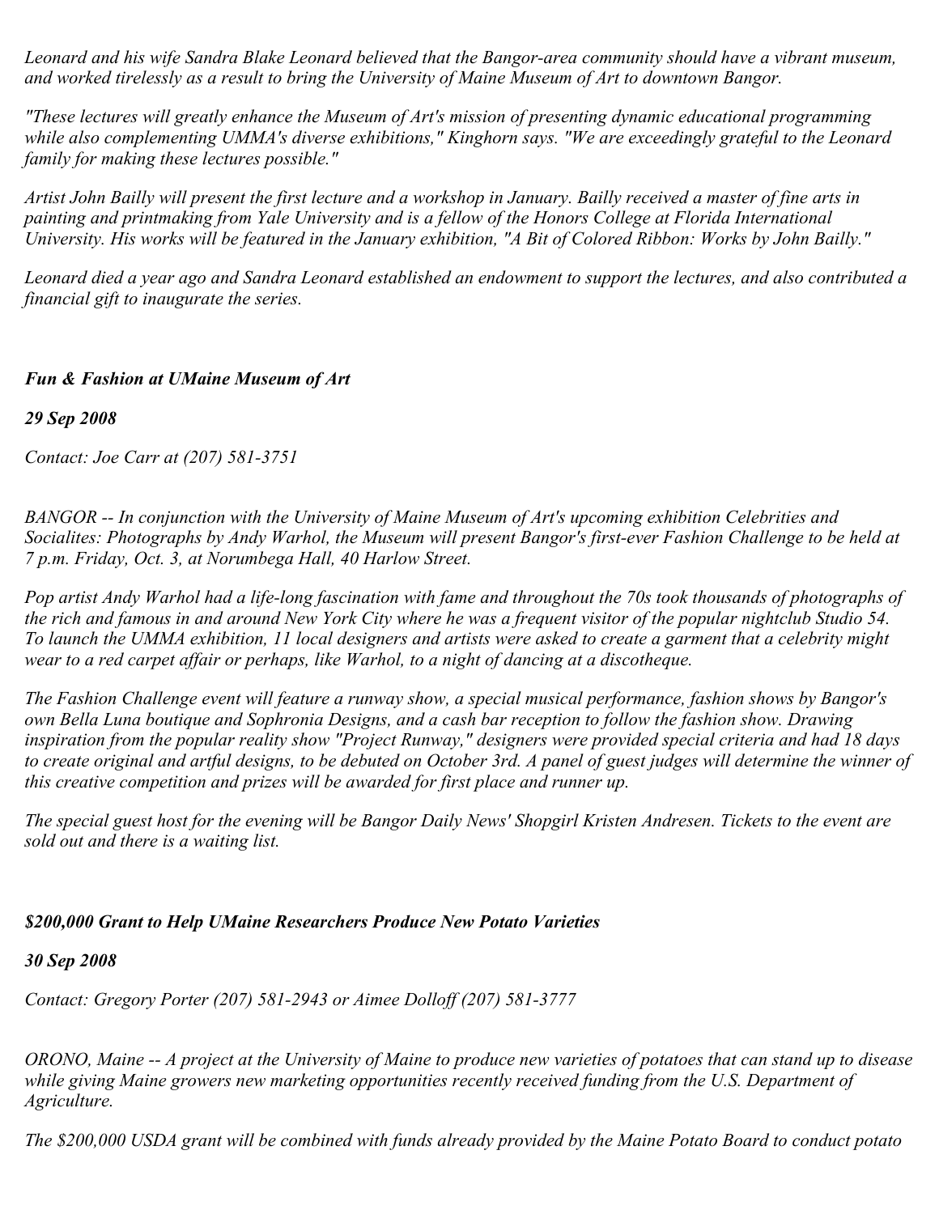*Leonard and his wife Sandra Blake Leonard believed that the Bangor-area community should have a vibrant museum, and worked tirelessly as a result to bring the University of Maine Museum of Art to downtown Bangor.*

*"These lectures will greatly enhance the Museum of Art's mission of presenting dynamic educational programming while also complementing UMMA's diverse exhibitions," Kinghorn says. "We are exceedingly grateful to the Leonard family for making these lectures possible."*

*Artist John Bailly will present the first lecture and a workshop in January. Bailly received a master of fine arts in painting and printmaking from Yale University and is a fellow of the Honors College at Florida International University. His works will be featured in the January exhibition, "A Bit of Colored Ribbon: Works by John Bailly."*

*Leonard died a year ago and Sandra Leonard established an endowment to support the lectures, and also contributed a financial gift to inaugurate the series.*

***Fun & Fashion at UMaine Museum of Art***

***29 Sep 2008***

*Contact: Joe Carr at (207) 581-3751*

*BANGOR -- In conjunction with the University of Maine Museum of Art's upcoming exhibition Celebrities and Socialites: Photographs by Andy Warhol, the Museum will present Bangor's first-ever Fashion Challenge to be held at 7 p.m. Friday, Oct. 3, at Norumbega Hall, 40 Harlow Street.*

*Pop artist Andy Warhol had a life-long fascination with fame and throughout the 70s took thousands of photographs of the rich and famous in and around New York City where he was a frequent visitor of the popular nightclub Studio 54. To launch the UMMA exhibition, 11 local designers and artists were asked to create a garment that a celebrity might wear to a red carpet affair or perhaps, like Warhol, to a night of dancing at a discotheque.*

*The Fashion Challenge event will feature a runway show, a special musical performance, fashion shows by Bangor's own Bella Luna boutique and Sophronia Designs, and a cash bar reception to follow the fashion show. Drawing inspiration from the popular reality show "Project Runway," designers were provided special criteria and had 18 days to create original and artful designs, to be debuted on October 3rd. A panel of guest judges will determine the winner of this creative competition and prizes will be awarded for first place and runner up.*

*The special guest host for the evening will be Bangor Daily News' Shopgirl Kristen Andresen. Tickets to the event are sold out and there is a waiting list.*

***$200,000 Grant to Help UMaine Researchers Produce New Potato Varieties***

***30 Sep 2008***

*Contact: Gregory Porter (207) 581-2943 or Aimee Dolloff (207) 581-3777*

*ORONO, Maine -- A project at the University of Maine to produce new varieties of potatoes that can stand up to disease while giving Maine growers new marketing opportunities recently received funding from the U.S. Department of Agriculture.*

*The $200,000 USDA grant will be combined with funds already provided by the Maine Potato Board to conduct potato*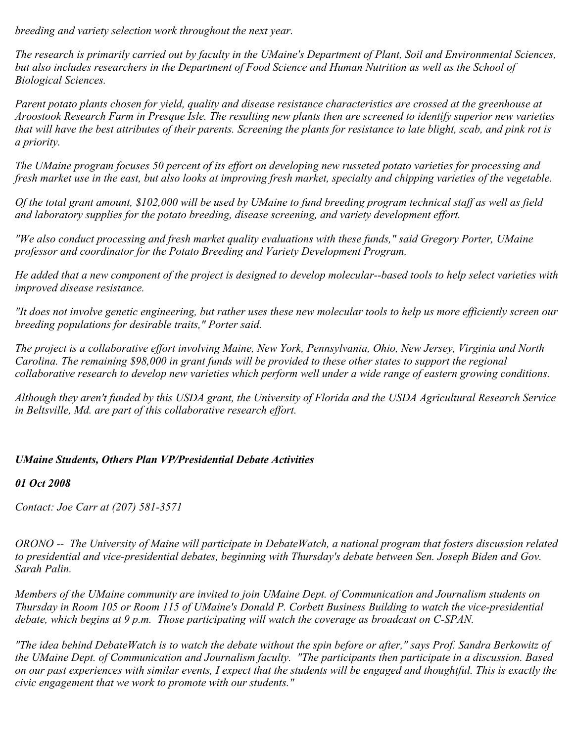*breeding and variety selection work throughout the next year.*

*The research is primarily carried out by faculty in the UMaine's Department of Plant, Soil and Environmental Sciences, but also includes researchers in the Department of Food Science and Human Nutrition as well as the School of Biological Sciences.*

*Parent potato plants chosen for yield, quality and disease resistance characteristics are crossed at the greenhouse at Aroostook Research Farm in Presque Isle. The resulting new plants then are screened to identify superior new varieties that will have the best attributes of their parents. Screening the plants for resistance to late blight, scab, and pink rot is a priority.*

*The UMaine program focuses 50 percent of its effort on developing new russeted potato varieties for processing and fresh market use in the east, but also looks at improving fresh market, specialty and chipping varieties of the vegetable.*

*Of the total grant amount, $102,000 will be used by UMaine to fund breeding program technical staff as well as field and laboratory supplies for the potato breeding, disease screening, and variety development effort.*

*"We also conduct processing and fresh market quality evaluations with these funds," said Gregory Porter, UMaine professor and coordinator for the Potato Breeding and Variety Development Program.*

*He added that a new component of the project is designed to develop molecular--based tools to help select varieties with improved disease resistance.*

*"It does not involve genetic engineering, but rather uses these new molecular tools to help us more efficiently screen our breeding populations for desirable traits," Porter said.*

*The project is a collaborative effort involving Maine, New York, Pennsylvania, Ohio, New Jersey, Virginia and North Carolina. The remaining $98,000 in grant funds will be provided to these other states to support the regional collaborative research to develop new varieties which perform well under a wide range of eastern growing conditions.*

*Although they aren't funded by this USDA grant, the University of Florida and the USDA Agricultural Research Service in Beltsville, Md. are part of this collaborative research effort.*

## *UMaine Students, Others Plan VP/Presidential Debate Activities*

***01 Oct 2008***

*Contact: Joe Carr at (207) 581-3571*

*ORONO -- The University of Maine will participate in DebateWatch, a national program that fosters discussion related to presidential and vice-presidential debates, beginning with Thursday's debate between Sen. Joseph Biden and Gov. Sarah Palin.*

*Members of the UMaine community are invited to join UMaine Dept. of Communication and Journalism students on Thursday in Room 105 or Room 115 of UMaine's Donald P. Corbett Business Building to watch the vice-presidential debate, which begins at 9 p.m. Those participating will watch the coverage as broadcast on C-SPAN.*

*"The idea behind DebateWatch is to watch the debate without the spin before or after," says Prof. Sandra Berkowitz of the UMaine Dept. of Communication and Journalism faculty. "The participants then participate in a discussion. Based on our past experiences with similar events, I expect that the students will be engaged and thoughtful. This is exactly the civic engagement that we work to promote with our students."*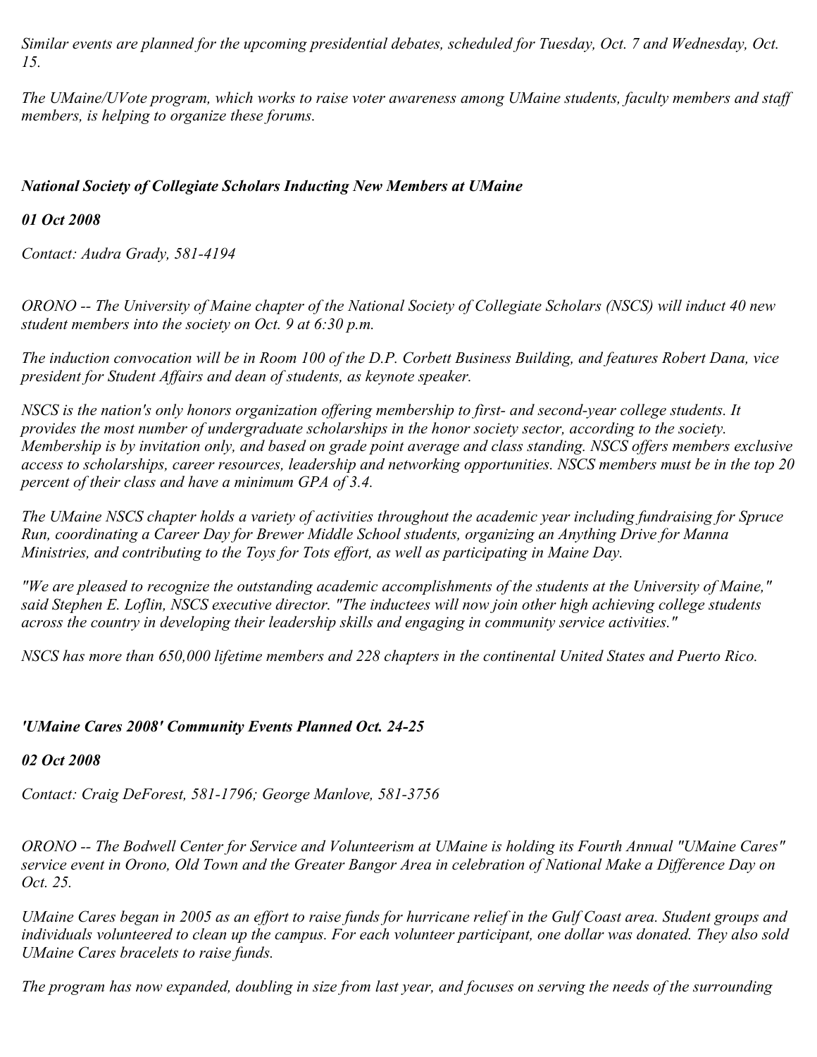*Similar events are planned for the upcoming presidential debates, scheduled for Tuesday, Oct. 7 and Wednesday, Oct. 15.*

*The UMaine/UVote program, which works to raise voter awareness among UMaine students, faculty members and staff members, is helping to organize these forums.*

***National Society of Collegiate Scholars Inducting New Members at UMaine***

***01 Oct 2008***

*Contact: Audra Grady, 581-4194*

*ORONO -- The University of Maine chapter of the National Society of Collegiate Scholars (NSCS) will induct 40 new student members into the society on Oct. 9 at 6:30 p.m.*

*The induction convocation will be in Room 100 of the D.P. Corbett Business Building, and features Robert Dana, vice president for Student Affairs and dean of students, as keynote speaker.*

*NSCS is the nation's only honors organization offering membership to first- and second-year college students. It provides the most number of undergraduate scholarships in the honor society sector, according to the society. Membership is by invitation only, and based on grade point average and class standing. NSCS offers members exclusive access to scholarships, career resources, leadership and networking opportunities. NSCS members must be in the top 20 percent of their class and have a minimum GPA of 3.4.*

*The UMaine NSCS chapter holds a variety of activities throughout the academic year including fundraising for Spruce Run, coordinating a Career Day for Brewer Middle School students, organizing an Anything Drive for Manna Ministries, and contributing to the Toys for Tots effort, as well as participating in Maine Day.*

*"We are pleased to recognize the outstanding academic accomplishments of the students at the University of Maine," said Stephen E. Loflin, NSCS executive director. "The inductees will now join other high achieving college students across the country in developing their leadership skills and engaging in community service activities."*

*NSCS has more than 650,000 lifetime members and 228 chapters in the continental United States and Puerto Rico.*

***'UMaine Cares 2008' Community Events Planned Oct. 24-25***

***02 Oct 2008***

*Contact: Craig DeForest, 581-1796; George Manlove, 581-3756*

*ORONO -- The Bodwell Center for Service and Volunteerism at UMaine is holding its Fourth Annual "UMaine Cares" service event in Orono, Old Town and the Greater Bangor Area in celebration of National Make a Difference Day on Oct. 25.*

*UMaine Cares began in 2005 as an effort to raise funds for hurricane relief in the Gulf Coast area. Student groups and individuals volunteered to clean up the campus. For each volunteer participant, one dollar was donated. They also sold UMaine Cares bracelets to raise funds.*

*The program has now expanded, doubling in size from last year, and focuses on serving the needs of the surrounding*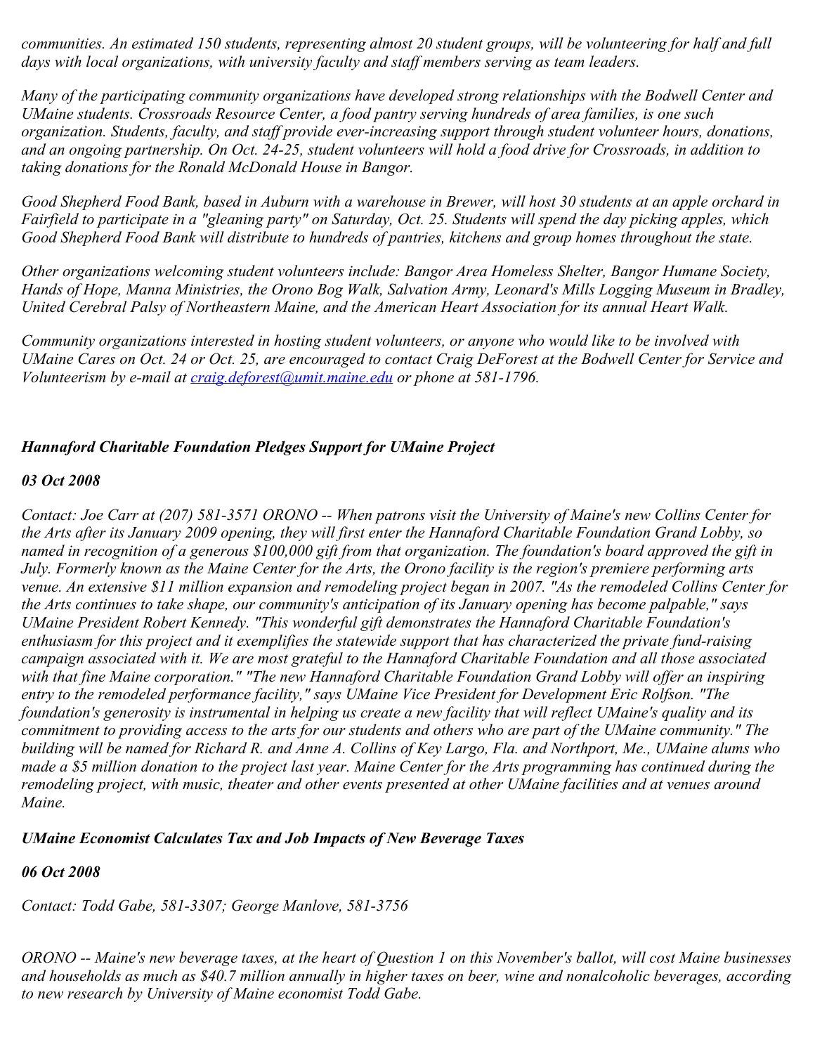*communities. An estimated 150 students, representing almost 20 student groups, will be volunteering for half and full days with local organizations, with university faculty and staff members serving as team leaders.*

*Many of the participating community organizations have developed strong relationships with the Bodwell Center and UMaine students. Crossroads Resource Center, a food pantry serving hundreds of area families, is one such organization. Students, faculty, and staff provide ever-increasing support through student volunteer hours, donations, and an ongoing partnership. On Oct. 24-25, student volunteers will hold a food drive for Crossroads, in addition to taking donations for the Ronald McDonald House in Bangor.*

*Good Shepherd Food Bank, based in Auburn with a warehouse in Brewer, will host 30 students at an apple orchard in Fairfield to participate in a "gleaning party" on Saturday, Oct. 25. Students will spend the day picking apples, which Good Shepherd Food Bank will distribute to hundreds of pantries, kitchens and group homes throughout the state.*

*Other organizations welcoming student volunteers include: Bangor Area Homeless Shelter, Bangor Humane Society, Hands of Hope, Manna Ministries, the Orono Bog Walk, Salvation Army, Leonard's Mills Logging Museum in Bradley, United Cerebral Palsy of Northeastern Maine, and the American Heart Association for its annual Heart Walk.*

*Community organizations interested in hosting student volunteers, or anyone who would like to be involved with UMaine Cares on Oct. 24 or Oct. 25, are encouraged to contact Craig DeForest at the Bodwell Center for Service and Volunteerism by e-mail at [craig.deforest@umit.maine.edu](mailto:craig.deforest@umit.maine.edu) or phone at 581-1796.*

***Hannaford Charitable Foundation Pledges Support for UMaine Project***

***03 Oct 2008***

*Contact: Joe Carr at (207) 581-3571 ORONO -- When patrons visit the University of Maine's new Collins Center for the Arts after its January 2009 opening, they will first enter the Hannaford Charitable Foundation Grand Lobby, so named in recognition of a generous $100,000 gift from that organization. The foundation's board approved the gift in July. Formerly known as the Maine Center for the Arts, the Orono facility is the region's premiere performing arts venue. An extensive $11 million expansion and remodeling project began in 2007. "As the remodeled Collins Center for the Arts continues to take shape, our community's anticipation of its January opening has become palpable," says UMaine President Robert Kennedy. "This wonderful gift demonstrates the Hannaford Charitable Foundation's enthusiasm for this project and it exemplifies the statewide support that has characterized the private fund-raising campaign associated with it. We are most grateful to the Hannaford Charitable Foundation and all those associated with that fine Maine corporation." "The new Hannaford Charitable Foundation Grand Lobby will offer an inspiring entry to the remodeled performance facility," says UMaine Vice President for Development Eric Rolfson. "The foundation's generosity is instrumental in helping us create a new facility that will reflect UMaine's quality and its commitment to providing access to the arts for our students and others who are part of the UMaine community." The building will be named for Richard R. and Anne A. Collins of Key Largo, Fla. and Northport, Me., UMaine alums who made a $5 million donation to the project last year. Maine Center for the Arts programming has continued during the remodeling project, with music, theater and other events presented at other UMaine facilities and at venues around Maine.*

***UMaine Economist Calculates Tax and Job Impacts of New Beverage Taxes***

***06 Oct 2008***

*Contact: Todd Gabe, 581-3307; George Manlove, 581-3756*

*ORONO -- Maine's new beverage taxes, at the heart of Question 1 on this November's ballot, will cost Maine businesses and households as much as $40.7 million annually in higher taxes on beer, wine and nonalcoholic beverages, according to new research by University of Maine economist Todd Gabe.*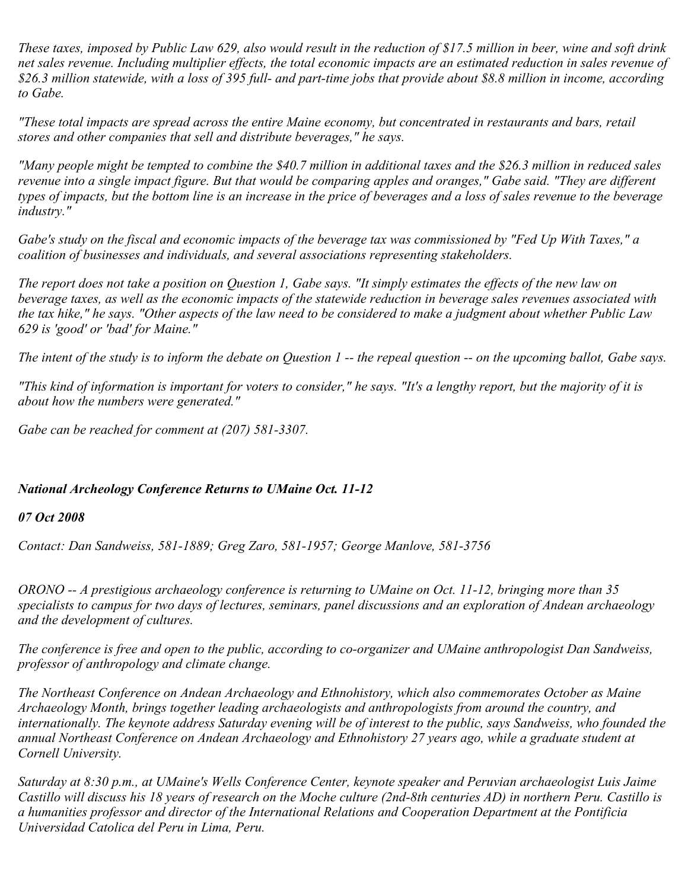*These taxes, imposed by Public Law 629, also would result in the reduction of $17.5 million in beer, wine and soft drink net sales revenue. Including multiplier effects, the total economic impacts are an estimated reduction in sales revenue of $26.3 million statewide, with a loss of 395 full- and part-time jobs that provide about $8.8 million in income, according to Gabe.*

*"These total impacts are spread across the entire Maine economy, but concentrated in restaurants and bars, retail stores and other companies that sell and distribute beverages," he says.*

*"Many people might be tempted to combine the $40.7 million in additional taxes and the $26.3 million in reduced sales revenue into a single impact figure. But that would be comparing apples and oranges," Gabe said. "They are different types of impacts, but the bottom line is an increase in the price of beverages and a loss of sales revenue to the beverage industry."*

*Gabe's study on the fiscal and economic impacts of the beverage tax was commissioned by "Fed Up With Taxes," a coalition of businesses and individuals, and several associations representing stakeholders.*

*The report does not take a position on Question 1, Gabe says. "It simply estimates the effects of the new law on beverage taxes, as well as the economic impacts of the statewide reduction in beverage sales revenues associated with the tax hike," he says. "Other aspects of the law need to be considered to make a judgment about whether Public Law 629 is 'good' or 'bad' for Maine."*

*The intent of the study is to inform the debate on Question 1 -- the repeal question -- on the upcoming ballot, Gabe says.*

*"This kind of information is important for voters to consider," he says. "It's a lengthy report, but the majority of it is about how the numbers were generated."*

*Gabe can be reached for comment at (207) 581-3307.*

### ***National Archeology Conference Returns to UMaine Oct. 11-12***

***07 Oct 2008***

*Contact: Dan Sandweiss, 581-1889; Greg Zaro, 581-1957; George Manlove, 581-3756*

*ORONO -- A prestigious archaeology conference is returning to UMaine on Oct. 11-12, bringing more than 35 specialists to campus for two days of lectures, seminars, panel discussions and an exploration of Andean archaeology and the development of cultures.*

*The conference is free and open to the public, according to co-organizer and UMaine anthropologist Dan Sandweiss, professor of anthropology and climate change.*

*The Northeast Conference on Andean Archaeology and Ethnohistory, which also commemorates October as Maine Archaeology Month, brings together leading archaeologists and anthropologists from around the country, and internationally. The keynote address Saturday evening will be of interest to the public, says Sandweiss, who founded the annual Northeast Conference on Andean Archaeology and Ethnohistory 27 years ago, while a graduate student at Cornell University.*

*Saturday at 8:30 p.m., at UMaine's Wells Conference Center, keynote speaker and Peruvian archaeologist Luis Jaime Castillo will discuss his 18 years of research on the Moche culture (2nd-8th centuries AD) in northern Peru. Castillo is a humanities professor and director of the International Relations and Cooperation Department at the Pontificia Universidad Catolica del Peru in Lima, Peru.*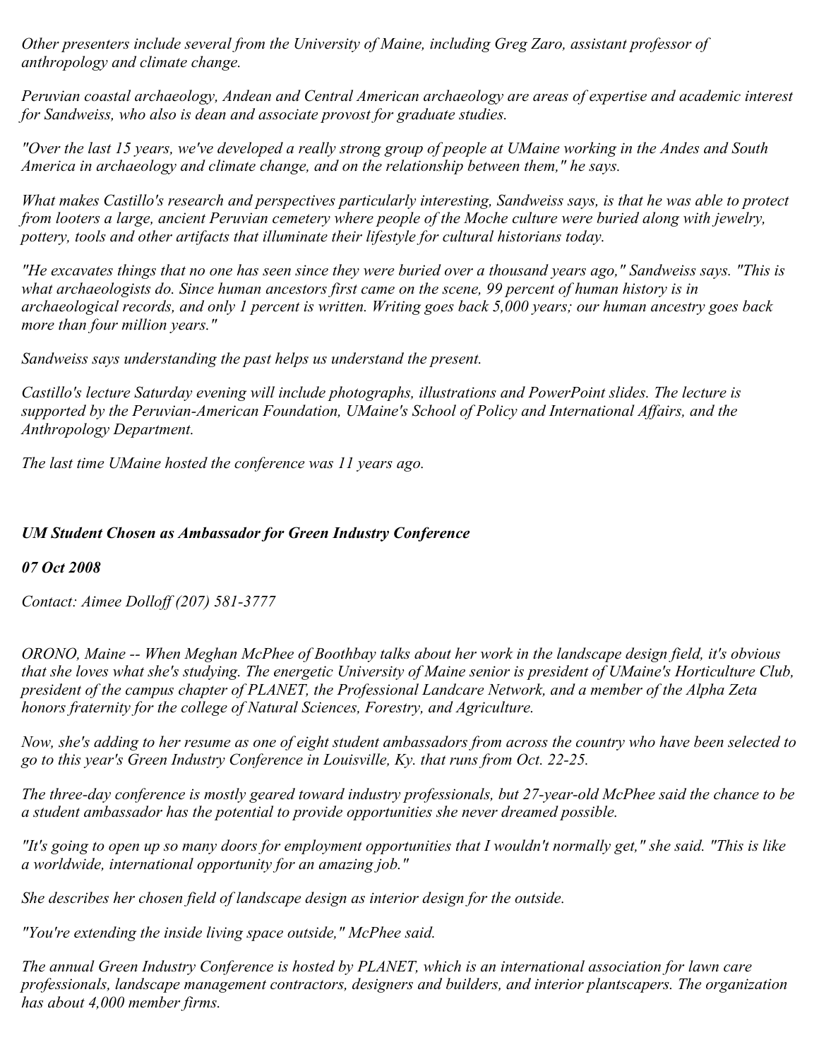*Other presenters include several from the University of Maine, including Greg Zaro, assistant professor of anthropology and climate change.*

*Peruvian coastal archaeology, Andean and Central American archaeology are areas of expertise and academic interest for Sandweiss, who also is dean and associate provost for graduate studies.*

*"Over the last 15 years, we've developed a really strong group of people at UMaine working in the Andes and South America in archaeology and climate change, and on the relationship between them," he says.*

*What makes Castillo's research and perspectives particularly interesting, Sandweiss says, is that he was able to protect from looters a large, ancient Peruvian cemetery where people of the Moche culture were buried along with jewelry, pottery, tools and other artifacts that illuminate their lifestyle for cultural historians today.*

*"He excavates things that no one has seen since they were buried over a thousand years ago," Sandweiss says. "This is what archaeologists do. Since human ancestors first came on the scene, 99 percent of human history is in archaeological records, and only 1 percent is written. Writing goes back 5,000 years; our human ancestry goes back more than four million years."*

*Sandweiss says understanding the past helps us understand the present.*

*Castillo's lecture Saturday evening will include photographs, illustrations and PowerPoint slides. The lecture is supported by the Peruvian-American Foundation, UMaine's School of Policy and International Affairs, and the Anthropology Department.*

*The last time UMaine hosted the conference was 11 years ago.*

## *UM Student Chosen as Ambassador for Green Industry Conference*

***07 Oct 2008***

*Contact: Aimee Dolloff (207) 581-3777*

*ORONO, Maine -- When Meghan McPhee of Boothbay talks about her work in the landscape design field, it's obvious that she loves what she's studying. The energetic University of Maine senior is president of UMaine's Horticulture Club, president of the campus chapter of PLANET, the Professional Landcare Network, and a member of the Alpha Zeta honors fraternity for the college of Natural Sciences, Forestry, and Agriculture.*

*Now, she's adding to her resume as one of eight student ambassadors from across the country who have been selected to go to this year's Green Industry Conference in Louisville, Ky. that runs from Oct. 22-25.*

*The three-day conference is mostly geared toward industry professionals, but 27-year-old McPhee said the chance to be a student ambassador has the potential to provide opportunities she never dreamed possible.*

*"It's going to open up so many doors for employment opportunities that I wouldn't normally get," she said. "This is like a worldwide, international opportunity for an amazing job."*

*She describes her chosen field of landscape design as interior design for the outside.*

*"You're extending the inside living space outside," McPhee said.*

*The annual Green Industry Conference is hosted by PLANET, which is an international association for lawn care professionals, landscape management contractors, designers and builders, and interior plantscapers. The organization has about 4,000 member firms.*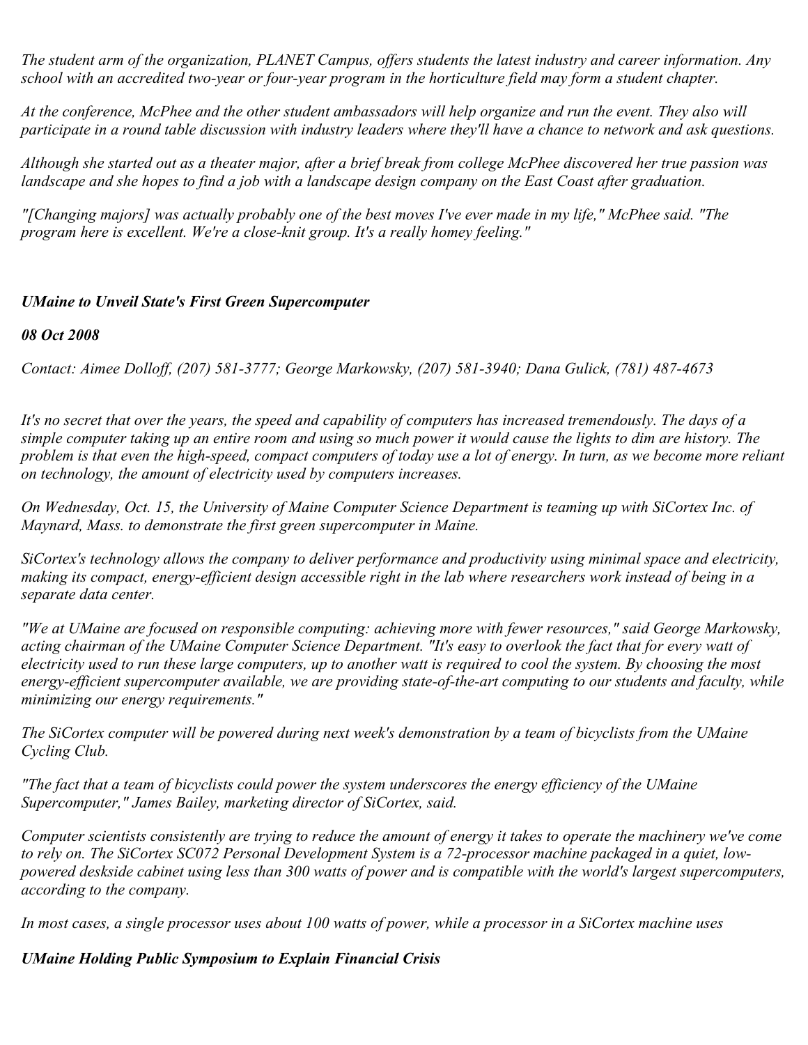*The student arm of the organization, PLANET Campus, offers students the latest industry and career information. Any school with an accredited two-year or four-year program in the horticulture field may form a student chapter.*

*At the conference, McPhee and the other student ambassadors will help organize and run the event. They also will participate in a round table discussion with industry leaders where they'll have a chance to network and ask questions.*

*Although she started out as a theater major, after a brief break from college McPhee discovered her true passion was landscape and she hopes to find a job with a landscape design company on the East Coast after graduation.*

*"[Changing majors] was actually probably one of the best moves I've ever made in my life," McPhee said. "The program here is excellent. We're a close-knit group. It's a really homey feeling."*

***UMaine to Unveil State's First Green Supercomputer***

***08 Oct 2008***

*Contact: Aimee Dolloff, (207) 581-3777; George Markowsky, (207) 581-3940; Dana Gulick, (781) 487-4673*

*It's no secret that over the years, the speed and capability of computers has increased tremendously. The days of a simple computer taking up an entire room and using so much power it would cause the lights to dim are history. The problem is that even the high-speed, compact computers of today use a lot of energy. In turn, as we become more reliant on technology, the amount of electricity used by computers increases.*

*On Wednesday, Oct. 15, the University of Maine Computer Science Department is teaming up with SiCortex Inc. of Maynard, Mass. to demonstrate the first green supercomputer in Maine.*

*SiCortex's technology allows the company to deliver performance and productivity using minimal space and electricity, making its compact, energy-efficient design accessible right in the lab where researchers work instead of being in a separate data center.*

*"We at UMaine are focused on responsible computing: achieving more with fewer resources," said George Markowsky, acting chairman of the UMaine Computer Science Department. "It's easy to overlook the fact that for every watt of electricity used to run these large computers, up to another watt is required to cool the system. By choosing the most energy-efficient supercomputer available, we are providing state-of-the-art computing to our students and faculty, while minimizing our energy requirements."*

*The SiCortex computer will be powered during next week's demonstration by a team of bicyclists from the UMaine Cycling Club.*

*"The fact that a team of bicyclists could power the system underscores the energy efficiency of the UMaine Supercomputer," James Bailey, marketing director of SiCortex, said.*

*Computer scientists consistently are trying to reduce the amount of energy it takes to operate the machinery we've come to rely on. The SiCortex SC072 Personal Development System is a 72-processor machine packaged in a quiet, low-powered deskside cabinet using less than 300 watts of power and is compatible with the world's largest supercomputers, according to the company.*

*In most cases, a single processor uses about 100 watts of power, while a processor in a SiCortex machine uses*

***UMaine Holding Public Symposium to Explain Financial Crisis***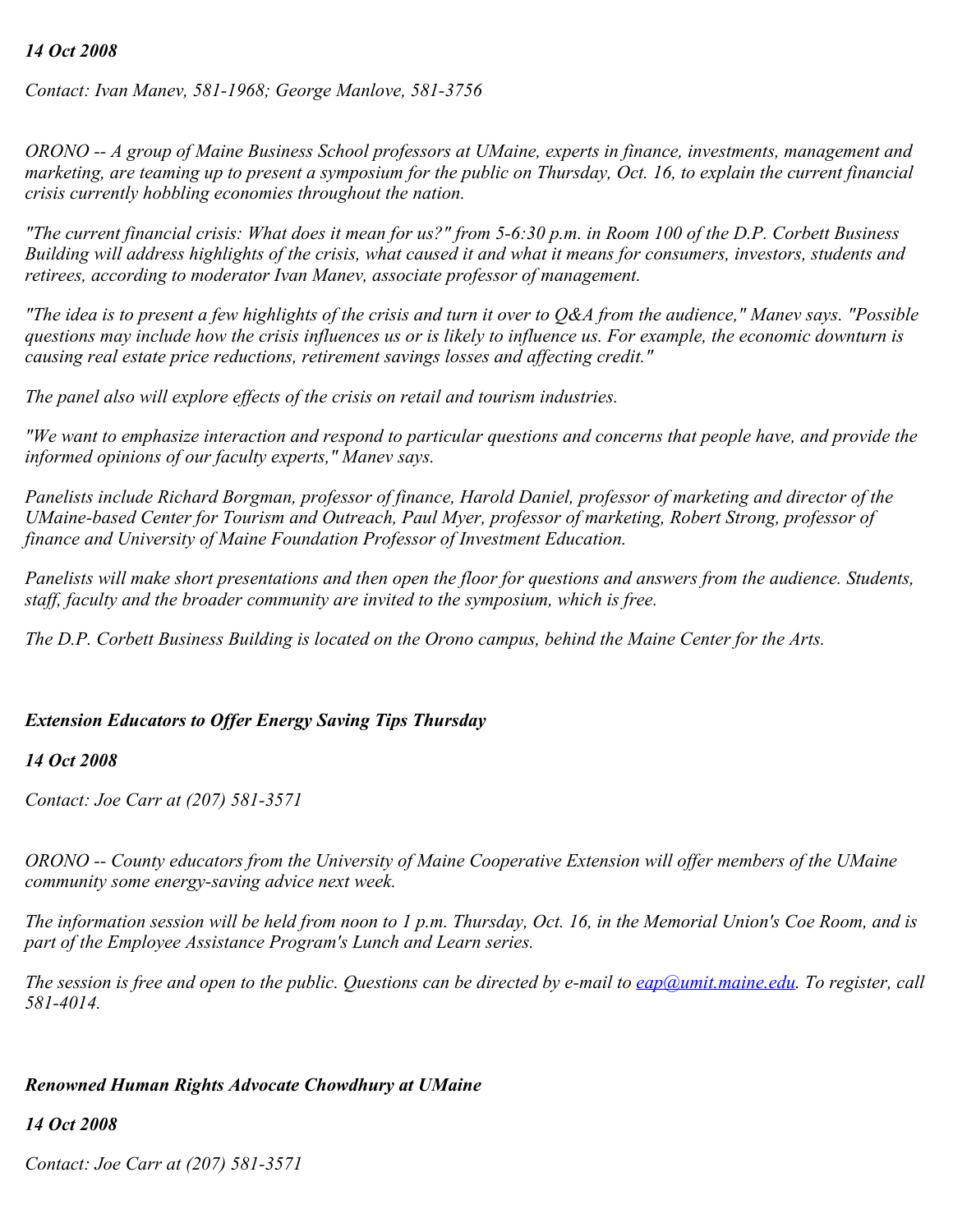*14 Oct 2008*

*Contact: Ivan Manev, 581-1968; George Manlove, 581-3756*

*ORONO -- A group of Maine Business School professors at UMaine, experts in finance, investments, management and marketing, are teaming up to present a symposium for the public on Thursday, Oct. 16, to explain the current financial crisis currently hobbling economies throughout the nation.*

*"The current financial crisis: What does it mean for us?" from 5-6:30 p.m. in Room 100 of the D.P. Corbett Business Building will address highlights of the crisis, what caused it and what it means for consumers, investors, students and retirees, according to moderator Ivan Manev, associate professor of management.*

*"The idea is to present a few highlights of the crisis and turn it over to Q&A from the audience," Manev says. "Possible questions may include how the crisis influences us or is likely to influence us. For example, the economic downturn is causing real estate price reductions, retirement savings losses and affecting credit."*

*The panel also will explore effects of the crisis on retail and tourism industries.*

*"We want to emphasize interaction and respond to particular questions and concerns that people have, and provide the informed opinions of our faculty experts," Manev says.*

*Panelists include Richard Borgman, professor of finance, Harold Daniel, professor of marketing and director of the UMaine-based Center for Tourism and Outreach, Paul Myer, professor of marketing, Robert Strong, professor of finance and University of Maine Foundation Professor of Investment Education.*

*Panelists will make short presentations and then open the floor for questions and answers from the audience. Students, staff, faculty and the broader community are invited to the symposium, which is free.*

*The D.P. Corbett Business Building is located on the Orono campus, behind the Maine Center for the Arts.*

### *Extension Educators to Offer Energy Saving Tips Thursday*

***14 Oct 2008***

*Contact: Joe Carr at (207) 581-3571*

*ORONO -- County educators from the University of Maine Cooperative Extension will offer members of the UMaine community some energy-saving advice next week.*

*The information session will be held from noon to 1 p.m. Thursday, Oct. 16, in the Memorial Union's Coe Room, and is part of the Employee Assistance Program's Lunch and Learn series.*

*The session is free and open to the public. Questions can be directed by e-mail to eap@umit.maine.edu. To register, call 581-4014.*

### *Renowned Human Rights Advocate Chowdhury at UMaine*

***14 Oct 2008***

*Contact: Joe Carr at (207) 581-3571*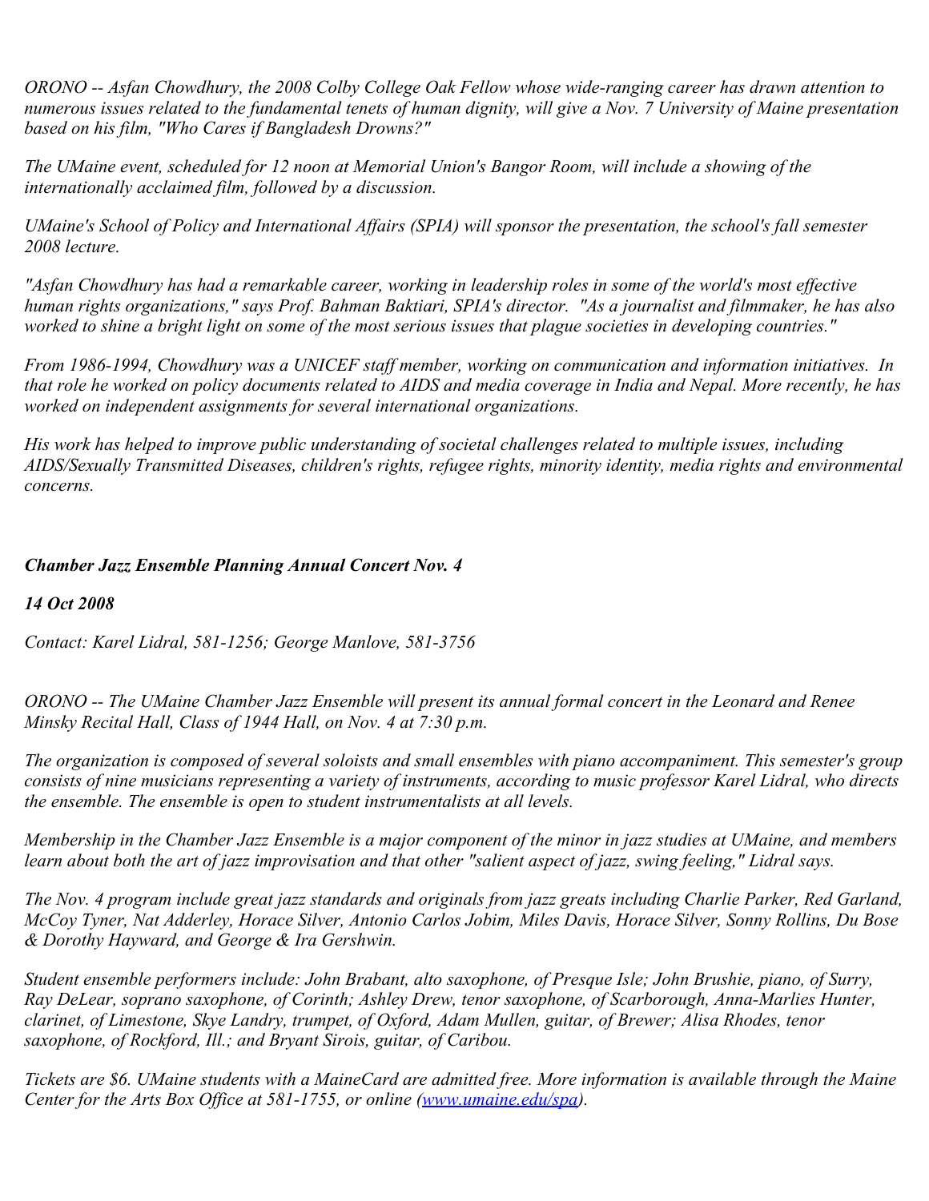*ORONO -- Asfan Chowdhury, the 2008 Colby College Oak Fellow whose wide-ranging career has drawn attention to numerous issues related to the fundamental tenets of human dignity, will give a Nov. 7 University of Maine presentation based on his film, "Who Cares if Bangladesh Drowns?"*

*The UMaine event, scheduled for 12 noon at Memorial Union's Bangor Room, will include a showing of the internationally acclaimed film, followed by a discussion.*

*UMaine's School of Policy and International Affairs (SPIA) will sponsor the presentation, the school's fall semester 2008 lecture.*

*"Asfan Chowdhury has had a remarkable career, working in leadership roles in some of the world's most effective human rights organizations," says Prof. Bahman Baktiari, SPIA's director. "As a journalist and filmmaker, he has also worked to shine a bright light on some of the most serious issues that plague societies in developing countries."*

*From 1986-1994, Chowdhury was a UNICEF staff member, working on communication and information initiatives. In that role he worked on policy documents related to AIDS and media coverage in India and Nepal. More recently, he has worked on independent assignments for several international organizations.*

*His work has helped to improve public understanding of societal challenges related to multiple issues, including AIDS/Sexually Transmitted Diseases, children's rights, refugee rights, minority identity, media rights and environmental concerns.*

***Chamber Jazz Ensemble Planning Annual Concert Nov. 4***

***14 Oct 2008***

*Contact: Karel Lidral, 581-1256; George Manlove, 581-3756*

*ORONO -- The UMaine Chamber Jazz Ensemble will present its annual formal concert in the Leonard and Renee Minsky Recital Hall, Class of 1944 Hall, on Nov. 4 at 7:30 p.m.*

*The organization is composed of several soloists and small ensembles with piano accompaniment. This semester's group consists of nine musicians representing a variety of instruments, according to music professor Karel Lidral, who directs the ensemble. The ensemble is open to student instrumentalists at all levels.*

*Membership in the Chamber Jazz Ensemble is a major component of the minor in jazz studies at UMaine, and members learn about both the art of jazz improvisation and that other "salient aspect of jazz, swing feeling," Lidral says.*

*The Nov. 4 program include great jazz standards and originals from jazz greats including Charlie Parker, Red Garland, McCoy Tyner, Nat Adderley, Horace Silver, Antonio Carlos Jobim, Miles Davis, Horace Silver, Sonny Rollins, Du Bose & Dorothy Hayward, and George & Ira Gershwin.*

*Student ensemble performers include: John Brabant, alto saxophone, of Presque Isle; John Brushie, piano, of Surry, Ray DeLear, soprano saxophone, of Corinth; Ashley Drew, tenor saxophone, of Scarborough, Anna-Marlies Hunter, clarinet, of Limestone, Skye Landry, trumpet, of Oxford, Adam Mullen, guitar, of Brewer; Alisa Rhodes, tenor saxophone, of Rockford, Ill.; and Bryant Sirois, guitar, of Caribou.*

*Tickets are $6. UMaine students with a MaineCard are admitted free. More information is available through the Maine Center for the Arts Box Office at 581-1755, or online ([www.umaine.edu/spa](http://www.umaine.edu/spa)).*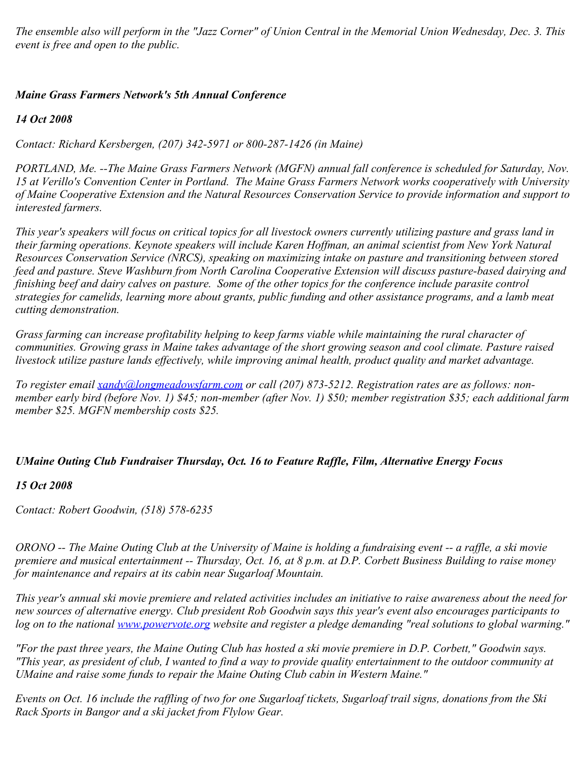*The ensemble also will perform in the "Jazz Corner" of Union Central in the Memorial Union Wednesday, Dec. 3. This event is free and open to the public.*

### ***Maine Grass Farmers Network's 5th Annual Conference***

***14 Oct 2008***

*Contact: Richard Kersbergen, (207) 342-5971 or 800-287-1426 (in Maine)*

*PORTLAND, Me. --The Maine Grass Farmers Network (MGFN) annual fall conference is scheduled for Saturday, Nov. 15 at Verillo's Convention Center in Portland.  The Maine Grass Farmers Network works cooperatively with University of Maine Cooperative Extension and the Natural Resources Conservation Service to provide information and support to interested farmers.*

*This year's speakers will focus on critical topics for all livestock owners currently utilizing pasture and grass land in their farming operations. Keynote speakers will include Karen Hoffman, an animal scientist from New York Natural Resources Conservation Service (NRCS), speaking on maximizing intake on pasture and transitioning between stored feed and pasture. Steve Washburn from North Carolina Cooperative Extension will discuss pasture-based dairying and finishing beef and dairy calves on pasture.  Some of the other topics for the conference include parasite control strategies for camelids, learning more about grants, public funding and other assistance programs, and a lamb meat cutting demonstration.*

*Grass farming can increase profitability helping to keep farms viable while maintaining the rural character of communities. Growing grass in Maine takes advantage of the short growing season and cool climate. Pasture raised livestock utilize pasture lands effectively, while improving animal health, product quality and market advantage.*

*To register email [xandy@longmeadowsfarm.com](mailto:xandy@longmeadowsfarm.com) or call (207) 873-5212. Registration rates are as follows: non-member early bird (before Nov. 1) $45; non-member (after Nov. 1) $50; member registration $35; each additional farm member $25. MGFN membership costs $25.*

### ***UMaine Outing Club Fundraiser Thursday, Oct. 16 to Feature Raffle, Film, Alternative Energy Focus***

***15 Oct 2008***

*Contact: Robert Goodwin, (518) 578-6235*

*ORONO -- The Maine Outing Club at the University of Maine is holding a fundraising event -- a raffle, a ski movie premiere and musical entertainment -- Thursday, Oct. 16, at 8 p.m. at D.P. Corbett Business Building to raise money for maintenance and repairs at its cabin near Sugarloaf Mountain.*

*This year's annual ski movie premiere and related activities includes an initiative to raise awareness about the need for new sources of alternative energy. Club president Rob Goodwin says this year's event also encourages participants to log on to the national [www.powervote.org](http://www.powervote.org) website and register a pledge demanding "real solutions to global warming."*

*"For the past three years, the Maine Outing Club has hosted a ski movie premiere in D.P. Corbett," Goodwin says. "This year, as president of club, I wanted to find a way to provide quality entertainment to the outdoor community at UMaine and raise some funds to repair the Maine Outing Club cabin in Western Maine."*

*Events on Oct. 16 include the raffling of two for one Sugarloaf tickets, Sugarloaf trail signs, donations from the Ski Rack Sports in Bangor and a ski jacket from Flylow Gear.*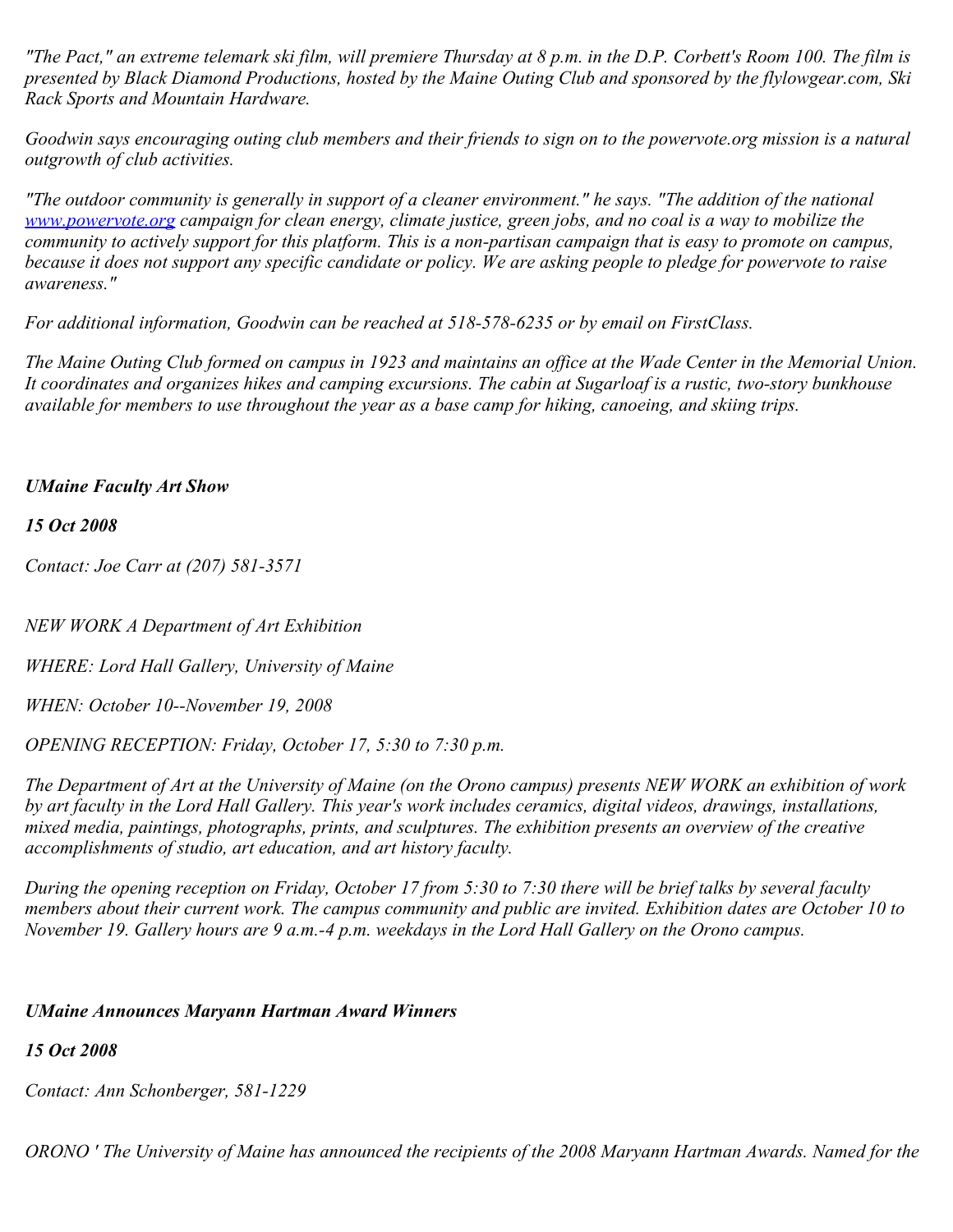*"The Pact," an extreme telemark ski film, will premiere Thursday at 8 p.m. in the D.P. Corbett's Room 100. The film is presented by Black Diamond Productions, hosted by the Maine Outing Club and sponsored by the flylowgear.com, Ski Rack Sports and Mountain Hardware.*

*Goodwin says encouraging outing club members and their friends to sign on to the powervote.org mission is a natural outgrowth of club activities.*

*"The outdoor community is generally in support of a cleaner environment." he says. "The addition of the national [www.powervote.org](http://www.powervote.org) campaign for clean energy, climate justice, green jobs, and no coal is a way to mobilize the community to actively support for this platform. This is a non-partisan campaign that is easy to promote on campus, because it does not support any specific candidate or policy. We are asking people to pledge for powervote to raise awareness."*

*For additional information, Goodwin can be reached at 518-578-6235 or by email on FirstClass.*

*The Maine Outing Club formed on campus in 1923 and maintains an office at the Wade Center in the Memorial Union. It coordinates and organizes hikes and camping excursions. The cabin at Sugarloaf is a rustic, two-story bunkhouse available for members to use throughout the year as a base camp for hiking, canoeing, and skiing trips.*

***UMaine Faculty Art Show***

***15 Oct 2008***

*Contact: Joe Carr at (207) 581-3571*

*NEW WORK A Department of Art Exhibition*

*WHERE: Lord Hall Gallery, University of Maine*

*WHEN: October 10--November 19, 2008*

*OPENING RECEPTION: Friday, October 17, 5:30 to 7:30 p.m.*

*The Department of Art at the University of Maine (on the Orono campus) presents NEW WORK an exhibition of work by art faculty in the Lord Hall Gallery. This year's work includes ceramics, digital videos, drawings, installations, mixed media, paintings, photographs, prints, and sculptures. The exhibition presents an overview of the creative accomplishments of studio, art education, and art history faculty.*

*During the opening reception on Friday, October 17 from 5:30 to 7:30 there will be brief talks by several faculty members about their current work. The campus community and public are invited. Exhibition dates are October 10 to November 19. Gallery hours are 9 a.m.-4 p.m. weekdays in the Lord Hall Gallery on the Orono campus.*

***UMaine Announces Maryann Hartman Award Winners***

***15 Oct 2008***

*Contact: Ann Schonberger, 581-1229*

*ORONO ' The University of Maine has announced the recipients of the 2008 Maryann Hartman Awards. Named for the*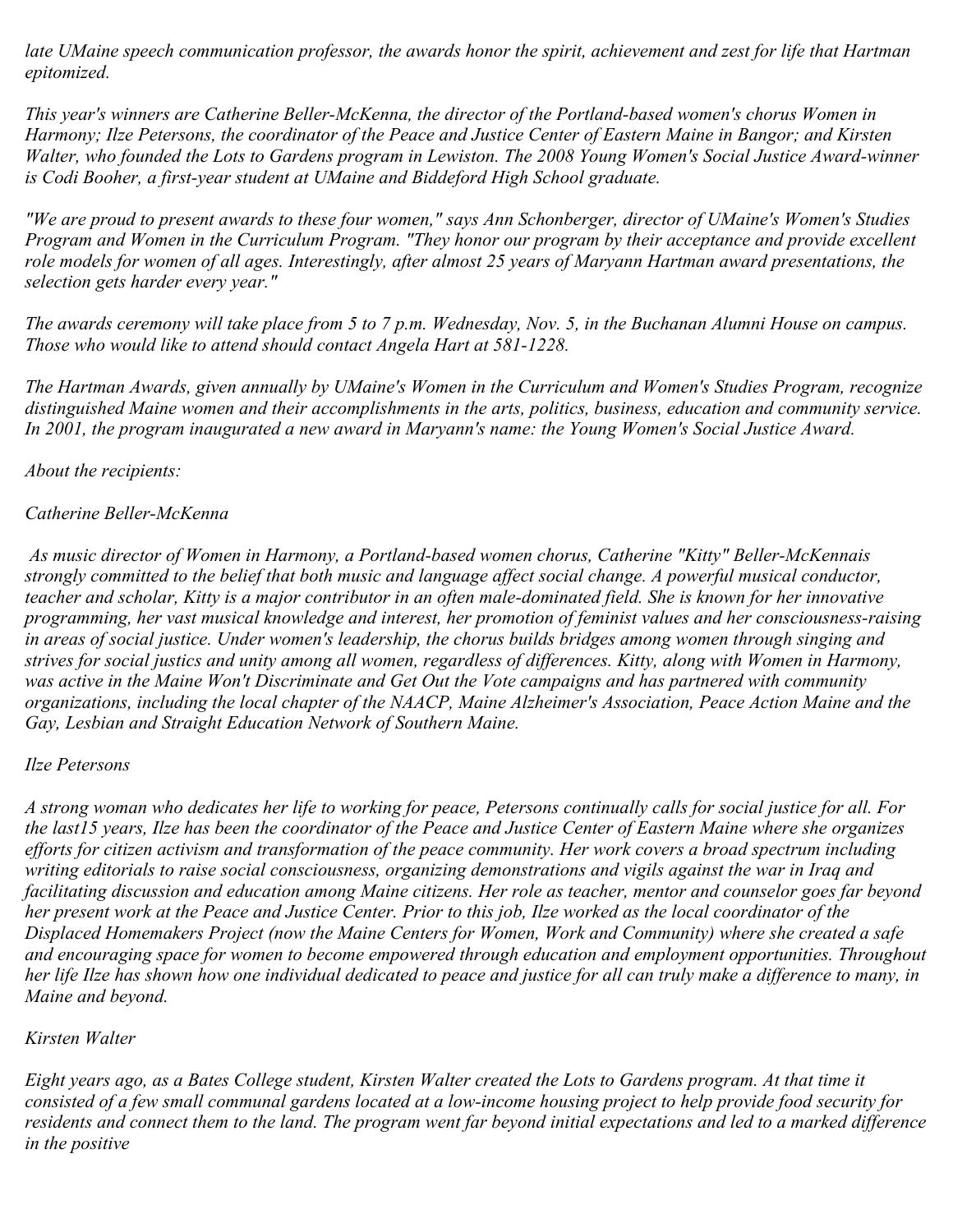*late UMaine speech communication professor, the awards honor the spirit, achievement and zest for life that Hartman epitomized.*

*This year's winners are Catherine Beller-McKenna, the director of the Portland-based women's chorus Women in Harmony; Ilze Petersons, the coordinator of the Peace and Justice Center of Eastern Maine in Bangor; and Kirsten Walter, who founded the Lots to Gardens program in Lewiston. The 2008 Young Women's Social Justice Award-winner is Codi Booher, a first-year student at UMaine and Biddeford High School graduate.*

*"We are proud to present awards to these four women," says Ann Schonberger, director of UMaine's Women's Studies Program and Women in the Curriculum Program. "They honor our program by their acceptance and provide excellent role models for women of all ages. Interestingly, after almost 25 years of Maryann Hartman award presentations, the selection gets harder every year."*

*The awards ceremony will take place from 5 to 7 p.m. Wednesday, Nov. 5, in the Buchanan Alumni House on campus. Those who would like to attend should contact Angela Hart at 581-1228.*

*The Hartman Awards, given annually by UMaine's Women in the Curriculum and Women's Studies Program, recognize distinguished Maine women and their accomplishments in the arts, politics, business, education and community service. In 2001, the program inaugurated a new award in Maryann's name: the Young Women's Social Justice Award.*

*About the recipients:*

*Catherine Beller-McKenna*

*As music director of Women in Harmony, a Portland-based women chorus, Catherine "Kitty" Beller-McKennais strongly committed to the belief that both music and language affect social change. A powerful musical conductor, teacher and scholar, Kitty is a major contributor in an often male-dominated field. She is known for her innovative programming, her vast musical knowledge and interest, her promotion of feminist values and her consciousness-raising in areas of social justice. Under women's leadership, the chorus builds bridges among women through singing and strives for social justics and unity among all women, regardless of differences. Kitty, along with Women in Harmony, was active in the Maine Won't Discriminate and Get Out the Vote campaigns and has partnered with community organizations, including the local chapter of the NAACP, Maine Alzheimer's Association, Peace Action Maine and the Gay, Lesbian and Straight Education Network of Southern Maine.*

*Ilze Petersons*

*A strong woman who dedicates her life to working for peace, Petersons continually calls for social justice for all. For the last15 years, Ilze has been the coordinator of the Peace and Justice Center of Eastern Maine where she organizes efforts for citizen activism and transformation of the peace community. Her work covers a broad spectrum including writing editorials to raise social consciousness, organizing demonstrations and vigils against the war in Iraq and facilitating discussion and education among Maine citizens. Her role as teacher, mentor and counselor goes far beyond her present work at the Peace and Justice Center. Prior to this job, Ilze worked as the local coordinator of the Displaced Homemakers Project (now the Maine Centers for Women, Work and Community) where she created a safe and encouraging space for women to become empowered through education and employment opportunities. Throughout her life Ilze has shown how one individual dedicated to peace and justice for all can truly make a difference to many, in Maine and beyond.*

*Kirsten Walter*

*Eight years ago, as a Bates College student, Kirsten Walter created the Lots to Gardens program. At that time it consisted of a few small communal gardens located at a low-income housing project to help provide food security for residents and connect them to the land. The program went far beyond initial expectations and led to a marked difference in the positive*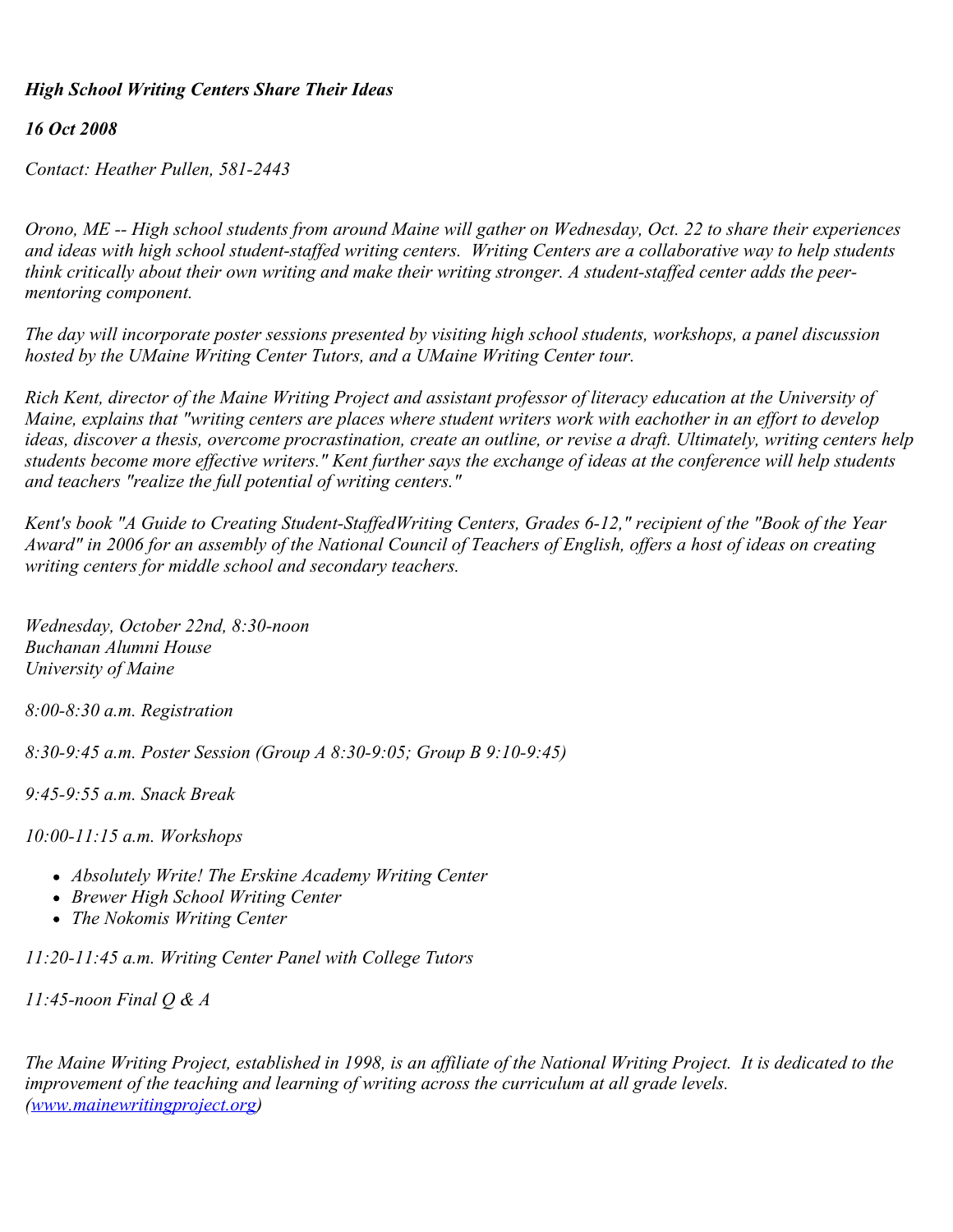***High School Writing Centers Share Their Ideas***

***16 Oct 2008***

*Contact: Heather Pullen, 581-2443*

*Orono, ME -- High school students from around Maine will gather on Wednesday, Oct. 22 to share their experiences and ideas with high school student-staffed writing centers. Writing Centers are a collaborative way to help students think critically about their own writing and make their writing stronger. A student-staffed center adds the peer-mentoring component.*

*The day will incorporate poster sessions presented by visiting high school students, workshops, a panel discussion hosted by the UMaine Writing Center Tutors, and a UMaine Writing Center tour.*

*Rich Kent, director of the Maine Writing Project and assistant professor of literacy education at the University of Maine, explains that "writing centers are places where student writers work with eachother in an effort to develop ideas, discover a thesis, overcome procrastination, create an outline, or revise a draft. Ultimately, writing centers help students become more effective writers." Kent further says the exchange of ideas at the conference will help students and teachers "realize the full potential of writing centers."*

*Kent's book "A Guide to Creating Student-StaffedWriting Centers, Grades 6-12," recipient of the "Book of the Year Award" in 2006 for an assembly of the National Council of Teachers of English, offers a host of ideas on creating writing centers for middle school and secondary teachers.*

*Wednesday, October 22nd, 8:30-noon*
*Buchanan Alumni House*
*University of Maine*

*8:00-8:30 a.m. Registration*

*8:30-9:45 a.m. Poster Session (Group A 8:30-9:05; Group B 9:10-9:45)*

*9:45-9:55 a.m. Snack Break*

*10:00-11:15 a.m. Workshops*

- *Absolutely Write! The Erskine Academy Writing Center*
- *Brewer High School Writing Center*
- *The Nokomis Writing Center*

*11:20-11:45 a.m. Writing Center Panel with College Tutors*

*11:45-noon Final Q & A*

*The Maine Writing Project, established in 1998, is an affiliate of the National Writing Project. It is dedicated to the improvement of the teaching and learning of writing across the curriculum at all grade levels. ([www.mainewritingproject.org](http://www.mainewritingproject.org))*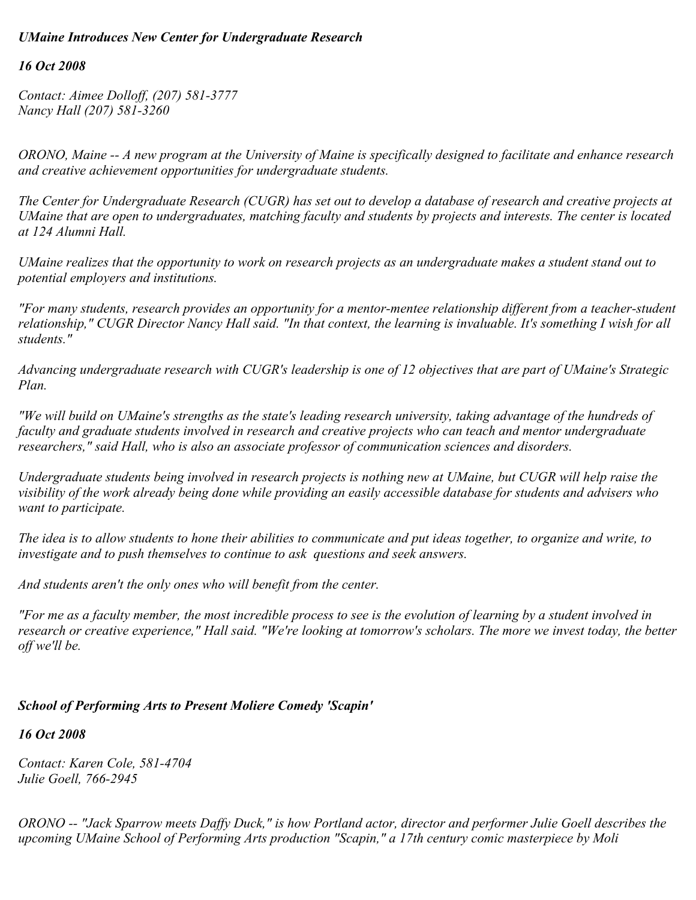***UMaine Introduces New Center for Undergraduate Research***

***16 Oct 2008***

*Contact: Aimee Dolloff, (207) 581-3777*
*Nancy Hall (207) 581-3260*

*ORONO, Maine -- A new program at the University of Maine is specifically designed to facilitate and enhance research and creative achievement opportunities for undergraduate students.*

*The Center for Undergraduate Research (CUGR) has set out to develop a database of research and creative projects at UMaine that are open to undergraduates, matching faculty and students by projects and interests. The center is located at 124 Alumni Hall.*

*UMaine realizes that the opportunity to work on research projects as an undergraduate makes a student stand out to potential employers and institutions.*

*"For many students, research provides an opportunity for a mentor-mentee relationship different from a teacher-student relationship," CUGR Director Nancy Hall said. "In that context, the learning is invaluable. It's something I wish for all students."*

*Advancing undergraduate research with CUGR's leadership is one of 12 objectives that are part of UMaine's Strategic Plan.*

*"We will build on UMaine's strengths as the state's leading research university, taking advantage of the hundreds of faculty and graduate students involved in research and creative projects who can teach and mentor undergraduate researchers," said Hall, who is also an associate professor of communication sciences and disorders.*

*Undergraduate students being involved in research projects is nothing new at UMaine, but CUGR will help raise the visibility of the work already being done while providing an easily accessible database for students and advisers who want to participate.*

*The idea is to allow students to hone their abilities to communicate and put ideas together, to organize and write, to investigate and to push themselves to continue to ask questions and seek answers.*

*And students aren't the only ones who will benefit from the center.*

*"For me as a faculty member, the most incredible process to see is the evolution of learning by a student involved in research or creative experience," Hall said. "We're looking at tomorrow's scholars. The more we invest today, the better off we'll be.*

***School of Performing Arts to Present Moliere Comedy 'Scapin'***

***16 Oct 2008***

*Contact: Karen Cole, 581-4704*
*Julie Goell, 766-2945*

*ORONO -- "Jack Sparrow meets Daffy Duck," is how Portland actor, director and performer Julie Goell describes the upcoming UMaine School of Performing Arts production "Scapin," a 17th century comic masterpiece by Moli*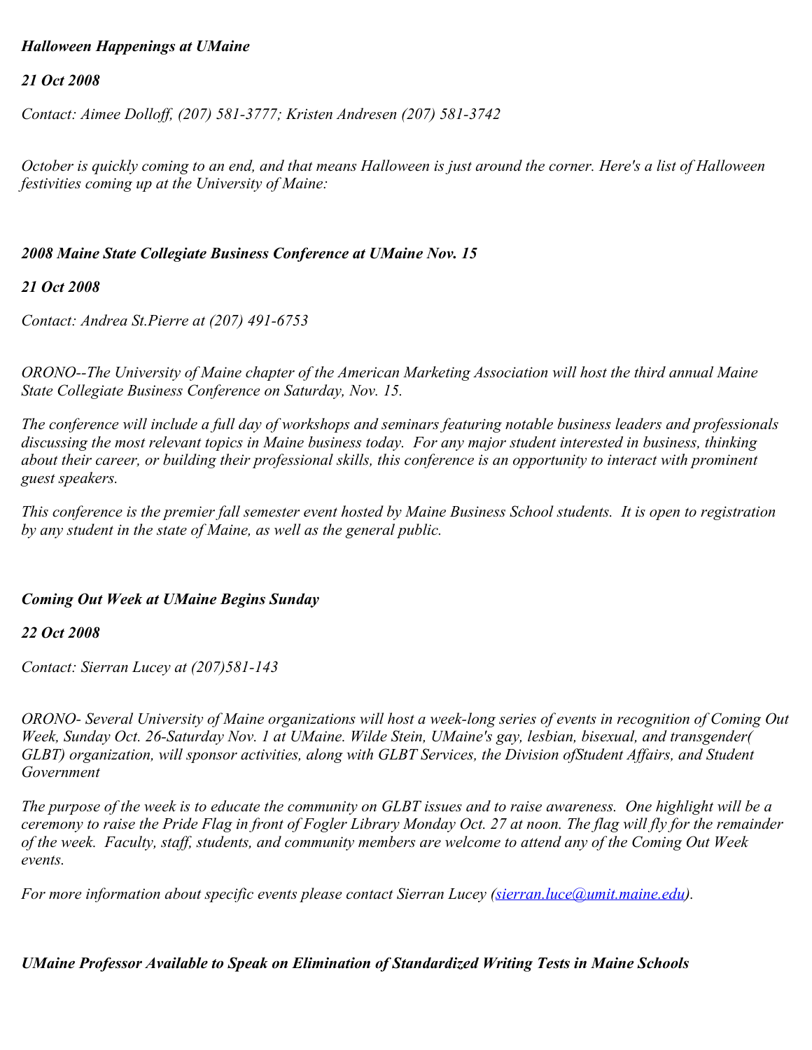## *Halloween Happenings at UMaine*

*21 Oct 2008*

*Contact: Aimee Dolloff, (207) 581-3777; Kristen Andresen (207) 581-3742*

*October is quickly coming to an end, and that means Halloween is just around the corner. Here's a list of Halloween festivities coming up at the University of Maine:*

## *2008 Maine State Collegiate Business Conference at UMaine Nov. 15*

*21 Oct 2008*

*Contact: Andrea St.Pierre at (207) 491-6753*

*ORONO--The University of Maine chapter of the American Marketing Association will host the third annual Maine State Collegiate Business Conference on Saturday, Nov. 15.*

*The conference will include a full day of workshops and seminars featuring notable business leaders and professionals discussing the most relevant topics in Maine business today. For any major student interested in business, thinking about their career, or building their professional skills, this conference is an opportunity to interact with prominent guest speakers.*

*This conference is the premier fall semester event hosted by Maine Business School students. It is open to registration by any student in the state of Maine, as well as the general public.*

## *Coming Out Week at UMaine Begins Sunday*

*22 Oct 2008*

*Contact: Sierran Lucey at (207)581-143*

*ORONO- Several University of Maine organizations will host a week-long series of events in recognition of Coming Out Week, Sunday Oct. 26-Saturday Nov. 1 at UMaine. Wilde Stein, UMaine's gay, lesbian, bisexual, and transgender( GLBT) organization, will sponsor activities, along with GLBT Services, the Division ofStudent Affairs, and Student Government*

*The purpose of the week is to educate the community on GLBT issues and to raise awareness. One highlight will be a ceremony to raise the Pride Flag in front of Fogler Library Monday Oct. 27 at noon. The flag will fly for the remainder of the week. Faculty, staff, students, and community members are welcome to attend any of the Coming Out Week events.*

*For more information about specific events please contact Sierran Lucey ([sierran.luce@umit.maine.edu](mailto:sierran.luce@umit.maine.edu)).*

## *UMaine Professor Available to Speak on Elimination of Standardized Writing Tests in Maine Schools*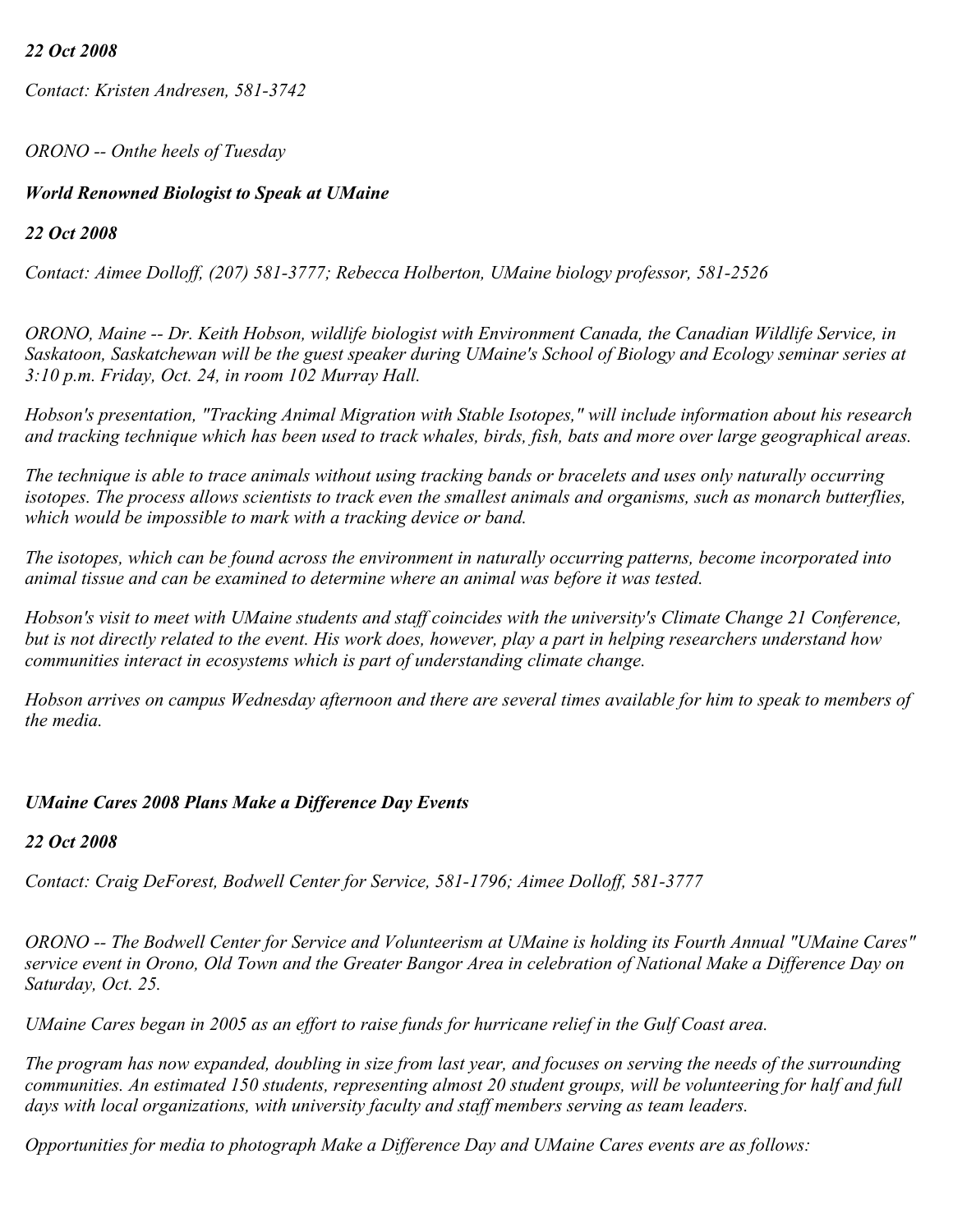*22 Oct 2008*

*Contact: Kristen Andresen, 581-3742*

*ORONO -- Onthe heels of Tuesday*

### *World Renowned Biologist to Speak at UMaine*

*22 Oct 2008*

*Contact: Aimee Dolloff, (207) 581-3777; Rebecca Holberton, UMaine biology professor, 581-2526*

*ORONO, Maine -- Dr. Keith Hobson, wildlife biologist with Environment Canada, the Canadian Wildlife Service, in Saskatoon, Saskatchewan will be the guest speaker during UMaine's School of Biology and Ecology seminar series at 3:10 p.m. Friday, Oct. 24, in room 102 Murray Hall.*

*Hobson's presentation, "Tracking Animal Migration with Stable Isotopes," will include information about his research and tracking technique which has been used to track whales, birds, fish, bats and more over large geographical areas.*

*The technique is able to trace animals without using tracking bands or bracelets and uses only naturally occurring isotopes. The process allows scientists to track even the smallest animals and organisms, such as monarch butterflies, which would be impossible to mark with a tracking device or band.*

*The isotopes, which can be found across the environment in naturally occurring patterns, become incorporated into animal tissue and can be examined to determine where an animal was before it was tested.*

*Hobson's visit to meet with UMaine students and staff coincides with the university's Climate Change 21 Conference, but is not directly related to the event. His work does, however, play a part in helping researchers understand how communities interact in ecosystems which is part of understanding climate change.*

*Hobson arrives on campus Wednesday afternoon and there are several times available for him to speak to members of the media.*

### *UMaine Cares 2008 Plans Make a Difference Day Events*

*22 Oct 2008*

*Contact: Craig DeForest, Bodwell Center for Service, 581-1796; Aimee Dolloff, 581-3777*

*ORONO -- The Bodwell Center for Service and Volunteerism at UMaine is holding its Fourth Annual "UMaine Cares" service event in Orono, Old Town and the Greater Bangor Area in celebration of National Make a Difference Day on Saturday, Oct. 25.*

*UMaine Cares began in 2005 as an effort to raise funds for hurricane relief in the Gulf Coast area.*

*The program has now expanded, doubling in size from last year, and focuses on serving the needs of the surrounding communities. An estimated 150 students, representing almost 20 student groups, will be volunteering for half and full days with local organizations, with university faculty and staff members serving as team leaders.*

*Opportunities for media to photograph Make a Difference Day and UMaine Cares events are as follows:*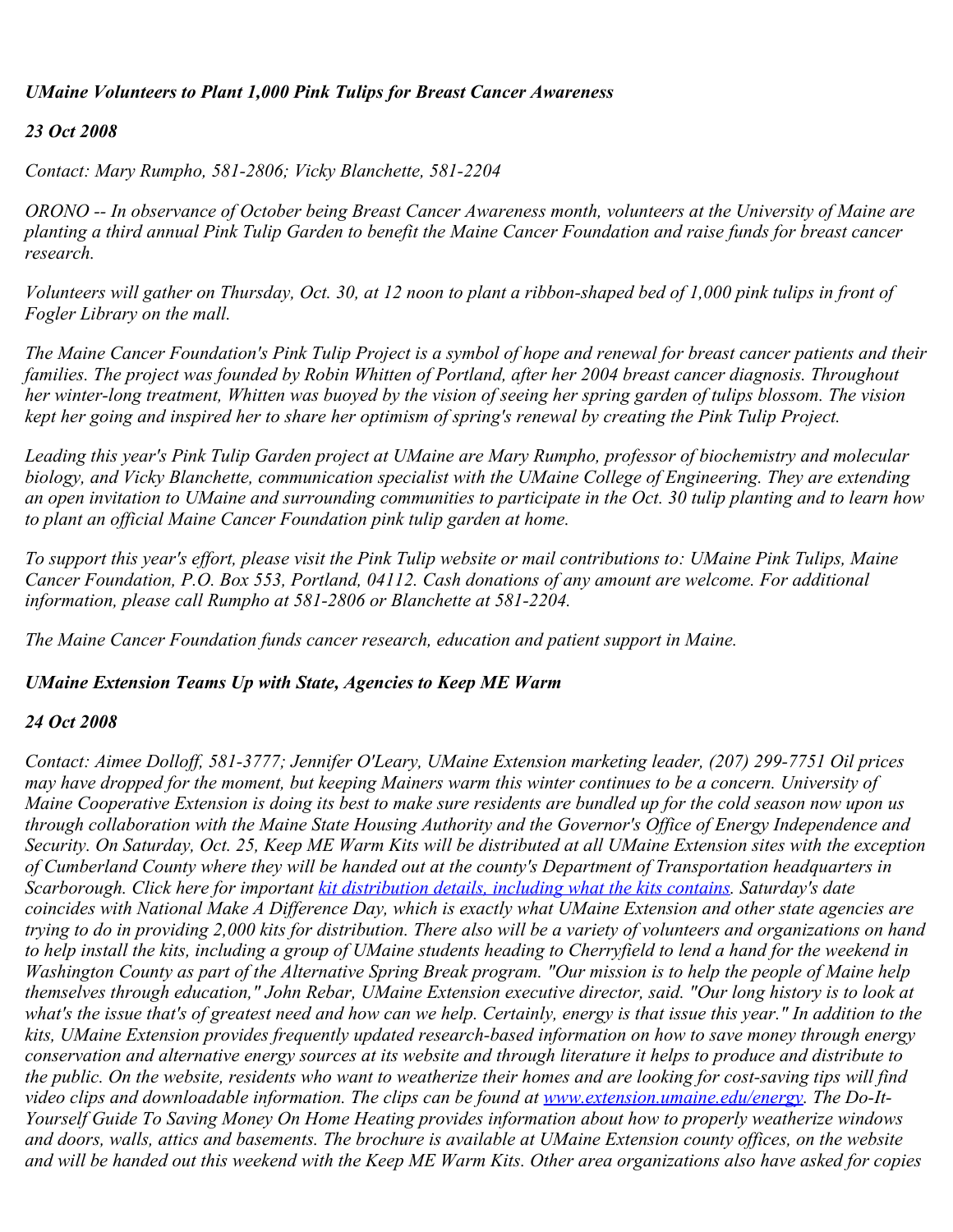### *UMaine Volunteers to Plant 1,000 Pink Tulips for Breast Cancer Awareness*

*23 Oct 2008*

*Contact: Mary Rumpho, 581-2806; Vicky Blanchette, 581-2204*

*ORONO -- In observance of October being Breast Cancer Awareness month, volunteers at the University of Maine are planting a third annual Pink Tulip Garden to benefit the Maine Cancer Foundation and raise funds for breast cancer research.*

*Volunteers will gather on Thursday, Oct. 30, at 12 noon to plant a ribbon-shaped bed of 1,000 pink tulips in front of Fogler Library on the mall.*

*The Maine Cancer Foundation's Pink Tulip Project is a symbol of hope and renewal for breast cancer patients and their families. The project was founded by Robin Whitten of Portland, after her 2004 breast cancer diagnosis. Throughout her winter-long treatment, Whitten was buoyed by the vision of seeing her spring garden of tulips blossom. The vision kept her going and inspired her to share her optimism of spring's renewal by creating the Pink Tulip Project.*

*Leading this year's Pink Tulip Garden project at UMaine are Mary Rumpho, professor of biochemistry and molecular biology, and Vicky Blanchette, communication specialist with the UMaine College of Engineering. They are extending an open invitation to UMaine and surrounding communities to participate in the Oct. 30 tulip planting and to learn how to plant an official Maine Cancer Foundation pink tulip garden at home.*

*To support this year's effort, please visit the Pink Tulip website or mail contributions to: UMaine Pink Tulips, Maine Cancer Foundation, P.O. Box 553, Portland, 04112. Cash donations of any amount are welcome. For additional information, please call Rumpho at 581-2806 or Blanchette at 581-2204.*

*The Maine Cancer Foundation funds cancer research, education and patient support in Maine.*

### *UMaine Extension Teams Up with State, Agencies to Keep ME Warm*

*24 Oct 2008*

*Contact: Aimee Dolloff, 581-3777; Jennifer O'Leary, UMaine Extension marketing leader, (207) 299-7751 Oil prices may have dropped for the moment, but keeping Mainers warm this winter continues to be a concern. University of Maine Cooperative Extension is doing its best to make sure residents are bundled up for the cold season now upon us through collaboration with the Maine State Housing Authority and the Governor's Office of Energy Independence and Security. On Saturday, Oct. 25, Keep ME Warm Kits will be distributed at all UMaine Extension sites with the exception of Cumberland County where they will be handed out at the county's Department of Transportation headquarters in Scarborough. Click here for important [kit distribution details, including what the kits contains](). Saturday's date coincides with National Make A Difference Day, which is exactly what UMaine Extension and other state agencies are trying to do in providing 2,000 kits for distribution. There also will be a variety of volunteers and organizations on hand to help install the kits, including a group of UMaine students heading to Cherryfield to lend a hand for the weekend in Washington County as part of the Alternative Spring Break program. "Our mission is to help the people of Maine help themselves through education," John Rebar, UMaine Extension executive director, said. "Our long history is to look at what's the issue that's of greatest need and how can we help. Certainly, energy is that issue this year." In addition to the kits, UMaine Extension provides frequently updated research-based information on how to save money through energy conservation and alternative energy sources at its website and through literature it helps to produce and distribute to the public. On the website, residents who want to weatherize their homes and are looking for cost-saving tips will find video clips and downloadable information. The clips can be found at [www.extension.umaine.edu/energy](). The Do-It-Yourself Guide To Saving Money On Home Heating provides information about how to properly weatherize windows and doors, walls, attics and basements. The brochure is available at UMaine Extension county offices, on the website and will be handed out this weekend with the Keep ME Warm Kits. Other area organizations also have asked for copies*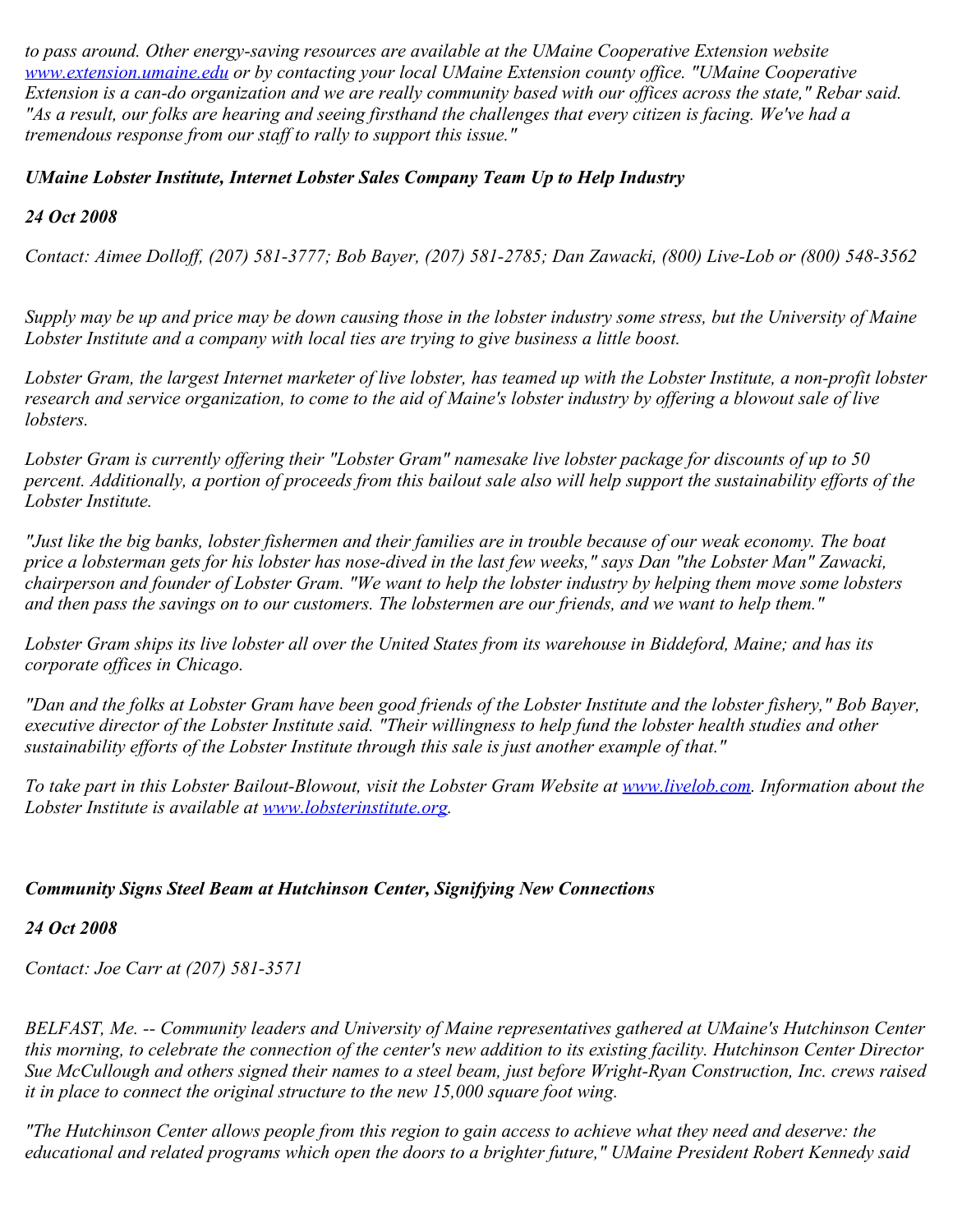*to pass around. Other energy-saving resources are available at the UMaine Cooperative Extension website [www.extension.umaine.edu](http://www.extension.umaine.edu) or by contacting your local UMaine Extension county office. "UMaine Cooperative Extension is a can-do organization and we are really community based with our offices across the state," Rebar said. "As a result, our folks are hearing and seeing firsthand the challenges that every citizen is facing. We've had a tremendous response from our staff to rally to support this issue."*

### *UMaine Lobster Institute, Internet Lobster Sales Company Team Up to Help Industry*

***24 Oct 2008***

*Contact: Aimee Dolloff, (207) 581-3777; Bob Bayer, (207) 581-2785; Dan Zawacki, (800) Live-Lob or (800) 548-3562*

*Supply may be up and price may be down causing those in the lobster industry some stress, but the University of Maine Lobster Institute and a company with local ties are trying to give business a little boost.*

*Lobster Gram, the largest Internet marketer of live lobster, has teamed up with the Lobster Institute, a non-profit lobster research and service organization, to come to the aid of Maine's lobster industry by offering a blowout sale of live lobsters.*

*Lobster Gram is currently offering their "Lobster Gram" namesake live lobster package for discounts of up to 50 percent. Additionally, a portion of proceeds from this bailout sale also will help support the sustainability efforts of the Lobster Institute.*

*"Just like the big banks, lobster fishermen and their families are in trouble because of our weak economy. The boat price a lobsterman gets for his lobster has nose-dived in the last few weeks," says Dan "the Lobster Man" Zawacki, chairperson and founder of Lobster Gram. "We want to help the lobster industry by helping them move some lobsters and then pass the savings on to our customers. The lobstermen are our friends, and we want to help them."*

*Lobster Gram ships its live lobster all over the United States from its warehouse in Biddeford, Maine; and has its corporate offices in Chicago.*

*"Dan and the folks at Lobster Gram have been good friends of the Lobster Institute and the lobster fishery," Bob Bayer, executive director of the Lobster Institute said. "Their willingness to help fund the lobster health studies and other sustainability efforts of the Lobster Institute through this sale is just another example of that."*

*To take part in this Lobster Bailout-Blowout, visit the Lobster Gram Website at [www.livelob.com](http://www.livelob.com). Information about the Lobster Institute is available at [www.lobsterinstitute.org](http://www.lobsterinstitute.org).*

### *Community Signs Steel Beam at Hutchinson Center, Signifying New Connections*

***24 Oct 2008***

*Contact: Joe Carr at (207) 581-3571*

*BELFAST, Me. -- Community leaders and University of Maine representatives gathered at UMaine's Hutchinson Center this morning, to celebrate the connection of the center's new addition to its existing facility. Hutchinson Center Director Sue McCullough and others signed their names to a steel beam, just before Wright-Ryan Construction, Inc. crews raised it in place to connect the original structure to the new 15,000 square foot wing.*

*"The Hutchinson Center allows people from this region to gain access to achieve what they need and deserve: the educational and related programs which open the doors to a brighter future," UMaine President Robert Kennedy said*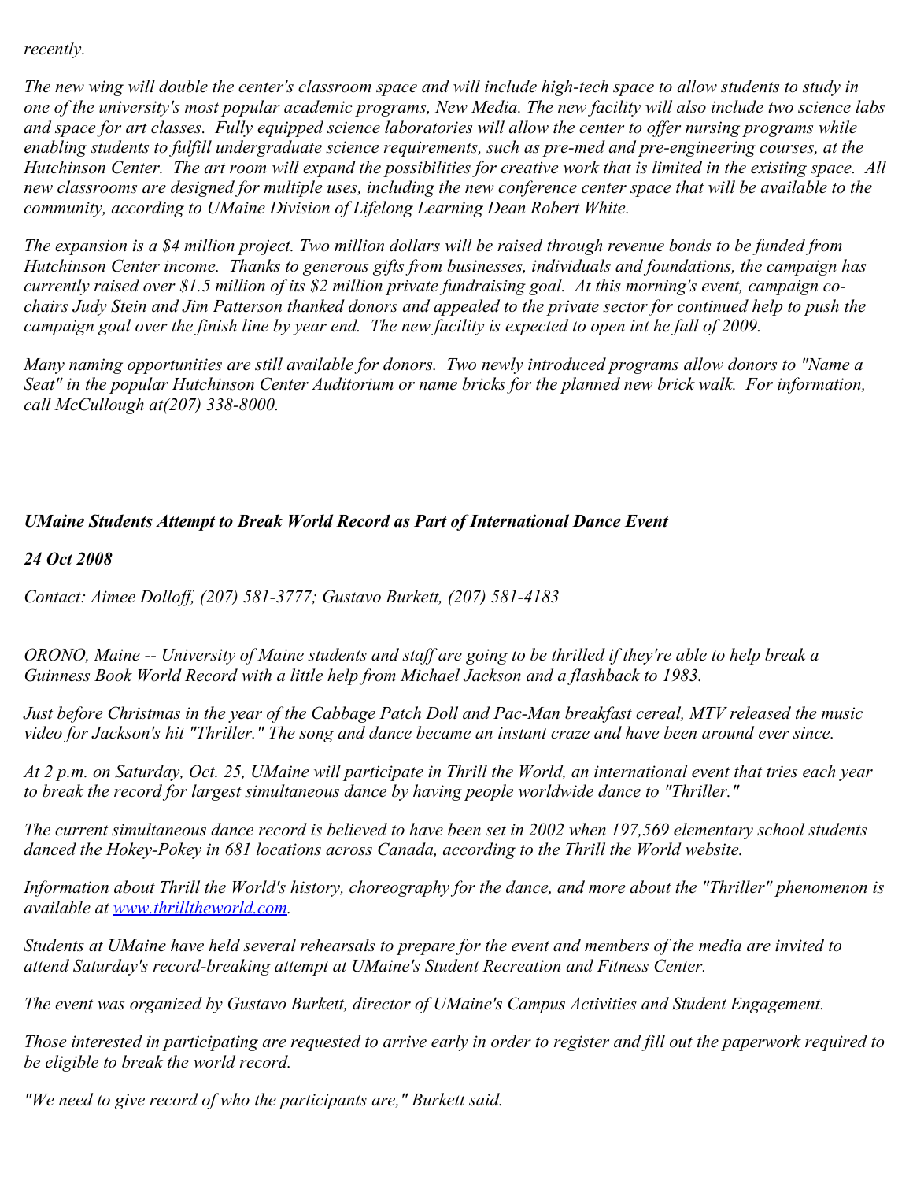*recently.*

*The new wing will double the center's classroom space and will include high-tech space to allow students to study in one of the university's most popular academic programs, New Media. The new facility will also include two science labs and space for art classes. Fully equipped science laboratories will allow the center to offer nursing programs while enabling students to fulfill undergraduate science requirements, such as pre-med and pre-engineering courses, at the Hutchinson Center. The art room will expand the possibilities for creative work that is limited in the existing space. All new classrooms are designed for multiple uses, including the new conference center space that will be available to the community, according to UMaine Division of Lifelong Learning Dean Robert White.*

*The expansion is a $4 million project. Two million dollars will be raised through revenue bonds to be funded from Hutchinson Center income. Thanks to generous gifts from businesses, individuals and foundations, the campaign has currently raised over $1.5 million of its $2 million private fundraising goal. At this morning's event, campaign co-chairs Judy Stein and Jim Patterson thanked donors and appealed to the private sector for continued help to push the campaign goal over the finish line by year end. The new facility is expected to open int he fall of 2009.*

*Many naming opportunities are still available for donors. Two newly introduced programs allow donors to "Name a Seat" in the popular Hutchinson Center Auditorium or name bricks for the planned new brick walk. For information, call McCullough at(207) 338-8000.*

***UMaine Students Attempt to Break World Record as Part of International Dance Event***

***24 Oct 2008***

*Contact: Aimee Dolloff, (207) 581-3777; Gustavo Burkett, (207) 581-4183*

*ORONO, Maine -- University of Maine students and staff are going to be thrilled if they're able to help break a Guinness Book World Record with a little help from Michael Jackson and a flashback to 1983.*

*Just before Christmas in the year of the Cabbage Patch Doll and Pac-Man breakfast cereal, MTV released the music video for Jackson's hit "Thriller." The song and dance became an instant craze and have been around ever since.*

*At 2 p.m. on Saturday, Oct. 25, UMaine will participate in Thrill the World, an international event that tries each year to break the record for largest simultaneous dance by having people worldwide dance to "Thriller."*

*The current simultaneous dance record is believed to have been set in 2002 when 197,569 elementary school students danced the Hokey-Pokey in 681 locations across Canada, according to the Thrill the World website.*

*Information about Thrill the World's history, choreography for the dance, and more about the "Thriller" phenomenon is available at [www.thrilltheworld.com](http://www.thrilltheworld.com).*

*Students at UMaine have held several rehearsals to prepare for the event and members of the media are invited to attend Saturday's record-breaking attempt at UMaine's Student Recreation and Fitness Center.*

*The event was organized by Gustavo Burkett, director of UMaine's Campus Activities and Student Engagement.*

*Those interested in participating are requested to arrive early in order to register and fill out the paperwork required to be eligible to break the world record.*

*"We need to give record of who the participants are," Burkett said.*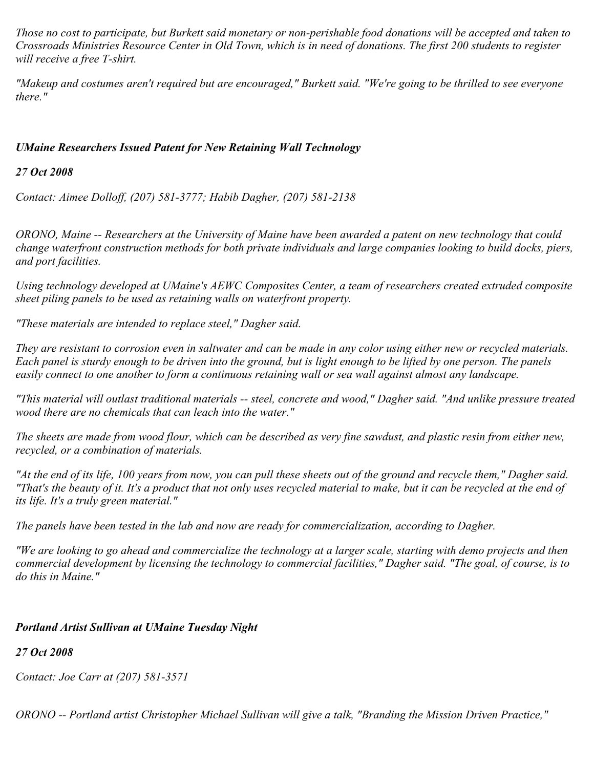*Those no cost to participate, but Burkett said monetary or non-perishable food donations will be accepted and taken to Crossroads Ministries Resource Center in Old Town, which is in need of donations. The first 200 students to register will receive a free T-shirt.*

*"Makeup and costumes aren't required but are encouraged," Burkett said. "We're going to be thrilled to see everyone there."*

***UMaine Researchers Issued Patent for New Retaining Wall Technology***

***27 Oct 2008***

*Contact: Aimee Dolloff, (207) 581-3777; Habib Dagher, (207) 581-2138*

*ORONO, Maine -- Researchers at the University of Maine have been awarded a patent on new technology that could change waterfront construction methods for both private individuals and large companies looking to build docks, piers, and port facilities.*

*Using technology developed at UMaine's AEWC Composites Center, a team of researchers created extruded composite sheet piling panels to be used as retaining walls on waterfront property.*

*"These materials are intended to replace steel," Dagher said.*

*They are resistant to corrosion even in saltwater and can be made in any color using either new or recycled materials. Each panel is sturdy enough to be driven into the ground, but is light enough to be lifted by one person. The panels easily connect to one another to form a continuous retaining wall or sea wall against almost any landscape.*

*"This material will outlast traditional materials -- steel, concrete and wood," Dagher said. "And unlike pressure treated wood there are no chemicals that can leach into the water."*

*The sheets are made from wood flour, which can be described as very fine sawdust, and plastic resin from either new, recycled, or a combination of materials.*

*"At the end of its life, 100 years from now, you can pull these sheets out of the ground and recycle them," Dagher said. "That's the beauty of it. It's a product that not only uses recycled material to make, but it can be recycled at the end of its life. It's a truly green material."*

*The panels have been tested in the lab and now are ready for commercialization, according to Dagher.*

*"We are looking to go ahead and commercialize the technology at a larger scale, starting with demo projects and then commercial development by licensing the technology to commercial facilities," Dagher said. "The goal, of course, is to do this in Maine."*

***Portland Artist Sullivan at UMaine Tuesday Night***

***27 Oct 2008***

*Contact: Joe Carr at (207) 581-3571*

*ORONO -- Portland artist Christopher Michael Sullivan will give a talk, "Branding the Mission Driven Practice,"*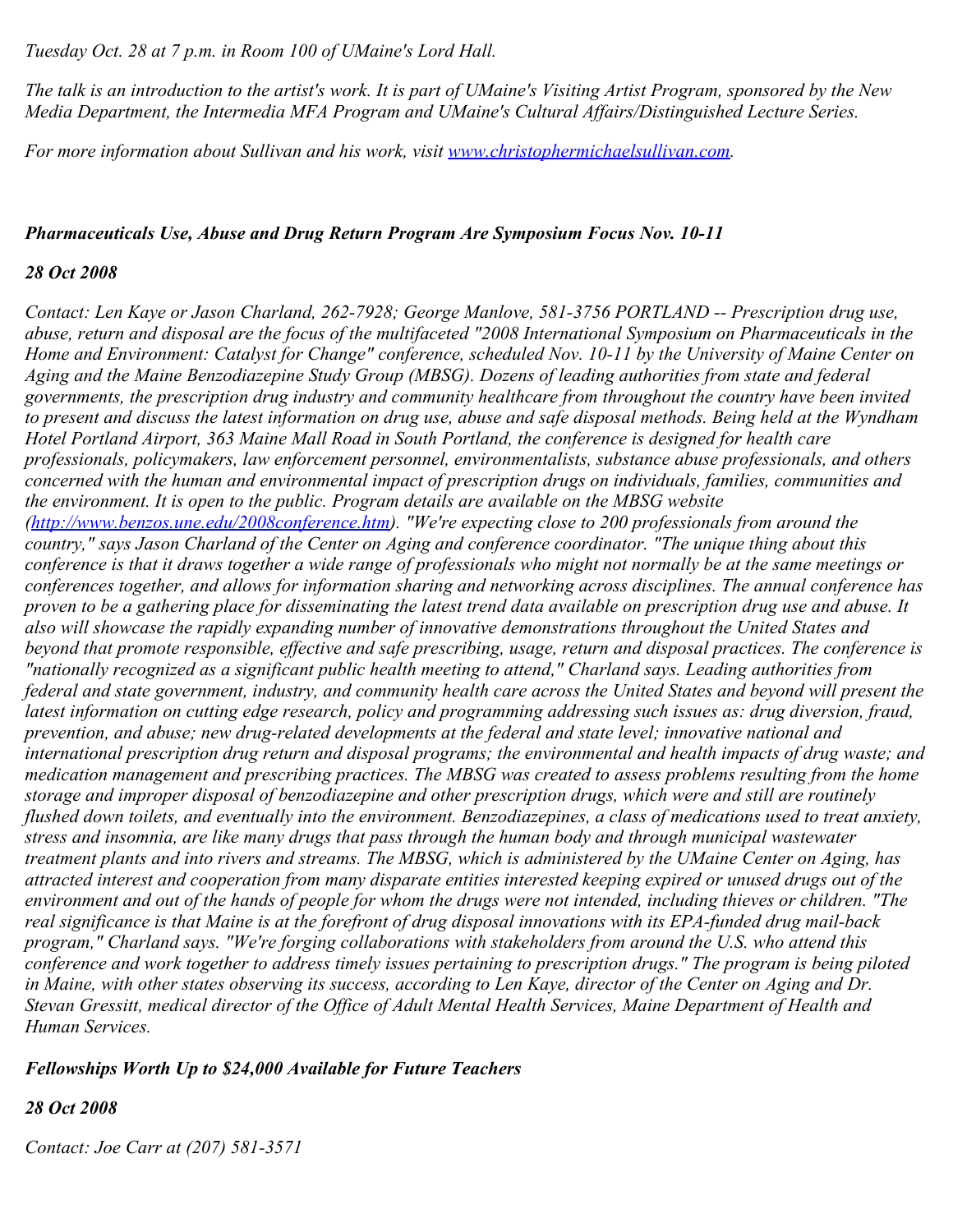*Tuesday Oct. 28 at 7 p.m. in Room 100 of UMaine's Lord Hall.*

*The talk is an introduction to the artist's work. It is part of UMaine's Visiting Artist Program, sponsored by the New Media Department, the Intermedia MFA Program and UMaine's Cultural Affairs/Distinguished Lecture Series.*

*For more information about Sullivan and his work, visit [www.christophermichaelsullivan.com](www.christophermichaelsullivan.com).*

***Pharmaceuticals Use, Abuse and Drug Return Program Are Symposium Focus Nov. 10-11***

***28 Oct 2008***

*Contact: Len Kaye or Jason Charland, 262-7928; George Manlove, 581-3756 PORTLAND -- Prescription drug use, abuse, return and disposal are the focus of the multifaceted "2008 International Symposium on Pharmaceuticals in the Home and Environment: Catalyst for Change" conference, scheduled Nov. 10-11 by the University of Maine Center on Aging and the Maine Benzodiazepine Study Group (MBSG). Dozens of leading authorities from state and federal governments, the prescription drug industry and community healthcare from throughout the country have been invited to present and discuss the latest information on drug use, abuse and safe disposal methods. Being held at the Wyndham Hotel Portland Airport, 363 Maine Mall Road in South Portland, the conference is designed for health care professionals, policymakers, law enforcement personnel, environmentalists, substance abuse professionals, and others concerned with the human and environmental impact of prescription drugs on individuals, families, communities and the environment. It is open to the public. Program details are available on the MBSG website ([http://www.benzos.une.edu/2008conference.htm](http://www.benzos.une.edu/2008conference.htm)). "We're expecting close to 200 professionals from around the country," says Jason Charland of the Center on Aging and conference coordinator. "The unique thing about this conference is that it draws together a wide range of professionals who might not normally be at the same meetings or conferences together, and allows for information sharing and networking across disciplines. The annual conference has proven to be a gathering place for disseminating the latest trend data available on prescription drug use and abuse. It also will showcase the rapidly expanding number of innovative demonstrations throughout the United States and beyond that promote responsible, effective and safe prescribing, usage, return and disposal practices. The conference is "nationally recognized as a significant public health meeting to attend," Charland says. Leading authorities from federal and state government, industry, and community health care across the United States and beyond will present the latest information on cutting edge research, policy and programming addressing such issues as: drug diversion, fraud, prevention, and abuse; new drug-related developments at the federal and state level; innovative national and international prescription drug return and disposal programs; the environmental and health impacts of drug waste; and medication management and prescribing practices. The MBSG was created to assess problems resulting from the home storage and improper disposal of benzodiazepine and other prescription drugs, which were and still are routinely flushed down toilets, and eventually into the environment. Benzodiazepines, a class of medications used to treat anxiety, stress and insomnia, are like many drugs that pass through the human body and through municipal wastewater treatment plants and into rivers and streams. The MBSG, which is administered by the UMaine Center on Aging, has attracted interest and cooperation from many disparate entities interested keeping expired or unused drugs out of the environment and out of the hands of people for whom the drugs were not intended, including thieves or children. "The real significance is that Maine is at the forefront of drug disposal innovations with its EPA-funded drug mail-back program," Charland says. "We're forging collaborations with stakeholders from around the U.S. who attend this conference and work together to address timely issues pertaining to prescription drugs." The program is being piloted in Maine, with other states observing its success, according to Len Kaye, director of the Center on Aging and Dr. Stevan Gressitt, medical director of the Office of Adult Mental Health Services, Maine Department of Health and Human Services.*

***Fellowships Worth Up to $24,000 Available for Future Teachers***

***28 Oct 2008***

*Contact: Joe Carr at (207) 581-3571*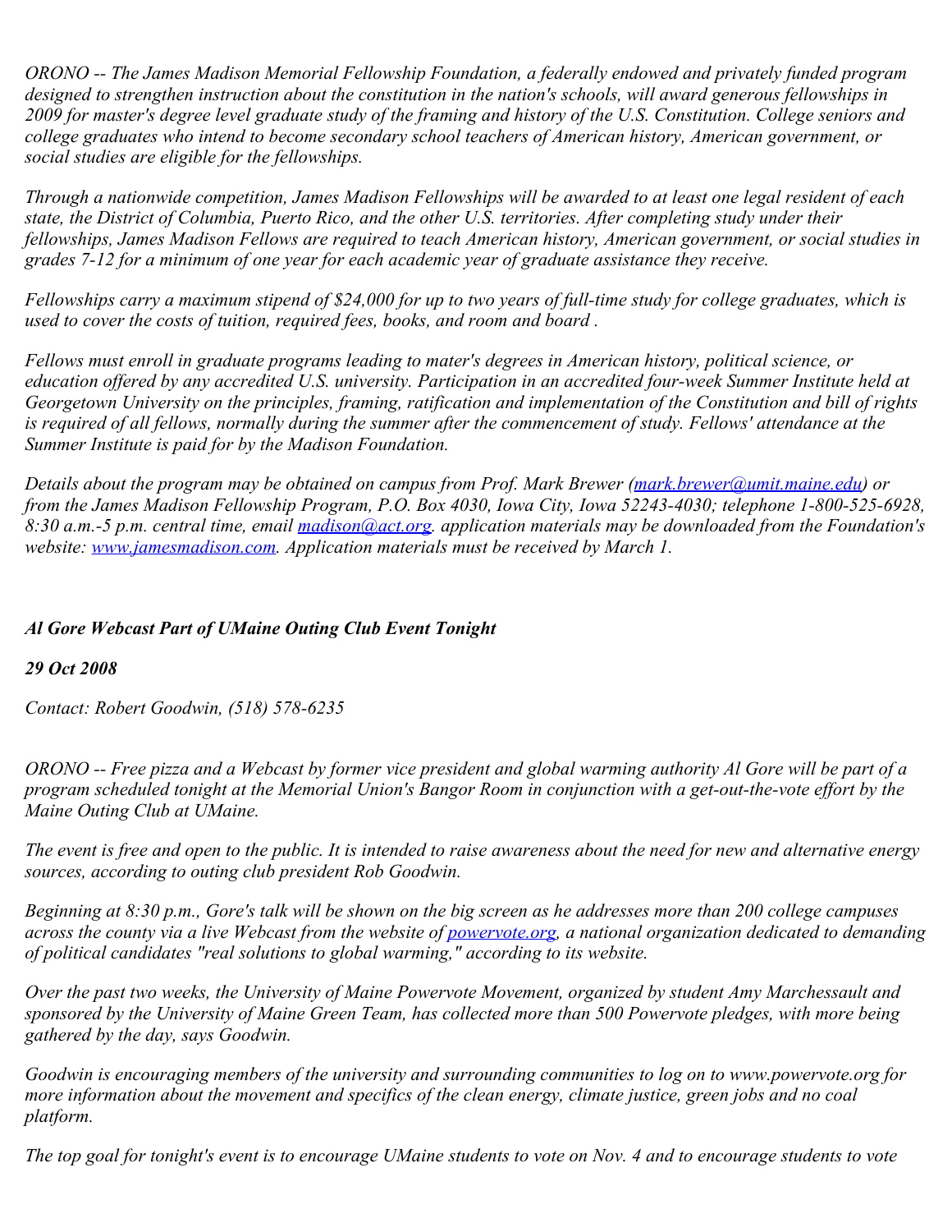*ORONO -- The James Madison Memorial Fellowship Foundation, a federally endowed and privately funded program designed to strengthen instruction about the constitution in the nation's schools, will award generous fellowships in 2009 for master's degree level graduate study of the framing and history of the U.S. Constitution. College seniors and college graduates who intend to become secondary school teachers of American history, American government, or social studies are eligible for the fellowships.*

*Through a nationwide competition, James Madison Fellowships will be awarded to at least one legal resident of each state, the District of Columbia, Puerto Rico, and the other U.S. territories. After completing study under their fellowships, James Madison Fellows are required to teach American history, American government, or social studies in grades 7-12 for a minimum of one year for each academic year of graduate assistance they receive.*

*Fellowships carry a maximum stipend of $24,000 for up to two years of full-time study for college graduates, which is used to cover the costs of tuition, required fees, books, and room and board .*

*Fellows must enroll in graduate programs leading to mater's degrees in American history, political science, or education offered by any accredited U.S. university. Participation in an accredited four-week Summer Institute held at Georgetown University on the principles, framing, ratification and implementation of the Constitution and bill of rights is required of all fellows, normally during the summer after the commencement of study. Fellows' attendance at the Summer Institute is paid for by the Madison Foundation.*

*Details about the program may be obtained on campus from Prof. Mark Brewer ([mark.brewer@umit.maine.edu](mailto:mark.brewer@umit.maine.edu)) or from the James Madison Fellowship Program, P.O. Box 4030, Iowa City, Iowa 52243-4030; telephone 1-800-525-6928, 8:30 a.m.-5 p.m. central time, email [madison@act.org](mailto:madison@act.org). application materials may be downloaded from the Foundation's website: [www.jamesmadison.com](http://www.jamesmadison.com). Application materials must be received by March 1.*

***Al Gore Webcast Part of UMaine Outing Club Event Tonight***

***29 Oct 2008***

*Contact: Robert Goodwin, (518) 578-6235*

*ORONO -- Free pizza and a Webcast by former vice president and global warming authority Al Gore will be part of a program scheduled tonight at the Memorial Union's Bangor Room in conjunction with a get-out-the-vote effort by the Maine Outing Club at UMaine.*

*The event is free and open to the public. It is intended to raise awareness about the need for new and alternative energy sources, according to outing club president Rob Goodwin.*

*Beginning at 8:30 p.m., Gore's talk will be shown on the big screen as he addresses more than 200 college campuses across the county via a live Webcast from the website of [powervote.org](http://powervote.org), a national organization dedicated to demanding of political candidates "real solutions to global warming," according to its website.*

*Over the past two weeks, the University of Maine Powervote Movement, organized by student Amy Marchessault and sponsored by the University of Maine Green Team, has collected more than 500 Powervote pledges, with more being gathered by the day, says Goodwin.*

*Goodwin is encouraging members of the university and surrounding communities to log on to www.powervote.org for more information about the movement and specifics of the clean energy, climate justice, green jobs and no coal platform.*

*The top goal for tonight's event is to encourage UMaine students to vote on Nov. 4 and to encourage students to vote*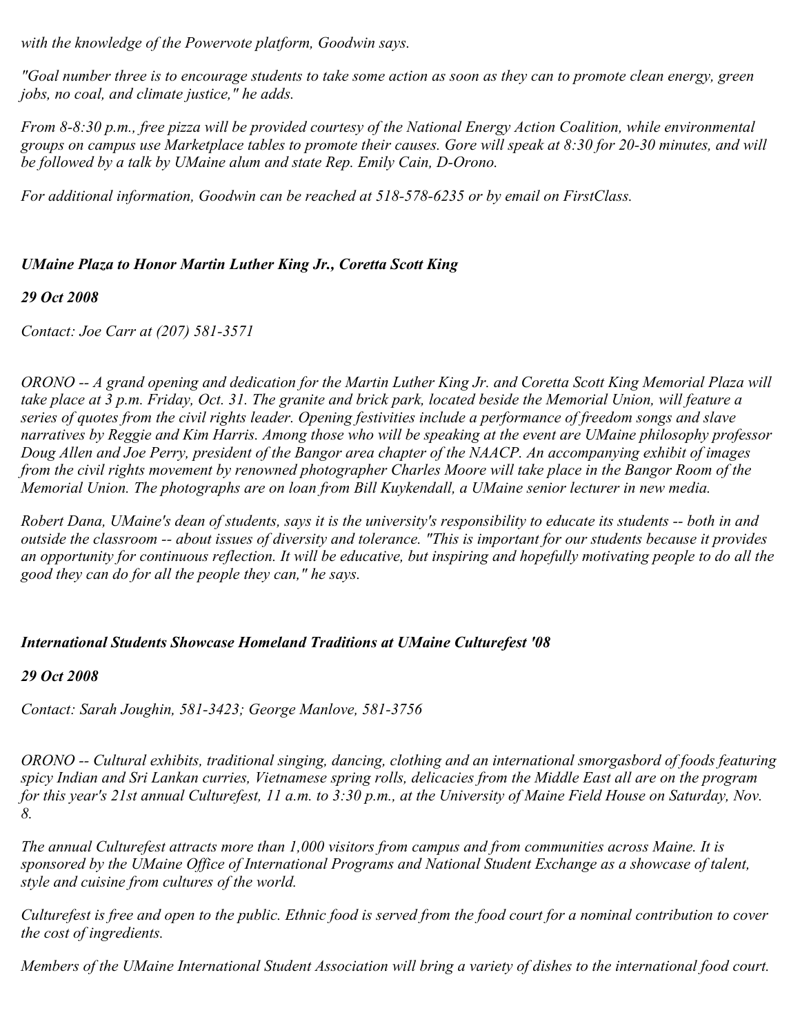*with the knowledge of the Powervote platform, Goodwin says.*

*"Goal number three is to encourage students to take some action as soon as they can to promote clean energy, green jobs, no coal, and climate justice," he adds.*

*From 8-8:30 p.m., free pizza will be provided courtesy of the National Energy Action Coalition, while environmental groups on campus use Marketplace tables to promote their causes. Gore will speak at 8:30 for 20-30 minutes, and will be followed by a talk by UMaine alum and state Rep. Emily Cain, D-Orono.*

*For additional information, Goodwin can be reached at 518-578-6235 or by email on FirstClass.*

### *UMaine Plaza to Honor Martin Luther King Jr., Coretta Scott King*

***29 Oct 2008***

*Contact: Joe Carr at (207) 581-3571*

*ORONO -- A grand opening and dedication for the Martin Luther King Jr. and Coretta Scott King Memorial Plaza will take place at 3 p.m. Friday, Oct. 31. The granite and brick park, located beside the Memorial Union, will feature a series of quotes from the civil rights leader. Opening festivities include a performance of freedom songs and slave narratives by Reggie and Kim Harris. Among those who will be speaking at the event are UMaine philosophy professor Doug Allen and Joe Perry, president of the Bangor area chapter of the NAACP. An accompanying exhibit of images from the civil rights movement by renowned photographer Charles Moore will take place in the Bangor Room of the Memorial Union. The photographs are on loan from Bill Kuykendall, a UMaine senior lecturer in new media.*

*Robert Dana, UMaine's dean of students, says it is the university's responsibility to educate its students -- both in and outside the classroom -- about issues of diversity and tolerance. "This is important for our students because it provides an opportunity for continuous reflection. It will be educative, but inspiring and hopefully motivating people to do all the good they can do for all the people they can," he says.*

### *International Students Showcase Homeland Traditions at UMaine Culturefest '08*

***29 Oct 2008***

*Contact: Sarah Joughin, 581-3423; George Manlove, 581-3756*

*ORONO -- Cultural exhibits, traditional singing, dancing, clothing and an international smorgasbord of foods featuring spicy Indian and Sri Lankan curries, Vietnamese spring rolls, delicacies from the Middle East all are on the program for this year's 21st annual Culturefest, 11 a.m. to 3:30 p.m., at the University of Maine Field House on Saturday, Nov. 8.*

*The annual Culturefest attracts more than 1,000 visitors from campus and from communities across Maine. It is sponsored by the UMaine Office of International Programs and National Student Exchange as a showcase of talent, style and cuisine from cultures of the world.*

*Culturefest is free and open to the public. Ethnic food is served from the food court for a nominal contribution to cover the cost of ingredients.*

*Members of the UMaine International Student Association will bring a variety of dishes to the international food court.*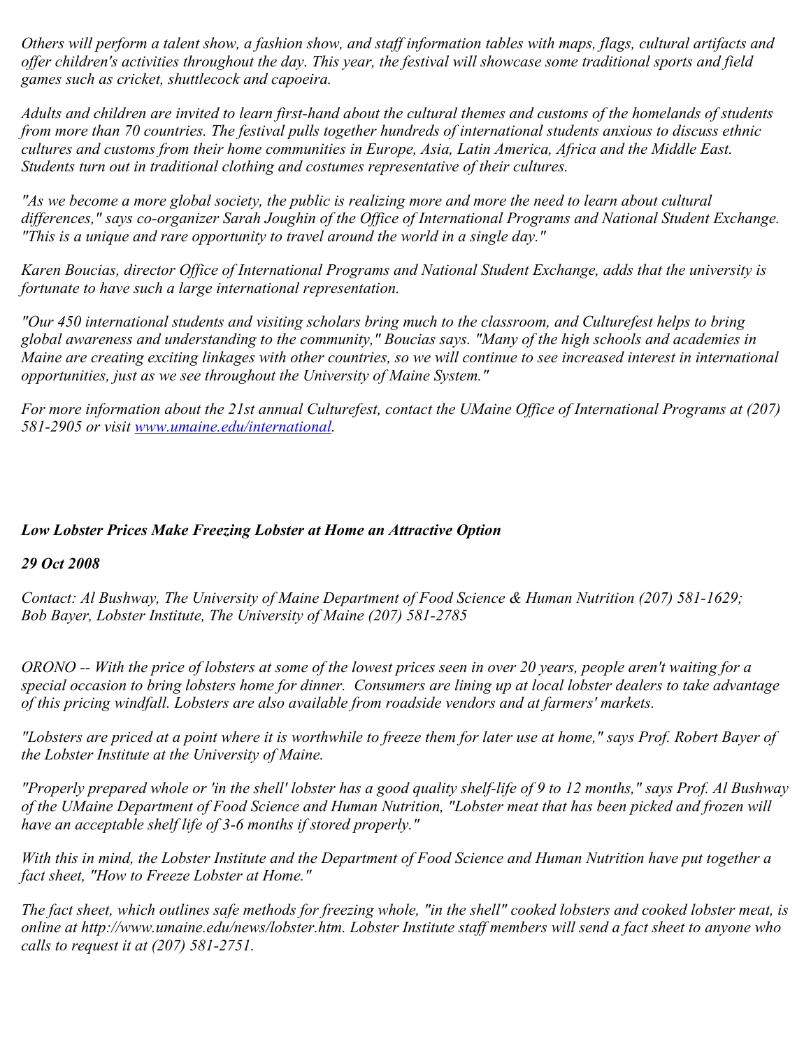*Others will perform a talent show, a fashion show, and staff information tables with maps, flags, cultural artifacts and offer children's activities throughout the day. This year, the festival will showcase some traditional sports and field games such as cricket, shuttlecock and capoeira.*

*Adults and children are invited to learn first-hand about the cultural themes and customs of the homelands of students from more than 70 countries. The festival pulls together hundreds of international students anxious to discuss ethnic cultures and customs from their home communities in Europe, Asia, Latin America, Africa and the Middle East. Students turn out in traditional clothing and costumes representative of their cultures.*

*"As we become a more global society, the public is realizing more and more the need to learn about cultural differences," says co-organizer Sarah Joughin of the Office of International Programs and National Student Exchange. "This is a unique and rare opportunity to travel around the world in a single day."*

*Karen Boucias, director Office of International Programs and National Student Exchange, adds that the university is fortunate to have such a large international representation.*

*"Our 450 international students and visiting scholars bring much to the classroom, and Culturefest helps to bring global awareness and understanding to the community," Boucias says. "Many of the high schools and academies in Maine are creating exciting linkages with other countries, so we will continue to see increased interest in international opportunities, just as we see throughout the University of Maine System."*

*For more information about the 21st annual Culturefest, contact the UMaine Office of International Programs at (207) 581-2905 or visit [www.umaine.edu/international](www.umaine.edu/international).*

### ***Low Lobster Prices Make Freezing Lobster at Home an Attractive Option***

***29 Oct 2008***

*Contact: Al Bushway, The University of Maine Department of Food Science & Human Nutrition (207) 581-1629; Bob Bayer, Lobster Institute, The University of Maine (207) 581-2785*

*ORONO -- With the price of lobsters at some of the lowest prices seen in over 20 years, people aren't waiting for a special occasion to bring lobsters home for dinner. Consumers are lining up at local lobster dealers to take advantage of this pricing windfall. Lobsters are also available from roadside vendors and at farmers' markets.*

*"Lobsters are priced at a point where it is worthwhile to freeze them for later use at home," says Prof. Robert Bayer of the Lobster Institute at the University of Maine.*

*"Properly prepared whole or 'in the shell' lobster has a good quality shelf-life of 9 to 12 months," says Prof. Al Bushway of the UMaine Department of Food Science and Human Nutrition, "Lobster meat that has been picked and frozen will have an acceptable shelf life of 3-6 months if stored properly."*

*With this in mind, the Lobster Institute and the Department of Food Science and Human Nutrition have put together a fact sheet, "How to Freeze Lobster at Home."*

*The fact sheet, which outlines safe methods for freezing whole, "in the shell" cooked lobsters and cooked lobster meat, is online at http://www.umaine.edu/news/lobster.htm. Lobster Institute staff members will send a fact sheet to anyone who calls to request it at (207) 581-2751.*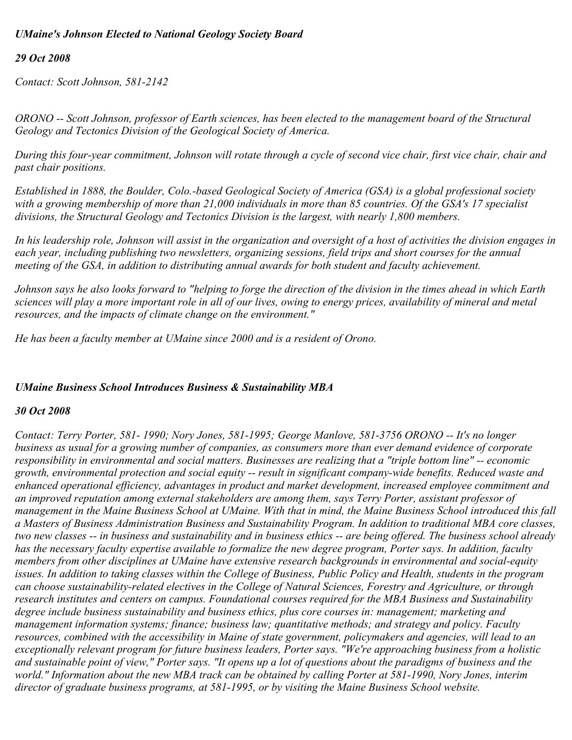### *UMaine's Johnson Elected to National Geology Society Board*

***29 Oct 2008***

*Contact: Scott Johnson, 581-2142*

*ORONO -- Scott Johnson, professor of Earth sciences, has been elected to the management board of the Structural Geology and Tectonics Division of the Geological Society of America.*

*During this four-year commitment, Johnson will rotate through a cycle of second vice chair, first vice chair, chair and past chair positions.*

*Established in 1888, the Boulder, Colo.-based Geological Society of America (GSA) is a global professional society with a growing membership of more than 21,000 individuals in more than 85 countries. Of the GSA's 17 specialist divisions, the Structural Geology and Tectonics Division is the largest, with nearly 1,800 members.*

*In his leadership role, Johnson will assist in the organization and oversight of a host of activities the division engages in each year, including publishing two newsletters, organizing sessions, field trips and short courses for the annual meeting of the GSA, in addition to distributing annual awards for both student and faculty achievement.*

*Johnson says he also looks forward to "helping to forge the direction of the division in the times ahead in which Earth sciences will play a more important role in all of our lives, owing to energy prices, availability of mineral and metal resources, and the impacts of climate change on the environment."*

*He has been a faculty member at UMaine since 2000 and is a resident of Orono.*

### *UMaine Business School Introduces Business & Sustainability MBA*

***30 Oct 2008***

*Contact: Terry Porter, 581- 1990; Nory Jones, 581-1995; George Manlove, 581-3756 ORONO -- It's no longer business as usual for a growing number of companies, as consumers more than ever demand evidence of corporate responsibility in environmental and social matters. Businesses are realizing that a "triple bottom line" -- economic growth, environmental protection and social equity -- result in significant company-wide benefits. Reduced waste and enhanced operational efficiency, advantages in product and market development, increased employee commitment and an improved reputation among external stakeholders are among them, says Terry Porter, assistant professor of management in the Maine Business School at UMaine. With that in mind, the Maine Business School introduced this fall a Masters of Business Administration Business and Sustainability Program. In addition to traditional MBA core classes, two new classes -- in business and sustainability and in business ethics -- are being offered. The business school already has the necessary faculty expertise available to formalize the new degree program, Porter says. In addition, faculty members from other disciplines at UMaine have extensive research backgrounds in environmental and social-equity issues. In addition to taking classes within the College of Business, Public Policy and Health, students in the program can choose sustainability-related electives in the College of Natural Sciences, Forestry and Agriculture, or through research institutes and centers on campus. Foundational courses required for the MBA Business and Sustainability degree include business sustainability and business ethics, plus core courses in: management; marketing and management information systems; finance; business law; quantitative methods; and strategy and policy. Faculty resources, combined with the accessibility in Maine of state government, policymakers and agencies, will lead to an exceptionally relevant program for future business leaders, Porter says. "We're approaching business from a holistic and sustainable point of view," Porter says. "It opens up a lot of questions about the paradigms of business and the world." Information about the new MBA track can be obtained by calling Porter at 581-1990, Nory Jones, interim director of graduate business programs, at 581-1995, or by visiting the Maine Business School website.*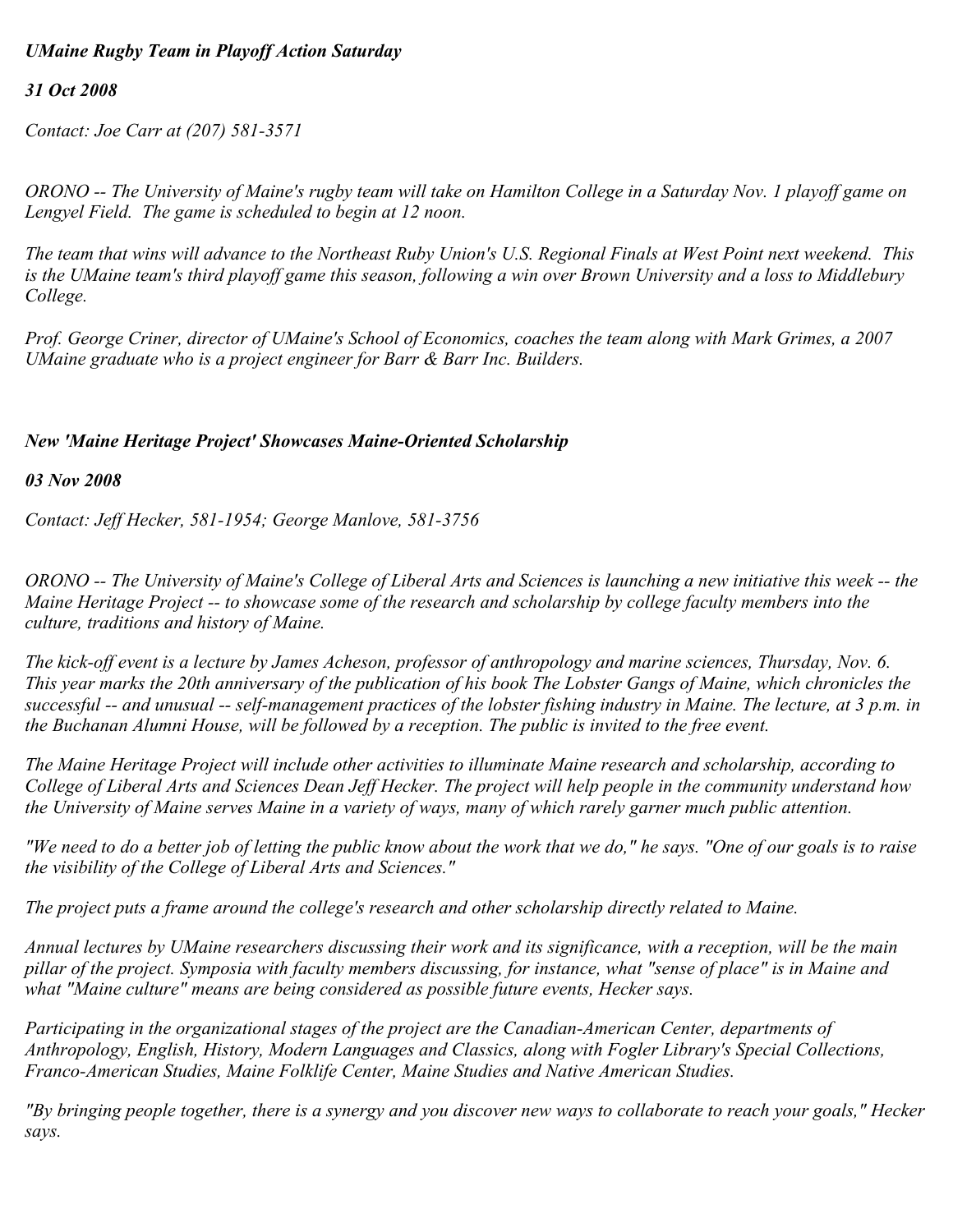### *UMaine Rugby Team in Playoff Action Saturday*

*31 Oct 2008*

*Contact: Joe Carr at (207) 581-3571*

*ORONO -- The University of Maine's rugby team will take on Hamilton College in a Saturday Nov. 1 playoff game on Lengyel Field. The game is scheduled to begin at 12 noon.*

*The team that wins will advance to the Northeast Ruby Union's U.S. Regional Finals at West Point next weekend. This is the UMaine team's third playoff game this season, following a win over Brown University and a loss to Middlebury College.*

*Prof. George Criner, director of UMaine's School of Economics, coaches the team along with Mark Grimes, a 2007 UMaine graduate who is a project engineer for Barr & Barr Inc. Builders.*

### *New 'Maine Heritage Project' Showcases Maine-Oriented Scholarship*

*03 Nov 2008*

*Contact: Jeff Hecker, 581-1954; George Manlove, 581-3756*

*ORONO -- The University of Maine's College of Liberal Arts and Sciences is launching a new initiative this week -- the Maine Heritage Project -- to showcase some of the research and scholarship by college faculty members into the culture, traditions and history of Maine.*

*The kick-off event is a lecture by James Acheson, professor of anthropology and marine sciences, Thursday, Nov. 6. This year marks the 20th anniversary of the publication of his book The Lobster Gangs of Maine, which chronicles the successful -- and unusual -- self-management practices of the lobster fishing industry in Maine. The lecture, at 3 p.m. in the Buchanan Alumni House, will be followed by a reception. The public is invited to the free event.*

*The Maine Heritage Project will include other activities to illuminate Maine research and scholarship, according to College of Liberal Arts and Sciences Dean Jeff Hecker. The project will help people in the community understand how the University of Maine serves Maine in a variety of ways, many of which rarely garner much public attention.*

*"We need to do a better job of letting the public know about the work that we do," he says. "One of our goals is to raise the visibility of the College of Liberal Arts and Sciences."*

*The project puts a frame around the college's research and other scholarship directly related to Maine.*

*Annual lectures by UMaine researchers discussing their work and its significance, with a reception, will be the main pillar of the project. Symposia with faculty members discussing, for instance, what "sense of place" is in Maine and what "Maine culture" means are being considered as possible future events, Hecker says.*

*Participating in the organizational stages of the project are the Canadian-American Center, departments of Anthropology, English, History, Modern Languages and Classics, along with Fogler Library's Special Collections, Franco-American Studies, Maine Folklife Center, Maine Studies and Native American Studies.*

*"By bringing people together, there is a synergy and you discover new ways to collaborate to reach your goals," Hecker says.*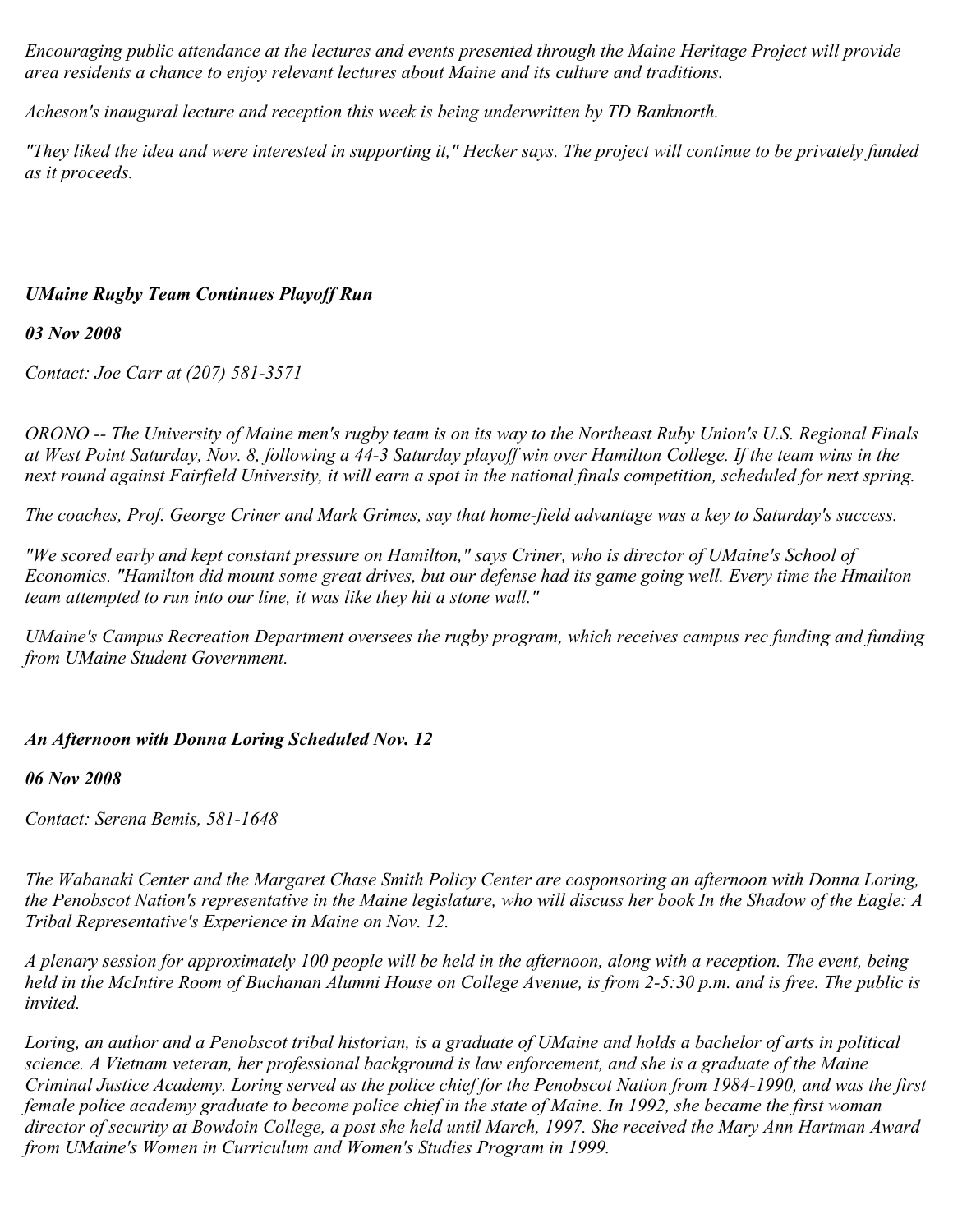*Encouraging public attendance at the lectures and events presented through the Maine Heritage Project will provide area residents a chance to enjoy relevant lectures about Maine and its culture and traditions.*

*Acheson's inaugural lecture and reception this week is being underwritten by TD Banknorth.*

*"They liked the idea and were interested in supporting it," Hecker says. The project will continue to be privately funded as it proceeds.*

## *UMaine Rugby Team Continues Playoff Run*

***03 Nov 2008***

*Contact: Joe Carr at (207) 581-3571*

*ORONO -- The University of Maine men's rugby team is on its way to the Northeast Ruby Union's U.S. Regional Finals at West Point Saturday, Nov. 8, following a 44-3 Saturday playoff win over Hamilton College. If the team wins in the next round against Fairfield University, it will earn a spot in the national finals competition, scheduled for next spring.*

*The coaches, Prof. George Criner and Mark Grimes, say that home-field advantage was a key to Saturday's success.*

*"We scored early and kept constant pressure on Hamilton," says Criner, who is director of UMaine's School of Economics. "Hamilton did mount some great drives, but our defense had its game going well. Every time the Hmailton team attempted to run into our line, it was like they hit a stone wall."*

*UMaine's Campus Recreation Department oversees the rugby program, which receives campus rec funding and funding from UMaine Student Government.*

## *An Afternoon with Donna Loring Scheduled Nov. 12*

***06 Nov 2008***

*Contact: Serena Bemis, 581-1648*

*The Wabanaki Center and the Margaret Chase Smith Policy Center are cosponsoring an afternoon with Donna Loring, the Penobscot Nation's representative in the Maine legislature, who will discuss her book In the Shadow of the Eagle: A Tribal Representative's Experience in Maine on Nov. 12.*

*A plenary session for approximately 100 people will be held in the afternoon, along with a reception. The event, being held in the McIntire Room of Buchanan Alumni House on College Avenue, is from 2-5:30 p.m. and is free. The public is invited.*

*Loring, an author and a Penobscot tribal historian, is a graduate of UMaine and holds a bachelor of arts in political science. A Vietnam veteran, her professional background is law enforcement, and she is a graduate of the Maine Criminal Justice Academy. Loring served as the police chief for the Penobscot Nation from 1984-1990, and was the first female police academy graduate to become police chief in the state of Maine. In 1992, she became the first woman director of security at Bowdoin College, a post she held until March, 1997. She received the Mary Ann Hartman Award from UMaine's Women in Curriculum and Women's Studies Program in 1999.*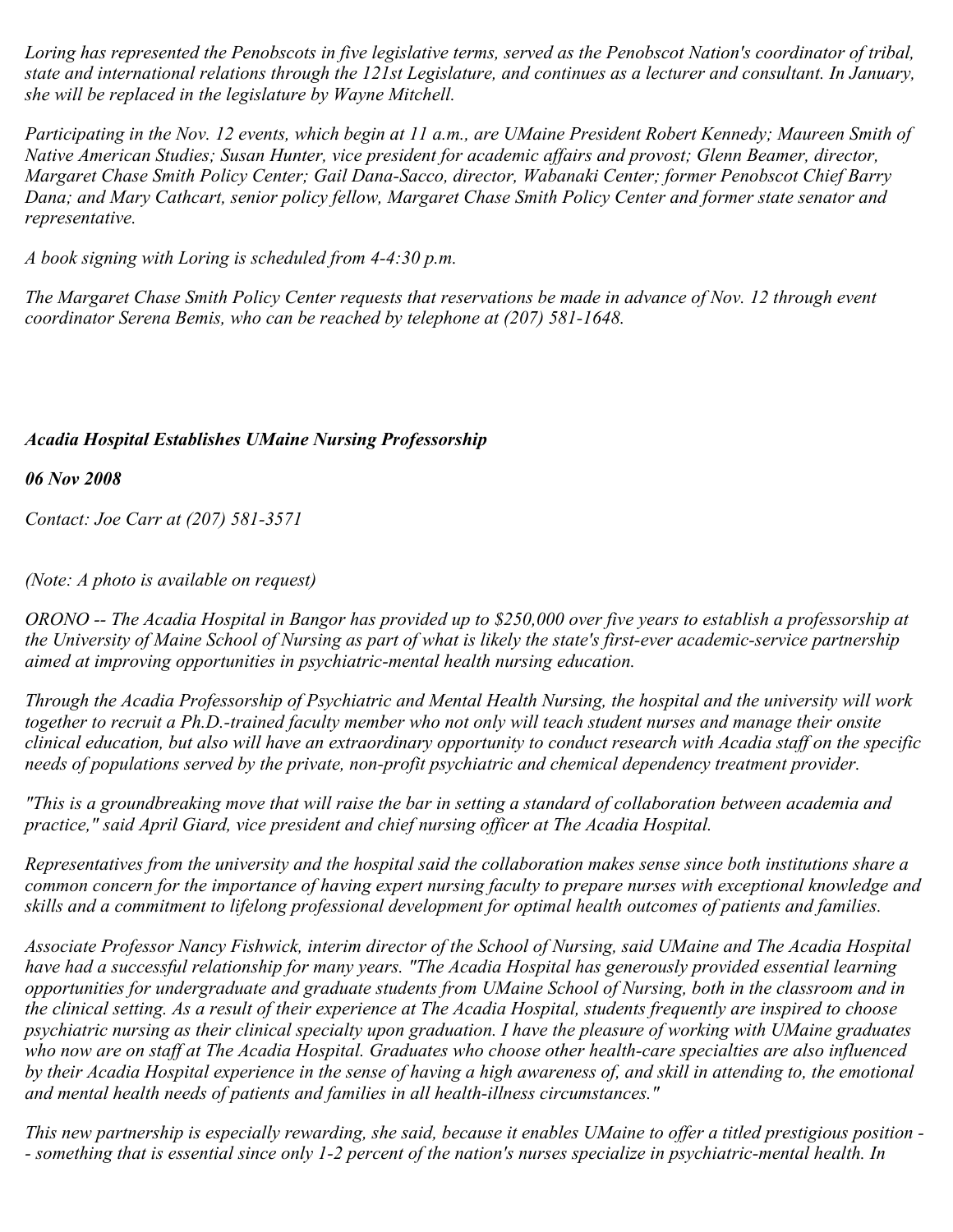*Loring has represented the Penobscots in five legislative terms, served as the Penobscot Nation's coordinator of tribal, state and international relations through the 121st Legislature, and continues as a lecturer and consultant. In January, she will be replaced in the legislature by Wayne Mitchell.*

*Participating in the Nov. 12 events, which begin at 11 a.m., are UMaine President Robert Kennedy; Maureen Smith of Native American Studies; Susan Hunter, vice president for academic affairs and provost; Glenn Beamer, director, Margaret Chase Smith Policy Center; Gail Dana-Sacco, director, Wabanaki Center; former Penobscot Chief Barry Dana; and Mary Cathcart, senior policy fellow, Margaret Chase Smith Policy Center and former state senator and representative.*

*A book signing with Loring is scheduled from 4-4:30 p.m.*

*The Margaret Chase Smith Policy Center requests that reservations be made in advance of Nov. 12 through event coordinator Serena Bemis, who can be reached by telephone at (207) 581-1648.*

***Acadia Hospital Establishes UMaine Nursing Professorship***

***06 Nov 2008***

*Contact: Joe Carr at (207) 581-3571*

*(Note: A photo is available on request)*

*ORONO -- The Acadia Hospital in Bangor has provided up to $250,000 over five years to establish a professorship at the University of Maine School of Nursing as part of what is likely the state's first-ever academic-service partnership aimed at improving opportunities in psychiatric-mental health nursing education.*

*Through the Acadia Professorship of Psychiatric and Mental Health Nursing, the hospital and the university will work together to recruit a Ph.D.-trained faculty member who not only will teach student nurses and manage their onsite clinical education, but also will have an extraordinary opportunity to conduct research with Acadia staff on the specific needs of populations served by the private, non-profit psychiatric and chemical dependency treatment provider.*

*"This is a groundbreaking move that will raise the bar in setting a standard of collaboration between academia and practice," said April Giard, vice president and chief nursing officer at The Acadia Hospital.*

*Representatives from the university and the hospital said the collaboration makes sense since both institutions share a common concern for the importance of having expert nursing faculty to prepare nurses with exceptional knowledge and skills and a commitment to lifelong professional development for optimal health outcomes of patients and families.*

*Associate Professor Nancy Fishwick, interim director of the School of Nursing, said UMaine and The Acadia Hospital have had a successful relationship for many years. "The Acadia Hospital has generously provided essential learning opportunities for undergraduate and graduate students from UMaine School of Nursing, both in the classroom and in the clinical setting. As a result of their experience at The Acadia Hospital, students frequently are inspired to choose psychiatric nursing as their clinical specialty upon graduation. I have the pleasure of working with UMaine graduates who now are on staff at The Acadia Hospital. Graduates who choose other health-care specialties are also influenced by their Acadia Hospital experience in the sense of having a high awareness of, and skill in attending to, the emotional and mental health needs of patients and families in all health-illness circumstances."*

*This new partnership is especially rewarding, she said, because it enables UMaine to offer a titled prestigious position -- something that is essential since only 1-2 percent of the nation's nurses specialize in psychiatric-mental health. In*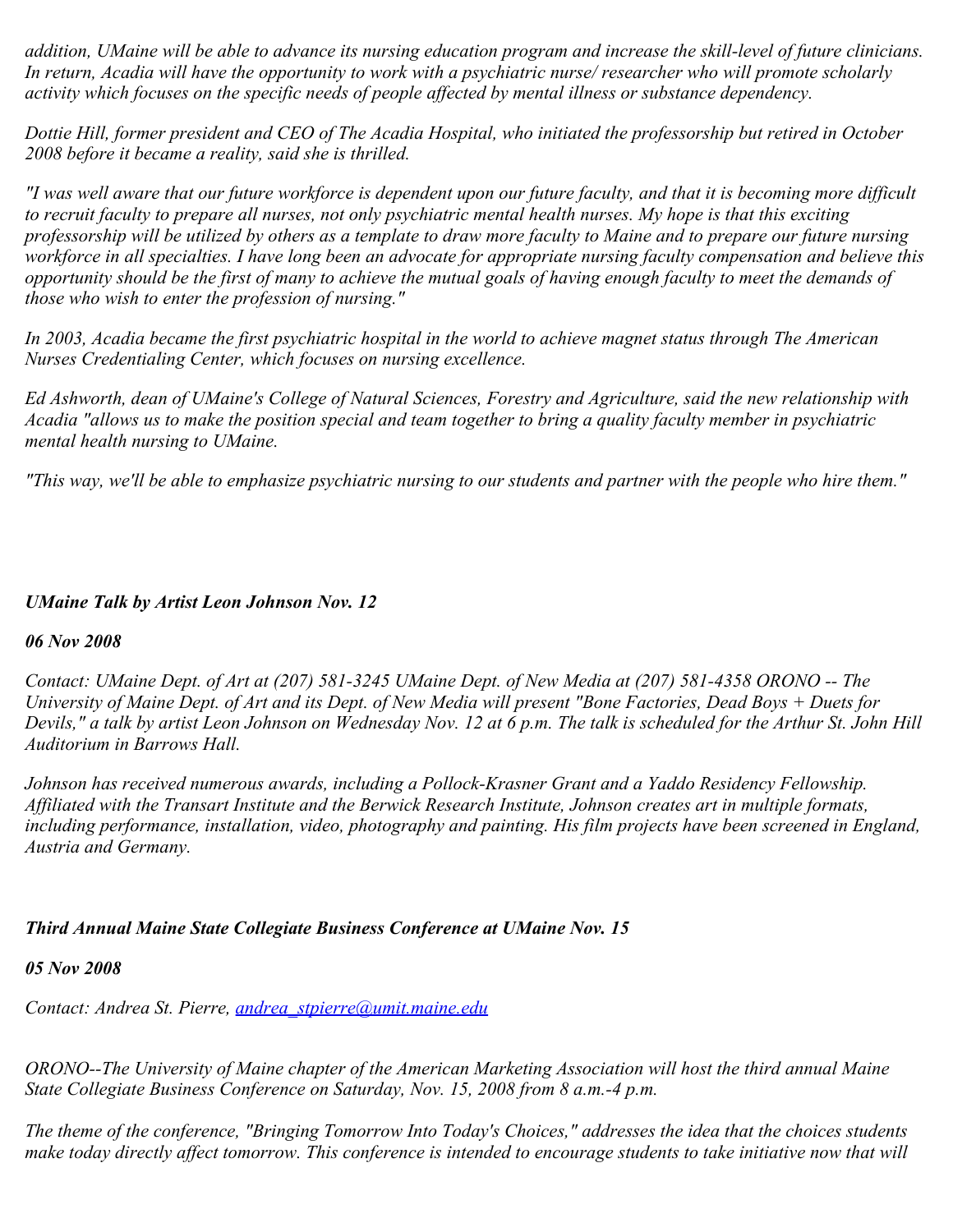*addition, UMaine will be able to advance its nursing education program and increase the skill-level of future clinicians. In return, Acadia will have the opportunity to work with a psychiatric nurse/ researcher who will promote scholarly activity which focuses on the specific needs of people affected by mental illness or substance dependency.*

*Dottie Hill, former president and CEO of The Acadia Hospital, who initiated the professorship but retired in October 2008 before it became a reality, said she is thrilled.*

*"I was well aware that our future workforce is dependent upon our future faculty, and that it is becoming more difficult to recruit faculty to prepare all nurses, not only psychiatric mental health nurses. My hope is that this exciting professorship will be utilized by others as a template to draw more faculty to Maine and to prepare our future nursing workforce in all specialties. I have long been an advocate for appropriate nursing faculty compensation and believe this opportunity should be the first of many to achieve the mutual goals of having enough faculty to meet the demands of those who wish to enter the profession of nursing."*

*In 2003, Acadia became the first psychiatric hospital in the world to achieve magnet status through The American Nurses Credentialing Center, which focuses on nursing excellence.*

*Ed Ashworth, dean of UMaine's College of Natural Sciences, Forestry and Agriculture, said the new relationship with Acadia "allows us to make the position special and team together to bring a quality faculty member in psychiatric mental health nursing to UMaine.*

*"This way, we'll be able to emphasize psychiatric nursing to our students and partner with the people who hire them."*

***UMaine Talk by Artist Leon Johnson Nov. 12***

***06 Nov 2008***

*Contact: UMaine Dept. of Art at (207) 581-3245 UMaine Dept. of New Media at (207) 581-4358 ORONO -- The University of Maine Dept. of Art and its Dept. of New Media will present "Bone Factories, Dead Boys + Duets for Devils," a talk by artist Leon Johnson on Wednesday Nov. 12 at 6 p.m. The talk is scheduled for the Arthur St. John Hill Auditorium in Barrows Hall.*

*Johnson has received numerous awards, including a Pollock-Krasner Grant and a Yaddo Residency Fellowship. Affiliated with the Transart Institute and the Berwick Research Institute, Johnson creates art in multiple formats, including performance, installation, video, photography and painting. His film projects have been screened in England, Austria and Germany.*

***Third Annual Maine State Collegiate Business Conference at UMaine Nov. 15***

***05 Nov 2008***

*Contact: Andrea St. Pierre, andrea_stpierre@umit.maine.edu*

*ORONO--The University of Maine chapter of the American Marketing Association will host the third annual Maine State Collegiate Business Conference on Saturday, Nov. 15, 2008 from 8 a.m.-4 p.m.*

*The theme of the conference, "Bringing Tomorrow Into Today's Choices," addresses the idea that the choices students make today directly affect tomorrow. This conference is intended to encourage students to take initiative now that will*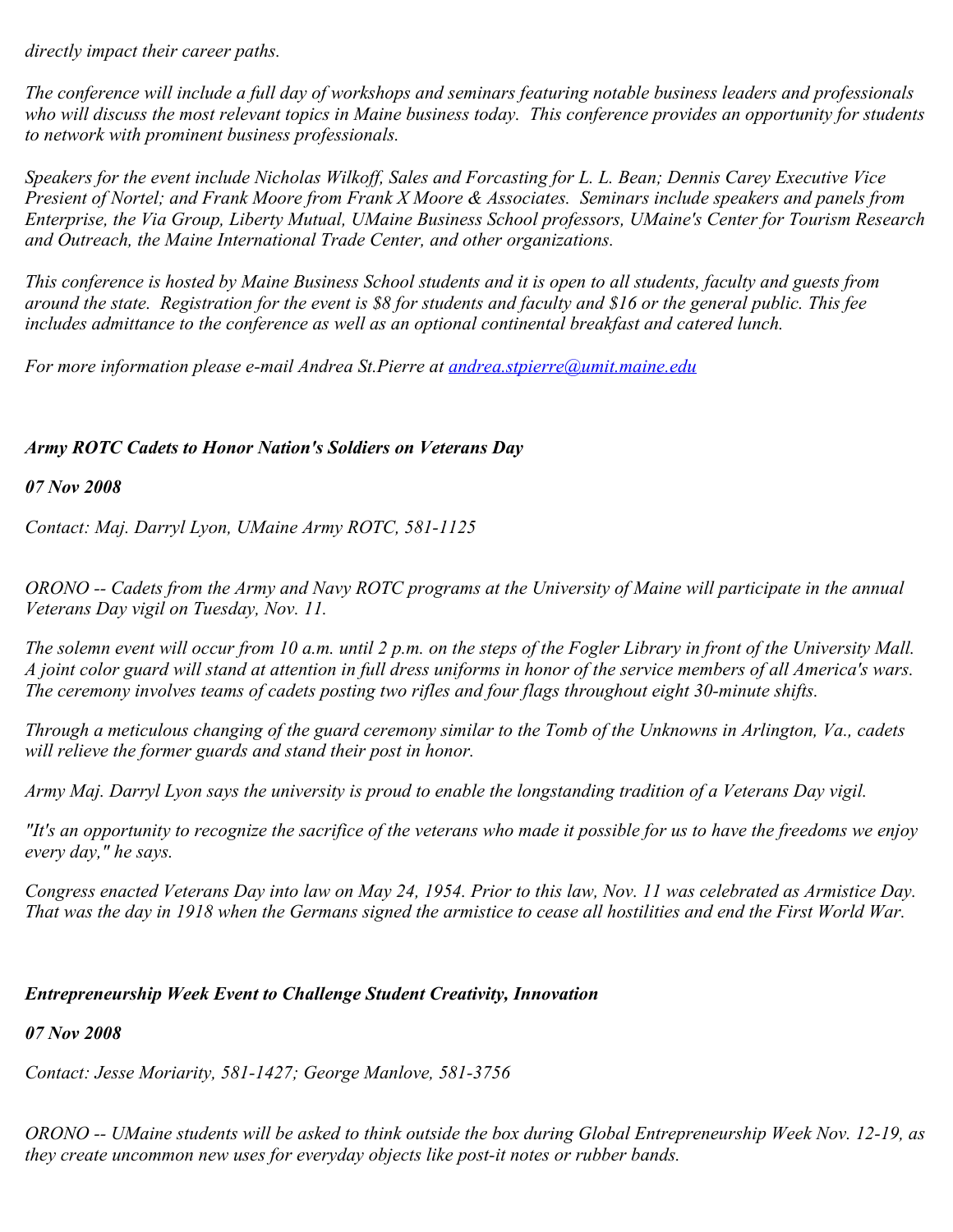*directly impact their career paths.*

*The conference will include a full day of workshops and seminars featuring notable business leaders and professionals who will discuss the most relevant topics in Maine business today.  This conference provides an opportunity for students to network with prominent business professionals.*

*Speakers for the event include Nicholas Wilkoff, Sales and Forcasting for L. L. Bean; Dennis Carey Executive Vice Presient of Nortel; and Frank Moore from Frank X Moore & Associates.  Seminars include speakers and panels from Enterprise, the Via Group, Liberty Mutual, UMaine Business School professors, UMaine's Center for Tourism Research and Outreach, the Maine International Trade Center, and other organizations.*

*This conference is hosted by Maine Business School students and it is open to all students, faculty and guests from around the state.  Registration for the event is $8 for students and faculty and $16 or the general public. This fee includes admittance to the conference as well as an optional continental breakfast and catered lunch.*

*For more information please e-mail Andrea St.Pierre at [andrea.stpierre@umit.maine.edu](mailto:andrea.stpierre@umit.maine.edu)*

***Army ROTC Cadets to Honor Nation's Soldiers on Veterans Day***

***07 Nov 2008***

*Contact: Maj. Darryl Lyon, UMaine Army ROTC, 581-1125*

*ORONO -- Cadets from the Army and Navy ROTC programs at the University of Maine will participate in the annual Veterans Day vigil on Tuesday, Nov. 11.*

*The solemn event will occur from 10 a.m. until 2 p.m. on the steps of the Fogler Library in front of the University Mall. A joint color guard will stand at attention in full dress uniforms in honor of the service members of all America's wars. The ceremony involves teams of cadets posting two rifles and four flags throughout eight 30-minute shifts.*

*Through a meticulous changing of the guard ceremony similar to the Tomb of the Unknowns in Arlington, Va., cadets will relieve the former guards and stand their post in honor.*

*Army Maj. Darryl Lyon says the university is proud to enable the longstanding tradition of a Veterans Day vigil.*

*"It's an opportunity to recognize the sacrifice of the veterans who made it possible for us to have the freedoms we enjoy every day," he says.*

*Congress enacted Veterans Day into law on May 24, 1954. Prior to this law, Nov. 11 was celebrated as Armistice Day. That was the day in 1918 when the Germans signed the armistice to cease all hostilities and end the First World War.*

***Entrepreneurship Week Event to Challenge Student Creativity, Innovation***

***07 Nov 2008***

*Contact: Jesse Moriarity, 581-1427; George Manlove, 581-3756*

*ORONO -- UMaine students will be asked to think outside the box during Global Entrepreneurship Week Nov. 12-19, as they create uncommon new uses for everyday objects like post-it notes or rubber bands.*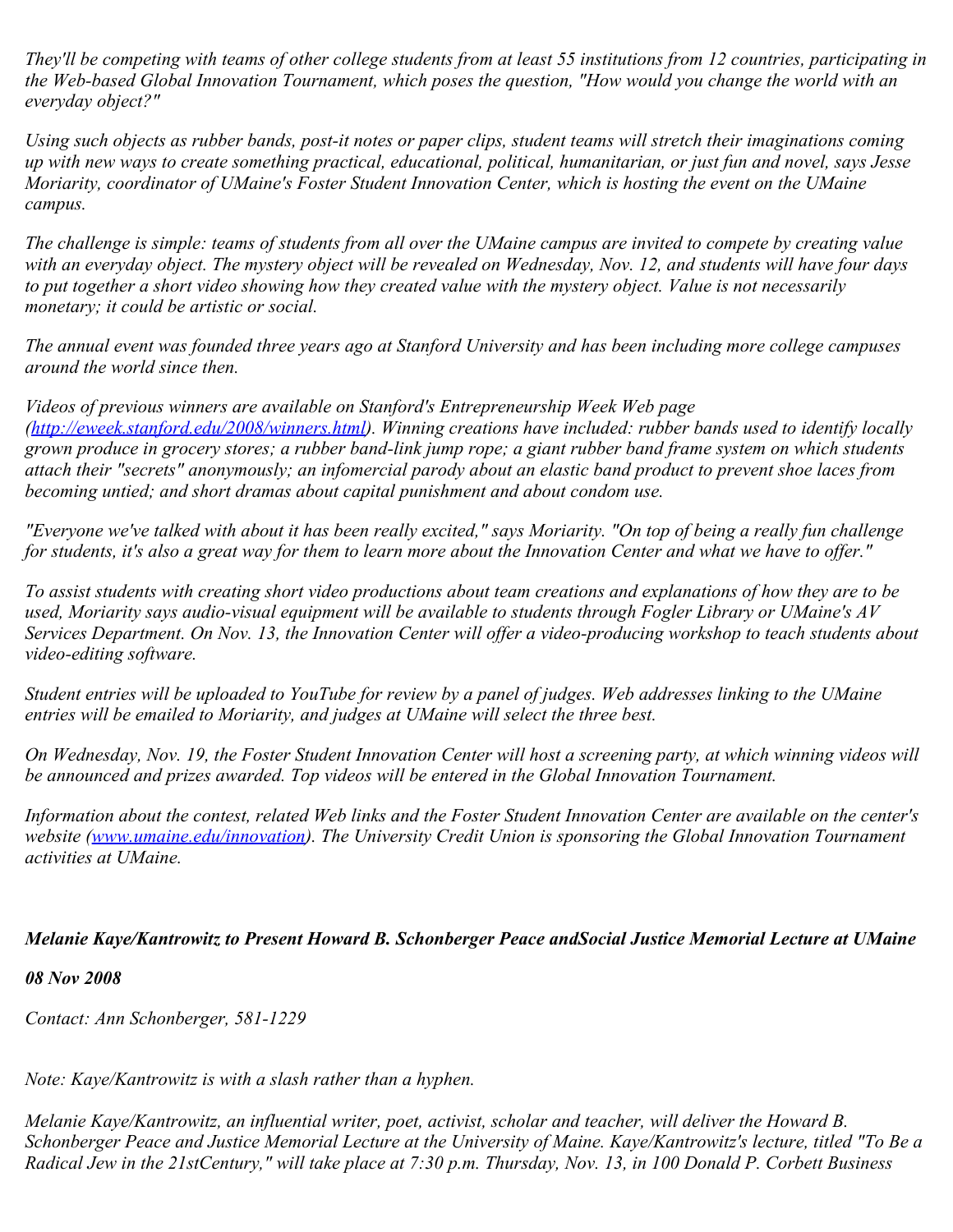*They'll be competing with teams of other college students from at least 55 institutions from 12 countries, participating in the Web-based Global Innovation Tournament, which poses the question, "How would you change the world with an everyday object?"*

*Using such objects as rubber bands, post-it notes or paper clips, student teams will stretch their imaginations coming up with new ways to create something practical, educational, political, humanitarian, or just fun and novel, says Jesse Moriarity, coordinator of UMaine's Foster Student Innovation Center, which is hosting the event on the UMaine campus.*

*The challenge is simple: teams of students from all over the UMaine campus are invited to compete by creating value with an everyday object. The mystery object will be revealed on Wednesday, Nov. 12, and students will have four days to put together a short video showing how they created value with the mystery object. Value is not necessarily monetary; it could be artistic or social.*

*The annual event was founded three years ago at Stanford University and has been including more college campuses around the world since then.*

*Videos of previous winners are available on Stanford's Entrepreneurship Week Web page ([http://eweek.stanford.edu/2008/winners.html](http://eweek.stanford.edu/2008/winners.html)). Winning creations have included: rubber bands used to identify locally grown produce in grocery stores; a rubber band-link jump rope; a giant rubber band frame system on which students attach their "secrets" anonymously; an infomercial parody about an elastic band product to prevent shoe laces from becoming untied; and short dramas about capital punishment and about condom use.*

*"Everyone we've talked with about it has been really excited," says Moriarity. "On top of being a really fun challenge for students, it's also a great way for them to learn more about the Innovation Center and what we have to offer."*

*To assist students with creating short video productions about team creations and explanations of how they are to be used, Moriarity says audio-visual equipment will be available to students through Fogler Library or UMaine's AV Services Department. On Nov. 13, the Innovation Center will offer a video-producing workshop to teach students about video-editing software.*

*Student entries will be uploaded to YouTube for review by a panel of judges. Web addresses linking to the UMaine entries will be emailed to Moriarity, and judges at UMaine will select the three best.*

*On Wednesday, Nov. 19, the Foster Student Innovation Center will host a screening party, at which winning videos will be announced and prizes awarded. Top videos will be entered in the Global Innovation Tournament.*

*Information about the contest, related Web links and the Foster Student Innovation Center are available on the center's website ([www.umaine.edu/innovation](http://www.umaine.edu/innovation)). The University Credit Union is sponsoring the Global Innovation Tournament activities at UMaine.*

### ***Melanie Kaye/Kantrowitz to Present Howard B. Schonberger Peace andSocial Justice Memorial Lecture at UMaine***

***08 Nov 2008***

*Contact: Ann Schonberger, 581-1229*

*Note: Kaye/Kantrowitz is with a slash rather than a hyphen.*

*Melanie Kaye/Kantrowitz, an influential writer, poet, activist, scholar and teacher, will deliver the Howard B. Schonberger Peace and Justice Memorial Lecture at the University of Maine. Kaye/Kantrowitz's lecture, titled "To Be a Radical Jew in the 21stCentury," will take place at 7:30 p.m. Thursday, Nov. 13, in 100 Donald P. Corbett Business*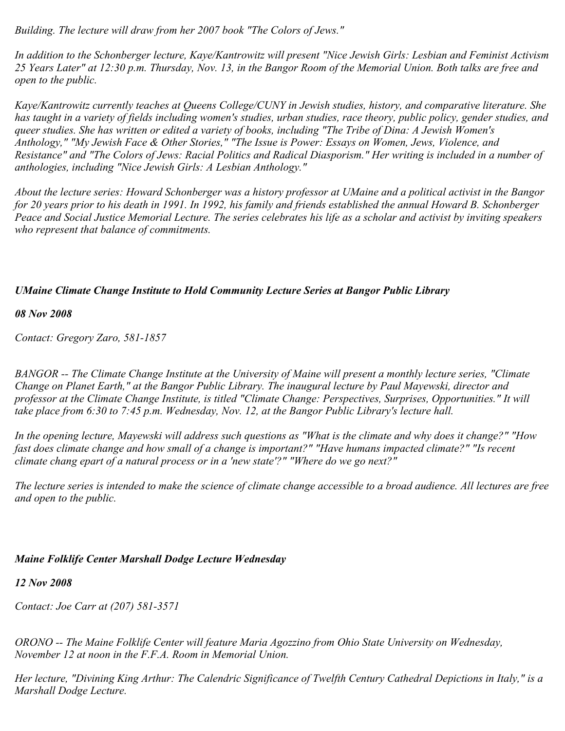*Building. The lecture will draw from her 2007 book "The Colors of Jews."*

*In addition to the Schonberger lecture, Kaye/Kantrowitz will present "Nice Jewish Girls: Lesbian and Feminist Activism 25 Years Later" at 12:30 p.m. Thursday, Nov. 13, in the Bangor Room of the Memorial Union. Both talks are free and open to the public.*

*Kaye/Kantrowitz currently teaches at Queens College/CUNY in Jewish studies, history, and comparative literature. She has taught in a variety of fields including women's studies, urban studies, race theory, public policy, gender studies, and queer studies. She has written or edited a variety of books, including "The Tribe of Dina: A Jewish Women's Anthology," "My Jewish Face & Other Stories," "The Issue is Power: Essays on Women, Jews, Violence, and Resistance" and "The Colors of Jews: Racial Politics and Radical Diasporism." Her writing is included in a number of anthologies, including "Nice Jewish Girls: A Lesbian Anthology."*

*About the lecture series: Howard Schonberger was a history professor at UMaine and a political activist in the Bangor for 20 years prior to his death in 1991. In 1992, his family and friends established the annual Howard B. Schonberger Peace and Social Justice Memorial Lecture. The series celebrates his life as a scholar and activist by inviting speakers who represent that balance of commitments.*

***UMaine Climate Change Institute to Hold Community Lecture Series at Bangor Public Library***

***08 Nov 2008***

*Contact: Gregory Zaro, 581-1857*

*BANGOR -- The Climate Change Institute at the University of Maine will present a monthly lecture series, "Climate Change on Planet Earth," at the Bangor Public Library. The inaugural lecture by Paul Mayewski, director and professor at the Climate Change Institute, is titled "Climate Change: Perspectives, Surprises, Opportunities." It will take place from 6:30 to 7:45 p.m. Wednesday, Nov. 12, at the Bangor Public Library's lecture hall.*

*In the opening lecture, Mayewski will address such questions as "What is the climate and why does it change?" "How fast does climate change and how small of a change is important?" "Have humans impacted climate?" "Is recent climate chang epart of a natural process or in a 'new state'?" "Where do we go next?"*

*The lecture series is intended to make the science of climate change accessible to a broad audience. All lectures are free and open to the public.*

***Maine Folklife Center Marshall Dodge Lecture Wednesday***

***12 Nov 2008***

*Contact: Joe Carr at (207) 581-3571*

*ORONO -- The Maine Folklife Center will feature Maria Agozzino from Ohio State University on Wednesday, November 12 at noon in the F.F.A. Room in Memorial Union.*

*Her lecture, "Divining King Arthur: The Calendric Significance of Twelfth Century Cathedral Depictions in Italy," is a Marshall Dodge Lecture.*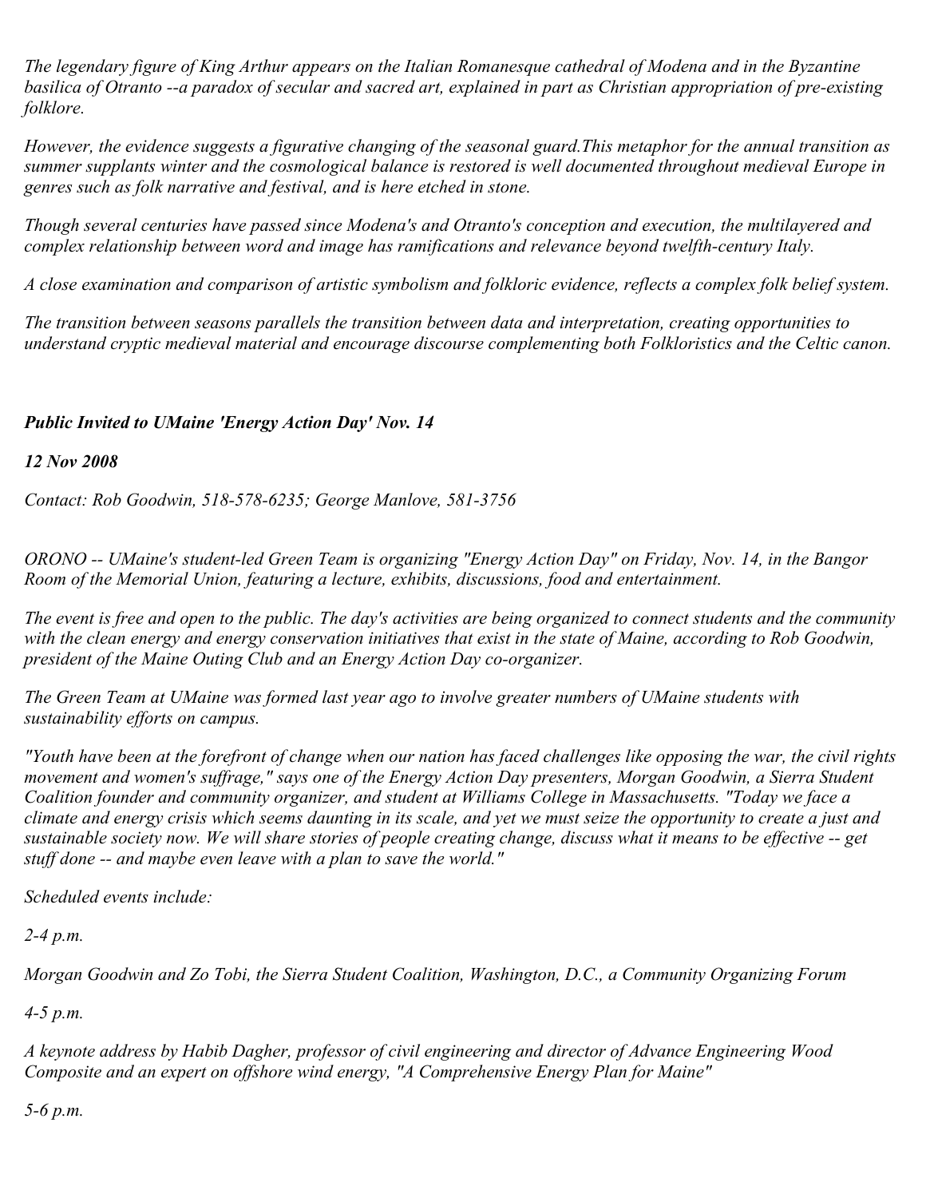*The legendary figure of King Arthur appears on the Italian Romanesque cathedral of Modena and in the Byzantine basilica of Otranto --a paradox of secular and sacred art, explained in part as Christian appropriation of pre-existing folklore.*

*However, the evidence suggests a figurative changing of the seasonal guard.This metaphor for the annual transition as summer supplants winter and the cosmological balance is restored is well documented throughout medieval Europe in genres such as folk narrative and festival, and is here etched in stone.*

*Though several centuries have passed since Modena's and Otranto's conception and execution, the multilayered and complex relationship between word and image has ramifications and relevance beyond twelfth-century Italy.*

*A close examination and comparison of artistic symbolism and folkloric evidence, reflects a complex folk belief system.*

*The transition between seasons parallels the transition between data and interpretation, creating opportunities to understand cryptic medieval material and encourage discourse complementing both Folkloristics and the Celtic canon.*

***Public Invited to UMaine 'Energy Action Day' Nov. 14***

***12 Nov 2008***

*Contact: Rob Goodwin, 518-578-6235; George Manlove, 581-3756*

*ORONO -- UMaine's student-led Green Team is organizing "Energy Action Day" on Friday, Nov. 14, in the Bangor Room of the Memorial Union, featuring a lecture, exhibits, discussions, food and entertainment.*

*The event is free and open to the public. The day's activities are being organized to connect students and the community with the clean energy and energy conservation initiatives that exist in the state of Maine, according to Rob Goodwin, president of the Maine Outing Club and an Energy Action Day co-organizer.*

*The Green Team at UMaine was formed last year ago to involve greater numbers of UMaine students with sustainability efforts on campus.*

*"Youth have been at the forefront of change when our nation has faced challenges like opposing the war, the civil rights movement and women's suffrage," says one of the Energy Action Day presenters, Morgan Goodwin, a Sierra Student Coalition founder and community organizer, and student at Williams College in Massachusetts. "Today we face a climate and energy crisis which seems daunting in its scale, and yet we must seize the opportunity to create a just and sustainable society now. We will share stories of people creating change, discuss what it means to be effective -- get stuff done -- and maybe even leave with a plan to save the world."*

*Scheduled events include:*

*2-4 p.m.*

*Morgan Goodwin and Zo Tobi, the Sierra Student Coalition, Washington, D.C., a Community Organizing Forum*

*4-5 p.m.*

*A keynote address by Habib Dagher, professor of civil engineering and director of Advance Engineering Wood Composite and an expert on offshore wind energy, "A Comprehensive Energy Plan for Maine"*

*5-6 p.m.*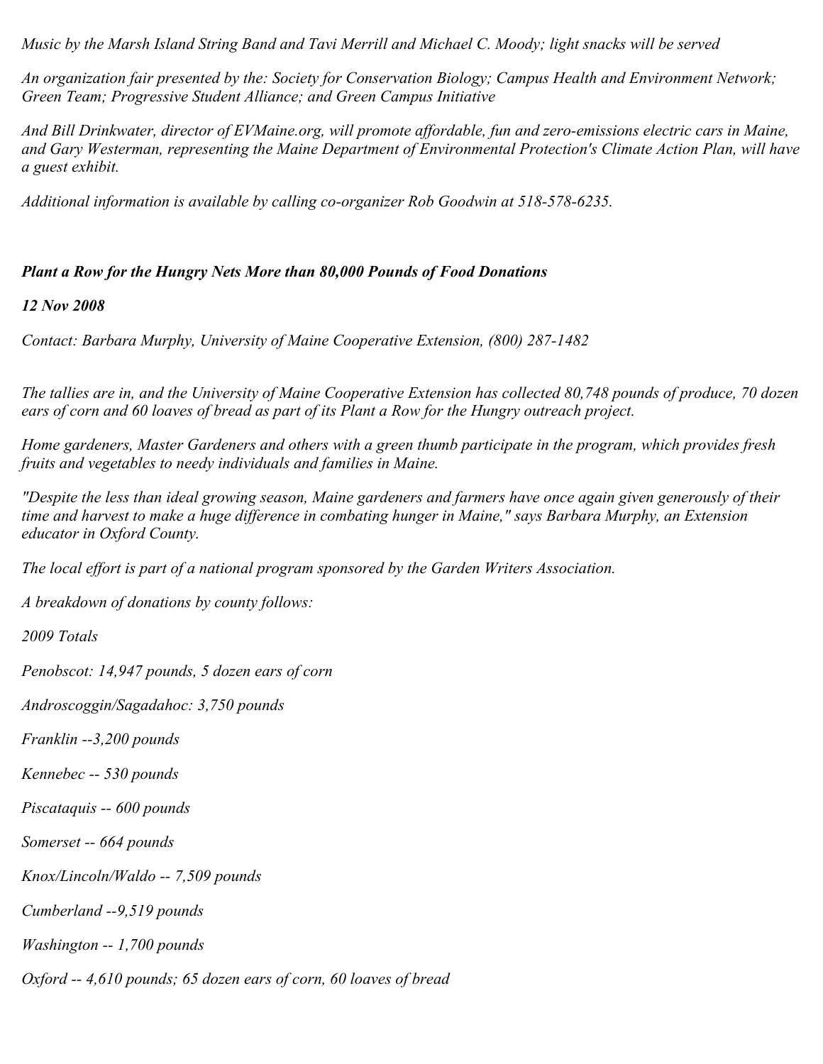*Music by the Marsh Island String Band and Tavi Merrill and Michael C. Moody; light snacks will be served*

*An organization fair presented by the: Society for Conservation Biology; Campus Health and Environment Network; Green Team; Progressive Student Alliance; and Green Campus Initiative*

*And Bill Drinkwater, director of EVMaine.org, will promote affordable, fun and zero-emissions electric cars in Maine, and Gary Westerman, representing the Maine Department of Environmental Protection's Climate Action Plan, will have a guest exhibit.*

*Additional information is available by calling co-organizer Rob Goodwin at 518-578-6235.*

***Plant a Row for the Hungry Nets More than 80,000 Pounds of Food Donations***

***12 Nov 2008***

*Contact: Barbara Murphy, University of Maine Cooperative Extension, (800) 287-1482*

*The tallies are in, and the University of Maine Cooperative Extension has collected 80,748 pounds of produce, 70 dozen ears of corn and 60 loaves of bread as part of its Plant a Row for the Hungry outreach project.*

*Home gardeners, Master Gardeners and others with a green thumb participate in the program, which provides fresh fruits and vegetables to needy individuals and families in Maine.*

*"Despite the less than ideal growing season, Maine gardeners and farmers have once again given generously of their time and harvest to make a huge difference in combating hunger in Maine," says Barbara Murphy, an Extension educator in Oxford County.*

*The local effort is part of a national program sponsored by the Garden Writers Association.*

*A breakdown of donations by county follows:*

*2009 Totals*

*Penobscot: 14,947 pounds, 5 dozen ears of corn*

*Androscoggin/Sagadahoc: 3,750 pounds*

*Franklin --3,200 pounds*

*Kennebec -- 530 pounds*

*Piscataquis -- 600 pounds*

*Somerset -- 664 pounds*

*Knox/Lincoln/Waldo -- 7,509 pounds*

*Cumberland --9,519 pounds*

*Washington -- 1,700 pounds*

*Oxford -- 4,610 pounds; 65 dozen ears of corn, 60 loaves of bread*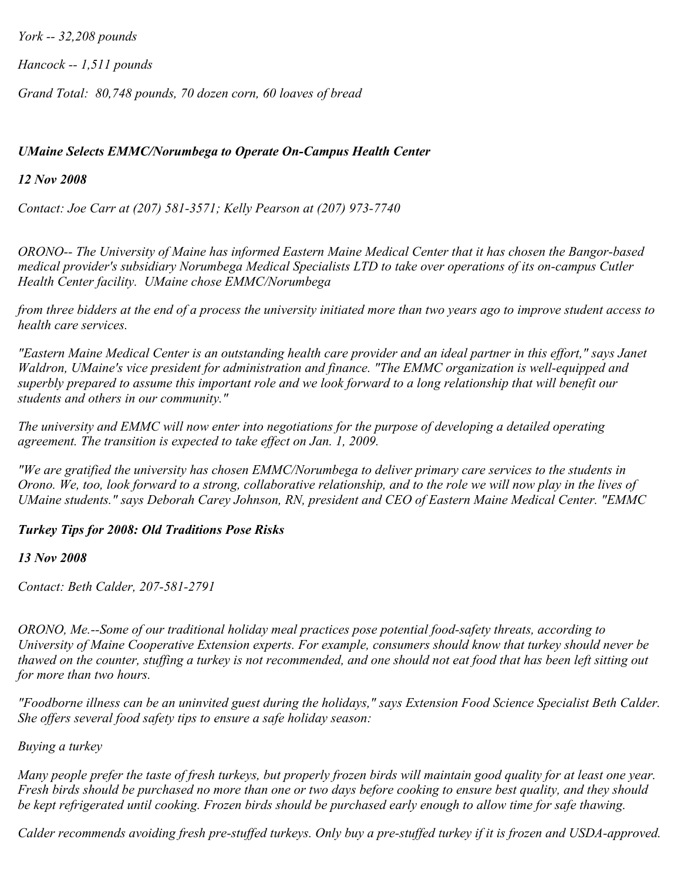*York -- 32,208 pounds*

*Hancock -- 1,511 pounds*

*Grand Total:  80,748 pounds, 70 dozen corn, 60 loaves of bread*

### ***UMaine Selects EMMC/Norumbega to Operate On-Campus Health Center***

***12 Nov 2008***

*Contact: Joe Carr at (207) 581-3571; Kelly Pearson at (207) 973-7740*

*ORONO-- The University of Maine has informed Eastern Maine Medical Center that it has chosen the Bangor-based medical provider's subsidiary Norumbega Medical Specialists LTD to take over operations of its on-campus Cutler Health Center facility.  UMaine chose EMMC/Norumbega*

*from three bidders at the end of a process the university initiated more than two years ago to improve student access to health care services.*

*"Eastern Maine Medical Center is an outstanding health care provider and an ideal partner in this effort," says Janet Waldron, UMaine's vice president for administration and finance. "The EMMC organization is well-equipped and superbly prepared to assume this important role and we look forward to a long relationship that will benefit our students and others in our community."*

*The university and EMMC will now enter into negotiations for the purpose of developing a detailed operating agreement. The transition is expected to take effect on Jan. 1, 2009.*

*"We are gratified the university has chosen EMMC/Norumbega to deliver primary care services to the students in Orono. We, too, look forward to a strong, collaborative relationship, and to the role we will now play in the lives of UMaine students." says Deborah Carey Johnson, RN, president and CEO of Eastern Maine Medical Center. "EMMC*

### ***Turkey Tips for 2008: Old Traditions Pose Risks***

***13 Nov 2008***

*Contact: Beth Calder, 207-581-2791*

*ORONO, Me.--Some of our traditional holiday meal practices pose potential food-safety threats, according to University of Maine Cooperative Extension experts. For example, consumers should know that turkey should never be thawed on the counter, stuffing a turkey is not recommended, and one should not eat food that has been left sitting out for more than two hours.*

*"Foodborne illness can be an uninvited guest during the holidays," says Extension Food Science Specialist Beth Calder. She offers several food safety tips to ensure a safe holiday season:*

*Buying a turkey*

*Many people prefer the taste of fresh turkeys, but properly frozen birds will maintain good quality for at least one year. Fresh birds should be purchased no more than one or two days before cooking to ensure best quality, and they should be kept refrigerated until cooking. Frozen birds should be purchased early enough to allow time for safe thawing.*

*Calder recommends avoiding fresh pre-stuffed turkeys. Only buy a pre-stuffed turkey if it is frozen and USDA-approved.*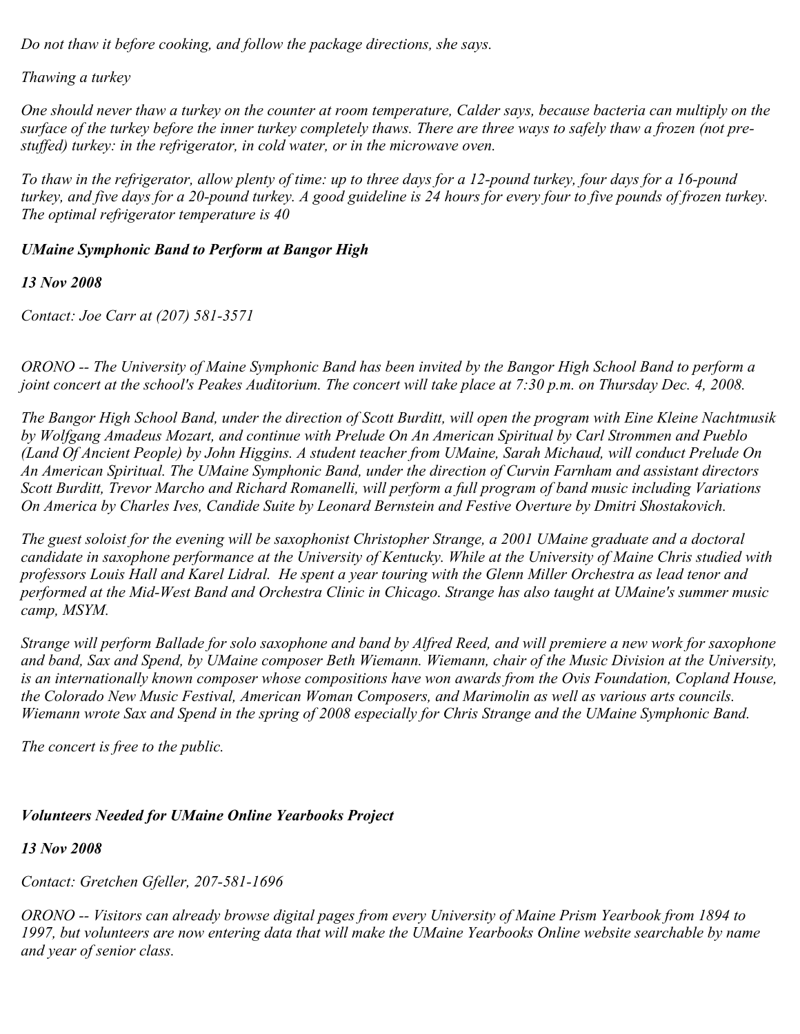*Do not thaw it before cooking, and follow the package directions, she says.*

*Thawing a turkey*

*One should never thaw a turkey on the counter at room temperature, Calder says, because bacteria can multiply on the surface of the turkey before the inner turkey completely thaws. There are three ways to safely thaw a frozen (not pre-stuffed) turkey: in the refrigerator, in cold water, or in the microwave oven.*

*To thaw in the refrigerator, allow plenty of time: up to three days for a 12-pound turkey, four days for a 16-pound turkey, and five days for a 20-pound turkey. A good guideline is 24 hours for every four to five pounds of frozen turkey. The optimal refrigerator temperature is 40*

### ***UMaine Symphonic Band to Perform at Bangor High***

***13 Nov 2008***

*Contact: Joe Carr at (207) 581-3571*

*ORONO -- The University of Maine Symphonic Band has been invited by the Bangor High School Band to perform a joint concert at the school's Peakes Auditorium. The concert will take place at 7:30 p.m. on Thursday Dec. 4, 2008.*

*The Bangor High School Band, under the direction of Scott Burditt, will open the program with Eine Kleine Nachtmusik by Wolfgang Amadeus Mozart, and continue with Prelude On An American Spiritual by Carl Strommen and Pueblo (Land Of Ancient People) by John Higgins. A student teacher from UMaine, Sarah Michaud, will conduct Prelude On An American Spiritual. The UMaine Symphonic Band, under the direction of Curvin Farnham and assistant directors Scott Burditt, Trevor Marcho and Richard Romanelli, will perform a full program of band music including Variations On America by Charles Ives, Candide Suite by Leonard Bernstein and Festive Overture by Dmitri Shostakovich.*

*The guest soloist for the evening will be saxophonist Christopher Strange, a 2001 UMaine graduate and a doctoral candidate in saxophone performance at the University of Kentucky. While at the University of Maine Chris studied with professors Louis Hall and Karel Lidral. He spent a year touring with the Glenn Miller Orchestra as lead tenor and performed at the Mid-West Band and Orchestra Clinic in Chicago. Strange has also taught at UMaine's summer music camp, MSYM.*

*Strange will perform Ballade for solo saxophone and band by Alfred Reed, and will premiere a new work for saxophone and band, Sax and Spend, by UMaine composer Beth Wiemann. Wiemann, chair of the Music Division at the University, is an internationally known composer whose compositions have won awards from the Ovis Foundation, Copland House, the Colorado New Music Festival, American Woman Composers, and Marimolin as well as various arts councils. Wiemann wrote Sax and Spend in the spring of 2008 especially for Chris Strange and the UMaine Symphonic Band.*

*The concert is free to the public.*

### ***Volunteers Needed for UMaine Online Yearbooks Project***

***13 Nov 2008***

*Contact: Gretchen Gfeller, 207-581-1696*

*ORONO -- Visitors can already browse digital pages from every University of Maine Prism Yearbook from 1894 to 1997, but volunteers are now entering data that will make the UMaine Yearbooks Online website searchable by name and year of senior class.*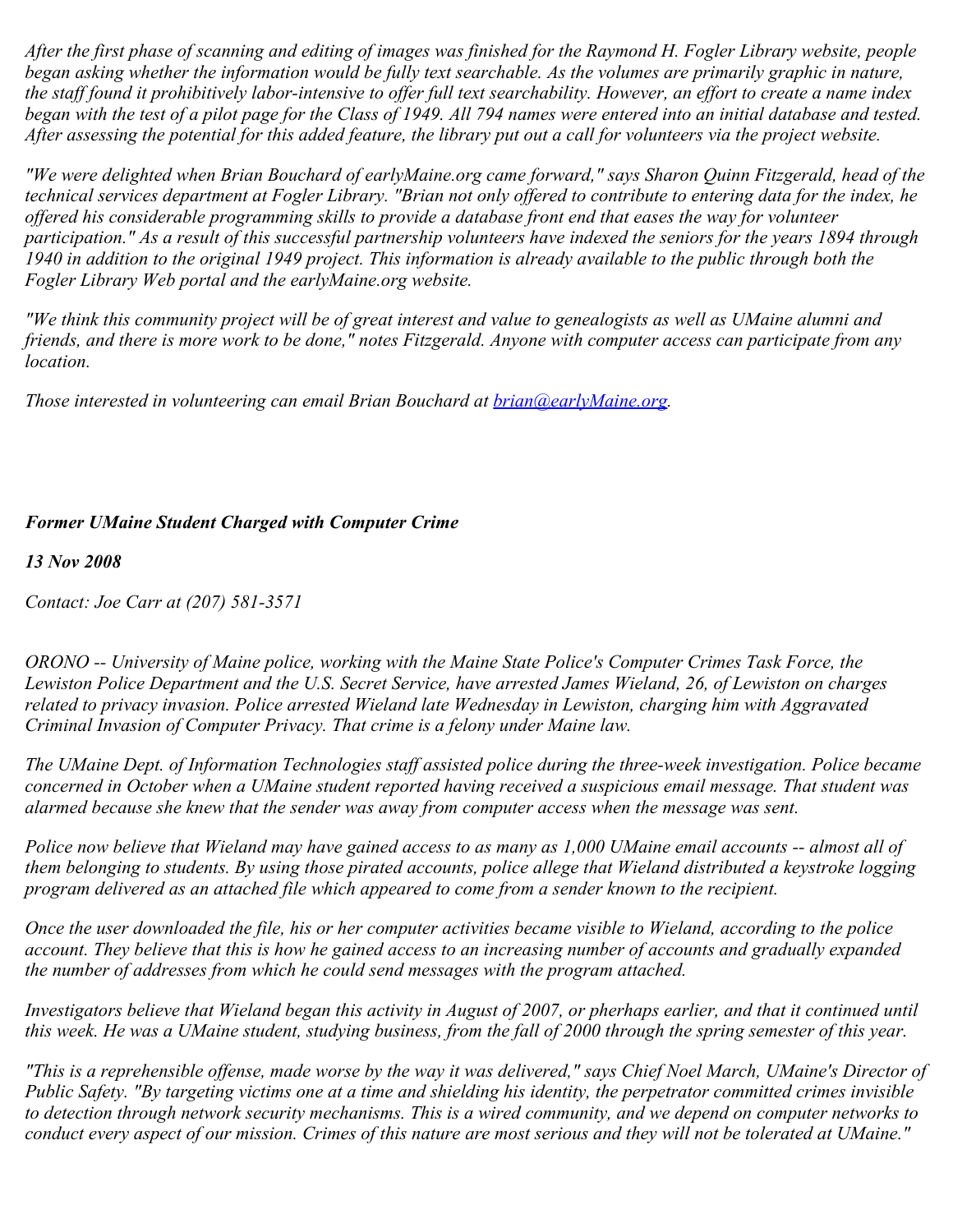*After the first phase of scanning and editing of images was finished for the Raymond H. Fogler Library website, people began asking whether the information would be fully text searchable. As the volumes are primarily graphic in nature, the staff found it prohibitively labor-intensive to offer full text searchability. However, an effort to create a name index began with the test of a pilot page for the Class of 1949. All 794 names were entered into an initial database and tested. After assessing the potential for this added feature, the library put out a call for volunteers via the project website.*

*"We were delighted when Brian Bouchard of earlyMaine.org came forward," says Sharon Quinn Fitzgerald, head of the technical services department at Fogler Library. "Brian not only offered to contribute to entering data for the index, he offered his considerable programming skills to provide a database front end that eases the way for volunteer participation." As a result of this successful partnership volunteers have indexed the seniors for the years 1894 through 1940 in addition to the original 1949 project. This information is already available to the public through both the Fogler Library Web portal and the earlyMaine.org website.*

*"We think this community project will be of great interest and value to genealogists as well as UMaine alumni and friends, and there is more work to be done," notes Fitzgerald. Anyone with computer access can participate from any location.*

*Those interested in volunteering can email Brian Bouchard at [brian@earlyMaine.org](mailto:brian@earlyMaine.org).*

***Former UMaine Student Charged with Computer Crime***

***13 Nov 2008***

*Contact: Joe Carr at (207) 581-3571*

*ORONO -- University of Maine police, working with the Maine State Police's Computer Crimes Task Force, the Lewiston Police Department and the U.S. Secret Service, have arrested James Wieland, 26, of Lewiston on charges related to privacy invasion. Police arrested Wieland late Wednesday in Lewiston, charging him with Aggravated Criminal Invasion of Computer Privacy. That crime is a felony under Maine law.*

*The UMaine Dept. of Information Technologies staff assisted police during the three-week investigation. Police became concerned in October when a UMaine student reported having received a suspicious email message. That student was alarmed because she knew that the sender was away from computer access when the message was sent.*

*Police now believe that Wieland may have gained access to as many as 1,000 UMaine email accounts -- almost all of them belonging to students. By using those pirated accounts, police allege that Wieland distributed a keystroke logging program delivered as an attached file which appeared to come from a sender known to the recipient.*

*Once the user downloaded the file, his or her computer activities became visible to Wieland, according to the police account. They believe that this is how he gained access to an increasing number of accounts and gradually expanded the number of addresses from which he could send messages with the program attached.*

*Investigators believe that Wieland began this activity in August of 2007, or pherhaps earlier, and that it continued until this week. He was a UMaine student, studying business, from the fall of 2000 through the spring semester of this year.*

*"This is a reprehensible offense, made worse by the way it was delivered," says Chief Noel March, UMaine's Director of Public Safety. "By targeting victims one at a time and shielding his identity, the perpetrator committed crimes invisible to detection through network security mechanisms. This is a wired community, and we depend on computer networks to conduct every aspect of our mission. Crimes of this nature are most serious and they will not be tolerated at UMaine."*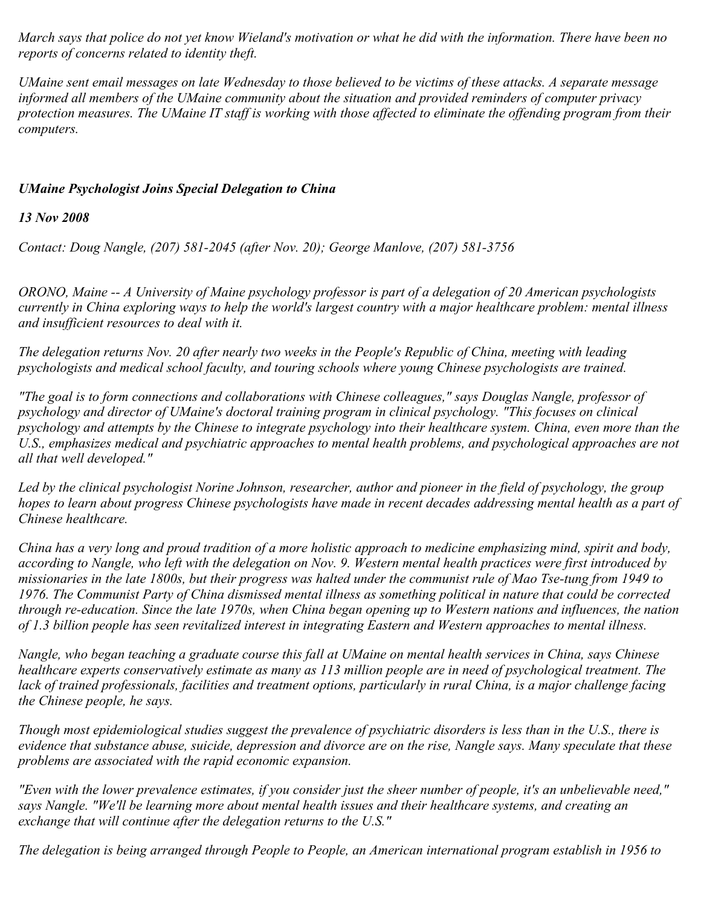*March says that police do not yet know Wieland's motivation or what he did with the information. There have been no reports of concerns related to identity theft.*

*UMaine sent email messages on late Wednesday to those believed to be victims of these attacks. A separate message informed all members of the UMaine community about the situation and provided reminders of computer privacy protection measures. The UMaine IT staff is working with those affected to eliminate the offending program from their computers.*

***UMaine Psychologist Joins Special Delegation to China***

***13 Nov 2008***

*Contact: Doug Nangle, (207) 581-2045 (after Nov. 20); George Manlove, (207) 581-3756*

*ORONO, Maine -- A University of Maine psychology professor is part of a delegation of 20 American psychologists currently in China exploring ways to help the world's largest country with a major healthcare problem: mental illness and insufficient resources to deal with it.*

*The delegation returns Nov. 20 after nearly two weeks in the People's Republic of China, meeting with leading psychologists and medical school faculty, and touring schools where young Chinese psychologists are trained.*

*"The goal is to form connections and collaborations with Chinese colleagues," says Douglas Nangle, professor of psychology and director of UMaine's doctoral training program in clinical psychology. "This focuses on clinical psychology and attempts by the Chinese to integrate psychology into their healthcare system. China, even more than the U.S., emphasizes medical and psychiatric approaches to mental health problems, and psychological approaches are not all that well developed."*

*Led by the clinical psychologist Norine Johnson, researcher, author and pioneer in the field of psychology, the group hopes to learn about progress Chinese psychologists have made in recent decades addressing mental health as a part of Chinese healthcare.*

*China has a very long and proud tradition of a more holistic approach to medicine emphasizing mind, spirit and body, according to Nangle, who left with the delegation on Nov. 9. Western mental health practices were first introduced by missionaries in the late 1800s, but their progress was halted under the communist rule of Mao Tse-tung from 1949 to 1976. The Communist Party of China dismissed mental illness as something political in nature that could be corrected through re-education. Since the late 1970s, when China began opening up to Western nations and influences, the nation of 1.3 billion people has seen revitalized interest in integrating Eastern and Western approaches to mental illness.*

*Nangle, who began teaching a graduate course this fall at UMaine on mental health services in China, says Chinese healthcare experts conservatively estimate as many as 113 million people are in need of psychological treatment. The lack of trained professionals, facilities and treatment options, particularly in rural China, is a major challenge facing the Chinese people, he says.*

*Though most epidemiological studies suggest the prevalence of psychiatric disorders is less than in the U.S., there is evidence that substance abuse, suicide, depression and divorce are on the rise, Nangle says. Many speculate that these problems are associated with the rapid economic expansion.*

*"Even with the lower prevalence estimates, if you consider just the sheer number of people, it's an unbelievable need," says Nangle. "We'll be learning more about mental health issues and their healthcare systems, and creating an exchange that will continue after the delegation returns to the U.S."*

*The delegation is being arranged through People to People, an American international program establish in 1956 to*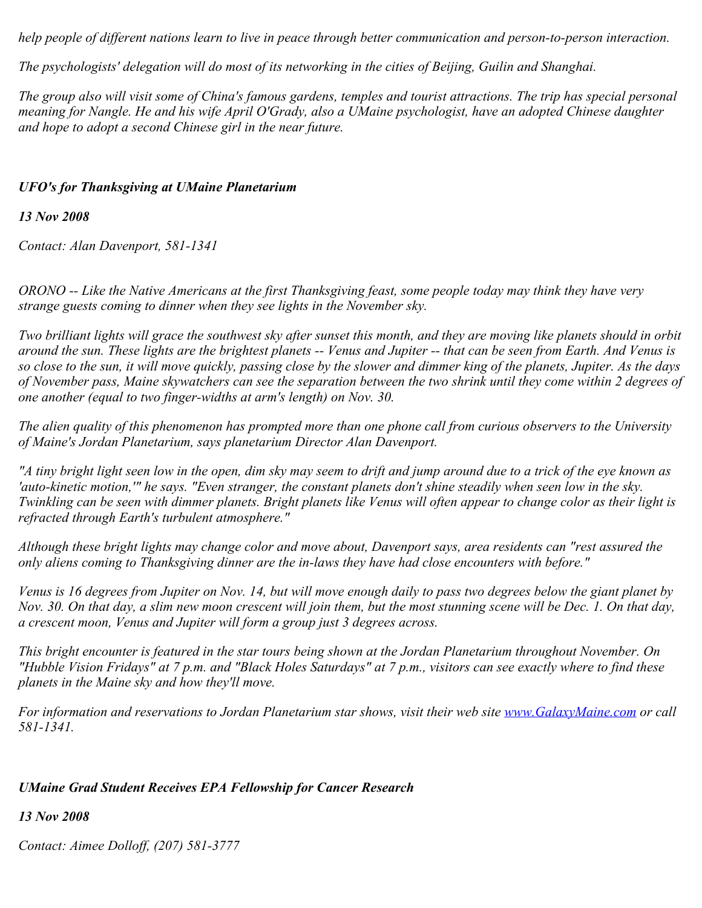*help people of different nations learn to live in peace through better communication and person-to-person interaction.*

*The psychologists' delegation will do most of its networking in the cities of Beijing, Guilin and Shanghai.*

*The group also will visit some of China's famous gardens, temples and tourist attractions. The trip has special personal meaning for Nangle. He and his wife April O'Grady, also a UMaine psychologist, have an adopted Chinese daughter and hope to adopt a second Chinese girl in the near future.*

## *UFO's for Thanksgiving at UMaine Planetarium*

***13 Nov 2008***

*Contact: Alan Davenport, 581-1341*

*ORONO -- Like the Native Americans at the first Thanksgiving feast, some people today may think they have very strange guests coming to dinner when they see lights in the November sky.*

*Two brilliant lights will grace the southwest sky after sunset this month, and they are moving like planets should in orbit around the sun. These lights are the brightest planets -- Venus and Jupiter -- that can be seen from Earth. And Venus is so close to the sun, it will move quickly, passing close by the slower and dimmer king of the planets, Jupiter. As the days of November pass, Maine skywatchers can see the separation between the two shrink until they come within 2 degrees of one another (equal to two finger-widths at arm's length) on Nov. 30.*

*The alien quality of this phenomenon has prompted more than one phone call from curious observers to the University of Maine's Jordan Planetarium, says planetarium Director Alan Davenport.*

*"A tiny bright light seen low in the open, dim sky may seem to drift and jump around due to a trick of the eye known as 'auto-kinetic motion,'" he says. "Even stranger, the constant planets don't shine steadily when seen low in the sky. Twinkling can be seen with dimmer planets. Bright planets like Venus will often appear to change color as their light is refracted through Earth's turbulent atmosphere."*

*Although these bright lights may change color and move about, Davenport says, area residents can "rest assured the only aliens coming to Thanksgiving dinner are the in-laws they have had close encounters with before."*

*Venus is 16 degrees from Jupiter on Nov. 14, but will move enough daily to pass two degrees below the giant planet by Nov. 30. On that day, a slim new moon crescent will join them, but the most stunning scene will be Dec. 1. On that day, a crescent moon, Venus and Jupiter will form a group just 3 degrees across.*

*This bright encounter is featured in the star tours being shown at the Jordan Planetarium throughout November. On "Hubble Vision Fridays" at 7 p.m. and "Black Holes Saturdays" at 7 p.m., visitors can see exactly where to find these planets in the Maine sky and how they'll move.*

*For information and reservations to Jordan Planetarium star shows, visit their web site [www.GalaxyMaine.com](http://www.GalaxyMaine.com) or call 581-1341.*

## *UMaine Grad Student Receives EPA Fellowship for Cancer Research*

***13 Nov 2008***

*Contact: Aimee Dolloff, (207) 581-3777*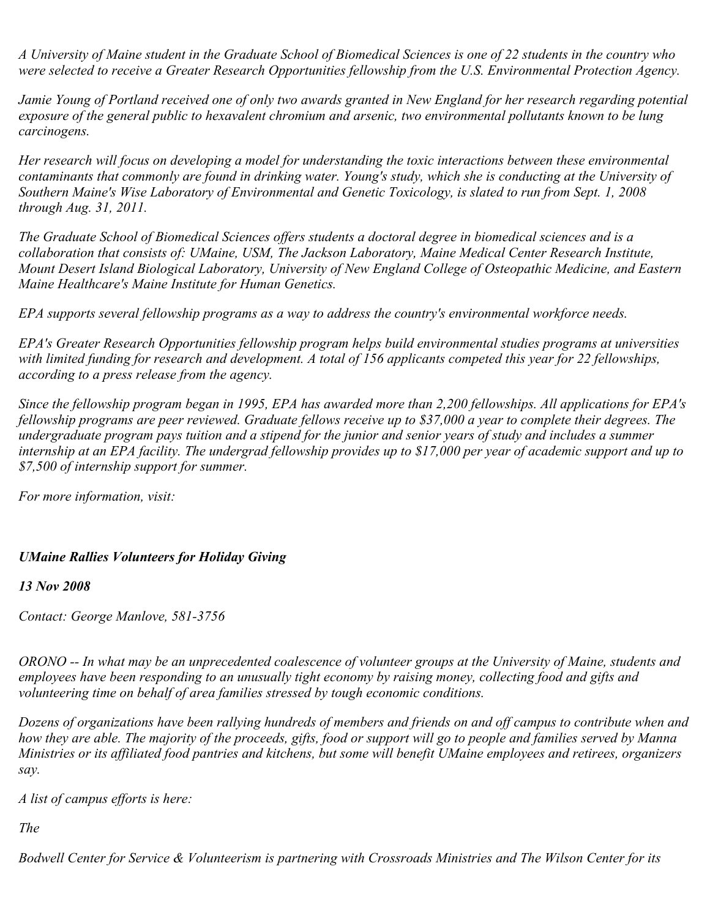*A University of Maine student in the Graduate School of Biomedical Sciences is one of 22 students in the country who were selected to receive a Greater Research Opportunities fellowship from the U.S. Environmental Protection Agency.*

*Jamie Young of Portland received one of only two awards granted in New England for her research regarding potential exposure of the general public to hexavalent chromium and arsenic, two environmental pollutants known to be lung carcinogens.*

*Her research will focus on developing a model for understanding the toxic interactions between these environmental contaminants that commonly are found in drinking water. Young's study, which she is conducting at the University of Southern Maine's Wise Laboratory of Environmental and Genetic Toxicology, is slated to run from Sept. 1, 2008 through Aug. 31, 2011.*

*The Graduate School of Biomedical Sciences offers students a doctoral degree in biomedical sciences and is a collaboration that consists of: UMaine, USM, The Jackson Laboratory, Maine Medical Center Research Institute, Mount Desert Island Biological Laboratory, University of New England College of Osteopathic Medicine, and Eastern Maine Healthcare's Maine Institute for Human Genetics.*

*EPA supports several fellowship programs as a way to address the country's environmental workforce needs.*

*EPA's Greater Research Opportunities fellowship program helps build environmental studies programs at universities with limited funding for research and development. A total of 156 applicants competed this year for 22 fellowships, according to a press release from the agency.*

*Since the fellowship program began in 1995, EPA has awarded more than 2,200 fellowships. All applications for EPA's fellowship programs are peer reviewed. Graduate fellows receive up to $37,000 a year to complete their degrees. The undergraduate program pays tuition and a stipend for the junior and senior years of study and includes a summer internship at an EPA facility. The undergrad fellowship provides up to $17,000 per year of academic support and up to $7,500 of internship support for summer.*

*For more information, visit:*

***UMaine Rallies Volunteers for Holiday Giving***

***13 Nov 2008***

*Contact: George Manlove, 581-3756*

*ORONO -- In what may be an unprecedented coalescence of volunteer groups at the University of Maine, students and employees have been responding to an unusually tight economy by raising money, collecting food and gifts and volunteering time on behalf of area families stressed by tough economic conditions.*

*Dozens of organizations have been rallying hundreds of members and friends on and off campus to contribute when and how they are able. The majority of the proceeds, gifts, food or support will go to people and families served by Manna Ministries or its affiliated food pantries and kitchens, but some will benefit UMaine employees and retirees, organizers say.*

*A list of campus efforts is here:*

*The*

*Bodwell Center for Service & Volunteerism is partnering with Crossroads Ministries and The Wilson Center for its*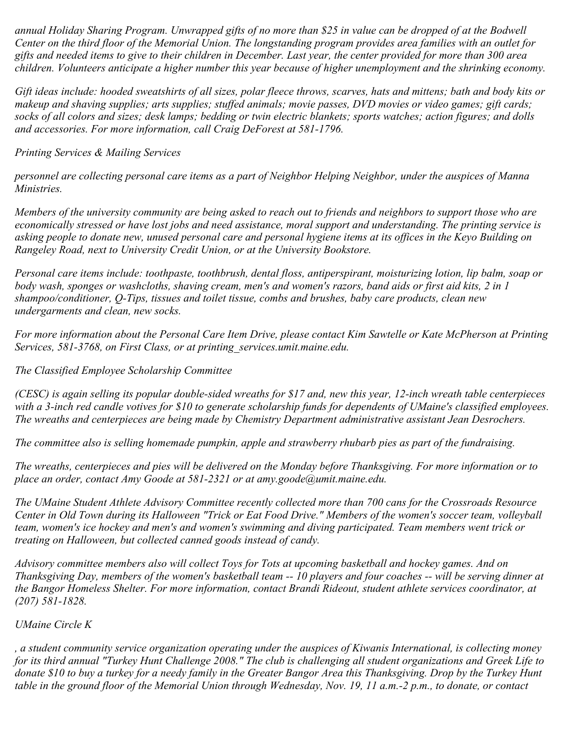*annual Holiday Sharing Program. Unwrapped gifts of no more than $25 in value can be dropped of at the Bodwell Center on the third floor of the Memorial Union. The longstanding program provides area families with an outlet for gifts and needed items to give to their children in December. Last year, the center provided for more than 300 area children. Volunteers anticipate a higher number this year because of higher unemployment and the shrinking economy.*

*Gift ideas include: hooded sweatshirts of all sizes, polar fleece throws, scarves, hats and mittens; bath and body kits or makeup and shaving supplies; arts supplies; stuffed animals; movie passes, DVD movies or video games; gift cards; socks of all colors and sizes; desk lamps; bedding or twin electric blankets; sports watches; action figures; and dolls and accessories. For more information, call Craig DeForest at 581-1796.*

*Printing Services & Mailing Services*

*personnel are collecting personal care items as a part of Neighbor Helping Neighbor, under the auspices of Manna Ministries.*

*Members of the university community are being asked to reach out to friends and neighbors to support those who are economically stressed or have lost jobs and need assistance, moral support and understanding. The printing service is asking people to donate new, unused personal care and personal hygiene items at its offices in the Keyo Building on Rangeley Road, next to University Credit Union, or at the University Bookstore.*

*Personal care items include: toothpaste, toothbrush, dental floss, antiperspirant, moisturizing lotion, lip balm, soap or body wash, sponges or washcloths, shaving cream, men's and women's razors, band aids or first aid kits, 2 in 1 shampoo/conditioner, Q-Tips, tissues and toilet tissue, combs and brushes, baby care products, clean new undergarments and clean, new socks.*

*For more information about the Personal Care Item Drive, please contact Kim Sawtelle or Kate McPherson at Printing Services, 581-3768, on First Class, or at printing_services.umit.maine.edu.*

*The Classified Employee Scholarship Committee*

*(CESC) is again selling its popular double-sided wreaths for $17 and, new this year, 12-inch wreath table centerpieces with a 3-inch red candle votives for $10 to generate scholarship funds for dependents of UMaine's classified employees. The wreaths and centerpieces are being made by Chemistry Department administrative assistant Jean Desrochers.*

*The committee also is selling homemade pumpkin, apple and strawberry rhubarb pies as part of the fundraising.*

*The wreaths, centerpieces and pies will be delivered on the Monday before Thanksgiving. For more information or to place an order, contact Amy Goode at 581-2321 or at amy.goode@umit.maine.edu.*

*The UMaine Student Athlete Advisory Committee recently collected more than 700 cans for the Crossroads Resource Center in Old Town during its Halloween "Trick or Eat Food Drive." Members of the women's soccer team, volleyball team, women's ice hockey and men's and women's swimming and diving participated. Team members went trick or treating on Halloween, but collected canned goods instead of candy.*

*Advisory committee members also will collect Toys for Tots at upcoming basketball and hockey games. And on Thanksgiving Day, members of the women's basketball team -- 10 players and four coaches -- will be serving dinner at the Bangor Homeless Shelter. For more information, contact Brandi Rideout, student athlete services coordinator, at (207) 581-1828.*

*UMaine Circle K*

*, a student community service organization operating under the auspices of Kiwanis International, is collecting money for its third annual "Turkey Hunt Challenge 2008." The club is challenging all student organizations and Greek Life to donate $10 to buy a turkey for a needy family in the Greater Bangor Area this Thanksgiving. Drop by the Turkey Hunt table in the ground floor of the Memorial Union through Wednesday, Nov. 19, 11 a.m.-2 p.m., to donate, or contact*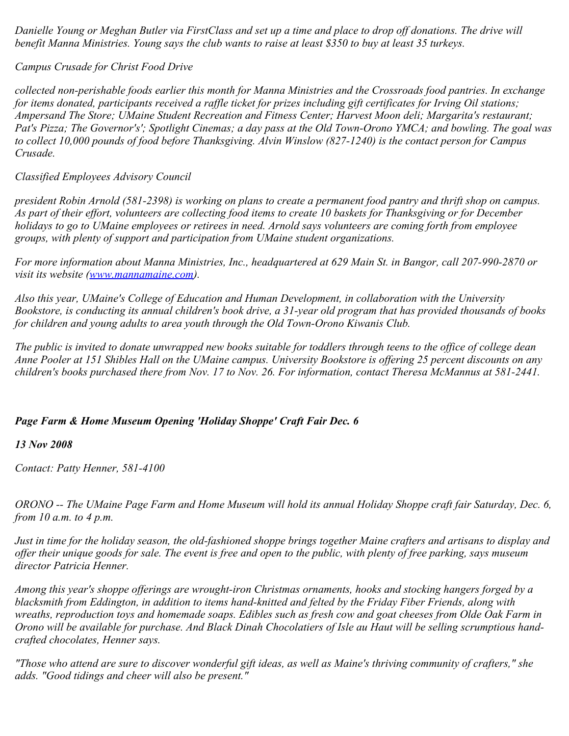*Danielle Young or Meghan Butler via FirstClass and set up a time and place to drop off donations. The drive will benefit Manna Ministries. Young says the club wants to raise at least $350 to buy at least 35 turkeys.*

*Campus Crusade for Christ Food Drive*

*collected non-perishable foods earlier this month for Manna Ministries and the Crossroads food pantries. In exchange for items donated, participants received a raffle ticket for prizes including gift certificates for Irving Oil stations; Ampersand The Store; UMaine Student Recreation and Fitness Center; Harvest Moon deli; Margarita's restaurant; Pat's Pizza; The Governor's'; Spotlight Cinemas; a day pass at the Old Town-Orono YMCA; and bowling. The goal was to collect 10,000 pounds of food before Thanksgiving. Alvin Winslow (827-1240) is the contact person for Campus Crusade.*

*Classified Employees Advisory Council*

*president Robin Arnold (581-2398) is working on plans to create a permanent food pantry and thrift shop on campus. As part of their effort, volunteers are collecting food items to create 10 baskets for Thanksgiving or for December holidays to go to UMaine employees or retirees in need. Arnold says volunteers are coming forth from employee groups, with plenty of support and participation from UMaine student organizations.*

*For more information about Manna Ministries, Inc., headquartered at 629 Main St. in Bangor, call 207-990-2870 or visit its website ([www.mannamaine.com](http://www.mannamaine.com)).*

*Also this year, UMaine's College of Education and Human Development, in collaboration with the University Bookstore, is conducting its annual children's book drive, a 31-year old program that has provided thousands of books for children and young adults to area youth through the Old Town-Orono Kiwanis Club.*

*The public is invited to donate unwrapped new books suitable for toddlers through teens to the office of college dean Anne Pooler at 151 Shibles Hall on the UMaine campus. University Bookstore is offering 25 percent discounts on any children's books purchased there from Nov. 17 to Nov. 26. For information, contact Theresa McMannus at 581-2441.*

### *Page Farm & Home Museum Opening 'Holiday Shoppe' Craft Fair Dec. 6*

***13 Nov 2008***

*Contact: Patty Henner, 581-4100*

*ORONO -- The UMaine Page Farm and Home Museum will hold its annual Holiday Shoppe craft fair Saturday, Dec. 6, from 10 a.m. to 4 p.m.*

*Just in time for the holiday season, the old-fashioned shoppe brings together Maine crafters and artisans to display and offer their unique goods for sale. The event is free and open to the public, with plenty of free parking, says museum director Patricia Henner.*

*Among this year's shoppe offerings are wrought-iron Christmas ornaments, hooks and stocking hangers forged by a blacksmith from Eddington, in addition to items hand-knitted and felted by the Friday Fiber Friends, along with wreaths, reproduction toys and homemade soaps. Edibles such as fresh cow and goat cheeses from Olde Oak Farm in Orono will be available for purchase. And Black Dinah Chocolatiers of Isle au Haut will be selling scrumptious hand-crafted chocolates, Henner says.*

*"Those who attend are sure to discover wonderful gift ideas, as well as Maine's thriving community of crafters," she adds. "Good tidings and cheer will also be present."*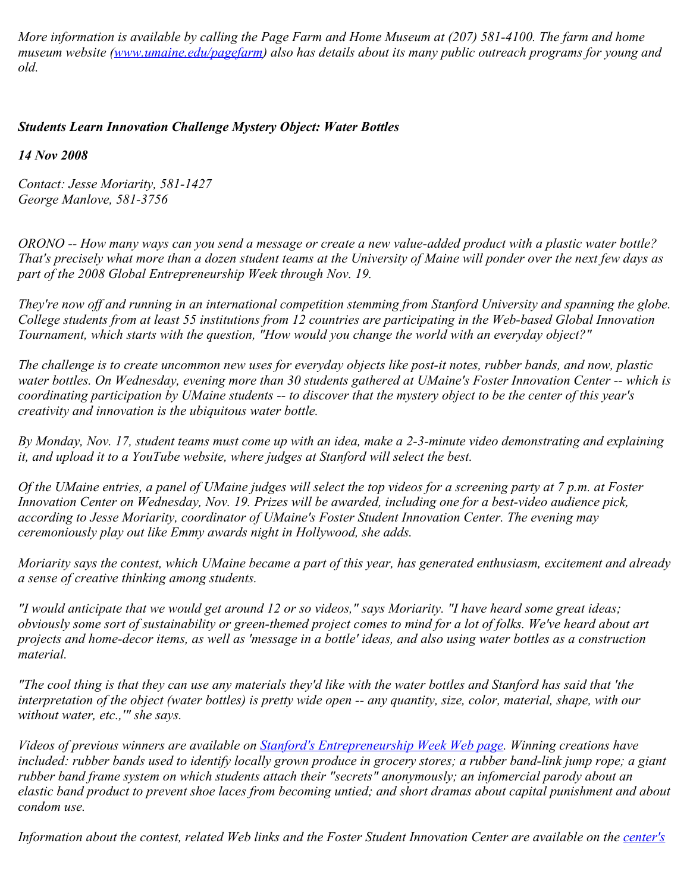*More information is available by calling the Page Farm and Home Museum at (207) 581-4100. The farm and home museum website ([www.umaine.edu/pagefarm](www.umaine.edu/pagefarm)) also has details about its many public outreach programs for young and old.*

### ***Students Learn Innovation Challenge Mystery Object: Water Bottles***

***14 Nov 2008***

*Contact: Jesse Moriarity, 581-1427*
*George Manlove, 581-3756*

*ORONO -- How many ways can you send a message or create a new value-added product with a plastic water bottle? That's precisely what more than a dozen student teams at the University of Maine will ponder over the next few days as part of the 2008 Global Entrepreneurship Week through Nov. 19.*

*They're now off and running in an international competition stemming from Stanford University and spanning the globe. College students from at least 55 institutions from 12 countries are participating in the Web-based Global Innovation Tournament, which starts with the question, "How would you change the world with an everyday object?"*

*The challenge is to create uncommon new uses for everyday objects like post-it notes, rubber bands, and now, plastic water bottles. On Wednesday, evening more than 30 students gathered at UMaine's Foster Innovation Center -- which is coordinating participation by UMaine students -- to discover that the mystery object to be the center of this year's creativity and innovation is the ubiquitous water bottle.*

*By Monday, Nov. 17, student teams must come up with an idea, make a 2-3-minute video demonstrating and explaining it, and upload it to a YouTube website, where judges at Stanford will select the best.*

*Of the UMaine entries, a panel of UMaine judges will select the top videos for a screening party at 7 p.m. at Foster Innovation Center on Wednesday, Nov. 19. Prizes will be awarded, including one for a best-video audience pick, according to Jesse Moriarity, coordinator of UMaine's Foster Student Innovation Center. The evening may ceremoniously play out like Emmy awards night in Hollywood, she adds.*

*Moriarity says the contest, which UMaine became a part of this year, has generated enthusiasm, excitement and already a sense of creative thinking among students.*

*"I would anticipate that we would get around 12 or so videos," says Moriarity. "I have heard some great ideas; obviously some sort of sustainability or green-themed project comes to mind for a lot of folks. We've heard about art projects and home-decor items, as well as 'message in a bottle' ideas, and also using water bottles as a construction material.*

*"The cool thing is that they can use any materials they'd like with the water bottles and Stanford has said that 'the interpretation of the object (water bottles) is pretty wide open -- any quantity, size, color, material, shape, with our without water, etc.,'" she says.*

*Videos of previous winners are available on [Stanford's Entrepreneurship Week Web page](). Winning creations have included: rubber bands used to identify locally grown produce in grocery stores; a rubber band-link jump rope; a giant rubber band frame system on which students attach their "secrets" anonymously; an infomercial parody about an elastic band product to prevent shoe laces from becoming untied; and short dramas about capital punishment and about condom use.*

*Information about the contest, related Web links and the Foster Student Innovation Center are available on the [center's]()*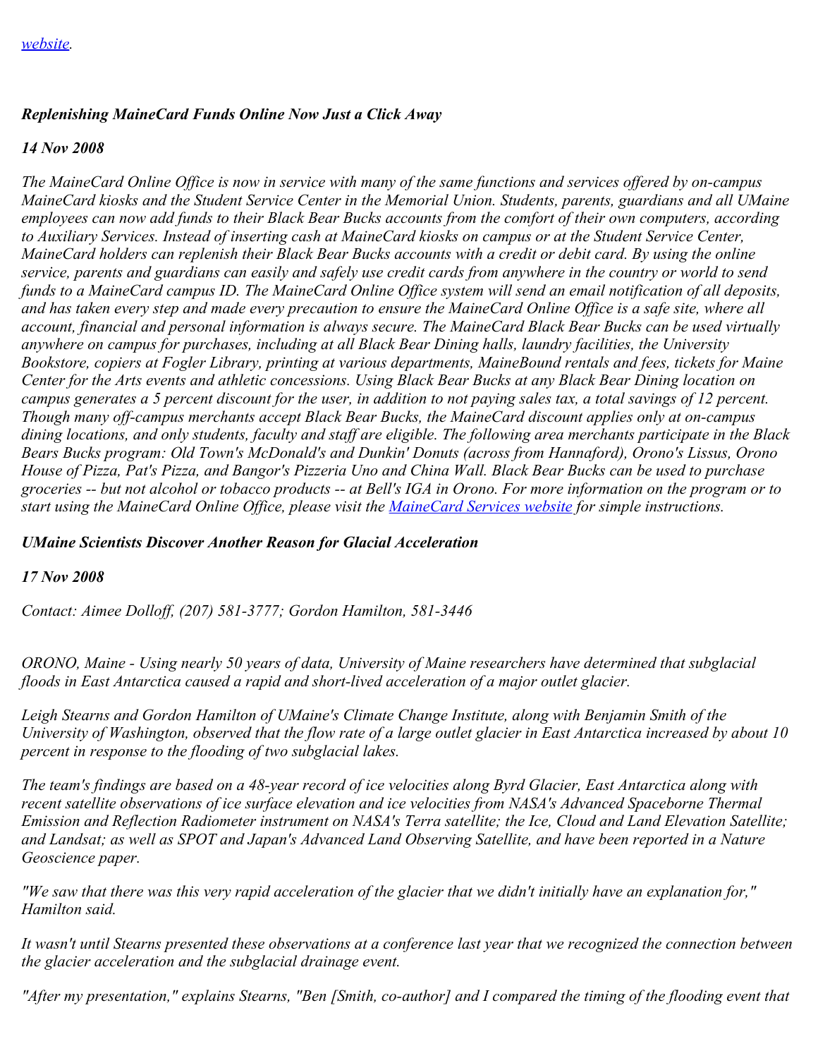*[website](#).*

***Replenishing MaineCard Funds Online Now Just a Click Away***

***14 Nov 2008***

*The MaineCard Online Office is now in service with many of the same functions and services offered by on-campus MaineCard kiosks and the Student Service Center in the Memorial Union. Students, parents, guardians and all UMaine employees can now add funds to their Black Bear Bucks accounts from the comfort of their own computers, according to Auxiliary Services. Instead of inserting cash at MaineCard kiosks on campus or at the Student Service Center, MaineCard holders can replenish their Black Bear Bucks accounts with a credit or debit card. By using the online service, parents and guardians can easily and safely use credit cards from anywhere in the country or world to send funds to a MaineCard campus ID. The MaineCard Online Office system will send an email notification of all deposits, and has taken every step and made every precaution to ensure the MaineCard Online Office is a safe site, where all account, financial and personal information is always secure. The MaineCard Black Bear Bucks can be used virtually anywhere on campus for purchases, including at all Black Bear Dining halls, laundry facilities, the University Bookstore, copiers at Fogler Library, printing at various departments, MaineBound rentals and fees, tickets for Maine Center for the Arts events and athletic concessions. Using Black Bear Bucks at any Black Bear Dining location on campus generates a 5 percent discount for the user, in addition to not paying sales tax, a total savings of 12 percent. Though many off-campus merchants accept Black Bear Bucks, the MaineCard discount applies only at on-campus dining locations, and only students, faculty and staff are eligible. The following area merchants participate in the Black Bears Bucks program: Old Town's McDonald's and Dunkin' Donuts (across from Hannaford), Orono's Lissus, Orono House of Pizza, Pat's Pizza, and Bangor's Pizzeria Uno and China Wall. Black Bear Bucks can be used to purchase groceries -- but not alcohol or tobacco products -- at Bell's IGA in Orono. For more information on the program or to start using the MaineCard Online Office, please visit the [MaineCard Services website](#) for simple instructions.*

***UMaine Scientists Discover Another Reason for Glacial Acceleration***

***17 Nov 2008***

*Contact: Aimee Dolloff, (207) 581-3777; Gordon Hamilton, 581-3446*

*ORONO, Maine - Using nearly 50 years of data, University of Maine researchers have determined that subglacial floods in East Antarctica caused a rapid and short-lived acceleration of a major outlet glacier.*

*Leigh Stearns and Gordon Hamilton of UMaine's Climate Change Institute, along with Benjamin Smith of the University of Washington, observed that the flow rate of a large outlet glacier in East Antarctica increased by about 10 percent in response to the flooding of two subglacial lakes.*

*The team's findings are based on a 48-year record of ice velocities along Byrd Glacier, East Antarctica along with recent satellite observations of ice surface elevation and ice velocities from NASA's Advanced Spaceborne Thermal Emission and Reflection Radiometer instrument on NASA's Terra satellite; the Ice, Cloud and Land Elevation Satellite; and Landsat; as well as SPOT and Japan's Advanced Land Observing Satellite, and have been reported in a Nature Geoscience paper.*

*"We saw that there was this very rapid acceleration of the glacier that we didn't initially have an explanation for," Hamilton said.*

*It wasn't until Stearns presented these observations at a conference last year that we recognized the connection between the glacier acceleration and the subglacial drainage event.*

*"After my presentation," explains Stearns, "Ben [Smith, co-author] and I compared the timing of the flooding event that*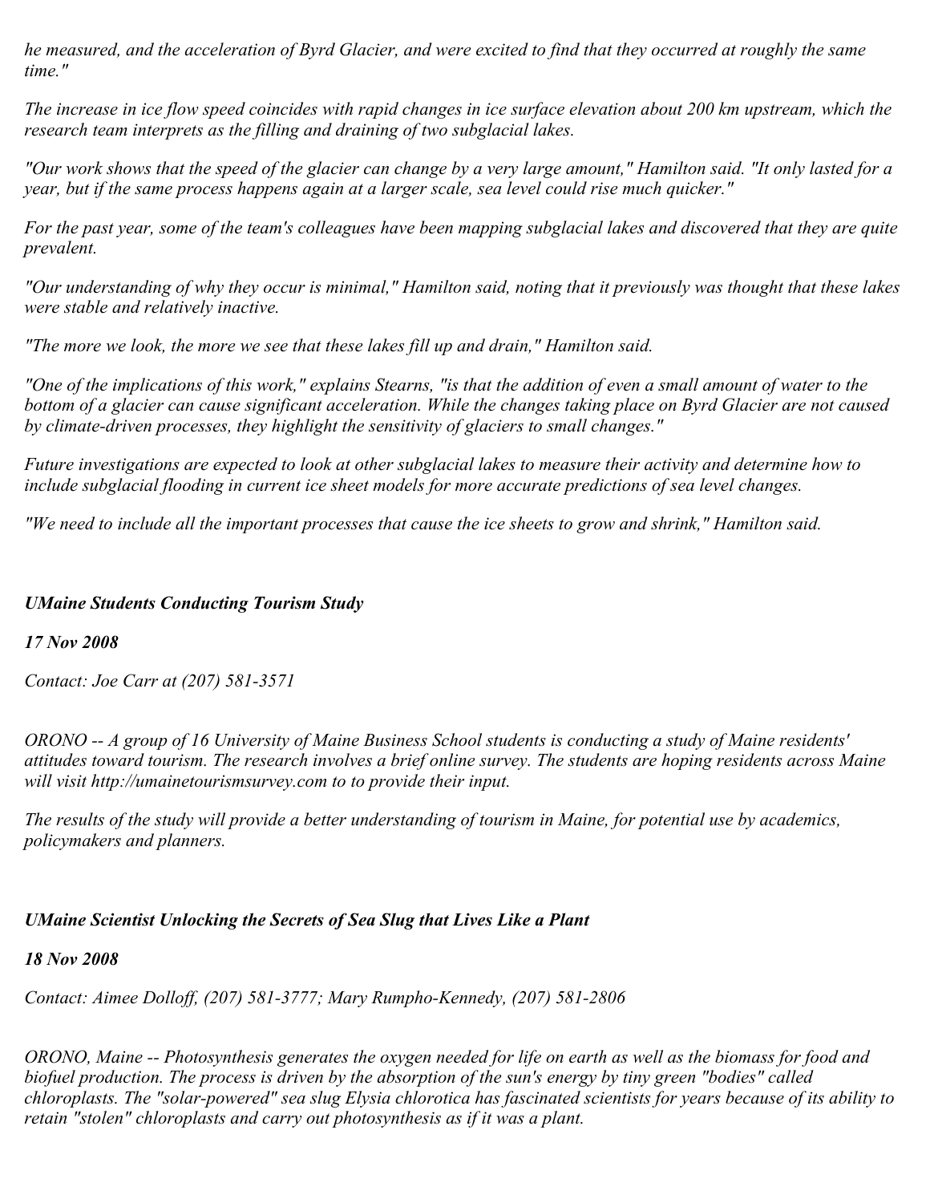*he measured, and the acceleration of Byrd Glacier, and were excited to find that they occurred at roughly the same time."*

*The increase in ice flow speed coincides with rapid changes in ice surface elevation about 200 km upstream, which the research team interprets as the filling and draining of two subglacial lakes.*

*"Our work shows that the speed of the glacier can change by a very large amount," Hamilton said. "It only lasted for a year, but if the same process happens again at a larger scale, sea level could rise much quicker."*

*For the past year, some of the team's colleagues have been mapping subglacial lakes and discovered that they are quite prevalent.*

*"Our understanding of why they occur is minimal," Hamilton said, noting that it previously was thought that these lakes were stable and relatively inactive.*

*"The more we look, the more we see that these lakes fill up and drain," Hamilton said.*

*"One of the implications of this work," explains Stearns, "is that the addition of even a small amount of water to the bottom of a glacier can cause significant acceleration. While the changes taking place on Byrd Glacier are not caused by climate-driven processes, they highlight the sensitivity of glaciers to small changes."*

*Future investigations are expected to look at other subglacial lakes to measure their activity and determine how to include subglacial flooding in current ice sheet models for more accurate predictions of sea level changes.*

*"We need to include all the important processes that cause the ice sheets to grow and shrink," Hamilton said.*

### ***UMaine Students Conducting Tourism Study***

***17 Nov 2008***

*Contact: Joe Carr at (207) 581-3571*

*ORONO -- A group of 16 University of Maine Business School students is conducting a study of Maine residents' attitudes toward tourism. The research involves a brief online survey. The students are hoping residents across Maine will visit http://umainetourismsurvey.com to to provide their input.*

*The results of the study will provide a better understanding of tourism in Maine, for potential use by academics, policymakers and planners.*

### ***UMaine Scientist Unlocking the Secrets of Sea Slug that Lives Like a Plant***

***18 Nov 2008***

*Contact: Aimee Dolloff, (207) 581-3777; Mary Rumpho-Kennedy, (207) 581-2806*

*ORONO, Maine -- Photosynthesis generates the oxygen needed for life on earth as well as the biomass for food and biofuel production. The process is driven by the absorption of the sun's energy by tiny green "bodies" called chloroplasts. The "solar-powered" sea slug Elysia chlorotica has fascinated scientists for years because of its ability to retain "stolen" chloroplasts and carry out photosynthesis as if it was a plant.*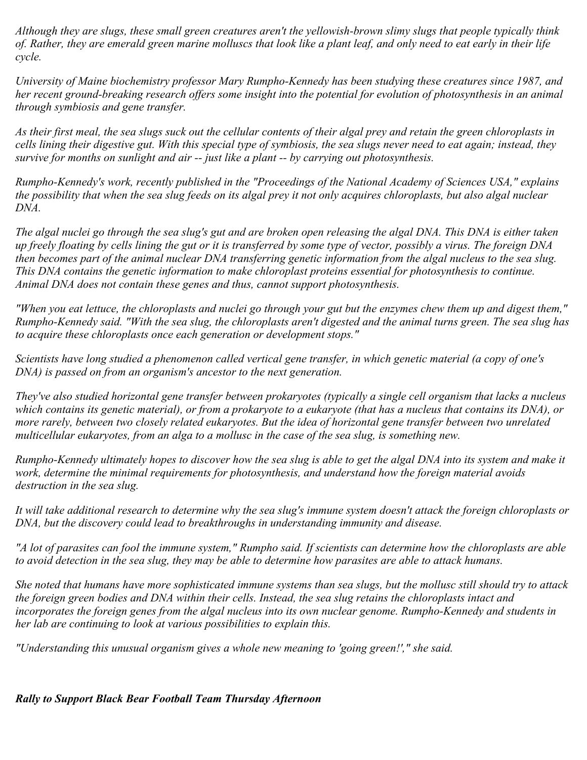*Although they are slugs, these small green creatures aren't the yellowish-brown slimy slugs that people typically think of. Rather, they are emerald green marine molluscs that look like a plant leaf, and only need to eat early in their life cycle.*

*University of Maine biochemistry professor Mary Rumpho-Kennedy has been studying these creatures since 1987, and her recent ground-breaking research offers some insight into the potential for evolution of photosynthesis in an animal through symbiosis and gene transfer.*

*As their first meal, the sea slugs suck out the cellular contents of their algal prey and retain the green chloroplasts in cells lining their digestive gut. With this special type of symbiosis, the sea slugs never need to eat again; instead, they survive for months on sunlight and air -- just like a plant -- by carrying out photosynthesis.*

*Rumpho-Kennedy's work, recently published in the "Proceedings of the National Academy of Sciences USA," explains the possibility that when the sea slug feeds on its algal prey it not only acquires chloroplasts, but also algal nuclear DNA.*

*The algal nuclei go through the sea slug's gut and are broken open releasing the algal DNA. This DNA is either taken up freely floating by cells lining the gut or it is transferred by some type of vector, possibly a virus. The foreign DNA then becomes part of the animal nuclear DNA transferring genetic information from the algal nucleus to the sea slug. This DNA contains the genetic information to make chloroplast proteins essential for photosynthesis to continue. Animal DNA does not contain these genes and thus, cannot support photosynthesis.*

*"When you eat lettuce, the chloroplasts and nuclei go through your gut but the enzymes chew them up and digest them," Rumpho-Kennedy said. "With the sea slug, the chloroplasts aren't digested and the animal turns green. The sea slug has to acquire these chloroplasts once each generation or development stops."*

*Scientists have long studied a phenomenon called vertical gene transfer, in which genetic material (a copy of one's DNA) is passed on from an organism's ancestor to the next generation.*

*They've also studied horizontal gene transfer between prokaryotes (typically a single cell organism that lacks a nucleus which contains its genetic material), or from a prokaryote to a eukaryote (that has a nucleus that contains its DNA), or more rarely, between two closely related eukaryotes. But the idea of horizontal gene transfer between two unrelated multicellular eukaryotes, from an alga to a mollusc in the case of the sea slug, is something new.*

*Rumpho-Kennedy ultimately hopes to discover how the sea slug is able to get the algal DNA into its system and make it work, determine the minimal requirements for photosynthesis, and understand how the foreign material avoids destruction in the sea slug.*

*It will take additional research to determine why the sea slug's immune system doesn't attack the foreign chloroplasts or DNA, but the discovery could lead to breakthroughs in understanding immunity and disease.*

*"A lot of parasites can fool the immune system," Rumpho said. If scientists can determine how the chloroplasts are able to avoid detection in the sea slug, they may be able to determine how parasites are able to attack humans.*

*She noted that humans have more sophisticated immune systems than sea slugs, but the mollusc still should try to attack the foreign green bodies and DNA within their cells. Instead, the sea slug retains the chloroplasts intact and incorporates the foreign genes from the algal nucleus into its own nuclear genome. Rumpho-Kennedy and students in her lab are continuing to look at various possibilities to explain this.*

*"Understanding this unusual organism gives a whole new meaning to 'going green!'," she said.*

***Rally to Support Black Bear Football Team Thursday Afternoon***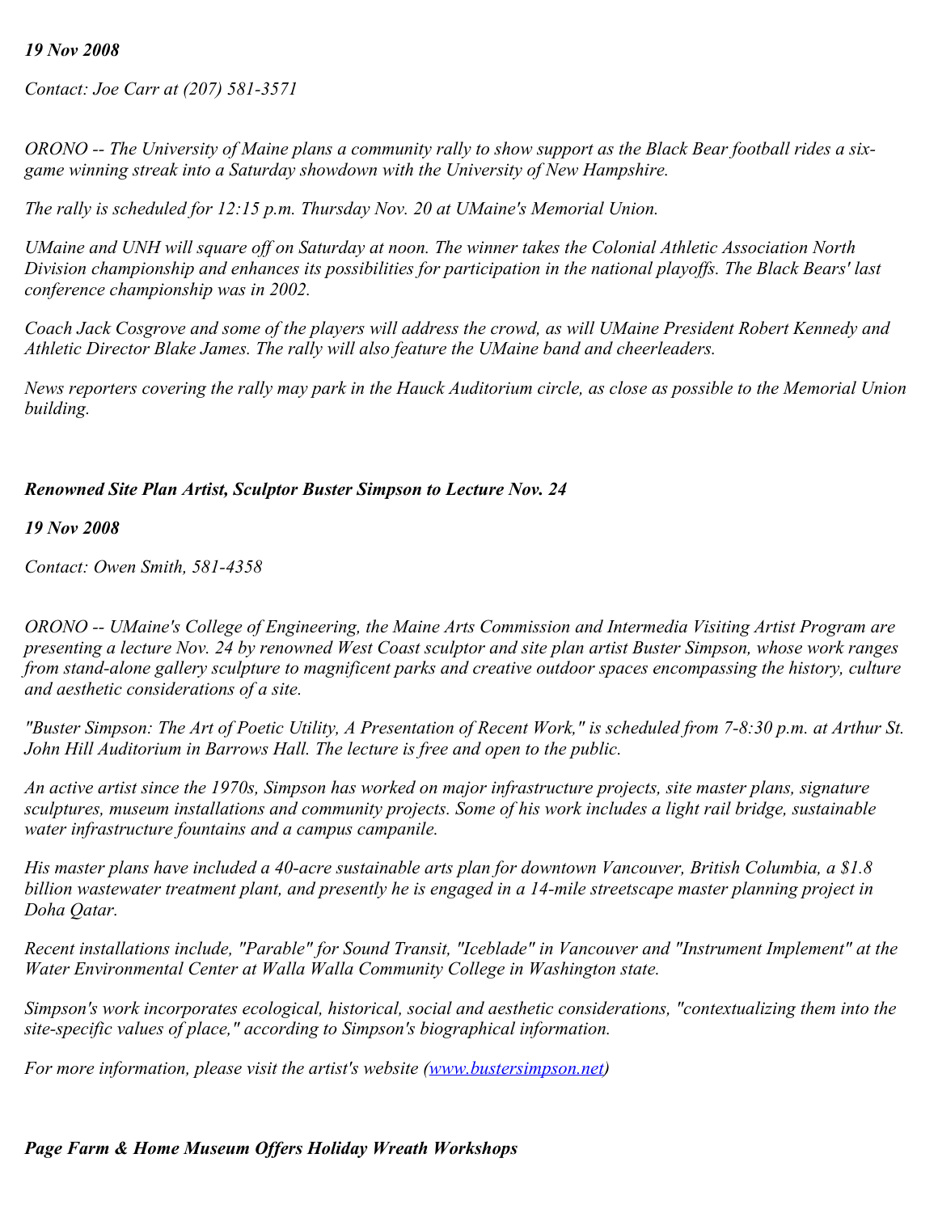*19 Nov 2008*

*Contact: Joe Carr at (207) 581-3571*

*ORONO -- The University of Maine plans a community rally to show support as the Black Bear football rides a six-game winning streak into a Saturday showdown with the University of New Hampshire.*

*The rally is scheduled for 12:15 p.m. Thursday Nov. 20 at UMaine's Memorial Union.*

*UMaine and UNH will square off on Saturday at noon. The winner takes the Colonial Athletic Association North Division championship and enhances its possibilities for participation in the national playoffs. The Black Bears' last conference championship was in 2002.*

*Coach Jack Cosgrove and some of the players will address the crowd, as will UMaine President Robert Kennedy and Athletic Director Blake James. The rally will also feature the UMaine band and cheerleaders.*

*News reporters covering the rally may park in the Hauck Auditorium circle, as close as possible to the Memorial Union building.*

## ***Renowned Site Plan Artist, Sculptor Buster Simpson to Lecture Nov. 24***

***19 Nov 2008***

*Contact: Owen Smith, 581-4358*

*ORONO -- UMaine's College of Engineering, the Maine Arts Commission and Intermedia Visiting Artist Program are presenting a lecture Nov. 24 by renowned West Coast sculptor and site plan artist Buster Simpson, whose work ranges from stand-alone gallery sculpture to magnificent parks and creative outdoor spaces encompassing the history, culture and aesthetic considerations of a site.*

*"Buster Simpson: The Art of Poetic Utility, A Presentation of Recent Work," is scheduled from 7-8:30 p.m. at Arthur St. John Hill Auditorium in Barrows Hall. The lecture is free and open to the public.*

*An active artist since the 1970s, Simpson has worked on major infrastructure projects, site master plans, signature sculptures, museum installations and community projects. Some of his work includes a light rail bridge, sustainable water infrastructure fountains and a campus campanile.*

*His master plans have included a 40-acre sustainable arts plan for downtown Vancouver, British Columbia, a $1.8 billion wastewater treatment plant, and presently he is engaged in a 14-mile streetscape master planning project in Doha Qatar.*

*Recent installations include, "Parable" for Sound Transit, "Iceblade" in Vancouver and "Instrument Implement" at the Water Environmental Center at Walla Walla Community College in Washington state.*

*Simpson's work incorporates ecological, historical, social and aesthetic considerations, "contextualizing them into the site-specific values of place," according to Simpson's biographical information.*

*For more information, please visit the artist's website ([www.bustersimpson.net](http://www.bustersimpson.net))*

## ***Page Farm & Home Museum Offers Holiday Wreath Workshops***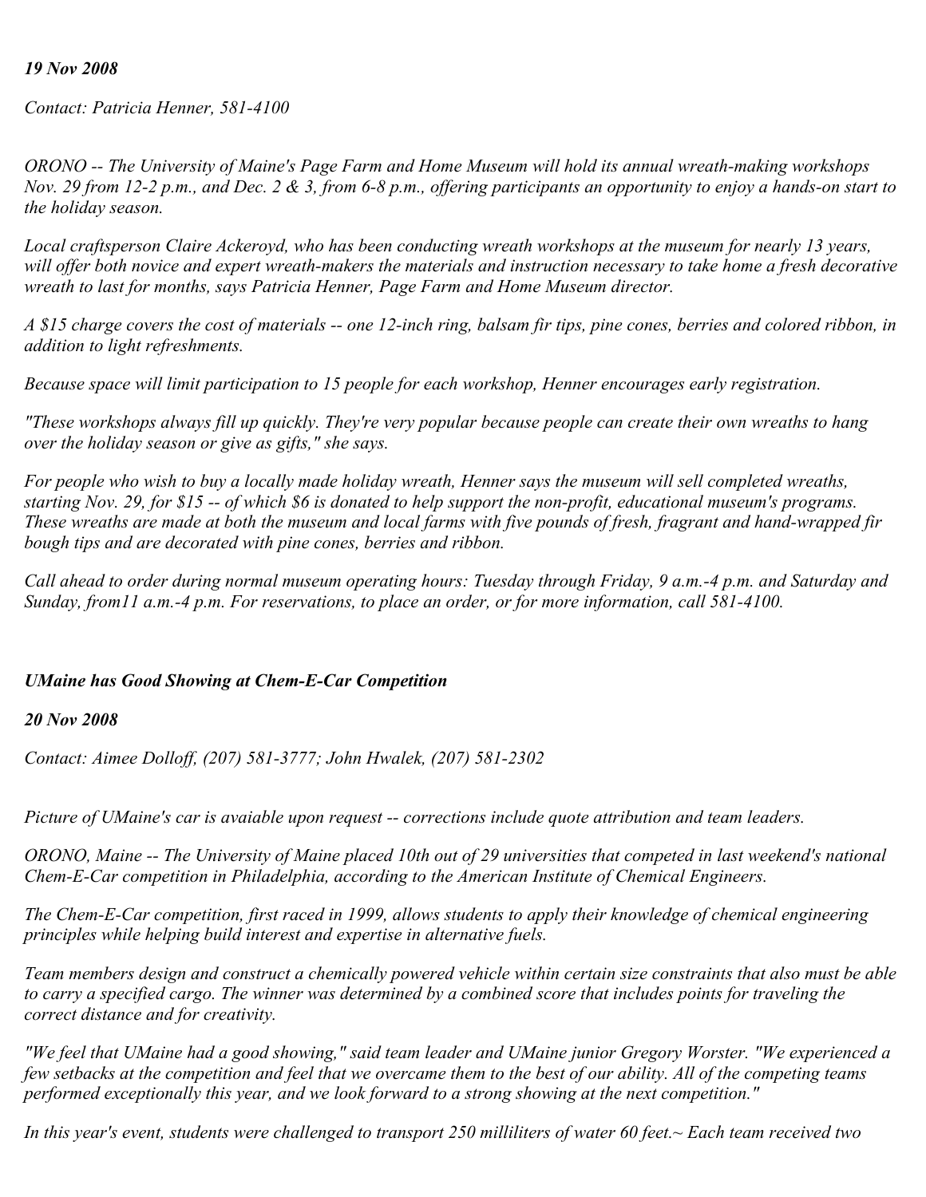*19 Nov 2008*

*Contact: Patricia Henner, 581-4100*

*ORONO -- The University of Maine's Page Farm and Home Museum will hold its annual wreath-making workshops Nov. 29 from 12-2 p.m., and Dec. 2 & 3, from 6-8 p.m., offering participants an opportunity to enjoy a hands-on start to the holiday season.*

*Local craftsperson Claire Ackeroyd, who has been conducting wreath workshops at the museum for nearly 13 years, will offer both novice and expert wreath-makers the materials and instruction necessary to take home a fresh decorative wreath to last for months, says Patricia Henner, Page Farm and Home Museum director.*

*A $15 charge covers the cost of materials -- one 12-inch ring, balsam fir tips, pine cones, berries and colored ribbon, in addition to light refreshments.*

*Because space will limit participation to 15 people for each workshop, Henner encourages early registration.*

*"These workshops always fill up quickly. They're very popular because people can create their own wreaths to hang over the holiday season or give as gifts," she says.*

*For people who wish to buy a locally made holiday wreath, Henner says the museum will sell completed wreaths, starting Nov. 29, for $15 -- of which $6 is donated to help support the non-profit, educational museum's programs. These wreaths are made at both the museum and local farms with five pounds of fresh, fragrant and hand-wrapped fir bough tips and are decorated with pine cones, berries and ribbon.*

*Call ahead to order during normal museum operating hours: Tuesday through Friday, 9 a.m.-4 p.m. and Saturday and Sunday, from11 a.m.-4 p.m. For reservations, to place an order, or for more information, call 581-4100.*

***UMaine has Good Showing at Chem-E-Car Competition***

***20 Nov 2008***

*Contact: Aimee Dolloff, (207) 581-3777; John Hwalek, (207) 581-2302*

*Picture of UMaine's car is avaiable upon request -- corrections include quote attribution and team leaders.*

*ORONO, Maine -- The University of Maine placed 10th out of 29 universities that competed in last weekend's national Chem-E-Car competition in Philadelphia, according to the American Institute of Chemical Engineers.*

*The Chem-E-Car competition, first raced in 1999, allows students to apply their knowledge of chemical engineering principles while helping build interest and expertise in alternative fuels.*

*Team members design and construct a chemically powered vehicle within certain size constraints that also must be able to carry a specified cargo. The winner was determined by a combined score that includes points for traveling the correct distance and for creativity.*

*"We feel that UMaine had a good showing," said team leader and UMaine junior Gregory Worster. "We experienced a few setbacks at the competition and feel that we overcame them to the best of our ability. All of the competing teams performed exceptionally this year, and we look forward to a strong showing at the next competition."*

*In this year's event, students were challenged to transport 250 milliliters of water 60 feet.~ Each team received two*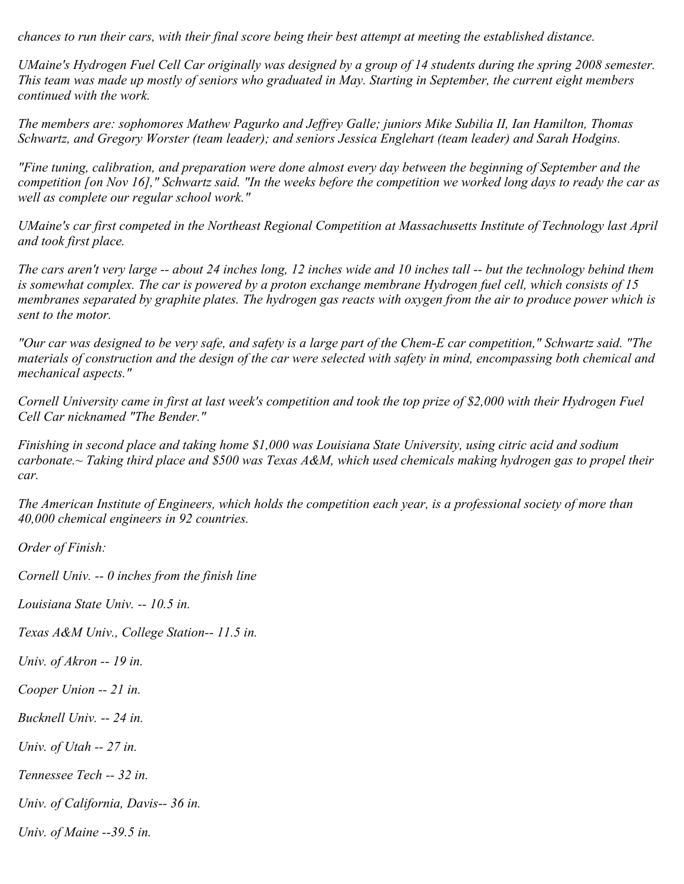*chances to run their cars, with their final score being their best attempt at meeting the established distance.*

*UMaine's Hydrogen Fuel Cell Car originally was designed by a group of 14 students during the spring 2008 semester. This team was made up mostly of seniors who graduated in May. Starting in September, the current eight members continued with the work.*

*The members are: sophomores Mathew Pagurko and Jeffrey Galle; juniors Mike Subilia II, Ian Hamilton, Thomas Schwartz, and Gregory Worster (team leader); and seniors Jessica Englehart (team leader) and Sarah Hodgins.*

*"Fine tuning, calibration, and preparation were done almost every day between the beginning of September and the competition [on Nov 16]," Schwartz said. "In the weeks before the competition we worked long days to ready the car as well as complete our regular school work."*

*UMaine's car first competed in the Northeast Regional Competition at Massachusetts Institute of Technology last April and took first place.*

*The cars aren't very large -- about 24 inches long, 12 inches wide and 10 inches tall -- but the technology behind them is somewhat complex. The car is powered by a proton exchange membrane Hydrogen fuel cell, which consists of 15 membranes separated by graphite plates. The hydrogen gas reacts with oxygen from the air to produce power which is sent to the motor.*

*"Our car was designed to be very safe, and safety is a large part of the Chem-E car competition," Schwartz said. "The materials of construction and the design of the car were selected with safety in mind, encompassing both chemical and mechanical aspects."*

*Cornell University came in first at last week's competition and took the top prize of $2,000 with their Hydrogen Fuel Cell Car nicknamed "The Bender."*

*Finishing in second place and taking home $1,000 was Louisiana State University, using citric acid and sodium carbonate.~ Taking third place and $500 was Texas A&M, which used chemicals making hydrogen gas to propel their car.*

*The American Institute of Engineers, which holds the competition each year, is a professional society of more than 40,000 chemical engineers in 92 countries.*

*Order of Finish:*

*Cornell Univ. -- 0 inches from the finish line*

*Louisiana State Univ. -- 10.5 in.*

*Texas A&M Univ., College Station-- 11.5 in.*

*Univ. of Akron -- 19 in.*

*Cooper Union -- 21 in.*

*Bucknell Univ. -- 24 in.*

*Univ. of Utah -- 27 in.*

*Tennessee Tech -- 32 in.*

*Univ. of California, Davis-- 36 in.*

*Univ. of Maine --39.5 in.*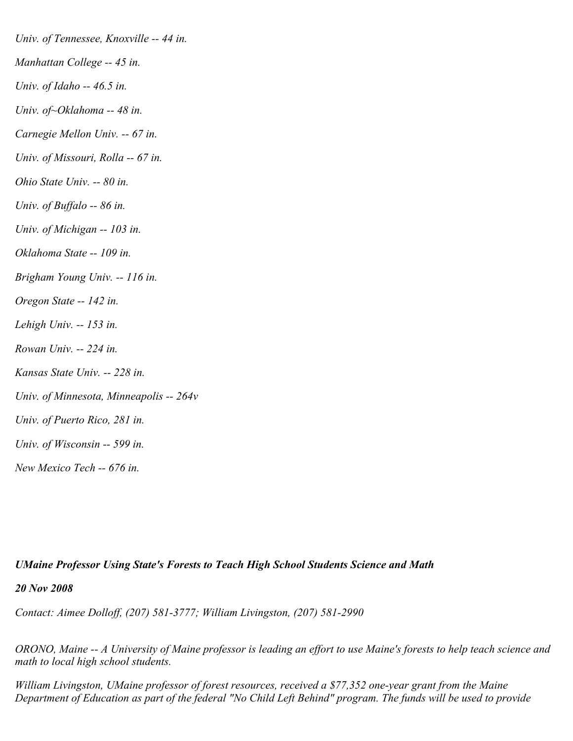*Univ. of Tennessee, Knoxville -- 44 in.*

*Manhattan College -- 45 in.*

*Univ. of Idaho -- 46.5 in.*

*Univ. of~Oklahoma -- 48 in.*

*Carnegie Mellon Univ. -- 67 in.*

*Univ. of Missouri, Rolla -- 67 in.*

*Ohio State Univ. -- 80 in.*

*Univ. of Buffalo -- 86 in.*

*Univ. of Michigan -- 103 in.*

*Oklahoma State -- 109 in.*

*Brigham Young Univ. -- 116 in.*

*Oregon State -- 142 in.*

*Lehigh Univ. -- 153 in.*

*Rowan Univ. -- 224 in.*

*Kansas State Univ. -- 228 in.*

*Univ. of Minnesota, Minneapolis -- 264v*

*Univ. of Puerto Rico, 281 in.*

*Univ. of Wisconsin -- 599 in.*

*New Mexico Tech -- 676 in.*

***UMaine Professor Using State's Forests to Teach High School Students Science and Math***

***20 Nov 2008***

*Contact: Aimee Dolloff, (207) 581-3777; William Livingston, (207) 581-2990*

*ORONO, Maine -- A University of Maine professor is leading an effort to use Maine's forests to help teach science and math to local high school students.*

*William Livingston, UMaine professor of forest resources, received a $77,352 one-year grant from the Maine Department of Education as part of the federal "No Child Left Behind" program. The funds will be used to provide*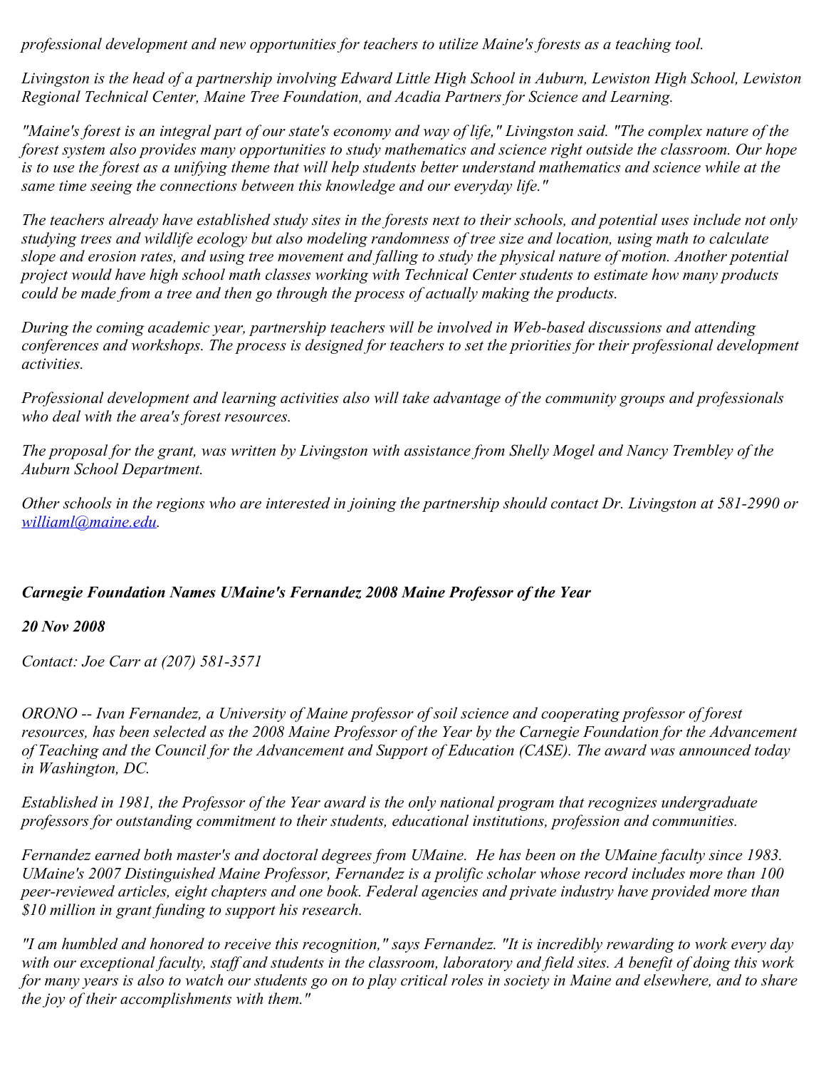*professional development and new opportunities for teachers to utilize Maine's forests as a teaching tool.*

*Livingston is the head of a partnership involving Edward Little High School in Auburn, Lewiston High School, Lewiston Regional Technical Center, Maine Tree Foundation, and Acadia Partners for Science and Learning.*

*"Maine's forest is an integral part of our state's economy and way of life," Livingston said. "The complex nature of the forest system also provides many opportunities to study mathematics and science right outside the classroom. Our hope is to use the forest as a unifying theme that will help students better understand mathematics and science while at the same time seeing the connections between this knowledge and our everyday life."*

*The teachers already have established study sites in the forests next to their schools, and potential uses include not only studying trees and wildlife ecology but also modeling randomness of tree size and location, using math to calculate slope and erosion rates, and using tree movement and falling to study the physical nature of motion. Another potential project would have high school math classes working with Technical Center students to estimate how many products could be made from a tree and then go through the process of actually making the products.*

*During the coming academic year, partnership teachers will be involved in Web-based discussions and attending conferences and workshops. The process is designed for teachers to set the priorities for their professional development activities.*

*Professional development and learning activities also will take advantage of the community groups and professionals who deal with the area's forest resources.*

*The proposal for the grant, was written by Livingston with assistance from Shelly Mogel and Nancy Trembley of the Auburn School Department.*

*Other schools in the regions who are interested in joining the partnership should contact Dr. Livingston at 581-2990 or [williaml@maine.edu](mailto:williaml@maine.edu).*

***Carnegie Foundation Names UMaine's Fernandez 2008 Maine Professor of the Year***

***20 Nov 2008***

*Contact: Joe Carr at (207) 581-3571*

*ORONO -- Ivan Fernandez, a University of Maine professor of soil science and cooperating professor of forest resources, has been selected as the 2008 Maine Professor of the Year by the Carnegie Foundation for the Advancement of Teaching and the Council for the Advancement and Support of Education (CASE). The award was announced today in Washington, DC.*

*Established in 1981, the Professor of the Year award is the only national program that recognizes undergraduate professors for outstanding commitment to their students, educational institutions, profession and communities.*

*Fernandez earned both master's and doctoral degrees from UMaine. He has been on the UMaine faculty since 1983. UMaine's 2007 Distinguished Maine Professor, Fernandez is a prolific scholar whose record includes more than 100 peer-reviewed articles, eight chapters and one book. Federal agencies and private industry have provided more than $10 million in grant funding to support his research.*

*"I am humbled and honored to receive this recognition," says Fernandez. "It is incredibly rewarding to work every day with our exceptional faculty, staff and students in the classroom, laboratory and field sites. A benefit of doing this work for many years is also to watch our students go on to play critical roles in society in Maine and elsewhere, and to share the joy of their accomplishments with them."*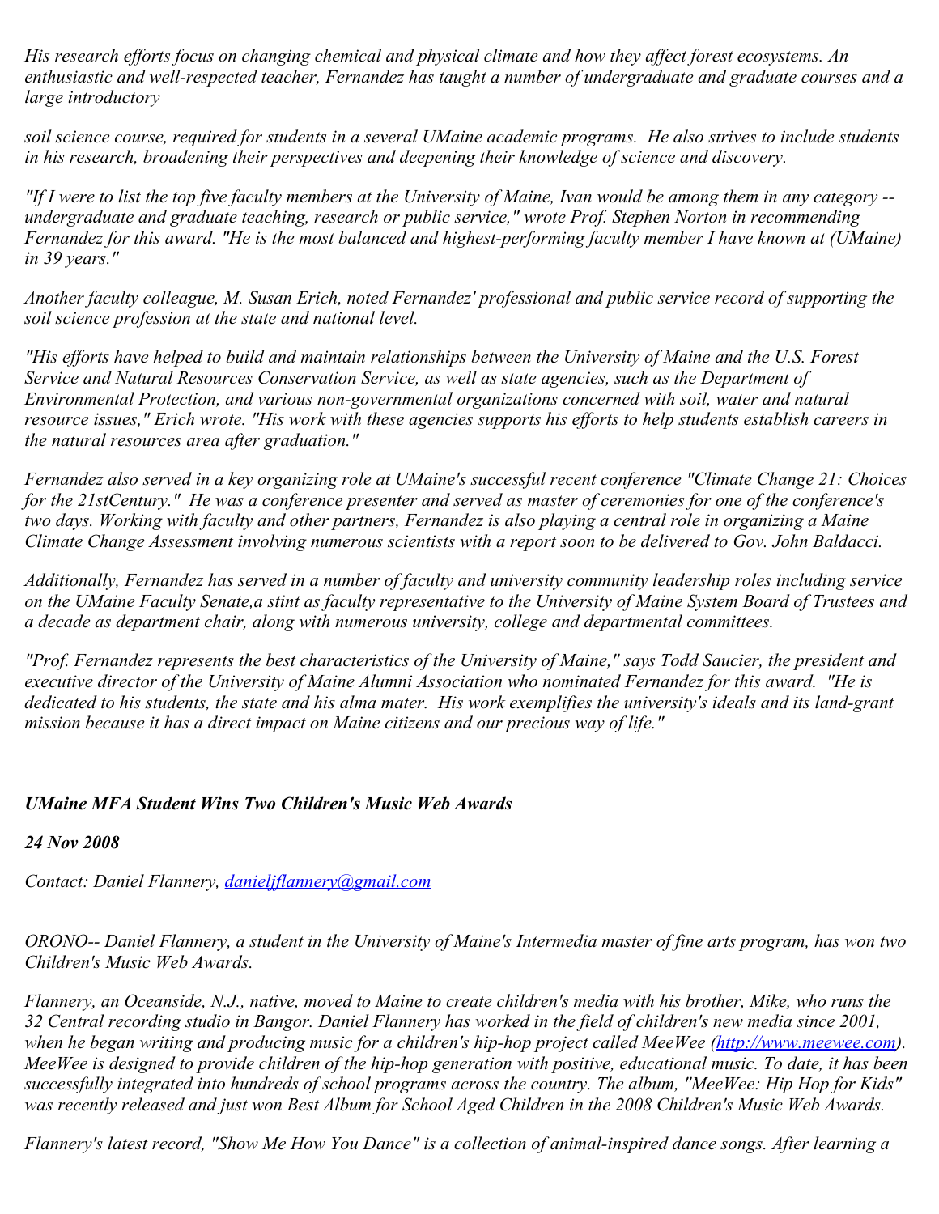*His research efforts focus on changing chemical and physical climate and how they affect forest ecosystems. An enthusiastic and well-respected teacher, Fernandez has taught a number of undergraduate and graduate courses and a large introductory*

*soil science course, required for students in a several UMaine academic programs. He also strives to include students in his research, broadening their perspectives and deepening their knowledge of science and discovery.*

*"If I were to list the top five faculty members at the University of Maine, Ivan would be among them in any category -- undergraduate and graduate teaching, research or public service," wrote Prof. Stephen Norton in recommending Fernandez for this award. "He is the most balanced and highest-performing faculty member I have known at (UMaine) in 39 years."*

*Another faculty colleague, M. Susan Erich, noted Fernandez' professional and public service record of supporting the soil science profession at the state and national level.*

*"His efforts have helped to build and maintain relationships between the University of Maine and the U.S. Forest Service and Natural Resources Conservation Service, as well as state agencies, such as the Department of Environmental Protection, and various non-governmental organizations concerned with soil, water and natural resource issues," Erich wrote. "His work with these agencies supports his efforts to help students establish careers in the natural resources area after graduation."*

*Fernandez also served in a key organizing role at UMaine's successful recent conference "Climate Change 21: Choices for the 21stCentury." He was a conference presenter and served as master of ceremonies for one of the conference's two days. Working with faculty and other partners, Fernandez is also playing a central role in organizing a Maine Climate Change Assessment involving numerous scientists with a report soon to be delivered to Gov. John Baldacci.*

*Additionally, Fernandez has served in a number of faculty and university community leadership roles including service on the UMaine Faculty Senate,a stint as faculty representative to the University of Maine System Board of Trustees and a decade as department chair, along with numerous university, college and departmental committees.*

*"Prof. Fernandez represents the best characteristics of the University of Maine," says Todd Saucier, the president and executive director of the University of Maine Alumni Association who nominated Fernandez for this award. "He is dedicated to his students, the state and his alma mater. His work exemplifies the university's ideals and its land-grant mission because it has a direct impact on Maine citizens and our precious way of life."*

***UMaine MFA Student Wins Two Children's Music Web Awards***

***24 Nov 2008***

*Contact: Daniel Flannery, [danieljflannery@gmail.com](mailto:danieljflannery@gmail.com)*

*ORONO-- Daniel Flannery, a student in the University of Maine's Intermedia master of fine arts program, has won two Children's Music Web Awards.*

*Flannery, an Oceanside, N.J., native, moved to Maine to create children's media with his brother, Mike, who runs the 32 Central recording studio in Bangor. Daniel Flannery has worked in the field of children's new media since 2001, when he began writing and producing music for a children's hip-hop project called MeeWee ([http://www.meewee.com](http://www.meewee.com)). MeeWee is designed to provide children of the hip-hop generation with positive, educational music. To date, it has been successfully integrated into hundreds of school programs across the country. The album, "MeeWee: Hip Hop for Kids" was recently released and just won Best Album for School Aged Children in the 2008 Children's Music Web Awards.*

*Flannery's latest record, "Show Me How You Dance" is a collection of animal-inspired dance songs. After learning a*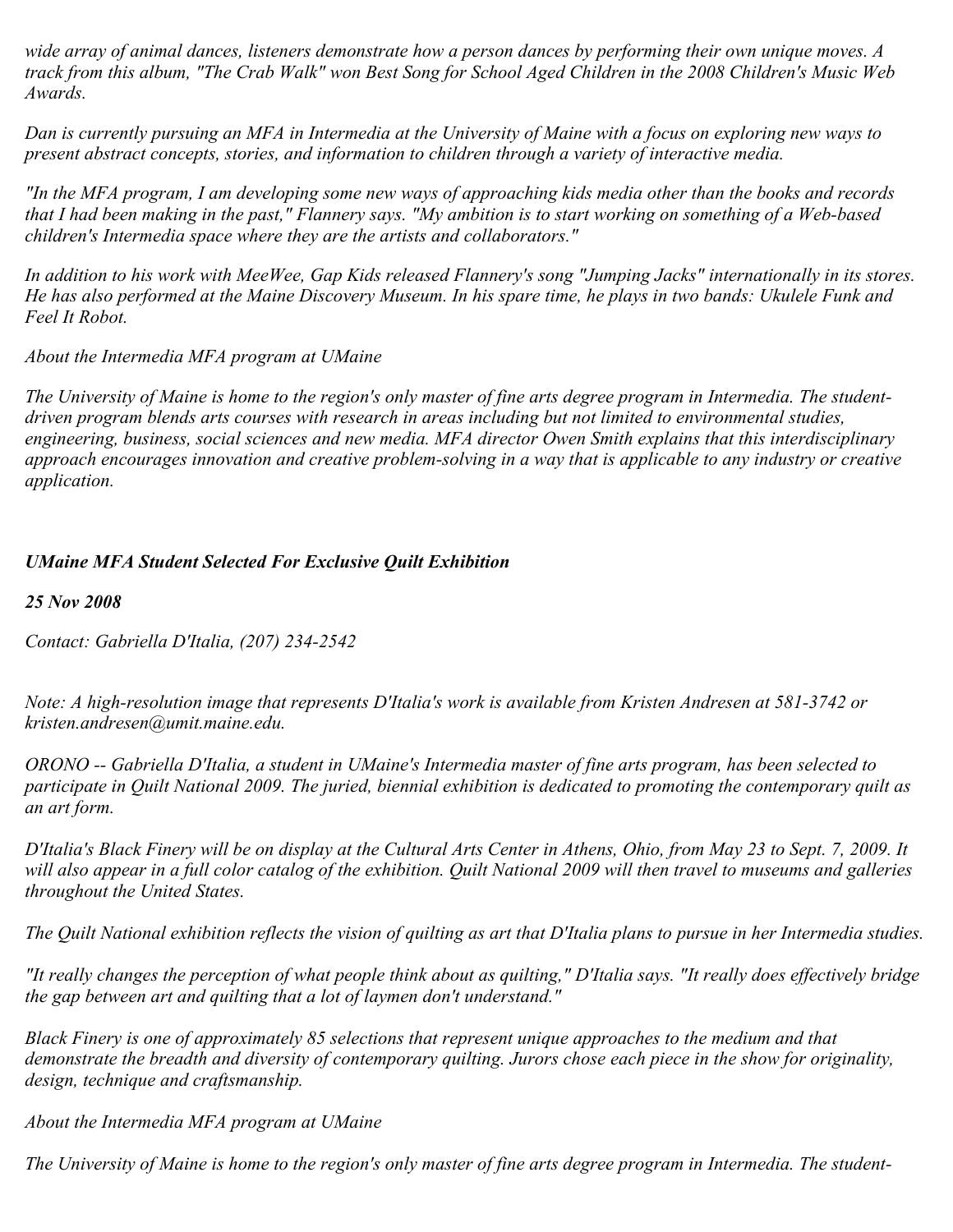*wide array of animal dances, listeners demonstrate how a person dances by performing their own unique moves. A track from this album, "The Crab Walk" won Best Song for School Aged Children in the 2008 Children's Music Web Awards.*

*Dan is currently pursuing an MFA in Intermedia at the University of Maine with a focus on exploring new ways to present abstract concepts, stories, and information to children through a variety of interactive media.*

*"In the MFA program, I am developing some new ways of approaching kids media other than the books and records that I had been making in the past," Flannery says. "My ambition is to start working on something of a Web-based children's Intermedia space where they are the artists and collaborators."*

*In addition to his work with MeeWee, Gap Kids released Flannery's song "Jumping Jacks" internationally in its stores. He has also performed at the Maine Discovery Museum. In his spare time, he plays in two bands: Ukulele Funk and Feel It Robot.*

*About the Intermedia MFA program at UMaine*

*The University of Maine is home to the region's only master of fine arts degree program in Intermedia. The student-driven program blends arts courses with research in areas including but not limited to environmental studies, engineering, business, social sciences and new media. MFA director Owen Smith explains that this interdisciplinary approach encourages innovation and creative problem-solving in a way that is applicable to any industry or creative application.*

***UMaine MFA Student Selected For Exclusive Quilt Exhibition***

***25 Nov 2008***

*Contact: Gabriella D'Italia, (207) 234-2542*

*Note: A high-resolution image that represents D'Italia's work is available from Kristen Andresen at 581-3742 or kristen.andresen@umit.maine.edu.*

*ORONO -- Gabriella D'Italia, a student in UMaine's Intermedia master of fine arts program, has been selected to participate in Quilt National 2009. The juried, biennial exhibition is dedicated to promoting the contemporary quilt as an art form.*

*D'Italia's Black Finery will be on display at the Cultural Arts Center in Athens, Ohio, from May 23 to Sept. 7, 2009. It will also appear in a full color catalog of the exhibition. Quilt National 2009 will then travel to museums and galleries throughout the United States.*

*The Quilt National exhibition reflects the vision of quilting as art that D'Italia plans to pursue in her Intermedia studies.*

*"It really changes the perception of what people think about as quilting," D'Italia says. "It really does effectively bridge the gap between art and quilting that a lot of laymen don't understand."*

*Black Finery is one of approximately 85 selections that represent unique approaches to the medium and that demonstrate the breadth and diversity of contemporary quilting. Jurors chose each piece in the show for originality, design, technique and craftsmanship.*

*About the Intermedia MFA program at UMaine*

*The University of Maine is home to the region's only master of fine arts degree program in Intermedia. The student-*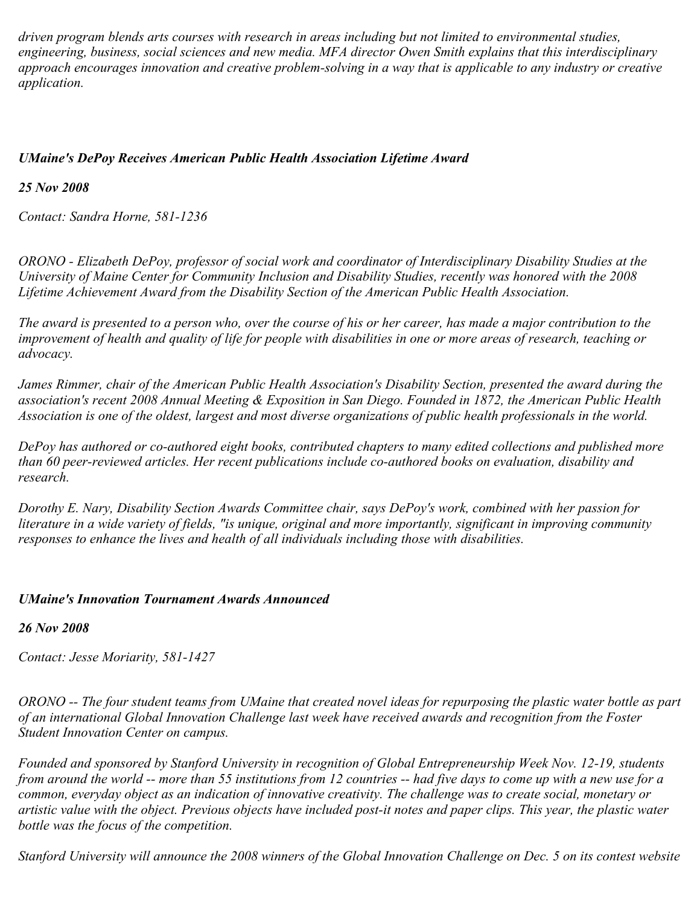*driven program blends arts courses with research in areas including but not limited to environmental studies, engineering, business, social sciences and new media. MFA director Owen Smith explains that this interdisciplinary approach encourages innovation and creative problem-solving in a way that is applicable to any industry or creative application.*

### *UMaine's DePoy Receives American Public Health Association Lifetime Award*

***25 Nov 2008***

*Contact: Sandra Horne, 581-1236*

*ORONO - Elizabeth DePoy, professor of social work and coordinator of Interdisciplinary Disability Studies at the University of Maine Center for Community Inclusion and Disability Studies, recently was honored with the 2008 Lifetime Achievement Award from the Disability Section of the American Public Health Association.*

*The award is presented to a person who, over the course of his or her career, has made a major contribution to the improvement of health and quality of life for people with disabilities in one or more areas of research, teaching or advocacy.*

*James Rimmer, chair of the American Public Health Association's Disability Section, presented the award during the association's recent 2008 Annual Meeting & Exposition in San Diego. Founded in 1872, the American Public Health Association is one of the oldest, largest and most diverse organizations of public health professionals in the world.*

*DePoy has authored or co-authored eight books, contributed chapters to many edited collections and published more than 60 peer-reviewed articles. Her recent publications include co-authored books on evaluation, disability and research.*

*Dorothy E. Nary, Disability Section Awards Committee chair, says DePoy's work, combined with her passion for literature in a wide variety of fields, "is unique, original and more importantly, significant in improving community responses to enhance the lives and health of all individuals including those with disabilities.*

### *UMaine's Innovation Tournament Awards Announced*

***26 Nov 2008***

*Contact: Jesse Moriarity, 581-1427*

*ORONO -- The four student teams from UMaine that created novel ideas for repurposing the plastic water bottle as part of an international Global Innovation Challenge last week have received awards and recognition from the Foster Student Innovation Center on campus.*

*Founded and sponsored by Stanford University in recognition of Global Entrepreneurship Week Nov. 12-19, students from around the world -- more than 55 institutions from 12 countries -- had five days to come up with a new use for a common, everyday object as an indication of innovative creativity. The challenge was to create social, monetary or artistic value with the object. Previous objects have included post-it notes and paper clips. This year, the plastic water bottle was the focus of the competition.*

*Stanford University will announce the 2008 winners of the Global Innovation Challenge on Dec. 5 on its contest website*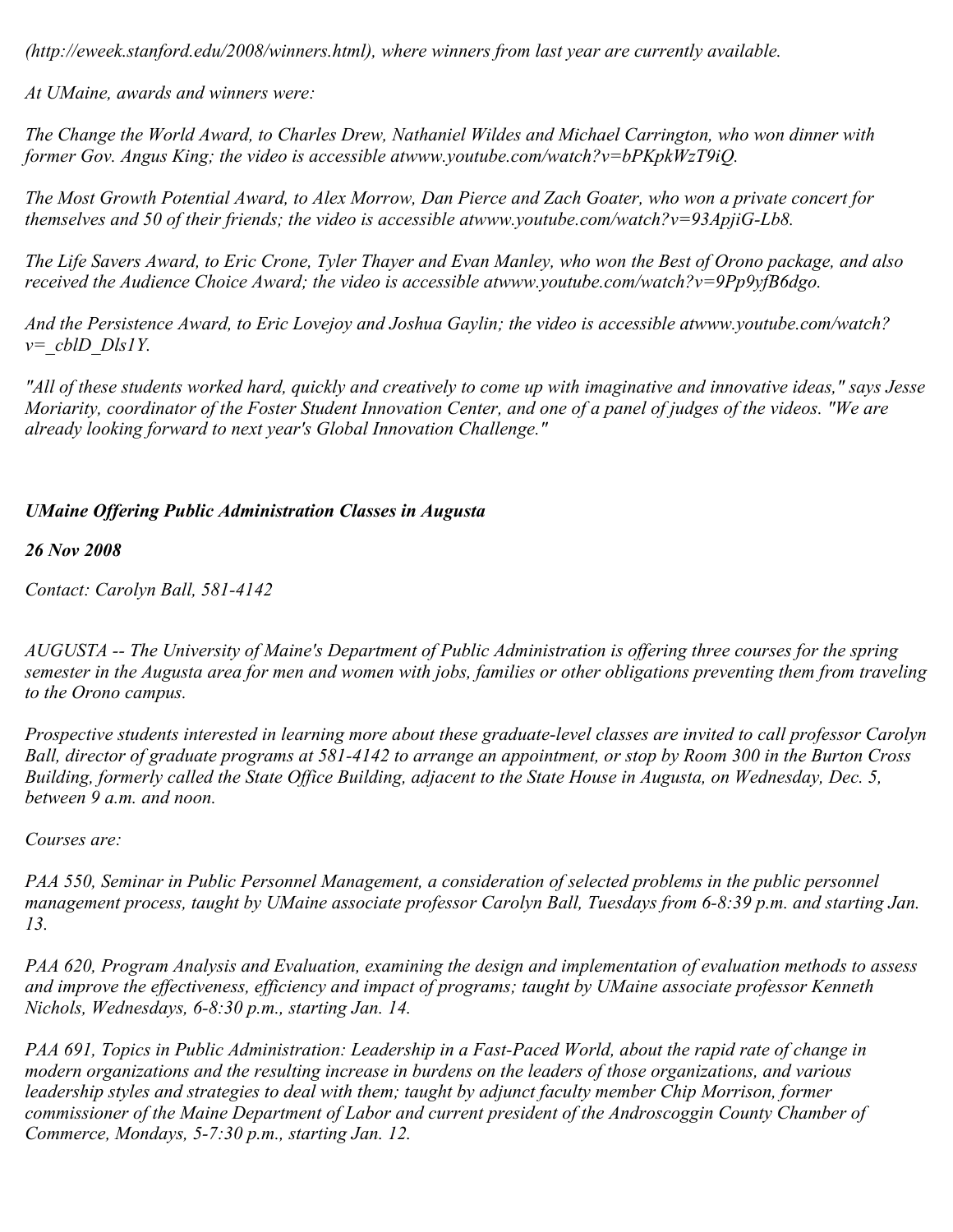*(http://eweek.stanford.edu/2008/winners.html), where winners from last year are currently available.*

*At UMaine, awards and winners were:*

*The Change the World Award, to Charles Drew, Nathaniel Wildes and Michael Carrington, who won dinner with former Gov. Angus King; the video is accessible atwww.youtube.com/watch?v=bPKpkWzT9iQ.*

*The Most Growth Potential Award, to Alex Morrow, Dan Pierce and Zach Goater, who won a private concert for themselves and 50 of their friends; the video is accessible atwww.youtube.com/watch?v=93ApjiG-Lb8.*

*The Life Savers Award, to Eric Crone, Tyler Thayer and Evan Manley, who won the Best of Orono package, and also received the Audience Choice Award; the video is accessible atwww.youtube.com/watch?v=9Pp9yfB6dgo.*

*And the Persistence Award, to Eric Lovejoy and Joshua Gaylin; the video is accessible atwww.youtube.com/watch?v=_cblD_Dls1Y.*

*"All of these students worked hard, quickly and creatively to come up with imaginative and innovative ideas," says Jesse Moriarity, coordinator of the Foster Student Innovation Center, and one of a panel of judges of the videos. "We are already looking forward to next year's Global Innovation Challenge."*

## ***UMaine Offering Public Administration Classes in Augusta***

***26 Nov 2008***

*Contact: Carolyn Ball, 581-4142*

*AUGUSTA -- The University of Maine's Department of Public Administration is offering three courses for the spring semester in the Augusta area for men and women with jobs, families or other obligations preventing them from traveling to the Orono campus.*

*Prospective students interested in learning more about these graduate-level classes are invited to call professor Carolyn Ball, director of graduate programs at 581-4142 to arrange an appointment, or stop by Room 300 in the Burton Cross Building, formerly called the State Office Building, adjacent to the State House in Augusta, on Wednesday, Dec. 5, between 9 a.m. and noon.*

*Courses are:*

*PAA 550, Seminar in Public Personnel Management, a consideration of selected problems in the public personnel management process, taught by UMaine associate professor Carolyn Ball, Tuesdays from 6-8:39 p.m. and starting Jan. 13.*

*PAA 620, Program Analysis and Evaluation, examining the design and implementation of evaluation methods to assess and improve the effectiveness, efficiency and impact of programs; taught by UMaine associate professor Kenneth Nichols, Wednesdays, 6-8:30 p.m., starting Jan. 14.*

*PAA 691, Topics in Public Administration: Leadership in a Fast-Paced World, about the rapid rate of change in modern organizations and the resulting increase in burdens on the leaders of those organizations, and various leadership styles and strategies to deal with them; taught by adjunct faculty member Chip Morrison, former commissioner of the Maine Department of Labor and current president of the Androscoggin County Chamber of Commerce, Mondays, 5-7:30 p.m., starting Jan. 12.*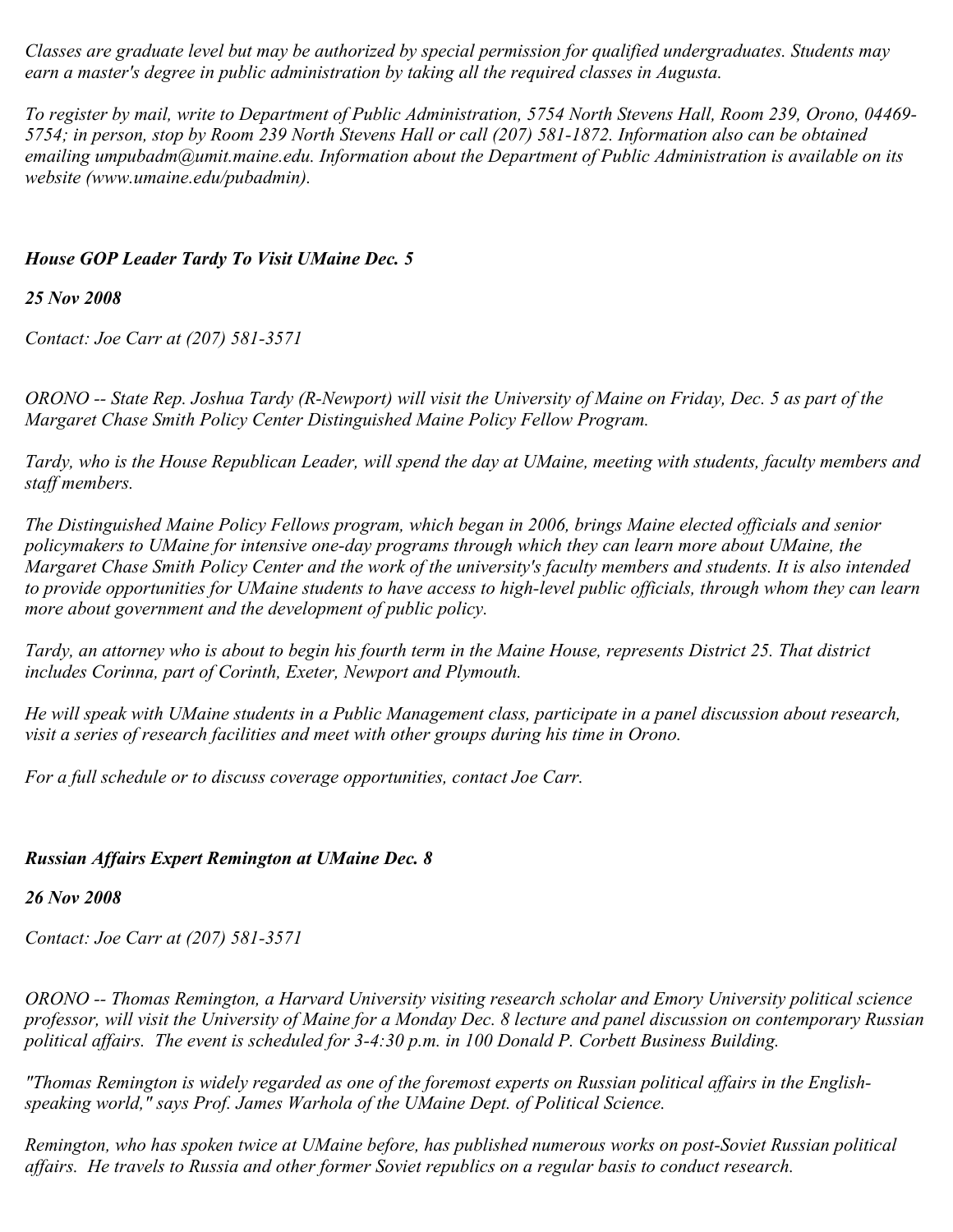*Classes are graduate level but may be authorized by special permission for qualified undergraduates. Students may earn a master's degree in public administration by taking all the required classes in Augusta.*

*To register by mail, write to Department of Public Administration, 5754 North Stevens Hall, Room 239, Orono, 04469-5754; in person, stop by Room 239 North Stevens Hall or call (207) 581-1872. Information also can be obtained emailing umpubadm@umit.maine.edu. Information about the Department of Public Administration is available on its website (www.umaine.edu/pubadmin).*

### *House GOP Leader Tardy To Visit UMaine Dec. 5*

***25 Nov 2008***

*Contact: Joe Carr at (207) 581-3571*

*ORONO -- State Rep. Joshua Tardy (R-Newport) will visit the University of Maine on Friday, Dec. 5 as part of the Margaret Chase Smith Policy Center Distinguished Maine Policy Fellow Program.*

*Tardy, who is the House Republican Leader, will spend the day at UMaine, meeting with students, faculty members and staff members.*

*The Distinguished Maine Policy Fellows program, which began in 2006, brings Maine elected officials and senior policymakers to UMaine for intensive one-day programs through which they can learn more about UMaine, the Margaret Chase Smith Policy Center and the work of the university's faculty members and students. It is also intended to provide opportunities for UMaine students to have access to high-level public officials, through whom they can learn more about government and the development of public policy.*

*Tardy, an attorney who is about to begin his fourth term in the Maine House, represents District 25. That district includes Corinna, part of Corinth, Exeter, Newport and Plymouth.*

*He will speak with UMaine students in a Public Management class, participate in a panel discussion about research, visit a series of research facilities and meet with other groups during his time in Orono.*

*For a full schedule or to discuss coverage opportunities, contact Joe Carr.*

### *Russian Affairs Expert Remington at UMaine Dec. 8*

***26 Nov 2008***

*Contact: Joe Carr at (207) 581-3571*

*ORONO -- Thomas Remington, a Harvard University visiting research scholar and Emory University political science professor, will visit the University of Maine for a Monday Dec. 8 lecture and panel discussion on contemporary Russian political affairs. The event is scheduled for 3-4:30 p.m. in 100 Donald P. Corbett Business Building.*

*"Thomas Remington is widely regarded as one of the foremost experts on Russian political affairs in the English-speaking world," says Prof. James Warhola of the UMaine Dept. of Political Science.*

*Remington, who has spoken twice at UMaine before, has published numerous works on post-Soviet Russian political affairs. He travels to Russia and other former Soviet republics on a regular basis to conduct research.*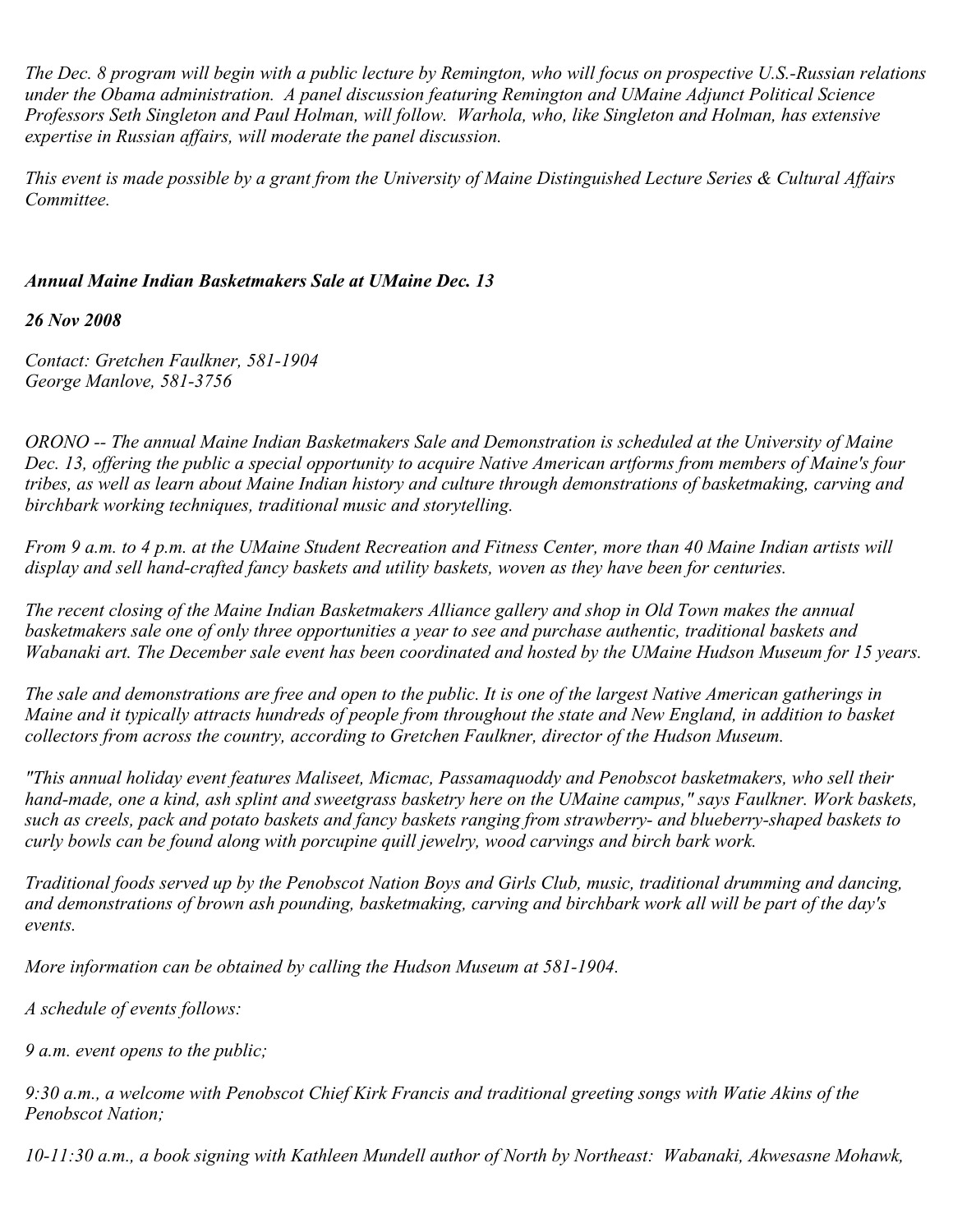*The Dec. 8 program will begin with a public lecture by Remington, who will focus on prospective U.S.-Russian relations under the Obama administration. A panel discussion featuring Remington and UMaine Adjunct Political Science Professors Seth Singleton and Paul Holman, will follow. Warhola, who, like Singleton and Holman, has extensive expertise in Russian affairs, will moderate the panel discussion.*

*This event is made possible by a grant from the University of Maine Distinguished Lecture Series & Cultural Affairs Committee.*

***Annual Maine Indian Basketmakers Sale at UMaine Dec. 13***

***26 Nov 2008***

*Contact: Gretchen Faulkner, 581-1904*
*George Manlove, 581-3756*

*ORONO -- The annual Maine Indian Basketmakers Sale and Demonstration is scheduled at the University of Maine Dec. 13, offering the public a special opportunity to acquire Native American artforms from members of Maine's four tribes, as well as learn about Maine Indian history and culture through demonstrations of basketmaking, carving and birchbark working techniques, traditional music and storytelling.*

*From 9 a.m. to 4 p.m. at the UMaine Student Recreation and Fitness Center, more than 40 Maine Indian artists will display and sell hand-crafted fancy baskets and utility baskets, woven as they have been for centuries.*

*The recent closing of the Maine Indian Basketmakers Alliance gallery and shop in Old Town makes the annual basketmakers sale one of only three opportunities a year to see and purchase authentic, traditional baskets and Wabanaki art. The December sale event has been coordinated and hosted by the UMaine Hudson Museum for 15 years.*

*The sale and demonstrations are free and open to the public. It is one of the largest Native American gatherings in Maine and it typically attracts hundreds of people from throughout the state and New England, in addition to basket collectors from across the country, according to Gretchen Faulkner, director of the Hudson Museum.*

*"This annual holiday event features Maliseet, Micmac, Passamaquoddy and Penobscot basketmakers, who sell their hand-made, one a kind, ash splint and sweetgrass basketry here on the UMaine campus," says Faulkner. Work baskets, such as creels, pack and potato baskets and fancy baskets ranging from strawberry- and blueberry-shaped baskets to curly bowls can be found along with porcupine quill jewelry, wood carvings and birch bark work.*

*Traditional foods served up by the Penobscot Nation Boys and Girls Club, music, traditional drumming and dancing, and demonstrations of brown ash pounding, basketmaking, carving and birchbark work all will be part of the day's events.*

*More information can be obtained by calling the Hudson Museum at 581-1904.*

*A schedule of events follows:*

*9 a.m. event opens to the public;*

*9:30 a.m., a welcome with Penobscot Chief Kirk Francis and traditional greeting songs with Watie Akins of the Penobscot Nation;*

*10-11:30 a.m., a book signing with Kathleen Mundell author of North by Northeast: Wabanaki, Akwesasne Mohawk,*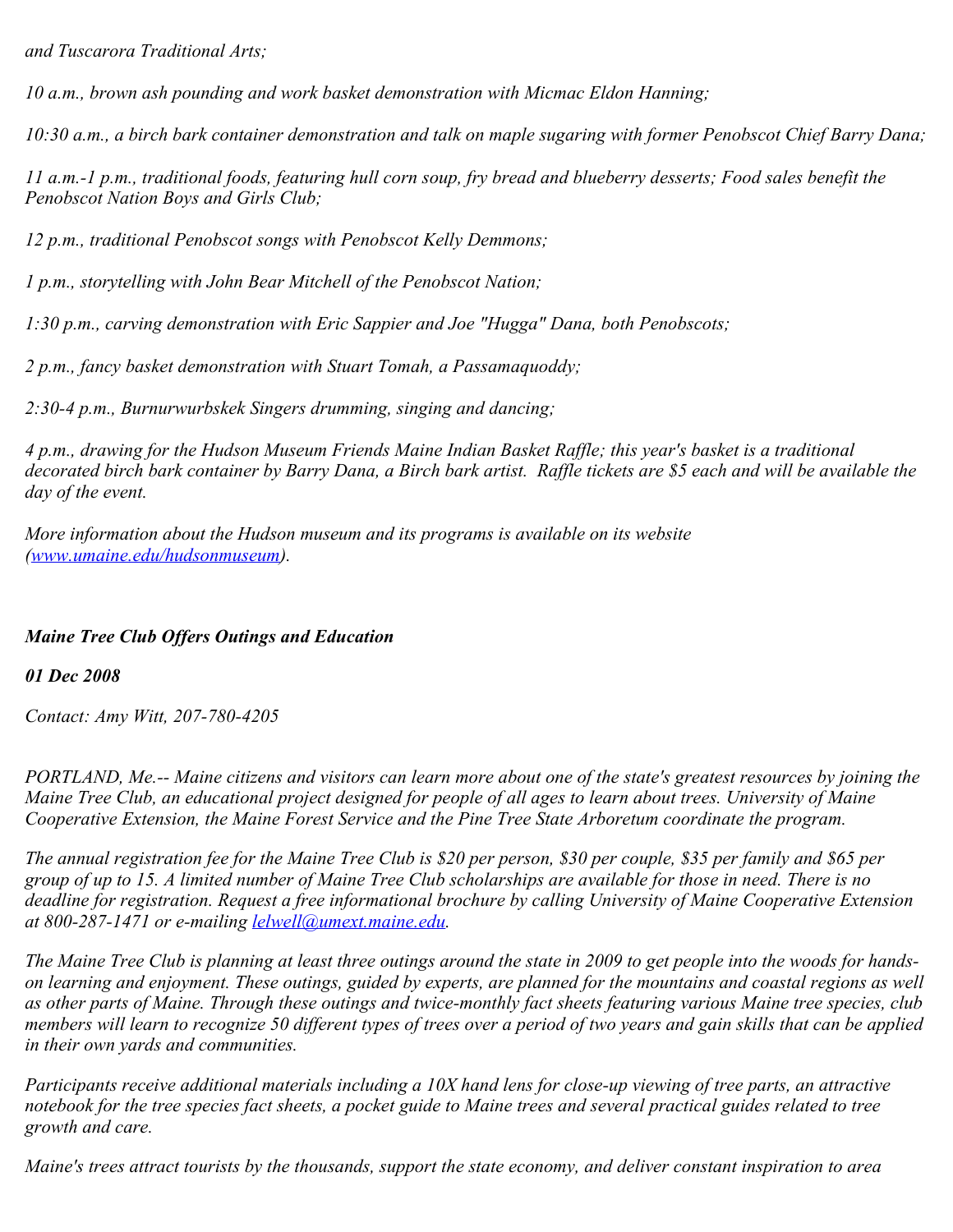*and Tuscarora Traditional Arts;*

*10 a.m., brown ash pounding and work basket demonstration with Micmac Eldon Hanning;*

*10:30 a.m., a birch bark container demonstration and talk on maple sugaring with former Penobscot Chief Barry Dana;*

*11 a.m.-1 p.m., traditional foods, featuring hull corn soup, fry bread and blueberry desserts; Food sales benefit the Penobscot Nation Boys and Girls Club;*

*12 p.m., traditional Penobscot songs with Penobscot Kelly Demmons;*

*1 p.m., storytelling with John Bear Mitchell of the Penobscot Nation;*

*1:30 p.m., carving demonstration with Eric Sappier and Joe "Hugga" Dana, both Penobscots;*

*2 p.m., fancy basket demonstration with Stuart Tomah, a Passamaquoddy;*

*2:30-4 p.m., Burnurwurbskek Singers drumming, singing and dancing;*

*4 p.m., drawing for the Hudson Museum Friends Maine Indian Basket Raffle; this year's basket is a traditional decorated birch bark container by Barry Dana, a Birch bark artist. Raffle tickets are $5 each and will be available the day of the event.*

*More information about the Hudson museum and its programs is available on its website (www.umaine.edu/hudsonmuseum).*

***Maine Tree Club Offers Outings and Education***

***01 Dec 2008***

*Contact: Amy Witt, 207-780-4205*

*PORTLAND, Me.-- Maine citizens and visitors can learn more about one of the state's greatest resources by joining the Maine Tree Club, an educational project designed for people of all ages to learn about trees. University of Maine Cooperative Extension, the Maine Forest Service and the Pine Tree State Arboretum coordinate the program.*

*The annual registration fee for the Maine Tree Club is $20 per person, $30 per couple, $35 per family and $65 per group of up to 15. A limited number of Maine Tree Club scholarships are available for those in need. There is no deadline for registration. Request a free informational brochure by calling University of Maine Cooperative Extension at 800-287-1471 or e-mailing lelwell@umext.maine.edu.*

*The Maine Tree Club is planning at least three outings around the state in 2009 to get people into the woods for hands-on learning and enjoyment. These outings, guided by experts, are planned for the mountains and coastal regions as well as other parts of Maine. Through these outings and twice-monthly fact sheets featuring various Maine tree species, club members will learn to recognize 50 different types of trees over a period of two years and gain skills that can be applied in their own yards and communities.*

*Participants receive additional materials including a 10X hand lens for close-up viewing of tree parts, an attractive notebook for the tree species fact sheets, a pocket guide to Maine trees and several practical guides related to tree growth and care.*

*Maine's trees attract tourists by the thousands, support the state economy, and deliver constant inspiration to area*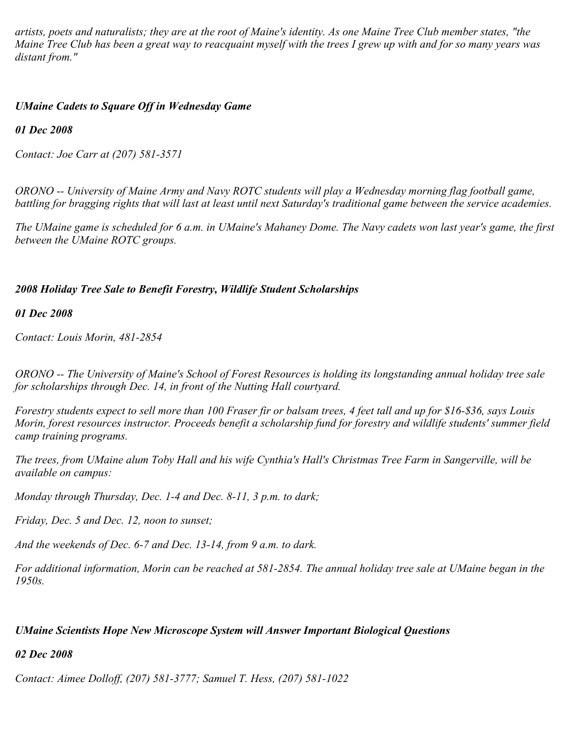*artists, poets and naturalists; they are at the root of Maine's identity. As one Maine Tree Club member states, "the Maine Tree Club has been a great way to reacquaint myself with the trees I grew up with and for so many years was distant from."*

### *UMaine Cadets to Square Off in Wednesday Game*

***01 Dec 2008***

*Contact: Joe Carr at (207) 581-3571*

*ORONO -- University of Maine Army and Navy ROTC students will play a Wednesday morning flag football game, battling for bragging rights that will last at least until next Saturday's traditional game between the service academies.*

*The UMaine game is scheduled for 6 a.m. in UMaine's Mahaney Dome. The Navy cadets won last year's game, the first between the UMaine ROTC groups.*

### *2008 Holiday Tree Sale to Benefit Forestry, Wildlife Student Scholarships*

***01 Dec 2008***

*Contact: Louis Morin, 481-2854*

*ORONO -- The University of Maine's School of Forest Resources is holding its longstanding annual holiday tree sale for scholarships through Dec. 14, in front of the Nutting Hall courtyard.*

*Forestry students expect to sell more than 100 Fraser fir or balsam trees, 4 feet tall and up for $16-$36, says Louis Morin, forest resources instructor. Proceeds benefit a scholarship fund for forestry and wildlife students' summer field camp training programs.*

*The trees, from UMaine alum Toby Hall and his wife Cynthia's Hall's Christmas Tree Farm in Sangerville, will be available on campus:*

*Monday through Thursday, Dec. 1-4 and Dec. 8-11, 3 p.m. to dark;*

*Friday, Dec. 5 and Dec. 12, noon to sunset;*

*And the weekends of Dec. 6-7 and Dec. 13-14, from 9 a.m. to dark.*

*For additional information, Morin can be reached at 581-2854. The annual holiday tree sale at UMaine began in the 1950s.*

### *UMaine Scientists Hope New Microscope System will Answer Important Biological Questions*

***02 Dec 2008***

*Contact: Aimee Dolloff, (207) 581-3777; Samuel T. Hess, (207) 581-1022*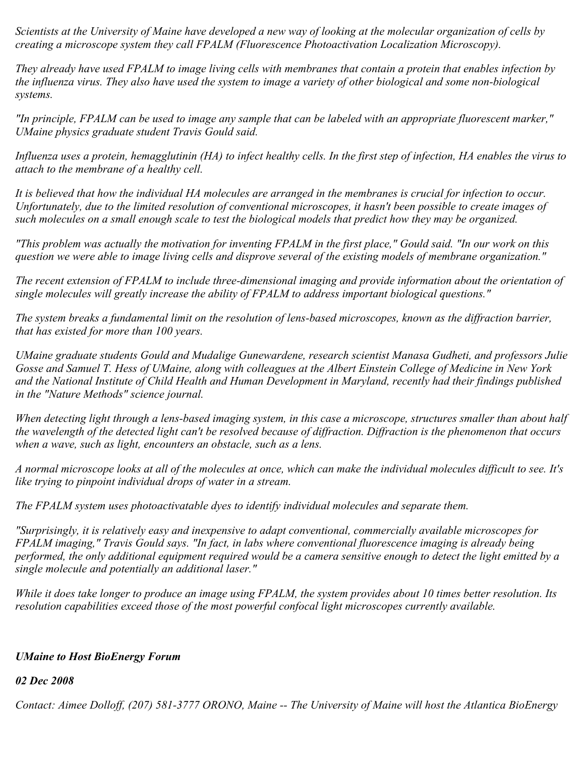*Scientists at the University of Maine have developed a new way of looking at the molecular organization of cells by creating a microscope system they call FPALM (Fluorescence Photoactivation Localization Microscopy).*

*They already have used FPALM to image living cells with membranes that contain a protein that enables infection by the influenza virus. They also have used the system to image a variety of other biological and some non-biological systems.*

*"In principle, FPALM can be used to image any sample that can be labeled with an appropriate fluorescent marker," UMaine physics graduate student Travis Gould said.*

*Influenza uses a protein, hemagglutinin (HA) to infect healthy cells. In the first step of infection, HA enables the virus to attach to the membrane of a healthy cell.*

*It is believed that how the individual HA molecules are arranged in the membranes is crucial for infection to occur. Unfortunately, due to the limited resolution of conventional microscopes, it hasn't been possible to create images of such molecules on a small enough scale to test the biological models that predict how they may be organized.*

*"This problem was actually the motivation for inventing FPALM in the first place," Gould said. "In our work on this question we were able to image living cells and disprove several of the existing models of membrane organization."*

*The recent extension of FPALM to include three-dimensional imaging and provide information about the orientation of single molecules will greatly increase the ability of FPALM to address important biological questions."*

*The system breaks a fundamental limit on the resolution of lens-based microscopes, known as the diffraction barrier, that has existed for more than 100 years.*

*UMaine graduate students Gould and Mudalige Gunewardene, research scientist Manasa Gudheti, and professors Julie Gosse and Samuel T. Hess of UMaine, along with colleagues at the Albert Einstein College of Medicine in New York and the National Institute of Child Health and Human Development in Maryland, recently had their findings published in the "Nature Methods" science journal.*

*When detecting light through a lens-based imaging system, in this case a microscope, structures smaller than about half the wavelength of the detected light can't be resolved because of diffraction. Diffraction is the phenomenon that occurs when a wave, such as light, encounters an obstacle, such as a lens.*

*A normal microscope looks at all of the molecules at once, which can make the individual molecules difficult to see. It's like trying to pinpoint individual drops of water in a stream.*

*The FPALM system uses photoactivatable dyes to identify individual molecules and separate them.*

*"Surprisingly, it is relatively easy and inexpensive to adapt conventional, commercially available microscopes for FPALM imaging," Travis Gould says. "In fact, in labs where conventional fluorescence imaging is already being performed, the only additional equipment required would be a camera sensitive enough to detect the light emitted by a single molecule and potentially an additional laser."*

*While it does take longer to produce an image using FPALM, the system provides about 10 times better resolution. Its resolution capabilities exceed those of the most powerful confocal light microscopes currently available.*

***UMaine to Host BioEnergy Forum***

***02 Dec 2008***

*Contact: Aimee Dolloff, (207) 581-3777 ORONO, Maine -- The University of Maine will host the Atlantica BioEnergy*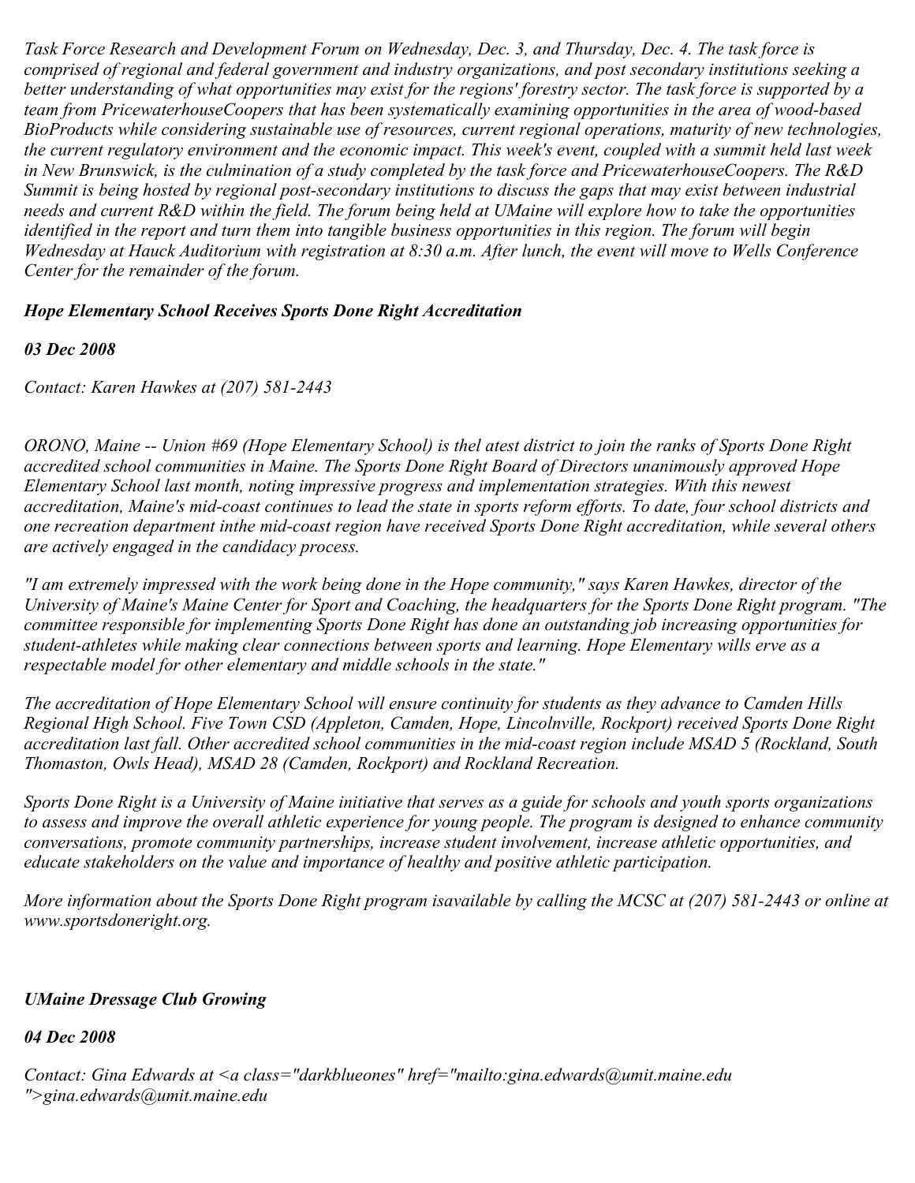*Task Force Research and Development Forum on Wednesday, Dec. 3, and Thursday, Dec. 4. The task force is comprised of regional and federal government and industry organizations, and post secondary institutions seeking a better understanding of what opportunities may exist for the regions' forestry sector. The task force is supported by a team from PricewaterhouseCoopers that has been systematically examining opportunities in the area of wood-based BioProducts while considering sustainable use of resources, current regional operations, maturity of new technologies, the current regulatory environment and the economic impact. This week's event, coupled with a summit held last week in New Brunswick, is the culmination of a study completed by the task force and PricewaterhouseCoopers. The R&D Summit is being hosted by regional post-secondary institutions to discuss the gaps that may exist between industrial needs and current R&D within the field. The forum being held at UMaine will explore how to take the opportunities identified in the report and turn them into tangible business opportunities in this region. The forum will begin Wednesday at Hauck Auditorium with registration at 8:30 a.m. After lunch, the event will move to Wells Conference Center for the remainder of the forum.*

***Hope Elementary School Receives Sports Done Right Accreditation***

***03 Dec 2008***

*Contact: Karen Hawkes at (207) 581-2443*

*ORONO, Maine -- Union #69 (Hope Elementary School) is thel atest district to join the ranks of Sports Done Right accredited school communities in Maine. The Sports Done Right Board of Directors unanimously approved Hope Elementary School last month, noting impressive progress and implementation strategies. With this newest accreditation, Maine's mid-coast continues to lead the state in sports reform efforts. To date, four school districts and one recreation department inthe mid-coast region have received Sports Done Right accreditation, while several others are actively engaged in the candidacy process.*

*"I am extremely impressed with the work being done in the Hope community," says Karen Hawkes, director of the University of Maine's Maine Center for Sport and Coaching, the headquarters for the Sports Done Right program. "The committee responsible for implementing Sports Done Right has done an outstanding job increasing opportunities for student-athletes while making clear connections between sports and learning. Hope Elementary wills erve as a respectable model for other elementary and middle schools in the state."*

*The accreditation of Hope Elementary School will ensure continuity for students as they advance to Camden Hills Regional High School. Five Town CSD (Appleton, Camden, Hope, Lincolnville, Rockport) received Sports Done Right accreditation last fall. Other accredited school communities in the mid-coast region include MSAD 5 (Rockland, South Thomaston, Owls Head), MSAD 28 (Camden, Rockport) and Rockland Recreation.*

*Sports Done Right is a University of Maine initiative that serves as a guide for schools and youth sports organizations to assess and improve the overall athletic experience for young people. The program is designed to enhance community conversations, promote community partnerships, increase student involvement, increase athletic opportunities, and educate stakeholders on the value and importance of healthy and positive athletic participation.*

*More information about the Sports Done Right program isavailable by calling the MCSC at (207) 581-2443 or online at www.sportsdoneright.org.*

***UMaine Dressage Club Growing***

***04 Dec 2008***

*Contact: Gina Edwards at <a class="darkblueones" href="mailto:gina.edwards@umit.maine.edu ">gina.edwards@umit.maine.edu*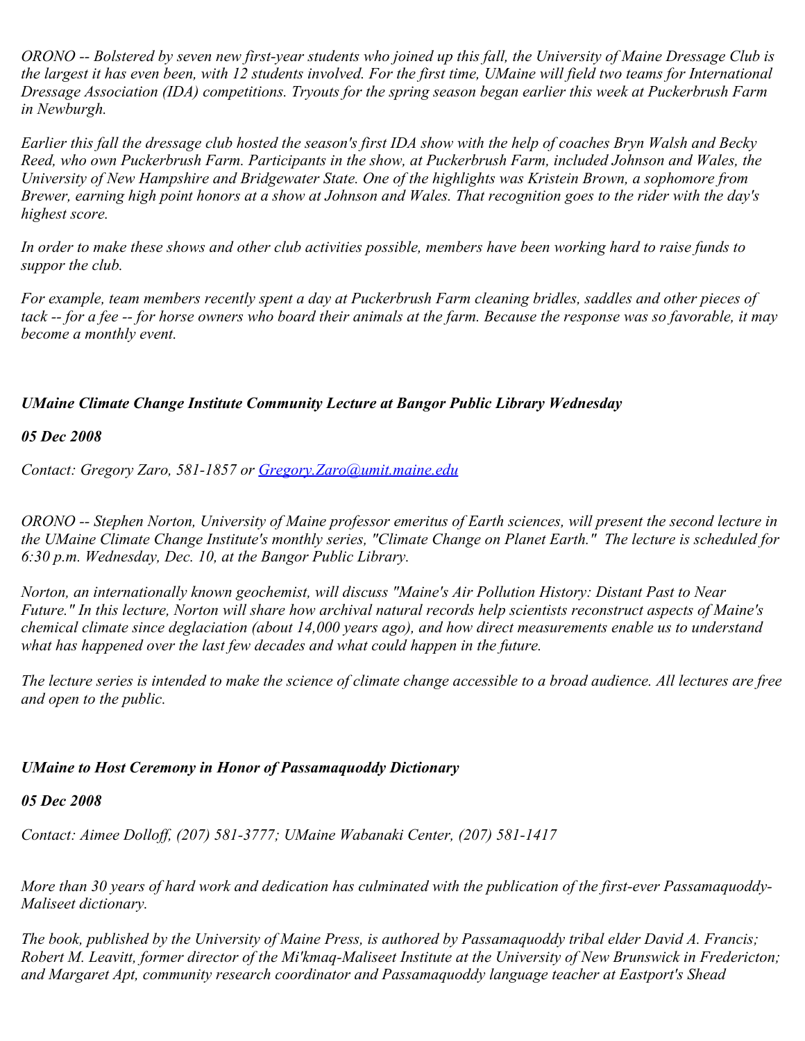*ORONO -- Bolstered by seven new first-year students who joined up this fall, the University of Maine Dressage Club is the largest it has even been, with 12 students involved. For the first time, UMaine will field two teams for International Dressage Association (IDA) competitions. Tryouts for the spring season began earlier this week at Puckerbrush Farm in Newburgh.*

*Earlier this fall the dressage club hosted the season's first IDA show with the help of coaches Bryn Walsh and Becky Reed, who own Puckerbrush Farm. Participants in the show, at Puckerbrush Farm, included Johnson and Wales, the University of New Hampshire and Bridgewater State. One of the highlights was Kristein Brown, a sophomore from Brewer, earning high point honors at a show at Johnson and Wales. That recognition goes to the rider with the day's highest score.*

*In order to make these shows and other club activities possible, members have been working hard to raise funds to suppor the club.*

*For example, team members recently spent a day at Puckerbrush Farm cleaning bridles, saddles and other pieces of tack -- for a fee -- for horse owners who board their animals at the farm. Because the response was so favorable, it may become a monthly event.*

### ***UMaine Climate Change Institute Community Lecture at Bangor Public Library Wednesday***

***05 Dec 2008***

*Contact: Gregory Zaro, 581-1857 or Gregory.Zaro@umit.maine.edu*

*ORONO -- Stephen Norton, University of Maine professor emeritus of Earth sciences, will present the second lecture in the UMaine Climate Change Institute's monthly series, "Climate Change on Planet Earth." The lecture is scheduled for 6:30 p.m. Wednesday, Dec. 10, at the Bangor Public Library.*

*Norton, an internationally known geochemist, will discuss "Maine's Air Pollution History: Distant Past to Near Future." In this lecture, Norton will share how archival natural records help scientists reconstruct aspects of Maine's chemical climate since deglaciation (about 14,000 years ago), and how direct measurements enable us to understand what has happened over the last few decades and what could happen in the future.*

*The lecture series is intended to make the science of climate change accessible to a broad audience. All lectures are free and open to the public.*

### ***UMaine to Host Ceremony in Honor of Passamaquoddy Dictionary***

***05 Dec 2008***

*Contact: Aimee Dolloff, (207) 581-3777; UMaine Wabanaki Center, (207) 581-1417*

*More than 30 years of hard work and dedication has culminated with the publication of the first-ever Passamaquoddy-Maliseet dictionary.*

*The book, published by the University of Maine Press, is authored by Passamaquoddy tribal elder David A. Francis; Robert M. Leavitt, former director of the Mi'kmaq-Maliseet Institute at the University of New Brunswick in Fredericton; and Margaret Apt, community research coordinator and Passamaquoddy language teacher at Eastport's Shead*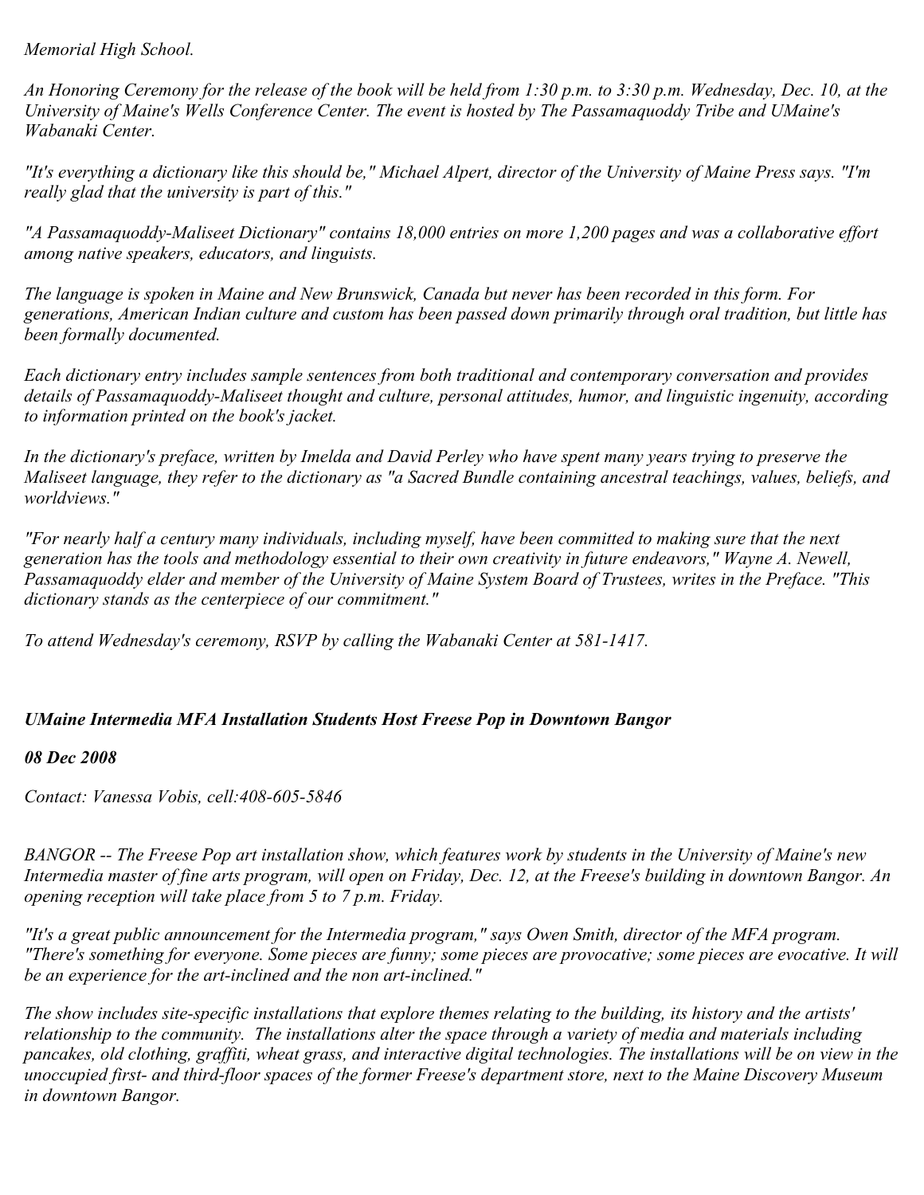*Memorial High School.*

*An Honoring Ceremony for the release of the book will be held from 1:30 p.m. to 3:30 p.m. Wednesday, Dec. 10, at the University of Maine's Wells Conference Center. The event is hosted by The Passamaquoddy Tribe and UMaine's Wabanaki Center.*

*"It's everything a dictionary like this should be," Michael Alpert, director of the University of Maine Press says. "I'm really glad that the university is part of this."*

*"A Passamaquoddy-Maliseet Dictionary" contains 18,000 entries on more 1,200 pages and was a collaborative effort among native speakers, educators, and linguists.*

*The language is spoken in Maine and New Brunswick, Canada but never has been recorded in this form. For generations, American Indian culture and custom has been passed down primarily through oral tradition, but little has been formally documented.*

*Each dictionary entry includes sample sentences from both traditional and contemporary conversation and provides details of Passamaquoddy-Maliseet thought and culture, personal attitudes, humor, and linguistic ingenuity, according to information printed on the book's jacket.*

*In the dictionary's preface, written by Imelda and David Perley who have spent many years trying to preserve the Maliseet language, they refer to the dictionary as "a Sacred Bundle containing ancestral teachings, values, beliefs, and worldviews."*

*"For nearly half a century many individuals, including myself, have been committed to making sure that the next generation has the tools and methodology essential to their own creativity in future endeavors," Wayne A. Newell, Passamaquoddy elder and member of the University of Maine System Board of Trustees, writes in the Preface. "This dictionary stands as the centerpiece of our commitment."*

*To attend Wednesday's ceremony, RSVP by calling the Wabanaki Center at 581-1417.*

***UMaine Intermedia MFA Installation Students Host Freese Pop in Downtown Bangor***

***08 Dec 2008***

*Contact: Vanessa Vobis, cell:408-605-5846*

*BANGOR -- The Freese Pop art installation show, which features work by students in the University of Maine's new Intermedia master of fine arts program, will open on Friday, Dec. 12, at the Freese's building in downtown Bangor. An opening reception will take place from 5 to 7 p.m. Friday.*

*"It's a great public announcement for the Intermedia program," says Owen Smith, director of the MFA program. "There's something for everyone. Some pieces are funny; some pieces are provocative; some pieces are evocative. It will be an experience for the art-inclined and the non art-inclined."*

*The show includes site-specific installations that explore themes relating to the building, its history and the artists' relationship to the community. The installations alter the space through a variety of media and materials including pancakes, old clothing, graffiti, wheat grass, and interactive digital technologies. The installations will be on view in the unoccupied first- and third-floor spaces of the former Freese's department store, next to the Maine Discovery Museum in downtown Bangor.*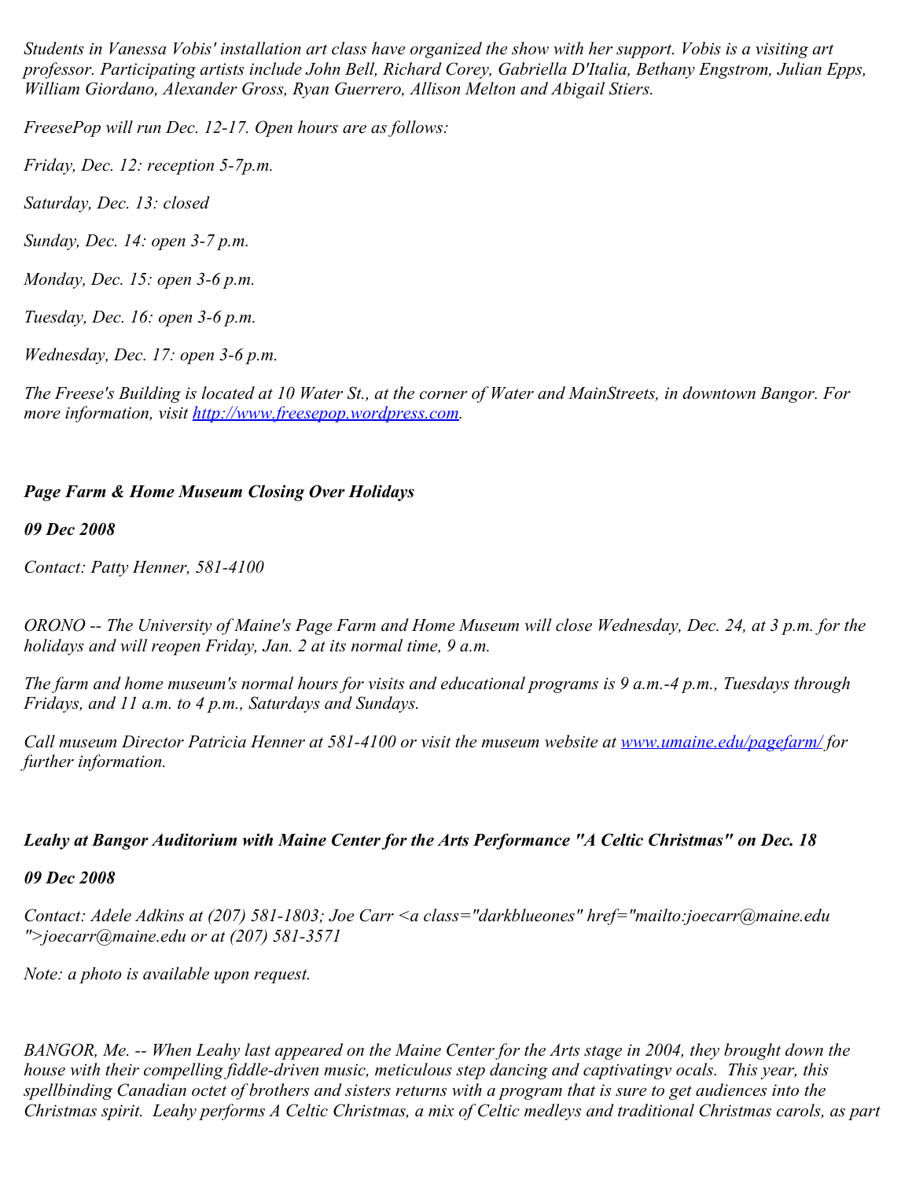*Students in Vanessa Vobis' installation art class have organized the show with her support. Vobis is a visiting art professor. Participating artists include John Bell, Richard Corey, Gabriella D'Italia, Bethany Engstrom, Julian Epps, William Giordano, Alexander Gross, Ryan Guerrero, Allison Melton and Abigail Stiers.*

*FreesePop will run Dec. 12-17. Open hours are as follows:*

*Friday, Dec. 12: reception 5-7p.m.*

*Saturday, Dec. 13: closed*

*Sunday, Dec. 14: open 3-7 p.m.*

*Monday, Dec. 15: open 3-6 p.m.*

*Tuesday, Dec. 16: open 3-6 p.m.*

*Wednesday, Dec. 17: open 3-6 p.m.*

*The Freese's Building is located at 10 Water St., at the corner of Water and MainStreets, in downtown Bangor. For more information, visit [http://www.freesepop.wordpress.com](http://www.freesepop.wordpress.com).*

***Page Farm & Home Museum Closing Over Holidays***

***09 Dec 2008***

*Contact: Patty Henner, 581-4100*

*ORONO -- The University of Maine's Page Farm and Home Museum will close Wednesday, Dec. 24, at 3 p.m. for the holidays and will reopen Friday, Jan. 2 at its normal time, 9 a.m.*

*The farm and home museum's normal hours for visits and educational programs is 9 a.m.-4 p.m., Tuesdays through Fridays, and 11 a.m. to 4 p.m., Saturdays and Sundays.*

*Call museum Director Patricia Henner at 581-4100 or visit the museum website at [www.umaine.edu/pagefarm/](www.umaine.edu/pagefarm/) for further information.*

***Leahy at Bangor Auditorium with Maine Center for the Arts Performance "A Celtic Christmas" on Dec. 18***

***09 Dec 2008***

*Contact: Adele Adkins at (207) 581-1803; Joe Carr <a class="darkblueones" href="mailto:joecarr@maine.edu ">joecarr@maine.edu or at (207) 581-3571*

*Note: a photo is available upon request.*

*BANGOR, Me. -- When Leahy last appeared on the Maine Center for the Arts stage in 2004, they brought down the house with their compelling fiddle-driven music, meticulous step dancing and captivatingv ocals.  This year, this spellbinding Canadian octet of brothers and sisters returns with a program that is sure to get audiences into the Christmas spirit.  Leahy performs A Celtic Christmas, a mix of Celtic medleys and traditional Christmas carols, as part*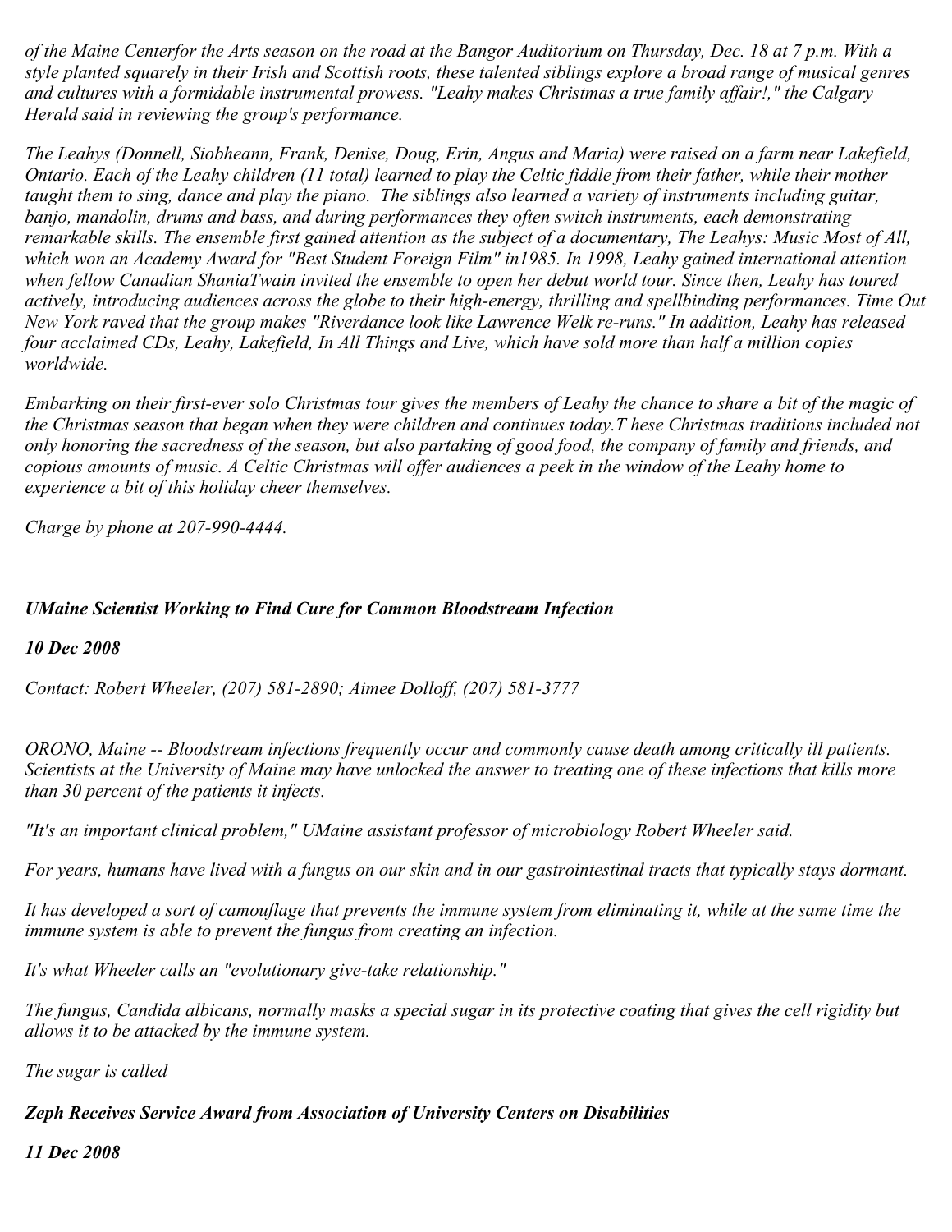*of the Maine Centerfor the Arts season on the road at the Bangor Auditorium on Thursday, Dec. 18 at 7 p.m. With a style planted squarely in their Irish and Scottish roots, these talented siblings explore a broad range of musical genres and cultures with a formidable instrumental prowess. "Leahy makes Christmas a true family affair!," the Calgary Herald said in reviewing the group's performance.*

*The Leahys (Donnell, Siobheann, Frank, Denise, Doug, Erin, Angus and Maria) were raised on a farm near Lakefield, Ontario. Each of the Leahy children (11 total) learned to play the Celtic fiddle from their father, while their mother taught them to sing, dance and play the piano. The siblings also learned a variety of instruments including guitar, banjo, mandolin, drums and bass, and during performances they often switch instruments, each demonstrating remarkable skills. The ensemble first gained attention as the subject of a documentary, The Leahys: Music Most of All, which won an Academy Award for "Best Student Foreign Film" in1985. In 1998, Leahy gained international attention when fellow Canadian ShaniaTwain invited the ensemble to open her debut world tour. Since then, Leahy has toured actively, introducing audiences across the globe to their high-energy, thrilling and spellbinding performances. Time Out New York raved that the group makes "Riverdance look like Lawrence Welk re-runs." In addition, Leahy has released four acclaimed CDs, Leahy, Lakefield, In All Things and Live, which have sold more than half a million copies worldwide.*

*Embarking on their first-ever solo Christmas tour gives the members of Leahy the chance to share a bit of the magic of the Christmas season that began when they were children and continues today.T hese Christmas traditions included not only honoring the sacredness of the season, but also partaking of good food, the company of family and friends, and copious amounts of music. A Celtic Christmas will offer audiences a peek in the window of the Leahy home to experience a bit of this holiday cheer themselves.*

*Charge by phone at 207-990-4444.*

## ***UMaine Scientist Working to Find Cure for Common Bloodstream Infection***

***10 Dec 2008***

*Contact: Robert Wheeler, (207) 581-2890; Aimee Dolloff, (207) 581-3777*

*ORONO, Maine -- Bloodstream infections frequently occur and commonly cause death among critically ill patients. Scientists at the University of Maine may have unlocked the answer to treating one of these infections that kills more than 30 percent of the patients it infects.*

*"It's an important clinical problem," UMaine assistant professor of microbiology Robert Wheeler said.*

*For years, humans have lived with a fungus on our skin and in our gastrointestinal tracts that typically stays dormant.*

*It has developed a sort of camouflage that prevents the immune system from eliminating it, while at the same time the immune system is able to prevent the fungus from creating an infection.*

*It's what Wheeler calls an "evolutionary give-take relationship."*

*The fungus, Candida albicans, normally masks a special sugar in its protective coating that gives the cell rigidity but allows it to be attacked by the immune system.*

*The sugar is called*

## ***Zeph Receives Service Award from Association of University Centers on Disabilities***

***11 Dec 2008***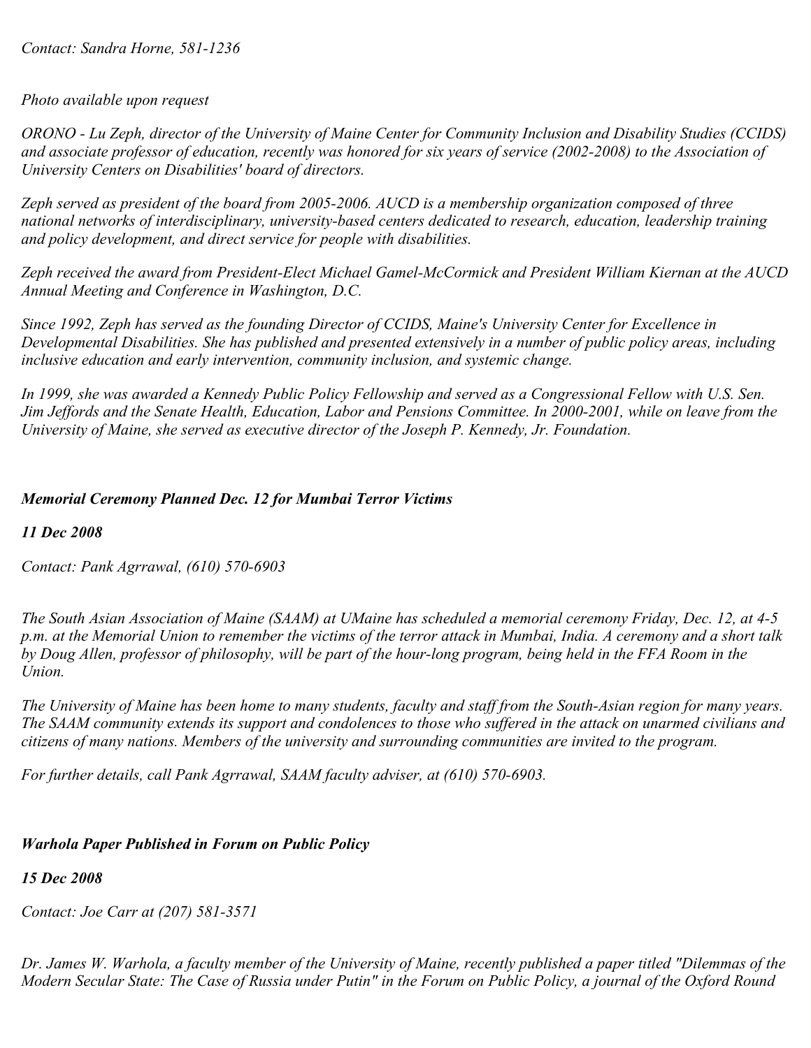*Contact: Sandra Horne, 581-1236*

*Photo available upon request*

*ORONO - Lu Zeph, director of the University of Maine Center for Community Inclusion and Disability Studies (CCIDS) and associate professor of education, recently was honored for six years of service (2002-2008) to the Association of University Centers on Disabilities' board of directors.*

*Zeph served as president of the board from 2005-2006. AUCD is a membership organization composed of three national networks of interdisciplinary, university-based centers dedicated to research, education, leadership training and policy development, and direct service for people with disabilities.*

*Zeph received the award from President-Elect Michael Gamel-McCormick and President William Kiernan at the AUCD Annual Meeting and Conference in Washington, D.C.*

*Since 1992, Zeph has served as the founding Director of CCIDS, Maine's University Center for Excellence in Developmental Disabilities. She has published and presented extensively in a number of public policy areas, including inclusive education and early intervention, community inclusion, and systemic change.*

*In 1999, she was awarded a Kennedy Public Policy Fellowship and served as a Congressional Fellow with U.S. Sen. Jim Jeffords and the Senate Health, Education, Labor and Pensions Committee. In 2000-2001, while on leave from the University of Maine, she served as executive director of the Joseph P. Kennedy, Jr. Foundation.*

***Memorial Ceremony Planned Dec. 12 for Mumbai Terror Victims***

***11 Dec 2008***

*Contact: Pank Agrrawal, (610) 570-6903*

*The South Asian Association of Maine (SAAM) at UMaine has scheduled a memorial ceremony Friday, Dec. 12, at 4-5 p.m. at the Memorial Union to remember the victims of the terror attack in Mumbai, India. A ceremony and a short talk by Doug Allen, professor of philosophy, will be part of the hour-long program, being held in the FFA Room in the Union.*

*The University of Maine has been home to many students, faculty and staff from the South-Asian region for many years. The SAAM community extends its support and condolences to those who suffered in the attack on unarmed civilians and citizens of many nations. Members of the university and surrounding communities are invited to the program.*

*For further details, call Pank Agrrawal, SAAM faculty adviser, at (610) 570-6903.*

***Warhola Paper Published in Forum on Public Policy***

***15 Dec 2008***

*Contact: Joe Carr at (207) 581-3571*

*Dr. James W. Warhola, a faculty member of the University of Maine, recently published a paper titled "Dilemmas of the Modern Secular State: The Case of Russia under Putin" in the Forum on Public Policy, a journal of the Oxford Round*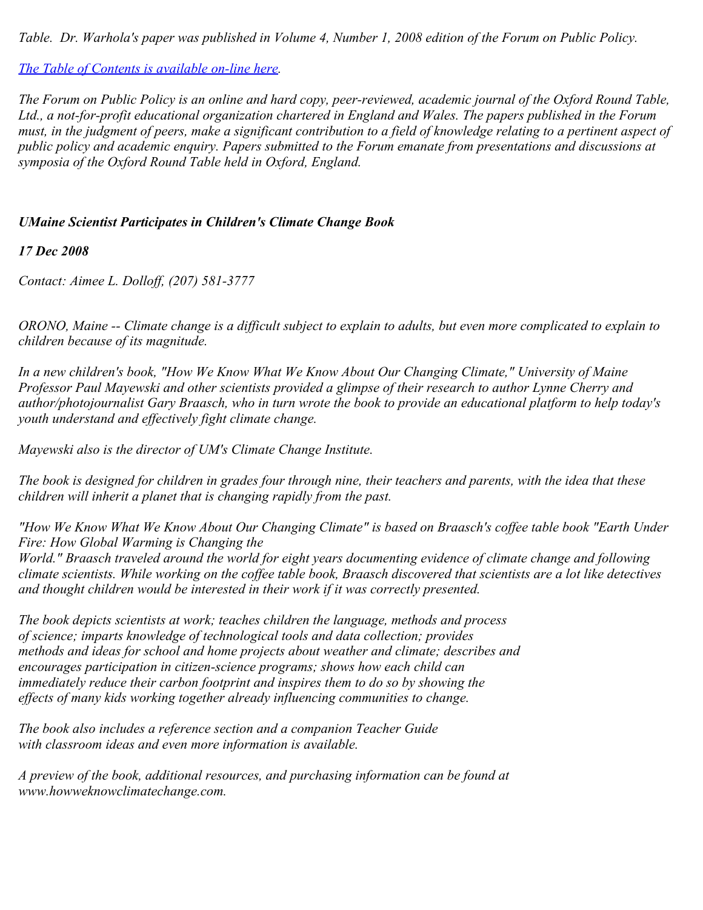*Table. Dr. Warhola's paper was published in Volume 4, Number 1, 2008 edition of the Forum on Public Policy.*

*[The Table of Contents is available on-line here](#).*

*The Forum on Public Policy is an online and hard copy, peer-reviewed, academic journal of the Oxford Round Table, Ltd., a not-for-profit educational organization chartered in England and Wales. The papers published in the Forum must, in the judgment of peers, make a significant contribution to a field of knowledge relating to a pertinent aspect of public policy and academic enquiry. Papers submitted to the Forum emanate from presentations and discussions at symposia of the Oxford Round Table held in Oxford, England.*

***UMaine Scientist Participates in Children's Climate Change Book***

***17 Dec 2008***

*Contact: Aimee L. Dolloff, (207) 581-3777*

*ORONO, Maine -- Climate change is a difficult subject to explain to adults, but even more complicated to explain to children because of its magnitude.*

*In a new children's book, "How We Know What We Know About Our Changing Climate," University of Maine Professor Paul Mayewski and other scientists provided a glimpse of their research to author Lynne Cherry and author/photojournalist Gary Braasch, who in turn wrote the book to provide an educational platform to help today's youth understand and effectively fight climate change.*

*Mayewski also is the director of UM's Climate Change Institute.*

*The book is designed for children in grades four through nine, their teachers and parents, with the idea that these children will inherit a planet that is changing rapidly from the past.*

*"How We Know What We Know About Our Changing Climate" is based on Braasch's coffee table book "Earth Under Fire: How Global Warming is Changing the World." Braasch traveled around the world for eight years documenting evidence of climate change and following climate scientists. While working on the coffee table book, Braasch discovered that scientists are a lot like detectives and thought children would be interested in their work if it was correctly presented.*

*The book depicts scientists at work; teaches children the language, methods and process of science; imparts knowledge of technological tools and data collection; provides methods and ideas for school and home projects about weather and climate; describes and encourages participation in citizen-science programs; shows how each child can immediately reduce their carbon footprint and inspires them to do so by showing the effects of many kids working together already influencing communities to change.*

*The book also includes a reference section and a companion Teacher Guide with classroom ideas and even more information is available.*

*A preview of the book, additional resources, and purchasing information can be found at www.howweknowclimatechange.com.*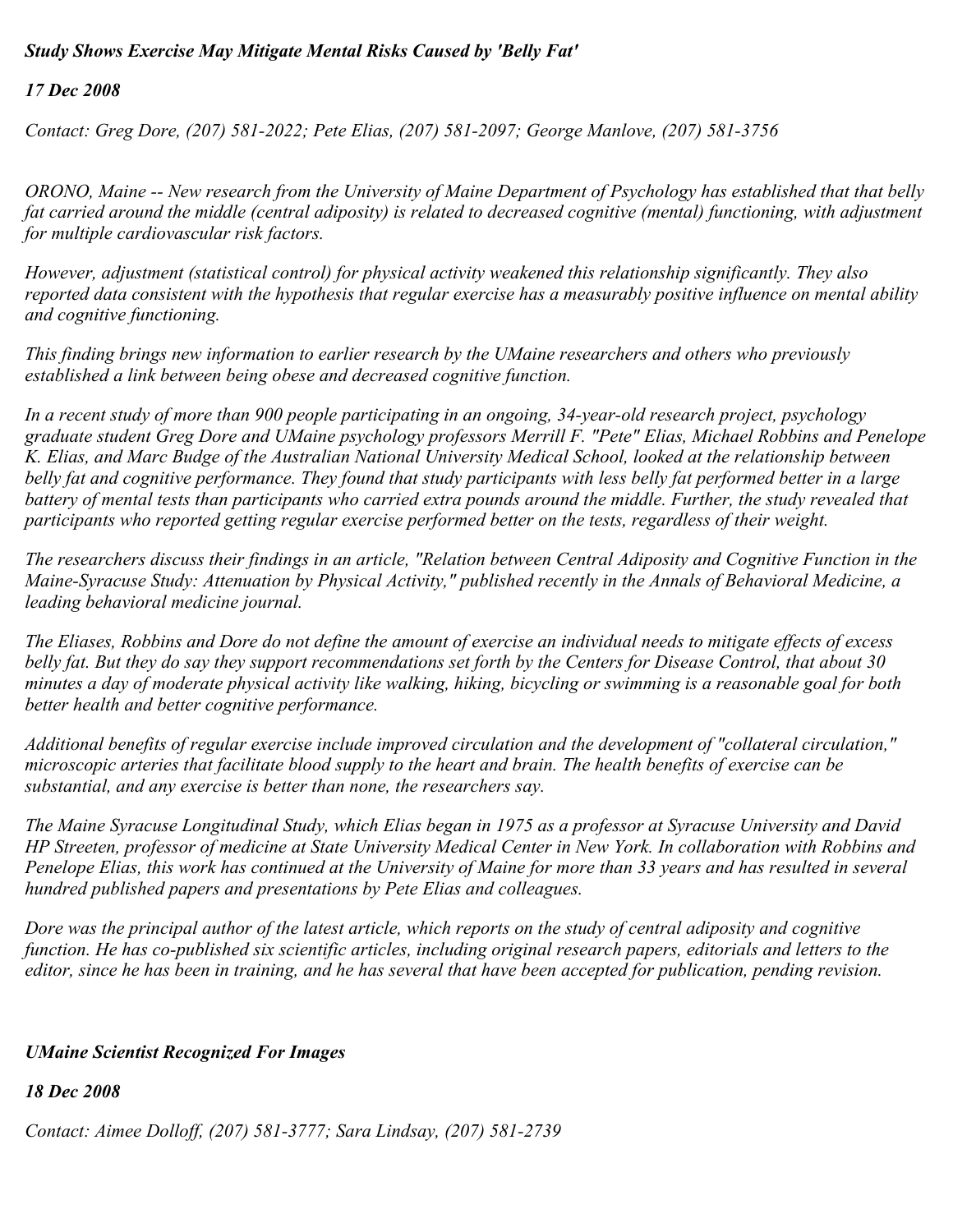***Study Shows Exercise May Mitigate Mental Risks Caused by 'Belly Fat'***

***17 Dec 2008***

*Contact: Greg Dore, (207) 581-2022; Pete Elias, (207) 581-2097; George Manlove, (207) 581-3756*

*ORONO, Maine -- New research from the University of Maine Department of Psychology has established that that belly fat carried around the middle (central adiposity) is related to decreased cognitive (mental) functioning, with adjustment for multiple cardiovascular risk factors.*

*However, adjustment (statistical control) for physical activity weakened this relationship significantly. They also reported data consistent with the hypothesis that regular exercise has a measurably positive influence on mental ability and cognitive functioning.*

*This finding brings new information to earlier research by the UMaine researchers and others who previously established a link between being obese and decreased cognitive function.*

*In a recent study of more than 900 people participating in an ongoing, 34-year-old research project, psychology graduate student Greg Dore and UMaine psychology professors Merrill F. "Pete" Elias, Michael Robbins and Penelope K. Elias, and Marc Budge of the Australian National University Medical School, looked at the relationship between belly fat and cognitive performance. They found that study participants with less belly fat performed better in a large battery of mental tests than participants who carried extra pounds around the middle. Further, the study revealed that participants who reported getting regular exercise performed better on the tests, regardless of their weight.*

*The researchers discuss their findings in an article, "Relation between Central Adiposity and Cognitive Function in the Maine-Syracuse Study: Attenuation by Physical Activity," published recently in the Annals of Behavioral Medicine, a leading behavioral medicine journal.*

*The Eliases, Robbins and Dore do not define the amount of exercise an individual needs to mitigate effects of excess belly fat. But they do say they support recommendations set forth by the Centers for Disease Control, that about 30 minutes a day of moderate physical activity like walking, hiking, bicycling or swimming is a reasonable goal for both better health and better cognitive performance.*

*Additional benefits of regular exercise include improved circulation and the development of "collateral circulation," microscopic arteries that facilitate blood supply to the heart and brain. The health benefits of exercise can be substantial, and any exercise is better than none, the researchers say.*

*The Maine Syracuse Longitudinal Study, which Elias began in 1975 as a professor at Syracuse University and David HP Streeten, professor of medicine at State University Medical Center in New York. In collaboration with Robbins and Penelope Elias, this work has continued at the University of Maine for more than 33 years and has resulted in several hundred published papers and presentations by Pete Elias and colleagues.*

*Dore was the principal author of the latest article, which reports on the study of central adiposity and cognitive function. He has co-published six scientific articles, including original research papers, editorials and letters to the editor, since he has been in training, and he has several that have been accepted for publication, pending revision.*

***UMaine Scientist Recognized For Images***

***18 Dec 2008***

*Contact: Aimee Dolloff, (207) 581-3777; Sara Lindsay, (207) 581-2739*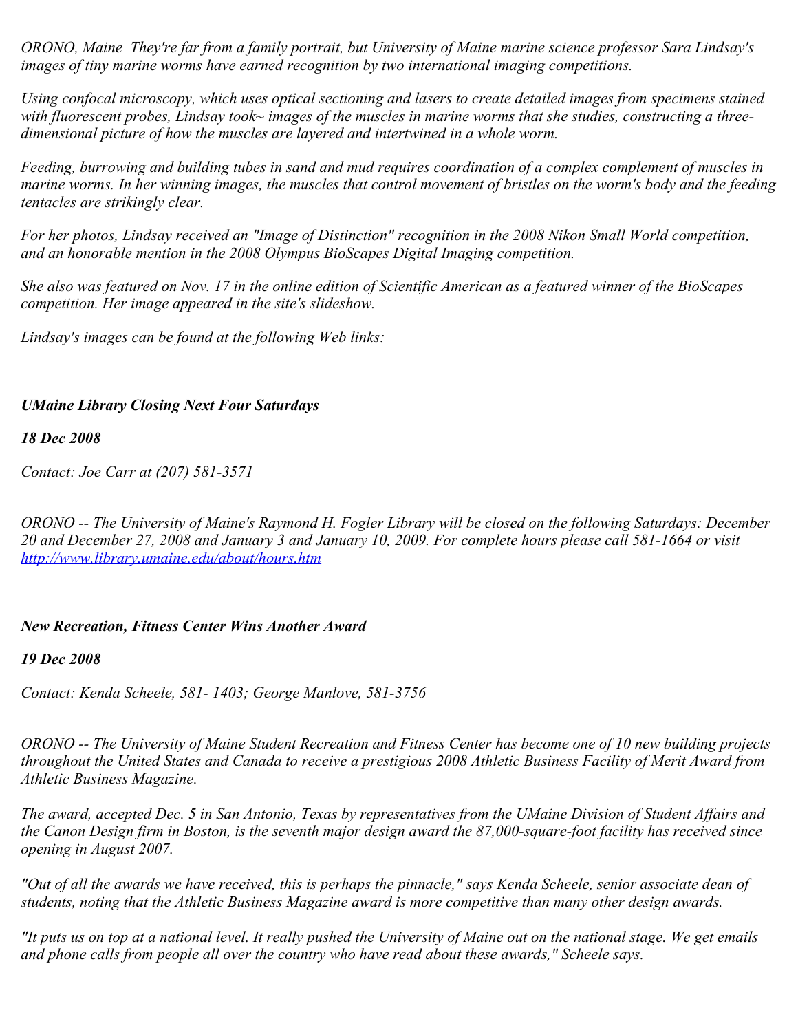*ORONO, Maine They're far from a family portrait, but University of Maine marine science professor Sara Lindsay's images of tiny marine worms have earned recognition by two international imaging competitions.*

*Using confocal microscopy, which uses optical sectioning and lasers to create detailed images from specimens stained with fluorescent probes, Lindsay took~ images of the muscles in marine worms that she studies, constructing a three-dimensional picture of how the muscles are layered and intertwined in a whole worm.*

*Feeding, burrowing and building tubes in sand and mud requires coordination of a complex complement of muscles in marine worms. In her winning images, the muscles that control movement of bristles on the worm's body and the feeding tentacles are strikingly clear.*

*For her photos, Lindsay received an "Image of Distinction" recognition in the 2008 Nikon Small World competition, and an honorable mention in the 2008 Olympus BioScapes Digital Imaging competition.*

*She also was featured on Nov. 17 in the online edition of Scientific American as a featured winner of the BioScapes competition. Her image appeared in the site's slideshow.*

*Lindsay's images can be found at the following Web links:*

### *UMaine Library Closing Next Four Saturdays*

***18 Dec 2008***

*Contact: Joe Carr at (207) 581-3571*

*ORONO -- The University of Maine's Raymond H. Fogler Library will be closed on the following Saturdays: December 20 and December 27, 2008 and January 3 and January 10, 2009. For complete hours please call 581-1664 or visit [http://www.library.umaine.edu/about/hours.htm](http://www.library.umaine.edu/about/hours.htm)*

### *New Recreation, Fitness Center Wins Another Award*

***19 Dec 2008***

*Contact: Kenda Scheele, 581- 1403; George Manlove, 581-3756*

*ORONO -- The University of Maine Student Recreation and Fitness Center has become one of 10 new building projects throughout the United States and Canada to receive a prestigious 2008 Athletic Business Facility of Merit Award from Athletic Business Magazine.*

*The award, accepted Dec. 5 in San Antonio, Texas by representatives from the UMaine Division of Student Affairs and the Canon Design firm in Boston, is the seventh major design award the 87,000-square-foot facility has received since opening in August 2007.*

*"Out of all the awards we have received, this is perhaps the pinnacle," says Kenda Scheele, senior associate dean of students, noting that the Athletic Business Magazine award is more competitive than many other design awards.*

*"It puts us on top at a national level. It really pushed the University of Maine out on the national stage. We get emails and phone calls from people all over the country who have read about these awards," Scheele says.*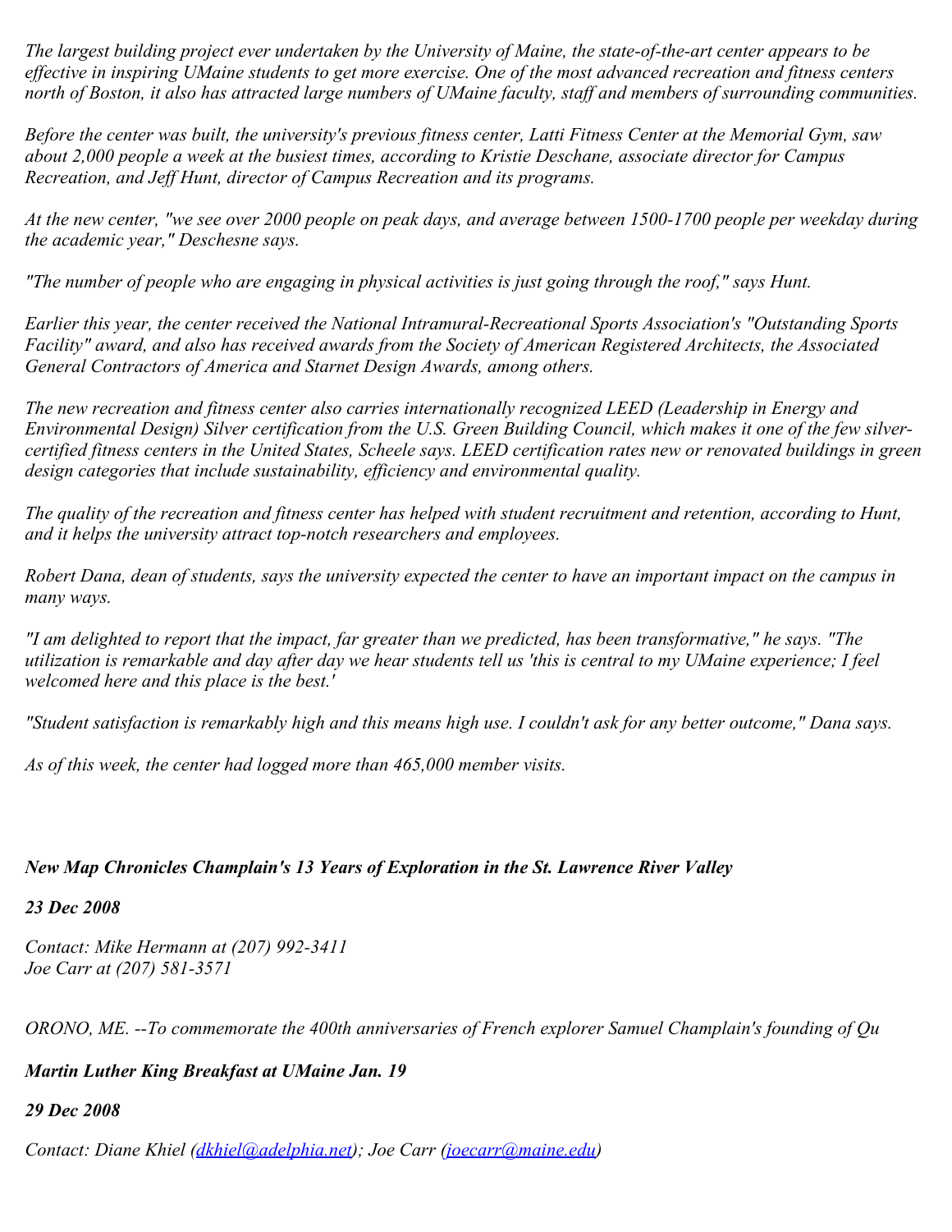*The largest building project ever undertaken by the University of Maine, the state-of-the-art center appears to be effective in inspiring UMaine students to get more exercise. One of the most advanced recreation and fitness centers north of Boston, it also has attracted large numbers of UMaine faculty, staff and members of surrounding communities.*

*Before the center was built, the university's previous fitness center, Latti Fitness Center at the Memorial Gym, saw about 2,000 people a week at the busiest times, according to Kristie Deschane, associate director for Campus Recreation, and Jeff Hunt, director of Campus Recreation and its programs.*

*At the new center, "we see over 2000 people on peak days, and average between 1500-1700 people per weekday during the academic year," Deschesne says.*

*"The number of people who are engaging in physical activities is just going through the roof," says Hunt.*

*Earlier this year, the center received the National Intramural-Recreational Sports Association's "Outstanding Sports Facility" award, and also has received awards from the Society of American Registered Architects, the Associated General Contractors of America and Starnet Design Awards, among others.*

*The new recreation and fitness center also carries internationally recognized LEED (Leadership in Energy and Environmental Design) Silver certification from the U.S. Green Building Council, which makes it one of the few silver-certified fitness centers in the United States, Scheele says. LEED certification rates new or renovated buildings in green design categories that include sustainability, efficiency and environmental quality.*

*The quality of the recreation and fitness center has helped with student recruitment and retention, according to Hunt, and it helps the university attract top-notch researchers and employees.*

*Robert Dana, dean of students, says the university expected the center to have an important impact on the campus in many ways.*

*"I am delighted to report that the impact, far greater than we predicted, has been transformative," he says. "The utilization is remarkable and day after day we hear students tell us 'this is central to my UMaine experience; I feel welcomed here and this place is the best.'*

*"Student satisfaction is remarkably high and this means high use. I couldn't ask for any better outcome," Dana says.*

*As of this week, the center had logged more than 465,000 member visits.*

***New Map Chronicles Champlain's 13 Years of Exploration in the St. Lawrence River Valley***

***23 Dec 2008***

*Contact: Mike Hermann at (207) 992-3411*
*Joe Carr at (207) 581-3571*

*ORONO, ME. --To commemorate the 400th anniversaries of French explorer Samuel Champlain's founding of Qu*

***Martin Luther King Breakfast at UMaine Jan. 19***

***29 Dec 2008***

*Contact: Diane Khiel ([dkhiel@adelphia.net](mailto:dkhiel@adelphia.net)); Joe Carr ([joecarr@maine.edu](mailto:joecarr@maine.edu))*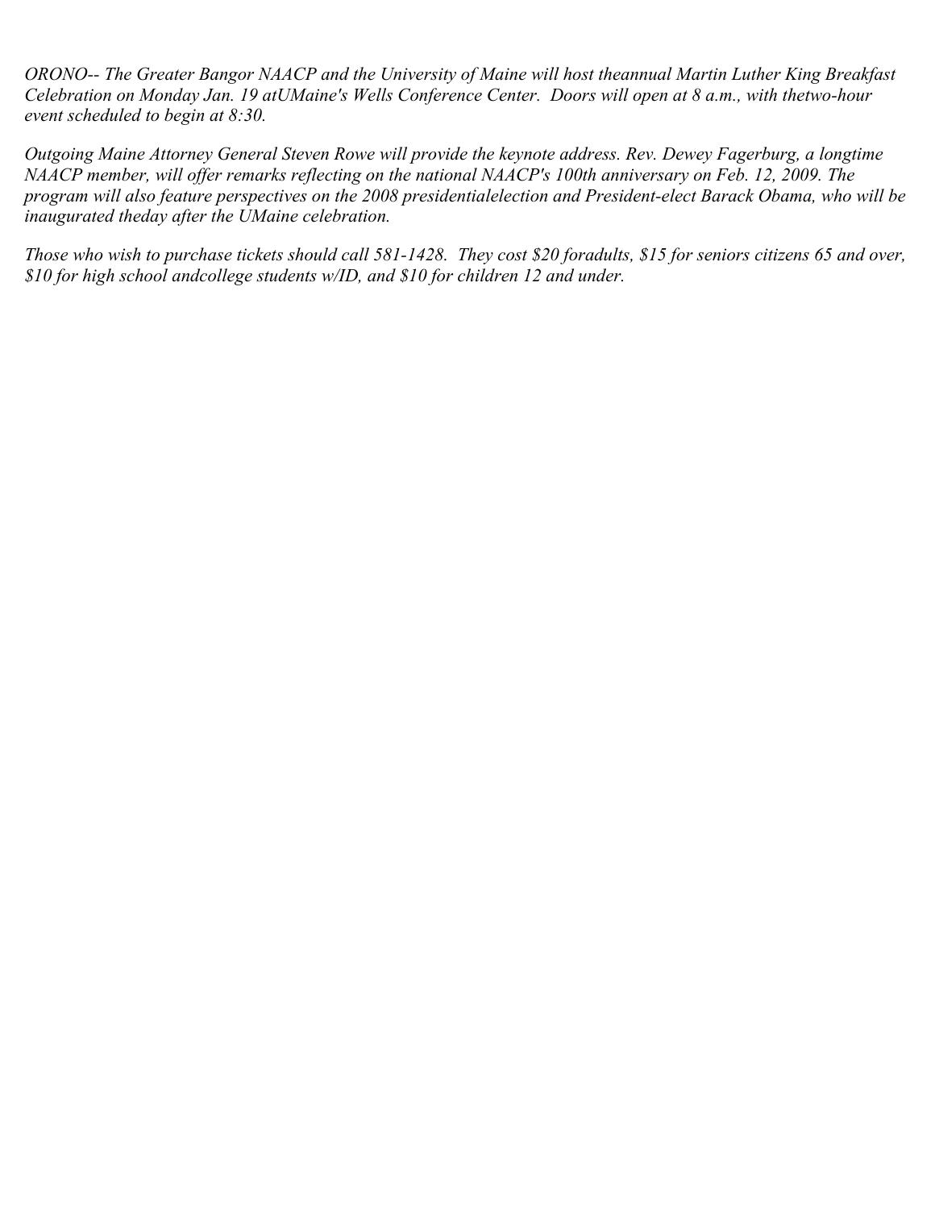*ORONO-- The Greater Bangor NAACP and the University of Maine will host theannual Martin Luther King Breakfast Celebration on Monday Jan. 19 atUMaine's Wells Conference Center.  Doors will open at 8 a.m., with thetwo-hour event scheduled to begin at 8:30.*

*Outgoing Maine Attorney General Steven Rowe will provide the keynote address. Rev. Dewey Fagerburg, a longtime NAACP member, will offer remarks reflecting on the national NAACP's 100th anniversary on Feb. 12, 2009. The program will also feature perspectives on the 2008 presidentialelection and President-elect Barack Obama, who will be inaugurated theday after the UMaine celebration.*

*Those who wish to purchase tickets should call 581-1428.  They cost $20 foradults, $15 for seniors citizens 65 and over, $10 for high school andcollege students w/ID, and $10 for children 12 and under.*